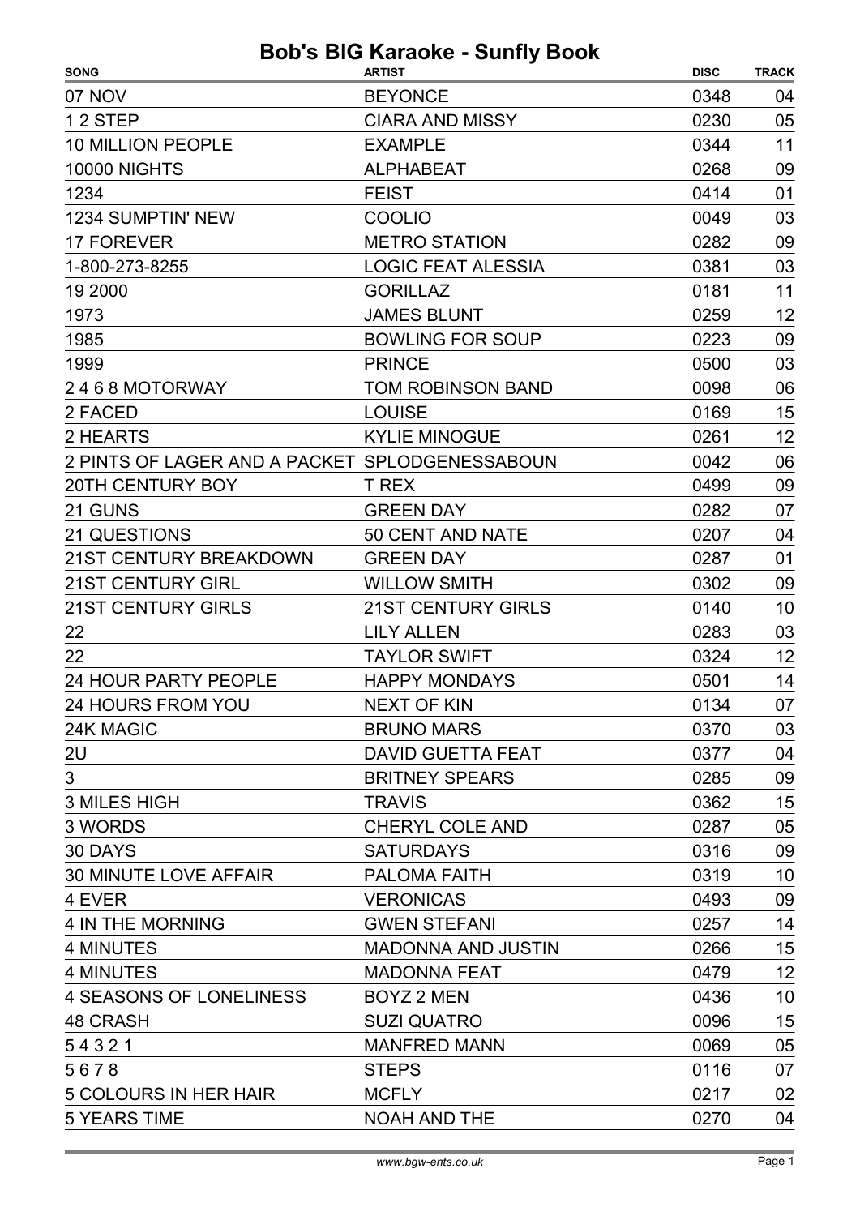# Bob's BIG Karaoke - Sunfly Book

| SONG | ARTIST | DISC | TRACK |
|---|---|---|---|
| 07 NOV | BEYONCE | 0348 | 04 |
| 1 2 STEP | CIARA AND MISSY | 0230 | 05 |
| 10 MILLION PEOPLE | EXAMPLE | 0344 | 11 |
| 10000 NIGHTS | ALPHABEAT | 0268 | 09 |
| 1234 | FEIST | 0414 | 01 |
| 1234 SUMPTIN' NEW | COOLIO | 0049 | 03 |
| 17 FOREVER | METRO STATION | 0282 | 09 |
| 1-800-273-8255 | LOGIC FEAT ALESSIA | 0381 | 03 |
| 19 2000 | GORILLAZ | 0181 | 11 |
| 1973 | JAMES BLUNT | 0259 | 12 |
| 1985 | BOWLING FOR SOUP | 0223 | 09 |
| 1999 | PRINCE | 0500 | 03 |
| 2 4 6 8 MOTORWAY | TOM ROBINSON BAND | 0098 | 06 |
| 2 FACED | LOUISE | 0169 | 15 |
| 2 HEARTS | KYLIE MINOGUE | 0261 | 12 |
| 2 PINTS OF LAGER AND A PACKET | SPLODGENESSABOUN | 0042 | 06 |
| 20TH CENTURY BOY | T REX | 0499 | 09 |
| 21 GUNS | GREEN DAY | 0282 | 07 |
| 21 QUESTIONS | 50 CENT AND NATE | 0207 | 04 |
| 21ST CENTURY BREAKDOWN | GREEN DAY | 0287 | 01 |
| 21ST CENTURY GIRL | WILLOW SMITH | 0302 | 09 |
| 21ST CENTURY GIRLS | 21ST CENTURY GIRLS | 0140 | 10 |
| 22 | LILY ALLEN | 0283 | 03 |
| 22 | TAYLOR SWIFT | 0324 | 12 |
| 24 HOUR PARTY PEOPLE | HAPPY MONDAYS | 0501 | 14 |
| 24 HOURS FROM YOU | NEXT OF KIN | 0134 | 07 |
| 24K MAGIC | BRUNO MARS | 0370 | 03 |
| 2U | DAVID GUETTA FEAT | 0377 | 04 |
| 3 | BRITNEY SPEARS | 0285 | 09 |
| 3 MILES HIGH | TRAVIS | 0362 | 15 |
| 3 WORDS | CHERYL COLE AND | 0287 | 05 |
| 30 DAYS | SATURDAYS | 0316 | 09 |
| 30 MINUTE LOVE AFFAIR | PALOMA FAITH | 0319 | 10 |
| 4 EVER | VERONICAS | 0493 | 09 |
| 4 IN THE MORNING | GWEN STEFANI | 0257 | 14 |
| 4 MINUTES | MADONNA AND JUSTIN | 0266 | 15 |
| 4 MINUTES | MADONNA FEAT | 0479 | 12 |
| 4 SEASONS OF LONELINESS | BOYZ 2 MEN | 0436 | 10 |
| 48 CRASH | SUZI QUATRO | 0096 | 15 |
| 5 4 3 2 1 | MANFRED MANN | 0069 | 05 |
| 5 6 7 8 | STEPS | 0116 | 07 |
| 5 COLOURS IN HER HAIR | MCFLY | 0217 | 02 |
| 5 YEARS TIME | NOAH AND THE | 0270 | 04 |

www.bgw-ents.co.uk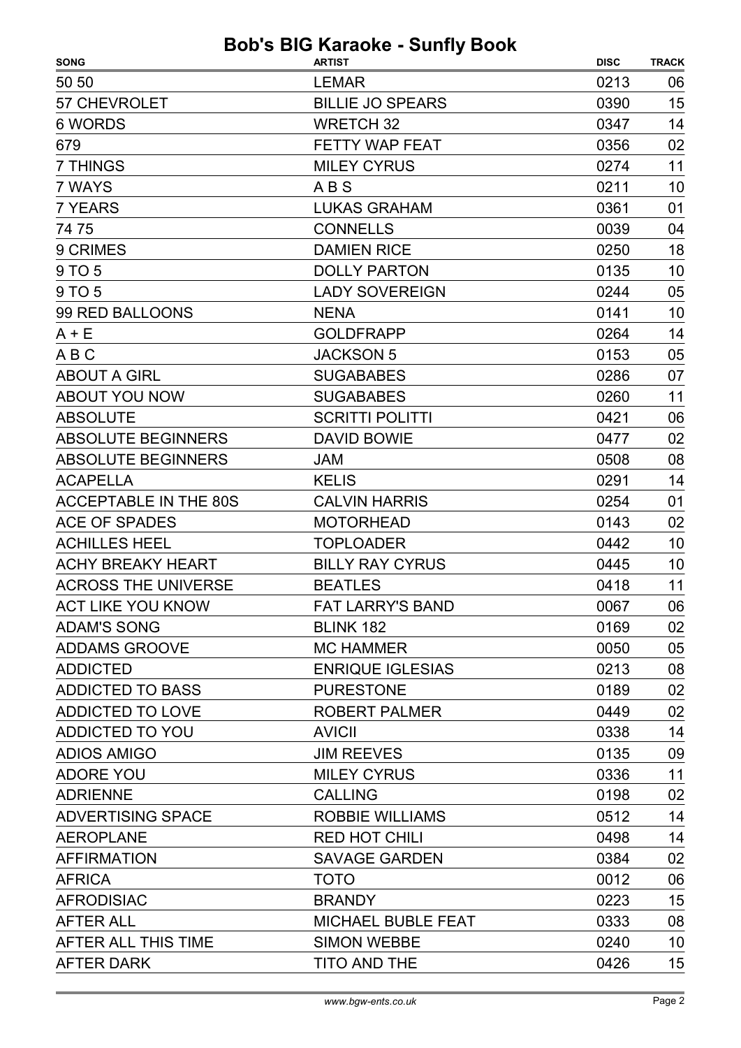# Bob's BIG Karaoke - Sunfly Book

| SONG | ARTIST | DISC | TRACK |
|---|---|---|---|
| 50 50 | LEMAR | 0213 | 06 |
| 57 CHEVROLET | BILLIE JO SPEARS | 0390 | 15 |
| 6 WORDS | WRETCH 32 | 0347 | 14 |
| 679 | FETTY WAP FEAT | 0356 | 02 |
| 7 THINGS | MILEY CYRUS | 0274 | 11 |
| 7 WAYS | A B S | 0211 | 10 |
| 7 YEARS | LUKAS GRAHAM | 0361 | 01 |
| 74 75 | CONNELLS | 0039 | 04 |
| 9 CRIMES | DAMIEN RICE | 0250 | 18 |
| 9 TO 5 | DOLLY PARTON | 0135 | 10 |
| 9 TO 5 | LADY SOVEREIGN | 0244 | 05 |
| 99 RED BALLOONS | NENA | 0141 | 10 |
| A + E | GOLDFRAPP | 0264 | 14 |
| A B C | JACKSON 5 | 0153 | 05 |
| ABOUT A GIRL | SUGABABES | 0286 | 07 |
| ABOUT YOU NOW | SUGABABES | 0260 | 11 |
| ABSOLUTE | SCRITTI POLITTI | 0421 | 06 |
| ABSOLUTE BEGINNERS | DAVID BOWIE | 0477 | 02 |
| ABSOLUTE BEGINNERS | JAM | 0508 | 08 |
| ACAPELLA | KELIS | 0291 | 14 |
| ACCEPTABLE IN THE 80S | CALVIN HARRIS | 0254 | 01 |
| ACE OF SPADES | MOTORHEAD | 0143 | 02 |
| ACHILLES HEEL | TOPLOADER | 0442 | 10 |
| ACHY BREAKY HEART | BILLY RAY CYRUS | 0445 | 10 |
| ACROSS THE UNIVERSE | BEATLES | 0418 | 11 |
| ACT LIKE YOU KNOW | FAT LARRY'S BAND | 0067 | 06 |
| ADAM'S SONG | BLINK 182 | 0169 | 02 |
| ADDAMS GROOVE | MC HAMMER | 0050 | 05 |
| ADDICTED | ENRIQUE IGLESIAS | 0213 | 08 |
| ADDICTED TO BASS | PURESTONE | 0189 | 02 |
| ADDICTED TO LOVE | ROBERT PALMER | 0449 | 02 |
| ADDICTED TO YOU | AVICII | 0338 | 14 |
| ADIOS AMIGO | JIM REEVES | 0135 | 09 |
| ADORE YOU | MILEY CYRUS | 0336 | 11 |
| ADRIENNE | CALLING | 0198 | 02 |
| ADVERTISING SPACE | ROBBIE WILLIAMS | 0512 | 14 |
| AEROPLANE | RED HOT CHILI | 0498 | 14 |
| AFFIRMATION | SAVAGE GARDEN | 0384 | 02 |
| AFRICA | TOTO | 0012 | 06 |
| AFRODISIAC | BRANDY | 0223 | 15 |
| AFTER ALL | MICHAEL BUBLE FEAT | 0333 | 08 |
| AFTER ALL THIS TIME | SIMON WEBBE | 0240 | 10 |
| AFTER DARK | TITO AND THE | 0426 | 15 |

www.bgw-ents.co.uk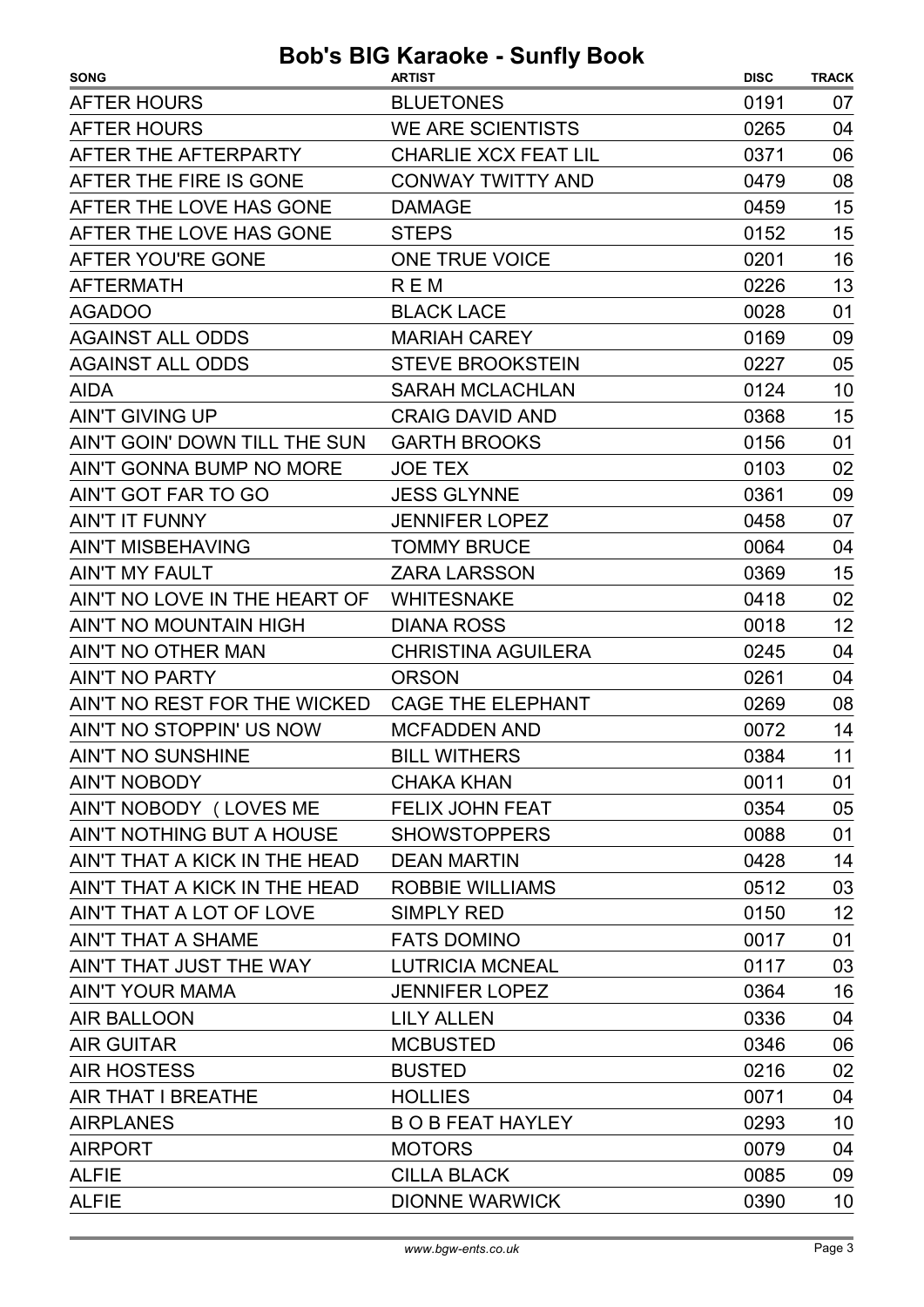# Bob's BIG Karaoke - Sunfly Book

| SONG | ARTIST | DISC | TRACK |
| --- | --- | --- | --- |
| AFTER HOURS | BLUETONES | 0191 | 07 |
| AFTER HOURS | WE ARE SCIENTISTS | 0265 | 04 |
| AFTER THE AFTERPARTY | CHARLIE XCX FEAT LIL | 0371 | 06 |
| AFTER THE FIRE IS GONE | CONWAY TWITTY AND | 0479 | 08 |
| AFTER THE LOVE HAS GONE | DAMAGE | 0459 | 15 |
| AFTER THE LOVE HAS GONE | STEPS | 0152 | 15 |
| AFTER YOU'RE GONE | ONE TRUE VOICE | 0201 | 16 |
| AFTERMATH | R E M | 0226 | 13 |
| AGADOO | BLACK LACE | 0028 | 01 |
| AGAINST ALL ODDS | MARIAH CAREY | 0169 | 09 |
| AGAINST ALL ODDS | STEVE BROOKSTEIN | 0227 | 05 |
| AIDA | SARAH MCLACHLAN | 0124 | 10 |
| AIN'T GIVING UP | CRAIG DAVID AND | 0368 | 15 |
| AIN'T GOIN' DOWN TILL THE SUN | GARTH BROOKS | 0156 | 01 |
| AIN'T GONNA BUMP NO MORE | JOE TEX | 0103 | 02 |
| AIN'T GOT FAR TO GO | JESS GLYNNE | 0361 | 09 |
| AIN'T IT FUNNY | JENNIFER LOPEZ | 0458 | 07 |
| AIN'T MISBEHAVING | TOMMY BRUCE | 0064 | 04 |
| AIN'T MY FAULT | ZARA LARSSON | 0369 | 15 |
| AIN'T NO LOVE IN THE HEART OF | WHITESNAKE | 0418 | 02 |
| AIN'T NO MOUNTAIN HIGH | DIANA ROSS | 0018 | 12 |
| AIN'T NO OTHER MAN | CHRISTINA AGUILERA | 0245 | 04 |
| AIN'T NO PARTY | ORSON | 0261 | 04 |
| AIN'T NO REST FOR THE WICKED | CAGE THE ELEPHANT | 0269 | 08 |
| AIN'T NO STOPPIN' US NOW | MCFADDEN AND | 0072 | 14 |
| AIN'T NO SUNSHINE | BILL WITHERS | 0384 | 11 |
| AIN'T NOBODY | CHAKA KHAN | 0011 | 01 |
| AIN'T NOBODY ( LOVES ME | FELIX JOHN FEAT | 0354 | 05 |
| AIN'T NOTHING BUT A HOUSE | SHOWSTOPPERS | 0088 | 01 |
| AIN'T THAT A KICK IN THE HEAD | DEAN MARTIN | 0428 | 14 |
| AIN'T THAT A KICK IN THE HEAD | ROBBIE WILLIAMS | 0512 | 03 |
| AIN'T THAT A LOT OF LOVE | SIMPLY RED | 0150 | 12 |
| AIN'T THAT A SHAME | FATS DOMINO | 0017 | 01 |
| AIN'T THAT JUST THE WAY | LUTRICIA MCNEAL | 0117 | 03 |
| AIN'T YOUR MAMA | JENNIFER LOPEZ | 0364 | 16 |
| AIR BALLOON | LILY ALLEN | 0336 | 04 |
| AIR GUITAR | MCBUSTED | 0346 | 06 |
| AIR HOSTESS | BUSTED | 0216 | 02 |
| AIR THAT I BREATHE | HOLLIES | 0071 | 04 |
| AIRPLANES | B O B FEAT HAYLEY | 0293 | 10 |
| AIRPORT | MOTORS | 0079 | 04 |
| ALFIE | CILLA BLACK | 0085 | 09 |
| ALFIE | DIONNE WARWICK | 0390 | 10 |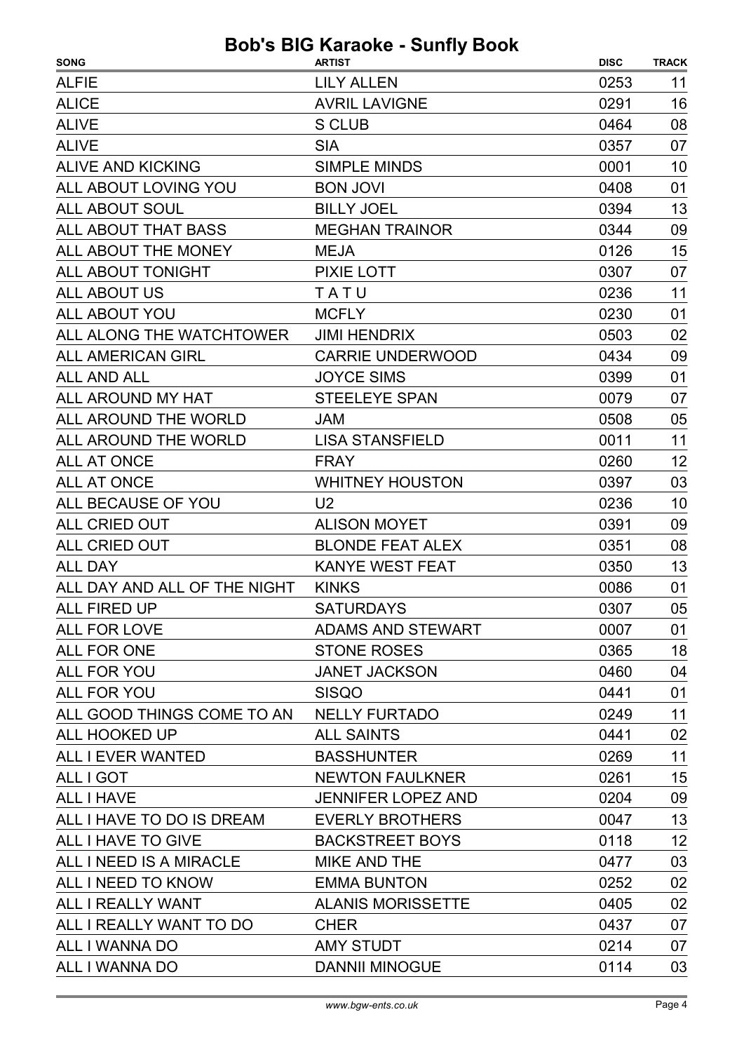# Bob's BIG Karaoke - Sunfly Book

| SONG | ARTIST | DISC | TRACK |
|---|---|---|---|
| ALFIE | LILY ALLEN | 0253 | 11 |
| ALICE | AVRIL LAVIGNE | 0291 | 16 |
| ALIVE | S CLUB | 0464 | 08 |
| ALIVE | SIA | 0357 | 07 |
| ALIVE AND KICKING | SIMPLE MINDS | 0001 | 10 |
| ALL ABOUT LOVING YOU | BON JOVI | 0408 | 01 |
| ALL ABOUT SOUL | BILLY JOEL | 0394 | 13 |
| ALL ABOUT THAT BASS | MEGHAN TRAINOR | 0344 | 09 |
| ALL ABOUT THE MONEY | MEJA | 0126 | 15 |
| ALL ABOUT TONIGHT | PIXIE LOTT | 0307 | 07 |
| ALL ABOUT US | T A T U | 0236 | 11 |
| ALL ABOUT YOU | MCFLY | 0230 | 01 |
| ALL ALONG THE WATCHTOWER | JIMI HENDRIX | 0503 | 02 |
| ALL AMERICAN GIRL | CARRIE UNDERWOOD | 0434 | 09 |
| ALL AND ALL | JOYCE SIMS | 0399 | 01 |
| ALL AROUND MY HAT | STEELEYE SPAN | 0079 | 07 |
| ALL AROUND THE WORLD | JAM | 0508 | 05 |
| ALL AROUND THE WORLD | LISA STANSFIELD | 0011 | 11 |
| ALL AT ONCE | FRAY | 0260 | 12 |
| ALL AT ONCE | WHITNEY HOUSTON | 0397 | 03 |
| ALL BECAUSE OF YOU | U2 | 0236 | 10 |
| ALL CRIED OUT | ALISON MOYET | 0391 | 09 |
| ALL CRIED OUT | BLONDE FEAT ALEX | 0351 | 08 |
| ALL DAY | KANYE WEST FEAT | 0350 | 13 |
| ALL DAY AND ALL OF THE NIGHT | KINKS | 0086 | 01 |
| ALL FIRED UP | SATURDAYS | 0307 | 05 |
| ALL FOR LOVE | ADAMS AND STEWART | 0007 | 01 |
| ALL FOR ONE | STONE ROSES | 0365 | 18 |
| ALL FOR YOU | JANET JACKSON | 0460 | 04 |
| ALL FOR YOU | SISQO | 0441 | 01 |
| ALL GOOD THINGS COME TO AN | NELLY FURTADO | 0249 | 11 |
| ALL HOOKED UP | ALL SAINTS | 0441 | 02 |
| ALL I EVER WANTED | BASSHUNTER | 0269 | 11 |
| ALL I GOT | NEWTON FAULKNER | 0261 | 15 |
| ALL I HAVE | JENNIFER LOPEZ AND | 0204 | 09 |
| ALL I HAVE TO DO IS DREAM | EVERLY BROTHERS | 0047 | 13 |
| ALL I HAVE TO GIVE | BACKSTREET BOYS | 0118 | 12 |
| ALL I NEED IS A MIRACLE | MIKE AND THE | 0477 | 03 |
| ALL I NEED TO KNOW | EMMA BUNTON | 0252 | 02 |
| ALL I REALLY WANT | ALANIS MORISSETTE | 0405 | 02 |
| ALL I REALLY WANT TO DO | CHER | 0437 | 07 |
| ALL I WANNA DO | AMY STUDT | 0214 | 07 |
| ALL I WANNA DO | DANNII MINOGUE | 0114 | 03 |

*www.bgw-ents.co.uk*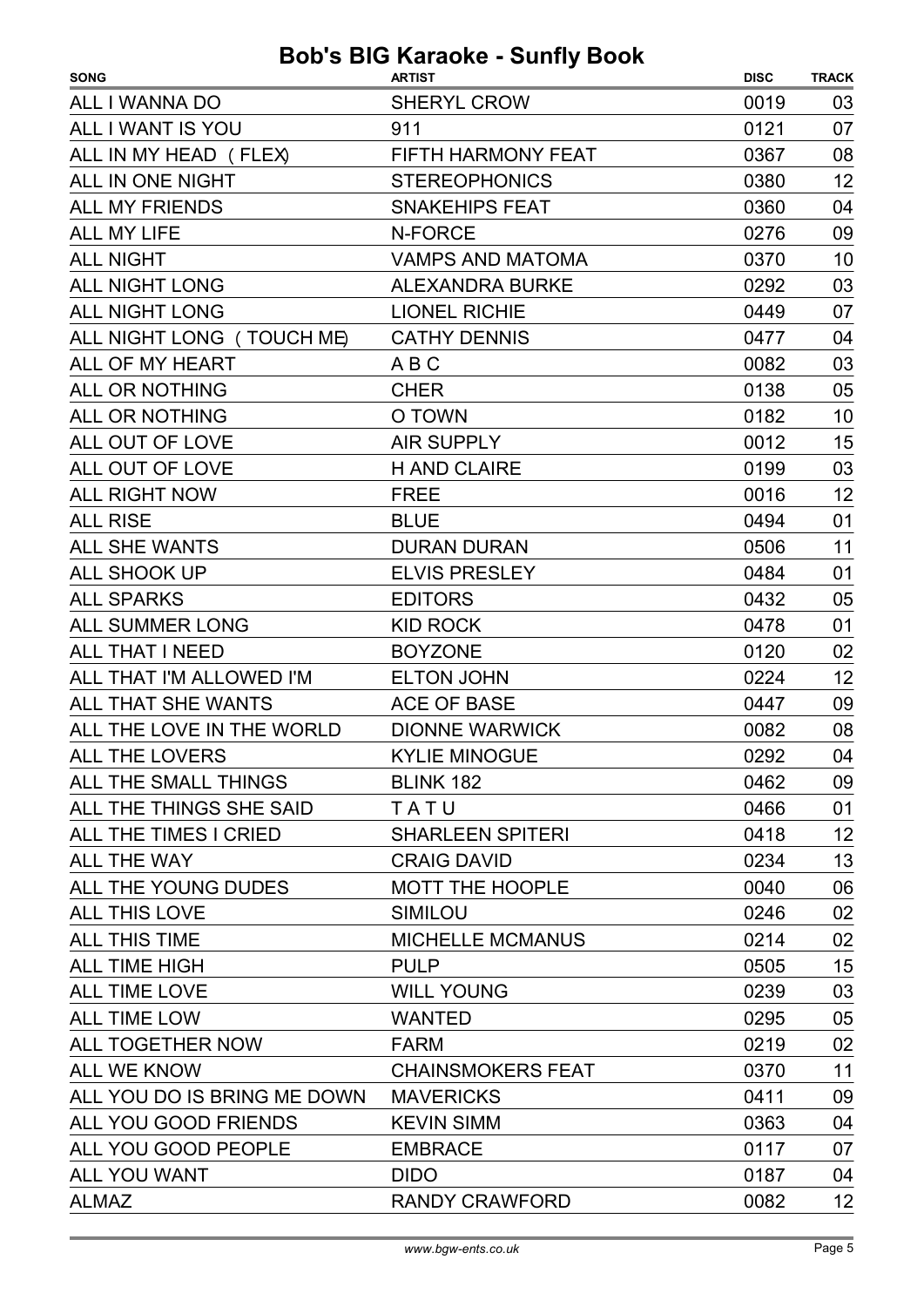# Bob's BIG Karaoke - Sunfly Book

| SONG | ARTIST | DISC | TRACK |
| --- | --- | --- | --- |
| ALL I WANNA DO | SHERYL CROW | 0019 | 03 |
| ALL I WANT IS YOU | 911 | 0121 | 07 |
| ALL IN MY HEAD ( FLEX) | FIFTH HARMONY FEAT | 0367 | 08 |
| ALL IN ONE NIGHT | STEREOPHONICS | 0380 | 12 |
| ALL MY FRIENDS | SNAKEHIPS FEAT | 0360 | 04 |
| ALL MY LIFE | N-FORCE | 0276 | 09 |
| ALL NIGHT | VAMPS AND MATOMA | 0370 | 10 |
| ALL NIGHT LONG | ALEXANDRA BURKE | 0292 | 03 |
| ALL NIGHT LONG | LIONEL RICHIE | 0449 | 07 |
| ALL NIGHT LONG ( TOUCH ME) | CATHY DENNIS | 0477 | 04 |
| ALL OF MY HEART | A B C | 0082 | 03 |
| ALL OR NOTHING | CHER | 0138 | 05 |
| ALL OR NOTHING | O TOWN | 0182 | 10 |
| ALL OUT OF LOVE | AIR SUPPLY | 0012 | 15 |
| ALL OUT OF LOVE | H AND CLAIRE | 0199 | 03 |
| ALL RIGHT NOW | FREE | 0016 | 12 |
| ALL RISE | BLUE | 0494 | 01 |
| ALL SHE WANTS | DURAN DURAN | 0506 | 11 |
| ALL SHOOK UP | ELVIS PRESLEY | 0484 | 01 |
| ALL SPARKS | EDITORS | 0432 | 05 |
| ALL SUMMER LONG | KID ROCK | 0478 | 01 |
| ALL THAT I NEED | BOYZONE | 0120 | 02 |
| ALL THAT I'M ALLOWED I'M | ELTON JOHN | 0224 | 12 |
| ALL THAT SHE WANTS | ACE OF BASE | 0447 | 09 |
| ALL THE LOVE IN THE WORLD | DIONNE WARWICK | 0082 | 08 |
| ALL THE LOVERS | KYLIE MINOGUE | 0292 | 04 |
| ALL THE SMALL THINGS | BLINK 182 | 0462 | 09 |
| ALL THE THINGS SHE SAID | T A T U | 0466 | 01 |
| ALL THE TIMES I CRIED | SHARLEEN SPITERI | 0418 | 12 |
| ALL THE WAY | CRAIG DAVID | 0234 | 13 |
| ALL THE YOUNG DUDES | MOTT THE HOOPLE | 0040 | 06 |
| ALL THIS LOVE | SIMILOU | 0246 | 02 |
| ALL THIS TIME | MICHELLE MCMANUS | 0214 | 02 |
| ALL TIME HIGH | PULP | 0505 | 15 |
| ALL TIME LOVE | WILL YOUNG | 0239 | 03 |
| ALL TIME LOW | WANTED | 0295 | 05 |
| ALL TOGETHER NOW | FARM | 0219 | 02 |
| ALL WE KNOW | CHAINSMOKERS FEAT | 0370 | 11 |
| ALL YOU DO IS BRING ME DOWN | MAVERICKS | 0411 | 09 |
| ALL YOU GOOD FRIENDS | KEVIN SIMM | 0363 | 04 |
| ALL YOU GOOD PEOPLE | EMBRACE | 0117 | 07 |
| ALL YOU WANT | DIDO | 0187 | 04 |
| ALMAZ | RANDY CRAWFORD | 0082 | 12 |

www.bgw-ents.co.uk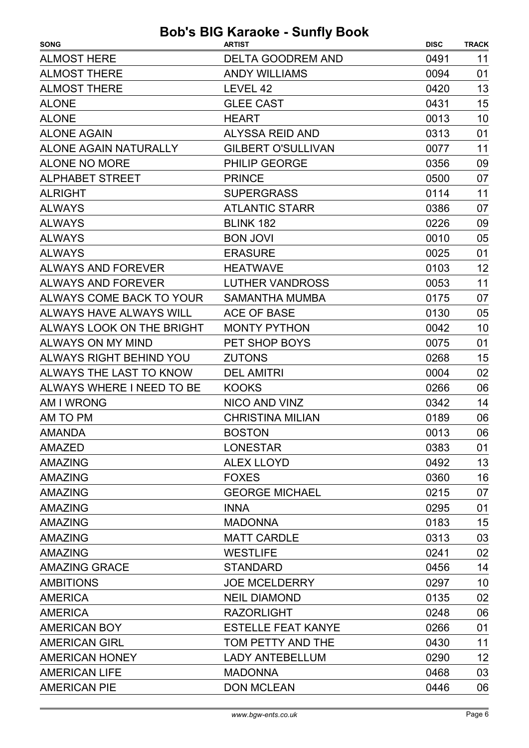# Bob's BIG Karaoke - Sunfly Book

| SONG | ARTIST | DISC | TRACK |
|---|---|---|---|
| ALMOST HERE | DELTA GOODREM AND | 0491 | 11 |
| ALMOST THERE | ANDY WILLIAMS | 0094 | 01 |
| ALMOST THERE | LEVEL 42 | 0420 | 13 |
| ALONE | GLEE CAST | 0431 | 15 |
| ALONE | HEART | 0013 | 10 |
| ALONE AGAIN | ALYSSA REID AND | 0313 | 01 |
| ALONE AGAIN NATURALLY | GILBERT O'SULLIVAN | 0077 | 11 |
| ALONE NO MORE | PHILIP GEORGE | 0356 | 09 |
| ALPHABET STREET | PRINCE | 0500 | 07 |
| ALRIGHT | SUPERGRASS | 0114 | 11 |
| ALWAYS | ATLANTIC STARR | 0386 | 07 |
| ALWAYS | BLINK 182 | 0226 | 09 |
| ALWAYS | BON JOVI | 0010 | 05 |
| ALWAYS | ERASURE | 0025 | 01 |
| ALWAYS AND FOREVER | HEATWAVE | 0103 | 12 |
| ALWAYS AND FOREVER | LUTHER VANDROSS | 0053 | 11 |
| ALWAYS COME BACK TO YOUR | SAMANTHA MUMBA | 0175 | 07 |
| ALWAYS HAVE ALWAYS WILL | ACE OF BASE | 0130 | 05 |
| ALWAYS LOOK ON THE BRIGHT | MONTY PYTHON | 0042 | 10 |
| ALWAYS ON MY MIND | PET SHOP BOYS | 0075 | 01 |
| ALWAYS RIGHT BEHIND YOU | ZUTONS | 0268 | 15 |
| ALWAYS THE LAST TO KNOW | DEL AMITRI | 0004 | 02 |
| ALWAYS WHERE I NEED TO BE | KOOKS | 0266 | 06 |
| AM I WRONG | NICO AND VINZ | 0342 | 14 |
| AM TO PM | CHRISTINA MILIAN | 0189 | 06 |
| AMANDA | BOSTON | 0013 | 06 |
| AMAZED | LONESTAR | 0383 | 01 |
| AMAZING | ALEX LLOYD | 0492 | 13 |
| AMAZING | FOXES | 0360 | 16 |
| AMAZING | GEORGE MICHAEL | 0215 | 07 |
| AMAZING | INNA | 0295 | 01 |
| AMAZING | MADONNA | 0183 | 15 |
| AMAZING | MATT CARDLE | 0313 | 03 |
| AMAZING | WESTLIFE | 0241 | 02 |
| AMAZING GRACE | STANDARD | 0456 | 14 |
| AMBITIONS | JOE MCELDERRY | 0297 | 10 |
| AMERICA | NEIL DIAMOND | 0135 | 02 |
| AMERICA | RAZORLIGHT | 0248 | 06 |
| AMERICAN BOY | ESTELLE FEAT KANYE | 0266 | 01 |
| AMERICAN GIRL | TOM PETTY AND THE | 0430 | 11 |
| AMERICAN HONEY | LADY ANTEBELLUM | 0290 | 12 |
| AMERICAN LIFE | MADONNA | 0468 | 03 |
| AMERICAN PIE | DON MCLEAN | 0446 | 06 |

*www.bgw-ents.co.uk*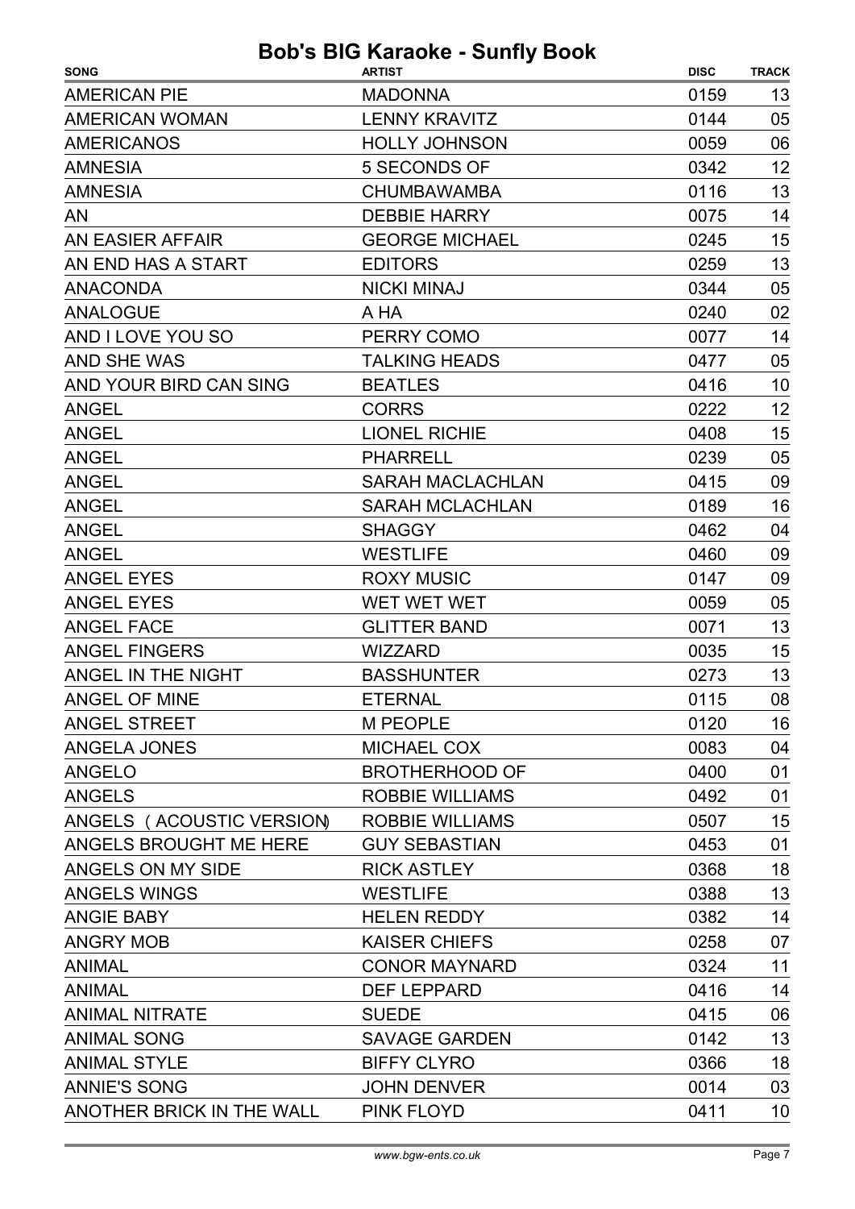# Bob's BIG Karaoke - Sunfly Book

| SONG | ARTIST | DISC | TRACK |
| --- | --- | --- | --- |
| AMERICAN PIE | MADONNA | 0159 | 13 |
| AMERICAN WOMAN | LENNY KRAVITZ | 0144 | 05 |
| AMERICANOS | HOLLY JOHNSON | 0059 | 06 |
| AMNESIA | 5 SECONDS OF | 0342 | 12 |
| AMNESIA | CHUMBAWAMBA | 0116 | 13 |
| AN | DEBBIE HARRY | 0075 | 14 |
| AN EASIER AFFAIR | GEORGE MICHAEL | 0245 | 15 |
| AN END HAS A START | EDITORS | 0259 | 13 |
| ANACONDA | NICKI MINAJ | 0344 | 05 |
| ANALOGUE | A HA | 0240 | 02 |
| AND I LOVE YOU SO | PERRY COMO | 0077 | 14 |
| AND SHE WAS | TALKING HEADS | 0477 | 05 |
| AND YOUR BIRD CAN SING | BEATLES | 0416 | 10 |
| ANGEL | CORRS | 0222 | 12 |
| ANGEL | LIONEL RICHIE | 0408 | 15 |
| ANGEL | PHARRELL | 0239 | 05 |
| ANGEL | SARAH MACLACHLAN | 0415 | 09 |
| ANGEL | SARAH MCLACHLAN | 0189 | 16 |
| ANGEL | SHAGGY | 0462 | 04 |
| ANGEL | WESTLIFE | 0460 | 09 |
| ANGEL EYES | ROXY MUSIC | 0147 | 09 |
| ANGEL EYES | WET WET WET | 0059 | 05 |
| ANGEL FACE | GLITTER BAND | 0071 | 13 |
| ANGEL FINGERS | WIZZARD | 0035 | 15 |
| ANGEL IN THE NIGHT | BASSHUNTER | 0273 | 13 |
| ANGEL OF MINE | ETERNAL | 0115 | 08 |
| ANGEL STREET | M PEOPLE | 0120 | 16 |
| ANGELA JONES | MICHAEL COX | 0083 | 04 |
| ANGELO | BROTHERHOOD OF | 0400 | 01 |
| ANGELS | ROBBIE WILLIAMS | 0492 | 01 |
| ANGELS ( ACOUSTIC VERSION) | ROBBIE WILLIAMS | 0507 | 15 |
| ANGELS BROUGHT ME HERE | GUY SEBASTIAN | 0453 | 01 |
| ANGELS ON MY SIDE | RICK ASTLEY | 0368 | 18 |
| ANGELS WINGS | WESTLIFE | 0388 | 13 |
| ANGIE BABY | HELEN REDDY | 0382 | 14 |
| ANGRY MOB | KAISER CHIEFS | 0258 | 07 |
| ANIMAL | CONOR MAYNARD | 0324 | 11 |
| ANIMAL | DEF LEPPARD | 0416 | 14 |
| ANIMAL NITRATE | SUEDE | 0415 | 06 |
| ANIMAL SONG | SAVAGE GARDEN | 0142 | 13 |
| ANIMAL STYLE | BIFFY CLYRO | 0366 | 18 |
| ANNIE'S SONG | JOHN DENVER | 0014 | 03 |
| ANOTHER BRICK IN THE WALL | PINK FLOYD | 0411 | 10 |

*www.bgw-ents.co.uk*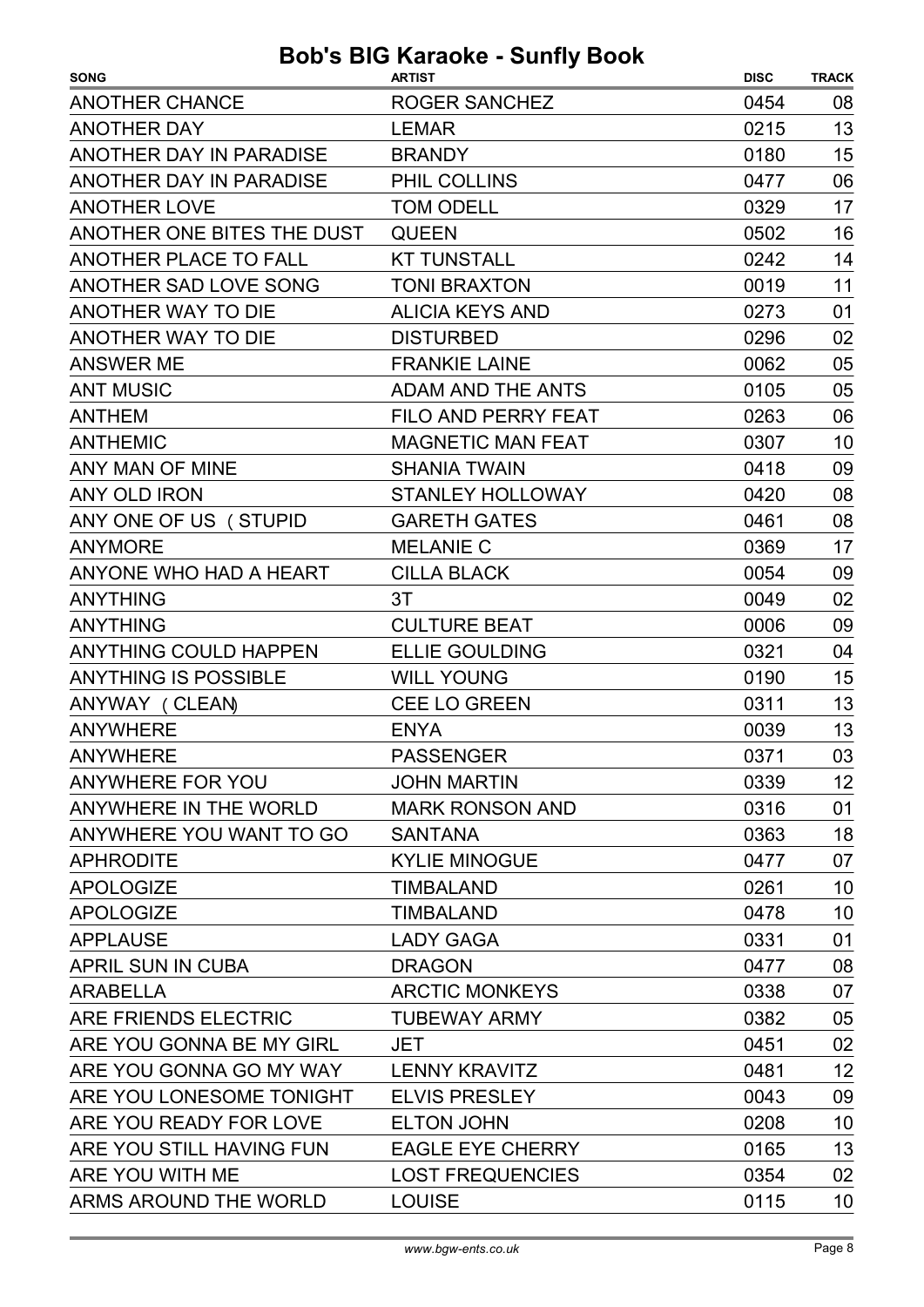# Bob's BIG Karaoke - Sunfly Book

| SONG | ARTIST | DISC | TRACK |
|---|---|---|---|
| ANOTHER CHANCE | ROGER SANCHEZ | 0454 | 08 |
| ANOTHER DAY | LEMAR | 0215 | 13 |
| ANOTHER DAY IN PARADISE | BRANDY | 0180 | 15 |
| ANOTHER DAY IN PARADISE | PHIL COLLINS | 0477 | 06 |
| ANOTHER LOVE | TOM ODELL | 0329 | 17 |
| ANOTHER ONE BITES THE DUST | QUEEN | 0502 | 16 |
| ANOTHER PLACE TO FALL | KT TUNSTALL | 0242 | 14 |
| ANOTHER SAD LOVE SONG | TONI BRAXTON | 0019 | 11 |
| ANOTHER WAY TO DIE | ALICIA KEYS AND | 0273 | 01 |
| ANOTHER WAY TO DIE | DISTURBED | 0296 | 02 |
| ANSWER ME | FRANKIE LAINE | 0062 | 05 |
| ANT MUSIC | ADAM AND THE ANTS | 0105 | 05 |
| ANTHEM | FILO AND PERRY FEAT | 0263 | 06 |
| ANTHEMIC | MAGNETIC MAN FEAT | 0307 | 10 |
| ANY MAN OF MINE | SHANIA TWAIN | 0418 | 09 |
| ANY OLD IRON | STANLEY HOLLOWAY | 0420 | 08 |
| ANY ONE OF US ( STUPID | GARETH GATES | 0461 | 08 |
| ANYMORE | MELANIE C | 0369 | 17 |
| ANYONE WHO HAD A HEART | CILLA BLACK | 0054 | 09 |
| ANYTHING | 3T | 0049 | 02 |
| ANYTHING | CULTURE BEAT | 0006 | 09 |
| ANYTHING COULD HAPPEN | ELLIE GOULDING | 0321 | 04 |
| ANYTHING IS POSSIBLE | WILL YOUNG | 0190 | 15 |
| ANYWAY ( CLEAN) | CEE LO GREEN | 0311 | 13 |
| ANYWHERE | ENYA | 0039 | 13 |
| ANYWHERE | PASSENGER | 0371 | 03 |
| ANYWHERE FOR YOU | JOHN MARTIN | 0339 | 12 |
| ANYWHERE IN THE WORLD | MARK RONSON AND | 0316 | 01 |
| ANYWHERE YOU WANT TO GO | SANTANA | 0363 | 18 |
| APHRODITE | KYLIE MINOGUE | 0477 | 07 |
| APOLOGIZE | TIMBALAND | 0261 | 10 |
| APOLOGIZE | TIMBALAND | 0478 | 10 |
| APPLAUSE | LADY GAGA | 0331 | 01 |
| APRIL SUN IN CUBA | DRAGON | 0477 | 08 |
| ARABELLA | ARCTIC MONKEYS | 0338 | 07 |
| ARE FRIENDS ELECTRIC | TUBEWAY ARMY | 0382 | 05 |
| ARE YOU GONNA BE MY GIRL | JET | 0451 | 02 |
| ARE YOU GONNA GO MY WAY | LENNY KRAVITZ | 0481 | 12 |
| ARE YOU LONESOME TONIGHT | ELVIS PRESLEY | 0043 | 09 |
| ARE YOU READY FOR LOVE | ELTON JOHN | 0208 | 10 |
| ARE YOU STILL HAVING FUN | EAGLE EYE CHERRY | 0165 | 13 |
| ARE YOU WITH ME | LOST FREQUENCIES | 0354 | 02 |
| ARMS AROUND THE WORLD | LOUISE | 0115 | 10 |

www.bgw-ents.co.uk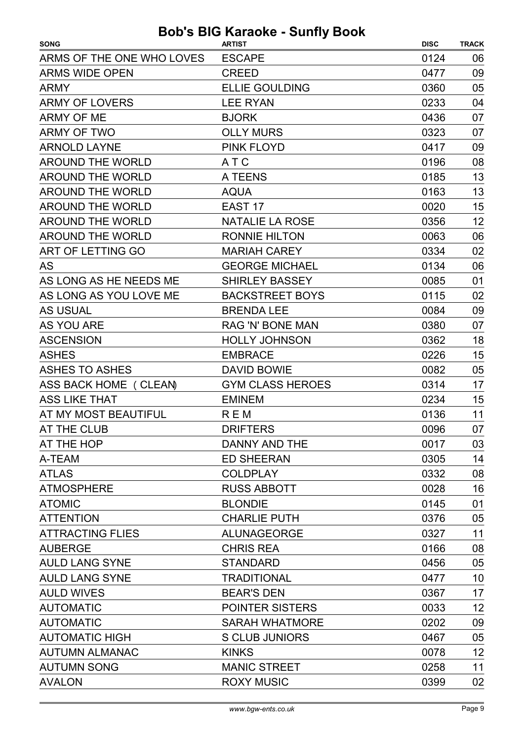# Bob's BIG Karaoke - Sunfly Book

| SONG | ARTIST | DISC | TRACK |
|---|---|---|---|
| ARMS OF THE ONE WHO LOVES | ESCAPE | 0124 | 06 |
| ARMS WIDE OPEN | CREED | 0477 | 09 |
| ARMY | ELLIE GOULDING | 0360 | 05 |
| ARMY OF LOVERS | LEE RYAN | 0233 | 04 |
| ARMY OF ME | BJORK | 0436 | 07 |
| ARMY OF TWO | OLLY MURS | 0323 | 07 |
| ARNOLD LAYNE | PINK FLOYD | 0417 | 09 |
| AROUND THE WORLD | A T C | 0196 | 08 |
| AROUND THE WORLD | A TEENS | 0185 | 13 |
| AROUND THE WORLD | AQUA | 0163 | 13 |
| AROUND THE WORLD | EAST 17 | 0020 | 15 |
| AROUND THE WORLD | NATALIE LA ROSE | 0356 | 12 |
| AROUND THE WORLD | RONNIE HILTON | 0063 | 06 |
| ART OF LETTING GO | MARIAH CAREY | 0334 | 02 |
| AS | GEORGE MICHAEL | 0134 | 06 |
| AS LONG AS HE NEEDS ME | SHIRLEY BASSEY | 0085 | 01 |
| AS LONG AS YOU LOVE ME | BACKSTREET BOYS | 0115 | 02 |
| AS USUAL | BRENDA LEE | 0084 | 09 |
| AS YOU ARE | RAG 'N' BONE MAN | 0380 | 07 |
| ASCENSION | HOLLY JOHNSON | 0362 | 18 |
| ASHES | EMBRACE | 0226 | 15 |
| ASHES TO ASHES | DAVID BOWIE | 0082 | 05 |
| ASS BACK HOME ( CLEAN) | GYM CLASS HEROES | 0314 | 17 |
| ASS LIKE THAT | EMINEM | 0234 | 15 |
| AT MY MOST BEAUTIFUL | R E M | 0136 | 11 |
| AT THE CLUB | DRIFTERS | 0096 | 07 |
| AT THE HOP | DANNY AND THE | 0017 | 03 |
| A-TEAM | ED SHEERAN | 0305 | 14 |
| ATLAS | COLDPLAY | 0332 | 08 |
| ATMOSPHERE | RUSS ABBOTT | 0028 | 16 |
| ATOMIC | BLONDIE | 0145 | 01 |
| ATTENTION | CHARLIE PUTH | 0376 | 05 |
| ATTRACTING FLIES | ALUNAGEORGE | 0327 | 11 |
| AUBERGE | CHRIS REA | 0166 | 08 |
| AULD LANG SYNE | STANDARD | 0456 | 05 |
| AULD LANG SYNE | TRADITIONAL | 0477 | 10 |
| AULD WIVES | BEAR'S DEN | 0367 | 17 |
| AUTOMATIC | POINTER SISTERS | 0033 | 12 |
| AUTOMATIC | SARAH WHATMORE | 0202 | 09 |
| AUTOMATIC HIGH | S CLUB JUNIORS | 0467 | 05 |
| AUTUMN ALMANAC | KINKS | 0078 | 12 |
| AUTUMN SONG | MANIC STREET | 0258 | 11 |
| AVALON | ROXY MUSIC | 0399 | 02 |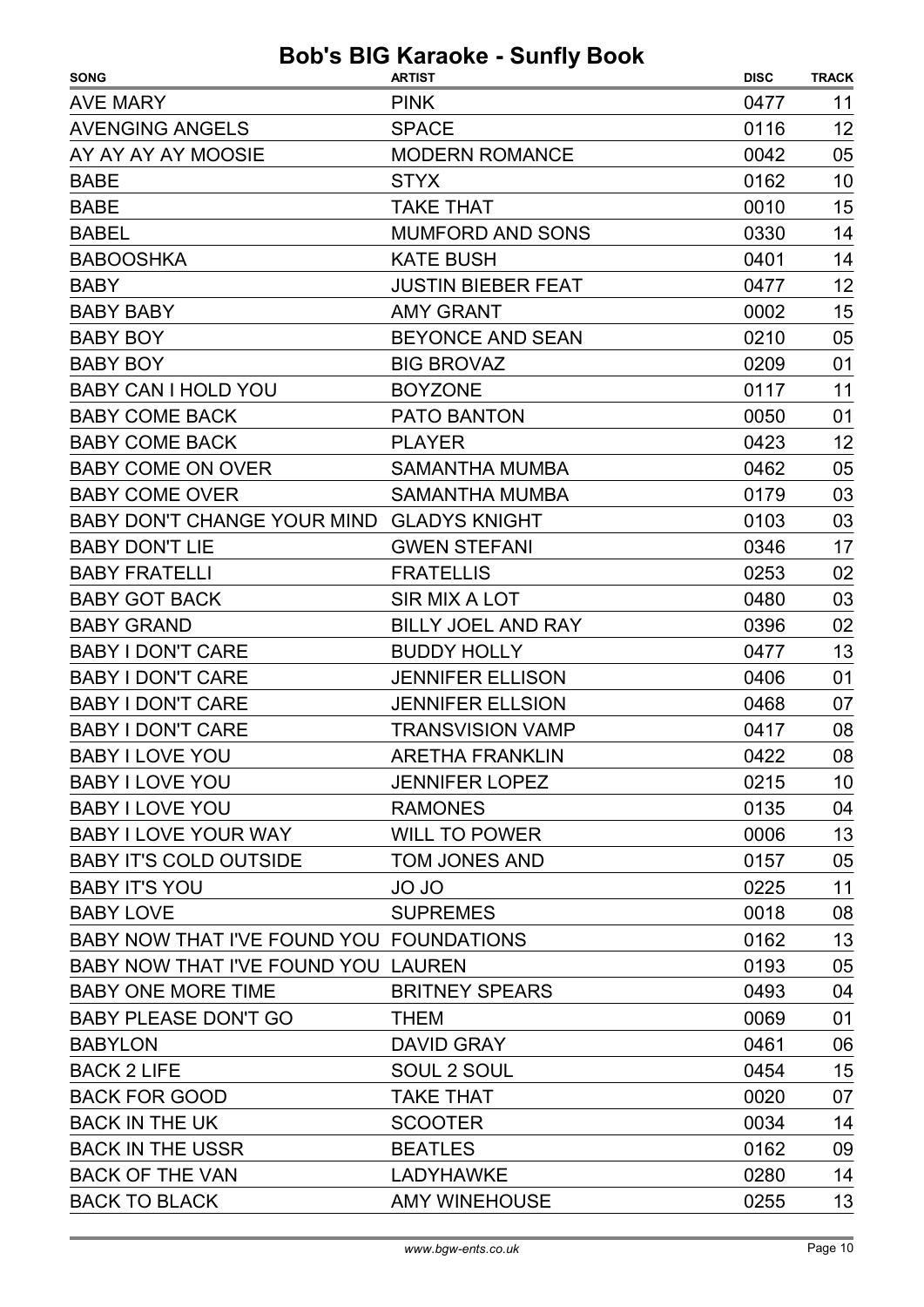# Bob's BIG Karaoke - Sunfly Book

| SONG | ARTIST | DISC | TRACK |
| --- | --- | --- | --- |
| AVE MARY | PINK | 0477 | 11 |
| AVENGING ANGELS | SPACE | 0116 | 12 |
| AY AY AY AY MOOSIE | MODERN ROMANCE | 0042 | 05 |
| BABE | STYX | 0162 | 10 |
| BABE | TAKE THAT | 0010 | 15 |
| BABEL | MUMFORD AND SONS | 0330 | 14 |
| BABOOSHKA | KATE BUSH | 0401 | 14 |
| BABY | JUSTIN BIEBER FEAT | 0477 | 12 |
| BABY BABY | AMY GRANT | 0002 | 15 |
| BABY BOY | BEYONCE AND SEAN | 0210 | 05 |
| BABY BOY | BIG BROVAZ | 0209 | 01 |
| BABY CAN I HOLD YOU | BOYZONE | 0117 | 11 |
| BABY COME BACK | PATO BANTON | 0050 | 01 |
| BABY COME BACK | PLAYER | 0423 | 12 |
| BABY COME ON OVER | SAMANTHA MUMBA | 0462 | 05 |
| BABY COME OVER | SAMANTHA MUMBA | 0179 | 03 |
| BABY DON'T CHANGE YOUR MIND | GLADYS KNIGHT | 0103 | 03 |
| BABY DON'T LIE | GWEN STEFANI | 0346 | 17 |
| BABY FRATELLI | FRATELLIS | 0253 | 02 |
| BABY GOT BACK | SIR MIX A LOT | 0480 | 03 |
| BABY GRAND | BILLY JOEL AND RAY | 0396 | 02 |
| BABY I DON'T CARE | BUDDY HOLLY | 0477 | 13 |
| BABY I DON'T CARE | JENNIFER ELLISON | 0406 | 01 |
| BABY I DON'T CARE | JENNIFER ELLSION | 0468 | 07 |
| BABY I DON'T CARE | TRANSVISION VAMP | 0417 | 08 |
| BABY I LOVE YOU | ARETHA FRANKLIN | 0422 | 08 |
| BABY I LOVE YOU | JENNIFER LOPEZ | 0215 | 10 |
| BABY I LOVE YOU | RAMONES | 0135 | 04 |
| BABY I LOVE YOUR WAY | WILL TO POWER | 0006 | 13 |
| BABY IT'S COLD OUTSIDE | TOM JONES AND | 0157 | 05 |
| BABY IT'S YOU | JO JO | 0225 | 11 |
| BABY LOVE | SUPREMES | 0018 | 08 |
| BABY NOW THAT I'VE FOUND YOU | FOUNDATIONS | 0162 | 13 |
| BABY NOW THAT I'VE FOUND YOU | LAUREN | 0193 | 05 |
| BABY ONE MORE TIME | BRITNEY SPEARS | 0493 | 04 |
| BABY PLEASE DON'T GO | THEM | 0069 | 01 |
| BABYLON | DAVID GRAY | 0461 | 06 |
| BACK 2 LIFE | SOUL 2 SOUL | 0454 | 15 |
| BACK FOR GOOD | TAKE THAT | 0020 | 07 |
| BACK IN THE UK | SCOOTER | 0034 | 14 |
| BACK IN THE USSR | BEATLES | 0162 | 09 |
| BACK OF THE VAN | LADYHAWKE | 0280 | 14 |
| BACK TO BLACK | AMY WINEHOUSE | 0255 | 13 |

www.bgw-ents.co.uk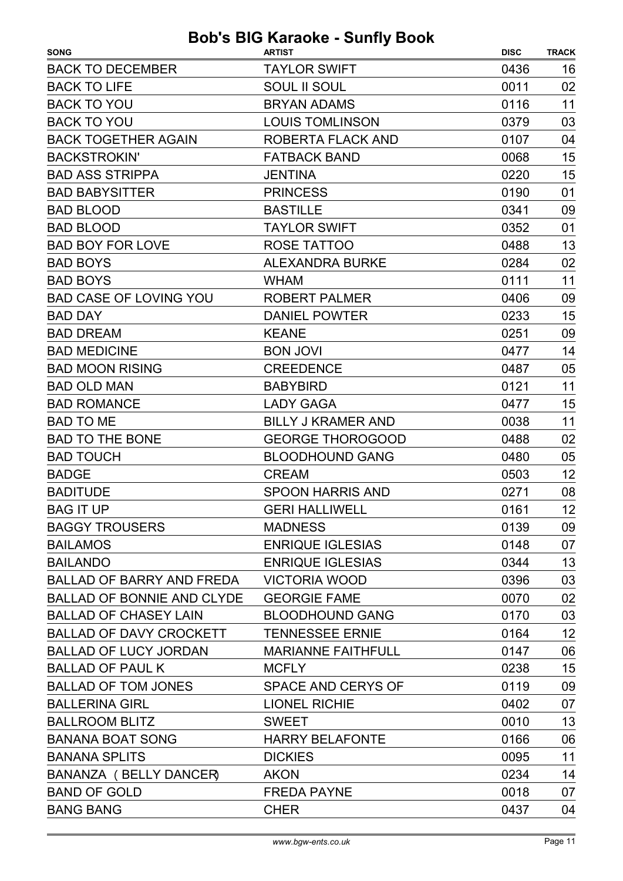# Bob's BIG Karaoke - Sunfly Book

| SONG | ARTIST | DISC | TRACK |
|---|---|---|---|
| BACK TO DECEMBER | TAYLOR SWIFT | 0436 | 16 |
| BACK TO LIFE | SOUL II SOUL | 0011 | 02 |
| BACK TO YOU | BRYAN ADAMS | 0116 | 11 |
| BACK TO YOU | LOUIS TOMLINSON | 0379 | 03 |
| BACK TOGETHER AGAIN | ROBERTA FLACK AND | 0107 | 04 |
| BACKSTROKIN' | FATBACK BAND | 0068 | 15 |
| BAD ASS STRIPPA | JENTINA | 0220 | 15 |
| BAD BABYSITTER | PRINCESS | 0190 | 01 |
| BAD BLOOD | BASTILLE | 0341 | 09 |
| BAD BLOOD | TAYLOR SWIFT | 0352 | 01 |
| BAD BOY FOR LOVE | ROSE TATTOO | 0488 | 13 |
| BAD BOYS | ALEXANDRA BURKE | 0284 | 02 |
| BAD BOYS | WHAM | 0111 | 11 |
| BAD CASE OF LOVING YOU | ROBERT PALMER | 0406 | 09 |
| BAD DAY | DANIEL POWTER | 0233 | 15 |
| BAD DREAM | KEANE | 0251 | 09 |
| BAD MEDICINE | BON JOVI | 0477 | 14 |
| BAD MOON RISING | CREEDENCE | 0487 | 05 |
| BAD OLD MAN | BABYBIRD | 0121 | 11 |
| BAD ROMANCE | LADY GAGA | 0477 | 15 |
| BAD TO ME | BILLY J KRAMER AND | 0038 | 11 |
| BAD TO THE BONE | GEORGE THOROGOOD | 0488 | 02 |
| BAD TOUCH | BLOODHOUND GANG | 0480 | 05 |
| BADGE | CREAM | 0503 | 12 |
| BADITUDE | SPOON HARRIS AND | 0271 | 08 |
| BAG IT UP | GERI HALLIWELL | 0161 | 12 |
| BAGGY TROUSERS | MADNESS | 0139 | 09 |
| BAILAMOS | ENRIQUE IGLESIAS | 0148 | 07 |
| BAILANDO | ENRIQUE IGLESIAS | 0344 | 13 |
| BALLAD OF BARRY AND FREDA | VICTORIA WOOD | 0396 | 03 |
| BALLAD OF BONNIE AND CLYDE | GEORGIE FAME | 0070 | 02 |
| BALLAD OF CHASEY LAIN | BLOODHOUND GANG | 0170 | 03 |
| BALLAD OF DAVY CROCKETT | TENNESSEE ERNIE | 0164 | 12 |
| BALLAD OF LUCY JORDAN | MARIANNE FAITHFULL | 0147 | 06 |
| BALLAD OF PAUL K | MCFLY | 0238 | 15 |
| BALLAD OF TOM JONES | SPACE AND CERYS OF | 0119 | 09 |
| BALLERINA GIRL | LIONEL RICHIE | 0402 | 07 |
| BALLROOM BLITZ | SWEET | 0010 | 13 |
| BANANA BOAT SONG | HARRY BELAFONTE | 0166 | 06 |
| BANANA SPLITS | DICKIES | 0095 | 11 |
| BANANZA ( BELLY DANCER) | AKON | 0234 | 14 |
| BAND OF GOLD | FREDA PAYNE | 0018 | 07 |
| BANG BANG | CHER | 0437 | 04 |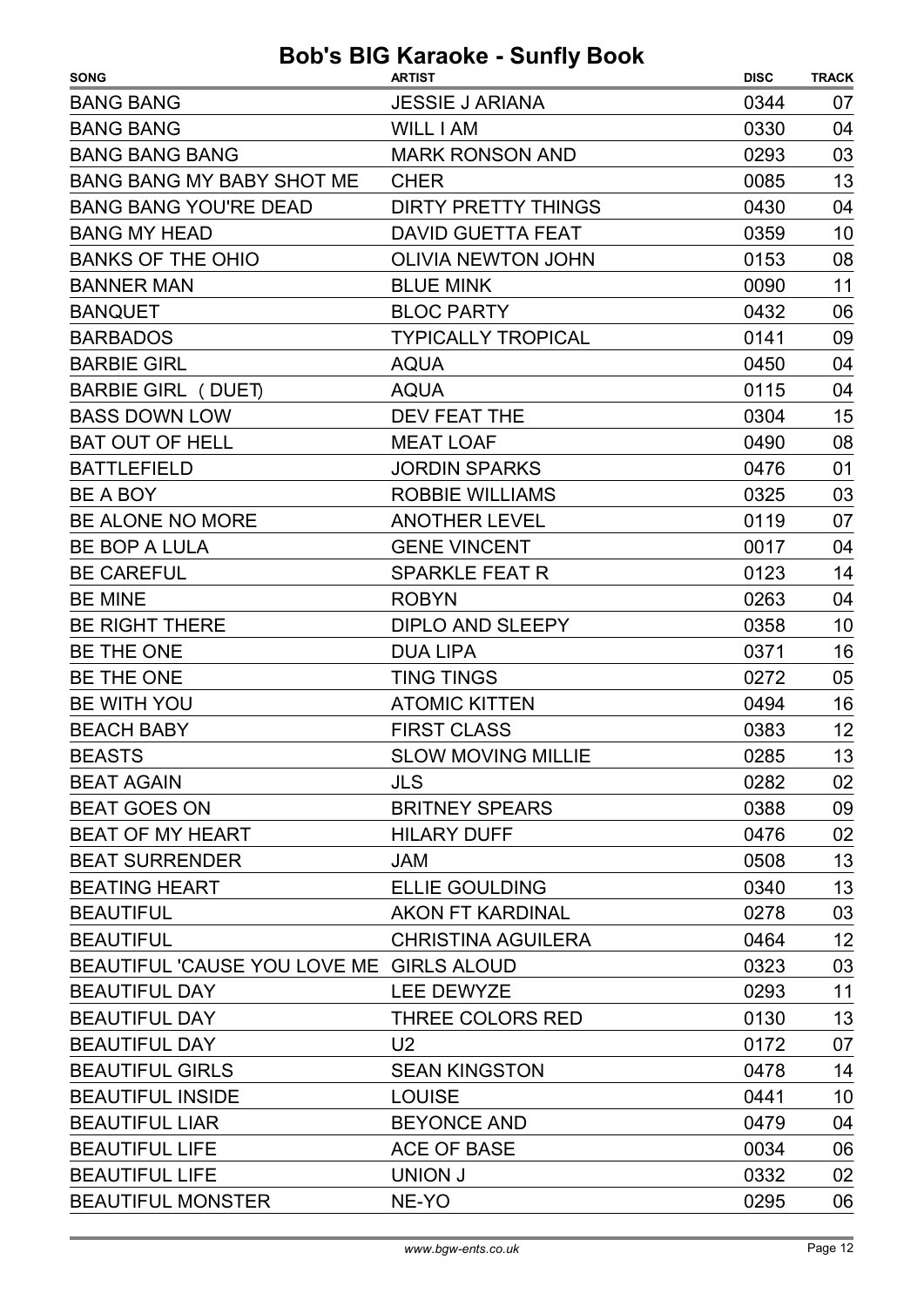# Bob's BIG Karaoke - Sunfly Book

| SONG | ARTIST | DISC | TRACK |
|---|---|---|---|
| BANG BANG | JESSIE J ARIANA | 0344 | 07 |
| BANG BANG | WILL I AM | 0330 | 04 |
| BANG BANG BANG | MARK RONSON AND | 0293 | 03 |
| BANG BANG MY BABY SHOT ME | CHER | 0085 | 13 |
| BANG BANG YOU'RE DEAD | DIRTY PRETTY THINGS | 0430 | 04 |
| BANG MY HEAD | DAVID GUETTA FEAT | 0359 | 10 |
| BANKS OF THE OHIO | OLIVIA NEWTON JOHN | 0153 | 08 |
| BANNER MAN | BLUE MINK | 0090 | 11 |
| BANQUET | BLOC PARTY | 0432 | 06 |
| BARBADOS | TYPICALLY TROPICAL | 0141 | 09 |
| BARBIE GIRL | AQUA | 0450 | 04 |
| BARBIE GIRL ( DUET) | AQUA | 0115 | 04 |
| BASS DOWN LOW | DEV FEAT THE | 0304 | 15 |
| BAT OUT OF HELL | MEAT LOAF | 0490 | 08 |
| BATTLEFIELD | JORDIN SPARKS | 0476 | 01 |
| BE A BOY | ROBBIE WILLIAMS | 0325 | 03 |
| BE ALONE NO MORE | ANOTHER LEVEL | 0119 | 07 |
| BE BOP A LULA | GENE VINCENT | 0017 | 04 |
| BE CAREFUL | SPARKLE FEAT R | 0123 | 14 |
| BE MINE | ROBYN | 0263 | 04 |
| BE RIGHT THERE | DIPLO AND SLEEPY | 0358 | 10 |
| BE THE ONE | DUA LIPA | 0371 | 16 |
| BE THE ONE | TING TINGS | 0272 | 05 |
| BE WITH YOU | ATOMIC KITTEN | 0494 | 16 |
| BEACH BABY | FIRST CLASS | 0383 | 12 |
| BEASTS | SLOW MOVING MILLIE | 0285 | 13 |
| BEAT AGAIN | JLS | 0282 | 02 |
| BEAT GOES ON | BRITNEY SPEARS | 0388 | 09 |
| BEAT OF MY HEART | HILARY DUFF | 0476 | 02 |
| BEAT SURRENDER | JAM | 0508 | 13 |
| BEATING HEART | ELLIE GOULDING | 0340 | 13 |
| BEAUTIFUL | AKON FT KARDINAL | 0278 | 03 |
| BEAUTIFUL | CHRISTINA AGUILERA | 0464 | 12 |
| BEAUTIFUL 'CAUSE YOU LOVE ME | GIRLS ALOUD | 0323 | 03 |
| BEAUTIFUL DAY | LEE DEWYZE | 0293 | 11 |
| BEAUTIFUL DAY | THREE COLORS RED | 0130 | 13 |
| BEAUTIFUL DAY | U2 | 0172 | 07 |
| BEAUTIFUL GIRLS | SEAN KINGSTON | 0478 | 14 |
| BEAUTIFUL INSIDE | LOUISE | 0441 | 10 |
| BEAUTIFUL LIAR | BEYONCE AND | 0479 | 04 |
| BEAUTIFUL LIFE | ACE OF BASE | 0034 | 06 |
| BEAUTIFUL LIFE | UNION J | 0332 | 02 |
| BEAUTIFUL MONSTER | NE-YO | 0295 | 06 |

*www.bgw-ents.co.uk*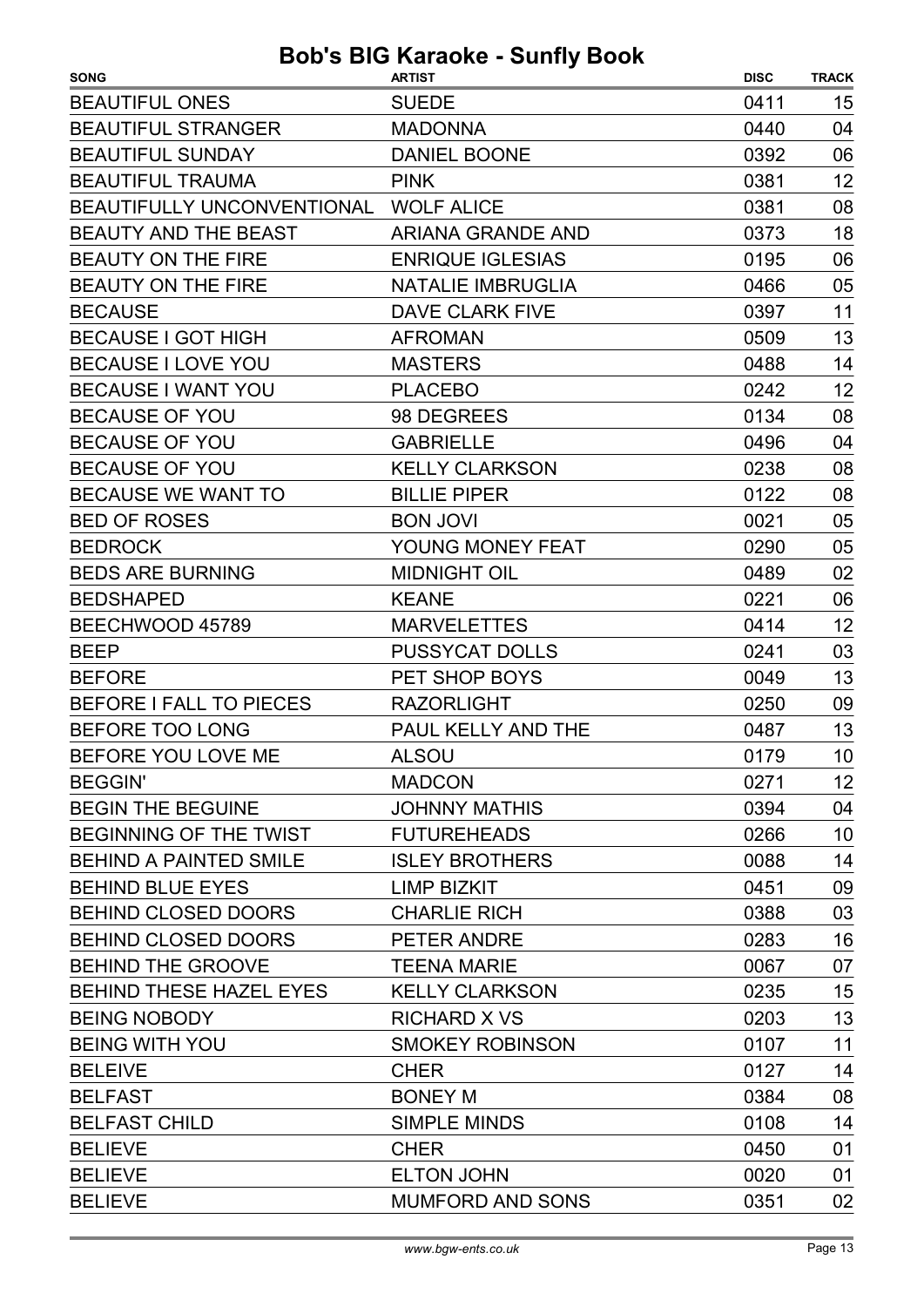# Bob's BIG Karaoke - Sunfly Book

| SONG | ARTIST | DISC | TRACK |
|---|---|---|---|
| BEAUTIFUL ONES | SUEDE | 0411 | 15 |
| BEAUTIFUL STRANGER | MADONNA | 0440 | 04 |
| BEAUTIFUL SUNDAY | DANIEL BOONE | 0392 | 06 |
| BEAUTIFUL TRAUMA | PINK | 0381 | 12 |
| BEAUTIFULLY UNCONVENTIONAL | WOLF ALICE | 0381 | 08 |
| BEAUTY AND THE BEAST | ARIANA GRANDE AND | 0373 | 18 |
| BEAUTY ON THE FIRE | ENRIQUE IGLESIAS | 0195 | 06 |
| BEAUTY ON THE FIRE | NATALIE IMBRUGLIA | 0466 | 05 |
| BECAUSE | DAVE CLARK FIVE | 0397 | 11 |
| BECAUSE I GOT HIGH | AFROMAN | 0509 | 13 |
| BECAUSE I LOVE YOU | MASTERS | 0488 | 14 |
| BECAUSE I WANT YOU | PLACEBO | 0242 | 12 |
| BECAUSE OF YOU | 98 DEGREES | 0134 | 08 |
| BECAUSE OF YOU | GABRIELLE | 0496 | 04 |
| BECAUSE OF YOU | KELLY CLARKSON | 0238 | 08 |
| BECAUSE WE WANT TO | BILLIE PIPER | 0122 | 08 |
| BED OF ROSES | BON JOVI | 0021 | 05 |
| BEDROCK | YOUNG MONEY FEAT | 0290 | 05 |
| BEDS ARE BURNING | MIDNIGHT OIL | 0489 | 02 |
| BEDSHAPED | KEANE | 0221 | 06 |
| BEECHWOOD 45789 | MARVELETTES | 0414 | 12 |
| BEEP | PUSSYCAT DOLLS | 0241 | 03 |
| BEFORE | PET SHOP BOYS | 0049 | 13 |
| BEFORE I FALL TO PIECES | RAZORLIGHT | 0250 | 09 |
| BEFORE TOO LONG | PAUL KELLY AND THE | 0487 | 13 |
| BEFORE YOU LOVE ME | ALSOU | 0179 | 10 |
| BEGGIN' | MADCON | 0271 | 12 |
| BEGIN THE BEGUINE | JOHNNY MATHIS | 0394 | 04 |
| BEGINNING OF THE TWIST | FUTUREHEADS | 0266 | 10 |
| BEHIND A PAINTED SMILE | ISLEY BROTHERS | 0088 | 14 |
| BEHIND BLUE EYES | LIMP BIZKIT | 0451 | 09 |
| BEHIND CLOSED DOORS | CHARLIE RICH | 0388 | 03 |
| BEHIND CLOSED DOORS | PETER ANDRE | 0283 | 16 |
| BEHIND THE GROOVE | TEENA MARIE | 0067 | 07 |
| BEHIND THESE HAZEL EYES | KELLY CLARKSON | 0235 | 15 |
| BEING NOBODY | RICHARD X VS | 0203 | 13 |
| BEING WITH YOU | SMOKEY ROBINSON | 0107 | 11 |
| BELEIVE | CHER | 0127 | 14 |
| BELFAST | BONEY M | 0384 | 08 |
| BELFAST CHILD | SIMPLE MINDS | 0108 | 14 |
| BELIEVE | CHER | 0450 | 01 |
| BELIEVE | ELTON JOHN | 0020 | 01 |
| BELIEVE | MUMFORD AND SONS | 0351 | 02 |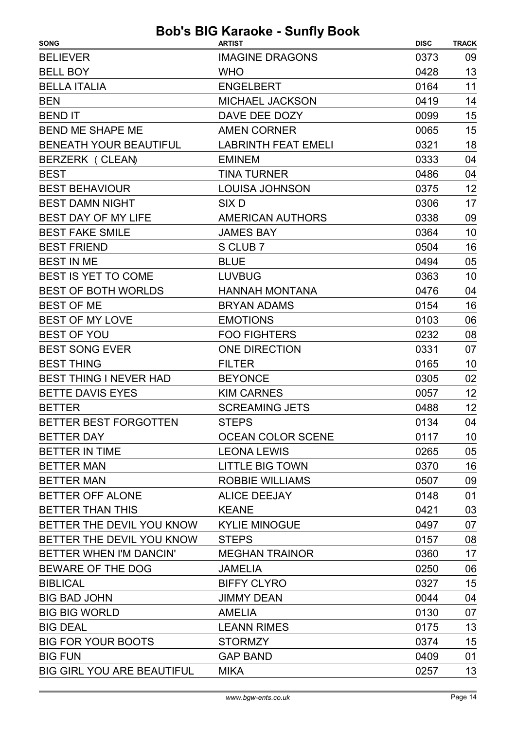# Bob's BIG Karaoke - Sunfly Book

| SONG | ARTIST | DISC | TRACK |
|---|---|---|---|
| BELIEVER | IMAGINE DRAGONS | 0373 | 09 |
| BELL BOY | WHO | 0428 | 13 |
| BELLA ITALIA | ENGELBERT | 0164 | 11 |
| BEN | MICHAEL JACKSON | 0419 | 14 |
| BEND IT | DAVE DEE DOZY | 0099 | 15 |
| BEND ME SHAPE ME | AMEN CORNER | 0065 | 15 |
| BENEATH YOUR BEAUTIFUL | LABRINTH FEAT EMELI | 0321 | 18 |
| BERZERK ( CLEAN) | EMINEM | 0333 | 04 |
| BEST | TINA TURNER | 0486 | 04 |
| BEST BEHAVIOUR | LOUISA JOHNSON | 0375 | 12 |
| BEST DAMN NIGHT | SIX D | 0306 | 17 |
| BEST DAY OF MY LIFE | AMERICAN AUTHORS | 0338 | 09 |
| BEST FAKE SMILE | JAMES BAY | 0364 | 10 |
| BEST FRIEND | S CLUB 7 | 0504 | 16 |
| BEST IN ME | BLUE | 0494 | 05 |
| BEST IS YET TO COME | LUVBUG | 0363 | 10 |
| BEST OF BOTH WORLDS | HANNAH MONTANA | 0476 | 04 |
| BEST OF ME | BRYAN ADAMS | 0154 | 16 |
| BEST OF MY LOVE | EMOTIONS | 0103 | 06 |
| BEST OF YOU | FOO FIGHTERS | 0232 | 08 |
| BEST SONG EVER | ONE DIRECTION | 0331 | 07 |
| BEST THING | FILTER | 0165 | 10 |
| BEST THING I NEVER HAD | BEYONCE | 0305 | 02 |
| BETTE DAVIS EYES | KIM CARNES | 0057 | 12 |
| BETTER | SCREAMING JETS | 0488 | 12 |
| BETTER BEST FORGOTTEN | STEPS | 0134 | 04 |
| BETTER DAY | OCEAN COLOR SCENE | 0117 | 10 |
| BETTER IN TIME | LEONA LEWIS | 0265 | 05 |
| BETTER MAN | LITTLE BIG TOWN | 0370 | 16 |
| BETTER MAN | ROBBIE WILLIAMS | 0507 | 09 |
| BETTER OFF ALONE | ALICE DEEJAY | 0148 | 01 |
| BETTER THAN THIS | KEANE | 0421 | 03 |
| BETTER THE DEVIL YOU KNOW | KYLIE MINOGUE | 0497 | 07 |
| BETTER THE DEVIL YOU KNOW | STEPS | 0157 | 08 |
| BETTER WHEN I'M DANCIN' | MEGHAN TRAINOR | 0360 | 17 |
| BEWARE OF THE DOG | JAMELIA | 0250 | 06 |
| BIBLICAL | BIFFY CLYRO | 0327 | 15 |
| BIG BAD JOHN | JIMMY DEAN | 0044 | 04 |
| BIG BIG WORLD | AMELIA | 0130 | 07 |
| BIG DEAL | LEANN RIMES | 0175 | 13 |
| BIG FOR YOUR BOOTS | STORMZY | 0374 | 15 |
| BIG FUN | GAP BAND | 0409 | 01 |
| BIG GIRL YOU ARE BEAUTIFUL | MIKA | 0257 | 13 |

www.bgw-ents.co.uk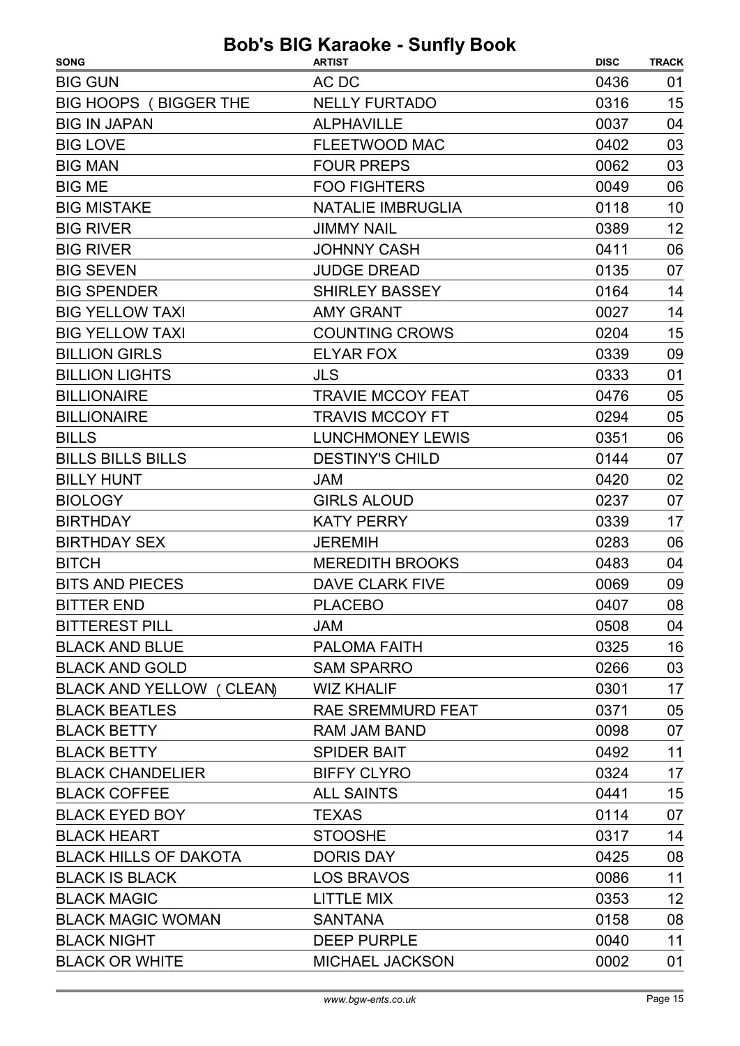# Bob's BIG Karaoke - Sunfly Book

| SONG | ARTIST | DISC | TRACK |
|---|---|---|---|
| BIG GUN | AC DC | 0436 | 01 |
| BIG HOOPS ( BIGGER THE | NELLY FURTADO | 0316 | 15 |
| BIG IN JAPAN | ALPHAVILLE | 0037 | 04 |
| BIG LOVE | FLEETWOOD MAC | 0402 | 03 |
| BIG MAN | FOUR PREPS | 0062 | 03 |
| BIG ME | FOO FIGHTERS | 0049 | 06 |
| BIG MISTAKE | NATALIE IMBRUGLIA | 0118 | 10 |
| BIG RIVER | JIMMY NAIL | 0389 | 12 |
| BIG RIVER | JOHNNY CASH | 0411 | 06 |
| BIG SEVEN | JUDGE DREAD | 0135 | 07 |
| BIG SPENDER | SHIRLEY BASSEY | 0164 | 14 |
| BIG YELLOW TAXI | AMY GRANT | 0027 | 14 |
| BIG YELLOW TAXI | COUNTING CROWS | 0204 | 15 |
| BILLION GIRLS | ELYAR FOX | 0339 | 09 |
| BILLION LIGHTS | JLS | 0333 | 01 |
| BILLIONAIRE | TRAVIE MCCOY FEAT | 0476 | 05 |
| BILLIONAIRE | TRAVIS MCCOY FT | 0294 | 05 |
| BILLS | LUNCHMONEY LEWIS | 0351 | 06 |
| BILLS BILLS BILLS | DESTINY'S CHILD | 0144 | 07 |
| BILLY HUNT | JAM | 0420 | 02 |
| BIOLOGY | GIRLS ALOUD | 0237 | 07 |
| BIRTHDAY | KATY PERRY | 0339 | 17 |
| BIRTHDAY SEX | JEREMIH | 0283 | 06 |
| BITCH | MEREDITH BROOKS | 0483 | 04 |
| BITS AND PIECES | DAVE CLARK FIVE | 0069 | 09 |
| BITTER END | PLACEBO | 0407 | 08 |
| BITTEREST PILL | JAM | 0508 | 04 |
| BLACK AND BLUE | PALOMA FAITH | 0325 | 16 |
| BLACK AND GOLD | SAM SPARRO | 0266 | 03 |
| BLACK AND YELLOW ( CLEAN) | WIZ KHALIF | 0301 | 17 |
| BLACK BEATLES | RAE SREMMURD FEAT | 0371 | 05 |
| BLACK BETTY | RAM JAM BAND | 0098 | 07 |
| BLACK BETTY | SPIDER BAIT | 0492 | 11 |
| BLACK CHANDELIER | BIFFY CLYRO | 0324 | 17 |
| BLACK COFFEE | ALL SAINTS | 0441 | 15 |
| BLACK EYED BOY | TEXAS | 0114 | 07 |
| BLACK HEART | STOOSHE | 0317 | 14 |
| BLACK HILLS OF DAKOTA | DORIS DAY | 0425 | 08 |
| BLACK IS BLACK | LOS BRAVOS | 0086 | 11 |
| BLACK MAGIC | LITTLE MIX | 0353 | 12 |
| BLACK MAGIC WOMAN | SANTANA | 0158 | 08 |
| BLACK NIGHT | DEEP PURPLE | 0040 | 11 |
| BLACK OR WHITE | MICHAEL JACKSON | 0002 | 01 |

www.bgw-ents.co.uk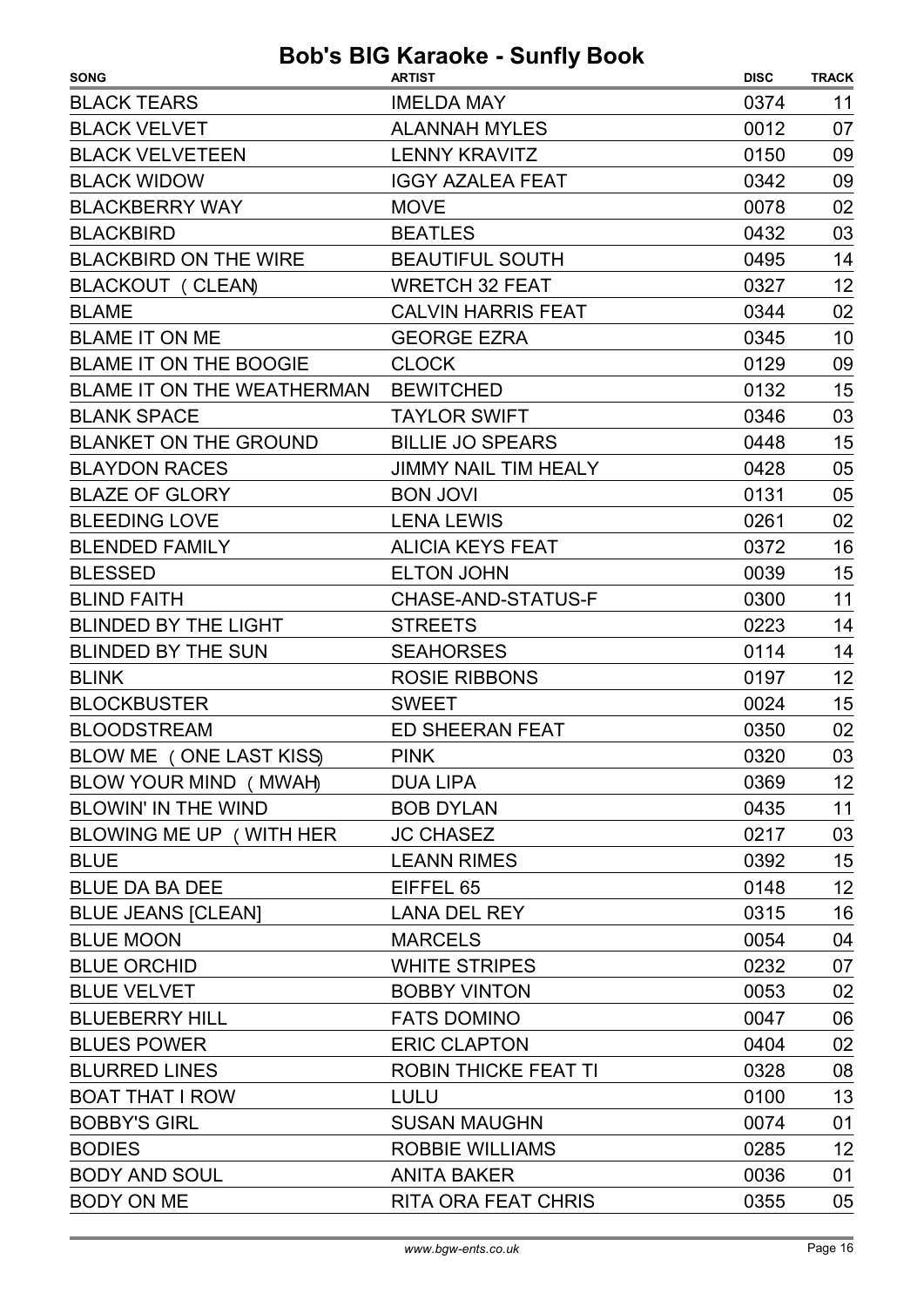# Bob's BIG Karaoke - Sunfly Book

| SONG | ARTIST | DISC | TRACK |
|---|---|---|---|
| BLACK TEARS | IMELDA MAY | 0374 | 11 |
| BLACK VELVET | ALANNAH MYLES | 0012 | 07 |
| BLACK VELVETEEN | LENNY KRAVITZ | 0150 | 09 |
| BLACK WIDOW | IGGY AZALEA FEAT | 0342 | 09 |
| BLACKBERRY WAY | MOVE | 0078 | 02 |
| BLACKBIRD | BEATLES | 0432 | 03 |
| BLACKBIRD ON THE WIRE | BEAUTIFUL SOUTH | 0495 | 14 |
| BLACKOUT ( CLEAN) | WRETCH 32 FEAT | 0327 | 12 |
| BLAME | CALVIN HARRIS FEAT | 0344 | 02 |
| BLAME IT ON ME | GEORGE EZRA | 0345 | 10 |
| BLAME IT ON THE BOOGIE | CLOCK | 0129 | 09 |
| BLAME IT ON THE WEATHERMAN | BEWITCHED | 0132 | 15 |
| BLANK SPACE | TAYLOR SWIFT | 0346 | 03 |
| BLANKET ON THE GROUND | BILLIE JO SPEARS | 0448 | 15 |
| BLAYDON RACES | JIMMY NAIL TIM HEALY | 0428 | 05 |
| BLAZE OF GLORY | BON JOVI | 0131 | 05 |
| BLEEDING LOVE | LENA LEWIS | 0261 | 02 |
| BLENDED FAMILY | ALICIA KEYS FEAT | 0372 | 16 |
| BLESSED | ELTON JOHN | 0039 | 15 |
| BLIND FAITH | CHASE-AND-STATUS-F | 0300 | 11 |
| BLINDED BY THE LIGHT | STREETS | 0223 | 14 |
| BLINDED BY THE SUN | SEAHORSES | 0114 | 14 |
| BLINK | ROSIE RIBBONS | 0197 | 12 |
| BLOCKBUSTER | SWEET | 0024 | 15 |
| BLOODSTREAM | ED SHEERAN FEAT | 0350 | 02 |
| BLOW ME ( ONE LAST KISS) | PINK | 0320 | 03 |
| BLOW YOUR MIND ( MWAH) | DUA LIPA | 0369 | 12 |
| BLOWIN' IN THE WIND | BOB DYLAN | 0435 | 11 |
| BLOWING ME UP ( WITH HER | JC CHASEZ | 0217 | 03 |
| BLUE | LEANN RIMES | 0392 | 15 |
| BLUE DA BA DEE | EIFFEL 65 | 0148 | 12 |
| BLUE JEANS [CLEAN] | LANA DEL REY | 0315 | 16 |
| BLUE MOON | MARCELS | 0054 | 04 |
| BLUE ORCHID | WHITE STRIPES | 0232 | 07 |
| BLUE VELVET | BOBBY VINTON | 0053 | 02 |
| BLUEBERRY HILL | FATS DOMINO | 0047 | 06 |
| BLUES POWER | ERIC CLAPTON | 0404 | 02 |
| BLURRED LINES | ROBIN THICKE FEAT TI | 0328 | 08 |
| BOAT THAT I ROW | LULU | 0100 | 13 |
| BOBBY'S GIRL | SUSAN MAUGHN | 0074 | 01 |
| BODIES | ROBBIE WILLIAMS | 0285 | 12 |
| BODY AND SOUL | ANITA BAKER | 0036 | 01 |
| BODY ON ME | RITA ORA FEAT CHRIS | 0355 | 05 |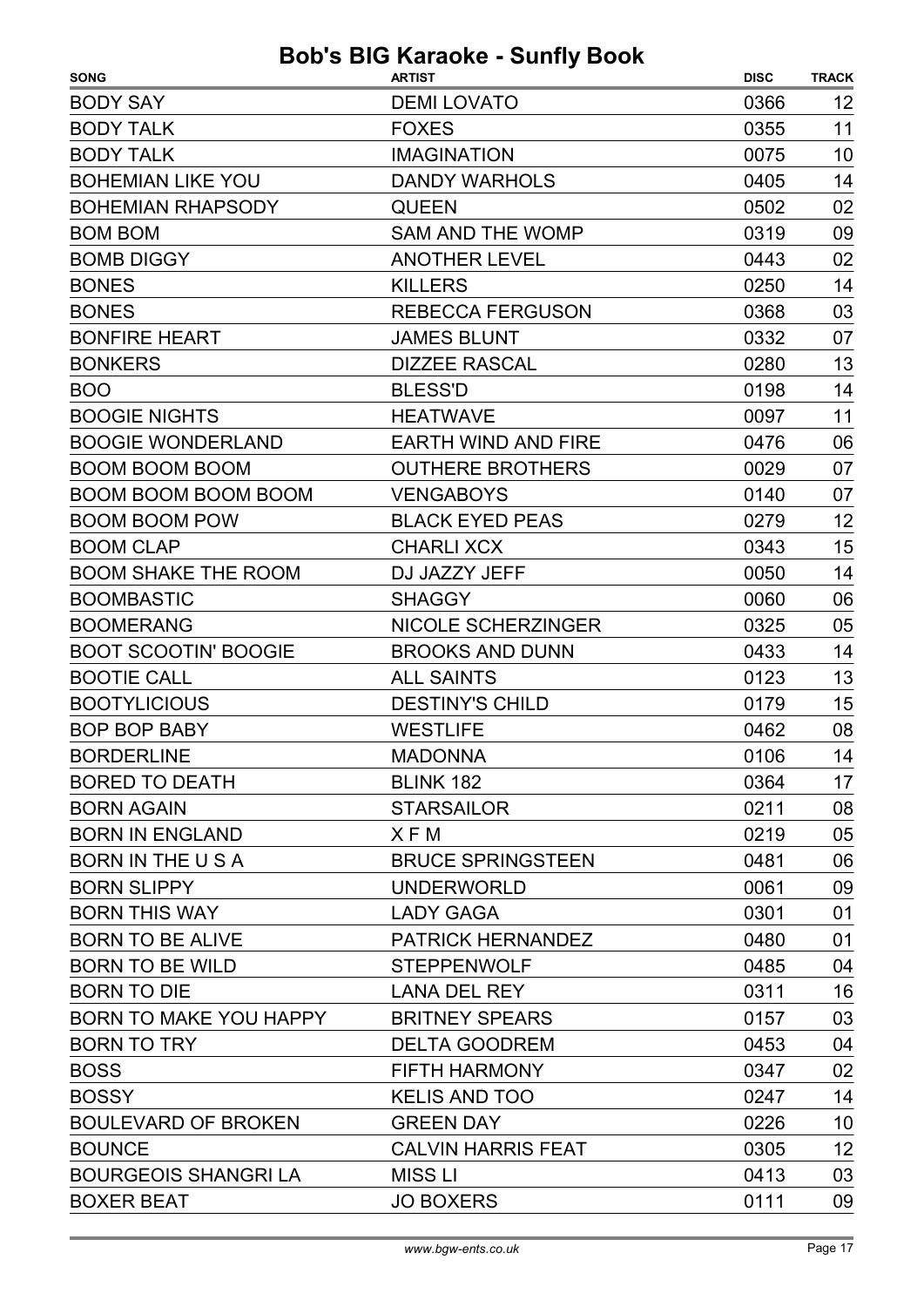# Bob's BIG Karaoke - Sunfly Book

| SONG | ARTIST | DISC | TRACK |
|---|---|---|---|
| BODY SAY | DEMI LOVATO | 0366 | 12 |
| BODY TALK | FOXES | 0355 | 11 |
| BODY TALK | IMAGINATION | 0075 | 10 |
| BOHEMIAN LIKE YOU | DANDY WARHOLS | 0405 | 14 |
| BOHEMIAN RHAPSODY | QUEEN | 0502 | 02 |
| BOM BOM | SAM AND THE WOMP | 0319 | 09 |
| BOMB DIGGY | ANOTHER LEVEL | 0443 | 02 |
| BONES | KILLERS | 0250 | 14 |
| BONES | REBECCA FERGUSON | 0368 | 03 |
| BONFIRE HEART | JAMES BLUNT | 0332 | 07 |
| BONKERS | DIZZEE RASCAL | 0280 | 13 |
| BOO | BLESS'D | 0198 | 14 |
| BOOGIE NIGHTS | HEATWAVE | 0097 | 11 |
| BOOGIE WONDERLAND | EARTH WIND AND FIRE | 0476 | 06 |
| BOOM BOOM BOOM | OUTHERE BROTHERS | 0029 | 07 |
| BOOM BOOM BOOM BOOM | VENGABOYS | 0140 | 07 |
| BOOM BOOM POW | BLACK EYED PEAS | 0279 | 12 |
| BOOM CLAP | CHARLI XCX | 0343 | 15 |
| BOOM SHAKE THE ROOM | DJ JAZZY JEFF | 0050 | 14 |
| BOOMBASTIC | SHAGGY | 0060 | 06 |
| BOOMERANG | NICOLE SCHERZINGER | 0325 | 05 |
| BOOT SCOOTIN' BOOGIE | BROOKS AND DUNN | 0433 | 14 |
| BOOTIE CALL | ALL SAINTS | 0123 | 13 |
| BOOTYLICIOUS | DESTINY'S CHILD | 0179 | 15 |
| BOP BOP BABY | WESTLIFE | 0462 | 08 |
| BORDERLINE | MADONNA | 0106 | 14 |
| BORED TO DEATH | BLINK 182 | 0364 | 17 |
| BORN AGAIN | STARSAILOR | 0211 | 08 |
| BORN IN ENGLAND | X F M | 0219 | 05 |
| BORN IN THE U S A | BRUCE SPRINGSTEEN | 0481 | 06 |
| BORN SLIPPY | UNDERWORLD | 0061 | 09 |
| BORN THIS WAY | LADY GAGA | 0301 | 01 |
| BORN TO BE ALIVE | PATRICK HERNANDEZ | 0480 | 01 |
| BORN TO BE WILD | STEPPENWOLF | 0485 | 04 |
| BORN TO DIE | LANA DEL REY | 0311 | 16 |
| BORN TO MAKE YOU HAPPY | BRITNEY SPEARS | 0157 | 03 |
| BORN TO TRY | DELTA GOODREM | 0453 | 04 |
| BOSS | FIFTH HARMONY | 0347 | 02 |
| BOSSY | KELIS AND TOO | 0247 | 14 |
| BOULEVARD OF BROKEN | GREEN DAY | 0226 | 10 |
| BOUNCE | CALVIN HARRIS FEAT | 0305 | 12 |
| BOURGEOIS SHANGRI LA | MISS LI | 0413 | 03 |
| BOXER BEAT | JO BOXERS | 0111 | 09 |

www.bgw-ents.co.uk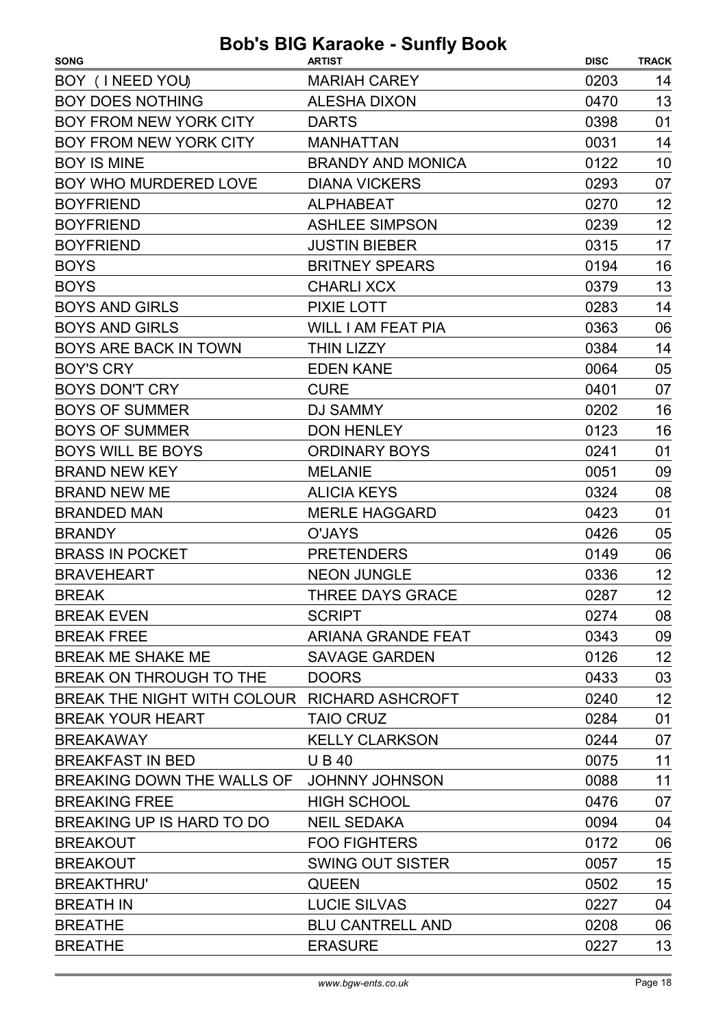# Bob's BIG Karaoke - Sunfly Book

| SONG | ARTIST | DISC | TRACK |
|---|---|---|---|
| BOY ( I NEED YOU) | MARIAH CAREY | 0203 | 14 |
| BOY DOES NOTHING | ALESHA DIXON | 0470 | 13 |
| BOY FROM NEW YORK CITY | DARTS | 0398 | 01 |
| BOY FROM NEW YORK CITY | MANHATTAN | 0031 | 14 |
| BOY IS MINE | BRANDY AND MONICA | 0122 | 10 |
| BOY WHO MURDERED LOVE | DIANA VICKERS | 0293 | 07 |
| BOYFRIEND | ALPHABEAT | 0270 | 12 |
| BOYFRIEND | ASHLEE SIMPSON | 0239 | 12 |
| BOYFRIEND | JUSTIN BIEBER | 0315 | 17 |
| BOYS | BRITNEY SPEARS | 0194 | 16 |
| BOYS | CHARLI XCX | 0379 | 13 |
| BOYS AND GIRLS | PIXIE LOTT | 0283 | 14 |
| BOYS AND GIRLS | WILL I AM FEAT PIA | 0363 | 06 |
| BOYS ARE BACK IN TOWN | THIN LIZZY | 0384 | 14 |
| BOY'S CRY | EDEN KANE | 0064 | 05 |
| BOYS DON'T CRY | CURE | 0401 | 07 |
| BOYS OF SUMMER | DJ SAMMY | 0202 | 16 |
| BOYS OF SUMMER | DON HENLEY | 0123 | 16 |
| BOYS WILL BE BOYS | ORDINARY BOYS | 0241 | 01 |
| BRAND NEW KEY | MELANIE | 0051 | 09 |
| BRAND NEW ME | ALICIA KEYS | 0324 | 08 |
| BRANDED MAN | MERLE HAGGARD | 0423 | 01 |
| BRANDY | O'JAYS | 0426 | 05 |
| BRASS IN POCKET | PRETENDERS | 0149 | 06 |
| BRAVEHEART | NEON JUNGLE | 0336 | 12 |
| BREAK | THREE DAYS GRACE | 0287 | 12 |
| BREAK EVEN | SCRIPT | 0274 | 08 |
| BREAK FREE | ARIANA GRANDE FEAT | 0343 | 09 |
| BREAK ME SHAKE ME | SAVAGE GARDEN | 0126 | 12 |
| BREAK ON THROUGH TO THE | DOORS | 0433 | 03 |
| BREAK THE NIGHT WITH COLOUR | RICHARD ASHCROFT | 0240 | 12 |
| BREAK YOUR HEART | TAIO CRUZ | 0284 | 01 |
| BREAKAWAY | KELLY CLARKSON | 0244 | 07 |
| BREAKFAST IN BED | U B 40 | 0075 | 11 |
| BREAKING DOWN THE WALLS OF | JOHNNY JOHNSON | 0088 | 11 |
| BREAKING FREE | HIGH SCHOOL | 0476 | 07 |
| BREAKING UP IS HARD TO DO | NEIL SEDAKA | 0094 | 04 |
| BREAKOUT | FOO FIGHTERS | 0172 | 06 |
| BREAKOUT | SWING OUT SISTER | 0057 | 15 |
| BREAKTHRU' | QUEEN | 0502 | 15 |
| BREATH IN | LUCIE SILVAS | 0227 | 04 |
| BREATHE | BLU CANTRELL AND | 0208 | 06 |
| BREATHE | ERASURE | 0227 | 13 |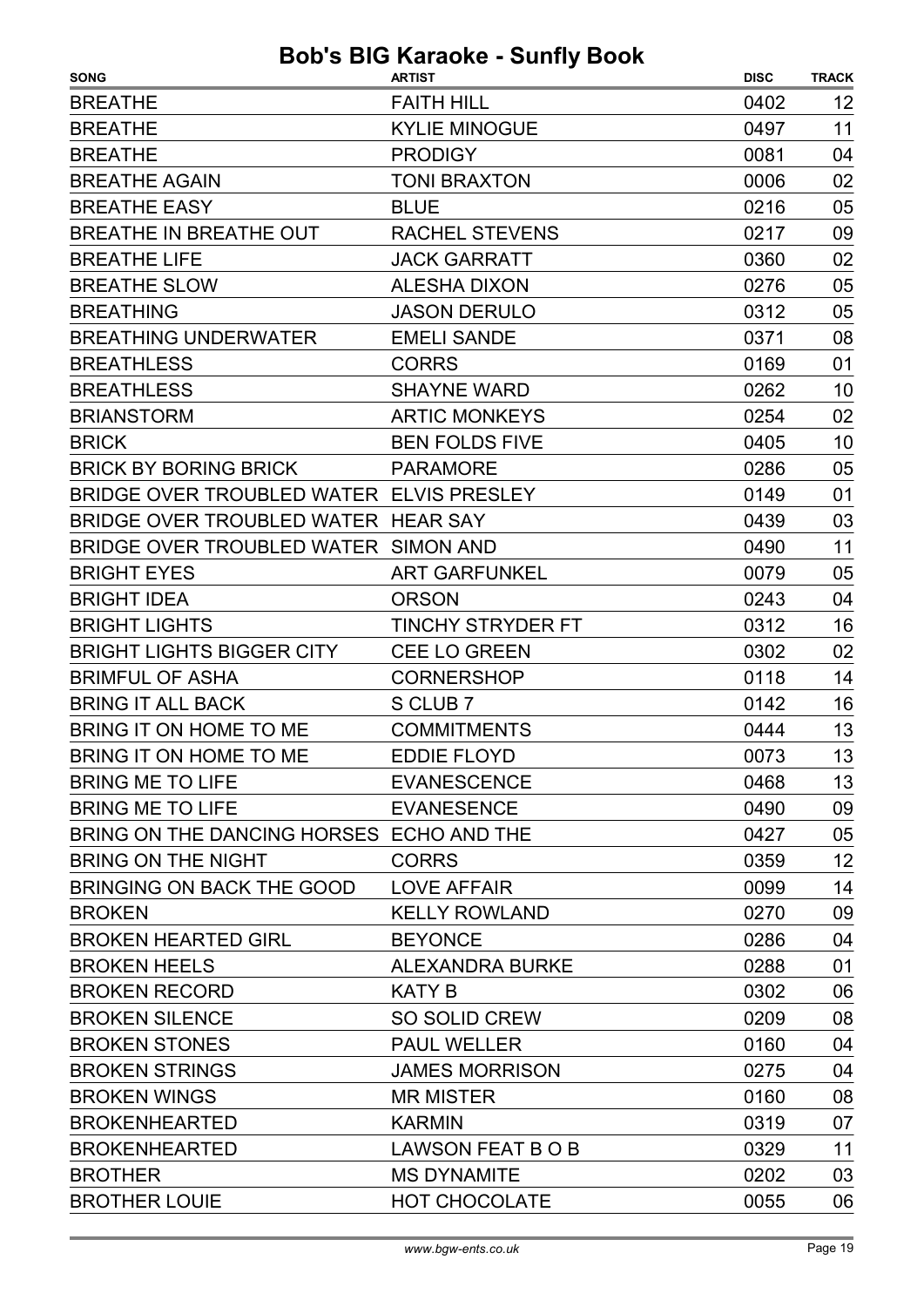# Bob's BIG Karaoke - Sunfly Book

| SONG | ARTIST | DISC | TRACK |
|---|---|---|---|
| BREATHE | FAITH HILL | 0402 | 12 |
| BREATHE | KYLIE MINOGUE | 0497 | 11 |
| BREATHE | PRODIGY | 0081 | 04 |
| BREATHE AGAIN | TONI BRAXTON | 0006 | 02 |
| BREATHE EASY | BLUE | 0216 | 05 |
| BREATHE IN BREATHE OUT | RACHEL STEVENS | 0217 | 09 |
| BREATHE LIFE | JACK GARRATT | 0360 | 02 |
| BREATHE SLOW | ALESHA DIXON | 0276 | 05 |
| BREATHING | JASON DERULO | 0312 | 05 |
| BREATHING UNDERWATER | EMELI SANDE | 0371 | 08 |
| BREATHLESS | CORRS | 0169 | 01 |
| BREATHLESS | SHAYNE WARD | 0262 | 10 |
| BRIANSTORM | ARTIC MONKEYS | 0254 | 02 |
| BRICK | BEN FOLDS FIVE | 0405 | 10 |
| BRICK BY BORING BRICK | PARAMORE | 0286 | 05 |
| BRIDGE OVER TROUBLED WATER | ELVIS PRESLEY | 0149 | 01 |
| BRIDGE OVER TROUBLED WATER | HEAR SAY | 0439 | 03 |
| BRIDGE OVER TROUBLED WATER | SIMON AND | 0490 | 11 |
| BRIGHT EYES | ART GARFUNKEL | 0079 | 05 |
| BRIGHT IDEA | ORSON | 0243 | 04 |
| BRIGHT LIGHTS | TINCHY STRYDER FT | 0312 | 16 |
| BRIGHT LIGHTS BIGGER CITY | CEE LO GREEN | 0302 | 02 |
| BRIMFUL OF ASHA | CORNERSHOP | 0118 | 14 |
| BRING IT ALL BACK | S CLUB 7 | 0142 | 16 |
| BRING IT ON HOME TO ME | COMMITMENTS | 0444 | 13 |
| BRING IT ON HOME TO ME | EDDIE FLOYD | 0073 | 13 |
| BRING ME TO LIFE | EVANESCENCE | 0468 | 13 |
| BRING ME TO LIFE | EVANESENCE | 0490 | 09 |
| BRING ON THE DANCING HORSES | ECHO AND THE | 0427 | 05 |
| BRING ON THE NIGHT | CORRS | 0359 | 12 |
| BRINGING ON BACK THE GOOD | LOVE AFFAIR | 0099 | 14 |
| BROKEN | KELLY ROWLAND | 0270 | 09 |
| BROKEN HEARTED GIRL | BEYONCE | 0286 | 04 |
| BROKEN HEELS | ALEXANDRA BURKE | 0288 | 01 |
| BROKEN RECORD | KATY B | 0302 | 06 |
| BROKEN SILENCE | SO SOLID CREW | 0209 | 08 |
| BROKEN STONES | PAUL WELLER | 0160 | 04 |
| BROKEN STRINGS | JAMES MORRISON | 0275 | 04 |
| BROKEN WINGS | MR MISTER | 0160 | 08 |
| BROKENHEARTED | KARMIN | 0319 | 07 |
| BROKENHEARTED | LAWSON FEAT B O B | 0329 | 11 |
| BROTHER | MS DYNAMITE | 0202 | 03 |
| BROTHER LOUIE | HOT CHOCOLATE | 0055 | 06 |

www.bgw-ents.co.uk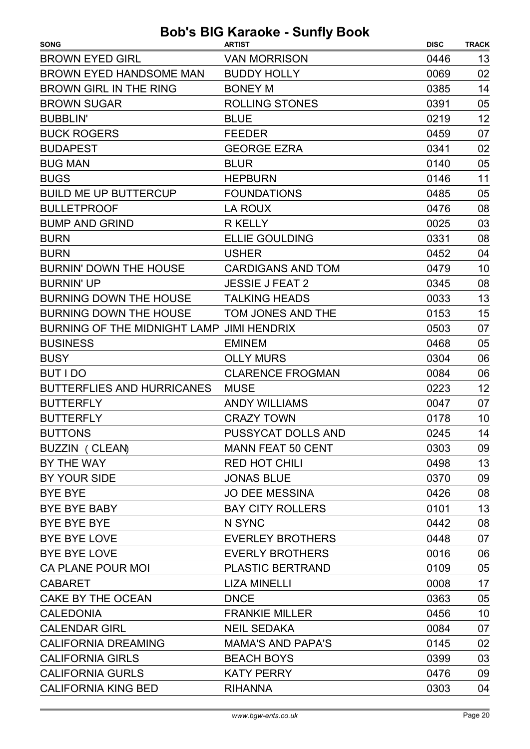# Bob's BIG Karaoke - Sunfly Book

| SONG | ARTIST | DISC | TRACK |
|---|---|---|---|
| BROWN EYED GIRL | VAN MORRISON | 0446 | 13 |
| BROWN EYED HANDSOME MAN | BUDDY HOLLY | 0069 | 02 |
| BROWN GIRL IN THE RING | BONEY M | 0385 | 14 |
| BROWN SUGAR | ROLLING STONES | 0391 | 05 |
| BUBBLIN' | BLUE | 0219 | 12 |
| BUCK ROGERS | FEEDER | 0459 | 07 |
| BUDAPEST | GEORGE EZRA | 0341 | 02 |
| BUG MAN | BLUR | 0140 | 05 |
| BUGS | HEPBURN | 0146 | 11 |
| BUILD ME UP BUTTERCUP | FOUNDATIONS | 0485 | 05 |
| BULLETPROOF | LA ROUX | 0476 | 08 |
| BUMP AND GRIND | R KELLY | 0025 | 03 |
| BURN | ELLIE GOULDING | 0331 | 08 |
| BURN | USHER | 0452 | 04 |
| BURNIN' DOWN THE HOUSE | CARDIGANS AND TOM | 0479 | 10 |
| BURNIN' UP | JESSIE J FEAT 2 | 0345 | 08 |
| BURNING DOWN THE HOUSE | TALKING HEADS | 0033 | 13 |
| BURNING DOWN THE HOUSE | TOM JONES AND THE | 0153 | 15 |
| BURNING OF THE MIDNIGHT LAMP | JIMI HENDRIX | 0503 | 07 |
| BUSINESS | EMINEM | 0468 | 05 |
| BUSY | OLLY MURS | 0304 | 06 |
| BUT I DO | CLARENCE FROGMAN | 0084 | 06 |
| BUTTERFLIES AND HURRICANES | MUSE | 0223 | 12 |
| BUTTERFLY | ANDY WILLIAMS | 0047 | 07 |
| BUTTERFLY | CRAZY TOWN | 0178 | 10 |
| BUTTONS | PUSSYCAT DOLLS AND | 0245 | 14 |
| BUZZIN ( CLEAN) | MANN FEAT 50 CENT | 0303 | 09 |
| BY THE WAY | RED HOT CHILI | 0498 | 13 |
| BY YOUR SIDE | JONAS BLUE | 0370 | 09 |
| BYE BYE | JO DEE MESSINA | 0426 | 08 |
| BYE BYE BABY | BAY CITY ROLLERS | 0101 | 13 |
| BYE BYE BYE | N SYNC | 0442 | 08 |
| BYE BYE LOVE | EVERLEY BROTHERS | 0448 | 07 |
| BYE BYE LOVE | EVERLY BROTHERS | 0016 | 06 |
| CA PLANE POUR MOI | PLASTIC BERTRAND | 0109 | 05 |
| CABARET | LIZA MINELLI | 0008 | 17 |
| CAKE BY THE OCEAN | DNCE | 0363 | 05 |
| CALEDONIA | FRANKIE MILLER | 0456 | 10 |
| CALENDAR GIRL | NEIL SEDAKA | 0084 | 07 |
| CALIFORNIA DREAMING | MAMA'S AND PAPA'S | 0145 | 02 |
| CALIFORNIA GIRLS | BEACH BOYS | 0399 | 03 |
| CALIFORNIA GURLS | KATY PERRY | 0476 | 09 |
| CALIFORNIA KING BED | RIHANNA | 0303 | 04 |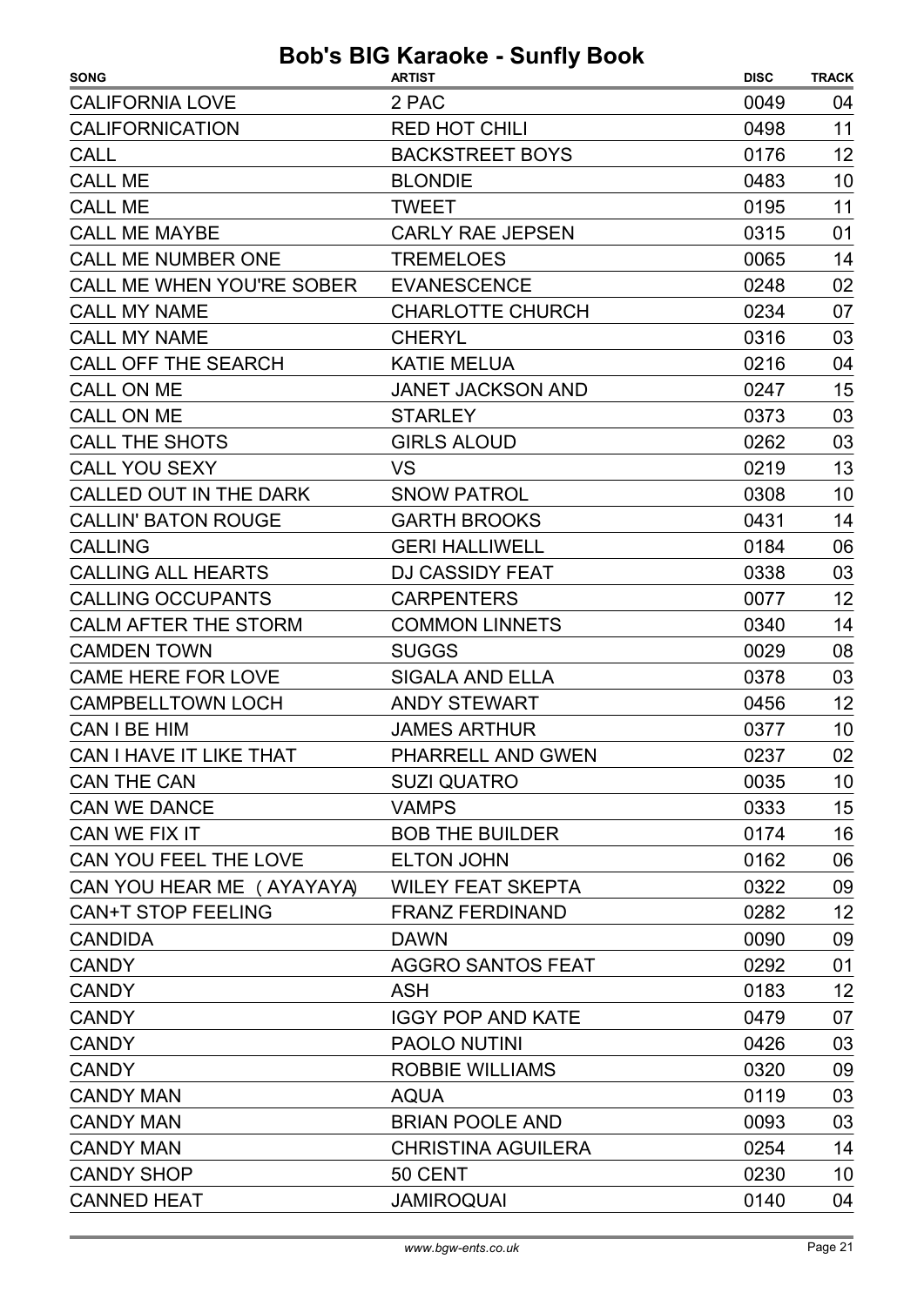# Bob's BIG Karaoke - Sunfly Book

| SONG | ARTIST | DISC | TRACK |
|---|---|---|---|
| CALIFORNIA LOVE | 2 PAC | 0049 | 04 |
| CALIFORNICATION | RED HOT CHILI | 0498 | 11 |
| CALL | BACKSTREET BOYS | 0176 | 12 |
| CALL ME | BLONDIE | 0483 | 10 |
| CALL ME | TWEET | 0195 | 11 |
| CALL ME MAYBE | CARLY RAE JEPSEN | 0315 | 01 |
| CALL ME NUMBER ONE | TREMELOES | 0065 | 14 |
| CALL ME WHEN YOU'RE SOBER | EVANESCENCE | 0248 | 02 |
| CALL MY NAME | CHARLOTTE CHURCH | 0234 | 07 |
| CALL MY NAME | CHERYL | 0316 | 03 |
| CALL OFF THE SEARCH | KATIE MELUA | 0216 | 04 |
| CALL ON ME | JANET JACKSON AND | 0247 | 15 |
| CALL ON ME | STARLEY | 0373 | 03 |
| CALL THE SHOTS | GIRLS ALOUD | 0262 | 03 |
| CALL YOU SEXY | VS | 0219 | 13 |
| CALLED OUT IN THE DARK | SNOW PATROL | 0308 | 10 |
| CALLIN' BATON ROUGE | GARTH BROOKS | 0431 | 14 |
| CALLING | GERI HALLIWELL | 0184 | 06 |
| CALLING ALL HEARTS | DJ CASSIDY FEAT | 0338 | 03 |
| CALLING OCCUPANTS | CARPENTERS | 0077 | 12 |
| CALM AFTER THE STORM | COMMON LINNETS | 0340 | 14 |
| CAMDEN TOWN | SUGGS | 0029 | 08 |
| CAME HERE FOR LOVE | SIGALA AND ELLA | 0378 | 03 |
| CAMPBELLTOWN LOCH | ANDY STEWART | 0456 | 12 |
| CAN I BE HIM | JAMES ARTHUR | 0377 | 10 |
| CAN I HAVE IT LIKE THAT | PHARRELL AND GWEN | 0237 | 02 |
| CAN THE CAN | SUZI QUATRO | 0035 | 10 |
| CAN WE DANCE | VAMPS | 0333 | 15 |
| CAN WE FIX IT | BOB THE BUILDER | 0174 | 16 |
| CAN YOU FEEL THE LOVE | ELTON JOHN | 0162 | 06 |
| CAN YOU HEAR ME (AYAYAYA) | WILEY FEAT SKEPTA | 0322 | 09 |
| CAN+T STOP FEELING | FRANZ FERDINAND | 0282 | 12 |
| CANDIDA | DAWN | 0090 | 09 |
| CANDY | AGGRO SANTOS FEAT | 0292 | 01 |
| CANDY | ASH | 0183 | 12 |
| CANDY | IGGY POP AND KATE | 0479 | 07 |
| CANDY | PAOLO NUTINI | 0426 | 03 |
| CANDY | ROBBIE WILLIAMS | 0320 | 09 |
| CANDY MAN | AQUA | 0119 | 03 |
| CANDY MAN | BRIAN POOLE AND | 0093 | 03 |
| CANDY MAN | CHRISTINA AGUILERA | 0254 | 14 |
| CANDY SHOP | 50 CENT | 0230 | 10 |
| CANNED HEAT | JAMIROQUAI | 0140 | 04 |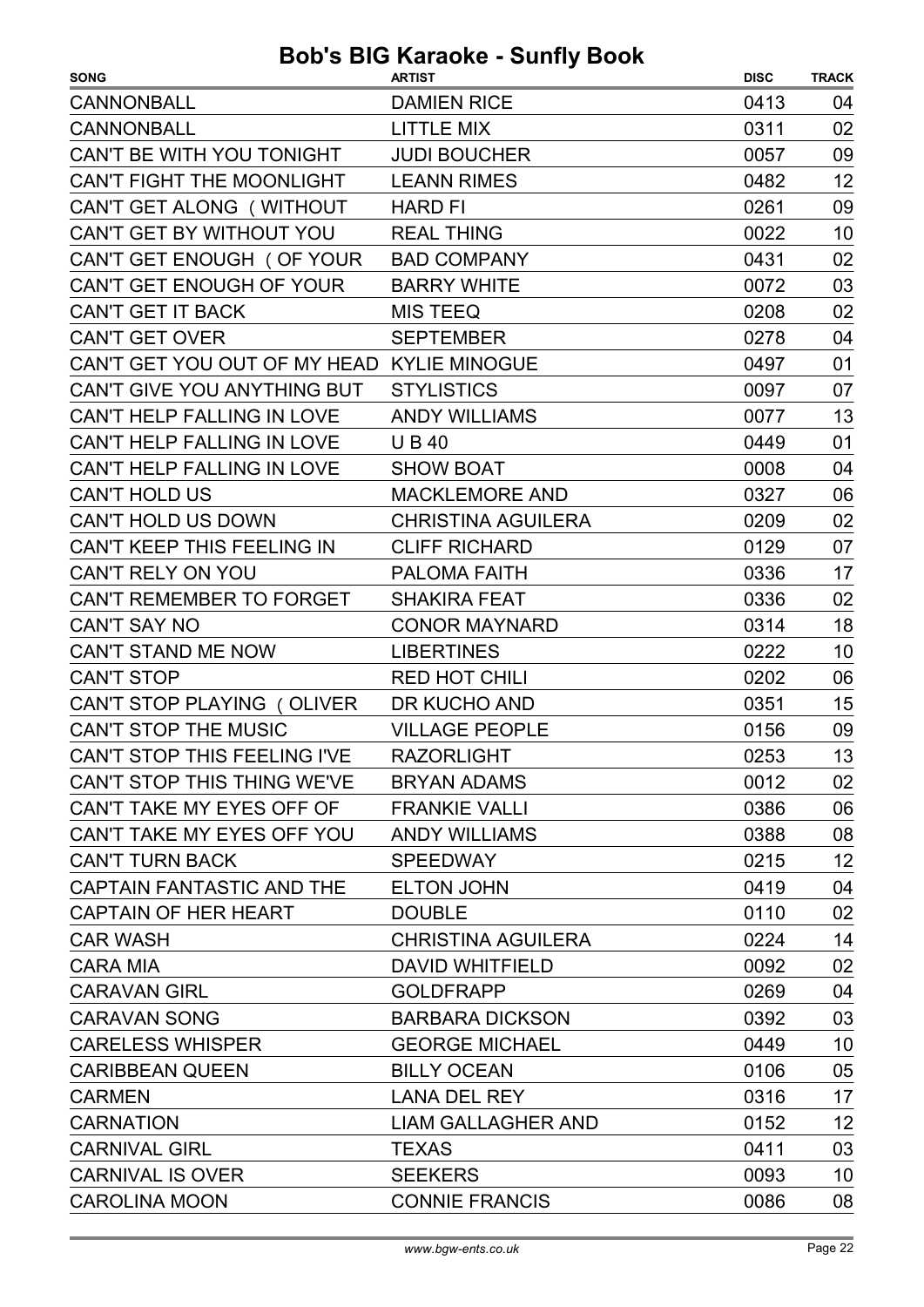# Bob's BIG Karaoke - Sunfly Book

| SONG | ARTIST | DISC | TRACK |
|---|---|---|---|
| CANNONBALL | DAMIEN RICE | 0413 | 04 |
| CANNONBALL | LITTLE MIX | 0311 | 02 |
| CAN'T BE WITH YOU TONIGHT | JUDI BOUCHER | 0057 | 09 |
| CAN'T FIGHT THE MOONLIGHT | LEANN RIMES | 0482 | 12 |
| CAN'T GET ALONG ( WITHOUT | HARD FI | 0261 | 09 |
| CAN'T GET BY WITHOUT YOU | REAL THING | 0022 | 10 |
| CAN'T GET ENOUGH ( OF YOUR | BAD COMPANY | 0431 | 02 |
| CAN'T GET ENOUGH OF YOUR | BARRY WHITE | 0072 | 03 |
| CAN'T GET IT BACK | MIS TEEQ | 0208 | 02 |
| CAN'T GET OVER | SEPTEMBER | 0278 | 04 |
| CAN'T GET YOU OUT OF MY HEAD | KYLIE MINOGUE | 0497 | 01 |
| CAN'T GIVE YOU ANYTHING BUT | STYLISTICS | 0097 | 07 |
| CAN'T HELP FALLING IN LOVE | ANDY WILLIAMS | 0077 | 13 |
| CAN'T HELP FALLING IN LOVE | U B 40 | 0449 | 01 |
| CAN'T HELP FALLING IN LOVE | SHOW BOAT | 0008 | 04 |
| CAN'T HOLD US | MACKLEMORE AND | 0327 | 06 |
| CAN'T HOLD US DOWN | CHRISTINA AGUILERA | 0209 | 02 |
| CAN'T KEEP THIS FEELING IN | CLIFF RICHARD | 0129 | 07 |
| CAN'T RELY ON YOU | PALOMA FAITH | 0336 | 17 |
| CAN'T REMEMBER TO FORGET | SHAKIRA FEAT | 0336 | 02 |
| CAN'T SAY NO | CONOR MAYNARD | 0314 | 18 |
| CAN'T STAND ME NOW | LIBERTINES | 0222 | 10 |
| CAN'T STOP | RED HOT CHILI | 0202 | 06 |
| CAN'T STOP PLAYING ( OLIVER | DR KUCHO AND | 0351 | 15 |
| CAN'T STOP THE MUSIC | VILLAGE PEOPLE | 0156 | 09 |
| CAN'T STOP THIS FEELING I'VE | RAZORLIGHT | 0253 | 13 |
| CAN'T STOP THIS THING WE'VE | BRYAN ADAMS | 0012 | 02 |
| CAN'T TAKE MY EYES OFF OF | FRANKIE VALLI | 0386 | 06 |
| CAN'T TAKE MY EYES OFF YOU | ANDY WILLIAMS | 0388 | 08 |
| CAN'T TURN BACK | SPEEDWAY | 0215 | 12 |
| CAPTAIN FANTASTIC AND THE | ELTON JOHN | 0419 | 04 |
| CAPTAIN OF HER HEART | DOUBLE | 0110 | 02 |
| CAR WASH | CHRISTINA AGUILERA | 0224 | 14 |
| CARA MIA | DAVID WHITFIELD | 0092 | 02 |
| CARAVAN GIRL | GOLDFRAPP | 0269 | 04 |
| CARAVAN SONG | BARBARA DICKSON | 0392 | 03 |
| CARELESS WHISPER | GEORGE MICHAEL | 0449 | 10 |
| CARIBBEAN QUEEN | BILLY OCEAN | 0106 | 05 |
| CARMEN | LANA DEL REY | 0316 | 17 |
| CARNATION | LIAM GALLAGHER AND | 0152 | 12 |
| CARNIVAL GIRL | TEXAS | 0411 | 03 |
| CARNIVAL IS OVER | SEEKERS | 0093 | 10 |
| CAROLINA MOON | CONNIE FRANCIS | 0086 | 08 |

www.bgw-ents.co.uk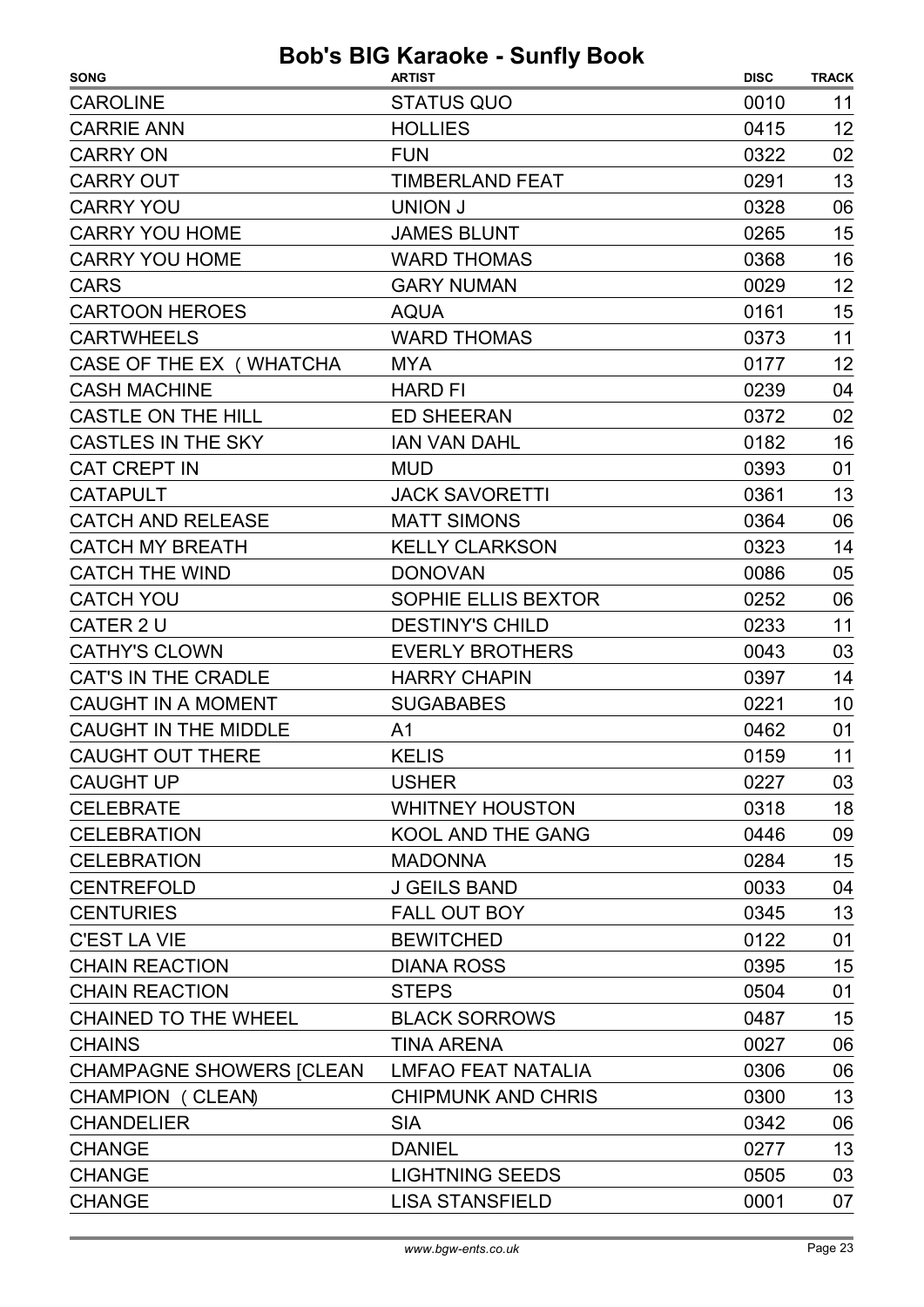# Bob's BIG Karaoke - Sunfly Book

| SONG | ARTIST | DISC | TRACK |
|---|---|---|---|
| CAROLINE | STATUS QUO | 0010 | 11 |
| CARRIE ANN | HOLLIES | 0415 | 12 |
| CARRY ON | FUN | 0322 | 02 |
| CARRY OUT | TIMBERLAND FEAT | 0291 | 13 |
| CARRY YOU | UNION J | 0328 | 06 |
| CARRY YOU HOME | JAMES BLUNT | 0265 | 15 |
| CARRY YOU HOME | WARD THOMAS | 0368 | 16 |
| CARS | GARY NUMAN | 0029 | 12 |
| CARTOON HEROES | AQUA | 0161 | 15 |
| CARTWHEELS | WARD THOMAS | 0373 | 11 |
| CASE OF THE EX ( WHATCHA | MYA | 0177 | 12 |
| CASH MACHINE | HARD FI | 0239 | 04 |
| CASTLE ON THE HILL | ED SHEERAN | 0372 | 02 |
| CASTLES IN THE SKY | IAN VAN DAHL | 0182 | 16 |
| CAT CREPT IN | MUD | 0393 | 01 |
| CATAPULT | JACK SAVORETTI | 0361 | 13 |
| CATCH AND RELEASE | MATT SIMONS | 0364 | 06 |
| CATCH MY BREATH | KELLY CLARKSON | 0323 | 14 |
| CATCH THE WIND | DONOVAN | 0086 | 05 |
| CATCH YOU | SOPHIE ELLIS BEXTOR | 0252 | 06 |
| CATER 2 U | DESTINY'S CHILD | 0233 | 11 |
| CATHY'S CLOWN | EVERLY BROTHERS | 0043 | 03 |
| CAT'S IN THE CRADLE | HARRY CHAPIN | 0397 | 14 |
| CAUGHT IN A MOMENT | SUGABABES | 0221 | 10 |
| CAUGHT IN THE MIDDLE | A1 | 0462 | 01 |
| CAUGHT OUT THERE | KELIS | 0159 | 11 |
| CAUGHT UP | USHER | 0227 | 03 |
| CELEBRATE | WHITNEY HOUSTON | 0318 | 18 |
| CELEBRATION | KOOL AND THE GANG | 0446 | 09 |
| CELEBRATION | MADONNA | 0284 | 15 |
| CENTREFOLD | J GEILS BAND | 0033 | 04 |
| CENTURIES | FALL OUT BOY | 0345 | 13 |
| C'EST LA VIE | BEWITCHED | 0122 | 01 |
| CHAIN REACTION | DIANA ROSS | 0395 | 15 |
| CHAIN REACTION | STEPS | 0504 | 01 |
| CHAINED TO THE WHEEL | BLACK SORROWS | 0487 | 15 |
| CHAINS | TINA ARENA | 0027 | 06 |
| CHAMPAGNE SHOWERS [CLEAN | LMFAO FEAT NATALIA | 0306 | 06 |
| CHAMPION ( CLEAN) | CHIPMUNK AND CHRIS | 0300 | 13 |
| CHANDELIER | SIA | 0342 | 06 |
| CHANGE | DANIEL | 0277 | 13 |
| CHANGE | LIGHTNING SEEDS | 0505 | 03 |
| CHANGE | LISA STANSFIELD | 0001 | 07 |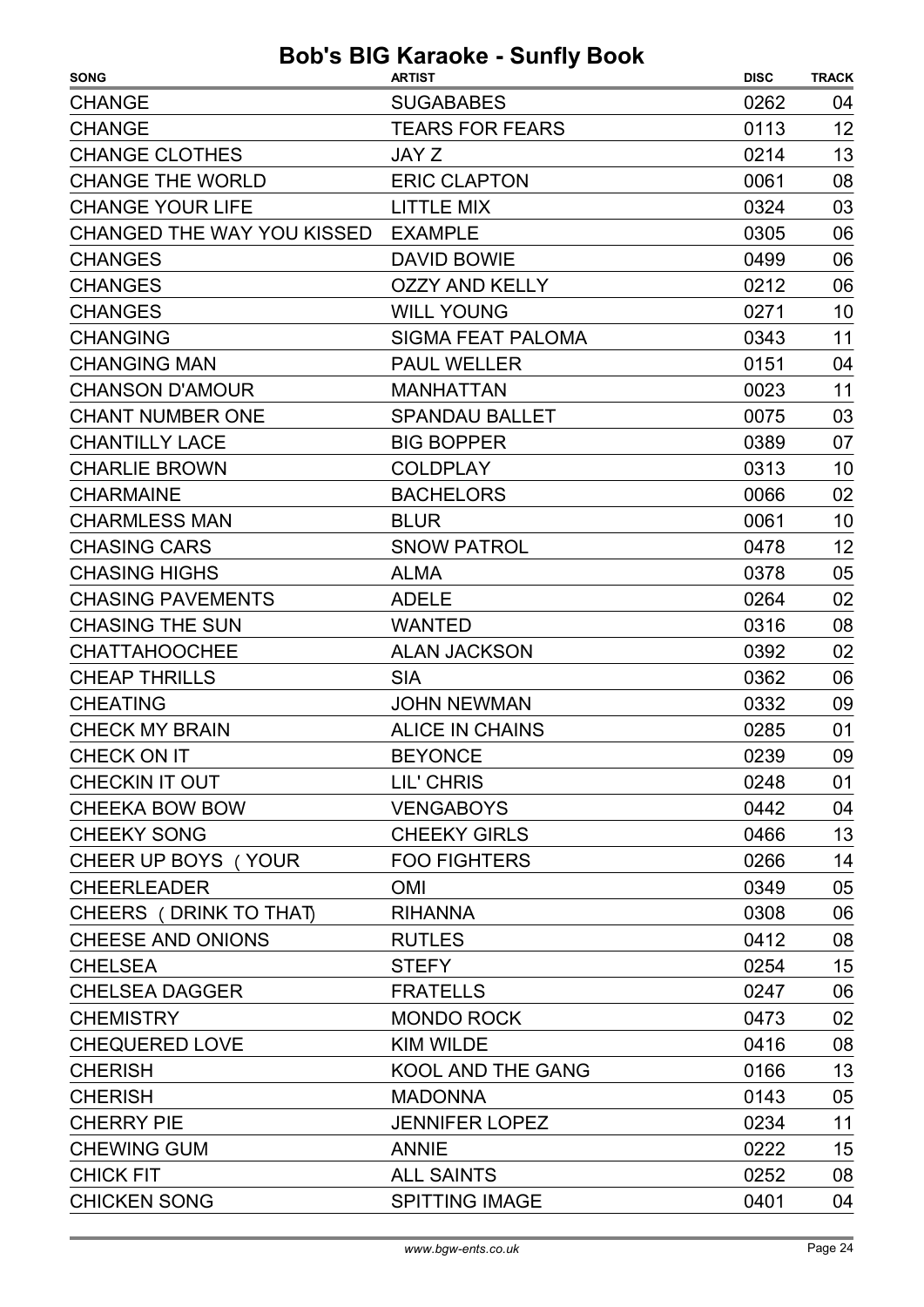# Bob's BIG Karaoke - Sunfly Book

| SONG | ARTIST | DISC | TRACK |
| --- | --- | --- | --- |
| CHANGE | SUGABABES | 0262 | 04 |
| CHANGE | TEARS FOR FEARS | 0113 | 12 |
| CHANGE CLOTHES | JAY Z | 0214 | 13 |
| CHANGE THE WORLD | ERIC CLAPTON | 0061 | 08 |
| CHANGE YOUR LIFE | LITTLE MIX | 0324 | 03 |
| CHANGED THE WAY YOU KISSED | EXAMPLE | 0305 | 06 |
| CHANGES | DAVID BOWIE | 0499 | 06 |
| CHANGES | OZZY AND KELLY | 0212 | 06 |
| CHANGES | WILL YOUNG | 0271 | 10 |
| CHANGING | SIGMA FEAT PALOMA | 0343 | 11 |
| CHANGING MAN | PAUL WELLER | 0151 | 04 |
| CHANSON D'AMOUR | MANHATTAN | 0023 | 11 |
| CHANT NUMBER ONE | SPANDAU BALLET | 0075 | 03 |
| CHANTILLY LACE | BIG BOPPER | 0389 | 07 |
| CHARLIE BROWN | COLDPLAY | 0313 | 10 |
| CHARMAINE | BACHELORS | 0066 | 02 |
| CHARMLESS MAN | BLUR | 0061 | 10 |
| CHASING CARS | SNOW PATROL | 0478 | 12 |
| CHASING HIGHS | ALMA | 0378 | 05 |
| CHASING PAVEMENTS | ADELE | 0264 | 02 |
| CHASING THE SUN | WANTED | 0316 | 08 |
| CHATTAHOOCHEE | ALAN JACKSON | 0392 | 02 |
| CHEAP THRILLS | SIA | 0362 | 06 |
| CHEATING | JOHN NEWMAN | 0332 | 09 |
| CHECK MY BRAIN | ALICE IN CHAINS | 0285 | 01 |
| CHECK ON IT | BEYONCE | 0239 | 09 |
| CHECKIN IT OUT | LIL' CHRIS | 0248 | 01 |
| CHEEKA BOW BOW | VENGABOYS | 0442 | 04 |
| CHEEKY SONG | CHEEKY GIRLS | 0466 | 13 |
| CHEER UP BOYS ( YOUR | FOO FIGHTERS | 0266 | 14 |
| CHEERLEADER | OMI | 0349 | 05 |
| CHEERS ( DRINK TO THAT) | RIHANNA | 0308 | 06 |
| CHEESE AND ONIONS | RUTLES | 0412 | 08 |
| CHELSEA | STEFY | 0254 | 15 |
| CHELSEA DAGGER | FRATELLS | 0247 | 06 |
| CHEMISTRY | MONDO ROCK | 0473 | 02 |
| CHEQUERED LOVE | KIM WILDE | 0416 | 08 |
| CHERISH | KOOL AND THE GANG | 0166 | 13 |
| CHERISH | MADONNA | 0143 | 05 |
| CHERRY PIE | JENNIFER LOPEZ | 0234 | 11 |
| CHEWING GUM | ANNIE | 0222 | 15 |
| CHICK FIT | ALL SAINTS | 0252 | 08 |
| CHICKEN SONG | SPITTING IMAGE | 0401 | 04 |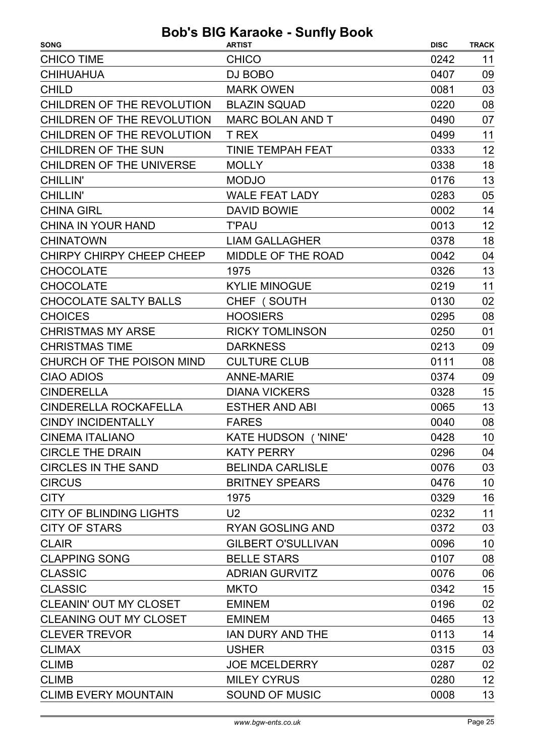# Bob's BIG Karaoke - Sunfly Book

| SONG | ARTIST | DISC | TRACK |
|---|---|---|---|
| CHICO TIME | CHICO | 0242 | 11 |
| CHIHUAHUA | DJ BOBO | 0407 | 09 |
| CHILD | MARK OWEN | 0081 | 03 |
| CHILDREN OF THE REVOLUTION | BLAZIN SQUAD | 0220 | 08 |
| CHILDREN OF THE REVOLUTION | MARC BOLAN AND T | 0490 | 07 |
| CHILDREN OF THE REVOLUTION | T REX | 0499 | 11 |
| CHILDREN OF THE SUN | TINIE TEMPAH FEAT | 0333 | 12 |
| CHILDREN OF THE UNIVERSE | MOLLY | 0338 | 18 |
| CHILLIN' | MODJO | 0176 | 13 |
| CHILLIN' | WALE FEAT LADY | 0283 | 05 |
| CHINA GIRL | DAVID BOWIE | 0002 | 14 |
| CHINA IN YOUR HAND | T'PAU | 0013 | 12 |
| CHINATOWN | LIAM GALLAGHER | 0378 | 18 |
| CHIRPY CHIRPY CHEEP CHEEP | MIDDLE OF THE ROAD | 0042 | 04 |
| CHOCOLATE | 1975 | 0326 | 13 |
| CHOCOLATE | KYLIE MINOGUE | 0219 | 11 |
| CHOCOLATE SALTY BALLS | CHEF ( SOUTH | 0130 | 02 |
| CHOICES | HOOSIERS | 0295 | 08 |
| CHRISTMAS MY ARSE | RICKY TOMLINSON | 0250 | 01 |
| CHRISTMAS TIME | DARKNESS | 0213 | 09 |
| CHURCH OF THE POISON MIND | CULTURE CLUB | 0111 | 08 |
| CIAO ADIOS | ANNE-MARIE | 0374 | 09 |
| CINDERELLA | DIANA VICKERS | 0328 | 15 |
| CINDERELLA ROCKAFELLA | ESTHER AND ABI | 0065 | 13 |
| CINDY INCIDENTALLY | FARES | 0040 | 08 |
| CINEMA ITALIANO | KATE HUDSON ( 'NINE' | 0428 | 10 |
| CIRCLE THE DRAIN | KATY PERRY | 0296 | 04 |
| CIRCLES IN THE SAND | BELINDA CARLISLE | 0076 | 03 |
| CIRCUS | BRITNEY SPEARS | 0476 | 10 |
| CITY | 1975 | 0329 | 16 |
| CITY OF BLINDING LIGHTS | U2 | 0232 | 11 |
| CITY OF STARS | RYAN GOSLING AND | 0372 | 03 |
| CLAIR | GILBERT O'SULLIVAN | 0096 | 10 |
| CLAPPING SONG | BELLE STARS | 0107 | 08 |
| CLASSIC | ADRIAN GURVITZ | 0076 | 06 |
| CLASSIC | MKTO | 0342 | 15 |
| CLEANIN' OUT MY CLOSET | EMINEM | 0196 | 02 |
| CLEANING OUT MY CLOSET | EMINEM | 0465 | 13 |
| CLEVER TREVOR | IAN DURY AND THE | 0113 | 14 |
| CLIMAX | USHER | 0315 | 03 |
| CLIMB | JOE MCELDERRY | 0287 | 02 |
| CLIMB | MILEY CYRUS | 0280 | 12 |
| CLIMB EVERY MOUNTAIN | SOUND OF MUSIC | 0008 | 13 |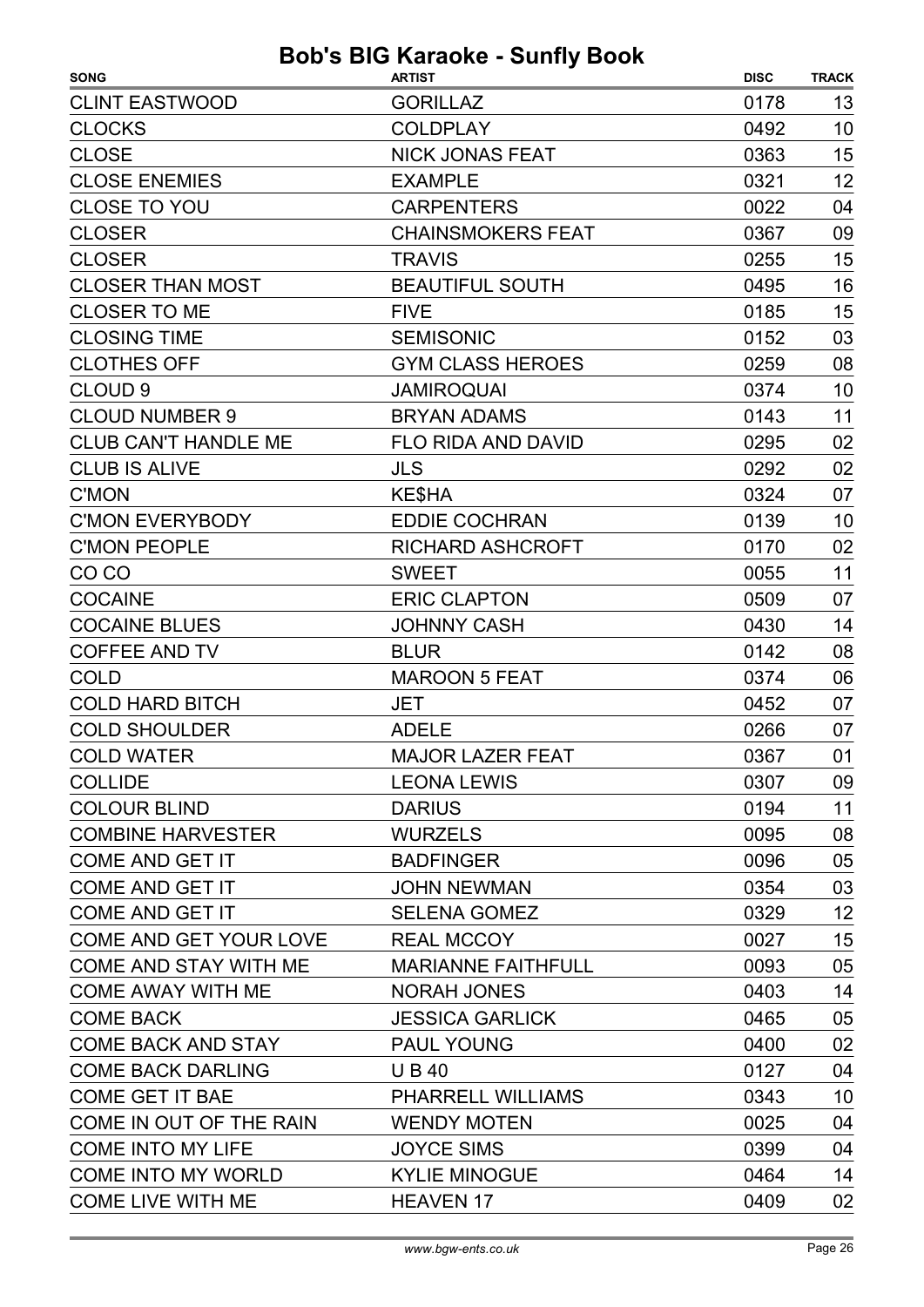# Bob's BIG Karaoke - Sunfly Book

| SONG | ARTIST | DISC | TRACK |
|---|---|---|---|
| CLINT EASTWOOD | GORILLAZ | 0178 | 13 |
| CLOCKS | COLDPLAY | 0492 | 10 |
| CLOSE | NICK JONAS FEAT | 0363 | 15 |
| CLOSE ENEMIES | EXAMPLE | 0321 | 12 |
| CLOSE TO YOU | CARPENTERS | 0022 | 04 |
| CLOSER | CHAINSMOKERS FEAT | 0367 | 09 |
| CLOSER | TRAVIS | 0255 | 15 |
| CLOSER THAN MOST | BEAUTIFUL SOUTH | 0495 | 16 |
| CLOSER TO ME | FIVE | 0185 | 15 |
| CLOSING TIME | SEMISONIC | 0152 | 03 |
| CLOTHES OFF | GYM CLASS HEROES | 0259 | 08 |
| CLOUD 9 | JAMIROQUAI | 0374 | 10 |
| CLOUD NUMBER 9 | BRYAN ADAMS | 0143 | 11 |
| CLUB CAN'T HANDLE ME | FLO RIDA AND DAVID | 0295 | 02 |
| CLUB IS ALIVE | JLS | 0292 | 02 |
| C'MON | KE$HA | 0324 | 07 |
| C'MON EVERYBODY | EDDIE COCHRAN | 0139 | 10 |
| C'MON PEOPLE | RICHARD ASHCROFT | 0170 | 02 |
| CO CO | SWEET | 0055 | 11 |
| COCAINE | ERIC CLAPTON | 0509 | 07 |
| COCAINE BLUES | JOHNNY CASH | 0430 | 14 |
| COFFEE AND TV | BLUR | 0142 | 08 |
| COLD | MAROON 5 FEAT | 0374 | 06 |
| COLD HARD BITCH | JET | 0452 | 07 |
| COLD SHOULDER | ADELE | 0266 | 07 |
| COLD WATER | MAJOR LAZER FEAT | 0367 | 01 |
| COLLIDE | LEONA LEWIS | 0307 | 09 |
| COLOUR BLIND | DARIUS | 0194 | 11 |
| COMBINE HARVESTER | WURZELS | 0095 | 08 |
| COME AND GET IT | BADFINGER | 0096 | 05 |
| COME AND GET IT | JOHN NEWMAN | 0354 | 03 |
| COME AND GET IT | SELENA GOMEZ | 0329 | 12 |
| COME AND GET YOUR LOVE | REAL MCCOY | 0027 | 15 |
| COME AND STAY WITH ME | MARIANNE FAITHFULL | 0093 | 05 |
| COME AWAY WITH ME | NORAH JONES | 0403 | 14 |
| COME BACK | JESSICA GARLICK | 0465 | 05 |
| COME BACK AND STAY | PAUL YOUNG | 0400 | 02 |
| COME BACK DARLING | U B 40 | 0127 | 04 |
| COME GET IT BAE | PHARRELL WILLIAMS | 0343 | 10 |
| COME IN OUT OF THE RAIN | WENDY MOTEN | 0025 | 04 |
| COME INTO MY LIFE | JOYCE SIMS | 0399 | 04 |
| COME INTO MY WORLD | KYLIE MINOGUE | 0464 | 14 |
| COME LIVE WITH ME | HEAVEN 17 | 0409 | 02 |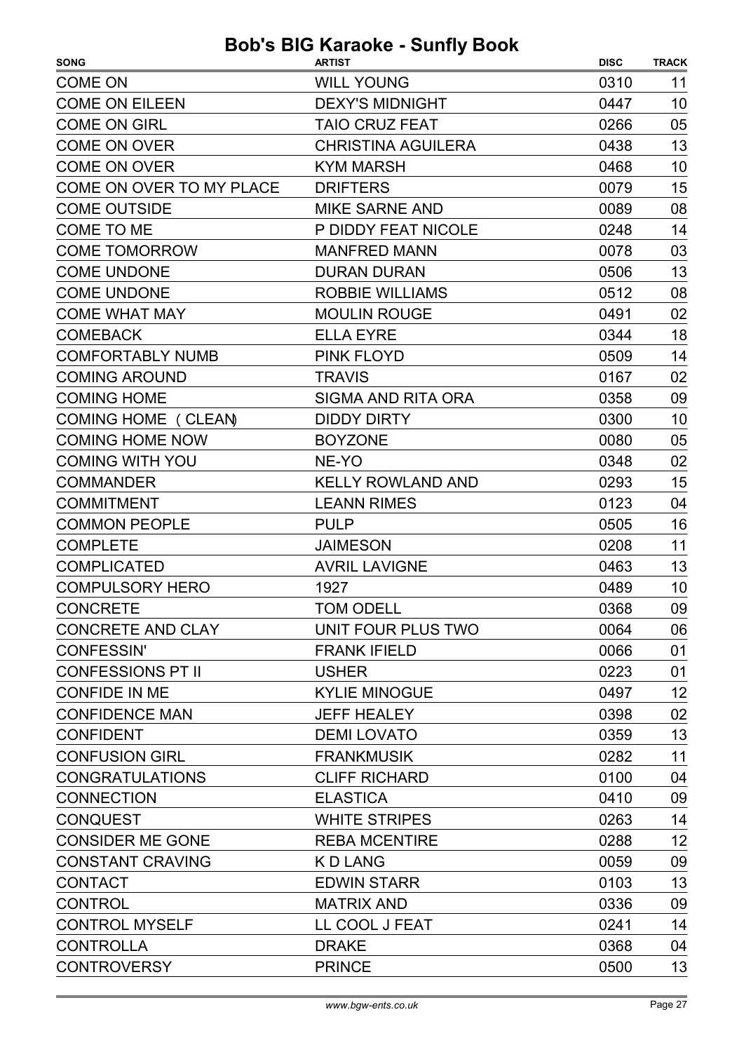# Bob's BIG Karaoke - Sunfly Book

| SONG | ARTIST | DISC | TRACK |
|---|---|---|---|
| COME ON | WILL YOUNG | 0310 | 11 |
| COME ON EILEEN | DEXY'S MIDNIGHT | 0447 | 10 |
| COME ON GIRL | TAIO CRUZ FEAT | 0266 | 05 |
| COME ON OVER | CHRISTINA AGUILERA | 0438 | 13 |
| COME ON OVER | KYM MARSH | 0468 | 10 |
| COME ON OVER TO MY PLACE | DRIFTERS | 0079 | 15 |
| COME OUTSIDE | MIKE SARNE AND | 0089 | 08 |
| COME TO ME | P DIDDY FEAT NICOLE | 0248 | 14 |
| COME TOMORROW | MANFRED MANN | 0078 | 03 |
| COME UNDONE | DURAN DURAN | 0506 | 13 |
| COME UNDONE | ROBBIE WILLIAMS | 0512 | 08 |
| COME WHAT MAY | MOULIN ROUGE | 0491 | 02 |
| COMEBACK | ELLA EYRE | 0344 | 18 |
| COMFORTABLY NUMB | PINK FLOYD | 0509 | 14 |
| COMING AROUND | TRAVIS | 0167 | 02 |
| COMING HOME | SIGMA AND RITA ORA | 0358 | 09 |
| COMING HOME ( CLEAN) | DIDDY DIRTY | 0300 | 10 |
| COMING HOME NOW | BOYZONE | 0080 | 05 |
| COMING WITH YOU | NE-YO | 0348 | 02 |
| COMMANDER | KELLY ROWLAND AND | 0293 | 15 |
| COMMITMENT | LEANN RIMES | 0123 | 04 |
| COMMON PEOPLE | PULP | 0505 | 16 |
| COMPLETE | JAIMESON | 0208 | 11 |
| COMPLICATED | AVRIL LAVIGNE | 0463 | 13 |
| COMPULSORY HERO | 1927 | 0489 | 10 |
| CONCRETE | TOM ODELL | 0368 | 09 |
| CONCRETE AND CLAY | UNIT FOUR PLUS TWO | 0064 | 06 |
| CONFESSIN' | FRANK IFIELD | 0066 | 01 |
| CONFESSIONS PT II | USHER | 0223 | 01 |
| CONFIDE IN ME | KYLIE MINOGUE | 0497 | 12 |
| CONFIDENCE MAN | JEFF HEALEY | 0398 | 02 |
| CONFIDENT | DEMI LOVATO | 0359 | 13 |
| CONFUSION GIRL | FRANKMUSIK | 0282 | 11 |
| CONGRATULATIONS | CLIFF RICHARD | 0100 | 04 |
| CONNECTION | ELASTICA | 0410 | 09 |
| CONQUEST | WHITE STRIPES | 0263 | 14 |
| CONSIDER ME GONE | REBA MCENTIRE | 0288 | 12 |
| CONSTANT CRAVING | K D LANG | 0059 | 09 |
| CONTACT | EDWIN STARR | 0103 | 13 |
| CONTROL | MATRIX AND | 0336 | 09 |
| CONTROL MYSELF | LL COOL J FEAT | 0241 | 14 |
| CONTROLLA | DRAKE | 0368 | 04 |
| CONTROVERSY | PRINCE | 0500 | 13 |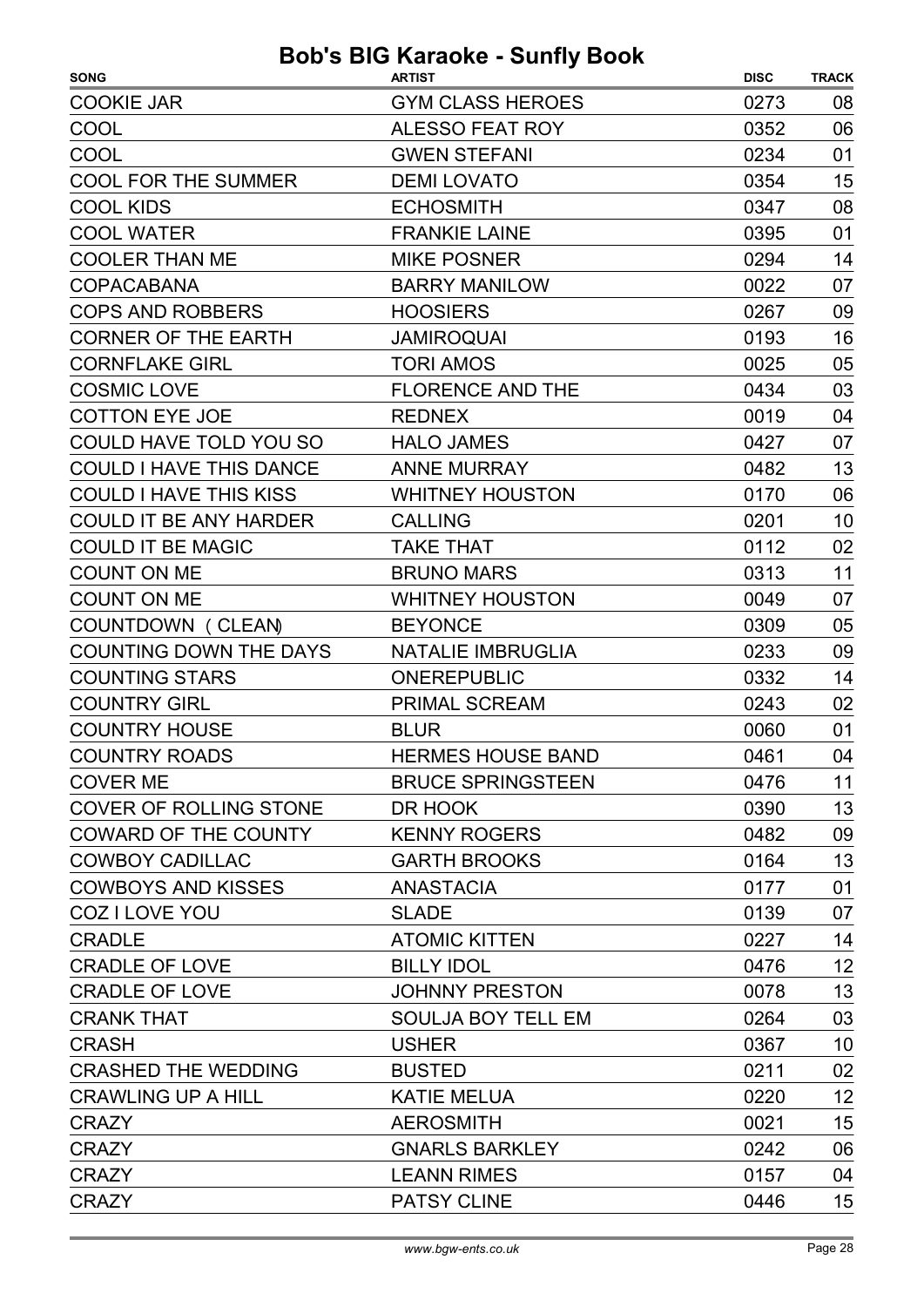# Bob's BIG Karaoke - Sunfly Book

| SONG | ARTIST | DISC | TRACK |
|---|---|---|---|
| COOKIE JAR | GYM CLASS HEROES | 0273 | 08 |
| COOL | ALESSO FEAT ROY | 0352 | 06 |
| COOL | GWEN STEFANI | 0234 | 01 |
| COOL FOR THE SUMMER | DEMI LOVATO | 0354 | 15 |
| COOL KIDS | ECHOSMITH | 0347 | 08 |
| COOL WATER | FRANKIE LAINE | 0395 | 01 |
| COOLER THAN ME | MIKE POSNER | 0294 | 14 |
| COPACABANA | BARRY MANILOW | 0022 | 07 |
| COPS AND ROBBERS | HOOSIERS | 0267 | 09 |
| CORNER OF THE EARTH | JAMIROQUAI | 0193 | 16 |
| CORNFLAKE GIRL | TORI AMOS | 0025 | 05 |
| COSMIC LOVE | FLORENCE AND THE | 0434 | 03 |
| COTTON EYE JOE | REDNEX | 0019 | 04 |
| COULD HAVE TOLD YOU SO | HALO JAMES | 0427 | 07 |
| COULD I HAVE THIS DANCE | ANNE MURRAY | 0482 | 13 |
| COULD I HAVE THIS KISS | WHITNEY HOUSTON | 0170 | 06 |
| COULD IT BE ANY HARDER | CALLING | 0201 | 10 |
| COULD IT BE MAGIC | TAKE THAT | 0112 | 02 |
| COUNT ON ME | BRUNO MARS | 0313 | 11 |
| COUNT ON ME | WHITNEY HOUSTON | 0049 | 07 |
| COUNTDOWN ( CLEAN) | BEYONCE | 0309 | 05 |
| COUNTING DOWN THE DAYS | NATALIE IMBRUGLIA | 0233 | 09 |
| COUNTING STARS | ONEREPUBLIC | 0332 | 14 |
| COUNTRY GIRL | PRIMAL SCREAM | 0243 | 02 |
| COUNTRY HOUSE | BLUR | 0060 | 01 |
| COUNTRY ROADS | HERMES HOUSE BAND | 0461 | 04 |
| COVER ME | BRUCE SPRINGSTEEN | 0476 | 11 |
| COVER OF ROLLING STONE | DR HOOK | 0390 | 13 |
| COWARD OF THE COUNTY | KENNY ROGERS | 0482 | 09 |
| COWBOY CADILLAC | GARTH BROOKS | 0164 | 13 |
| COWBOYS AND KISSES | ANASTACIA | 0177 | 01 |
| COZ I LOVE YOU | SLADE | 0139 | 07 |
| CRADLE | ATOMIC KITTEN | 0227 | 14 |
| CRADLE OF LOVE | BILLY IDOL | 0476 | 12 |
| CRADLE OF LOVE | JOHNNY PRESTON | 0078 | 13 |
| CRANK THAT | SOULJA BOY TELL EM | 0264 | 03 |
| CRASH | USHER | 0367 | 10 |
| CRASHED THE WEDDING | BUSTED | 0211 | 02 |
| CRAWLING UP A HILL | KATIE MELUA | 0220 | 12 |
| CRAZY | AEROSMITH | 0021 | 15 |
| CRAZY | GNARLS BARKLEY | 0242 | 06 |
| CRAZY | LEANN RIMES | 0157 | 04 |
| CRAZY | PATSY CLINE | 0446 | 15 |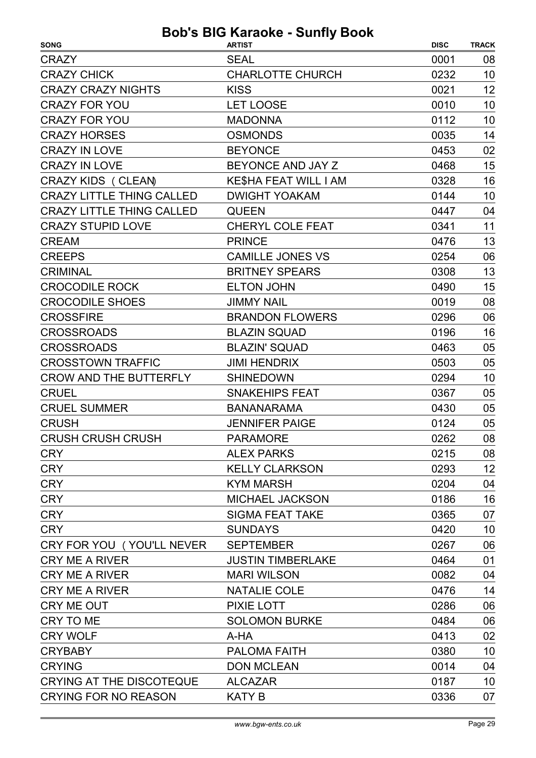# Bob's BIG Karaoke - Sunfly Book

| SONG | ARTIST | DISC | TRACK |
|---|---|---|---|
| CRAZY | SEAL | 0001 | 08 |
| CRAZY CHICK | CHARLOTTE CHURCH | 0232 | 10 |
| CRAZY CRAZY NIGHTS | KISS | 0021 | 12 |
| CRAZY FOR YOU | LET LOOSE | 0010 | 10 |
| CRAZY FOR YOU | MADONNA | 0112 | 10 |
| CRAZY HORSES | OSMONDS | 0035 | 14 |
| CRAZY IN LOVE | BEYONCE | 0453 | 02 |
| CRAZY IN LOVE | BEYONCE AND JAY Z | 0468 | 15 |
| CRAZY KIDS ( CLEAN) | KE$HA FEAT WILL I AM | 0328 | 16 |
| CRAZY LITTLE THING CALLED | DWIGHT YOAKAM | 0144 | 10 |
| CRAZY LITTLE THING CALLED | QUEEN | 0447 | 04 |
| CRAZY STUPID LOVE | CHERYL COLE FEAT | 0341 | 11 |
| CREAM | PRINCE | 0476 | 13 |
| CREEPS | CAMILLE JONES VS | 0254 | 06 |
| CRIMINAL | BRITNEY SPEARS | 0308 | 13 |
| CROCODILE ROCK | ELTON JOHN | 0490 | 15 |
| CROCODILE SHOES | JIMMY NAIL | 0019 | 08 |
| CROSSFIRE | BRANDON FLOWERS | 0296 | 06 |
| CROSSROADS | BLAZIN SQUAD | 0196 | 16 |
| CROSSROADS | BLAZIN' SQUAD | 0463 | 05 |
| CROSSTOWN TRAFFIC | JIMI HENDRIX | 0503 | 05 |
| CROW AND THE BUTTERFLY | SHINEDOWN | 0294 | 10 |
| CRUEL | SNAKEHIPS FEAT | 0367 | 05 |
| CRUEL SUMMER | BANANARAMA | 0430 | 05 |
| CRUSH | JENNIFER PAIGE | 0124 | 05 |
| CRUSH CRUSH CRUSH | PARAMORE | 0262 | 08 |
| CRY | ALEX PARKS | 0215 | 08 |
| CRY | KELLY CLARKSON | 0293 | 12 |
| CRY | KYM MARSH | 0204 | 04 |
| CRY | MICHAEL JACKSON | 0186 | 16 |
| CRY | SIGMA FEAT TAKE | 0365 | 07 |
| CRY | SUNDAYS | 0420 | 10 |
| CRY FOR YOU ( YOU'LL NEVER | SEPTEMBER | 0267 | 06 |
| CRY ME A RIVER | JUSTIN TIMBERLAKE | 0464 | 01 |
| CRY ME A RIVER | MARI WILSON | 0082 | 04 |
| CRY ME A RIVER | NATALIE COLE | 0476 | 14 |
| CRY ME OUT | PIXIE LOTT | 0286 | 06 |
| CRY TO ME | SOLOMON BURKE | 0484 | 06 |
| CRY WOLF | A-HA | 0413 | 02 |
| CRYBABY | PALOMA FAITH | 0380 | 10 |
| CRYING | DON MCLEAN | 0014 | 04 |
| CRYING AT THE DISCOTEQUE | ALCAZAR | 0187 | 10 |
| CRYING FOR NO REASON | KATY B | 0336 | 07 |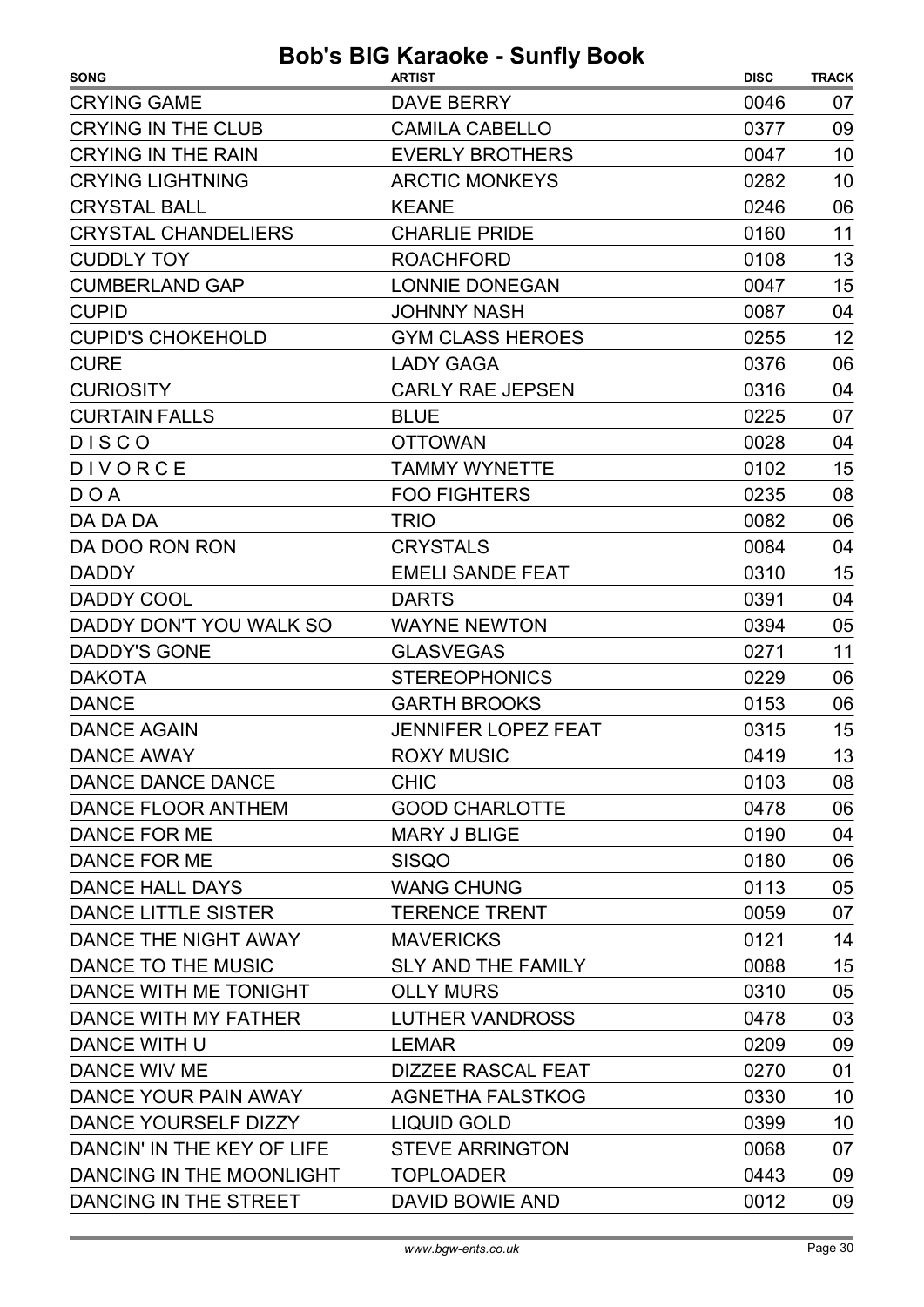# Bob's BIG Karaoke - Sunfly Book

| SONG | ARTIST | DISC | TRACK |
|---|---|---|---|
| CRYING GAME | DAVE BERRY | 0046 | 07 |
| CRYING IN THE CLUB | CAMILA CABELLO | 0377 | 09 |
| CRYING IN THE RAIN | EVERLY BROTHERS | 0047 | 10 |
| CRYING LIGHTNING | ARCTIC MONKEYS | 0282 | 10 |
| CRYSTAL BALL | KEANE | 0246 | 06 |
| CRYSTAL CHANDELIERS | CHARLIE PRIDE | 0160 | 11 |
| CUDDLY TOY | ROACHFORD | 0108 | 13 |
| CUMBERLAND GAP | LONNIE DONEGAN | 0047 | 15 |
| CUPID | JOHNNY NASH | 0087 | 04 |
| CUPID'S CHOKEHOLD | GYM CLASS HEROES | 0255 | 12 |
| CURE | LADY GAGA | 0376 | 06 |
| CURIOSITY | CARLY RAE JEPSEN | 0316 | 04 |
| CURTAIN FALLS | BLUE | 0225 | 07 |
| D I S C O | OTTOWAN | 0028 | 04 |
| D I V O R C E | TAMMY WYNETTE | 0102 | 15 |
| D O A | FOO FIGHTERS | 0235 | 08 |
| DA DA DA | TRIO | 0082 | 06 |
| DA DOO RON RON | CRYSTALS | 0084 | 04 |
| DADDY | EMELI SANDE FEAT | 0310 | 15 |
| DADDY COOL | DARTS | 0391 | 04 |
| DADDY DON'T YOU WALK SO | WAYNE NEWTON | 0394 | 05 |
| DADDY'S GONE | GLASVEGAS | 0271 | 11 |
| DAKOTA | STEREOPHONICS | 0229 | 06 |
| DANCE | GARTH BROOKS | 0153 | 06 |
| DANCE AGAIN | JENNIFER LOPEZ FEAT | 0315 | 15 |
| DANCE AWAY | ROXY MUSIC | 0419 | 13 |
| DANCE DANCE DANCE | CHIC | 0103 | 08 |
| DANCE FLOOR ANTHEM | GOOD CHARLOTTE | 0478 | 06 |
| DANCE FOR ME | MARY J BLIGE | 0190 | 04 |
| DANCE FOR ME | SISQO | 0180 | 06 |
| DANCE HALL DAYS | WANG CHUNG | 0113 | 05 |
| DANCE LITTLE SISTER | TERENCE TRENT | 0059 | 07 |
| DANCE THE NIGHT AWAY | MAVERICKS | 0121 | 14 |
| DANCE TO THE MUSIC | SLY AND THE FAMILY | 0088 | 15 |
| DANCE WITH ME TONIGHT | OLLY MURS | 0310 | 05 |
| DANCE WITH MY FATHER | LUTHER VANDROSS | 0478 | 03 |
| DANCE WITH U | LEMAR | 0209 | 09 |
| DANCE WIV ME | DIZZEE RASCAL FEAT | 0270 | 01 |
| DANCE YOUR PAIN AWAY | AGNETHA FALSTKOG | 0330 | 10 |
| DANCE YOURSELF DIZZY | LIQUID GOLD | 0399 | 10 |
| DANCIN' IN THE KEY OF LIFE | STEVE ARRINGTON | 0068 | 07 |
| DANCING IN THE MOONLIGHT | TOPLOADER | 0443 | 09 |
| DANCING IN THE STREET | DAVID BOWIE AND | 0012 | 09 |

www.bgw-ents.co.uk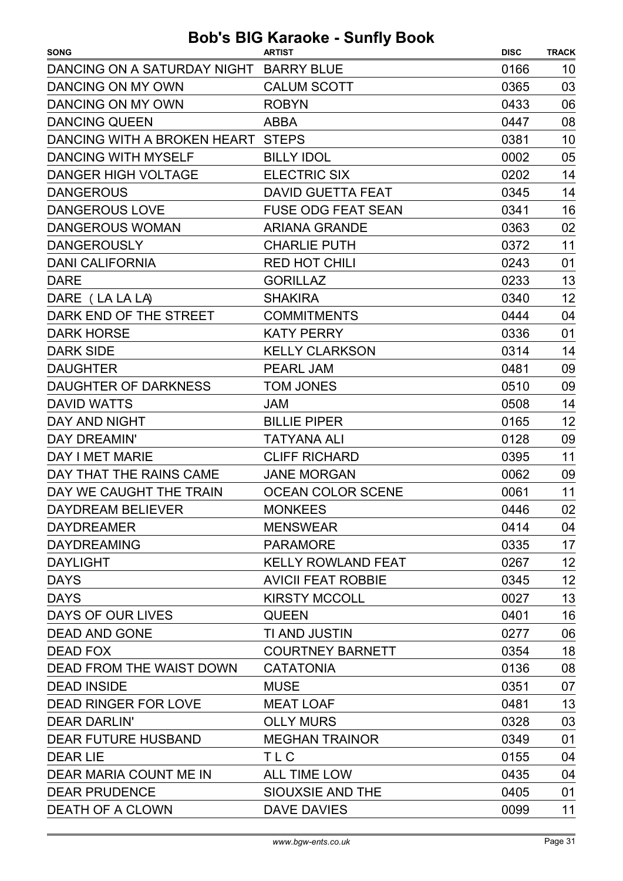# Bob's BIG Karaoke - Sunfly Book

| SONG | ARTIST | DISC | TRACK |
|---|---|---|---|
| DANCING ON A SATURDAY NIGHT | BARRY BLUE | 0166 | 10 |
| DANCING ON MY OWN | CALUM SCOTT | 0365 | 03 |
| DANCING ON MY OWN | ROBYN | 0433 | 06 |
| DANCING QUEEN | ABBA | 0447 | 08 |
| DANCING WITH A BROKEN HEART | STEPS | 0381 | 10 |
| DANCING WITH MYSELF | BILLY IDOL | 0002 | 05 |
| DANGER HIGH VOLTAGE | ELECTRIC SIX | 0202 | 14 |
| DANGEROUS | DAVID GUETTA FEAT | 0345 | 14 |
| DANGEROUS LOVE | FUSE ODG FEAT SEAN | 0341 | 16 |
| DANGEROUS WOMAN | ARIANA GRANDE | 0363 | 02 |
| DANGEROUSLY | CHARLIE PUTH | 0372 | 11 |
| DANI CALIFORNIA | RED HOT CHILI | 0243 | 01 |
| DARE | GORILLAZ | 0233 | 13 |
| DARE ( LA LA LA) | SHAKIRA | 0340 | 12 |
| DARK END OF THE STREET | COMMITMENTS | 0444 | 04 |
| DARK HORSE | KATY PERRY | 0336 | 01 |
| DARK SIDE | KELLY CLARKSON | 0314 | 14 |
| DAUGHTER | PEARL JAM | 0481 | 09 |
| DAUGHTER OF DARKNESS | TOM JONES | 0510 | 09 |
| DAVID WATTS | JAM | 0508 | 14 |
| DAY AND NIGHT | BILLIE PIPER | 0165 | 12 |
| DAY DREAMIN' | TATYANA ALI | 0128 | 09 |
| DAY I MET MARIE | CLIFF RICHARD | 0395 | 11 |
| DAY THAT THE RAINS CAME | JANE MORGAN | 0062 | 09 |
| DAY WE CAUGHT THE TRAIN | OCEAN COLOR SCENE | 0061 | 11 |
| DAYDREAM BELIEVER | MONKEES | 0446 | 02 |
| DAYDREAMER | MENSWEAR | 0414 | 04 |
| DAYDREAMING | PARAMORE | 0335 | 17 |
| DAYLIGHT | KELLY ROWLAND FEAT | 0267 | 12 |
| DAYS | AVICII FEAT ROBBIE | 0345 | 12 |
| DAYS | KIRSTY MCCOLL | 0027 | 13 |
| DAYS OF OUR LIVES | QUEEN | 0401 | 16 |
| DEAD AND GONE | TI AND JUSTIN | 0277 | 06 |
| DEAD FOX | COURTNEY BARNETT | 0354 | 18 |
| DEAD FROM THE WAIST DOWN | CATATONIA | 0136 | 08 |
| DEAD INSIDE | MUSE | 0351 | 07 |
| DEAD RINGER FOR LOVE | MEAT LOAF | 0481 | 13 |
| DEAR DARLIN' | OLLY MURS | 0328 | 03 |
| DEAR FUTURE HUSBAND | MEGHAN TRAINOR | 0349 | 01 |
| DEAR LIE | T L C | 0155 | 04 |
| DEAR MARIA COUNT ME IN | ALL TIME LOW | 0435 | 04 |
| DEAR PRUDENCE | SIOUXSIE AND THE | 0405 | 01 |
| DEATH OF A CLOWN | DAVE DAVIES | 0099 | 11 |

www.bgw-ents.co.uk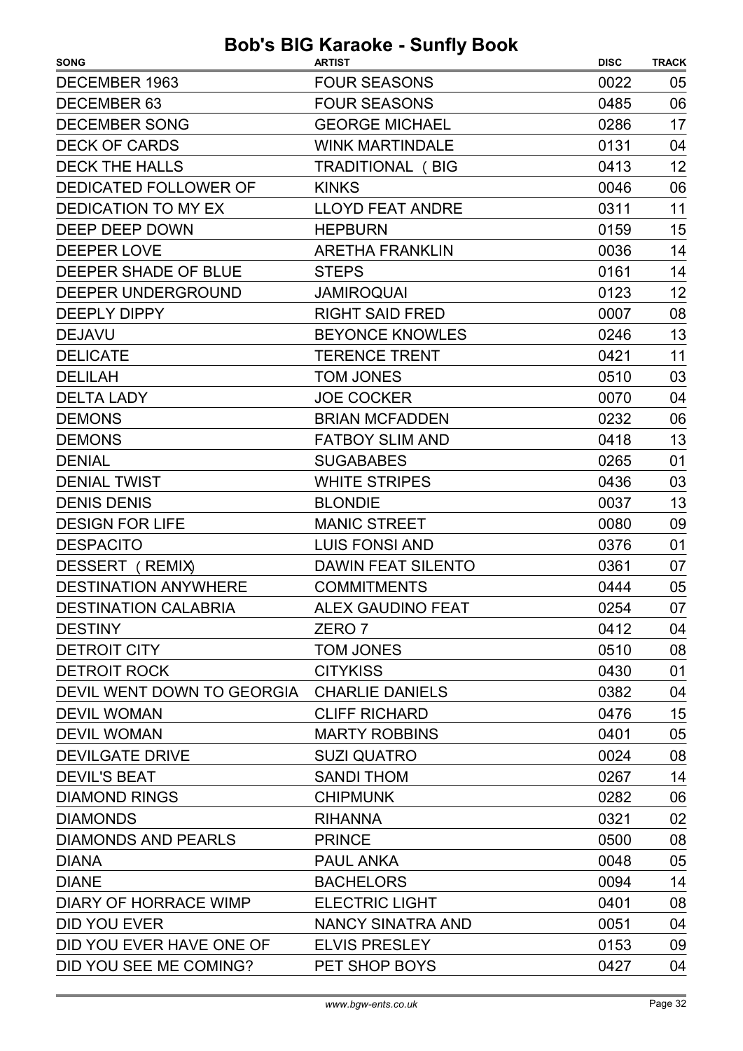# Bob's BIG Karaoke - Sunfly Book

| SONG | ARTIST | DISC | TRACK |
|---|---|---|---|
| DECEMBER 1963 | FOUR SEASONS | 0022 | 05 |
| DECEMBER 63 | FOUR SEASONS | 0485 | 06 |
| DECEMBER SONG | GEORGE MICHAEL | 0286 | 17 |
| DECK OF CARDS | WINK MARTINDALE | 0131 | 04 |
| DECK THE HALLS | TRADITIONAL ( BIG | 0413 | 12 |
| DEDICATED FOLLOWER OF | KINKS | 0046 | 06 |
| DEDICATION TO MY EX | LLOYD FEAT ANDRE | 0311 | 11 |
| DEEP DEEP DOWN | HEPBURN | 0159 | 15 |
| DEEPER LOVE | ARETHA FRANKLIN | 0036 | 14 |
| DEEPER SHADE OF BLUE | STEPS | 0161 | 14 |
| DEEPER UNDERGROUND | JAMIROQUAI | 0123 | 12 |
| DEEPLY DIPPY | RIGHT SAID FRED | 0007 | 08 |
| DEJAVU | BEYONCE KNOWLES | 0246 | 13 |
| DELICATE | TERENCE TRENT | 0421 | 11 |
| DELILAH | TOM JONES | 0510 | 03 |
| DELTA LADY | JOE COCKER | 0070 | 04 |
| DEMONS | BRIAN MCFADDEN | 0232 | 06 |
| DEMONS | FATBOY SLIM AND | 0418 | 13 |
| DENIAL | SUGABABES | 0265 | 01 |
| DENIAL TWIST | WHITE STRIPES | 0436 | 03 |
| DENIS DENIS | BLONDIE | 0037 | 13 |
| DESIGN FOR LIFE | MANIC STREET | 0080 | 09 |
| DESPACITO | LUIS FONSI AND | 0376 | 01 |
| DESSERT ( REMIX) | DAWIN FEAT SILENTO | 0361 | 07 |
| DESTINATION ANYWHERE | COMMITMENTS | 0444 | 05 |
| DESTINATION CALABRIA | ALEX GAUDINO FEAT | 0254 | 07 |
| DESTINY | ZERO 7 | 0412 | 04 |
| DETROIT CITY | TOM JONES | 0510 | 08 |
| DETROIT ROCK | CITYKISS | 0430 | 01 |
| DEVIL WENT DOWN TO GEORGIA | CHARLIE DANIELS | 0382 | 04 |
| DEVIL WOMAN | CLIFF RICHARD | 0476 | 15 |
| DEVIL WOMAN | MARTY ROBBINS | 0401 | 05 |
| DEVILGATE DRIVE | SUZI QUATRO | 0024 | 08 |
| DEVIL'S BEAT | SANDI THOM | 0267 | 14 |
| DIAMOND RINGS | CHIPMUNK | 0282 | 06 |
| DIAMONDS | RIHANNA | 0321 | 02 |
| DIAMONDS AND PEARLS | PRINCE | 0500 | 08 |
| DIANA | PAUL ANKA | 0048 | 05 |
| DIANE | BACHELORS | 0094 | 14 |
| DIARY OF HORRACE WIMP | ELECTRIC LIGHT | 0401 | 08 |
| DID YOU EVER | NANCY SINATRA AND | 0051 | 04 |
| DID YOU EVER HAVE ONE OF | ELVIS PRESLEY | 0153 | 09 |
| DID YOU SEE ME COMING? | PET SHOP BOYS | 0427 | 04 |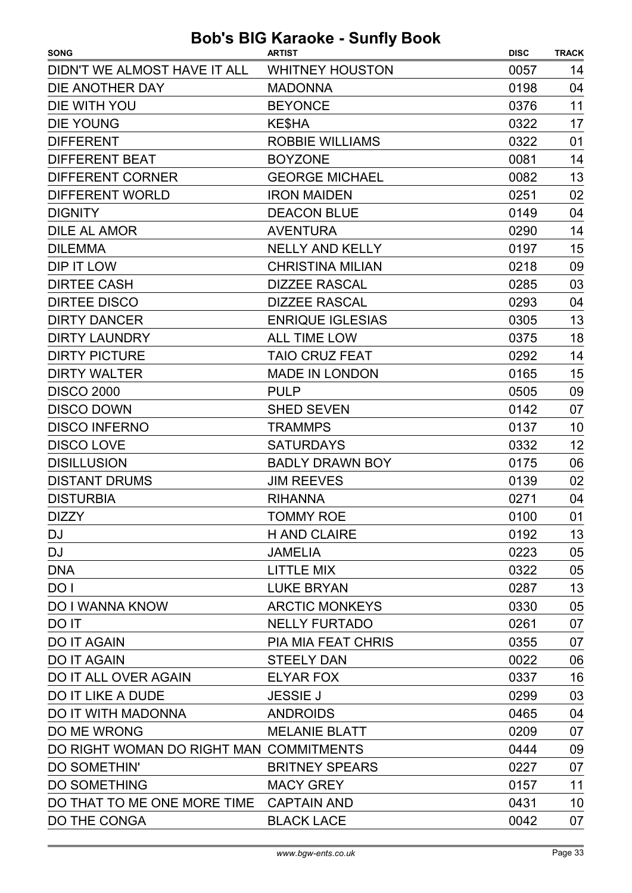# Bob's BIG Karaoke - Sunfly Book

| SONG | ARTIST | DISC | TRACK |
| --- | --- | --- | --- |
| DIDN'T WE ALMOST HAVE IT ALL | WHITNEY HOUSTON | 0057 | 14 |
| DIE ANOTHER DAY | MADONNA | 0198 | 04 |
| DIE WITH YOU | BEYONCE | 0376 | 11 |
| DIE YOUNG | KE$HA | 0322 | 17 |
| DIFFERENT | ROBBIE WILLIAMS | 0322 | 01 |
| DIFFERENT BEAT | BOYZONE | 0081 | 14 |
| DIFFERENT CORNER | GEORGE MICHAEL | 0082 | 13 |
| DIFFERENT WORLD | IRON MAIDEN | 0251 | 02 |
| DIGNITY | DEACON BLUE | 0149 | 04 |
| DILE AL AMOR | AVENTURA | 0290 | 14 |
| DILEMMA | NELLY AND KELLY | 0197 | 15 |
| DIP IT LOW | CHRISTINA MILIAN | 0218 | 09 |
| DIRTEE CASH | DIZZEE RASCAL | 0285 | 03 |
| DIRTEE DISCO | DIZZEE RASCAL | 0293 | 04 |
| DIRTY DANCER | ENRIQUE IGLESIAS | 0305 | 13 |
| DIRTY LAUNDRY | ALL TIME LOW | 0375 | 18 |
| DIRTY PICTURE | TAIO CRUZ FEAT | 0292 | 14 |
| DIRTY WALTER | MADE IN LONDON | 0165 | 15 |
| DISCO 2000 | PULP | 0505 | 09 |
| DISCO DOWN | SHED SEVEN | 0142 | 07 |
| DISCO INFERNO | TRAMMPS | 0137 | 10 |
| DISCO LOVE | SATURDAYS | 0332 | 12 |
| DISILLUSION | BADLY DRAWN BOY | 0175 | 06 |
| DISTANT DRUMS | JIM REEVES | 0139 | 02 |
| DISTURBIA | RIHANNA | 0271 | 04 |
| DIZZY | TOMMY ROE | 0100 | 01 |
| DJ | H AND CLAIRE | 0192 | 13 |
| DJ | JAMELIA | 0223 | 05 |
| DNA | LITTLE MIX | 0322 | 05 |
| DO I | LUKE BRYAN | 0287 | 13 |
| DO I WANNA KNOW | ARCTIC MONKEYS | 0330 | 05 |
| DO IT | NELLY FURTADO | 0261 | 07 |
| DO IT AGAIN | PIA MIA FEAT CHRIS | 0355 | 07 |
| DO IT AGAIN | STEELY DAN | 0022 | 06 |
| DO IT ALL OVER AGAIN | ELYAR FOX | 0337 | 16 |
| DO IT LIKE A DUDE | JESSIE J | 0299 | 03 |
| DO IT WITH MADONNA | ANDROIDS | 0465 | 04 |
| DO ME WRONG | MELANIE BLATT | 0209 | 07 |
| DO RIGHT WOMAN DO RIGHT MAN | COMMITMENTS | 0444 | 09 |
| DO SOMETHIN' | BRITNEY SPEARS | 0227 | 07 |
| DO SOMETHING | MACY GREY | 0157 | 11 |
| DO THAT TO ME ONE MORE TIME | CAPTAIN AND | 0431 | 10 |
| DO THE CONGA | BLACK LACE | 0042 | 07 |

www.bgw-ents.co.uk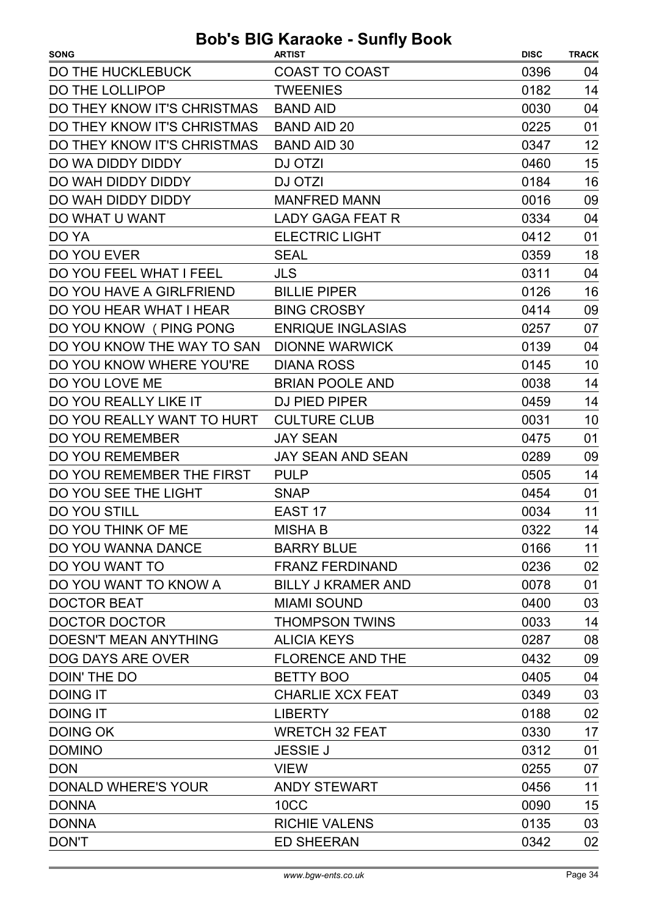# Bob's BIG Karaoke - Sunfly Book

| SONG | ARTIST | DISC | TRACK |
|---|---|---|---|
| DO THE HUCKLEBUCK | COAST TO COAST | 0396 | 04 |
| DO THE LOLLIPOP | TWEENIES | 0182 | 14 |
| DO THEY KNOW IT'S CHRISTMAS | BAND AID | 0030 | 04 |
| DO THEY KNOW IT'S CHRISTMAS | BAND AID 20 | 0225 | 01 |
| DO THEY KNOW IT'S CHRISTMAS | BAND AID 30 | 0347 | 12 |
| DO WA DIDDY DIDDY | DJ OTZI | 0460 | 15 |
| DO WAH DIDDY DIDDY | DJ OTZI | 0184 | 16 |
| DO WAH DIDDY DIDDY | MANFRED MANN | 0016 | 09 |
| DO WHAT U WANT | LADY GAGA FEAT R | 0334 | 04 |
| DO YA | ELECTRIC LIGHT | 0412 | 01 |
| DO YOU EVER | SEAL | 0359 | 18 |
| DO YOU FEEL WHAT I FEEL | JLS | 0311 | 04 |
| DO YOU HAVE A GIRLFRIEND | BILLIE PIPER | 0126 | 16 |
| DO YOU HEAR WHAT I HEAR | BING CROSBY | 0414 | 09 |
| DO YOU KNOW ( PING PONG | ENRIQUE INGLASIAS | 0257 | 07 |
| DO YOU KNOW THE WAY TO SAN | DIONNE WARWICK | 0139 | 04 |
| DO YOU KNOW WHERE YOU'RE | DIANA ROSS | 0145 | 10 |
| DO YOU LOVE ME | BRIAN POOLE AND | 0038 | 14 |
| DO YOU REALLY LIKE IT | DJ PIED PIPER | 0459 | 14 |
| DO YOU REALLY WANT TO HURT | CULTURE CLUB | 0031 | 10 |
| DO YOU REMEMBER | JAY SEAN | 0475 | 01 |
| DO YOU REMEMBER | JAY SEAN AND SEAN | 0289 | 09 |
| DO YOU REMEMBER THE FIRST | PULP | 0505 | 14 |
| DO YOU SEE THE LIGHT | SNAP | 0454 | 01 |
| DO YOU STILL | EAST 17 | 0034 | 11 |
| DO YOU THINK OF ME | MISHA B | 0322 | 14 |
| DO YOU WANNA DANCE | BARRY BLUE | 0166 | 11 |
| DO YOU WANT TO | FRANZ FERDINAND | 0236 | 02 |
| DO YOU WANT TO KNOW A | BILLY J KRAMER AND | 0078 | 01 |
| DOCTOR BEAT | MIAMI SOUND | 0400 | 03 |
| DOCTOR DOCTOR | THOMPSON TWINS | 0033 | 14 |
| DOESN'T MEAN ANYTHING | ALICIA KEYS | 0287 | 08 |
| DOG DAYS ARE OVER | FLORENCE AND THE | 0432 | 09 |
| DOIN' THE DO | BETTY BOO | 0405 | 04 |
| DOING IT | CHARLIE XCX FEAT | 0349 | 03 |
| DOING IT | LIBERTY | 0188 | 02 |
| DOING OK | WRETCH 32 FEAT | 0330 | 17 |
| DOMINO | JESSIE J | 0312 | 01 |
| DON | VIEW | 0255 | 07 |
| DONALD WHERE'S YOUR | ANDY STEWART | 0456 | 11 |
| DONNA | 10CC | 0090 | 15 |
| DONNA | RICHIE VALENS | 0135 | 03 |
| DON'T | ED SHEERAN | 0342 | 02 |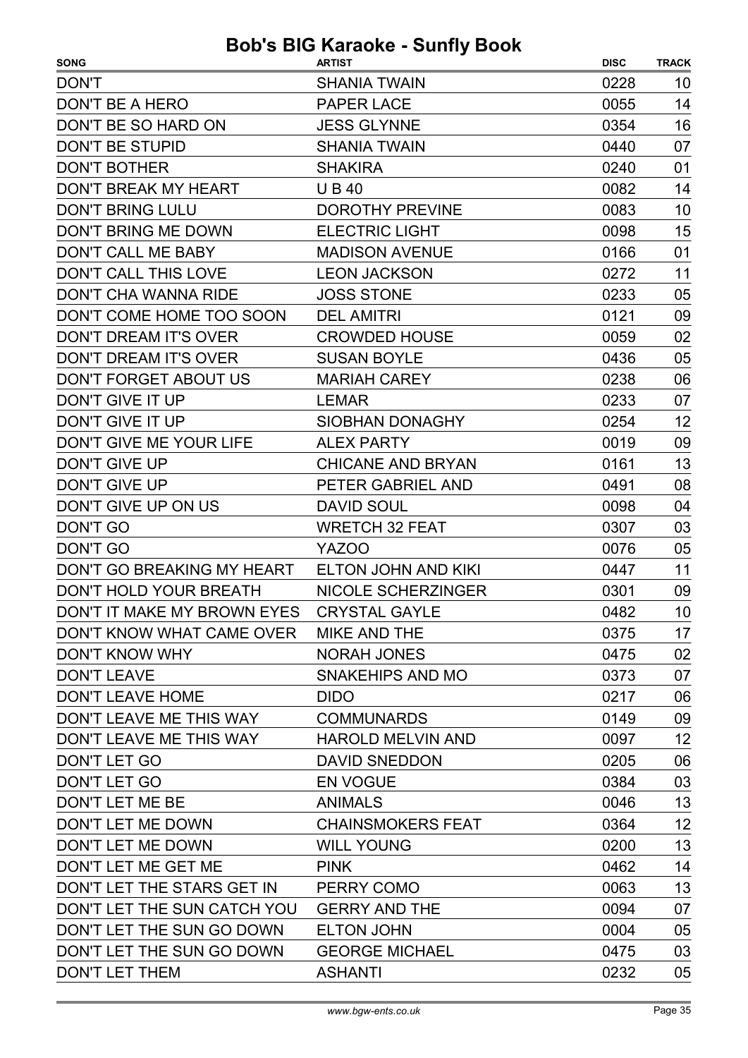# Bob's BIG Karaoke - Sunfly Book

| SONG | ARTIST | DISC | TRACK |
|---|---|---|---|
| DON'T | SHANIA TWAIN | 0228 | 10 |
| DON'T BE A HERO | PAPER LACE | 0055 | 14 |
| DON'T BE SO HARD ON | JESS GLYNNE | 0354 | 16 |
| DON'T BE STUPID | SHANIA TWAIN | 0440 | 07 |
| DON'T BOTHER | SHAKIRA | 0240 | 01 |
| DON'T BREAK MY HEART | U B 40 | 0082 | 14 |
| DON'T BRING LULU | DOROTHY PREVINE | 0083 | 10 |
| DON'T BRING ME DOWN | ELECTRIC LIGHT | 0098 | 15 |
| DON'T CALL ME BABY | MADISON AVENUE | 0166 | 01 |
| DON'T CALL THIS LOVE | LEON JACKSON | 0272 | 11 |
| DON'T CHA WANNA RIDE | JOSS STONE | 0233 | 05 |
| DON'T COME HOME TOO SOON | DEL AMITRI | 0121 | 09 |
| DON'T DREAM IT'S OVER | CROWDED HOUSE | 0059 | 02 |
| DON'T DREAM IT'S OVER | SUSAN BOYLE | 0436 | 05 |
| DON'T FORGET ABOUT US | MARIAH CAREY | 0238 | 06 |
| DON'T GIVE IT UP | LEMAR | 0233 | 07 |
| DON'T GIVE IT UP | SIOBHAN DONAGHY | 0254 | 12 |
| DON'T GIVE ME YOUR LIFE | ALEX PARTY | 0019 | 09 |
| DON'T GIVE UP | CHICANE AND BRYAN | 0161 | 13 |
| DON'T GIVE UP | PETER GABRIEL AND | 0491 | 08 |
| DON'T GIVE UP ON US | DAVID SOUL | 0098 | 04 |
| DON'T GO | WRETCH 32 FEAT | 0307 | 03 |
| DON'T GO | YAZOO | 0076 | 05 |
| DON'T GO BREAKING MY HEART | ELTON JOHN AND KIKI | 0447 | 11 |
| DON'T HOLD YOUR BREATH | NICOLE SCHERZINGER | 0301 | 09 |
| DON'T IT MAKE MY BROWN EYES | CRYSTAL GAYLE | 0482 | 10 |
| DON'T KNOW WHAT CAME OVER | MIKE AND THE | 0375 | 17 |
| DON'T KNOW WHY | NORAH JONES | 0475 | 02 |
| DON'T LEAVE | SNAKEHIPS AND MO | 0373 | 07 |
| DON'T LEAVE HOME | DIDO | 0217 | 06 |
| DON'T LEAVE ME THIS WAY | COMMUNARDS | 0149 | 09 |
| DON'T LEAVE ME THIS WAY | HAROLD MELVIN AND | 0097 | 12 |
| DON'T LET GO | DAVID SNEDDON | 0205 | 06 |
| DON'T LET GO | EN VOGUE | 0384 | 03 |
| DON'T LET ME BE | ANIMALS | 0046 | 13 |
| DON'T LET ME DOWN | CHAINSMOKERS FEAT | 0364 | 12 |
| DON'T LET ME DOWN | WILL YOUNG | 0200 | 13 |
| DON'T LET ME GET ME | PINK | 0462 | 14 |
| DON'T LET THE STARS GET IN | PERRY COMO | 0063 | 13 |
| DON'T LET THE SUN CATCH YOU | GERRY AND THE | 0094 | 07 |
| DON'T LET THE SUN GO DOWN | ELTON JOHN | 0004 | 05 |
| DON'T LET THE SUN GO DOWN | GEORGE MICHAEL | 0475 | 03 |
| DON'T LET THEM | ASHANTI | 0232 | 05 |

www.bgw-ents.co.uk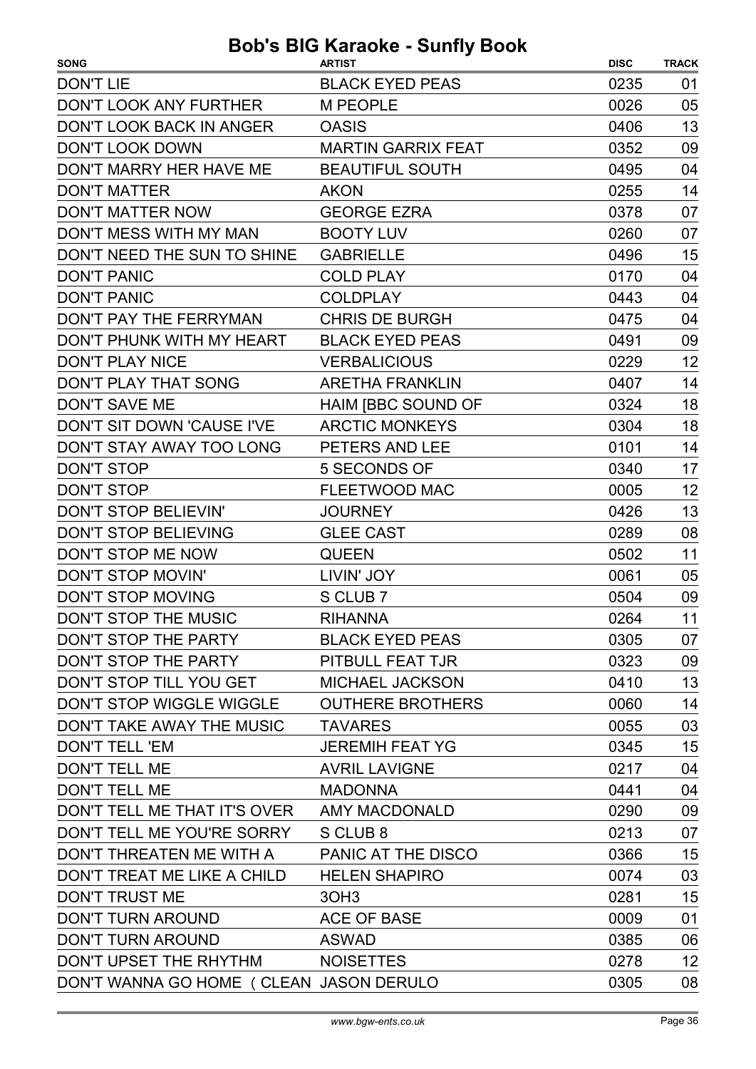# Bob's BIG Karaoke - Sunfly Book

| SONG | ARTIST | DISC | TRACK |
|---|---|---|---|
| DON'T LIE | BLACK EYED PEAS | 0235 | 01 |
| DON'T LOOK ANY FURTHER | M PEOPLE | 0026 | 05 |
| DON'T LOOK BACK IN ANGER | OASIS | 0406 | 13 |
| DON'T LOOK DOWN | MARTIN GARRIX FEAT | 0352 | 09 |
| DON'T MARRY HER HAVE ME | BEAUTIFUL SOUTH | 0495 | 04 |
| DON'T MATTER | AKON | 0255 | 14 |
| DON'T MATTER NOW | GEORGE EZRA | 0378 | 07 |
| DON'T MESS WITH MY MAN | BOOTY LUV | 0260 | 07 |
| DON'T NEED THE SUN TO SHINE | GABRIELLE | 0496 | 15 |
| DON'T PANIC | COLD PLAY | 0170 | 04 |
| DON'T PANIC | COLDPLAY | 0443 | 04 |
| DON'T PAY THE FERRYMAN | CHRIS DE BURGH | 0475 | 04 |
| DON'T PHUNK WITH MY HEART | BLACK EYED PEAS | 0491 | 09 |
| DON'T PLAY NICE | VERBALICIOUS | 0229 | 12 |
| DON'T PLAY THAT SONG | ARETHA FRANKLIN | 0407 | 14 |
| DON'T SAVE ME | HAIM [BBC SOUND OF | 0324 | 18 |
| DON'T SIT DOWN 'CAUSE I'VE | ARCTIC MONKEYS | 0304 | 18 |
| DON'T STAY AWAY TOO LONG | PETERS AND LEE | 0101 | 14 |
| DON'T STOP | 5 SECONDS OF | 0340 | 17 |
| DON'T STOP | FLEETWOOD MAC | 0005 | 12 |
| DON'T STOP BELIEVIN' | JOURNEY | 0426 | 13 |
| DON'T STOP BELIEVING | GLEE CAST | 0289 | 08 |
| DON'T STOP ME NOW | QUEEN | 0502 | 11 |
| DON'T STOP MOVIN' | LIVIN' JOY | 0061 | 05 |
| DON'T STOP MOVING | S CLUB 7 | 0504 | 09 |
| DON'T STOP THE MUSIC | RIHANNA | 0264 | 11 |
| DON'T STOP THE PARTY | BLACK EYED PEAS | 0305 | 07 |
| DON'T STOP THE PARTY | PITBULL FEAT TJR | 0323 | 09 |
| DON'T STOP TILL YOU GET | MICHAEL JACKSON | 0410 | 13 |
| DON'T STOP WIGGLE WIGGLE | OUTHERE BROTHERS | 0060 | 14 |
| DON'T TAKE AWAY THE MUSIC | TAVARES | 0055 | 03 |
| DON'T TELL 'EM | JEREMIH FEAT YG | 0345 | 15 |
| DON'T TELL ME | AVRIL LAVIGNE | 0217 | 04 |
| DON'T TELL ME | MADONNA | 0441 | 04 |
| DON'T TELL ME THAT IT'S OVER | AMY MACDONALD | 0290 | 09 |
| DON'T TELL ME YOU'RE SORRY | S CLUB 8 | 0213 | 07 |
| DON'T THREATEN ME WITH A | PANIC AT THE DISCO | 0366 | 15 |
| DON'T TREAT ME LIKE A CHILD | HELEN SHAPIRO | 0074 | 03 |
| DON'T TRUST ME | 3OH3 | 0281 | 15 |
| DON'T TURN AROUND | ACE OF BASE | 0009 | 01 |
| DON'T TURN AROUND | ASWAD | 0385 | 06 |
| DON'T UPSET THE RHYTHM | NOISETTES | 0278 | 12 |
| DON'T WANNA GO HOME ( CLEAN | JASON DERULO | 0305 | 08 |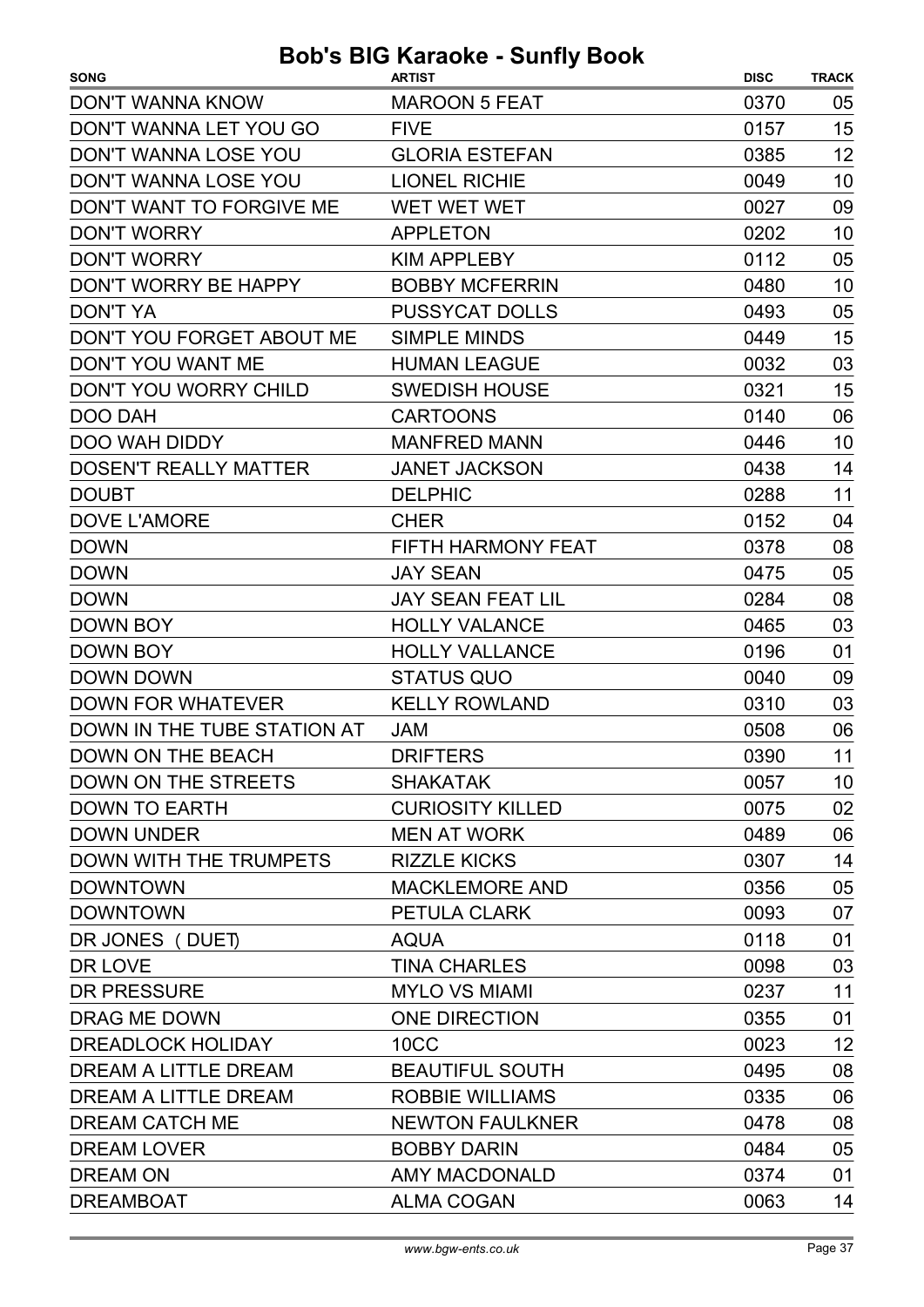# Bob's BIG Karaoke - Sunfly Book

| SONG | ARTIST | DISC | TRACK |
|---|---|---|---|
| DON'T WANNA KNOW | MAROON 5 FEAT | 0370 | 05 |
| DON'T WANNA LET YOU GO | FIVE | 0157 | 15 |
| DON'T WANNA LOSE YOU | GLORIA ESTEFAN | 0385 | 12 |
| DON'T WANNA LOSE YOU | LIONEL RICHIE | 0049 | 10 |
| DON'T WANT TO FORGIVE ME | WET WET WET | 0027 | 09 |
| DON'T WORRY | APPLETON | 0202 | 10 |
| DON'T WORRY | KIM APPLEBY | 0112 | 05 |
| DON'T WORRY BE HAPPY | BOBBY MCFERRIN | 0480 | 10 |
| DON'T YA | PUSSYCAT DOLLS | 0493 | 05 |
| DON'T YOU FORGET ABOUT ME | SIMPLE MINDS | 0449 | 15 |
| DON'T YOU WANT ME | HUMAN LEAGUE | 0032 | 03 |
| DON'T YOU WORRY CHILD | SWEDISH HOUSE | 0321 | 15 |
| DOO DAH | CARTOONS | 0140 | 06 |
| DOO WAH DIDDY | MANFRED MANN | 0446 | 10 |
| DOSEN'T REALLY MATTER | JANET JACKSON | 0438 | 14 |
| DOUBT | DELPHIC | 0288 | 11 |
| DOVE L'AMORE | CHER | 0152 | 04 |
| DOWN | FIFTH HARMONY FEAT | 0378 | 08 |
| DOWN | JAY SEAN | 0475 | 05 |
| DOWN | JAY SEAN FEAT LIL | 0284 | 08 |
| DOWN BOY | HOLLY VALANCE | 0465 | 03 |
| DOWN BOY | HOLLY VALLANCE | 0196 | 01 |
| DOWN DOWN | STATUS QUO | 0040 | 09 |
| DOWN FOR WHATEVER | KELLY ROWLAND | 0310 | 03 |
| DOWN IN THE TUBE STATION AT | JAM | 0508 | 06 |
| DOWN ON THE BEACH | DRIFTERS | 0390 | 11 |
| DOWN ON THE STREETS | SHAKATAK | 0057 | 10 |
| DOWN TO EARTH | CURIOSITY KILLED | 0075 | 02 |
| DOWN UNDER | MEN AT WORK | 0489 | 06 |
| DOWN WITH THE TRUMPETS | RIZZLE KICKS | 0307 | 14 |
| DOWNTOWN | MACKLEMORE AND | 0356 | 05 |
| DOWNTOWN | PETULA CLARK | 0093 | 07 |
| DR JONES ( DUET) | AQUA | 0118 | 01 |
| DR LOVE | TINA CHARLES | 0098 | 03 |
| DR PRESSURE | MYLO VS MIAMI | 0237 | 11 |
| DRAG ME DOWN | ONE DIRECTION | 0355 | 01 |
| DREADLOCK HOLIDAY | 10CC | 0023 | 12 |
| DREAM A LITTLE DREAM | BEAUTIFUL SOUTH | 0495 | 08 |
| DREAM A LITTLE DREAM | ROBBIE WILLIAMS | 0335 | 06 |
| DREAM CATCH ME | NEWTON FAULKNER | 0478 | 08 |
| DREAM LOVER | BOBBY DARIN | 0484 | 05 |
| DREAM ON | AMY MACDONALD | 0374 | 01 |
| DREAMBOAT | ALMA COGAN | 0063 | 14 |

www.bgw-ents.co.uk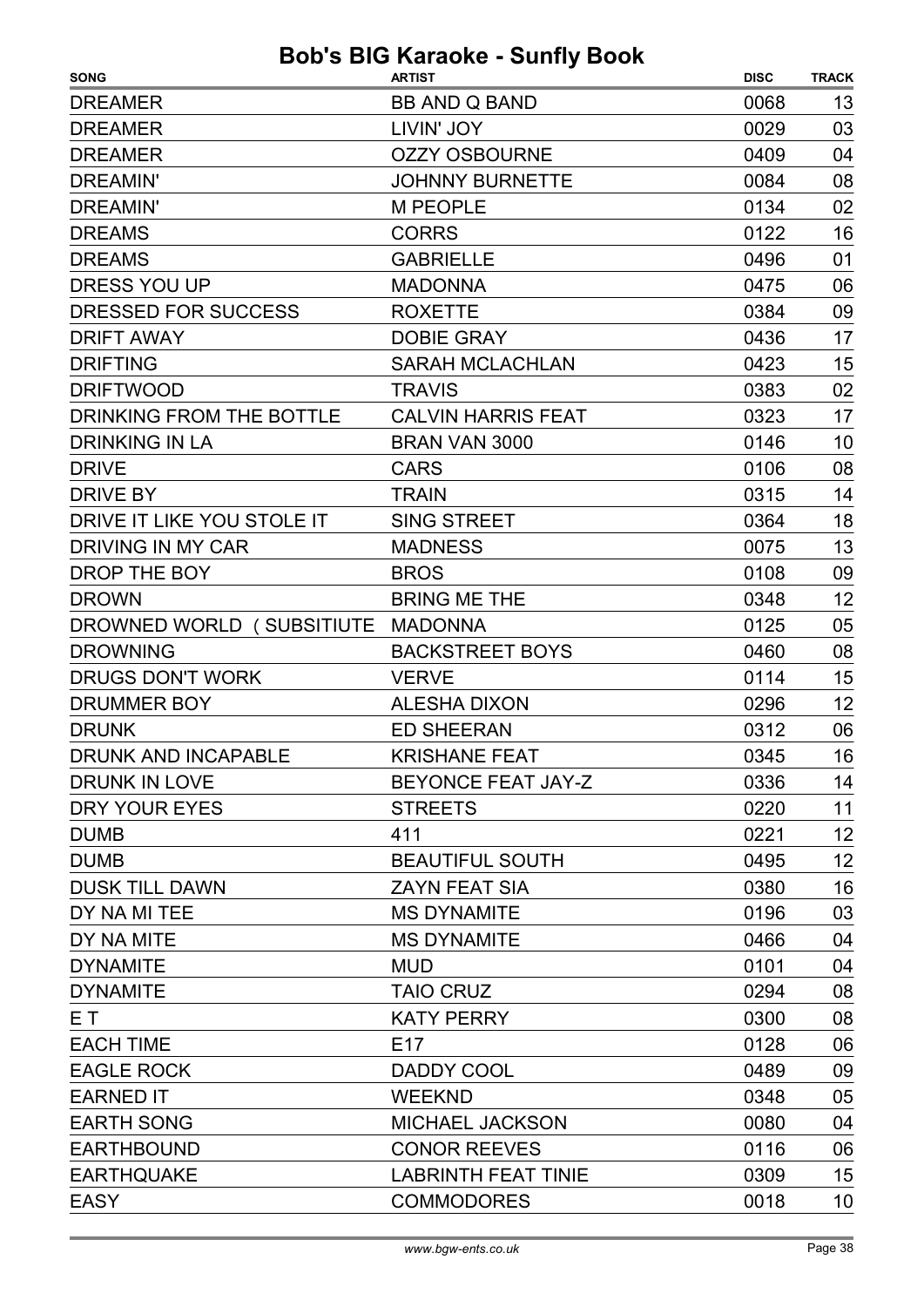# Bob's BIG Karaoke - Sunfly Book

| SONG | ARTIST | DISC | TRACK |
|---|---|---|---|
| DREAMER | BB AND Q BAND | 0068 | 13 |
| DREAMER | LIVIN' JOY | 0029 | 03 |
| DREAMER | OZZY OSBOURNE | 0409 | 04 |
| DREAMIN' | JOHNNY BURNETTE | 0084 | 08 |
| DREAMIN' | M PEOPLE | 0134 | 02 |
| DREAMS | CORRS | 0122 | 16 |
| DREAMS | GABRIELLE | 0496 | 01 |
| DRESS YOU UP | MADONNA | 0475 | 06 |
| DRESSED FOR SUCCESS | ROXETTE | 0384 | 09 |
| DRIFT AWAY | DOBIE GRAY | 0436 | 17 |
| DRIFTING | SARAH MCLACHLAN | 0423 | 15 |
| DRIFTWOOD | TRAVIS | 0383 | 02 |
| DRINKING FROM THE BOTTLE | CALVIN HARRIS FEAT | 0323 | 17 |
| DRINKING IN LA | BRAN VAN 3000 | 0146 | 10 |
| DRIVE | CARS | 0106 | 08 |
| DRIVE BY | TRAIN | 0315 | 14 |
| DRIVE IT LIKE YOU STOLE IT | SING STREET | 0364 | 18 |
| DRIVING IN MY CAR | MADNESS | 0075 | 13 |
| DROP THE BOY | BROS | 0108 | 09 |
| DROWN | BRING ME THE | 0348 | 12 |
| DROWNED WORLD ( SUBSITIUTE | MADONNA | 0125 | 05 |
| DROWNING | BACKSTREET BOYS | 0460 | 08 |
| DRUGS DON'T WORK | VERVE | 0114 | 15 |
| DRUMMER BOY | ALESHA DIXON | 0296 | 12 |
| DRUNK | ED SHEERAN | 0312 | 06 |
| DRUNK AND INCAPABLE | KRISHANE FEAT | 0345 | 16 |
| DRUNK IN LOVE | BEYONCE FEAT JAY-Z | 0336 | 14 |
| DRY YOUR EYES | STREETS | 0220 | 11 |
| DUMB | 411 | 0221 | 12 |
| DUMB | BEAUTIFUL SOUTH | 0495 | 12 |
| DUSK TILL DAWN | ZAYN FEAT SIA | 0380 | 16 |
| DY NA MI TEE | MS DYNAMITE | 0196 | 03 |
| DY NA MITE | MS DYNAMITE | 0466 | 04 |
| DYNAMITE | MUD | 0101 | 04 |
| DYNAMITE | TAIO CRUZ | 0294 | 08 |
| E T | KATY PERRY | 0300 | 08 |
| EACH TIME | E17 | 0128 | 06 |
| EAGLE ROCK | DADDY COOL | 0489 | 09 |
| EARNED IT | WEEKND | 0348 | 05 |
| EARTH SONG | MICHAEL JACKSON | 0080 | 04 |
| EARTHBOUND | CONOR REEVES | 0116 | 06 |
| EARTHQUAKE | LABRINTH FEAT TINIE | 0309 | 15 |
| EASY | COMMODORES | 0018 | 10 |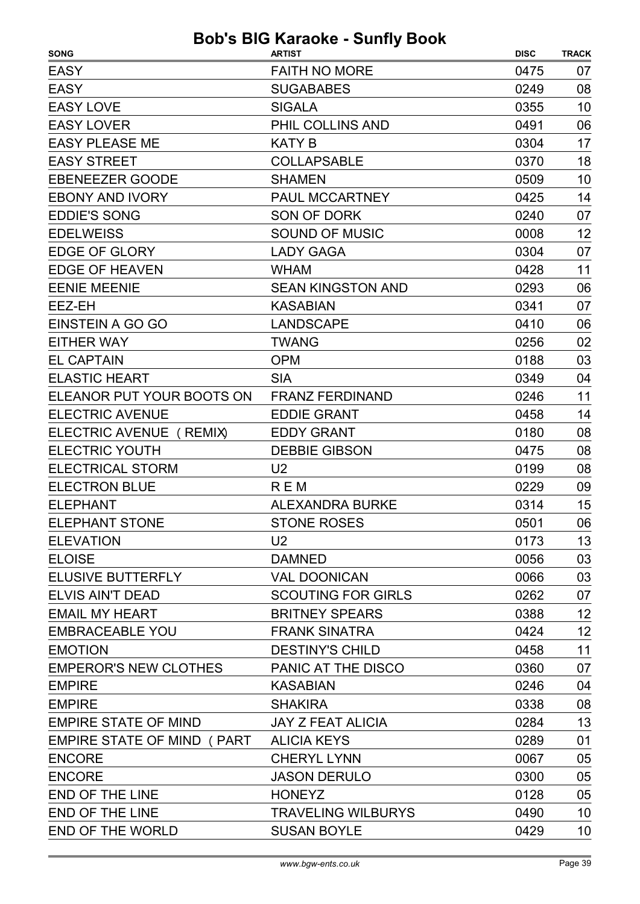# Bob's BIG Karaoke - Sunfly Book

| SONG | ARTIST | DISC | TRACK |
|---|---|---|---|
| EASY | FAITH NO MORE | 0475 | 07 |
| EASY | SUGABABES | 0249 | 08 |
| EASY LOVE | SIGALA | 0355 | 10 |
| EASY LOVER | PHIL COLLINS AND | 0491 | 06 |
| EASY PLEASE ME | KATY B | 0304 | 17 |
| EASY STREET | COLLAPSABLE | 0370 | 18 |
| EBENEEZER GOODE | SHAMEN | 0509 | 10 |
| EBONY AND IVORY | PAUL MCCARTNEY | 0425 | 14 |
| EDDIE'S SONG | SON OF DORK | 0240 | 07 |
| EDELWEISS | SOUND OF MUSIC | 0008 | 12 |
| EDGE OF GLORY | LADY GAGA | 0304 | 07 |
| EDGE OF HEAVEN | WHAM | 0428 | 11 |
| EENIE MEENIE | SEAN KINGSTON AND | 0293 | 06 |
| EEZ-EH | KASABIAN | 0341 | 07 |
| EINSTEIN A GO GO | LANDSCAPE | 0410 | 06 |
| EITHER WAY | TWANG | 0256 | 02 |
| EL CAPTAIN | OPM | 0188 | 03 |
| ELASTIC HEART | SIA | 0349 | 04 |
| ELEANOR PUT YOUR BOOTS ON | FRANZ FERDINAND | 0246 | 11 |
| ELECTRIC AVENUE | EDDIE GRANT | 0458 | 14 |
| ELECTRIC AVENUE ( REMIX) | EDDY GRANT | 0180 | 08 |
| ELECTRIC YOUTH | DEBBIE GIBSON | 0475 | 08 |
| ELECTRICAL STORM | U2 | 0199 | 08 |
| ELECTRON BLUE | R E M | 0229 | 09 |
| ELEPHANT | ALEXANDRA BURKE | 0314 | 15 |
| ELEPHANT STONE | STONE ROSES | 0501 | 06 |
| ELEVATION | U2 | 0173 | 13 |
| ELOISE | DAMNED | 0056 | 03 |
| ELUSIVE BUTTERFLY | VAL DOONICAN | 0066 | 03 |
| ELVIS AIN'T DEAD | SCOUTING FOR GIRLS | 0262 | 07 |
| EMAIL MY HEART | BRITNEY SPEARS | 0388 | 12 |
| EMBRACEABLE YOU | FRANK SINATRA | 0424 | 12 |
| EMOTION | DESTINY'S CHILD | 0458 | 11 |
| EMPEROR'S NEW CLOTHES | PANIC AT THE DISCO | 0360 | 07 |
| EMPIRE | KASABIAN | 0246 | 04 |
| EMPIRE | SHAKIRA | 0338 | 08 |
| EMPIRE STATE OF MIND | JAY Z FEAT ALICIA | 0284 | 13 |
| EMPIRE STATE OF MIND ( PART | ALICIA KEYS | 0289 | 01 |
| ENCORE | CHERYL LYNN | 0067 | 05 |
| ENCORE | JASON DERULO | 0300 | 05 |
| END OF THE LINE | HONEYZ | 0128 | 05 |
| END OF THE LINE | TRAVELING WILBURYS | 0490 | 10 |
| END OF THE WORLD | SUSAN BOYLE | 0429 | 10 |

www.bgw-ents.co.uk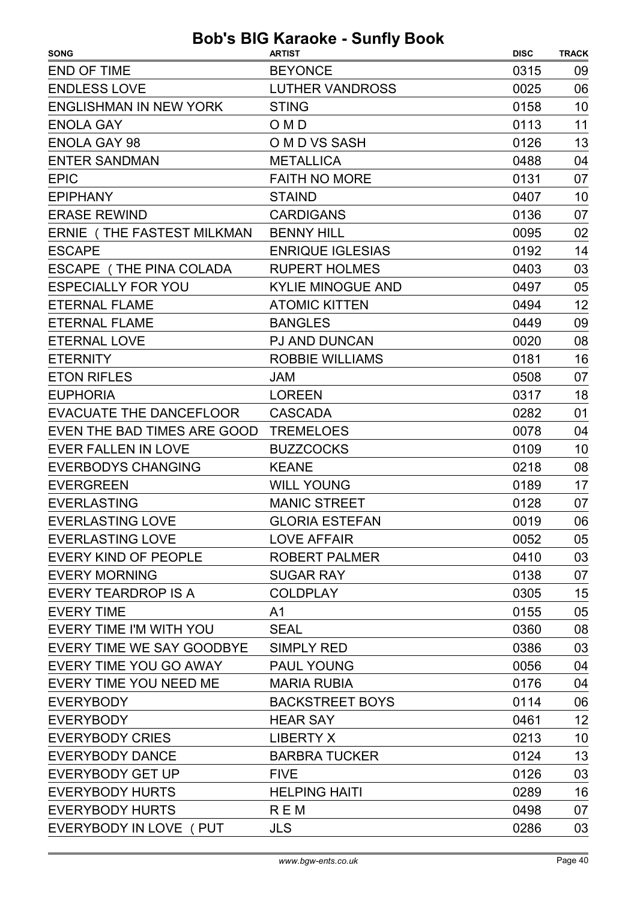# Bob's BIG Karaoke - Sunfly Book

| SONG | ARTIST | DISC | TRACK |
|---|---|---|---|
| END OF TIME | BEYONCE | 0315 | 09 |
| ENDLESS LOVE | LUTHER VANDROSS | 0025 | 06 |
| ENGLISHMAN IN NEW YORK | STING | 0158 | 10 |
| ENOLA GAY | O M D | 0113 | 11 |
| ENOLA GAY 98 | O M D VS SASH | 0126 | 13 |
| ENTER SANDMAN | METALLICA | 0488 | 04 |
| EPIC | FAITH NO MORE | 0131 | 07 |
| EPIPHANY | STAIND | 0407 | 10 |
| ERASE REWIND | CARDIGANS | 0136 | 07 |
| ERNIE ( THE FASTEST MILKMAN | BENNY HILL | 0095 | 02 |
| ESCAPE | ENRIQUE IGLESIAS | 0192 | 14 |
| ESCAPE ( THE PINA COLADA | RUPERT HOLMES | 0403 | 03 |
| ESPECIALLY FOR YOU | KYLIE MINOGUE AND | 0497 | 05 |
| ETERNAL FLAME | ATOMIC KITTEN | 0494 | 12 |
| ETERNAL FLAME | BANGLES | 0449 | 09 |
| ETERNAL LOVE | PJ AND DUNCAN | 0020 | 08 |
| ETERNITY | ROBBIE WILLIAMS | 0181 | 16 |
| ETON RIFLES | JAM | 0508 | 07 |
| EUPHORIA | LOREEN | 0317 | 18 |
| EVACUATE THE DANCEFLOOR | CASCADA | 0282 | 01 |
| EVEN THE BAD TIMES ARE GOOD | TREMELOES | 0078 | 04 |
| EVER FALLEN IN LOVE | BUZZCOCKS | 0109 | 10 |
| EVERBODYS CHANGING | KEANE | 0218 | 08 |
| EVERGREEN | WILL YOUNG | 0189 | 17 |
| EVERLASTING | MANIC STREET | 0128 | 07 |
| EVERLASTING LOVE | GLORIA ESTEFAN | 0019 | 06 |
| EVERLASTING LOVE | LOVE AFFAIR | 0052 | 05 |
| EVERY KIND OF PEOPLE | ROBERT PALMER | 0410 | 03 |
| EVERY MORNING | SUGAR RAY | 0138 | 07 |
| EVERY TEARDROP IS A | COLDPLAY | 0305 | 15 |
| EVERY TIME | A1 | 0155 | 05 |
| EVERY TIME I'M WITH YOU | SEAL | 0360 | 08 |
| EVERY TIME WE SAY GOODBYE | SIMPLY RED | 0386 | 03 |
| EVERY TIME YOU GO AWAY | PAUL YOUNG | 0056 | 04 |
| EVERY TIME YOU NEED ME | MARIA RUBIA | 0176 | 04 |
| EVERYBODY | BACKSTREET BOYS | 0114 | 06 |
| EVERYBODY | HEAR SAY | 0461 | 12 |
| EVERYBODY CRIES | LIBERTY X | 0213 | 10 |
| EVERYBODY DANCE | BARBRA TUCKER | 0124 | 13 |
| EVERYBODY GET UP | FIVE | 0126 | 03 |
| EVERYBODY HURTS | HELPING HAITI | 0289 | 16 |
| EVERYBODY HURTS | R E M | 0498 | 07 |
| EVERYBODY IN LOVE ( PUT | JLS | 0286 | 03 |

www.bgw-ents.co.uk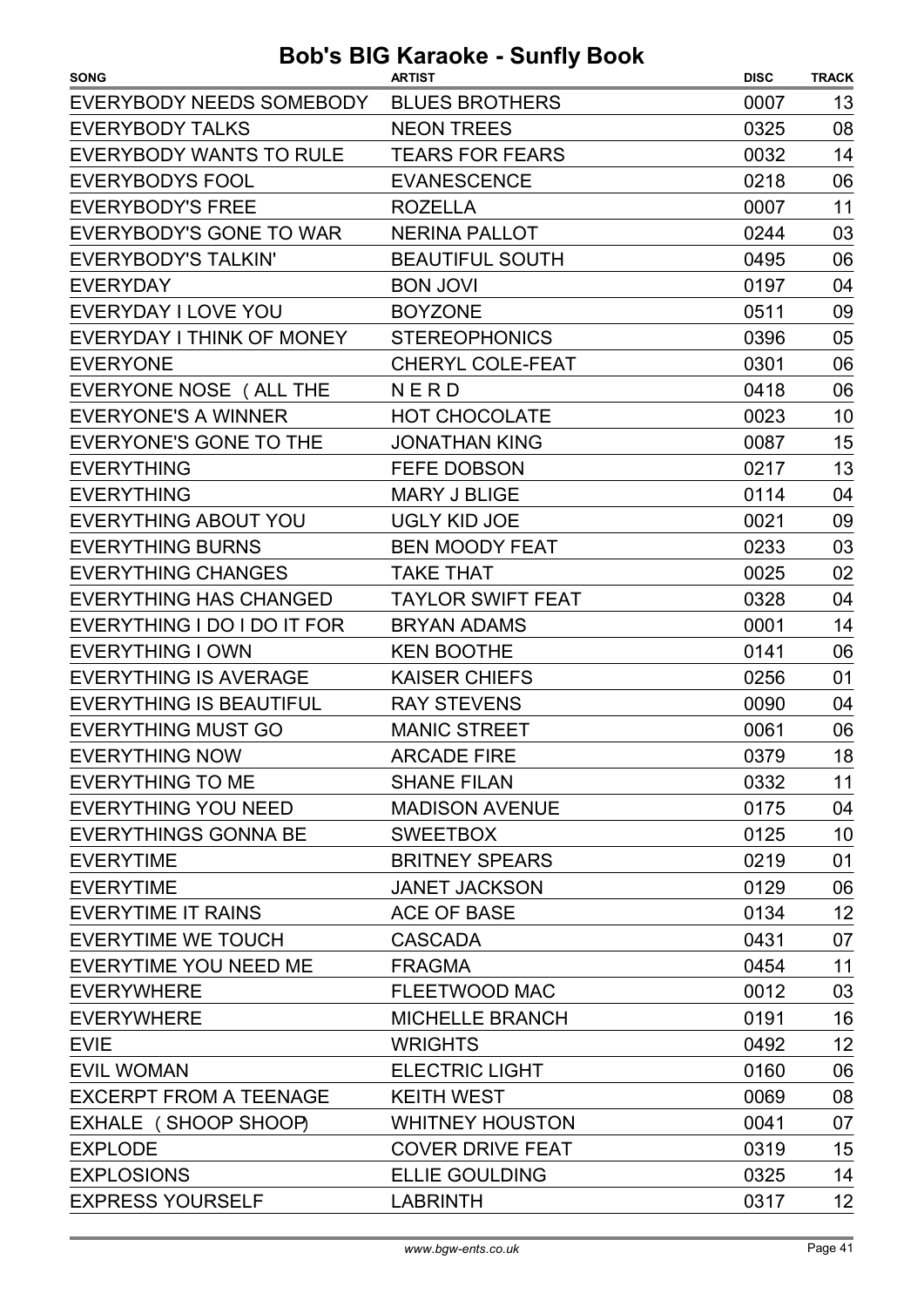# Bob's BIG Karaoke - Sunfly Book

| SONG | ARTIST | DISC | TRACK |
|---|---|---|---|
| EVERYBODY NEEDS SOMEBODY | BLUES BROTHERS | 0007 | 13 |
| EVERYBODY TALKS | NEON TREES | 0325 | 08 |
| EVERYBODY WANTS TO RULE | TEARS FOR FEARS | 0032 | 14 |
| EVERYBODYS FOOL | EVANESCENCE | 0218 | 06 |
| EVERYBODY'S FREE | ROZELLA | 0007 | 11 |
| EVERYBODY'S GONE TO WAR | NERINA PALLOT | 0244 | 03 |
| EVERYBODY'S TALKIN' | BEAUTIFUL SOUTH | 0495 | 06 |
| EVERYDAY | BON JOVI | 0197 | 04 |
| EVERYDAY I LOVE YOU | BOYZONE | 0511 | 09 |
| EVERYDAY I THINK OF MONEY | STEREOPHONICS | 0396 | 05 |
| EVERYONE | CHERYL COLE-FEAT | 0301 | 06 |
| EVERYONE NOSE ( ALL THE | N E R D | 0418 | 06 |
| EVERYONE'S A WINNER | HOT CHOCOLATE | 0023 | 10 |
| EVERYONE'S GONE TO THE | JONATHAN KING | 0087 | 15 |
| EVERYTHING | FEFE DOBSON | 0217 | 13 |
| EVERYTHING | MARY J BLIGE | 0114 | 04 |
| EVERYTHING ABOUT YOU | UGLY KID JOE | 0021 | 09 |
| EVERYTHING BURNS | BEN MOODY FEAT | 0233 | 03 |
| EVERYTHING CHANGES | TAKE THAT | 0025 | 02 |
| EVERYTHING HAS CHANGED | TAYLOR SWIFT FEAT | 0328 | 04 |
| EVERYTHING I DO I DO IT FOR | BRYAN ADAMS | 0001 | 14 |
| EVERYTHING I OWN | KEN BOOTHE | 0141 | 06 |
| EVERYTHING IS AVERAGE | KAISER CHIEFS | 0256 | 01 |
| EVERYTHING IS BEAUTIFUL | RAY STEVENS | 0090 | 04 |
| EVERYTHING MUST GO | MANIC STREET | 0061 | 06 |
| EVERYTHING NOW | ARCADE FIRE | 0379 | 18 |
| EVERYTHING TO ME | SHANE FILAN | 0332 | 11 |
| EVERYTHING YOU NEED | MADISON AVENUE | 0175 | 04 |
| EVERYTHINGS GONNA BE | SWEETBOX | 0125 | 10 |
| EVERYTIME | BRITNEY SPEARS | 0219 | 01 |
| EVERYTIME | JANET JACKSON | 0129 | 06 |
| EVERYTIME IT RAINS | ACE OF BASE | 0134 | 12 |
| EVERYTIME WE TOUCH | CASCADA | 0431 | 07 |
| EVERYTIME YOU NEED ME | FRAGMA | 0454 | 11 |
| EVERYWHERE | FLEETWOOD MAC | 0012 | 03 |
| EVERYWHERE | MICHELLE BRANCH | 0191 | 16 |
| EVIE | WRIGHTS | 0492 | 12 |
| EVIL WOMAN | ELECTRIC LIGHT | 0160 | 06 |
| EXCERPT FROM A TEENAGE | KEITH WEST | 0069 | 08 |
| EXHALE ( SHOOP SHOOP) | WHITNEY HOUSTON | 0041 | 07 |
| EXPLODE | COVER DRIVE FEAT | 0319 | 15 |
| EXPLOSIONS | ELLIE GOULDING | 0325 | 14 |
| EXPRESS YOURSELF | LABRINTH | 0317 | 12 |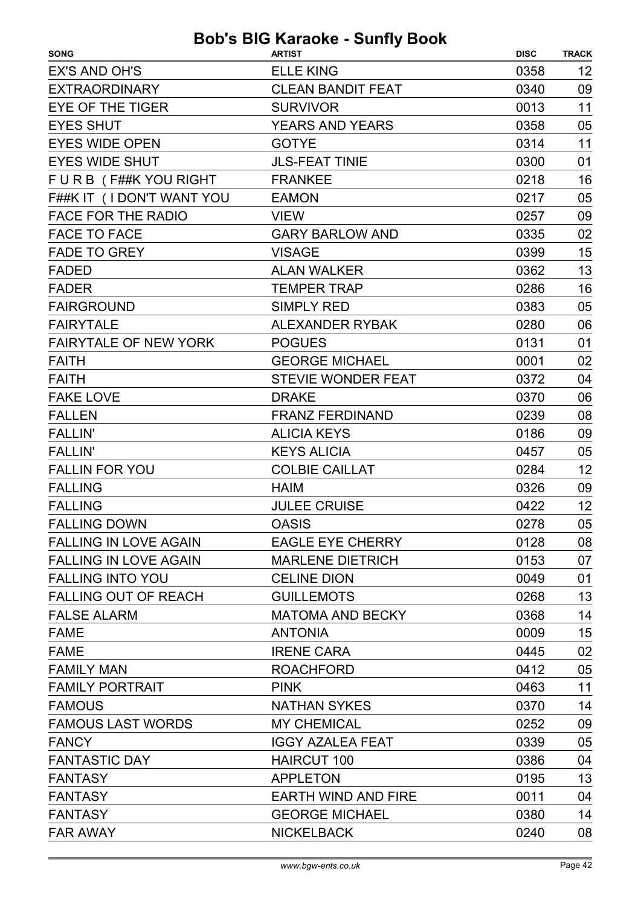# Bob's BIG Karaoke - Sunfly Book

| SONG | ARTIST | DISC | TRACK |
| --- | --- | --- | --- |
| EX'S AND OH'S | ELLE KING | 0358 | 12 |
| EXTRAORDINARY | CLEAN BANDIT FEAT | 0340 | 09 |
| EYE OF THE TIGER | SURVIVOR | 0013 | 11 |
| EYES SHUT | YEARS AND YEARS | 0358 | 05 |
| EYES WIDE OPEN | GOTYE | 0314 | 11 |
| EYES WIDE SHUT | JLS-FEAT TINIE | 0300 | 01 |
| F U R B ( F##K YOU RIGHT | FRANKEE | 0218 | 16 |
| F##K IT ( I DON'T WANT YOU | EAMON | 0217 | 05 |
| FACE FOR THE RADIO | VIEW | 0257 | 09 |
| FACE TO FACE | GARY BARLOW AND | 0335 | 02 |
| FADE TO GREY | VISAGE | 0399 | 15 |
| FADED | ALAN WALKER | 0362 | 13 |
| FADER | TEMPER TRAP | 0286 | 16 |
| FAIRGROUND | SIMPLY RED | 0383 | 05 |
| FAIRYTALE | ALEXANDER RYBAK | 0280 | 06 |
| FAIRYTALE OF NEW YORK | POGUES | 0131 | 01 |
| FAITH | GEORGE MICHAEL | 0001 | 02 |
| FAITH | STEVIE WONDER FEAT | 0372 | 04 |
| FAKE LOVE | DRAKE | 0370 | 06 |
| FALLEN | FRANZ FERDINAND | 0239 | 08 |
| FALLIN' | ALICIA KEYS | 0186 | 09 |
| FALLIN' | KEYS ALICIA | 0457 | 05 |
| FALLIN FOR YOU | COLBIE CAILLAT | 0284 | 12 |
| FALLING | HAIM | 0326 | 09 |
| FALLING | JULEE CRUISE | 0422 | 12 |
| FALLING DOWN | OASIS | 0278 | 05 |
| FALLING IN LOVE AGAIN | EAGLE EYE CHERRY | 0128 | 08 |
| FALLING IN LOVE AGAIN | MARLENE DIETRICH | 0153 | 07 |
| FALLING INTO YOU | CELINE DION | 0049 | 01 |
| FALLING OUT OF REACH | GUILLEMOTS | 0268 | 13 |
| FALSE ALARM | MATOMA AND BECKY | 0368 | 14 |
| FAME | ANTONIA | 0009 | 15 |
| FAME | IRENE CARA | 0445 | 02 |
| FAMILY MAN | ROACHFORD | 0412 | 05 |
| FAMILY PORTRAIT | PINK | 0463 | 11 |
| FAMOUS | NATHAN SYKES | 0370 | 14 |
| FAMOUS LAST WORDS | MY CHEMICAL | 0252 | 09 |
| FANCY | IGGY AZALEA FEAT | 0339 | 05 |
| FANTASTIC DAY | HAIRCUT 100 | 0386 | 04 |
| FANTASY | APPLETON | 0195 | 13 |
| FANTASY | EARTH WIND AND FIRE | 0011 | 04 |
| FANTASY | GEORGE MICHAEL | 0380 | 14 |
| FAR AWAY | NICKELBACK | 0240 | 08 |

www.bgw-ents.co.uk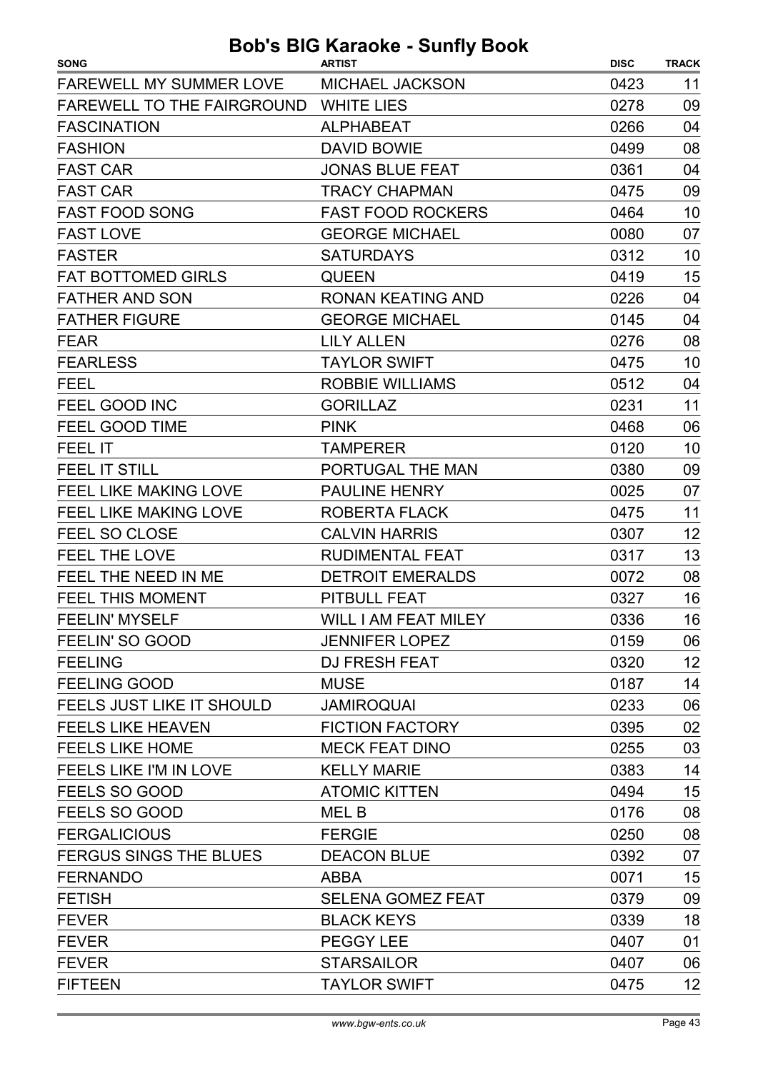# Bob's BIG Karaoke - Sunfly Book

| SONG | ARTIST | DISC | TRACK |
|---|---|---|---|
| FAREWELL MY SUMMER LOVE | MICHAEL JACKSON | 0423 | 11 |
| FAREWELL TO THE FAIRGROUND | WHITE LIES | 0278 | 09 |
| FASCINATION | ALPHABEAT | 0266 | 04 |
| FASHION | DAVID BOWIE | 0499 | 08 |
| FAST CAR | JONAS BLUE FEAT | 0361 | 04 |
| FAST CAR | TRACY CHAPMAN | 0475 | 09 |
| FAST FOOD SONG | FAST FOOD ROCKERS | 0464 | 10 |
| FAST LOVE | GEORGE MICHAEL | 0080 | 07 |
| FASTER | SATURDAYS | 0312 | 10 |
| FAT BOTTOMED GIRLS | QUEEN | 0419 | 15 |
| FATHER AND SON | RONAN KEATING AND | 0226 | 04 |
| FATHER FIGURE | GEORGE MICHAEL | 0145 | 04 |
| FEAR | LILY ALLEN | 0276 | 08 |
| FEARLESS | TAYLOR SWIFT | 0475 | 10 |
| FEEL | ROBBIE WILLIAMS | 0512 | 04 |
| FEEL GOOD INC | GORILLAZ | 0231 | 11 |
| FEEL GOOD TIME | PINK | 0468 | 06 |
| FEEL IT | TAMPERER | 0120 | 10 |
| FEEL IT STILL | PORTUGAL THE MAN | 0380 | 09 |
| FEEL LIKE MAKING LOVE | PAULINE HENRY | 0025 | 07 |
| FEEL LIKE MAKING LOVE | ROBERTA FLACK | 0475 | 11 |
| FEEL SO CLOSE | CALVIN HARRIS | 0307 | 12 |
| FEEL THE LOVE | RUDIMENTAL FEAT | 0317 | 13 |
| FEEL THE NEED IN ME | DETROIT EMERALDS | 0072 | 08 |
| FEEL THIS MOMENT | PITBULL FEAT | 0327 | 16 |
| FEELIN' MYSELF | WILL I AM FEAT MILEY | 0336 | 16 |
| FEELIN' SO GOOD | JENNIFER LOPEZ | 0159 | 06 |
| FEELING | DJ FRESH FEAT | 0320 | 12 |
| FEELING GOOD | MUSE | 0187 | 14 |
| FEELS JUST LIKE IT SHOULD | JAMIROQUAI | 0233 | 06 |
| FEELS LIKE HEAVEN | FICTION FACTORY | 0395 | 02 |
| FEELS LIKE HOME | MECK FEAT DINO | 0255 | 03 |
| FEELS LIKE I'M IN LOVE | KELLY MARIE | 0383 | 14 |
| FEELS SO GOOD | ATOMIC KITTEN | 0494 | 15 |
| FEELS SO GOOD | MEL B | 0176 | 08 |
| FERGALICIOUS | FERGIE | 0250 | 08 |
| FERGUS SINGS THE BLUES | DEACON BLUE | 0392 | 07 |
| FERNANDO | ABBA | 0071 | 15 |
| FETISH | SELENA GOMEZ FEAT | 0379 | 09 |
| FEVER | BLACK KEYS | 0339 | 18 |
| FEVER | PEGGY LEE | 0407 | 01 |
| FEVER | STARSAILOR | 0407 | 06 |
| FIFTEEN | TAYLOR SWIFT | 0475 | 12 |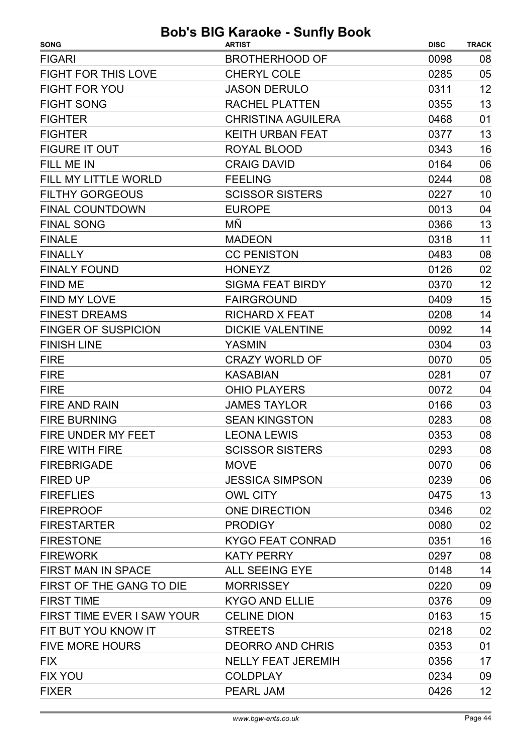# Bob's BIG Karaoke - Sunfly Book

| SONG | ARTIST | DISC | TRACK |
|---|---|---|---|
| FIGARI | BROTHERHOOD OF | 0098 | 08 |
| FIGHT FOR THIS LOVE | CHERYL COLE | 0285 | 05 |
| FIGHT FOR YOU | JASON DERULO | 0311 | 12 |
| FIGHT SONG | RACHEL PLATTEN | 0355 | 13 |
| FIGHTER | CHRISTINA AGUILERA | 0468 | 01 |
| FIGHTER | KEITH URBAN FEAT | 0377 | 13 |
| FIGURE IT OUT | ROYAL BLOOD | 0343 | 16 |
| FILL ME IN | CRAIG DAVID | 0164 | 06 |
| FILL MY LITTLE WORLD | FEELING | 0244 | 08 |
| FILTHY GORGEOUS | SCISSOR SISTERS | 0227 | 10 |
| FINAL COUNTDOWN | EUROPE | 0013 | 04 |
| FINAL SONG | MÑ | 0366 | 13 |
| FINALE | MADEON | 0318 | 11 |
| FINALLY | CC PENISTON | 0483 | 08 |
| FINALY FOUND | HONEYZ | 0126 | 02 |
| FIND ME | SIGMA FEAT BIRDY | 0370 | 12 |
| FIND MY LOVE | FAIRGROUND | 0409 | 15 |
| FINEST DREAMS | RICHARD X FEAT | 0208 | 14 |
| FINGER OF SUSPICION | DICKIE VALENTINE | 0092 | 14 |
| FINISH LINE | YASMIN | 0304 | 03 |
| FIRE | CRAZY WORLD OF | 0070 | 05 |
| FIRE | KASABIAN | 0281 | 07 |
| FIRE | OHIO PLAYERS | 0072 | 04 |
| FIRE AND RAIN | JAMES TAYLOR | 0166 | 03 |
| FIRE BURNING | SEAN KINGSTON | 0283 | 08 |
| FIRE UNDER MY FEET | LEONA LEWIS | 0353 | 08 |
| FIRE WITH FIRE | SCISSOR SISTERS | 0293 | 08 |
| FIREBRIGADE | MOVE | 0070 | 06 |
| FIRED UP | JESSICA SIMPSON | 0239 | 06 |
| FIREFLIES | OWL CITY | 0475 | 13 |
| FIREPROOF | ONE DIRECTION | 0346 | 02 |
| FIRESTARTER | PRODIGY | 0080 | 02 |
| FIRESTONE | KYGO FEAT CONRAD | 0351 | 16 |
| FIREWORK | KATY PERRY | 0297 | 08 |
| FIRST MAN IN SPACE | ALL SEEING EYE | 0148 | 14 |
| FIRST OF THE GANG TO DIE | MORRISSEY | 0220 | 09 |
| FIRST TIME | KYGO AND ELLIE | 0376 | 09 |
| FIRST TIME EVER I SAW YOUR | CELINE DION | 0163 | 15 |
| FIT BUT YOU KNOW IT | STREETS | 0218 | 02 |
| FIVE MORE HOURS | DEORRO AND CHRIS | 0353 | 01 |
| FIX | NELLY FEAT JEREMIH | 0356 | 17 |
| FIX YOU | COLDPLAY | 0234 | 09 |
| FIXER | PEARL JAM | 0426 | 12 |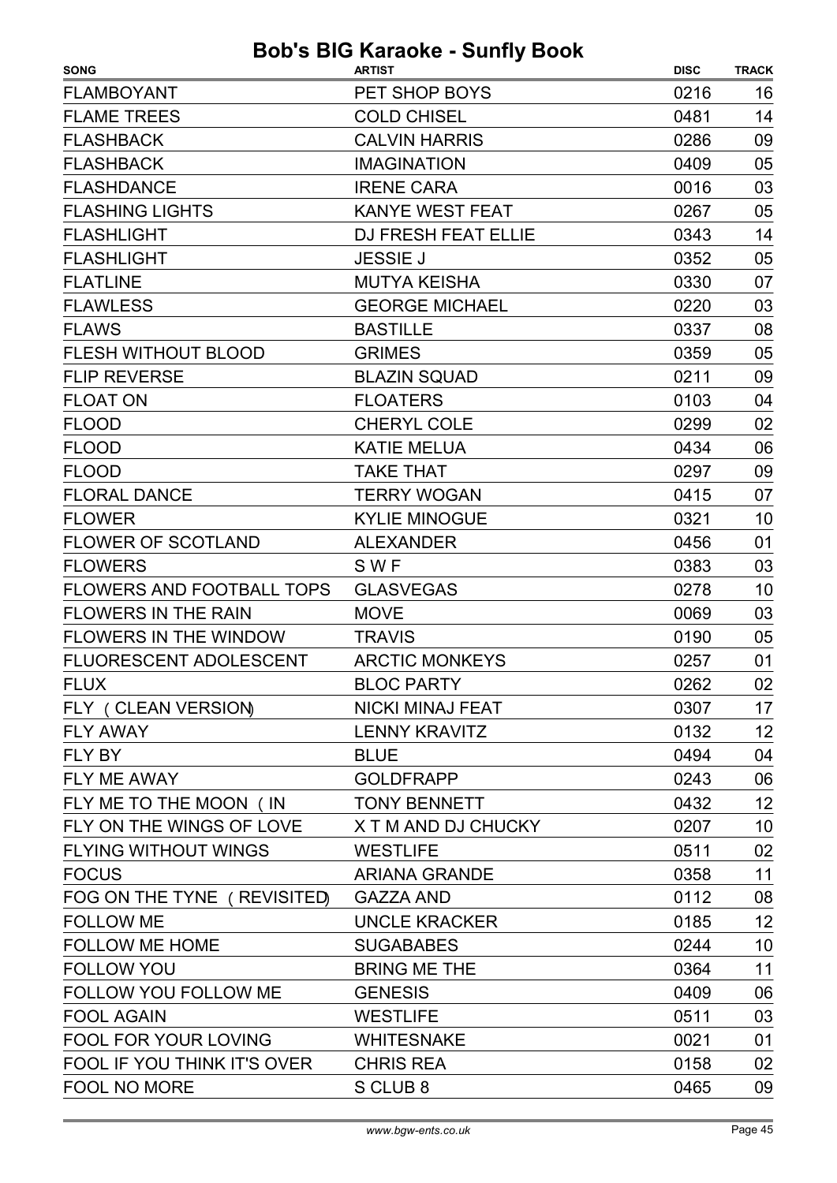# Bob's BIG Karaoke - Sunfly Book

| SONG | ARTIST | DISC | TRACK |
|---|---|---|---|
| FLAMBOYANT | PET SHOP BOYS | 0216 | 16 |
| FLAME TREES | COLD CHISEL | 0481 | 14 |
| FLASHBACK | CALVIN HARRIS | 0286 | 09 |
| FLASHBACK | IMAGINATION | 0409 | 05 |
| FLASHDANCE | IRENE CARA | 0016 | 03 |
| FLASHING LIGHTS | KANYE WEST FEAT | 0267 | 05 |
| FLASHLIGHT | DJ FRESH FEAT ELLIE | 0343 | 14 |
| FLASHLIGHT | JESSIE J | 0352 | 05 |
| FLATLINE | MUTYA KEISHA | 0330 | 07 |
| FLAWLESS | GEORGE MICHAEL | 0220 | 03 |
| FLAWS | BASTILLE | 0337 | 08 |
| FLESH WITHOUT BLOOD | GRIMES | 0359 | 05 |
| FLIP REVERSE | BLAZIN SQUAD | 0211 | 09 |
| FLOAT ON | FLOATERS | 0103 | 04 |
| FLOOD | CHERYL COLE | 0299 | 02 |
| FLOOD | KATIE MELUA | 0434 | 06 |
| FLOOD | TAKE THAT | 0297 | 09 |
| FLORAL DANCE | TERRY WOGAN | 0415 | 07 |
| FLOWER | KYLIE MINOGUE | 0321 | 10 |
| FLOWER OF SCOTLAND | ALEXANDER | 0456 | 01 |
| FLOWERS | S W F | 0383 | 03 |
| FLOWERS AND FOOTBALL TOPS | GLASVEGAS | 0278 | 10 |
| FLOWERS IN THE RAIN | MOVE | 0069 | 03 |
| FLOWERS IN THE WINDOW | TRAVIS | 0190 | 05 |
| FLUORESCENT ADOLESCENT | ARCTIC MONKEYS | 0257 | 01 |
| FLUX | BLOC PARTY | 0262 | 02 |
| FLY ( CLEAN VERSION) | NICKI MINAJ FEAT | 0307 | 17 |
| FLY AWAY | LENNY KRAVITZ | 0132 | 12 |
| FLY BY | BLUE | 0494 | 04 |
| FLY ME AWAY | GOLDFRAPP | 0243 | 06 |
| FLY ME TO THE MOON ( IN | TONY BENNETT | 0432 | 12 |
| FLY ON THE WINGS OF LOVE | X T M AND DJ CHUCKY | 0207 | 10 |
| FLYING WITHOUT WINGS | WESTLIFE | 0511 | 02 |
| FOCUS | ARIANA GRANDE | 0358 | 11 |
| FOG ON THE TYNE ( REVISITED) | GAZZA AND | 0112 | 08 |
| FOLLOW ME | UNCLE KRACKER | 0185 | 12 |
| FOLLOW ME HOME | SUGABABES | 0244 | 10 |
| FOLLOW YOU | BRING ME THE | 0364 | 11 |
| FOLLOW YOU FOLLOW ME | GENESIS | 0409 | 06 |
| FOOL AGAIN | WESTLIFE | 0511 | 03 |
| FOOL FOR YOUR LOVING | WHITESNAKE | 0021 | 01 |
| FOOL IF YOU THINK IT'S OVER | CHRIS REA | 0158 | 02 |
| FOOL NO MORE | S CLUB 8 | 0465 | 09 |

*www.bgw-ents.co.uk*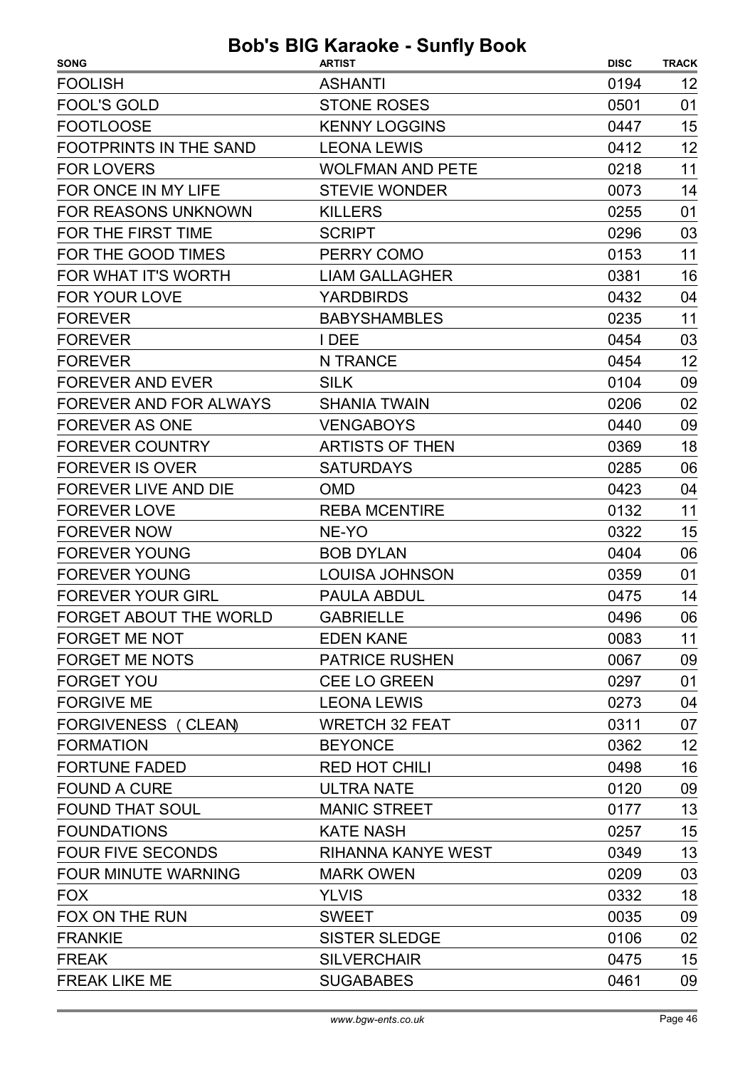# Bob's BIG Karaoke - Sunfly Book

| SONG | ARTIST | DISC | TRACK |
|---|---|---|---|
| FOOLISH | ASHANTI | 0194 | 12 |
| FOOL'S GOLD | STONE ROSES | 0501 | 01 |
| FOOTLOOSE | KENNY LOGGINS | 0447 | 15 |
| FOOTPRINTS IN THE SAND | LEONA LEWIS | 0412 | 12 |
| FOR LOVERS | WOLFMAN AND PETE | 0218 | 11 |
| FOR ONCE IN MY LIFE | STEVIE WONDER | 0073 | 14 |
| FOR REASONS UNKNOWN | KILLERS | 0255 | 01 |
| FOR THE FIRST TIME | SCRIPT | 0296 | 03 |
| FOR THE GOOD TIMES | PERRY COMO | 0153 | 11 |
| FOR WHAT IT'S WORTH | LIAM GALLAGHER | 0381 | 16 |
| FOR YOUR LOVE | YARDBIRDS | 0432 | 04 |
| FOREVER | BABYSHAMBLES | 0235 | 11 |
| FOREVER | I DEE | 0454 | 03 |
| FOREVER | N TRANCE | 0454 | 12 |
| FOREVER AND EVER | SILK | 0104 | 09 |
| FOREVER AND FOR ALWAYS | SHANIA TWAIN | 0206 | 02 |
| FOREVER AS ONE | VENGABOYS | 0440 | 09 |
| FOREVER COUNTRY | ARTISTS OF THEN | 0369 | 18 |
| FOREVER IS OVER | SATURDAYS | 0285 | 06 |
| FOREVER LIVE AND DIE | OMD | 0423 | 04 |
| FOREVER LOVE | REBA MCENTIRE | 0132 | 11 |
| FOREVER NOW | NE-YO | 0322 | 15 |
| FOREVER YOUNG | BOB DYLAN | 0404 | 06 |
| FOREVER YOUNG | LOUISA JOHNSON | 0359 | 01 |
| FOREVER YOUR GIRL | PAULA ABDUL | 0475 | 14 |
| FORGET ABOUT THE WORLD | GABRIELLE | 0496 | 06 |
| FORGET ME NOT | EDEN KANE | 0083 | 11 |
| FORGET ME NOTS | PATRICE RUSHEN | 0067 | 09 |
| FORGET YOU | CEE LO GREEN | 0297 | 01 |
| FORGIVE ME | LEONA LEWIS | 0273 | 04 |
| FORGIVENESS (CLEAN) | WRETCH 32 FEAT | 0311 | 07 |
| FORMATION | BEYONCE | 0362 | 12 |
| FORTUNE FADED | RED HOT CHILI | 0498 | 16 |
| FOUND A CURE | ULTRA NATE | 0120 | 09 |
| FOUND THAT SOUL | MANIC STREET | 0177 | 13 |
| FOUNDATIONS | KATE NASH | 0257 | 15 |
| FOUR FIVE SECONDS | RIHANNA KANYE WEST | 0349 | 13 |
| FOUR MINUTE WARNING | MARK OWEN | 0209 | 03 |
| FOX | YLVIS | 0332 | 18 |
| FOX ON THE RUN | SWEET | 0035 | 09 |
| FRANKIE | SISTER SLEDGE | 0106 | 02 |
| FREAK | SILVERCHAIR | 0475 | 15 |
| FREAK LIKE ME | SUGABABES | 0461 | 09 |

www.bgw-ents.co.uk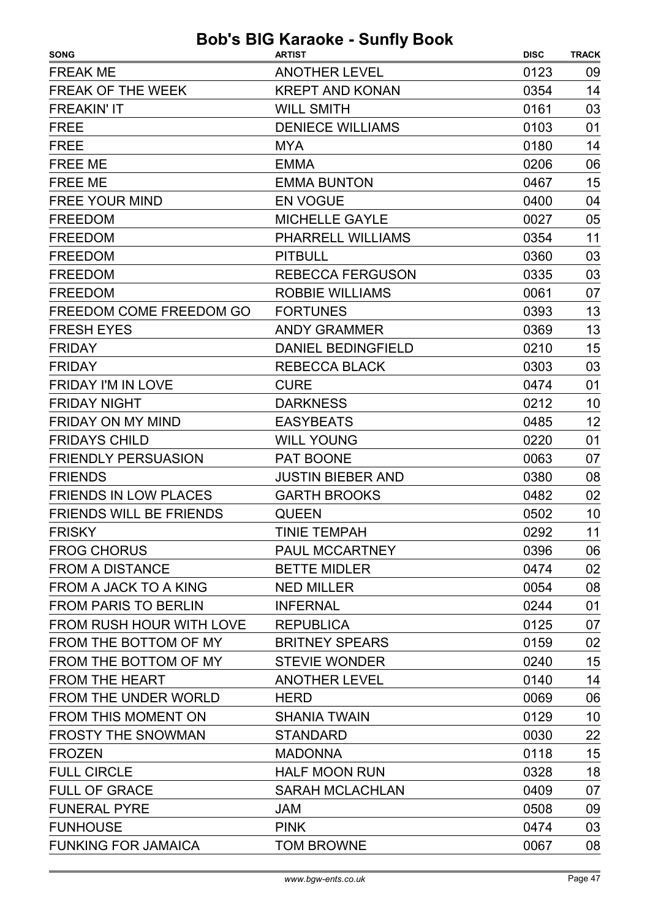# Bob's BIG Karaoke - Sunfly Book

| SONG | ARTIST | DISC | TRACK |
|---|---|---|---|
| FREAK ME | ANOTHER LEVEL | 0123 | 09 |
| FREAK OF THE WEEK | KREPT AND KONAN | 0354 | 14 |
| FREAKIN' IT | WILL SMITH | 0161 | 03 |
| FREE | DENIECE WILLIAMS | 0103 | 01 |
| FREE | MYA | 0180 | 14 |
| FREE ME | EMMA | 0206 | 06 |
| FREE ME | EMMA BUNTON | 0467 | 15 |
| FREE YOUR MIND | EN VOGUE | 0400 | 04 |
| FREEDOM | MICHELLE GAYLE | 0027 | 05 |
| FREEDOM | PHARRELL WILLIAMS | 0354 | 11 |
| FREEDOM | PITBULL | 0360 | 03 |
| FREEDOM | REBECCA FERGUSON | 0335 | 03 |
| FREEDOM | ROBBIE WILLIAMS | 0061 | 07 |
| FREEDOM COME FREEDOM GO | FORTUNES | 0393 | 13 |
| FRESH EYES | ANDY GRAMMER | 0369 | 13 |
| FRIDAY | DANIEL BEDINGFIELD | 0210 | 15 |
| FRIDAY | REBECCA BLACK | 0303 | 03 |
| FRIDAY I'M IN LOVE | CURE | 0474 | 01 |
| FRIDAY NIGHT | DARKNESS | 0212 | 10 |
| FRIDAY ON MY MIND | EASYBEATS | 0485 | 12 |
| FRIDAYS CHILD | WILL YOUNG | 0220 | 01 |
| FRIENDLY PERSUASION | PAT BOONE | 0063 | 07 |
| FRIENDS | JUSTIN BIEBER AND | 0380 | 08 |
| FRIENDS IN LOW PLACES | GARTH BROOKS | 0482 | 02 |
| FRIENDS WILL BE FRIENDS | QUEEN | 0502 | 10 |
| FRISKY | TINIE TEMPAH | 0292 | 11 |
| FROG CHORUS | PAUL MCCARTNEY | 0396 | 06 |
| FROM A DISTANCE | BETTE MIDLER | 0474 | 02 |
| FROM A JACK TO A KING | NED MILLER | 0054 | 08 |
| FROM PARIS TO BERLIN | INFERNAL | 0244 | 01 |
| FROM RUSH HOUR WITH LOVE | REPUBLICA | 0125 | 07 |
| FROM THE BOTTOM OF MY | BRITNEY SPEARS | 0159 | 02 |
| FROM THE BOTTOM OF MY | STEVIE WONDER | 0240 | 15 |
| FROM THE HEART | ANOTHER LEVEL | 0140 | 14 |
| FROM THE UNDER WORLD | HERD | 0069 | 06 |
| FROM THIS MOMENT ON | SHANIA TWAIN | 0129 | 10 |
| FROSTY THE SNOWMAN | STANDARD | 0030 | 22 |
| FROZEN | MADONNA | 0118 | 15 |
| FULL CIRCLE | HALF MOON RUN | 0328 | 18 |
| FULL OF GRACE | SARAH MCLACHLAN | 0409 | 07 |
| FUNERAL PYRE | JAM | 0508 | 09 |
| FUNHOUSE | PINK | 0474 | 03 |
| FUNKING FOR JAMAICA | TOM BROWNE | 0067 | 08 |

www.bgw-ents.co.uk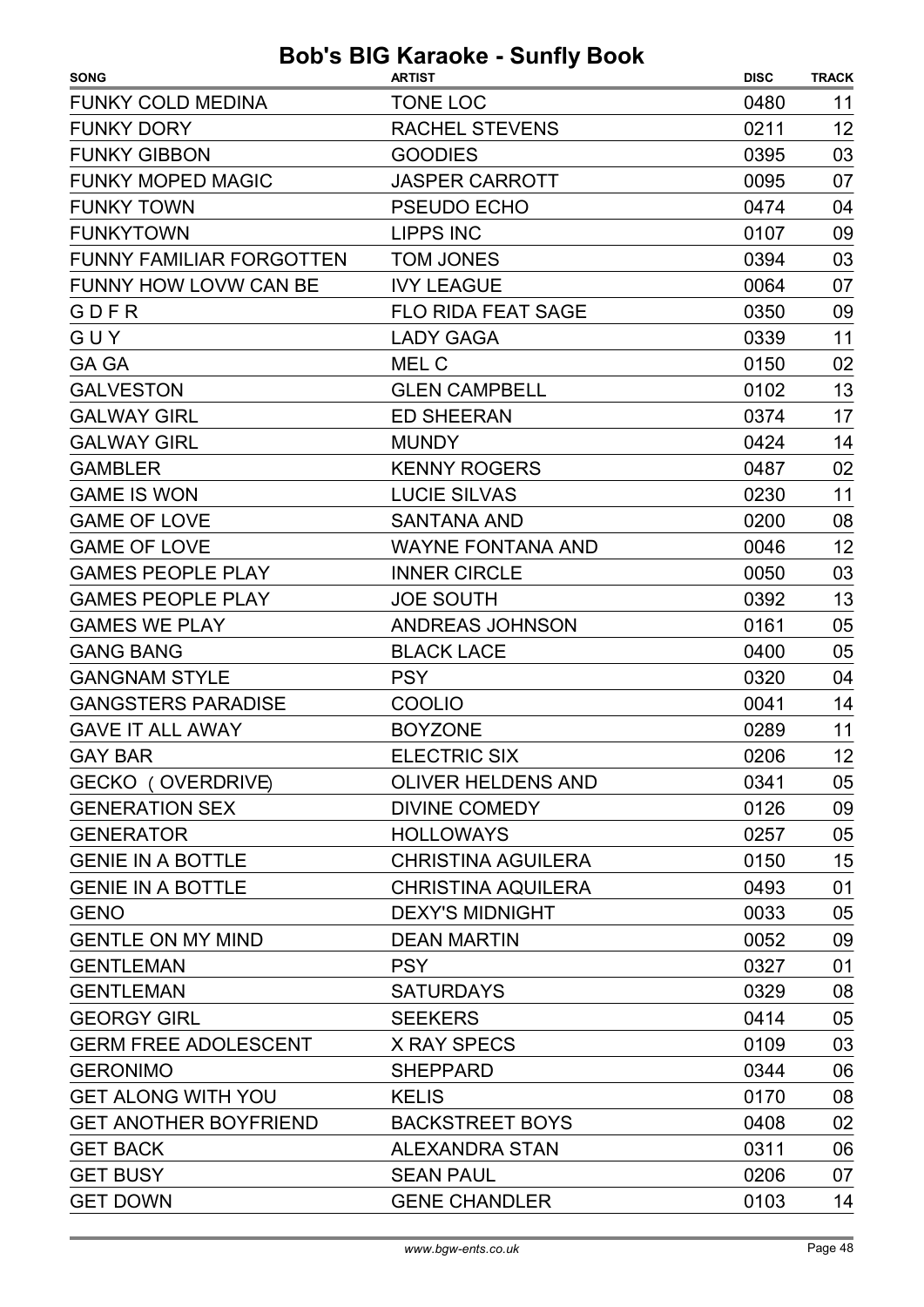# Bob's BIG Karaoke - Sunfly Book

| SONG | ARTIST | DISC | TRACK |
|---|---|---|---|
| FUNKY COLD MEDINA | TONE LOC | 0480 | 11 |
| FUNKY DORY | RACHEL STEVENS | 0211 | 12 |
| FUNKY GIBBON | GOODIES | 0395 | 03 |
| FUNKY MOPED MAGIC | JASPER CARROTT | 0095 | 07 |
| FUNKY TOWN | PSEUDO ECHO | 0474 | 04 |
| FUNKYTOWN | LIPPS INC | 0107 | 09 |
| FUNNY FAMILIAR FORGOTTEN | TOM JONES | 0394 | 03 |
| FUNNY HOW LOVW CAN BE | IVY LEAGUE | 0064 | 07 |
| G D F R | FLO RIDA FEAT SAGE | 0350 | 09 |
| G U Y | LADY GAGA | 0339 | 11 |
| GA GA | MEL C | 0150 | 02 |
| GALVESTON | GLEN CAMPBELL | 0102 | 13 |
| GALWAY GIRL | ED SHEERAN | 0374 | 17 |
| GALWAY GIRL | MUNDY | 0424 | 14 |
| GAMBLER | KENNY ROGERS | 0487 | 02 |
| GAME IS WON | LUCIE SILVAS | 0230 | 11 |
| GAME OF LOVE | SANTANA AND | 0200 | 08 |
| GAME OF LOVE | WAYNE FONTANA AND | 0046 | 12 |
| GAMES PEOPLE PLAY | INNER CIRCLE | 0050 | 03 |
| GAMES PEOPLE PLAY | JOE SOUTH | 0392 | 13 |
| GAMES WE PLAY | ANDREAS JOHNSON | 0161 | 05 |
| GANG BANG | BLACK LACE | 0400 | 05 |
| GANGNAM STYLE | PSY | 0320 | 04 |
| GANGSTERS PARADISE | COOLIO | 0041 | 14 |
| GAVE IT ALL AWAY | BOYZONE | 0289 | 11 |
| GAY BAR | ELECTRIC SIX | 0206 | 12 |
| GECKO ( OVERDRIVE) | OLIVER HELDENS AND | 0341 | 05 |
| GENERATION SEX | DIVINE COMEDY | 0126 | 09 |
| GENERATOR | HOLLOWAYS | 0257 | 05 |
| GENIE IN A BOTTLE | CHRISTINA AGUILERA | 0150 | 15 |
| GENIE IN A BOTTLE | CHRISTINA AQUILERA | 0493 | 01 |
| GENO | DEXY'S MIDNIGHT | 0033 | 05 |
| GENTLE ON MY MIND | DEAN MARTIN | 0052 | 09 |
| GENTLEMAN | PSY | 0327 | 01 |
| GENTLEMAN | SATURDAYS | 0329 | 08 |
| GEORGY GIRL | SEEKERS | 0414 | 05 |
| GERM FREE ADOLESCENT | X RAY SPECS | 0109 | 03 |
| GERONIMO | SHEPPARD | 0344 | 06 |
| GET ALONG WITH YOU | KELIS | 0170 | 08 |
| GET ANOTHER BOYFRIEND | BACKSTREET BOYS | 0408 | 02 |
| GET BACK | ALEXANDRA STAN | 0311 | 06 |
| GET BUSY | SEAN PAUL | 0206 | 07 |
| GET DOWN | GENE CHANDLER | 0103 | 14 |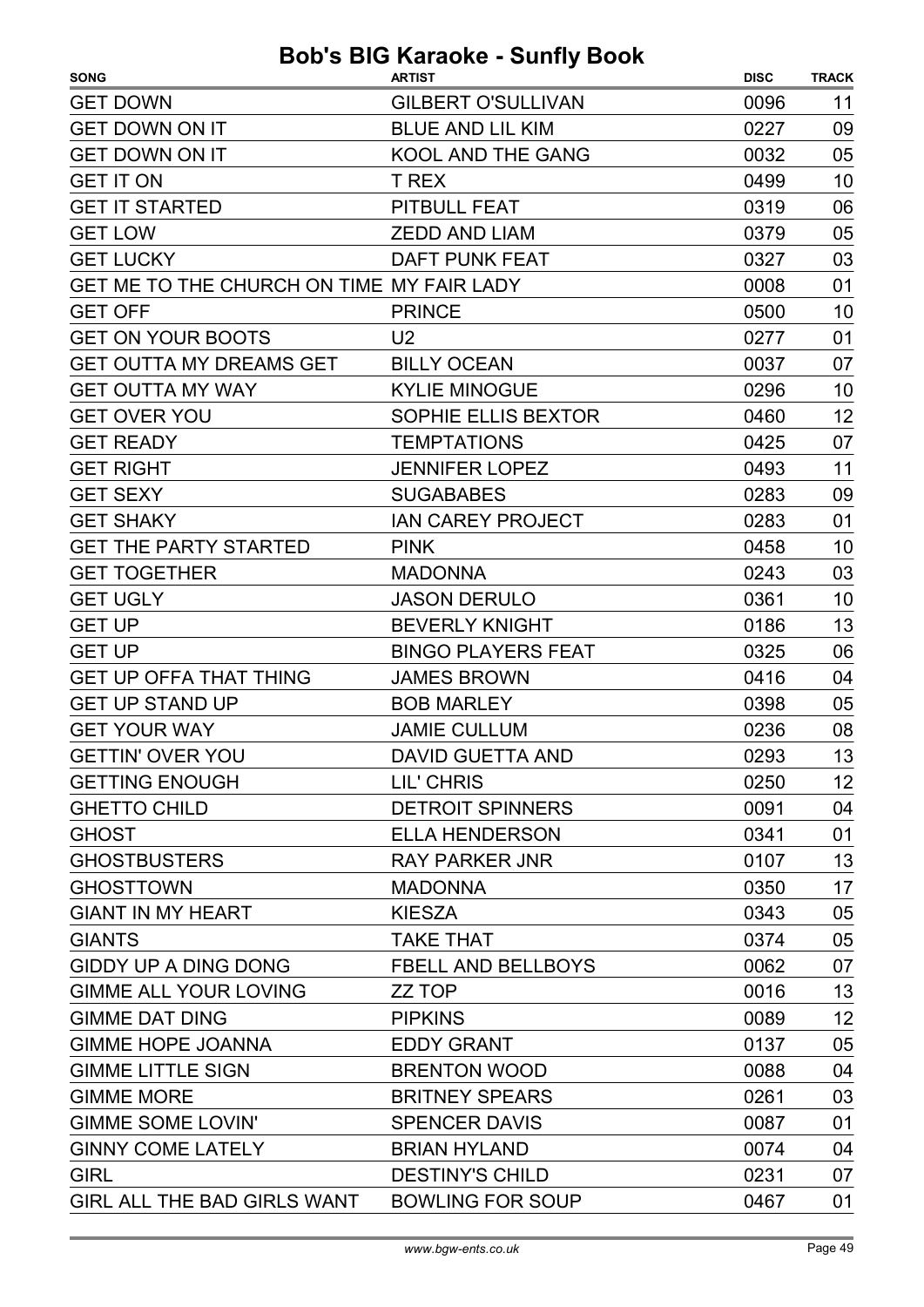# Bob's BIG Karaoke - Sunfly Book

| SONG | ARTIST | DISC | TRACK |
|---|---|---|---|
| GET DOWN | GILBERT O'SULLIVAN | 0096 | 11 |
| GET DOWN ON IT | BLUE AND LIL KIM | 0227 | 09 |
| GET DOWN ON IT | KOOL AND THE GANG | 0032 | 05 |
| GET IT ON | T REX | 0499 | 10 |
| GET IT STARTED | PITBULL FEAT | 0319 | 06 |
| GET LOW | ZEDD AND LIAM | 0379 | 05 |
| GET LUCKY | DAFT PUNK FEAT | 0327 | 03 |
| GET ME TO THE CHURCH ON TIME | MY FAIR LADY | 0008 | 01 |
| GET OFF | PRINCE | 0500 | 10 |
| GET ON YOUR BOOTS | U2 | 0277 | 01 |
| GET OUTTA MY DREAMS GET | BILLY OCEAN | 0037 | 07 |
| GET OUTTA MY WAY | KYLIE MINOGUE | 0296 | 10 |
| GET OVER YOU | SOPHIE ELLIS BEXTOR | 0460 | 12 |
| GET READY | TEMPTATIONS | 0425 | 07 |
| GET RIGHT | JENNIFER LOPEZ | 0493 | 11 |
| GET SEXY | SUGABABES | 0283 | 09 |
| GET SHAKY | IAN CAREY PROJECT | 0283 | 01 |
| GET THE PARTY STARTED | PINK | 0458 | 10 |
| GET TOGETHER | MADONNA | 0243 | 03 |
| GET UGLY | JASON DERULO | 0361 | 10 |
| GET UP | BEVERLY KNIGHT | 0186 | 13 |
| GET UP | BINGO PLAYERS FEAT | 0325 | 06 |
| GET UP OFFA THAT THING | JAMES BROWN | 0416 | 04 |
| GET UP STAND UP | BOB MARLEY | 0398 | 05 |
| GET YOUR WAY | JAMIE CULLUM | 0236 | 08 |
| GETTIN' OVER YOU | DAVID GUETTA AND | 0293 | 13 |
| GETTING ENOUGH | LIL' CHRIS | 0250 | 12 |
| GHETTO CHILD | DETROIT SPINNERS | 0091 | 04 |
| GHOST | ELLA HENDERSON | 0341 | 01 |
| GHOSTBUSTERS | RAY PARKER JNR | 0107 | 13 |
| GHOSTTOWN | MADONNA | 0350 | 17 |
| GIANT IN MY HEART | KIESZA | 0343 | 05 |
| GIANTS | TAKE THAT | 0374 | 05 |
| GIDDY UP A DING DONG | FBELL AND BELLBOYS | 0062 | 07 |
| GIMME ALL YOUR LOVING | ZZ TOP | 0016 | 13 |
| GIMME DAT DING | PIPKINS | 0089 | 12 |
| GIMME HOPE JOANNA | EDDY GRANT | 0137 | 05 |
| GIMME LITTLE SIGN | BRENTON WOOD | 0088 | 04 |
| GIMME MORE | BRITNEY SPEARS | 0261 | 03 |
| GIMME SOME LOVIN' | SPENCER DAVIS | 0087 | 01 |
| GINNY COME LATELY | BRIAN HYLAND | 0074 | 04 |
| GIRL | DESTINY'S CHILD | 0231 | 07 |
| GIRL ALL THE BAD GIRLS WANT | BOWLING FOR SOUP | 0467 | 01 |

www.bgw-ents.co.uk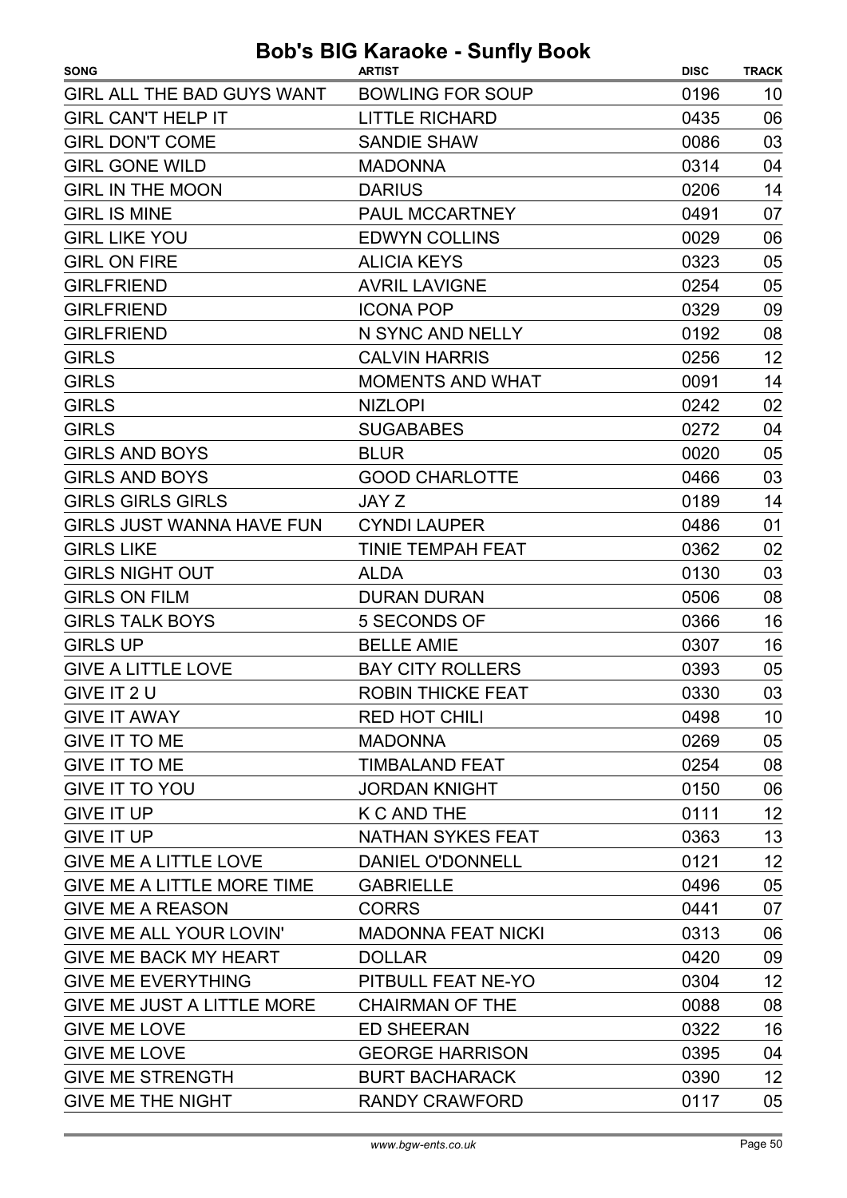# Bob's BIG Karaoke - Sunfly Book

| SONG | ARTIST | DISC | TRACK |
|---|---|---|---|
| GIRL ALL THE BAD GUYS WANT | BOWLING FOR SOUP | 0196 | 10 |
| GIRL CAN'T HELP IT | LITTLE RICHARD | 0435 | 06 |
| GIRL DON'T COME | SANDIE SHAW | 0086 | 03 |
| GIRL GONE WILD | MADONNA | 0314 | 04 |
| GIRL IN THE MOON | DARIUS | 0206 | 14 |
| GIRL IS MINE | PAUL MCCARTNEY | 0491 | 07 |
| GIRL LIKE YOU | EDWYN COLLINS | 0029 | 06 |
| GIRL ON FIRE | ALICIA KEYS | 0323 | 05 |
| GIRLFRIEND | AVRIL LAVIGNE | 0254 | 05 |
| GIRLFRIEND | ICONA POP | 0329 | 09 |
| GIRLFRIEND | N SYNC AND NELLY | 0192 | 08 |
| GIRLS | CALVIN HARRIS | 0256 | 12 |
| GIRLS | MOMENTS AND WHAT | 0091 | 14 |
| GIRLS | NIZLOPI | 0242 | 02 |
| GIRLS | SUGABABES | 0272 | 04 |
| GIRLS AND BOYS | BLUR | 0020 | 05 |
| GIRLS AND BOYS | GOOD CHARLOTTE | 0466 | 03 |
| GIRLS GIRLS GIRLS | JAY Z | 0189 | 14 |
| GIRLS JUST WANNA HAVE FUN | CYNDI LAUPER | 0486 | 01 |
| GIRLS LIKE | TINIE TEMPAH FEAT | 0362 | 02 |
| GIRLS NIGHT OUT | ALDA | 0130 | 03 |
| GIRLS ON FILM | DURAN DURAN | 0506 | 08 |
| GIRLS TALK BOYS | 5 SECONDS OF | 0366 | 16 |
| GIRLS UP | BELLE AMIE | 0307 | 16 |
| GIVE A LITTLE LOVE | BAY CITY ROLLERS | 0393 | 05 |
| GIVE IT 2 U | ROBIN THICKE FEAT | 0330 | 03 |
| GIVE IT AWAY | RED HOT CHILI | 0498 | 10 |
| GIVE IT TO ME | MADONNA | 0269 | 05 |
| GIVE IT TO ME | TIMBALAND FEAT | 0254 | 08 |
| GIVE IT TO YOU | JORDAN KNIGHT | 0150 | 06 |
| GIVE IT UP | K C AND THE | 0111 | 12 |
| GIVE IT UP | NATHAN SYKES FEAT | 0363 | 13 |
| GIVE ME A LITTLE LOVE | DANIEL O'DONNELL | 0121 | 12 |
| GIVE ME A LITTLE MORE TIME | GABRIELLE | 0496 | 05 |
| GIVE ME A REASON | CORRS | 0441 | 07 |
| GIVE ME ALL YOUR LOVIN' | MADONNA FEAT NICKI | 0313 | 06 |
| GIVE ME BACK MY HEART | DOLLAR | 0420 | 09 |
| GIVE ME EVERYTHING | PITBULL FEAT NE-YO | 0304 | 12 |
| GIVE ME JUST A LITTLE MORE | CHAIRMAN OF THE | 0088 | 08 |
| GIVE ME LOVE | ED SHEERAN | 0322 | 16 |
| GIVE ME LOVE | GEORGE HARRISON | 0395 | 04 |
| GIVE ME STRENGTH | BURT BACHARACK | 0390 | 12 |
| GIVE ME THE NIGHT | RANDY CRAWFORD | 0117 | 05 |

www.bgw-ents.co.uk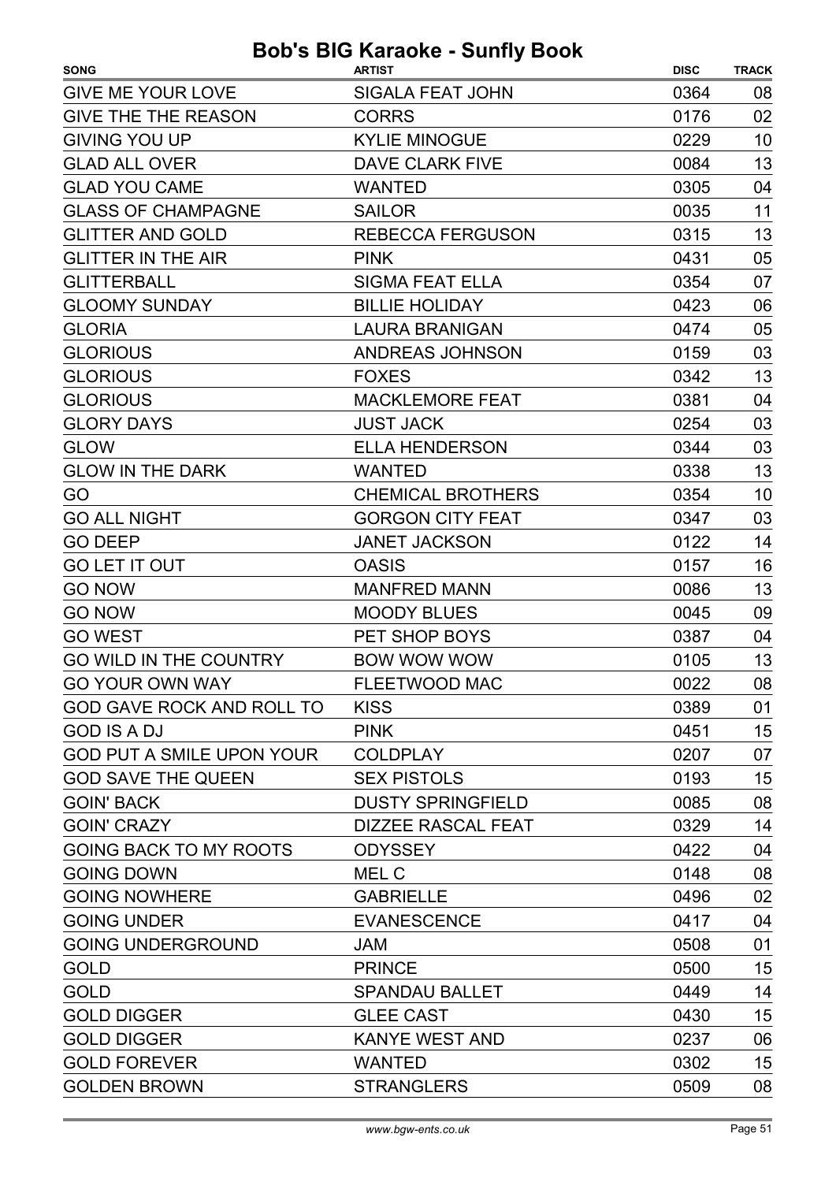# Bob's BIG Karaoke - Sunfly Book

| SONG | ARTIST | DISC | TRACK |
|---|---|---|---|
| GIVE ME YOUR LOVE | SIGALA FEAT JOHN | 0364 | 08 |
| GIVE THE THE REASON | CORRS | 0176 | 02 |
| GIVING YOU UP | KYLIE MINOGUE | 0229 | 10 |
| GLAD ALL OVER | DAVE CLARK FIVE | 0084 | 13 |
| GLAD YOU CAME | WANTED | 0305 | 04 |
| GLASS OF CHAMPAGNE | SAILOR | 0035 | 11 |
| GLITTER AND GOLD | REBECCA FERGUSON | 0315 | 13 |
| GLITTER IN THE AIR | PINK | 0431 | 05 |
| GLITTERBALL | SIGMA FEAT ELLA | 0354 | 07 |
| GLOOMY SUNDAY | BILLIE HOLIDAY | 0423 | 06 |
| GLORIA | LAURA BRANIGAN | 0474 | 05 |
| GLORIOUS | ANDREAS JOHNSON | 0159 | 03 |
| GLORIOUS | FOXES | 0342 | 13 |
| GLORIOUS | MACKLEMORE FEAT | 0381 | 04 |
| GLORY DAYS | JUST JACK | 0254 | 03 |
| GLOW | ELLA HENDERSON | 0344 | 03 |
| GLOW IN THE DARK | WANTED | 0338 | 13 |
| GO | CHEMICAL BROTHERS | 0354 | 10 |
| GO ALL NIGHT | GORGON CITY FEAT | 0347 | 03 |
| GO DEEP | JANET JACKSON | 0122 | 14 |
| GO LET IT OUT | OASIS | 0157 | 16 |
| GO NOW | MANFRED MANN | 0086 | 13 |
| GO NOW | MOODY BLUES | 0045 | 09 |
| GO WEST | PET SHOP BOYS | 0387 | 04 |
| GO WILD IN THE COUNTRY | BOW WOW WOW | 0105 | 13 |
| GO YOUR OWN WAY | FLEETWOOD MAC | 0022 | 08 |
| GOD GAVE ROCK AND ROLL TO | KISS | 0389 | 01 |
| GOD IS A DJ | PINK | 0451 | 15 |
| GOD PUT A SMILE UPON YOUR | COLDPLAY | 0207 | 07 |
| GOD SAVE THE QUEEN | SEX PISTOLS | 0193 | 15 |
| GOIN' BACK | DUSTY SPRINGFIELD | 0085 | 08 |
| GOIN' CRAZY | DIZZEE RASCAL FEAT | 0329 | 14 |
| GOING BACK TO MY ROOTS | ODYSSEY | 0422 | 04 |
| GOING DOWN | MEL C | 0148 | 08 |
| GOING NOWHERE | GABRIELLE | 0496 | 02 |
| GOING UNDER | EVANESCENCE | 0417 | 04 |
| GOING UNDERGROUND | JAM | 0508 | 01 |
| GOLD | PRINCE | 0500 | 15 |
| GOLD | SPANDAU BALLET | 0449 | 14 |
| GOLD DIGGER | GLEE CAST | 0430 | 15 |
| GOLD DIGGER | KANYE WEST AND | 0237 | 06 |
| GOLD FOREVER | WANTED | 0302 | 15 |
| GOLDEN BROWN | STRANGLERS | 0509 | 08 |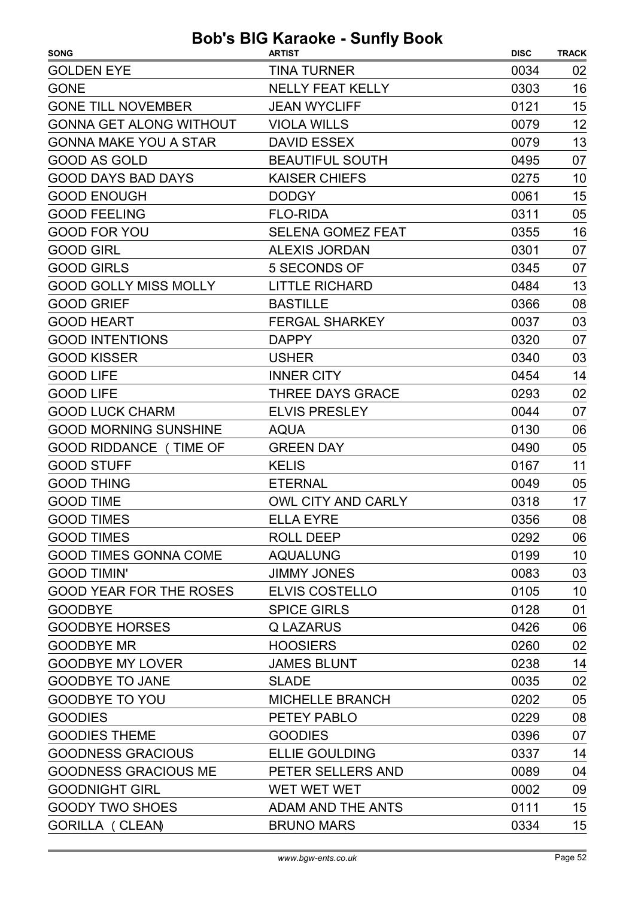# Bob's BIG Karaoke - Sunfly Book

| SONG | ARTIST | DISC | TRACK |
|---|---|---|---|
| GOLDEN EYE | TINA TURNER | 0034 | 02 |
| GONE | NELLY FEAT KELLY | 0303 | 16 |
| GONE TILL NOVEMBER | JEAN WYCLIFF | 0121 | 15 |
| GONNA GET ALONG WITHOUT | VIOLA WILLS | 0079 | 12 |
| GONNA MAKE YOU A STAR | DAVID ESSEX | 0079 | 13 |
| GOOD AS GOLD | BEAUTIFUL SOUTH | 0495 | 07 |
| GOOD DAYS BAD DAYS | KAISER CHIEFS | 0275 | 10 |
| GOOD ENOUGH | DODGY | 0061 | 15 |
| GOOD FEELING | FLO-RIDA | 0311 | 05 |
| GOOD FOR YOU | SELENA GOMEZ FEAT | 0355 | 16 |
| GOOD GIRL | ALEXIS JORDAN | 0301 | 07 |
| GOOD GIRLS | 5 SECONDS OF | 0345 | 07 |
| GOOD GOLLY MISS MOLLY | LITTLE RICHARD | 0484 | 13 |
| GOOD GRIEF | BASTILLE | 0366 | 08 |
| GOOD HEART | FERGAL SHARKEY | 0037 | 03 |
| GOOD INTENTIONS | DAPPY | 0320 | 07 |
| GOOD KISSER | USHER | 0340 | 03 |
| GOOD LIFE | INNER CITY | 0454 | 14 |
| GOOD LIFE | THREE DAYS GRACE | 0293 | 02 |
| GOOD LUCK CHARM | ELVIS PRESLEY | 0044 | 07 |
| GOOD MORNING SUNSHINE | AQUA | 0130 | 06 |
| GOOD RIDDANCE ( TIME OF | GREEN DAY | 0490 | 05 |
| GOOD STUFF | KELIS | 0167 | 11 |
| GOOD THING | ETERNAL | 0049 | 05 |
| GOOD TIME | OWL CITY AND CARLY | 0318 | 17 |
| GOOD TIMES | ELLA EYRE | 0356 | 08 |
| GOOD TIMES | ROLL DEEP | 0292 | 06 |
| GOOD TIMES GONNA COME | AQUALUNG | 0199 | 10 |
| GOOD TIMIN' | JIMMY JONES | 0083 | 03 |
| GOOD YEAR FOR THE ROSES | ELVIS COSTELLO | 0105 | 10 |
| GOODBYE | SPICE GIRLS | 0128 | 01 |
| GOODBYE HORSES | Q LAZARUS | 0426 | 06 |
| GOODBYE MR | HOOSIERS | 0260 | 02 |
| GOODBYE MY LOVER | JAMES BLUNT | 0238 | 14 |
| GOODBYE TO JANE | SLADE | 0035 | 02 |
| GOODBYE TO YOU | MICHELLE BRANCH | 0202 | 05 |
| GOODIES | PETEY PABLO | 0229 | 08 |
| GOODIES THEME | GOODIES | 0396 | 07 |
| GOODNESS GRACIOUS | ELLIE GOULDING | 0337 | 14 |
| GOODNESS GRACIOUS ME | PETER SELLERS AND | 0089 | 04 |
| GOODNIGHT GIRL | WET WET WET | 0002 | 09 |
| GOODY TWO SHOES | ADAM AND THE ANTS | 0111 | 15 |
| GORILLA ( CLEAN) | BRUNO MARS | 0334 | 15 |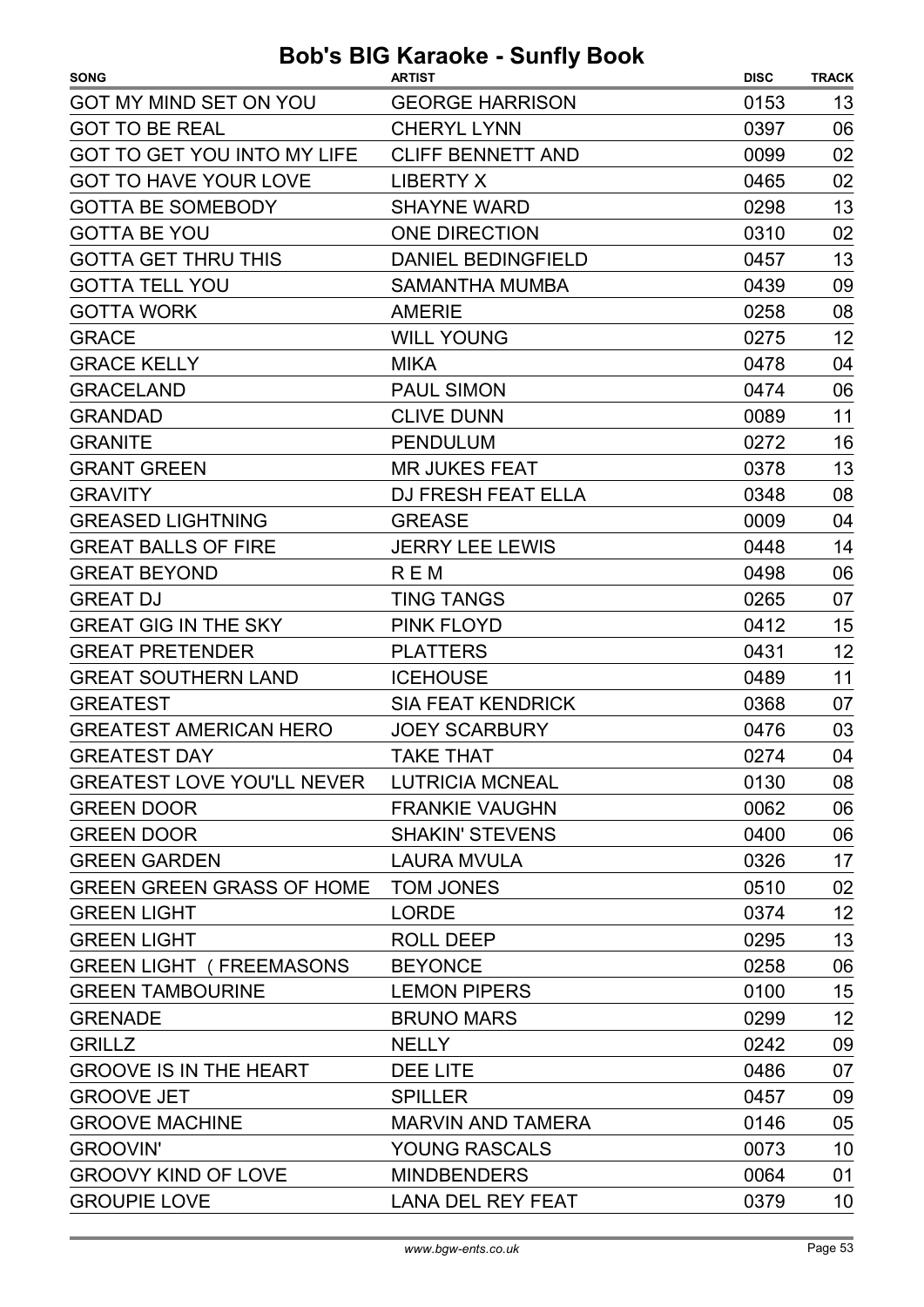# Bob's BIG Karaoke - Sunfly Book

| SONG | ARTIST | DISC | TRACK |
|---|---|---|---|
| GOT MY MIND SET ON YOU | GEORGE HARRISON | 0153 | 13 |
| GOT TO BE REAL | CHERYL LYNN | 0397 | 06 |
| GOT TO GET YOU INTO MY LIFE | CLIFF BENNETT AND | 0099 | 02 |
| GOT TO HAVE YOUR LOVE | LIBERTY X | 0465 | 02 |
| GOTTA BE SOMEBODY | SHAYNE WARD | 0298 | 13 |
| GOTTA BE YOU | ONE DIRECTION | 0310 | 02 |
| GOTTA GET THRU THIS | DANIEL BEDINGFIELD | 0457 | 13 |
| GOTTA TELL YOU | SAMANTHA MUMBA | 0439 | 09 |
| GOTTA WORK | AMERIE | 0258 | 08 |
| GRACE | WILL YOUNG | 0275 | 12 |
| GRACE KELLY | MIKA | 0478 | 04 |
| GRACELAND | PAUL SIMON | 0474 | 06 |
| GRANDAD | CLIVE DUNN | 0089 | 11 |
| GRANITE | PENDULUM | 0272 | 16 |
| GRANT GREEN | MR JUKES FEAT | 0378 | 13 |
| GRAVITY | DJ FRESH FEAT ELLA | 0348 | 08 |
| GREASED LIGHTNING | GREASE | 0009 | 04 |
| GREAT BALLS OF FIRE | JERRY LEE LEWIS | 0448 | 14 |
| GREAT BEYOND | R E M | 0498 | 06 |
| GREAT DJ | TING TANGS | 0265 | 07 |
| GREAT GIG IN THE SKY | PINK FLOYD | 0412 | 15 |
| GREAT PRETENDER | PLATTERS | 0431 | 12 |
| GREAT SOUTHERN LAND | ICEHOUSE | 0489 | 11 |
| GREATEST | SIA FEAT KENDRICK | 0368 | 07 |
| GREATEST AMERICAN HERO | JOEY SCARBURY | 0476 | 03 |
| GREATEST DAY | TAKE THAT | 0274 | 04 |
| GREATEST LOVE YOU'LL NEVER | LUTRICIA MCNEAL | 0130 | 08 |
| GREEN DOOR | FRANKIE VAUGHN | 0062 | 06 |
| GREEN DOOR | SHAKIN' STEVENS | 0400 | 06 |
| GREEN GARDEN | LAURA MVULA | 0326 | 17 |
| GREEN GREEN GRASS OF HOME | TOM JONES | 0510 | 02 |
| GREEN LIGHT | LORDE | 0374 | 12 |
| GREEN LIGHT | ROLL DEEP | 0295 | 13 |
| GREEN LIGHT ( FREEMASONS | BEYONCE | 0258 | 06 |
| GREEN TAMBOURINE | LEMON PIPERS | 0100 | 15 |
| GRENADE | BRUNO MARS | 0299 | 12 |
| GRILLZ | NELLY | 0242 | 09 |
| GROOVE IS IN THE HEART | DEE LITE | 0486 | 07 |
| GROOVE JET | SPILLER | 0457 | 09 |
| GROOVE MACHINE | MARVIN AND TAMERA | 0146 | 05 |
| GROOVIN' | YOUNG RASCALS | 0073 | 10 |
| GROOVY KIND OF LOVE | MINDBENDERS | 0064 | 01 |
| GROUPIE LOVE | LANA DEL REY FEAT | 0379 | 10 |

www.bgw-ents.co.uk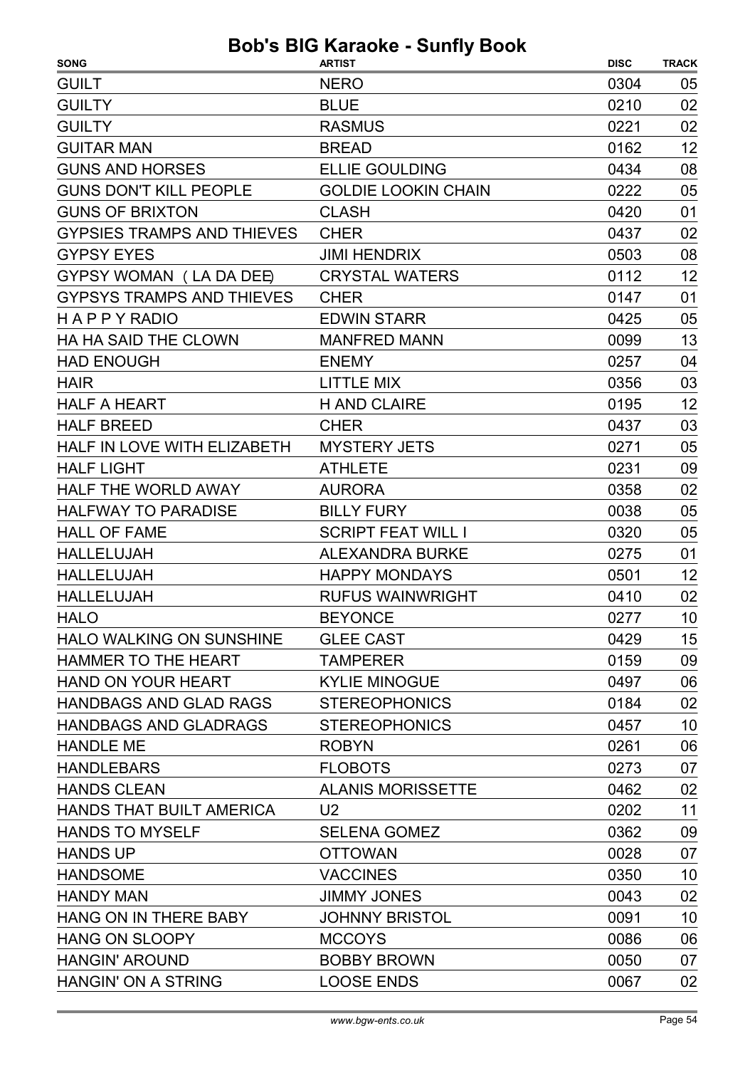# Bob's BIG Karaoke - Sunfly Book

| SONG | ARTIST | DISC | TRACK |
|---|---|---|---|
| GUILT | NERO | 0304 | 05 |
| GUILTY | BLUE | 0210 | 02 |
| GUILTY | RASMUS | 0221 | 02 |
| GUITAR MAN | BREAD | 0162 | 12 |
| GUNS AND HORSES | ELLIE GOULDING | 0434 | 08 |
| GUNS DON'T KILL PEOPLE | GOLDIE LOOKIN CHAIN | 0222 | 05 |
| GUNS OF BRIXTON | CLASH | 0420 | 01 |
| GYPSIES TRAMPS AND THIEVES | CHER | 0437 | 02 |
| GYPSY EYES | JIMI HENDRIX | 0503 | 08 |
| GYPSY WOMAN ( LA DA DEE) | CRYSTAL WATERS | 0112 | 12 |
| GYPSYS TRAMPS AND THIEVES | CHER | 0147 | 01 |
| H A P P Y RADIO | EDWIN STARR | 0425 | 05 |
| HA HA SAID THE CLOWN | MANFRED MANN | 0099 | 13 |
| HAD ENOUGH | ENEMY | 0257 | 04 |
| HAIR | LITTLE MIX | 0356 | 03 |
| HALF A HEART | H AND CLAIRE | 0195 | 12 |
| HALF BREED | CHER | 0437 | 03 |
| HALF IN LOVE WITH ELIZABETH | MYSTERY JETS | 0271 | 05 |
| HALF LIGHT | ATHLETE | 0231 | 09 |
| HALF THE WORLD AWAY | AURORA | 0358 | 02 |
| HALFWAY TO PARADISE | BILLY FURY | 0038 | 05 |
| HALL OF FAME | SCRIPT FEAT WILL I | 0320 | 05 |
| HALLELUJAH | ALEXANDRA BURKE | 0275 | 01 |
| HALLELUJAH | HAPPY MONDAYS | 0501 | 12 |
| HALLELUJAH | RUFUS WAINWRIGHT | 0410 | 02 |
| HALO | BEYONCE | 0277 | 10 |
| HALO WALKING ON SUNSHINE | GLEE CAST | 0429 | 15 |
| HAMMER TO THE HEART | TAMPERER | 0159 | 09 |
| HAND ON YOUR HEART | KYLIE MINOGUE | 0497 | 06 |
| HANDBAGS AND GLAD RAGS | STEREOPHONICS | 0184 | 02 |
| HANDBAGS AND GLADRAGS | STEREOPHONICS | 0457 | 10 |
| HANDLE ME | ROBYN | 0261 | 06 |
| HANDLEBARS | FLOBOTS | 0273 | 07 |
| HANDS CLEAN | ALANIS MORISSETTE | 0462 | 02 |
| HANDS THAT BUILT AMERICA | U2 | 0202 | 11 |
| HANDS TO MYSELF | SELENA GOMEZ | 0362 | 09 |
| HANDS UP | OTTOWAN | 0028 | 07 |
| HANDSOME | VACCINES | 0350 | 10 |
| HANDY MAN | JIMMY JONES | 0043 | 02 |
| HANG ON IN THERE BABY | JOHNNY BRISTOL | 0091 | 10 |
| HANG ON SLOOPY | MCCOYS | 0086 | 06 |
| HANGIN' AROUND | BOBBY BROWN | 0050 | 07 |
| HANGIN' ON A STRING | LOOSE ENDS | 0067 | 02 |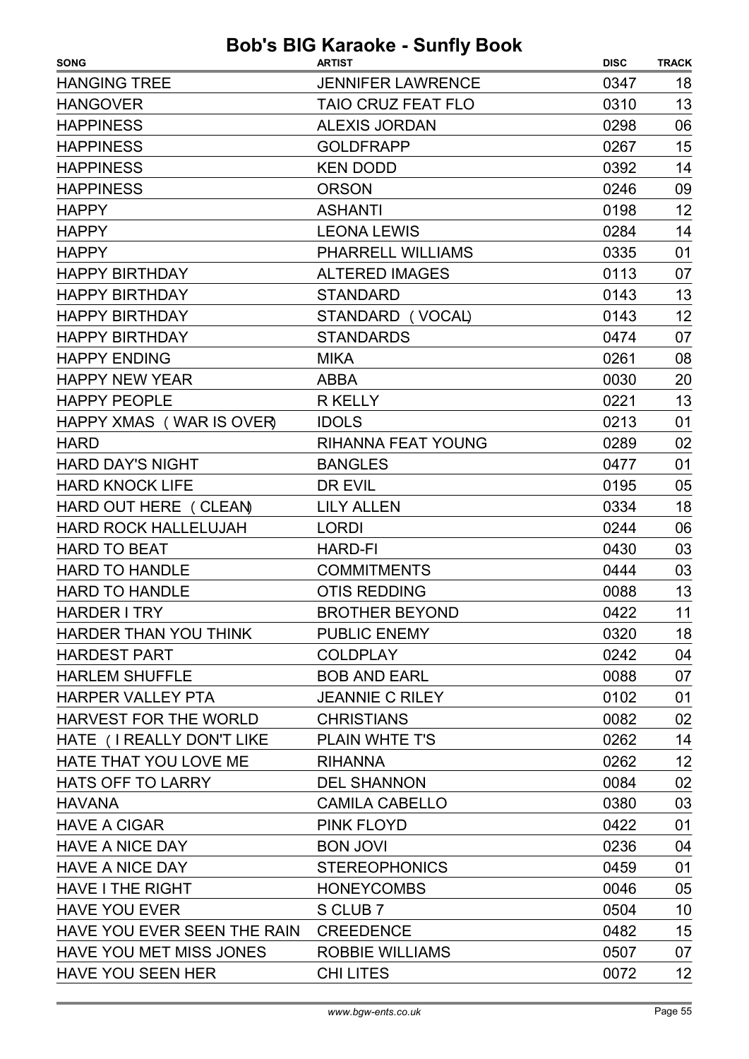# Bob's BIG Karaoke - Sunfly Book

| SONG | ARTIST | DISC | TRACK |
| --- | --- | --- | --- |
| HANGING TREE | JENNIFER LAWRENCE | 0347 | 18 |
| HANGOVER | TAIO CRUZ FEAT FLO | 0310 | 13 |
| HAPPINESS | ALEXIS JORDAN | 0298 | 06 |
| HAPPINESS | GOLDFRAPP | 0267 | 15 |
| HAPPINESS | KEN DODD | 0392 | 14 |
| HAPPINESS | ORSON | 0246 | 09 |
| HAPPY | ASHANTI | 0198 | 12 |
| HAPPY | LEONA LEWIS | 0284 | 14 |
| HAPPY | PHARRELL WILLIAMS | 0335 | 01 |
| HAPPY BIRTHDAY | ALTERED IMAGES | 0113 | 07 |
| HAPPY BIRTHDAY | STANDARD | 0143 | 13 |
| HAPPY BIRTHDAY | STANDARD (VOCAL) | 0143 | 12 |
| HAPPY BIRTHDAY | STANDARDS | 0474 | 07 |
| HAPPY ENDING | MIKA | 0261 | 08 |
| HAPPY NEW YEAR | ABBA | 0030 | 20 |
| HAPPY PEOPLE | R KELLY | 0221 | 13 |
| HAPPY XMAS (WAR IS OVER) | IDOLS | 0213 | 01 |
| HARD | RIHANNA FEAT YOUNG | 0289 | 02 |
| HARD DAY'S NIGHT | BANGLES | 0477 | 01 |
| HARD KNOCK LIFE | DR EVIL | 0195 | 05 |
| HARD OUT HERE (CLEAN) | LILY ALLEN | 0334 | 18 |
| HARD ROCK HALLELUJAH | LORDI | 0244 | 06 |
| HARD TO BEAT | HARD-FI | 0430 | 03 |
| HARD TO HANDLE | COMMITMENTS | 0444 | 03 |
| HARD TO HANDLE | OTIS REDDING | 0088 | 13 |
| HARDER I TRY | BROTHER BEYOND | 0422 | 11 |
| HARDER THAN YOU THINK | PUBLIC ENEMY | 0320 | 18 |
| HARDEST PART | COLDPLAY | 0242 | 04 |
| HARLEM SHUFFLE | BOB AND EARL | 0088 | 07 |
| HARPER VALLEY PTA | JEANNIE C RILEY | 0102 | 01 |
| HARVEST FOR THE WORLD | CHRISTIANS | 0082 | 02 |
| HATE (I REALLY DON'T LIKE | PLAIN WHTE T'S | 0262 | 14 |
| HATE THAT YOU LOVE ME | RIHANNA | 0262 | 12 |
| HATS OFF TO LARRY | DEL SHANNON | 0084 | 02 |
| HAVANA | CAMILA CABELLO | 0380 | 03 |
| HAVE A CIGAR | PINK FLOYD | 0422 | 01 |
| HAVE A NICE DAY | BON JOVI | 0236 | 04 |
| HAVE A NICE DAY | STEREOPHONICS | 0459 | 01 |
| HAVE I THE RIGHT | HONEYCOMBS | 0046 | 05 |
| HAVE YOU EVER | S CLUB 7 | 0504 | 10 |
| HAVE YOU EVER SEEN THE RAIN | CREEDENCE | 0482 | 15 |
| HAVE YOU MET MISS JONES | ROBBIE WILLIAMS | 0507 | 07 |
| HAVE YOU SEEN HER | CHI LITES | 0072 | 12 |

*www.bgw-ents.co.uk*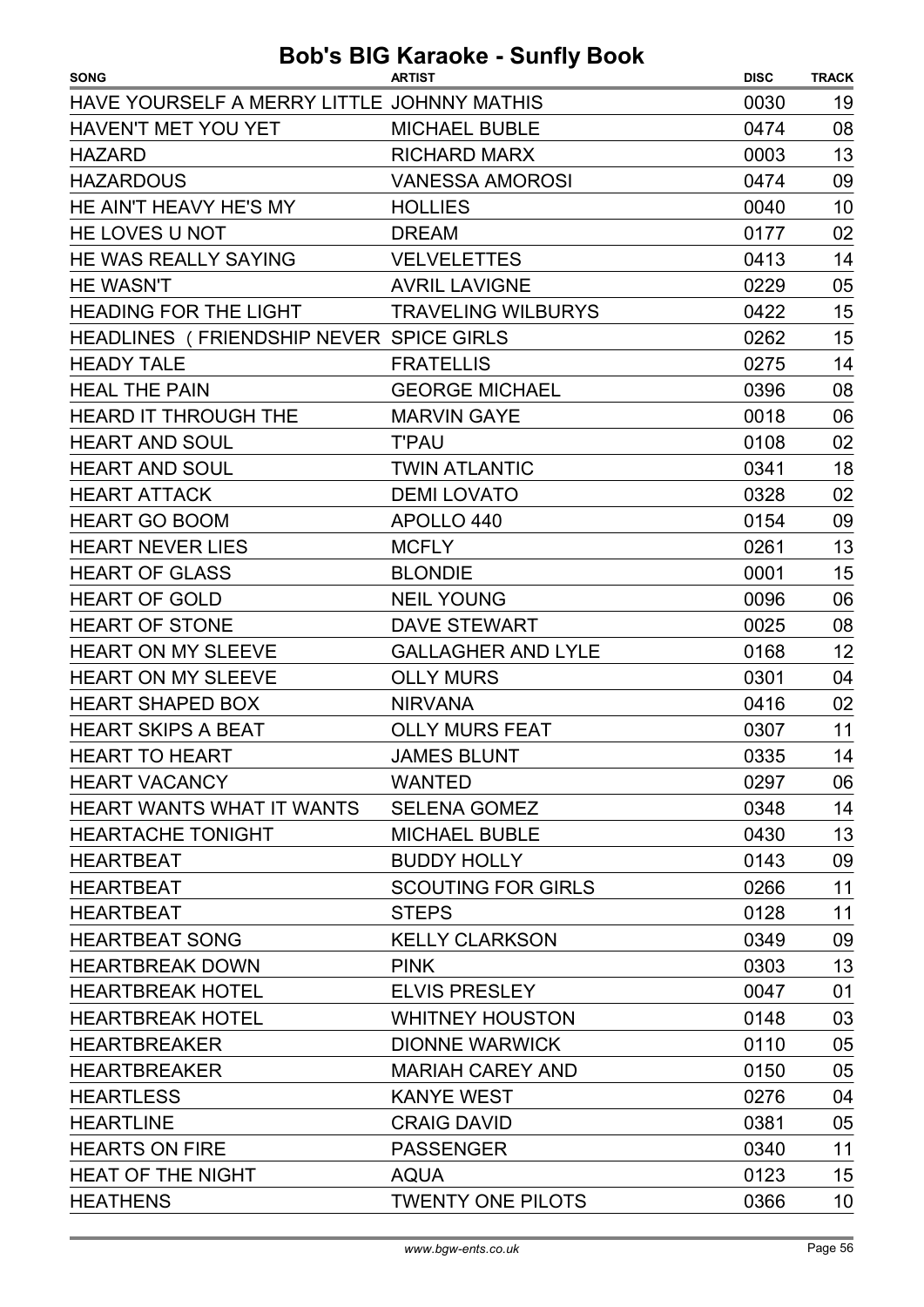# Bob's BIG Karaoke - Sunfly Book

| SONG | ARTIST | DISC | TRACK |
|---|---|---|---|
| HAVE YOURSELF A MERRY LITTLE | JOHNNY MATHIS | 0030 | 19 |
| HAVEN'T MET YOU YET | MICHAEL BUBLE | 0474 | 08 |
| HAZARD | RICHARD MARX | 0003 | 13 |
| HAZARDOUS | VANESSA AMOROSI | 0474 | 09 |
| HE AIN'T HEAVY HE'S MY | HOLLIES | 0040 | 10 |
| HE LOVES U NOT | DREAM | 0177 | 02 |
| HE WAS REALLY SAYING | VELVELETTES | 0413 | 14 |
| HE WASN'T | AVRIL LAVIGNE | 0229 | 05 |
| HEADING FOR THE LIGHT | TRAVELING WILBURYS | 0422 | 15 |
| HEADLINES ( FRIENDSHIP NEVER | SPICE GIRLS | 0262 | 15 |
| HEADY TALE | FRATELLIS | 0275 | 14 |
| HEAL THE PAIN | GEORGE MICHAEL | 0396 | 08 |
| HEARD IT THROUGH THE | MARVIN GAYE | 0018 | 06 |
| HEART AND SOUL | T'PAU | 0108 | 02 |
| HEART AND SOUL | TWIN ATLANTIC | 0341 | 18 |
| HEART ATTACK | DEMI LOVATO | 0328 | 02 |
| HEART GO BOOM | APOLLO 440 | 0154 | 09 |
| HEART NEVER LIES | MCFLY | 0261 | 13 |
| HEART OF GLASS | BLONDIE | 0001 | 15 |
| HEART OF GOLD | NEIL YOUNG | 0096 | 06 |
| HEART OF STONE | DAVE STEWART | 0025 | 08 |
| HEART ON MY SLEEVE | GALLAGHER AND LYLE | 0168 | 12 |
| HEART ON MY SLEEVE | OLLY MURS | 0301 | 04 |
| HEART SHAPED BOX | NIRVANA | 0416 | 02 |
| HEART SKIPS A BEAT | OLLY MURS FEAT | 0307 | 11 |
| HEART TO HEART | JAMES BLUNT | 0335 | 14 |
| HEART VACANCY | WANTED | 0297 | 06 |
| HEART WANTS WHAT IT WANTS | SELENA GOMEZ | 0348 | 14 |
| HEARTACHE TONIGHT | MICHAEL BUBLE | 0430 | 13 |
| HEARTBEAT | BUDDY HOLLY | 0143 | 09 |
| HEARTBEAT | SCOUTING FOR GIRLS | 0266 | 11 |
| HEARTBEAT | STEPS | 0128 | 11 |
| HEARTBEAT SONG | KELLY CLARKSON | 0349 | 09 |
| HEARTBREAK DOWN | PINK | 0303 | 13 |
| HEARTBREAK HOTEL | ELVIS PRESLEY | 0047 | 01 |
| HEARTBREAK HOTEL | WHITNEY HOUSTON | 0148 | 03 |
| HEARTBREAKER | DIONNE WARWICK | 0110 | 05 |
| HEARTBREAKER | MARIAH CAREY AND | 0150 | 05 |
| HEARTLESS | KANYE WEST | 0276 | 04 |
| HEARTLINE | CRAIG DAVID | 0381 | 05 |
| HEARTS ON FIRE | PASSENGER | 0340 | 11 |
| HEAT OF THE NIGHT | AQUA | 0123 | 15 |
| HEATHENS | TWENTY ONE PILOTS | 0366 | 10 |

www.bgw-ents.co.uk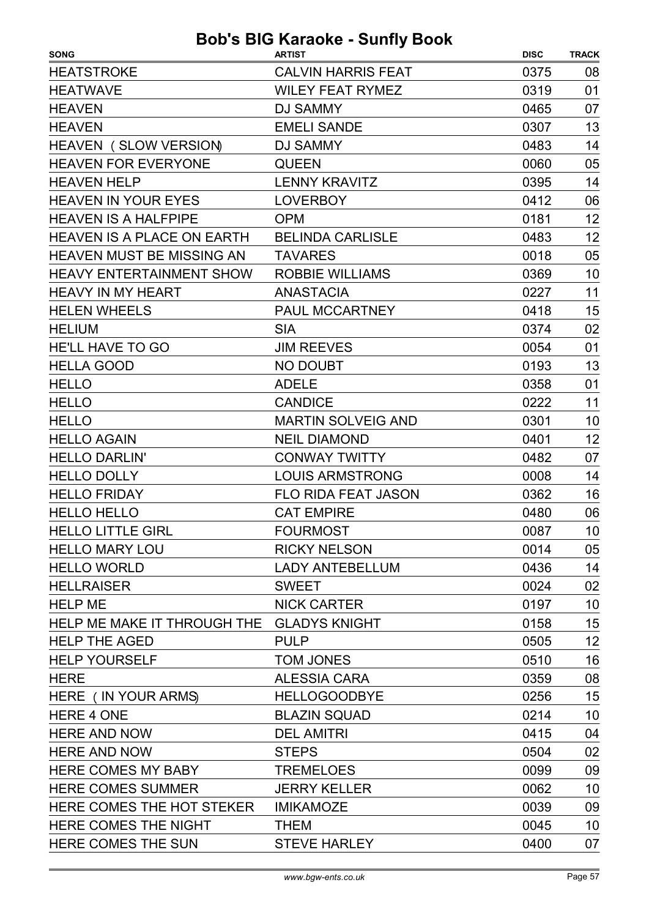# Bob's BIG Karaoke - Sunfly Book

| SONG | ARTIST | DISC | TRACK |
|---|---|---|---|
| HEATSTROKE | CALVIN HARRIS FEAT | 0375 | 08 |
| HEATWAVE | WILEY FEAT RYMEZ | 0319 | 01 |
| HEAVEN | DJ SAMMY | 0465 | 07 |
| HEAVEN | EMELI SANDE | 0307 | 13 |
| HEAVEN ( SLOW VERSION) | DJ SAMMY | 0483 | 14 |
| HEAVEN FOR EVERYONE | QUEEN | 0060 | 05 |
| HEAVEN HELP | LENNY KRAVITZ | 0395 | 14 |
| HEAVEN IN YOUR EYES | LOVERBOY | 0412 | 06 |
| HEAVEN IS A HALFPIPE | OPM | 0181 | 12 |
| HEAVEN IS A PLACE ON EARTH | BELINDA CARLISLE | 0483 | 12 |
| HEAVEN MUST BE MISSING AN | TAVARES | 0018 | 05 |
| HEAVY ENTERTAINMENT SHOW | ROBBIE WILLIAMS | 0369 | 10 |
| HEAVY IN MY HEART | ANASTACIA | 0227 | 11 |
| HELEN WHEELS | PAUL MCCARTNEY | 0418 | 15 |
| HELIUM | SIA | 0374 | 02 |
| HE'LL HAVE TO GO | JIM REEVES | 0054 | 01 |
| HELLA GOOD | NO DOUBT | 0193 | 13 |
| HELLO | ADELE | 0358 | 01 |
| HELLO | CANDICE | 0222 | 11 |
| HELLO | MARTIN SOLVEIG AND | 0301 | 10 |
| HELLO AGAIN | NEIL DIAMOND | 0401 | 12 |
| HELLO DARLIN' | CONWAY TWITTY | 0482 | 07 |
| HELLO DOLLY | LOUIS ARMSTRONG | 0008 | 14 |
| HELLO FRIDAY | FLO RIDA FEAT JASON | 0362 | 16 |
| HELLO HELLO | CAT EMPIRE | 0480 | 06 |
| HELLO LITTLE GIRL | FOURMOST | 0087 | 10 |
| HELLO MARY LOU | RICKY NELSON | 0014 | 05 |
| HELLO WORLD | LADY ANTEBELLUM | 0436 | 14 |
| HELLRAISER | SWEET | 0024 | 02 |
| HELP ME | NICK CARTER | 0197 | 10 |
| HELP ME MAKE IT THROUGH THE | GLADYS KNIGHT | 0158 | 15 |
| HELP THE AGED | PULP | 0505 | 12 |
| HELP YOURSELF | TOM JONES | 0510 | 16 |
| HERE | ALESSIA CARA | 0359 | 08 |
| HERE ( IN YOUR ARMS) | HELLOGOODBYE | 0256 | 15 |
| HERE 4 ONE | BLAZIN SQUAD | 0214 | 10 |
| HERE AND NOW | DEL AMITRI | 0415 | 04 |
| HERE AND NOW | STEPS | 0504 | 02 |
| HERE COMES MY BABY | TREMELOES | 0099 | 09 |
| HERE COMES SUMMER | JERRY KELLER | 0062 | 10 |
| HERE COMES THE HOT STEKER | IMIKAMOZE | 0039 | 09 |
| HERE COMES THE NIGHT | THEM | 0045 | 10 |
| HERE COMES THE SUN | STEVE HARLEY | 0400 | 07 |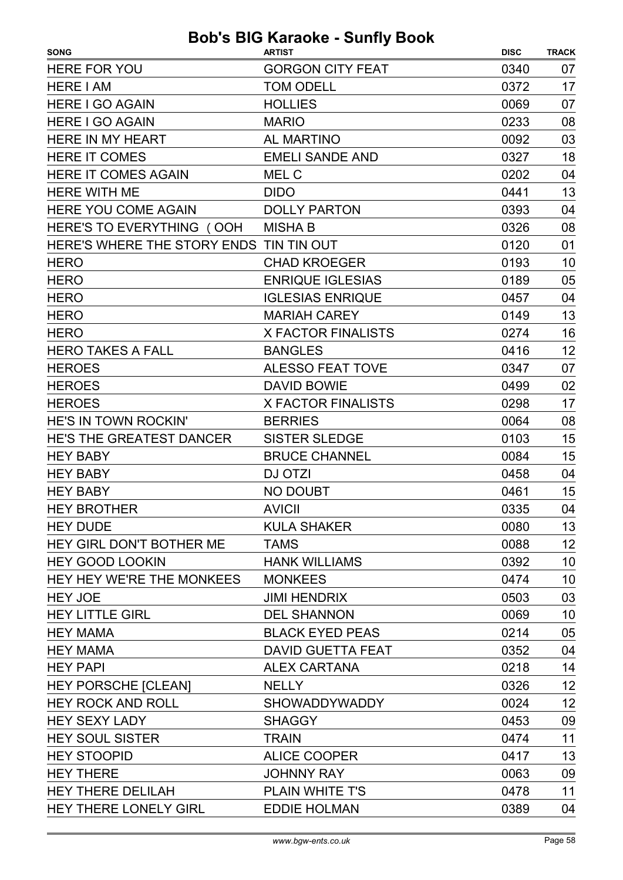# Bob's BIG Karaoke - Sunfly Book

| SONG | ARTIST | DISC | TRACK |
|---|---|---|---|
| HERE FOR YOU | GORGON CITY FEAT | 0340 | 07 |
| HERE I AM | TOM ODELL | 0372 | 17 |
| HERE I GO AGAIN | HOLLIES | 0069 | 07 |
| HERE I GO AGAIN | MARIO | 0233 | 08 |
| HERE IN MY HEART | AL MARTINO | 0092 | 03 |
| HERE IT COMES | EMELI SANDE AND | 0327 | 18 |
| HERE IT COMES AGAIN | MEL C | 0202 | 04 |
| HERE WITH ME | DIDO | 0441 | 13 |
| HERE YOU COME AGAIN | DOLLY PARTON | 0393 | 04 |
| HERE'S TO EVERYTHING ( OOH | MISHA B | 0326 | 08 |
| HERE'S WHERE THE STORY ENDS | TIN TIN OUT | 0120 | 01 |
| HERO | CHAD KROEGER | 0193 | 10 |
| HERO | ENRIQUE IGLESIAS | 0189 | 05 |
| HERO | IGLESIAS ENRIQUE | 0457 | 04 |
| HERO | MARIAH CAREY | 0149 | 13 |
| HERO | X FACTOR FINALISTS | 0274 | 16 |
| HERO TAKES A FALL | BANGLES | 0416 | 12 |
| HEROES | ALESSO FEAT TOVE | 0347 | 07 |
| HEROES | DAVID BOWIE | 0499 | 02 |
| HEROES | X FACTOR FINALISTS | 0298 | 17 |
| HE'S IN TOWN ROCKIN' | BERRIES | 0064 | 08 |
| HE'S THE GREATEST DANCER | SISTER SLEDGE | 0103 | 15 |
| HEY BABY | BRUCE CHANNEL | 0084 | 15 |
| HEY BABY | DJ OTZI | 0458 | 04 |
| HEY BABY | NO DOUBT | 0461 | 15 |
| HEY BROTHER | AVICII | 0335 | 04 |
| HEY DUDE | KULA SHAKER | 0080 | 13 |
| HEY GIRL DON'T BOTHER ME | TAMS | 0088 | 12 |
| HEY GOOD LOOKIN | HANK WILLIAMS | 0392 | 10 |
| HEY HEY WE'RE THE MONKEES | MONKEES | 0474 | 10 |
| HEY JOE | JIMI HENDRIX | 0503 | 03 |
| HEY LITTLE GIRL | DEL SHANNON | 0069 | 10 |
| HEY MAMA | BLACK EYED PEAS | 0214 | 05 |
| HEY MAMA | DAVID GUETTA FEAT | 0352 | 04 |
| HEY PAPI | ALEX CARTANA | 0218 | 14 |
| HEY PORSCHE [CLEAN] | NELLY | 0326 | 12 |
| HEY ROCK AND ROLL | SHOWADDYWADDY | 0024 | 12 |
| HEY SEXY LADY | SHAGGY | 0453 | 09 |
| HEY SOUL SISTER | TRAIN | 0474 | 11 |
| HEY STOOPID | ALICE COOPER | 0417 | 13 |
| HEY THERE | JOHNNY RAY | 0063 | 09 |
| HEY THERE DELILAH | PLAIN WHITE T'S | 0478 | 11 |
| HEY THERE LONELY GIRL | EDDIE HOLMAN | 0389 | 04 |

www.bgw-ents.co.uk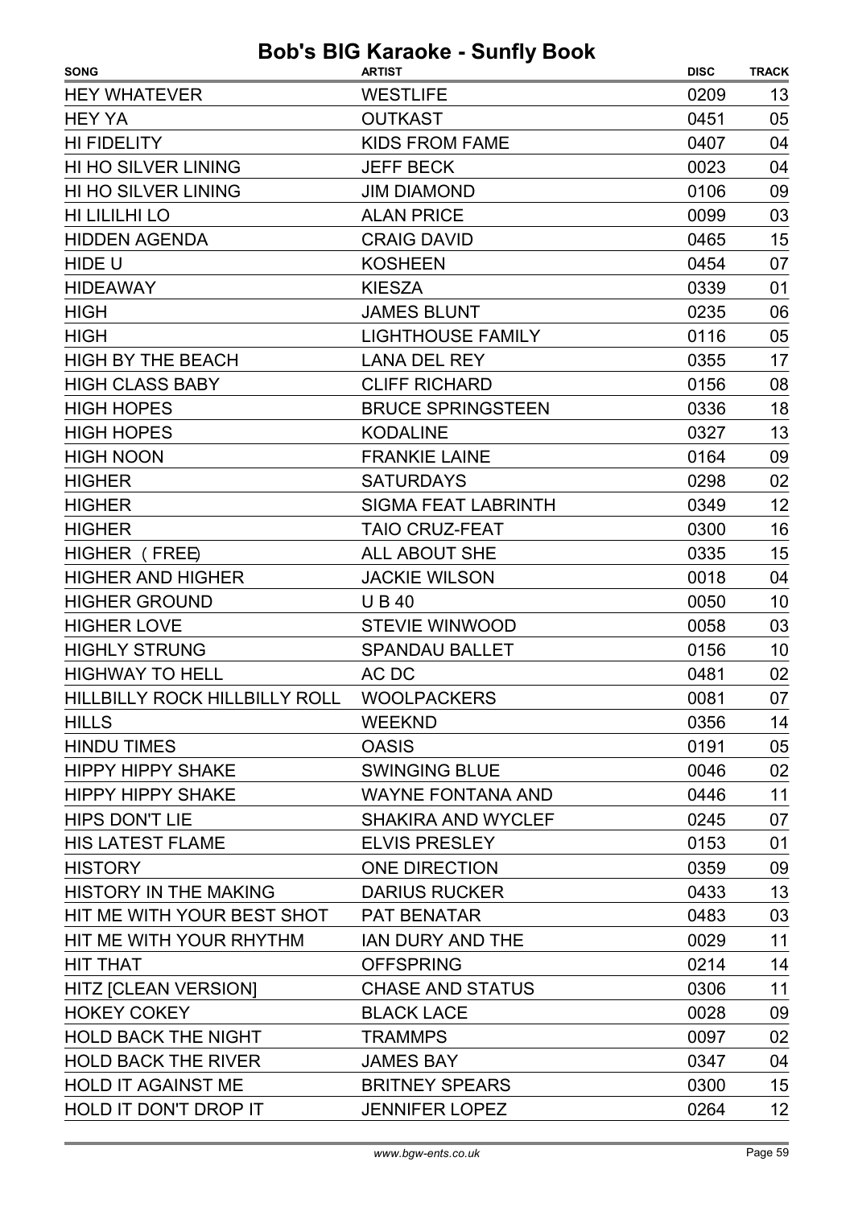# Bob's BIG Karaoke - Sunfly Book

| SONG | ARTIST | DISC | TRACK |
|---|---|---|---|
| HEY WHATEVER | WESTLIFE | 0209 | 13 |
| HEY YA | OUTKAST | 0451 | 05 |
| HI FIDELITY | KIDS FROM FAME | 0407 | 04 |
| HI HO SILVER LINING | JEFF BECK | 0023 | 04 |
| HI HO SILVER LINING | JIM DIAMOND | 0106 | 09 |
| HI LILILHI LO | ALAN PRICE | 0099 | 03 |
| HIDDEN AGENDA | CRAIG DAVID | 0465 | 15 |
| HIDE U | KOSHEEN | 0454 | 07 |
| HIDEAWAY | KIESZA | 0339 | 01 |
| HIGH | JAMES BLUNT | 0235 | 06 |
| HIGH | LIGHTHOUSE FAMILY | 0116 | 05 |
| HIGH BY THE BEACH | LANA DEL REY | 0355 | 17 |
| HIGH CLASS BABY | CLIFF RICHARD | 0156 | 08 |
| HIGH HOPES | BRUCE SPRINGSTEEN | 0336 | 18 |
| HIGH HOPES | KODALINE | 0327 | 13 |
| HIGH NOON | FRANKIE LAINE | 0164 | 09 |
| HIGHER | SATURDAYS | 0298 | 02 |
| HIGHER | SIGMA FEAT LABRINTH | 0349 | 12 |
| HIGHER | TAIO CRUZ-FEAT | 0300 | 16 |
| HIGHER (FREE) | ALL ABOUT SHE | 0335 | 15 |
| HIGHER AND HIGHER | JACKIE WILSON | 0018 | 04 |
| HIGHER GROUND | U B 40 | 0050 | 10 |
| HIGHER LOVE | STEVIE WINWOOD | 0058 | 03 |
| HIGHLY STRUNG | SPANDAU BALLET | 0156 | 10 |
| HIGHWAY TO HELL | AC DC | 0481 | 02 |
| HILLBILLY ROCK HILLBILLY ROLL | WOOLPACKERS | 0081 | 07 |
| HILLS | WEEKND | 0356 | 14 |
| HINDU TIMES | OASIS | 0191 | 05 |
| HIPPY HIPPY SHAKE | SWINGING BLUE | 0046 | 02 |
| HIPPY HIPPY SHAKE | WAYNE FONTANA AND | 0446 | 11 |
| HIPS DON'T LIE | SHAKIRA AND WYCLEF | 0245 | 07 |
| HIS LATEST FLAME | ELVIS PRESLEY | 0153 | 01 |
| HISTORY | ONE DIRECTION | 0359 | 09 |
| HISTORY IN THE MAKING | DARIUS RUCKER | 0433 | 13 |
| HIT ME WITH YOUR BEST SHOT | PAT BENATAR | 0483 | 03 |
| HIT ME WITH YOUR RHYTHM | IAN DURY AND THE | 0029 | 11 |
| HIT THAT | OFFSPRING | 0214 | 14 |
| HITZ [CLEAN VERSION] | CHASE AND STATUS | 0306 | 11 |
| HOKEY COKEY | BLACK LACE | 0028 | 09 |
| HOLD BACK THE NIGHT | TRAMMPS | 0097 | 02 |
| HOLD BACK THE RIVER | JAMES BAY | 0347 | 04 |
| HOLD IT AGAINST ME | BRITNEY SPEARS | 0300 | 15 |
| HOLD IT DON'T DROP IT | JENNIFER LOPEZ | 0264 | 12 |

www.bgw-ents.co.uk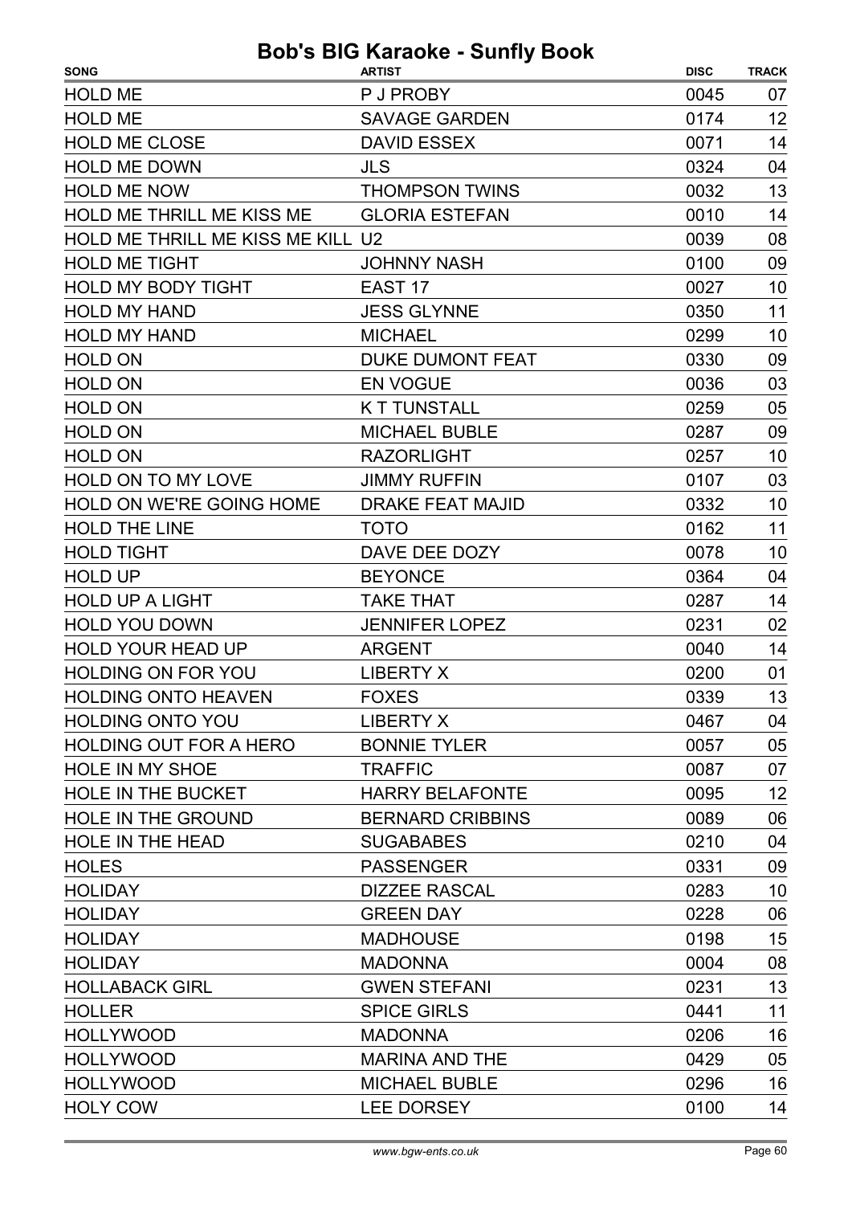# Bob's BIG Karaoke - Sunfly Book

| SONG | ARTIST | DISC | TRACK |
|---|---|---|---|
| HOLD ME | P J PROBY | 0045 | 07 |
| HOLD ME | SAVAGE GARDEN | 0174 | 12 |
| HOLD ME CLOSE | DAVID ESSEX | 0071 | 14 |
| HOLD ME DOWN | JLS | 0324 | 04 |
| HOLD ME NOW | THOMPSON TWINS | 0032 | 13 |
| HOLD ME THRILL ME KISS ME | GLORIA ESTEFAN | 0010 | 14 |
| HOLD ME THRILL ME KISS ME KILL | U2 | 0039 | 08 |
| HOLD ME TIGHT | JOHNNY NASH | 0100 | 09 |
| HOLD MY BODY TIGHT | EAST 17 | 0027 | 10 |
| HOLD MY HAND | JESS GLYNNE | 0350 | 11 |
| HOLD MY HAND | MICHAEL | 0299 | 10 |
| HOLD ON | DUKE DUMONT FEAT | 0330 | 09 |
| HOLD ON | EN VOGUE | 0036 | 03 |
| HOLD ON | K T TUNSTALL | 0259 | 05 |
| HOLD ON | MICHAEL BUBLE | 0287 | 09 |
| HOLD ON | RAZORLIGHT | 0257 | 10 |
| HOLD ON TO MY LOVE | JIMMY RUFFIN | 0107 | 03 |
| HOLD ON WE'RE GOING HOME | DRAKE FEAT MAJID | 0332 | 10 |
| HOLD THE LINE | TOTO | 0162 | 11 |
| HOLD TIGHT | DAVE DEE DOZY | 0078 | 10 |
| HOLD UP | BEYONCE | 0364 | 04 |
| HOLD UP A LIGHT | TAKE THAT | 0287 | 14 |
| HOLD YOU DOWN | JENNIFER LOPEZ | 0231 | 02 |
| HOLD YOUR HEAD UP | ARGENT | 0040 | 14 |
| HOLDING ON FOR YOU | LIBERTY X | 0200 | 01 |
| HOLDING ONTO HEAVEN | FOXES | 0339 | 13 |
| HOLDING ONTO YOU | LIBERTY X | 0467 | 04 |
| HOLDING OUT FOR A HERO | BONNIE TYLER | 0057 | 05 |
| HOLE IN MY SHOE | TRAFFIC | 0087 | 07 |
| HOLE IN THE BUCKET | HARRY BELAFONTE | 0095 | 12 |
| HOLE IN THE GROUND | BERNARD CRIBBINS | 0089 | 06 |
| HOLE IN THE HEAD | SUGABABES | 0210 | 04 |
| HOLES | PASSENGER | 0331 | 09 |
| HOLIDAY | DIZZEE RASCAL | 0283 | 10 |
| HOLIDAY | GREEN DAY | 0228 | 06 |
| HOLIDAY | MADHOUSE | 0198 | 15 |
| HOLIDAY | MADONNA | 0004 | 08 |
| HOLLABACK GIRL | GWEN STEFANI | 0231 | 13 |
| HOLLER | SPICE GIRLS | 0441 | 11 |
| HOLLYWOOD | MADONNA | 0206 | 16 |
| HOLLYWOOD | MARINA AND THE | 0429 | 05 |
| HOLLYWOOD | MICHAEL BUBLE | 0296 | 16 |
| HOLY COW | LEE DORSEY | 0100 | 14 |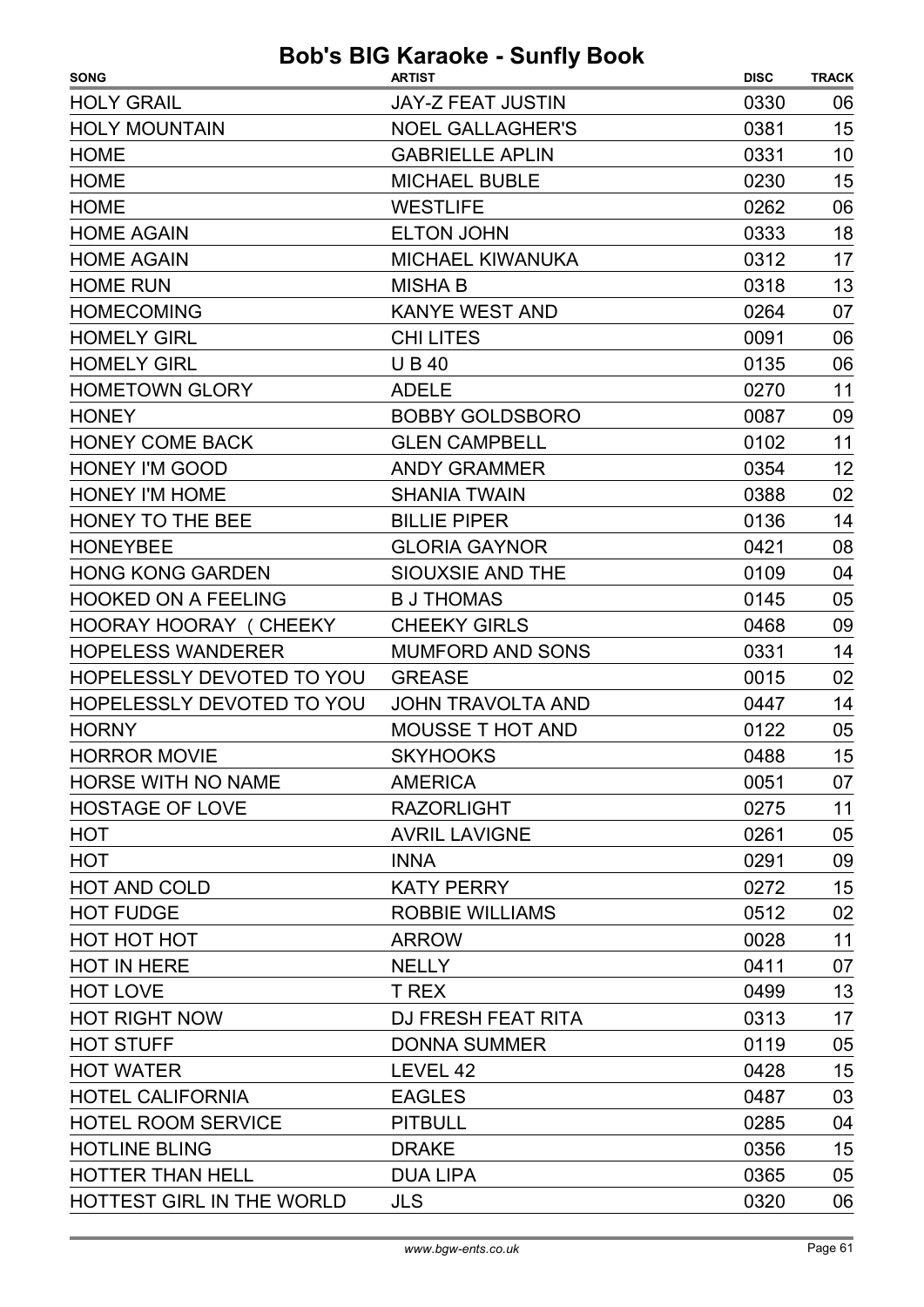# Bob's BIG Karaoke - Sunfly Book

| SONG | ARTIST | DISC | TRACK |
|---|---|---|---|
| HOLY GRAIL | JAY-Z FEAT JUSTIN | 0330 | 06 |
| HOLY MOUNTAIN | NOEL GALLAGHER'S | 0381 | 15 |
| HOME | GABRIELLE APLIN | 0331 | 10 |
| HOME | MICHAEL BUBLE | 0230 | 15 |
| HOME | WESTLIFE | 0262 | 06 |
| HOME AGAIN | ELTON JOHN | 0333 | 18 |
| HOME AGAIN | MICHAEL KIWANUKA | 0312 | 17 |
| HOME RUN | MISHA B | 0318 | 13 |
| HOMECOMING | KANYE WEST AND | 0264 | 07 |
| HOMELY GIRL | CHI LITES | 0091 | 06 |
| HOMELY GIRL | U B 40 | 0135 | 06 |
| HOMETOWN GLORY | ADELE | 0270 | 11 |
| HONEY | BOBBY GOLDSBORO | 0087 | 09 |
| HONEY COME BACK | GLEN CAMPBELL | 0102 | 11 |
| HONEY I'M GOOD | ANDY GRAMMER | 0354 | 12 |
| HONEY I'M HOME | SHANIA TWAIN | 0388 | 02 |
| HONEY TO THE BEE | BILLIE PIPER | 0136 | 14 |
| HONEYBEE | GLORIA GAYNOR | 0421 | 08 |
| HONG KONG GARDEN | SIOUXSIE AND THE | 0109 | 04 |
| HOOKED ON A FEELING | B J THOMAS | 0145 | 05 |
| HOORAY HOORAY ( CHEEKY | CHEEKY GIRLS | 0468 | 09 |
| HOPELESS WANDERER | MUMFORD AND SONS | 0331 | 14 |
| HOPELESSLY DEVOTED TO YOU | GREASE | 0015 | 02 |
| HOPELESSLY DEVOTED TO YOU | JOHN TRAVOLTA AND | 0447 | 14 |
| HORNY | MOUSSE T HOT AND | 0122 | 05 |
| HORROR MOVIE | SKYHOOKS | 0488 | 15 |
| HORSE WITH NO NAME | AMERICA | 0051 | 07 |
| HOSTAGE OF LOVE | RAZORLIGHT | 0275 | 11 |
| HOT | AVRIL LAVIGNE | 0261 | 05 |
| HOT | INNA | 0291 | 09 |
| HOT AND COLD | KATY PERRY | 0272 | 15 |
| HOT FUDGE | ROBBIE WILLIAMS | 0512 | 02 |
| HOT HOT HOT | ARROW | 0028 | 11 |
| HOT IN HERE | NELLY | 0411 | 07 |
| HOT LOVE | T REX | 0499 | 13 |
| HOT RIGHT NOW | DJ FRESH FEAT RITA | 0313 | 17 |
| HOT STUFF | DONNA SUMMER | 0119 | 05 |
| HOT WATER | LEVEL 42 | 0428 | 15 |
| HOTEL CALIFORNIA | EAGLES | 0487 | 03 |
| HOTEL ROOM SERVICE | PITBULL | 0285 | 04 |
| HOTLINE BLING | DRAKE | 0356 | 15 |
| HOTTER THAN HELL | DUA LIPA | 0365 | 05 |
| HOTTEST GIRL IN THE WORLD | JLS | 0320 | 06 |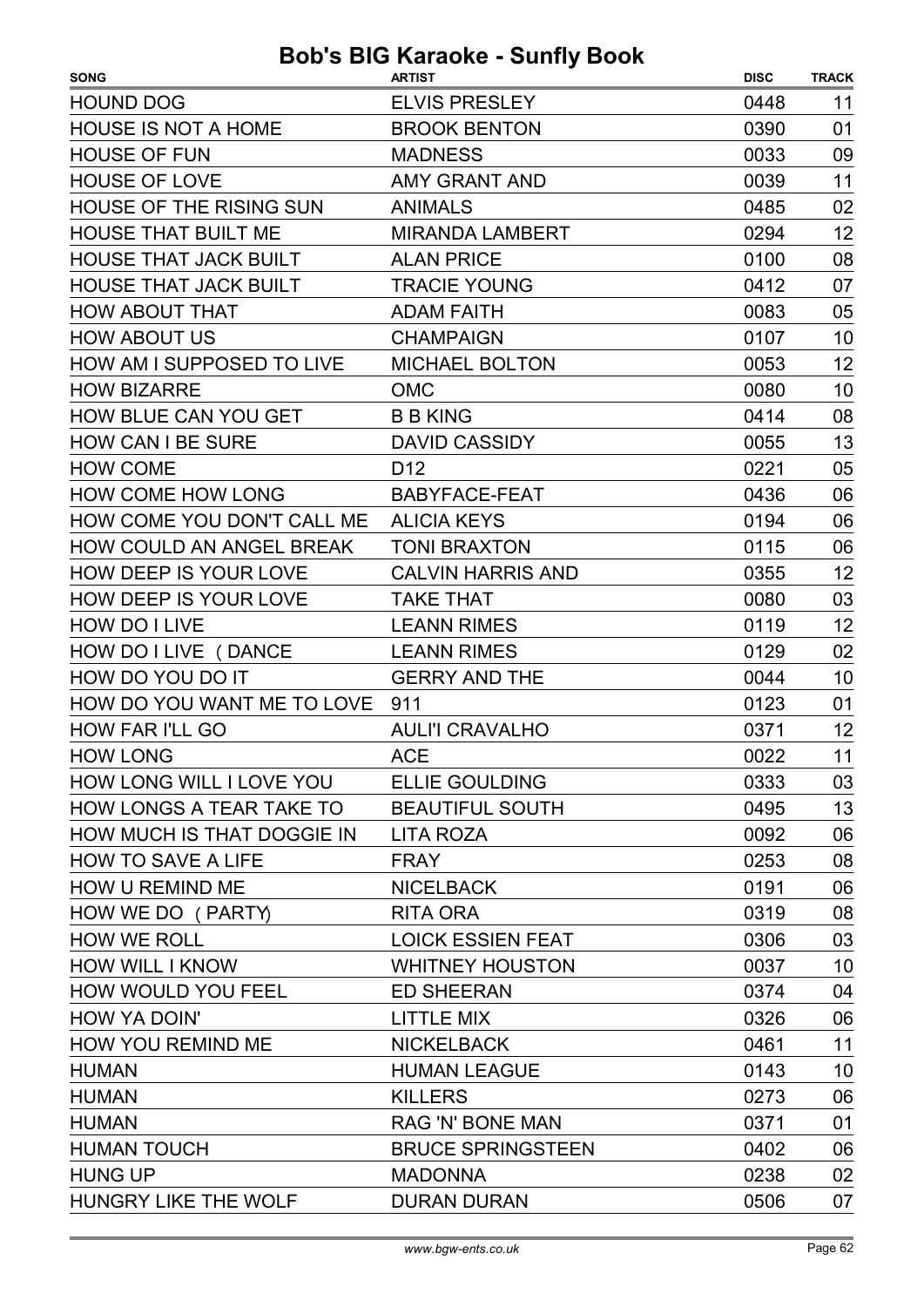# Bob's BIG Karaoke - Sunfly Book

| SONG | ARTIST | DISC | TRACK |
|---|---|---|---|
| HOUND DOG | ELVIS PRESLEY | 0448 | 11 |
| HOUSE IS NOT A HOME | BROOK BENTON | 0390 | 01 |
| HOUSE OF FUN | MADNESS | 0033 | 09 |
| HOUSE OF LOVE | AMY GRANT AND | 0039 | 11 |
| HOUSE OF THE RISING SUN | ANIMALS | 0485 | 02 |
| HOUSE THAT BUILT ME | MIRANDA LAMBERT | 0294 | 12 |
| HOUSE THAT JACK BUILT | ALAN PRICE | 0100 | 08 |
| HOUSE THAT JACK BUILT | TRACIE YOUNG | 0412 | 07 |
| HOW ABOUT THAT | ADAM FAITH | 0083 | 05 |
| HOW ABOUT US | CHAMPAIGN | 0107 | 10 |
| HOW AM I SUPPOSED TO LIVE | MICHAEL BOLTON | 0053 | 12 |
| HOW BIZARRE | OMC | 0080 | 10 |
| HOW BLUE CAN YOU GET | B B KING | 0414 | 08 |
| HOW CAN I BE SURE | DAVID CASSIDY | 0055 | 13 |
| HOW COME | D12 | 0221 | 05 |
| HOW COME HOW LONG | BABYFACE-FEAT | 0436 | 06 |
| HOW COME YOU DON'T CALL ME | ALICIA KEYS | 0194 | 06 |
| HOW COULD AN ANGEL BREAK | TONI BRAXTON | 0115 | 06 |
| HOW DEEP IS YOUR LOVE | CALVIN HARRIS AND | 0355 | 12 |
| HOW DEEP IS YOUR LOVE | TAKE THAT | 0080 | 03 |
| HOW DO I LIVE | LEANN RIMES | 0119 | 12 |
| HOW DO I LIVE ( DANCE | LEANN RIMES | 0129 | 02 |
| HOW DO YOU DO IT | GERRY AND THE | 0044 | 10 |
| HOW DO YOU WANT ME TO LOVE | 911 | 0123 | 01 |
| HOW FAR I'LL GO | AULI'I CRAVALHO | 0371 | 12 |
| HOW LONG | ACE | 0022 | 11 |
| HOW LONG WILL I LOVE YOU | ELLIE GOULDING | 0333 | 03 |
| HOW LONGS A TEAR TAKE TO | BEAUTIFUL SOUTH | 0495 | 13 |
| HOW MUCH IS THAT DOGGIE IN | LITA ROZA | 0092 | 06 |
| HOW TO SAVE A LIFE | FRAY | 0253 | 08 |
| HOW U REMIND ME | NICELBACK | 0191 | 06 |
| HOW WE DO ( PARTY) | RITA ORA | 0319 | 08 |
| HOW WE ROLL | LOICK ESSIEN FEAT | 0306 | 03 |
| HOW WILL I KNOW | WHITNEY HOUSTON | 0037 | 10 |
| HOW WOULD YOU FEEL | ED SHEERAN | 0374 | 04 |
| HOW YA DOIN' | LITTLE MIX | 0326 | 06 |
| HOW YOU REMIND ME | NICKELBACK | 0461 | 11 |
| HUMAN | HUMAN LEAGUE | 0143 | 10 |
| HUMAN | KILLERS | 0273 | 06 |
| HUMAN | RAG 'N' BONE MAN | 0371 | 01 |
| HUMAN TOUCH | BRUCE SPRINGSTEEN | 0402 | 06 |
| HUNG UP | MADONNA | 0238 | 02 |
| HUNGRY LIKE THE WOLF | DURAN DURAN | 0506 | 07 |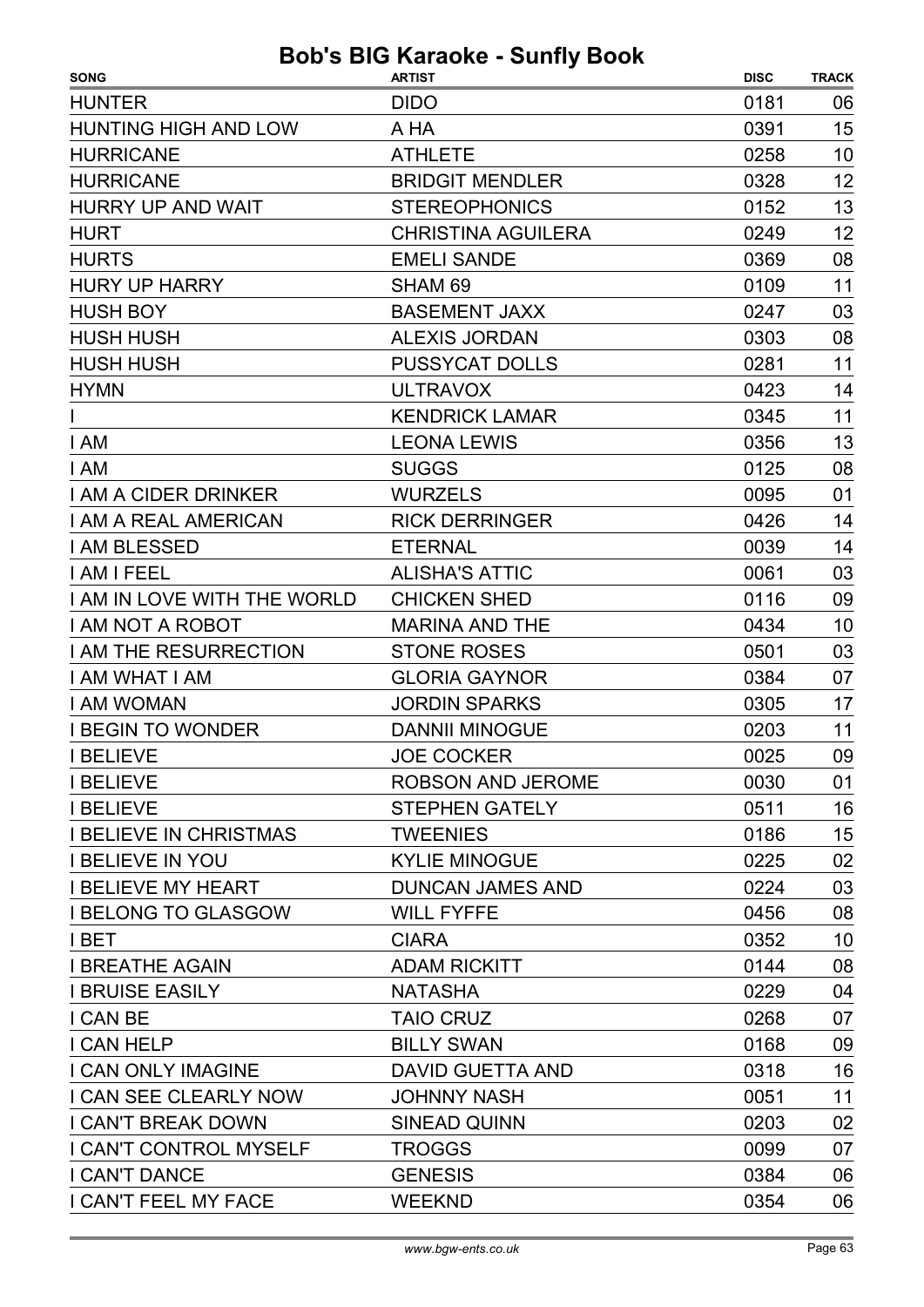# Bob's BIG Karaoke - Sunfly Book

| SONG | ARTIST | DISC | TRACK |
|---|---|---|---|
| HUNTER | DIDO | 0181 | 06 |
| HUNTING HIGH AND LOW | A HA | 0391 | 15 |
| HURRICANE | ATHLETE | 0258 | 10 |
| HURRICANE | BRIDGIT MENDLER | 0328 | 12 |
| HURRY UP AND WAIT | STEREOPHONICS | 0152 | 13 |
| HURT | CHRISTINA AGUILERA | 0249 | 12 |
| HURTS | EMELI SANDE | 0369 | 08 |
| HURY UP HARRY | SHAM 69 | 0109 | 11 |
| HUSH BOY | BASEMENT JAXX | 0247 | 03 |
| HUSH HUSH | ALEXIS JORDAN | 0303 | 08 |
| HUSH HUSH | PUSSYCAT DOLLS | 0281 | 11 |
| HYMN | ULTRAVOX | 0423 | 14 |
| I | KENDRICK LAMAR | 0345 | 11 |
| I AM | LEONA LEWIS | 0356 | 13 |
| I AM | SUGGS | 0125 | 08 |
| I AM A CIDER DRINKER | WURZELS | 0095 | 01 |
| I AM A REAL AMERICAN | RICK DERRINGER | 0426 | 14 |
| I AM BLESSED | ETERNAL | 0039 | 14 |
| I AM I FEEL | ALISHA'S ATTIC | 0061 | 03 |
| I AM IN LOVE WITH THE WORLD | CHICKEN SHED | 0116 | 09 |
| I AM NOT A ROBOT | MARINA AND THE | 0434 | 10 |
| I AM THE RESURRECTION | STONE ROSES | 0501 | 03 |
| I AM WHAT I AM | GLORIA GAYNOR | 0384 | 07 |
| I AM WOMAN | JORDIN SPARKS | 0305 | 17 |
| I BEGIN TO WONDER | DANNII MINOGUE | 0203 | 11 |
| I BELIEVE | JOE COCKER | 0025 | 09 |
| I BELIEVE | ROBSON AND JEROME | 0030 | 01 |
| I BELIEVE | STEPHEN GATELY | 0511 | 16 |
| I BELIEVE IN CHRISTMAS | TWEENIES | 0186 | 15 |
| I BELIEVE IN YOU | KYLIE MINOGUE | 0225 | 02 |
| I BELIEVE MY HEART | DUNCAN JAMES AND | 0224 | 03 |
| I BELONG TO GLASGOW | WILL FYFFE | 0456 | 08 |
| I BET | CIARA | 0352 | 10 |
| I BREATHE AGAIN | ADAM RICKITT | 0144 | 08 |
| I BRUISE EASILY | NATASHA | 0229 | 04 |
| I CAN BE | TAIO CRUZ | 0268 | 07 |
| I CAN HELP | BILLY SWAN | 0168 | 09 |
| I CAN ONLY IMAGINE | DAVID GUETTA AND | 0318 | 16 |
| I CAN SEE CLEARLY NOW | JOHNNY NASH | 0051 | 11 |
| I CAN'T BREAK DOWN | SINEAD QUINN | 0203 | 02 |
| I CAN'T CONTROL MYSELF | TROGGS | 0099 | 07 |
| I CAN'T DANCE | GENESIS | 0384 | 06 |
| I CAN'T FEEL MY FACE | WEEKND | 0354 | 06 |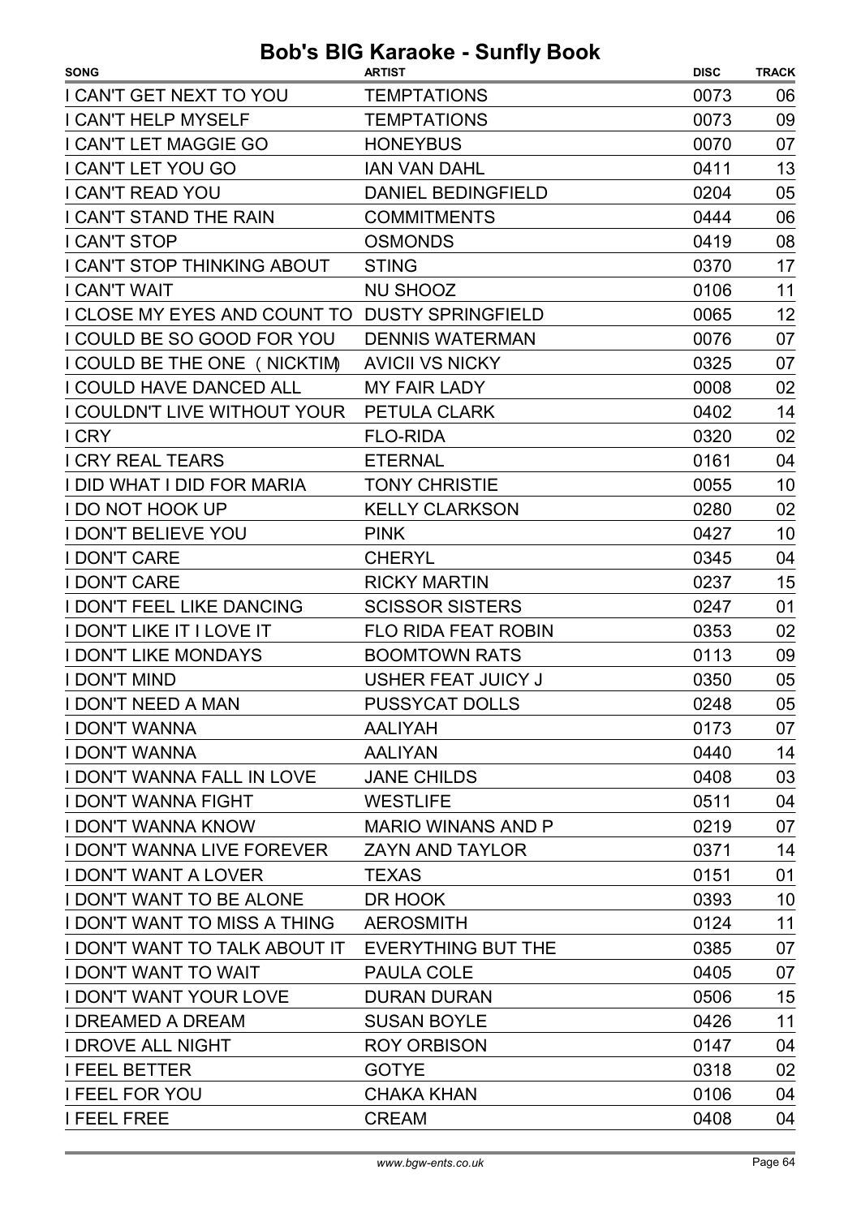# Bob's BIG Karaoke - Sunfly Book

| SONG | ARTIST | DISC | TRACK |
|---|---|---|---|
| I CAN'T GET NEXT TO YOU | TEMPTATIONS | 0073 | 06 |
| I CAN'T HELP MYSELF | TEMPTATIONS | 0073 | 09 |
| I CAN'T LET MAGGIE GO | HONEYBUS | 0070 | 07 |
| I CAN'T LET YOU GO | IAN VAN DAHL | 0411 | 13 |
| I CAN'T READ YOU | DANIEL BEDINGFIELD | 0204 | 05 |
| I CAN'T STAND THE RAIN | COMMITMENTS | 0444 | 06 |
| I CAN'T STOP | OSMONDS | 0419 | 08 |
| I CAN'T STOP THINKING ABOUT | STING | 0370 | 17 |
| I CAN'T WAIT | NU SHOOZ | 0106 | 11 |
| I CLOSE MY EYES AND COUNT TO | DUSTY SPRINGFIELD | 0065 | 12 |
| I COULD BE SO GOOD FOR YOU | DENNIS WATERMAN | 0076 | 07 |
| I COULD BE THE ONE ( NICKTIM) | AVICII VS NICKY | 0325 | 07 |
| I COULD HAVE DANCED ALL | MY FAIR LADY | 0008 | 02 |
| I COULDN'T LIVE WITHOUT YOUR | PETULA CLARK | 0402 | 14 |
| I CRY | FLO-RIDA | 0320 | 02 |
| I CRY REAL TEARS | ETERNAL | 0161 | 04 |
| I DID WHAT I DID FOR MARIA | TONY CHRISTIE | 0055 | 10 |
| I DO NOT HOOK UP | KELLY CLARKSON | 0280 | 02 |
| I DON'T BELIEVE YOU | PINK | 0427 | 10 |
| I DON'T CARE | CHERYL | 0345 | 04 |
| I DON'T CARE | RICKY MARTIN | 0237 | 15 |
| I DON'T FEEL LIKE DANCING | SCISSOR SISTERS | 0247 | 01 |
| I DON'T LIKE IT I LOVE IT | FLO RIDA FEAT ROBIN | 0353 | 02 |
| I DON'T LIKE MONDAYS | BOOMTOWN RATS | 0113 | 09 |
| I DON'T MIND | USHER FEAT JUICY J | 0350 | 05 |
| I DON'T NEED A MAN | PUSSYCAT DOLLS | 0248 | 05 |
| I DON'T WANNA | AALIYAH | 0173 | 07 |
| I DON'T WANNA | AALIYAN | 0440 | 14 |
| I DON'T WANNA FALL IN LOVE | JANE CHILDS | 0408 | 03 |
| I DON'T WANNA FIGHT | WESTLIFE | 0511 | 04 |
| I DON'T WANNA KNOW | MARIO WINANS AND P | 0219 | 07 |
| I DON'T WANNA LIVE FOREVER | ZAYN AND TAYLOR | 0371 | 14 |
| I DON'T WANT A LOVER | TEXAS | 0151 | 01 |
| I DON'T WANT TO BE ALONE | DR HOOK | 0393 | 10 |
| I DON'T WANT TO MISS A THING | AEROSMITH | 0124 | 11 |
| I DON'T WANT TO TALK ABOUT IT | EVERYTHING BUT THE | 0385 | 07 |
| I DON'T WANT TO WAIT | PAULA COLE | 0405 | 07 |
| I DON'T WANT YOUR LOVE | DURAN DURAN | 0506 | 15 |
| I DREAMED A DREAM | SUSAN BOYLE | 0426 | 11 |
| I DROVE ALL NIGHT | ROY ORBISON | 0147 | 04 |
| I FEEL BETTER | GOTYE | 0318 | 02 |
| I FEEL FOR YOU | CHAKA KHAN | 0106 | 04 |
| I FEEL FREE | CREAM | 0408 | 04 |

www.bgw-ents.co.uk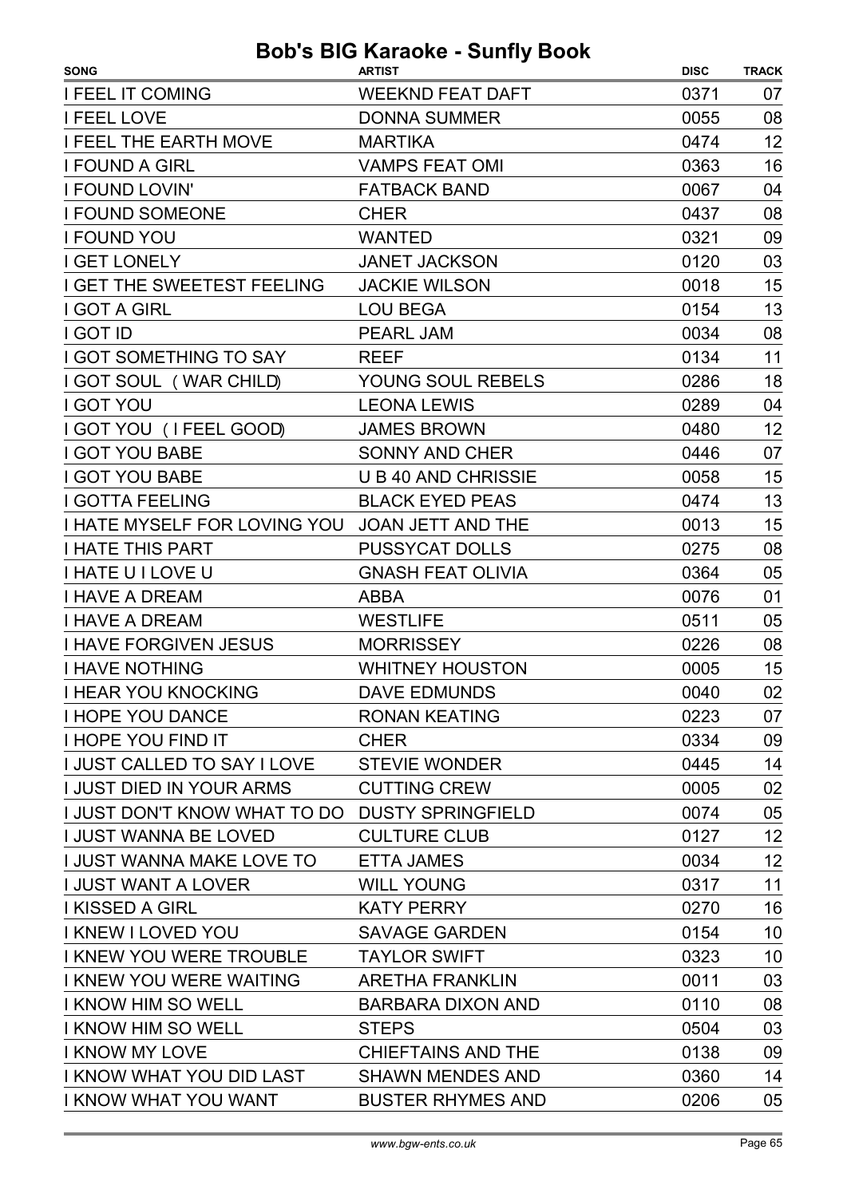# Bob's BIG Karaoke - Sunfly Book

| SONG | ARTIST | DISC | TRACK |
| --- | --- | --- | --- |
| I FEEL IT COMING | WEEKND FEAT DAFT | 0371 | 07 |
| I FEEL LOVE | DONNA SUMMER | 0055 | 08 |
| I FEEL THE EARTH MOVE | MARTIKA | 0474 | 12 |
| I FOUND A GIRL | VAMPS FEAT OMI | 0363 | 16 |
| I FOUND LOVIN' | FATBACK BAND | 0067 | 04 |
| I FOUND SOMEONE | CHER | 0437 | 08 |
| I FOUND YOU | WANTED | 0321 | 09 |
| I GET LONELY | JANET JACKSON | 0120 | 03 |
| I GET THE SWEETEST FEELING | JACKIE WILSON | 0018 | 15 |
| I GOT A GIRL | LOU BEGA | 0154 | 13 |
| I GOT ID | PEARL JAM | 0034 | 08 |
| I GOT SOMETHING TO SAY | REEF | 0134 | 11 |
| I GOT SOUL ( WAR CHILD) | YOUNG SOUL REBELS | 0286 | 18 |
| I GOT YOU | LEONA LEWIS | 0289 | 04 |
| I GOT YOU ( I FEEL GOOD) | JAMES BROWN | 0480 | 12 |
| I GOT YOU BABE | SONNY AND CHER | 0446 | 07 |
| I GOT YOU BABE | U B 40 AND CHRISSIE | 0058 | 15 |
| I GOTTA FEELING | BLACK EYED PEAS | 0474 | 13 |
| I HATE MYSELF FOR LOVING YOU | JOAN JETT AND THE | 0013 | 15 |
| I HATE THIS PART | PUSSYCAT DOLLS | 0275 | 08 |
| I HATE U I LOVE U | GNASH FEAT OLIVIA | 0364 | 05 |
| I HAVE A DREAM | ABBA | 0076 | 01 |
| I HAVE A DREAM | WESTLIFE | 0511 | 05 |
| I HAVE FORGIVEN JESUS | MORRISSEY | 0226 | 08 |
| I HAVE NOTHING | WHITNEY HOUSTON | 0005 | 15 |
| I HEAR YOU KNOCKING | DAVE EDMUNDS | 0040 | 02 |
| I HOPE YOU DANCE | RONAN KEATING | 0223 | 07 |
| I HOPE YOU FIND IT | CHER | 0334 | 09 |
| I JUST CALLED TO SAY I LOVE | STEVIE WONDER | 0445 | 14 |
| I JUST DIED IN YOUR ARMS | CUTTING CREW | 0005 | 02 |
| I JUST DON'T KNOW WHAT TO DO | DUSTY SPRINGFIELD | 0074 | 05 |
| I JUST WANNA BE LOVED | CULTURE CLUB | 0127 | 12 |
| I JUST WANNA MAKE LOVE TO | ETTA JAMES | 0034 | 12 |
| I JUST WANT A LOVER | WILL YOUNG | 0317 | 11 |
| I KISSED A GIRL | KATY PERRY | 0270 | 16 |
| I KNEW I LOVED YOU | SAVAGE GARDEN | 0154 | 10 |
| I KNEW YOU WERE TROUBLE | TAYLOR SWIFT | 0323 | 10 |
| I KNEW YOU WERE WAITING | ARETHA FRANKLIN | 0011 | 03 |
| I KNOW HIM SO WELL | BARBARA DIXON AND | 0110 | 08 |
| I KNOW HIM SO WELL | STEPS | 0504 | 03 |
| I KNOW MY LOVE | CHIEFTAINS AND THE | 0138 | 09 |
| I KNOW WHAT YOU DID LAST | SHAWN MENDES AND | 0360 | 14 |
| I KNOW WHAT YOU WANT | BUSTER RHYMES AND | 0206 | 05 |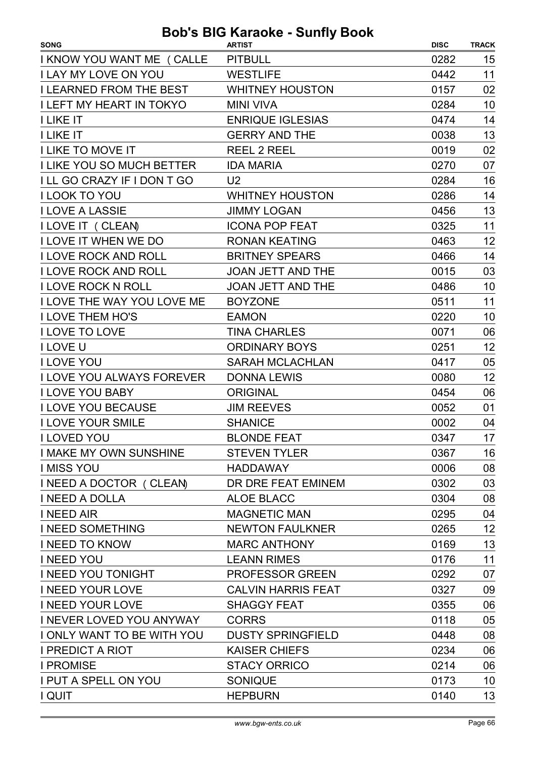# Bob's BIG Karaoke - Sunfly Book

| SONG | ARTIST | DISC | TRACK |
|---|---|---|---|
| I KNOW YOU WANT ME ( CALLE | PITBULL | 0282 | 15 |
| I LAY MY LOVE ON YOU | WESTLIFE | 0442 | 11 |
| I LEARNED FROM THE BEST | WHITNEY HOUSTON | 0157 | 02 |
| I LEFT MY HEART IN TOKYO | MINI VIVA | 0284 | 10 |
| I LIKE IT | ENRIQUE IGLESIAS | 0474 | 14 |
| I LIKE IT | GERRY AND THE | 0038 | 13 |
| I LIKE TO MOVE IT | REEL 2 REEL | 0019 | 02 |
| I LIKE YOU SO MUCH BETTER | IDA MARIA | 0270 | 07 |
| I LL GO CRAZY IF I DON T GO | U2 | 0284 | 16 |
| I LOOK TO YOU | WHITNEY HOUSTON | 0286 | 14 |
| I LOVE A LASSIE | JIMMY LOGAN | 0456 | 13 |
| I LOVE IT ( CLEAN) | ICONA POP FEAT | 0325 | 11 |
| I LOVE IT WHEN WE DO | RONAN KEATING | 0463 | 12 |
| I LOVE ROCK AND ROLL | BRITNEY SPEARS | 0466 | 14 |
| I LOVE ROCK AND ROLL | JOAN JETT AND THE | 0015 | 03 |
| I LOVE ROCK N ROLL | JOAN JETT AND THE | 0486 | 10 |
| I LOVE THE WAY YOU LOVE ME | BOYZONE | 0511 | 11 |
| I LOVE THEM HO'S | EAMON | 0220 | 10 |
| I LOVE TO LOVE | TINA CHARLES | 0071 | 06 |
| I LOVE U | ORDINARY BOYS | 0251 | 12 |
| I LOVE YOU | SARAH MCLACHLAN | 0417 | 05 |
| I LOVE YOU ALWAYS FOREVER | DONNA LEWIS | 0080 | 12 |
| I LOVE YOU BABY | ORIGINAL | 0454 | 06 |
| I LOVE YOU BECAUSE | JIM REEVES | 0052 | 01 |
| I LOVE YOUR SMILE | SHANICE | 0002 | 04 |
| I LOVED YOU | BLONDE FEAT | 0347 | 17 |
| I MAKE MY OWN SUNSHINE | STEVEN TYLER | 0367 | 16 |
| I MISS YOU | HADDAWAY | 0006 | 08 |
| I NEED A DOCTOR ( CLEAN) | DR DRE FEAT EMINEM | 0302 | 03 |
| I NEED A DOLLA | ALOE BLACC | 0304 | 08 |
| I NEED AIR | MAGNETIC MAN | 0295 | 04 |
| I NEED SOMETHING | NEWTON FAULKNER | 0265 | 12 |
| I NEED TO KNOW | MARC ANTHONY | 0169 | 13 |
| I NEED YOU | LEANN RIMES | 0176 | 11 |
| I NEED YOU TONIGHT | PROFESSOR GREEN | 0292 | 07 |
| I NEED YOUR LOVE | CALVIN HARRIS FEAT | 0327 | 09 |
| I NEED YOUR LOVE | SHAGGY FEAT | 0355 | 06 |
| I NEVER LOVED YOU ANYWAY | CORRS | 0118 | 05 |
| I ONLY WANT TO BE WITH YOU | DUSTY SPRINGFIELD | 0448 | 08 |
| I PREDICT A RIOT | KAISER CHIEFS | 0234 | 06 |
| I PROMISE | STACY ORRICO | 0214 | 06 |
| I PUT A SPELL ON YOU | SONIQUE | 0173 | 10 |
| I QUIT | HEPBURN | 0140 | 13 |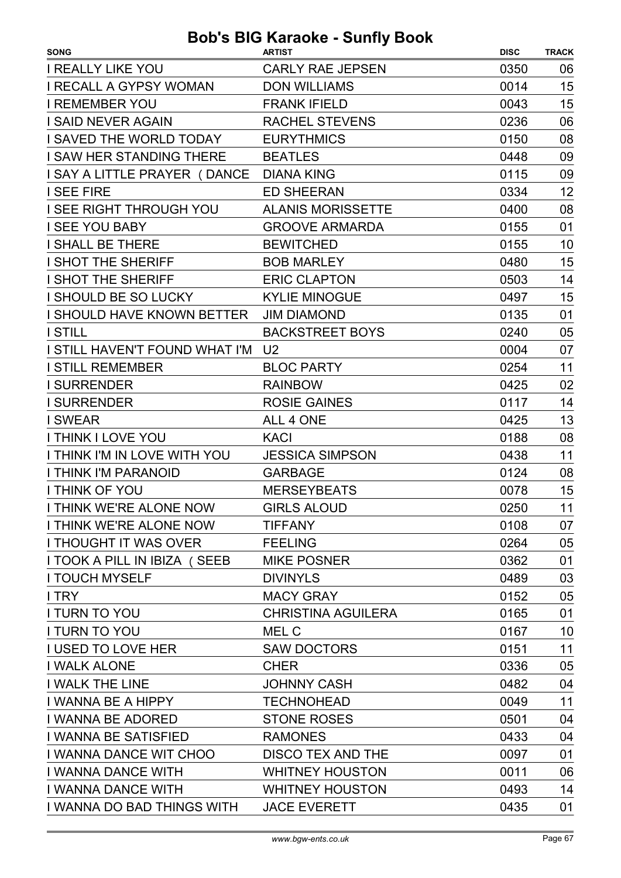# Bob's BIG Karaoke - Sunfly Book

| SONG | ARTIST | DISC | TRACK |
| --- | --- | --- | --- |
| I REALLY LIKE YOU | CARLY RAE JEPSEN | 0350 | 06 |
| I RECALL A GYPSY WOMAN | DON WILLIAMS | 0014 | 15 |
| I REMEMBER YOU | FRANK IFIELD | 0043 | 15 |
| I SAID NEVER AGAIN | RACHEL STEVENS | 0236 | 06 |
| I SAVED THE WORLD TODAY | EURYTHMICS | 0150 | 08 |
| I SAW HER STANDING THERE | BEATLES | 0448 | 09 |
| I SAY A LITTLE PRAYER ( DANCE | DIANA KING | 0115 | 09 |
| I SEE FIRE | ED SHEERAN | 0334 | 12 |
| I SEE RIGHT THROUGH YOU | ALANIS MORISSETTE | 0400 | 08 |
| I SEE YOU BABY | GROOVE ARMARDA | 0155 | 01 |
| I SHALL BE THERE | BEWITCHED | 0155 | 10 |
| I SHOT THE SHERIFF | BOB MARLEY | 0480 | 15 |
| I SHOT THE SHERIFF | ERIC CLAPTON | 0503 | 14 |
| I SHOULD BE SO LUCKY | KYLIE MINOGUE | 0497 | 15 |
| I SHOULD HAVE KNOWN BETTER | JIM DIAMOND | 0135 | 01 |
| I STILL | BACKSTREET BOYS | 0240 | 05 |
| I STILL HAVEN'T FOUND WHAT I'M | U2 | 0004 | 07 |
| I STILL REMEMBER | BLOC PARTY | 0254 | 11 |
| I SURRENDER | RAINBOW | 0425 | 02 |
| I SURRENDER | ROSIE GAINES | 0117 | 14 |
| I SWEAR | ALL 4 ONE | 0425 | 13 |
| I THINK I LOVE YOU | KACI | 0188 | 08 |
| I THINK I'M IN LOVE WITH YOU | JESSICA SIMPSON | 0438 | 11 |
| I THINK I'M PARANOID | GARBAGE | 0124 | 08 |
| I THINK OF YOU | MERSEYBEATS | 0078 | 15 |
| I THINK WE'RE ALONE NOW | GIRLS ALOUD | 0250 | 11 |
| I THINK WE'RE ALONE NOW | TIFFANY | 0108 | 07 |
| I THOUGHT IT WAS OVER | FEELING | 0264 | 05 |
| I TOOK A PILL IN IBIZA ( SEEB | MIKE POSNER | 0362 | 01 |
| I TOUCH MYSELF | DIVINYLS | 0489 | 03 |
| I TRY | MACY GRAY | 0152 | 05 |
| I TURN TO YOU | CHRISTINA AGUILERA | 0165 | 01 |
| I TURN TO YOU | MEL C | 0167 | 10 |
| I USED TO LOVE HER | SAW DOCTORS | 0151 | 11 |
| I WALK ALONE | CHER | 0336 | 05 |
| I WALK THE LINE | JOHNNY CASH | 0482 | 04 |
| I WANNA BE A HIPPY | TECHNOHEAD | 0049 | 11 |
| I WANNA BE ADORED | STONE ROSES | 0501 | 04 |
| I WANNA BE SATISFIED | RAMONES | 0433 | 04 |
| I WANNA DANCE WIT CHOO | DISCO TEX AND THE | 0097 | 01 |
| I WANNA DANCE WITH | WHITNEY HOUSTON | 0011 | 06 |
| I WANNA DANCE WITH | WHITNEY HOUSTON | 0493 | 14 |
| I WANNA DO BAD THINGS WITH | JACE EVERETT | 0435 | 01 |

www.bgw-ents.co.uk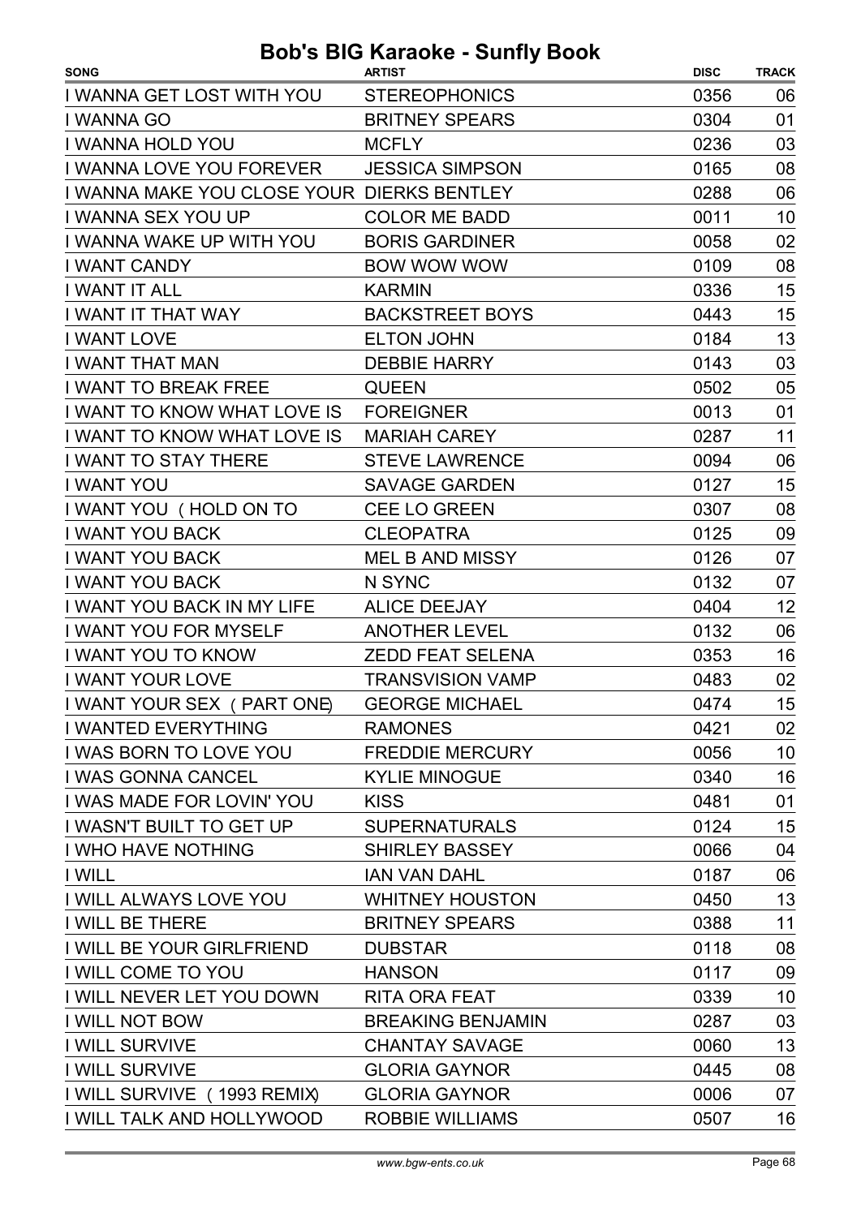# Bob's BIG Karaoke - Sunfly Book

| SONG | ARTIST | DISC | TRACK |
|---|---|---|---|
| I WANNA GET LOST WITH YOU | STEREOPHONICS | 0356 | 06 |
| I WANNA GO | BRITNEY SPEARS | 0304 | 01 |
| I WANNA HOLD YOU | MCFLY | 0236 | 03 |
| I WANNA LOVE YOU FOREVER | JESSICA SIMPSON | 0165 | 08 |
| I WANNA MAKE YOU CLOSE YOUR | DIERKS BENTLEY | 0288 | 06 |
| I WANNA SEX YOU UP | COLOR ME BADD | 0011 | 10 |
| I WANNA WAKE UP WITH YOU | BORIS GARDINER | 0058 | 02 |
| I WANT CANDY | BOW WOW WOW | 0109 | 08 |
| I WANT IT ALL | KARMIN | 0336 | 15 |
| I WANT IT THAT WAY | BACKSTREET BOYS | 0443 | 15 |
| I WANT LOVE | ELTON JOHN | 0184 | 13 |
| I WANT THAT MAN | DEBBIE HARRY | 0143 | 03 |
| I WANT TO BREAK FREE | QUEEN | 0502 | 05 |
| I WANT TO KNOW WHAT LOVE IS | FOREIGNER | 0013 | 01 |
| I WANT TO KNOW WHAT LOVE IS | MARIAH CAREY | 0287 | 11 |
| I WANT TO STAY THERE | STEVE LAWRENCE | 0094 | 06 |
| I WANT YOU | SAVAGE GARDEN | 0127 | 15 |
| I WANT YOU (HOLD ON TO | CEE LO GREEN | 0307 | 08 |
| I WANT YOU BACK | CLEOPATRA | 0125 | 09 |
| I WANT YOU BACK | MEL B AND MISSY | 0126 | 07 |
| I WANT YOU BACK | N SYNC | 0132 | 07 |
| I WANT YOU BACK IN MY LIFE | ALICE DEEJAY | 0404 | 12 |
| I WANT YOU FOR MYSELF | ANOTHER LEVEL | 0132 | 06 |
| I WANT YOU TO KNOW | ZEDD FEAT SELENA | 0353 | 16 |
| I WANT YOUR LOVE | TRANSVISION VAMP | 0483 | 02 |
| I WANT YOUR SEX (PART ONE) | GEORGE MICHAEL | 0474 | 15 |
| I WANTED EVERYTHING | RAMONES | 0421 | 02 |
| I WAS BORN TO LOVE YOU | FREDDIE MERCURY | 0056 | 10 |
| I WAS GONNA CANCEL | KYLIE MINOGUE | 0340 | 16 |
| I WAS MADE FOR LOVIN' YOU | KISS | 0481 | 01 |
| I WASN'T BUILT TO GET UP | SUPERNATURALS | 0124 | 15 |
| I WHO HAVE NOTHING | SHIRLEY BASSEY | 0066 | 04 |
| I WILL | IAN VAN DAHL | 0187 | 06 |
| I WILL ALWAYS LOVE YOU | WHITNEY HOUSTON | 0450 | 13 |
| I WILL BE THERE | BRITNEY SPEARS | 0388 | 11 |
| I WILL BE YOUR GIRLFRIEND | DUBSTAR | 0118 | 08 |
| I WILL COME TO YOU | HANSON | 0117 | 09 |
| I WILL NEVER LET YOU DOWN | RITA ORA FEAT | 0339 | 10 |
| I WILL NOT BOW | BREAKING BENJAMIN | 0287 | 03 |
| I WILL SURVIVE | CHANTAY SAVAGE | 0060 | 13 |
| I WILL SURVIVE | GLORIA GAYNOR | 0445 | 08 |
| I WILL SURVIVE (1993 REMIX) | GLORIA GAYNOR | 0006 | 07 |
| I WILL TALK AND HOLLYWOOD | ROBBIE WILLIAMS | 0507 | 16 |

www.bgw-ents.co.uk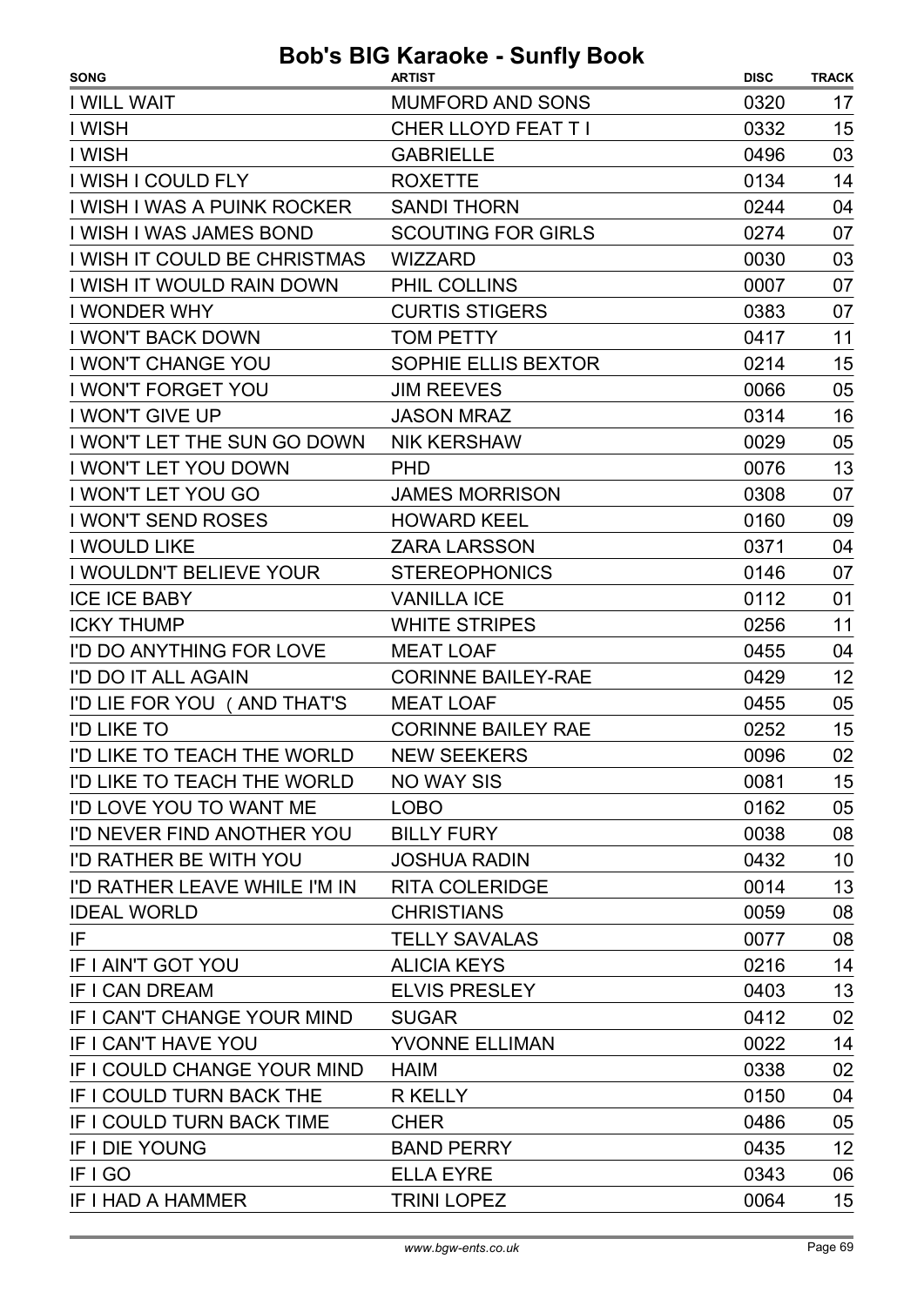# Bob's BIG Karaoke - Sunfly Book

| SONG | ARTIST | DISC | TRACK |
|---|---|---|---|
| I WILL WAIT | MUMFORD AND SONS | 0320 | 17 |
| I WISH | CHER LLOYD FEAT T I | 0332 | 15 |
| I WISH | GABRIELLE | 0496 | 03 |
| I WISH I COULD FLY | ROXETTE | 0134 | 14 |
| I WISH I WAS A PUINK ROCKER | SANDI THORN | 0244 | 04 |
| I WISH I WAS JAMES BOND | SCOUTING FOR GIRLS | 0274 | 07 |
| I WISH IT COULD BE CHRISTMAS | WIZZARD | 0030 | 03 |
| I WISH IT WOULD RAIN DOWN | PHIL COLLINS | 0007 | 07 |
| I WONDER WHY | CURTIS STIGERS | 0383 | 07 |
| I WON'T BACK DOWN | TOM PETTY | 0417 | 11 |
| I WON'T CHANGE YOU | SOPHIE ELLIS BEXTOR | 0214 | 15 |
| I WON'T FORGET YOU | JIM REEVES | 0066 | 05 |
| I WON'T GIVE UP | JASON MRAZ | 0314 | 16 |
| I WON'T LET THE SUN GO DOWN | NIK KERSHAW | 0029 | 05 |
| I WON'T LET YOU DOWN | PHD | 0076 | 13 |
| I WON'T LET YOU GO | JAMES MORRISON | 0308 | 07 |
| I WON'T SEND ROSES | HOWARD KEEL | 0160 | 09 |
| I WOULD LIKE | ZARA LARSSON | 0371 | 04 |
| I WOULDN'T BELIEVE YOUR | STEREOPHONICS | 0146 | 07 |
| ICE ICE BABY | VANILLA ICE | 0112 | 01 |
| ICKY THUMP | WHITE STRIPES | 0256 | 11 |
| I'D DO ANYTHING FOR LOVE | MEAT LOAF | 0455 | 04 |
| I'D DO IT ALL AGAIN | CORINNE BAILEY-RAE | 0429 | 12 |
| I'D LIE FOR YOU ( AND THAT'S | MEAT LOAF | 0455 | 05 |
| I'D LIKE TO | CORINNE BAILEY RAE | 0252 | 15 |
| I'D LIKE TO TEACH THE WORLD | NEW SEEKERS | 0096 | 02 |
| I'D LIKE TO TEACH THE WORLD | NO WAY SIS | 0081 | 15 |
| I'D LOVE YOU TO WANT ME | LOBO | 0162 | 05 |
| I'D NEVER FIND ANOTHER YOU | BILLY FURY | 0038 | 08 |
| I'D RATHER BE WITH YOU | JOSHUA RADIN | 0432 | 10 |
| I'D RATHER LEAVE WHILE I'M IN | RITA COLERIDGE | 0014 | 13 |
| IDEAL WORLD | CHRISTIANS | 0059 | 08 |
| IF | TELLY SAVALAS | 0077 | 08 |
| IF I AIN'T GOT YOU | ALICIA KEYS | 0216 | 14 |
| IF I CAN DREAM | ELVIS PRESLEY | 0403 | 13 |
| IF I CAN'T CHANGE YOUR MIND | SUGAR | 0412 | 02 |
| IF I CAN'T HAVE YOU | YVONNE ELLIMAN | 0022 | 14 |
| IF I COULD CHANGE YOUR MIND | HAIM | 0338 | 02 |
| IF I COULD TURN BACK THE | R KELLY | 0150 | 04 |
| IF I COULD TURN BACK TIME | CHER | 0486 | 05 |
| IF I DIE YOUNG | BAND PERRY | 0435 | 12 |
| IF I GO | ELLA EYRE | 0343 | 06 |
| IF I HAD A HAMMER | TRINI LOPEZ | 0064 | 15 |

www.bgw-ents.co.uk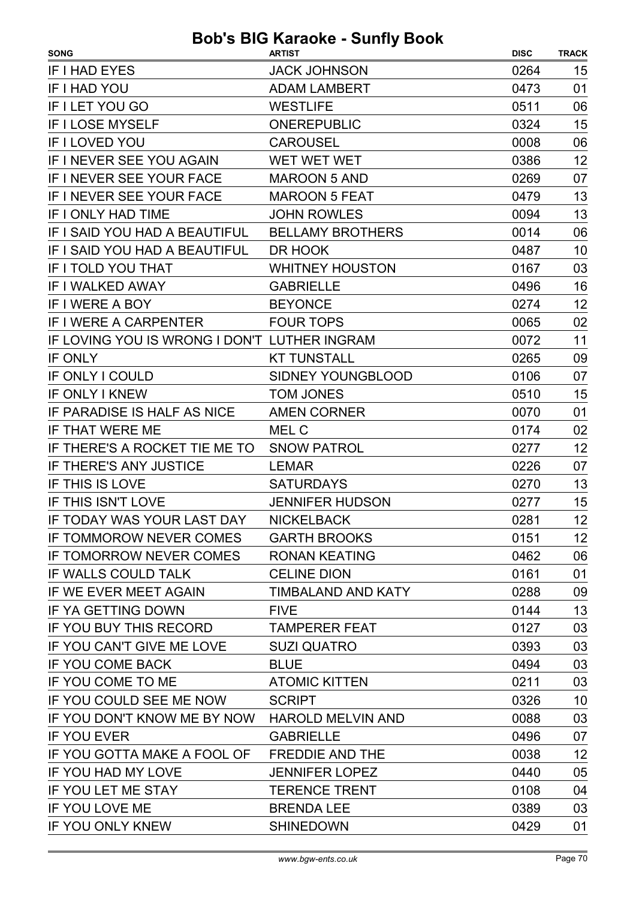# Bob's BIG Karaoke - Sunfly Book

| SONG | ARTIST | DISC | TRACK |
|---|---|---|---|
| IF I HAD EYES | JACK JOHNSON | 0264 | 15 |
| IF I HAD YOU | ADAM LAMBERT | 0473 | 01 |
| IF I LET YOU GO | WESTLIFE | 0511 | 06 |
| IF I LOSE MYSELF | ONEREPUBLIC | 0324 | 15 |
| IF I LOVED YOU | CAROUSEL | 0008 | 06 |
| IF I NEVER SEE YOU AGAIN | WET WET WET | 0386 | 12 |
| IF I NEVER SEE YOUR FACE | MAROON 5 AND | 0269 | 07 |
| IF I NEVER SEE YOUR FACE | MAROON 5 FEAT | 0479 | 13 |
| IF I ONLY HAD TIME | JOHN ROWLES | 0094 | 13 |
| IF I SAID YOU HAD A BEAUTIFUL | BELLAMY BROTHERS | 0014 | 06 |
| IF I SAID YOU HAD A BEAUTIFUL | DR HOOK | 0487 | 10 |
| IF I TOLD YOU THAT | WHITNEY HOUSTON | 0167 | 03 |
| IF I WALKED AWAY | GABRIELLE | 0496 | 16 |
| IF I WERE A BOY | BEYONCE | 0274 | 12 |
| IF I WERE A CARPENTER | FOUR TOPS | 0065 | 02 |
| IF LOVING YOU IS WRONG I DON'T | LUTHER INGRAM | 0072 | 11 |
| IF ONLY | KT TUNSTALL | 0265 | 09 |
| IF ONLY I COULD | SIDNEY YOUNGBLOOD | 0106 | 07 |
| IF ONLY I KNEW | TOM JONES | 0510 | 15 |
| IF PARADISE IS HALF AS NICE | AMEN CORNER | 0070 | 01 |
| IF THAT WERE ME | MEL C | 0174 | 02 |
| IF THERE'S A ROCKET TIE ME TO | SNOW PATROL | 0277 | 12 |
| IF THERE'S ANY JUSTICE | LEMAR | 0226 | 07 |
| IF THIS IS LOVE | SATURDAYS | 0270 | 13 |
| IF THIS ISN'T LOVE | JENNIFER HUDSON | 0277 | 15 |
| IF TODAY WAS YOUR LAST DAY | NICKELBACK | 0281 | 12 |
| IF TOMMOROW NEVER COMES | GARTH BROOKS | 0151 | 12 |
| IF TOMORROW NEVER COMES | RONAN KEATING | 0462 | 06 |
| IF WALLS COULD TALK | CELINE DION | 0161 | 01 |
| IF WE EVER MEET AGAIN | TIMBALAND AND KATY | 0288 | 09 |
| IF YA GETTING DOWN | FIVE | 0144 | 13 |
| IF YOU BUY THIS RECORD | TAMPERER FEAT | 0127 | 03 |
| IF YOU CAN'T GIVE ME LOVE | SUZI QUATRO | 0393 | 03 |
| IF YOU COME BACK | BLUE | 0494 | 03 |
| IF YOU COME TO ME | ATOMIC KITTEN | 0211 | 03 |
| IF YOU COULD SEE ME NOW | SCRIPT | 0326 | 10 |
| IF YOU DON'T KNOW ME BY NOW | HAROLD MELVIN AND | 0088 | 03 |
| IF YOU EVER | GABRIELLE | 0496 | 07 |
| IF YOU GOTTA MAKE A FOOL OF | FREDDIE AND THE | 0038 | 12 |
| IF YOU HAD MY LOVE | JENNIFER LOPEZ | 0440 | 05 |
| IF YOU LET ME STAY | TERENCE TRENT | 0108 | 04 |
| IF YOU LOVE ME | BRENDA LEE | 0389 | 03 |
| IF YOU ONLY KNEW | SHINEDOWN | 0429 | 01 |

www.bgw-ents.co.uk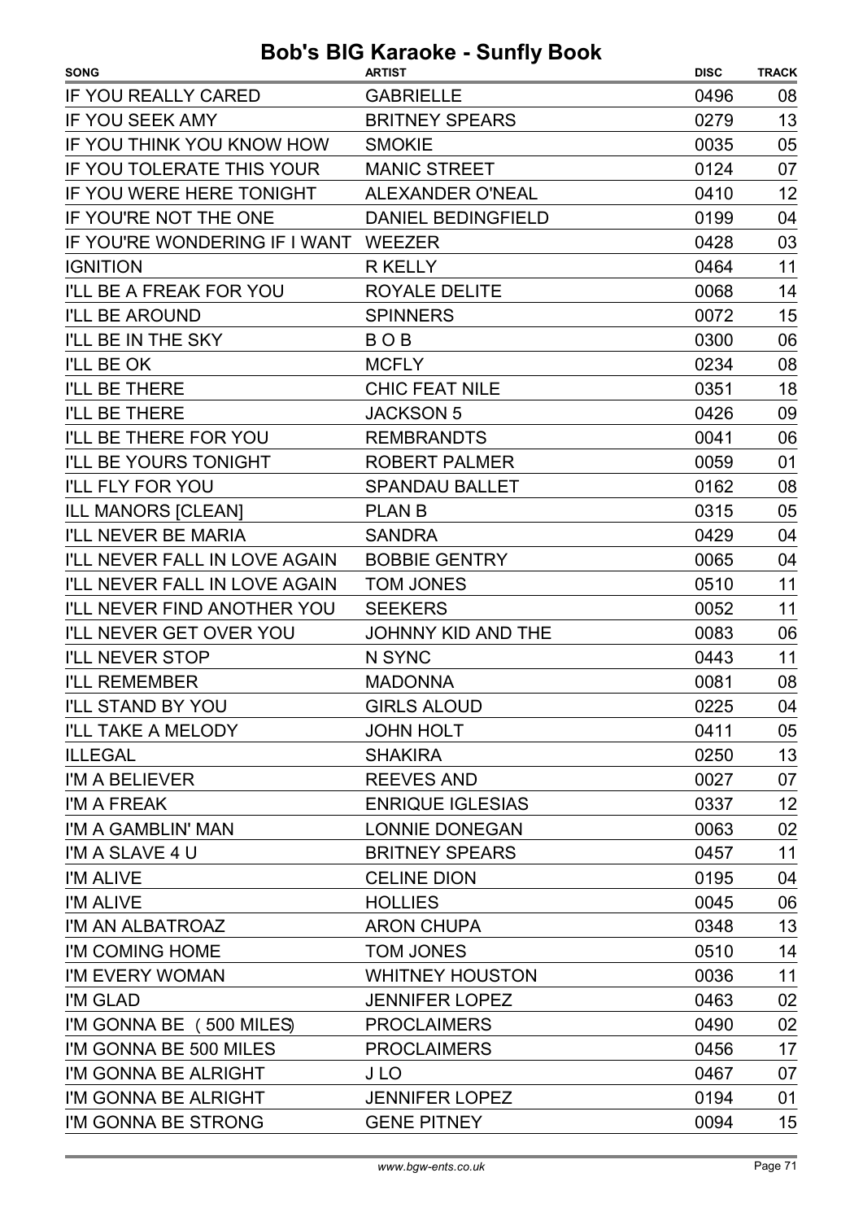# Bob's BIG Karaoke - Sunfly Book

| SONG | ARTIST | DISC | TRACK |
| --- | --- | --- | --- |
| IF YOU REALLY CARED | GABRIELLE | 0496 | 08 |
| IF YOU SEEK AMY | BRITNEY SPEARS | 0279 | 13 |
| IF YOU THINK YOU KNOW HOW | SMOKIE | 0035 | 05 |
| IF YOU TOLERATE THIS YOUR | MANIC STREET | 0124 | 07 |
| IF YOU WERE HERE TONIGHT | ALEXANDER O'NEAL | 0410 | 12 |
| IF YOU'RE NOT THE ONE | DANIEL BEDINGFIELD | 0199 | 04 |
| IF YOU'RE WONDERING IF I WANT | WEEZER | 0428 | 03 |
| IGNITION | R KELLY | 0464 | 11 |
| I'LL BE A FREAK FOR YOU | ROYALE DELITE | 0068 | 14 |
| I'LL BE AROUND | SPINNERS | 0072 | 15 |
| I'LL BE IN THE SKY | B O B | 0300 | 06 |
| I'LL BE OK | MCFLY | 0234 | 08 |
| I'LL BE THERE | CHIC FEAT NILE | 0351 | 18 |
| I'LL BE THERE | JACKSON 5 | 0426 | 09 |
| I'LL BE THERE FOR YOU | REMBRANDTS | 0041 | 06 |
| I'LL BE YOURS TONIGHT | ROBERT PALMER | 0059 | 01 |
| I'LL FLY FOR YOU | SPANDAU BALLET | 0162 | 08 |
| ILL MANORS [CLEAN] | PLAN B | 0315 | 05 |
| I'LL NEVER BE MARIA | SANDRA | 0429 | 04 |
| I'LL NEVER FALL IN LOVE AGAIN | BOBBIE GENTRY | 0065 | 04 |
| I'LL NEVER FALL IN LOVE AGAIN | TOM JONES | 0510 | 11 |
| I'LL NEVER FIND ANOTHER YOU | SEEKERS | 0052 | 11 |
| I'LL NEVER GET OVER YOU | JOHNNY KID AND THE | 0083 | 06 |
| I'LL NEVER STOP | N SYNC | 0443 | 11 |
| I'LL REMEMBER | MADONNA | 0081 | 08 |
| I'LL STAND BY YOU | GIRLS ALOUD | 0225 | 04 |
| I'LL TAKE A MELODY | JOHN HOLT | 0411 | 05 |
| ILLEGAL | SHAKIRA | 0250 | 13 |
| I'M A BELIEVER | REEVES AND | 0027 | 07 |
| I'M A FREAK | ENRIQUE IGLESIAS | 0337 | 12 |
| I'M A GAMBLIN' MAN | LONNIE DONEGAN | 0063 | 02 |
| I'M A SLAVE 4 U | BRITNEY SPEARS | 0457 | 11 |
| I'M ALIVE | CELINE DION | 0195 | 04 |
| I'M ALIVE | HOLLIES | 0045 | 06 |
| I'M AN ALBATROAZ | ARON CHUPA | 0348 | 13 |
| I'M COMING HOME | TOM JONES | 0510 | 14 |
| I'M EVERY WOMAN | WHITNEY HOUSTON | 0036 | 11 |
| I'M GLAD | JENNIFER LOPEZ | 0463 | 02 |
| I'M GONNA BE ( 500 MILES) | PROCLAIMERS | 0490 | 02 |
| I'M GONNA BE 500 MILES | PROCLAIMERS | 0456 | 17 |
| I'M GONNA BE ALRIGHT | J LO | 0467 | 07 |
| I'M GONNA BE ALRIGHT | JENNIFER LOPEZ | 0194 | 01 |
| I'M GONNA BE STRONG | GENE PITNEY | 0094 | 15 |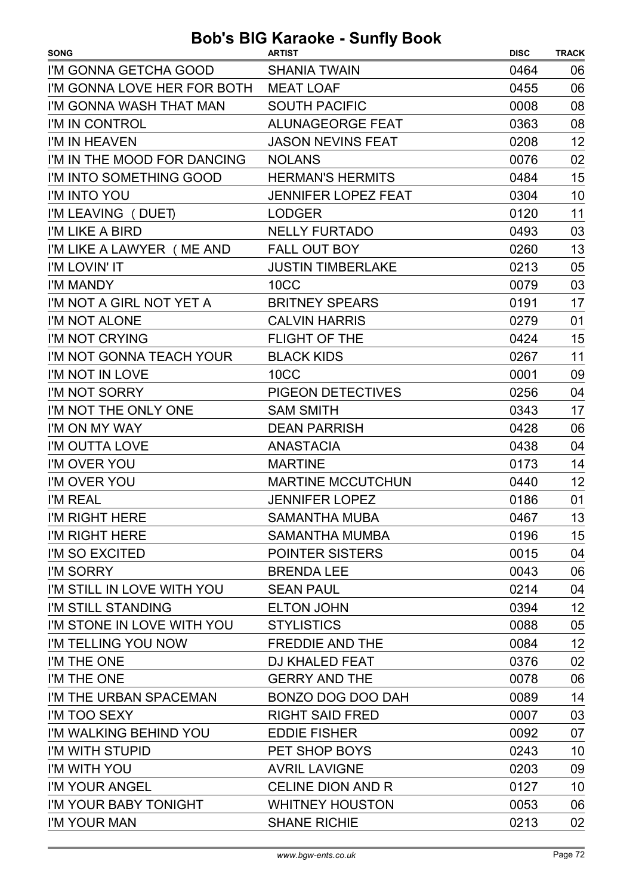# Bob's BIG Karaoke - Sunfly Book

| SONG | ARTIST | DISC | TRACK |
|---|---|---|---|
| I'M GONNA GETCHA GOOD | SHANIA TWAIN | 0464 | 06 |
| I'M GONNA LOVE HER FOR BOTH | MEAT LOAF | 0455 | 06 |
| I'M GONNA WASH THAT MAN | SOUTH PACIFIC | 0008 | 08 |
| I'M IN CONTROL | ALUNAGEORGE FEAT | 0363 | 08 |
| I'M IN HEAVEN | JASON NEVINS FEAT | 0208 | 12 |
| I'M IN THE MOOD FOR DANCING | NOLANS | 0076 | 02 |
| I'M INTO SOMETHING GOOD | HERMAN'S HERMITS | 0484 | 15 |
| I'M INTO YOU | JENNIFER LOPEZ FEAT | 0304 | 10 |
| I'M LEAVING ( DUET) | LODGER | 0120 | 11 |
| I'M LIKE A BIRD | NELLY FURTADO | 0493 | 03 |
| I'M LIKE A LAWYER ( ME AND | FALL OUT BOY | 0260 | 13 |
| I'M LOVIN' IT | JUSTIN TIMBERLAKE | 0213 | 05 |
| I'M MANDY | 10CC | 0079 | 03 |
| I'M NOT A GIRL NOT YET A | BRITNEY SPEARS | 0191 | 17 |
| I'M NOT ALONE | CALVIN HARRIS | 0279 | 01 |
| I'M NOT CRYING | FLIGHT OF THE | 0424 | 15 |
| I'M NOT GONNA TEACH YOUR | BLACK KIDS | 0267 | 11 |
| I'M NOT IN LOVE | 10CC | 0001 | 09 |
| I'M NOT SORRY | PIGEON DETECTIVES | 0256 | 04 |
| I'M NOT THE ONLY ONE | SAM SMITH | 0343 | 17 |
| I'M ON MY WAY | DEAN PARRISH | 0428 | 06 |
| I'M OUTTA LOVE | ANASTACIA | 0438 | 04 |
| I'M OVER YOU | MARTINE | 0173 | 14 |
| I'M OVER YOU | MARTINE MCCUTCHUN | 0440 | 12 |
| I'M REAL | JENNIFER LOPEZ | 0186 | 01 |
| I'M RIGHT HERE | SAMANTHA MUBA | 0467 | 13 |
| I'M RIGHT HERE | SAMANTHA MUMBA | 0196 | 15 |
| I'M SO EXCITED | POINTER SISTERS | 0015 | 04 |
| I'M SORRY | BRENDA LEE | 0043 | 06 |
| I'M STILL IN LOVE WITH YOU | SEAN PAUL | 0214 | 04 |
| I'M STILL STANDING | ELTON JOHN | 0394 | 12 |
| I'M STONE IN LOVE WITH YOU | STYLISTICS | 0088 | 05 |
| I'M TELLING YOU NOW | FREDDIE AND THE | 0084 | 12 |
| I'M THE ONE | DJ KHALED FEAT | 0376 | 02 |
| I'M THE ONE | GERRY AND THE | 0078 | 06 |
| I'M THE URBAN SPACEMAN | BONZO DOG DOO DAH | 0089 | 14 |
| I'M TOO SEXY | RIGHT SAID FRED | 0007 | 03 |
| I'M WALKING BEHIND YOU | EDDIE FISHER | 0092 | 07 |
| I'M WITH STUPID | PET SHOP BOYS | 0243 | 10 |
| I'M WITH YOU | AVRIL LAVIGNE | 0203 | 09 |
| I'M YOUR ANGEL | CELINE DION AND R | 0127 | 10 |
| I'M YOUR BABY TONIGHT | WHITNEY HOUSTON | 0053 | 06 |
| I'M YOUR MAN | SHANE RICHIE | 0213 | 02 |

www.bgw-ents.co.uk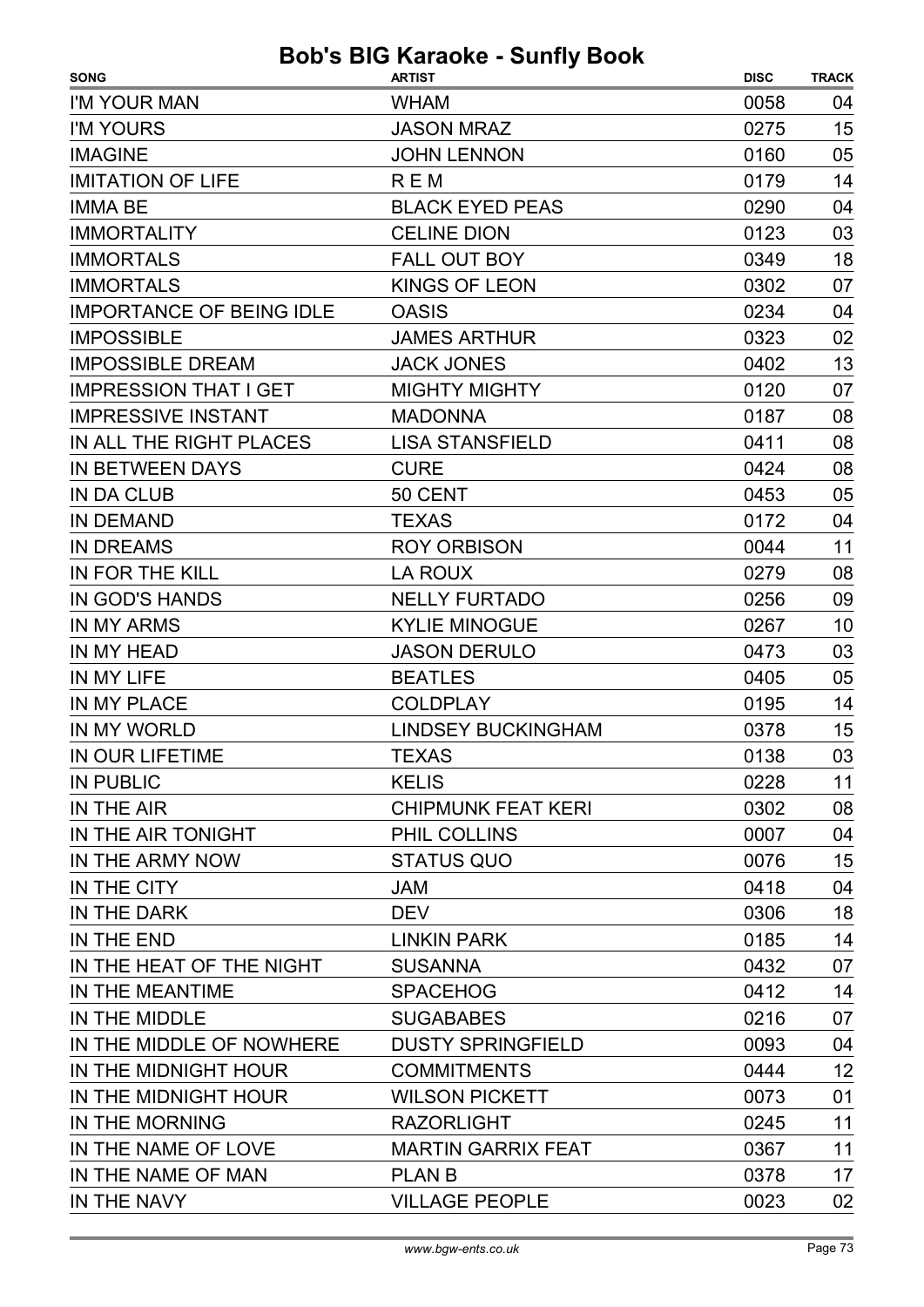# Bob's BIG Karaoke - Sunfly Book

| SONG | ARTIST | DISC | TRACK |
|---|---|---|---|
| I'M YOUR MAN | WHAM | 0058 | 04 |
| I'M YOURS | JASON MRAZ | 0275 | 15 |
| IMAGINE | JOHN LENNON | 0160 | 05 |
| IMITATION OF LIFE | R E M | 0179 | 14 |
| IMMA BE | BLACK EYED PEAS | 0290 | 04 |
| IMMORTALITY | CELINE DION | 0123 | 03 |
| IMMORTALS | FALL OUT BOY | 0349 | 18 |
| IMMORTALS | KINGS OF LEON | 0302 | 07 |
| IMPORTANCE OF BEING IDLE | OASIS | 0234 | 04 |
| IMPOSSIBLE | JAMES ARTHUR | 0323 | 02 |
| IMPOSSIBLE DREAM | JACK JONES | 0402 | 13 |
| IMPRESSION THAT I GET | MIGHTY MIGHTY | 0120 | 07 |
| IMPRESSIVE INSTANT | MADONNA | 0187 | 08 |
| IN ALL THE RIGHT PLACES | LISA STANSFIELD | 0411 | 08 |
| IN BETWEEN DAYS | CURE | 0424 | 08 |
| IN DA CLUB | 50 CENT | 0453 | 05 |
| IN DEMAND | TEXAS | 0172 | 04 |
| IN DREAMS | ROY ORBISON | 0044 | 11 |
| IN FOR THE KILL | LA ROUX | 0279 | 08 |
| IN GOD'S HANDS | NELLY FURTADO | 0256 | 09 |
| IN MY ARMS | KYLIE MINOGUE | 0267 | 10 |
| IN MY HEAD | JASON DERULO | 0473 | 03 |
| IN MY LIFE | BEATLES | 0405 | 05 |
| IN MY PLACE | COLDPLAY | 0195 | 14 |
| IN MY WORLD | LINDSEY BUCKINGHAM | 0378 | 15 |
| IN OUR LIFETIME | TEXAS | 0138 | 03 |
| IN PUBLIC | KELIS | 0228 | 11 |
| IN THE AIR | CHIPMUNK FEAT KERI | 0302 | 08 |
| IN THE AIR TONIGHT | PHIL COLLINS | 0007 | 04 |
| IN THE ARMY NOW | STATUS QUO | 0076 | 15 |
| IN THE CITY | JAM | 0418 | 04 |
| IN THE DARK | DEV | 0306 | 18 |
| IN THE END | LINKIN PARK | 0185 | 14 |
| IN THE HEAT OF THE NIGHT | SUSANNA | 0432 | 07 |
| IN THE MEANTIME | SPACEHOG | 0412 | 14 |
| IN THE MIDDLE | SUGABABES | 0216 | 07 |
| IN THE MIDDLE OF NOWHERE | DUSTY SPRINGFIELD | 0093 | 04 |
| IN THE MIDNIGHT HOUR | COMMITMENTS | 0444 | 12 |
| IN THE MIDNIGHT HOUR | WILSON PICKETT | 0073 | 01 |
| IN THE MORNING | RAZORLIGHT | 0245 | 11 |
| IN THE NAME OF LOVE | MARTIN GARRIX FEAT | 0367 | 11 |
| IN THE NAME OF MAN | PLAN B | 0378 | 17 |
| IN THE NAVY | VILLAGE PEOPLE | 0023 | 02 |

www.bgw-ents.co.uk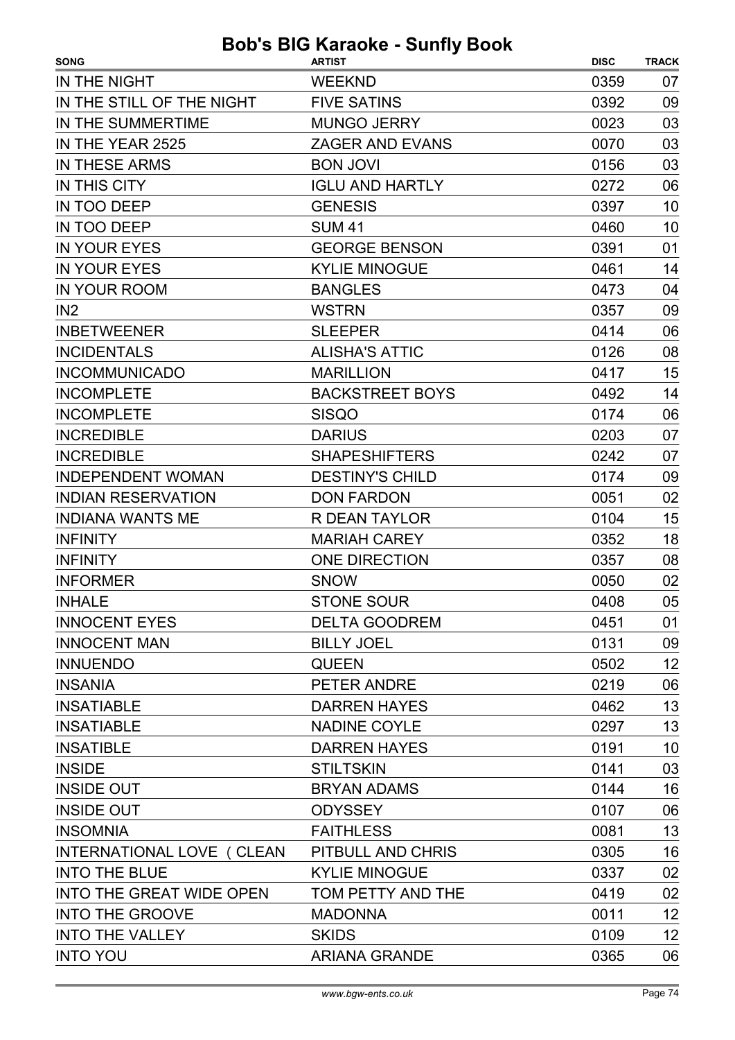# Bob's BIG Karaoke - Sunfly Book

| SONG | ARTIST | DISC | TRACK |
|---|---|---|---|
| IN THE NIGHT | WEEKND | 0359 | 07 |
| IN THE STILL OF THE NIGHT | FIVE SATINS | 0392 | 09 |
| IN THE SUMMERTIME | MUNGO JERRY | 0023 | 03 |
| IN THE YEAR 2525 | ZAGER AND EVANS | 0070 | 03 |
| IN THESE ARMS | BON JOVI | 0156 | 03 |
| IN THIS CITY | IGLU AND HARTLY | 0272 | 06 |
| IN TOO DEEP | GENESIS | 0397 | 10 |
| IN TOO DEEP | SUM 41 | 0460 | 10 |
| IN YOUR EYES | GEORGE BENSON | 0391 | 01 |
| IN YOUR EYES | KYLIE MINOGUE | 0461 | 14 |
| IN YOUR ROOM | BANGLES | 0473 | 04 |
| IN2 | WSTRN | 0357 | 09 |
| INBETWEENER | SLEEPER | 0414 | 06 |
| INCIDENTALS | ALISHA'S ATTIC | 0126 | 08 |
| INCOMMUNICADO | MARILLION | 0417 | 15 |
| INCOMPLETE | BACKSTREET BOYS | 0492 | 14 |
| INCOMPLETE | SISQO | 0174 | 06 |
| INCREDIBLE | DARIUS | 0203 | 07 |
| INCREDIBLE | SHAPESHIFTERS | 0242 | 07 |
| INDEPENDENT WOMAN | DESTINY'S CHILD | 0174 | 09 |
| INDIAN RESERVATION | DON FARDON | 0051 | 02 |
| INDIANA WANTS ME | R DEAN TAYLOR | 0104 | 15 |
| INFINITY | MARIAH CAREY | 0352 | 18 |
| INFINITY | ONE DIRECTION | 0357 | 08 |
| INFORMER | SNOW | 0050 | 02 |
| INHALE | STONE SOUR | 0408 | 05 |
| INNOCENT EYES | DELTA GOODREM | 0451 | 01 |
| INNOCENT MAN | BILLY JOEL | 0131 | 09 |
| INNUENDO | QUEEN | 0502 | 12 |
| INSANIA | PETER ANDRE | 0219 | 06 |
| INSATIABLE | DARREN HAYES | 0462 | 13 |
| INSATIABLE | NADINE COYLE | 0297 | 13 |
| INSATIBLE | DARREN HAYES | 0191 | 10 |
| INSIDE | STILTSKIN | 0141 | 03 |
| INSIDE OUT | BRYAN ADAMS | 0144 | 16 |
| INSIDE OUT | ODYSSEY | 0107 | 06 |
| INSOMNIA | FAITHLESS | 0081 | 13 |
| INTERNATIONAL LOVE ( CLEAN | PITBULL AND CHRIS | 0305 | 16 |
| INTO THE BLUE | KYLIE MINOGUE | 0337 | 02 |
| INTO THE GREAT WIDE OPEN | TOM PETTY AND THE | 0419 | 02 |
| INTO THE GROOVE | MADONNA | 0011 | 12 |
| INTO THE VALLEY | SKIDS | 0109 | 12 |
| INTO YOU | ARIANA GRANDE | 0365 | 06 |

www.bgw-ents.co.uk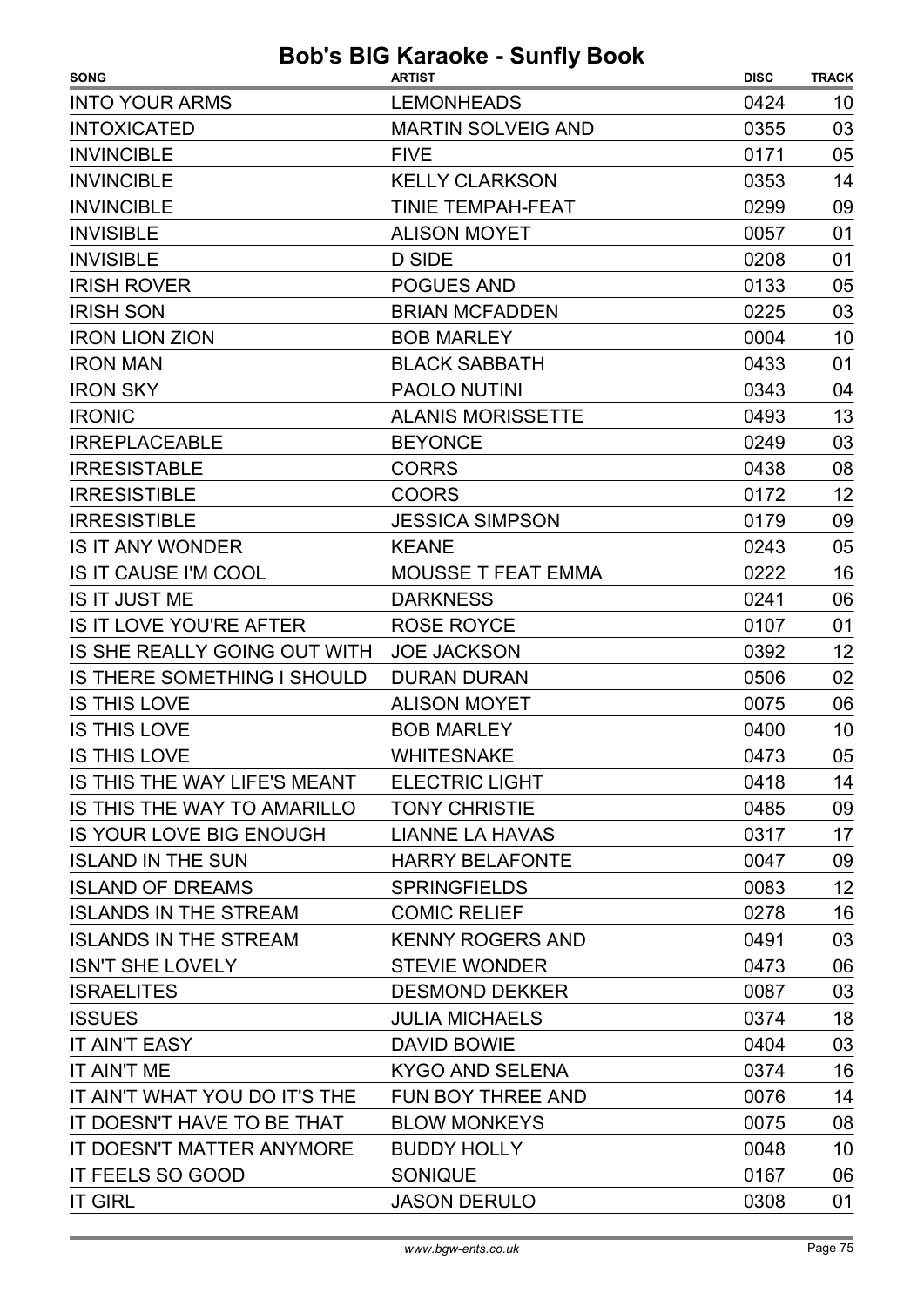# Bob's BIG Karaoke - Sunfly Book

| SONG | ARTIST | DISC | TRACK |
|---|---|---|---|
| INTO YOUR ARMS | LEMONHEADS | 0424 | 10 |
| INTOXICATED | MARTIN SOLVEIG AND | 0355 | 03 |
| INVINCIBLE | FIVE | 0171 | 05 |
| INVINCIBLE | KELLY CLARKSON | 0353 | 14 |
| INVINCIBLE | TINIE TEMPAH-FEAT | 0299 | 09 |
| INVISIBLE | ALISON MOYET | 0057 | 01 |
| INVISIBLE | D SIDE | 0208 | 01 |
| IRISH ROVER | POGUES AND | 0133 | 05 |
| IRISH SON | BRIAN MCFADDEN | 0225 | 03 |
| IRON LION ZION | BOB MARLEY | 0004 | 10 |
| IRON MAN | BLACK SABBATH | 0433 | 01 |
| IRON SKY | PAOLO NUTINI | 0343 | 04 |
| IRONIC | ALANIS MORISSETTE | 0493 | 13 |
| IRREPLACEABLE | BEYONCE | 0249 | 03 |
| IRRESISTABLE | CORRS | 0438 | 08 |
| IRRESISTIBLE | COORS | 0172 | 12 |
| IRRESISTIBLE | JESSICA SIMPSON | 0179 | 09 |
| IS IT ANY WONDER | KEANE | 0243 | 05 |
| IS IT CAUSE I'M COOL | MOUSSE T FEAT EMMA | 0222 | 16 |
| IS IT JUST ME | DARKNESS | 0241 | 06 |
| IS IT LOVE YOU'RE AFTER | ROSE ROYCE | 0107 | 01 |
| IS SHE REALLY GOING OUT WITH | JOE JACKSON | 0392 | 12 |
| IS THERE SOMETHING I SHOULD | DURAN DURAN | 0506 | 02 |
| IS THIS LOVE | ALISON MOYET | 0075 | 06 |
| IS THIS LOVE | BOB MARLEY | 0400 | 10 |
| IS THIS LOVE | WHITESNAKE | 0473 | 05 |
| IS THIS THE WAY LIFE'S MEANT | ELECTRIC LIGHT | 0418 | 14 |
| IS THIS THE WAY TO AMARILLO | TONY CHRISTIE | 0485 | 09 |
| IS YOUR LOVE BIG ENOUGH | LIANNE LA HAVAS | 0317 | 17 |
| ISLAND IN THE SUN | HARRY BELAFONTE | 0047 | 09 |
| ISLAND OF DREAMS | SPRINGFIELDS | 0083 | 12 |
| ISLANDS IN THE STREAM | COMIC RELIEF | 0278 | 16 |
| ISLANDS IN THE STREAM | KENNY ROGERS AND | 0491 | 03 |
| ISN'T SHE LOVELY | STEVIE WONDER | 0473 | 06 |
| ISRAELITES | DESMOND DEKKER | 0087 | 03 |
| ISSUES | JULIA MICHAELS | 0374 | 18 |
| IT AIN'T EASY | DAVID BOWIE | 0404 | 03 |
| IT AIN'T ME | KYGO AND SELENA | 0374 | 16 |
| IT AIN'T WHAT YOU DO IT'S THE | FUN BOY THREE AND | 0076 | 14 |
| IT DOESN'T HAVE TO BE THAT | BLOW MONKEYS | 0075 | 08 |
| IT DOESN'T MATTER ANYMORE | BUDDY HOLLY | 0048 | 10 |
| IT FEELS SO GOOD | SONIQUE | 0167 | 06 |
| IT GIRL | JASON DERULO | 0308 | 01 |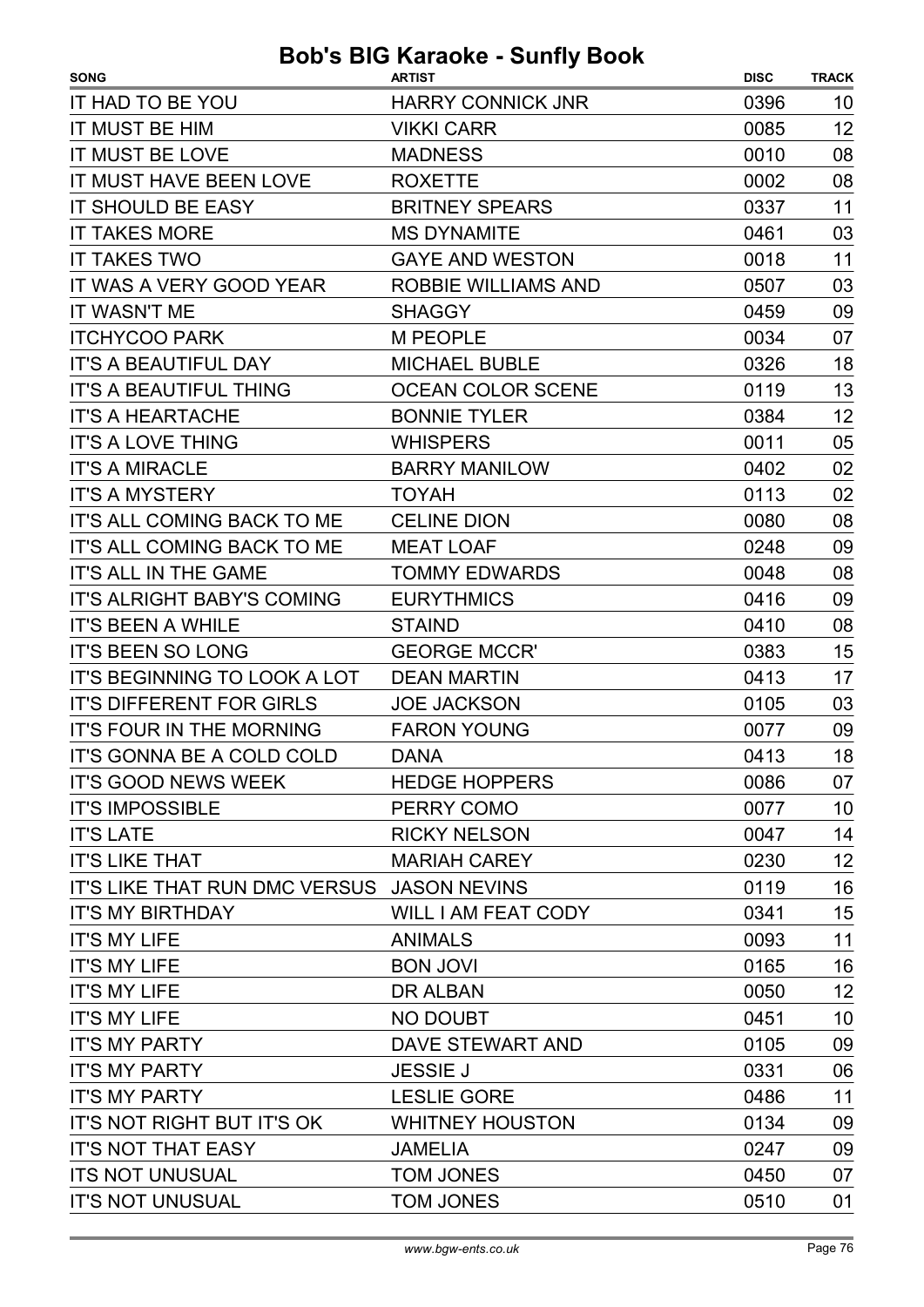# Bob's BIG Karaoke - Sunfly Book

| SONG | ARTIST | DISC | TRACK |
| --- | --- | --- | --- |
| IT HAD TO BE YOU | HARRY CONNICK JNR | 0396 | 10 |
| IT MUST BE HIM | VIKKI CARR | 0085 | 12 |
| IT MUST BE LOVE | MADNESS | 0010 | 08 |
| IT MUST HAVE BEEN LOVE | ROXETTE | 0002 | 08 |
| IT SHOULD BE EASY | BRITNEY SPEARS | 0337 | 11 |
| IT TAKES MORE | MS DYNAMITE | 0461 | 03 |
| IT TAKES TWO | GAYE AND WESTON | 0018 | 11 |
| IT WAS A VERY GOOD YEAR | ROBBIE WILLIAMS AND | 0507 | 03 |
| IT WASN'T ME | SHAGGY | 0459 | 09 |
| ITCHYCOO PARK | M PEOPLE | 0034 | 07 |
| IT'S A BEAUTIFUL DAY | MICHAEL BUBLE | 0326 | 18 |
| IT'S A BEAUTIFUL THING | OCEAN COLOR SCENE | 0119 | 13 |
| IT'S A HEARTACHE | BONNIE TYLER | 0384 | 12 |
| IT'S A LOVE THING | WHISPERS | 0011 | 05 |
| IT'S A MIRACLE | BARRY MANILOW | 0402 | 02 |
| IT'S A MYSTERY | TOYAH | 0113 | 02 |
| IT'S ALL COMING BACK TO ME | CELINE DION | 0080 | 08 |
| IT'S ALL COMING BACK TO ME | MEAT LOAF | 0248 | 09 |
| IT'S ALL IN THE GAME | TOMMY EDWARDS | 0048 | 08 |
| IT'S ALRIGHT BABY'S COMING | EURYTHMICS | 0416 | 09 |
| IT'S BEEN A WHILE | STAIND | 0410 | 08 |
| IT'S BEEN SO LONG | GEORGE MCCR' | 0383 | 15 |
| IT'S BEGINNING TO LOOK A LOT | DEAN MARTIN | 0413 | 17 |
| IT'S DIFFERENT FOR GIRLS | JOE JACKSON | 0105 | 03 |
| IT'S FOUR IN THE MORNING | FARON YOUNG | 0077 | 09 |
| IT'S GONNA BE A COLD COLD | DANA | 0413 | 18 |
| IT'S GOOD NEWS WEEK | HEDGE HOPPERS | 0086 | 07 |
| IT'S IMPOSSIBLE | PERRY COMO | 0077 | 10 |
| IT'S LATE | RICKY NELSON | 0047 | 14 |
| IT'S LIKE THAT | MARIAH CAREY | 0230 | 12 |
| IT'S LIKE THAT RUN DMC VERSUS | JASON NEVINS | 0119 | 16 |
| IT'S MY BIRTHDAY | WILL I AM FEAT CODY | 0341 | 15 |
| IT'S MY LIFE | ANIMALS | 0093 | 11 |
| IT'S MY LIFE | BON JOVI | 0165 | 16 |
| IT'S MY LIFE | DR ALBAN | 0050 | 12 |
| IT'S MY LIFE | NO DOUBT | 0451 | 10 |
| IT'S MY PARTY | DAVE STEWART AND | 0105 | 09 |
| IT'S MY PARTY | JESSIE J | 0331 | 06 |
| IT'S MY PARTY | LESLIE GORE | 0486 | 11 |
| IT'S NOT RIGHT BUT IT'S OK | WHITNEY HOUSTON | 0134 | 09 |
| IT'S NOT THAT EASY | JAMELIA | 0247 | 09 |
| ITS NOT UNUSUAL | TOM JONES | 0450 | 07 |
| IT'S NOT UNUSUAL | TOM JONES | 0510 | 01 |

www.bgw-ents.co.uk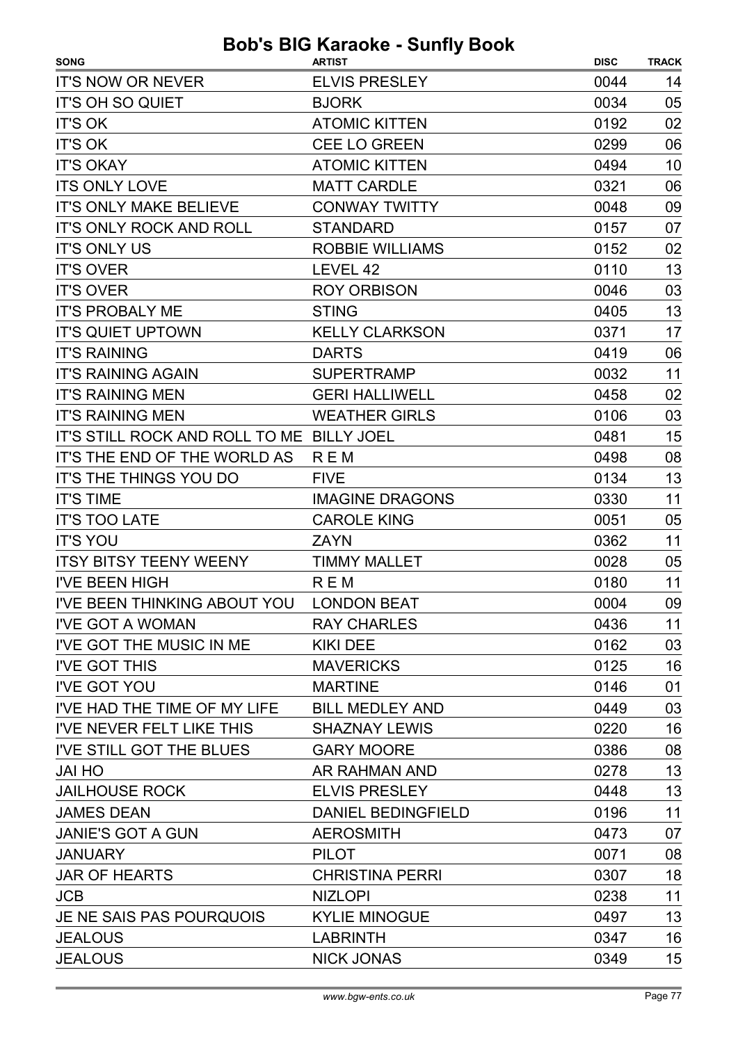# Bob's BIG Karaoke - Sunfly Book

| SONG | ARTIST | DISC | TRACK |
|---|---|---|---|
| IT'S NOW OR NEVER | ELVIS PRESLEY | 0044 | 14 |
| IT'S OH SO QUIET | BJORK | 0034 | 05 |
| IT'S OK | ATOMIC KITTEN | 0192 | 02 |
| IT'S OK | CEE LO GREEN | 0299 | 06 |
| IT'S OKAY | ATOMIC KITTEN | 0494 | 10 |
| ITS ONLY LOVE | MATT CARDLE | 0321 | 06 |
| IT'S ONLY MAKE BELIEVE | CONWAY TWITTY | 0048 | 09 |
| IT'S ONLY ROCK AND ROLL | STANDARD | 0157 | 07 |
| IT'S ONLY US | ROBBIE WILLIAMS | 0152 | 02 |
| IT'S OVER | LEVEL 42 | 0110 | 13 |
| IT'S OVER | ROY ORBISON | 0046 | 03 |
| IT'S PROBALY ME | STING | 0405 | 13 |
| IT'S QUIET UPTOWN | KELLY CLARKSON | 0371 | 17 |
| IT'S RAINING | DARTS | 0419 | 06 |
| IT'S RAINING AGAIN | SUPERTRAMP | 0032 | 11 |
| IT'S RAINING MEN | GERI HALLIWELL | 0458 | 02 |
| IT'S RAINING MEN | WEATHER GIRLS | 0106 | 03 |
| IT'S STILL ROCK AND ROLL TO ME | BILLY JOEL | 0481 | 15 |
| IT'S THE END OF THE WORLD AS | R E M | 0498 | 08 |
| IT'S THE THINGS YOU DO | FIVE | 0134 | 13 |
| IT'S TIME | IMAGINE DRAGONS | 0330 | 11 |
| IT'S TOO LATE | CAROLE KING | 0051 | 05 |
| IT'S YOU | ZAYN | 0362 | 11 |
| ITSY BITSY TEENY WEENY | TIMMY MALLET | 0028 | 05 |
| I'VE BEEN HIGH | R E M | 0180 | 11 |
| I'VE BEEN THINKING ABOUT YOU | LONDON BEAT | 0004 | 09 |
| I'VE GOT A WOMAN | RAY CHARLES | 0436 | 11 |
| I'VE GOT THE MUSIC IN ME | KIKI DEE | 0162 | 03 |
| I'VE GOT THIS | MAVERICKS | 0125 | 16 |
| I'VE GOT YOU | MARTINE | 0146 | 01 |
| I'VE HAD THE TIME OF MY LIFE | BILL MEDLEY AND | 0449 | 03 |
| I'VE NEVER FELT LIKE THIS | SHAZNAY LEWIS | 0220 | 16 |
| I'VE STILL GOT THE BLUES | GARY MOORE | 0386 | 08 |
| JAI HO | AR RAHMAN AND | 0278 | 13 |
| JAILHOUSE ROCK | ELVIS PRESLEY | 0448 | 13 |
| JAMES DEAN | DANIEL BEDINGFIELD | 0196 | 11 |
| JANIE'S GOT A GUN | AEROSMITH | 0473 | 07 |
| JANUARY | PILOT | 0071 | 08 |
| JAR OF HEARTS | CHRISTINA PERRI | 0307 | 18 |
| JCB | NIZLOPI | 0238 | 11 |
| JE NE SAIS PAS POURQUOIS | KYLIE MINOGUE | 0497 | 13 |
| JEALOUS | LABRINTH | 0347 | 16 |
| JEALOUS | NICK JONAS | 0349 | 15 |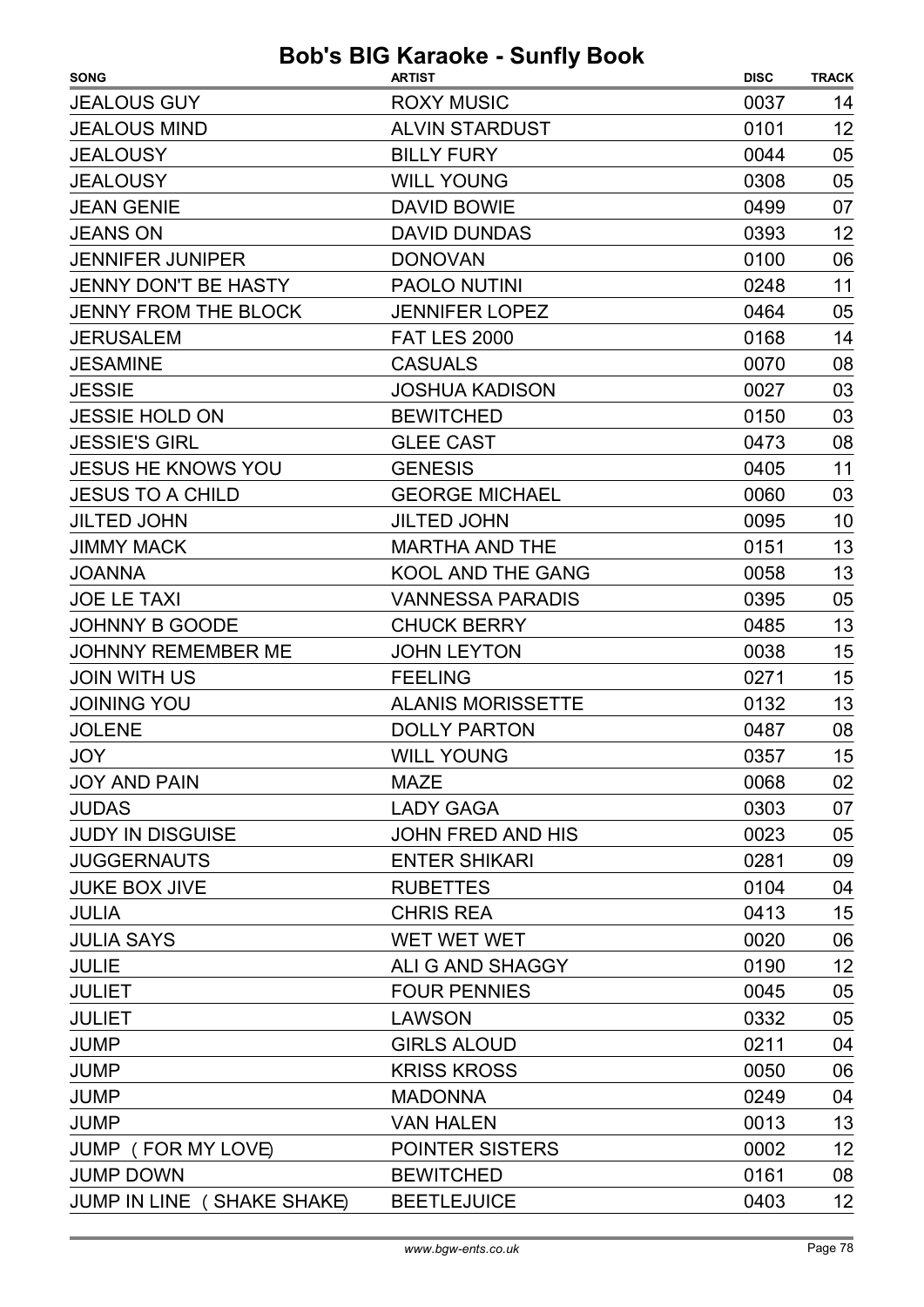# Bob's BIG Karaoke - Sunfly Book

| SONG | ARTIST | DISC | TRACK |
|---|---|---|---|
| JEALOUS GUY | ROXY MUSIC | 0037 | 14 |
| JEALOUS MIND | ALVIN STARDUST | 0101 | 12 |
| JEALOUSY | BILLY FURY | 0044 | 05 |
| JEALOUSY | WILL YOUNG | 0308 | 05 |
| JEAN GENIE | DAVID BOWIE | 0499 | 07 |
| JEANS ON | DAVID DUNDAS | 0393 | 12 |
| JENNIFER JUNIPER | DONOVAN | 0100 | 06 |
| JENNY DON'T BE HASTY | PAOLO NUTINI | 0248 | 11 |
| JENNY FROM THE BLOCK | JENNIFER LOPEZ | 0464 | 05 |
| JERUSALEM | FAT LES 2000 | 0168 | 14 |
| JESAMINE | CASUALS | 0070 | 08 |
| JESSIE | JOSHUA KADISON | 0027 | 03 |
| JESSIE HOLD ON | BEWITCHED | 0150 | 03 |
| JESSIE'S GIRL | GLEE CAST | 0473 | 08 |
| JESUS HE KNOWS YOU | GENESIS | 0405 | 11 |
| JESUS TO A CHILD | GEORGE MICHAEL | 0060 | 03 |
| JILTED JOHN | JILTED JOHN | 0095 | 10 |
| JIMMY MACK | MARTHA AND THE | 0151 | 13 |
| JOANNA | KOOL AND THE GANG | 0058 | 13 |
| JOE LE TAXI | VANNESSA PARADIS | 0395 | 05 |
| JOHNNY B GOODE | CHUCK BERRY | 0485 | 13 |
| JOHNNY REMEMBER ME | JOHN LEYTON | 0038 | 15 |
| JOIN WITH US | FEELING | 0271 | 15 |
| JOINING YOU | ALANIS MORISSETTE | 0132 | 13 |
| JOLENE | DOLLY PARTON | 0487 | 08 |
| JOY | WILL YOUNG | 0357 | 15 |
| JOY AND PAIN | MAZE | 0068 | 02 |
| JUDAS | LADY GAGA | 0303 | 07 |
| JUDY IN DISGUISE | JOHN FRED AND HIS | 0023 | 05 |
| JUGGERNAUTS | ENTER SHIKARI | 0281 | 09 |
| JUKE BOX JIVE | RUBETTES | 0104 | 04 |
| JULIA | CHRIS REA | 0413 | 15 |
| JULIA SAYS | WET WET WET | 0020 | 06 |
| JULIE | ALI G AND SHAGGY | 0190 | 12 |
| JULIET | FOUR PENNIES | 0045 | 05 |
| JULIET | LAWSON | 0332 | 05 |
| JUMP | GIRLS ALOUD | 0211 | 04 |
| JUMP | KRISS KROSS | 0050 | 06 |
| JUMP | MADONNA | 0249 | 04 |
| JUMP | VAN HALEN | 0013 | 13 |
| JUMP (FOR MY LOVE) | POINTER SISTERS | 0002 | 12 |
| JUMP DOWN | BEWITCHED | 0161 | 08 |
| JUMP IN LINE (SHAKE SHAKE) | BEETLEJUICE | 0403 | 12 |

*www.bgw-ents.co.uk*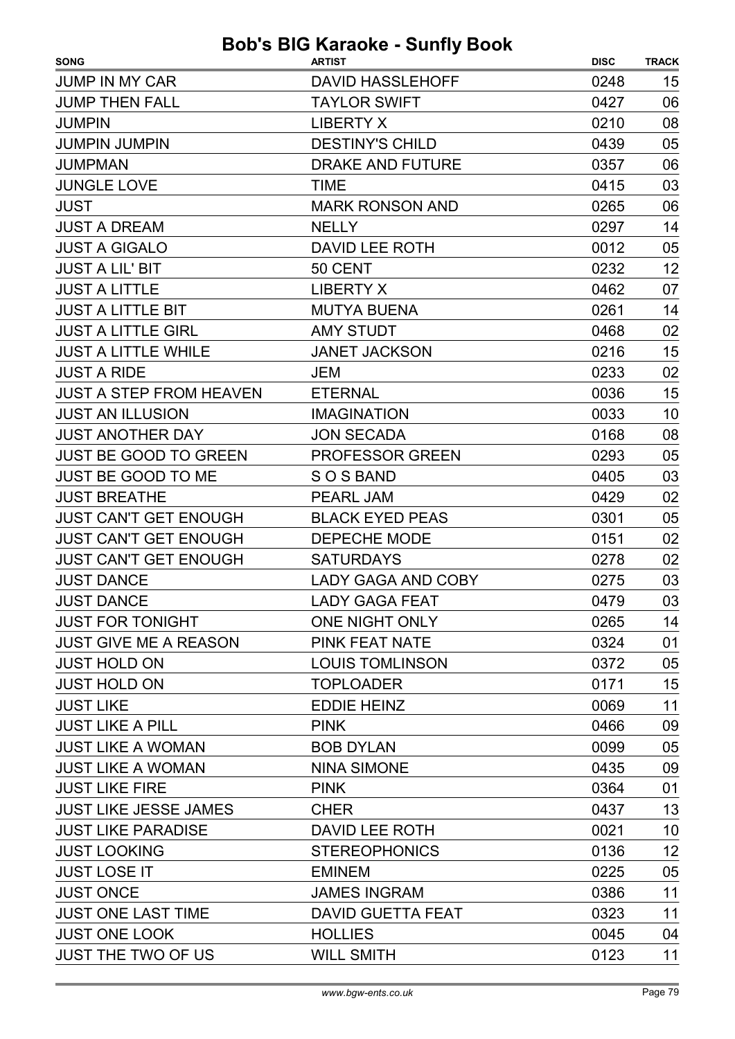# Bob's BIG Karaoke - Sunfly Book

| SONG | ARTIST | DISC | TRACK |
|---|---|---|---|
| JUMP IN MY CAR | DAVID HASSLEHOFF | 0248 | 15 |
| JUMP THEN FALL | TAYLOR SWIFT | 0427 | 06 |
| JUMPIN | LIBERTY X | 0210 | 08 |
| JUMPIN JUMPIN | DESTINY'S CHILD | 0439 | 05 |
| JUMPMAN | DRAKE AND FUTURE | 0357 | 06 |
| JUNGLE LOVE | TIME | 0415 | 03 |
| JUST | MARK RONSON AND | 0265 | 06 |
| JUST A DREAM | NELLY | 0297 | 14 |
| JUST A GIGALO | DAVID LEE ROTH | 0012 | 05 |
| JUST A LIL' BIT | 50 CENT | 0232 | 12 |
| JUST A LITTLE | LIBERTY X | 0462 | 07 |
| JUST A LITTLE BIT | MUTYA BUENA | 0261 | 14 |
| JUST A LITTLE GIRL | AMY STUDT | 0468 | 02 |
| JUST A LITTLE WHILE | JANET JACKSON | 0216 | 15 |
| JUST A RIDE | JEM | 0233 | 02 |
| JUST A STEP FROM HEAVEN | ETERNAL | 0036 | 15 |
| JUST AN ILLUSION | IMAGINATION | 0033 | 10 |
| JUST ANOTHER DAY | JON SECADA | 0168 | 08 |
| JUST BE GOOD TO GREEN | PROFESSOR GREEN | 0293 | 05 |
| JUST BE GOOD TO ME | S O S BAND | 0405 | 03 |
| JUST BREATHE | PEARL JAM | 0429 | 02 |
| JUST CAN'T GET ENOUGH | BLACK EYED PEAS | 0301 | 05 |
| JUST CAN'T GET ENOUGH | DEPECHE MODE | 0151 | 02 |
| JUST CAN'T GET ENOUGH | SATURDAYS | 0278 | 02 |
| JUST DANCE | LADY GAGA AND COBY | 0275 | 03 |
| JUST DANCE | LADY GAGA FEAT | 0479 | 03 |
| JUST FOR TONIGHT | ONE NIGHT ONLY | 0265 | 14 |
| JUST GIVE ME A REASON | PINK FEAT NATE | 0324 | 01 |
| JUST HOLD ON | LOUIS TOMLINSON | 0372 | 05 |
| JUST HOLD ON | TOPLOADER | 0171 | 15 |
| JUST LIKE | EDDIE HEINZ | 0069 | 11 |
| JUST LIKE A PILL | PINK | 0466 | 09 |
| JUST LIKE A WOMAN | BOB DYLAN | 0099 | 05 |
| JUST LIKE A WOMAN | NINA SIMONE | 0435 | 09 |
| JUST LIKE FIRE | PINK | 0364 | 01 |
| JUST LIKE JESSE JAMES | CHER | 0437 | 13 |
| JUST LIKE PARADISE | DAVID LEE ROTH | 0021 | 10 |
| JUST LOOKING | STEREOPHONICS | 0136 | 12 |
| JUST LOSE IT | EMINEM | 0225 | 05 |
| JUST ONCE | JAMES INGRAM | 0386 | 11 |
| JUST ONE LAST TIME | DAVID GUETTA FEAT | 0323 | 11 |
| JUST ONE LOOK | HOLLIES | 0045 | 04 |
| JUST THE TWO OF US | WILL SMITH | 0123 | 11 |

www.bgw-ents.co.uk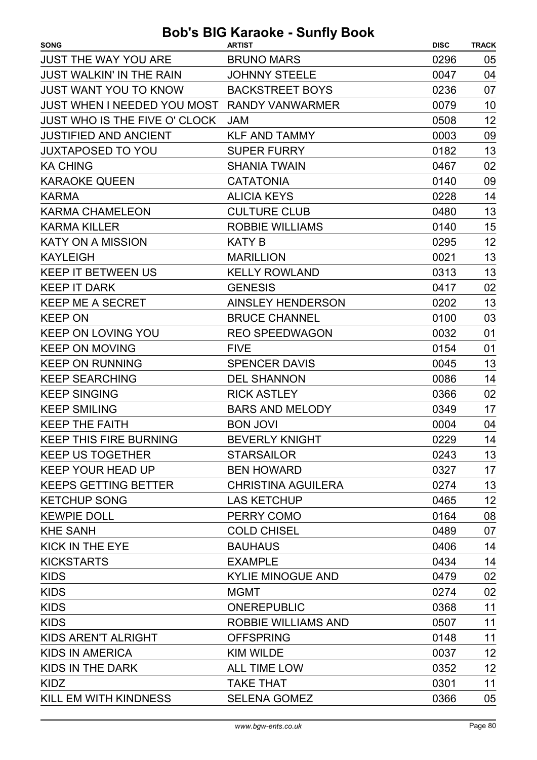# Bob's BIG Karaoke - Sunfly Book

| SONG | ARTIST | DISC | TRACK |
|---|---|---|---|
| JUST THE WAY YOU ARE | BRUNO MARS | 0296 | 05 |
| JUST WALKIN' IN THE RAIN | JOHNNY STEELE | 0047 | 04 |
| JUST WANT YOU TO KNOW | BACKSTREET BOYS | 0236 | 07 |
| JUST WHEN I NEEDED YOU MOST | RANDY VANWARMER | 0079 | 10 |
| JUST WHO IS THE FIVE O' CLOCK | JAM | 0508 | 12 |
| JUSTIFIED AND ANCIENT | KLF AND TAMMY | 0003 | 09 |
| JUXTAPOSED TO YOU | SUPER FURRY | 0182 | 13 |
| KA CHING | SHANIA TWAIN | 0467 | 02 |
| KARAOKE QUEEN | CATATONIA | 0140 | 09 |
| KARMA | ALICIA KEYS | 0228 | 14 |
| KARMA CHAMELEON | CULTURE CLUB | 0480 | 13 |
| KARMA KILLER | ROBBIE WILLIAMS | 0140 | 15 |
| KATY ON A MISSION | KATY B | 0295 | 12 |
| KAYLEIGH | MARILLION | 0021 | 13 |
| KEEP IT BETWEEN US | KELLY ROWLAND | 0313 | 13 |
| KEEP IT DARK | GENESIS | 0417 | 02 |
| KEEP ME A SECRET | AINSLEY HENDERSON | 0202 | 13 |
| KEEP ON | BRUCE CHANNEL | 0100 | 03 |
| KEEP ON LOVING YOU | REO SPEEDWAGON | 0032 | 01 |
| KEEP ON MOVING | FIVE | 0154 | 01 |
| KEEP ON RUNNING | SPENCER DAVIS | 0045 | 13 |
| KEEP SEARCHING | DEL SHANNON | 0086 | 14 |
| KEEP SINGING | RICK ASTLEY | 0366 | 02 |
| KEEP SMILING | BARS AND MELODY | 0349 | 17 |
| KEEP THE FAITH | BON JOVI | 0004 | 04 |
| KEEP THIS FIRE BURNING | BEVERLY KNIGHT | 0229 | 14 |
| KEEP US TOGETHER | STARSAILOR | 0243 | 13 |
| KEEP YOUR HEAD UP | BEN HOWARD | 0327 | 17 |
| KEEPS GETTING BETTER | CHRISTINA AGUILERA | 0274 | 13 |
| KETCHUP SONG | LAS KETCHUP | 0465 | 12 |
| KEWPIE DOLL | PERRY COMO | 0164 | 08 |
| KHE SANH | COLD CHISEL | 0489 | 07 |
| KICK IN THE EYE | BAUHAUS | 0406 | 14 |
| KICKSTARTS | EXAMPLE | 0434 | 14 |
| KIDS | KYLIE MINOGUE AND | 0479 | 02 |
| KIDS | MGMT | 0274 | 02 |
| KIDS | ONEREPUBLIC | 0368 | 11 |
| KIDS | ROBBIE WILLIAMS AND | 0507 | 11 |
| KIDS AREN'T ALRIGHT | OFFSPRING | 0148 | 11 |
| KIDS IN AMERICA | KIM WILDE | 0037 | 12 |
| KIDS IN THE DARK | ALL TIME LOW | 0352 | 12 |
| KIDZ | TAKE THAT | 0301 | 11 |
| KILL EM WITH KINDNESS | SELENA GOMEZ | 0366 | 05 |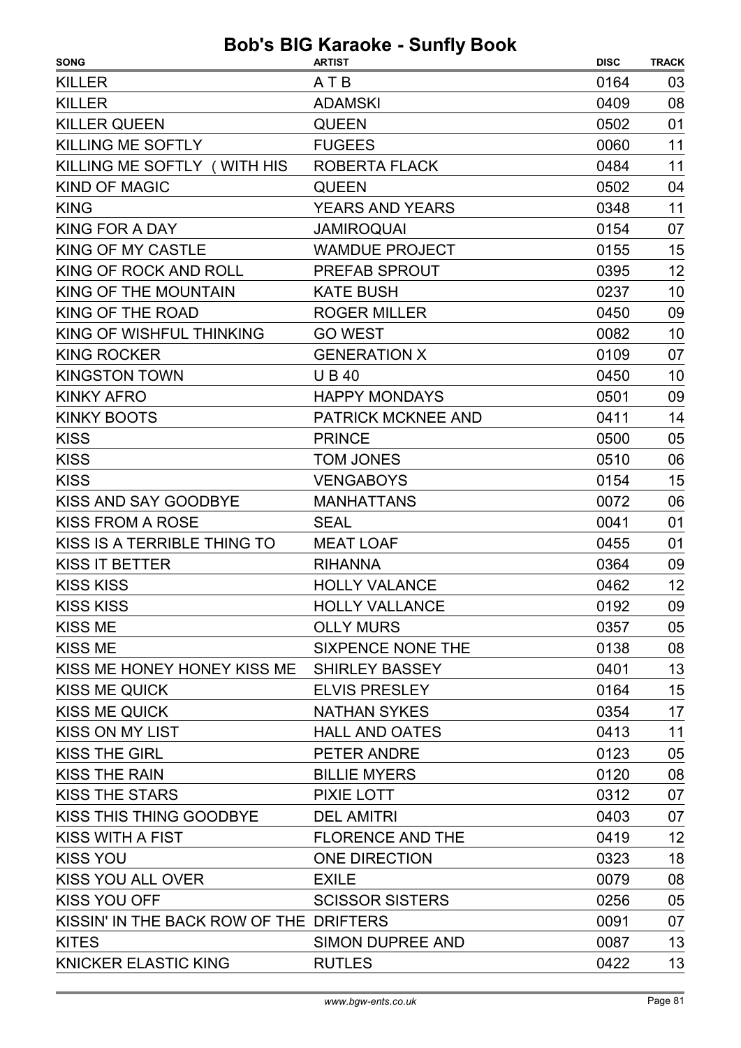# Bob's BIG Karaoke - Sunfly Book

| SONG | ARTIST | DISC | TRACK |
|---|---|---|---|
| KILLER | A T B | 0164 | 03 |
| KILLER | ADAMSKI | 0409 | 08 |
| KILLER QUEEN | QUEEN | 0502 | 01 |
| KILLING ME SOFTLY | FUGEES | 0060 | 11 |
| KILLING ME SOFTLY (WITH HIS | ROBERTA FLACK | 0484 | 11 |
| KIND OF MAGIC | QUEEN | 0502 | 04 |
| KING | YEARS AND YEARS | 0348 | 11 |
| KING FOR A DAY | JAMIROQUAI | 0154 | 07 |
| KING OF MY CASTLE | WAMDUE PROJECT | 0155 | 15 |
| KING OF ROCK AND ROLL | PREFAB SPROUT | 0395 | 12 |
| KING OF THE MOUNTAIN | KATE BUSH | 0237 | 10 |
| KING OF THE ROAD | ROGER MILLER | 0450 | 09 |
| KING OF WISHFUL THINKING | GO WEST | 0082 | 10 |
| KING ROCKER | GENERATION X | 0109 | 07 |
| KINGSTON TOWN | U B 40 | 0450 | 10 |
| KINKY AFRO | HAPPY MONDAYS | 0501 | 09 |
| KINKY BOOTS | PATRICK MCKNEE AND | 0411 | 14 |
| KISS | PRINCE | 0500 | 05 |
| KISS | TOM JONES | 0510 | 06 |
| KISS | VENGABOYS | 0154 | 15 |
| KISS AND SAY GOODBYE | MANHATTANS | 0072 | 06 |
| KISS FROM A ROSE | SEAL | 0041 | 01 |
| KISS IS A TERRIBLE THING TO | MEAT LOAF | 0455 | 01 |
| KISS IT BETTER | RIHANNA | 0364 | 09 |
| KISS KISS | HOLLY VALANCE | 0462 | 12 |
| KISS KISS | HOLLY VALLANCE | 0192 | 09 |
| KISS ME | OLLY MURS | 0357 | 05 |
| KISS ME | SIXPENCE NONE THE | 0138 | 08 |
| KISS ME HONEY HONEY KISS ME | SHIRLEY BASSEY | 0401 | 13 |
| KISS ME QUICK | ELVIS PRESLEY | 0164 | 15 |
| KISS ME QUICK | NATHAN SYKES | 0354 | 17 |
| KISS ON MY LIST | HALL AND OATES | 0413 | 11 |
| KISS THE GIRL | PETER ANDRE | 0123 | 05 |
| KISS THE RAIN | BILLIE MYERS | 0120 | 08 |
| KISS THE STARS | PIXIE LOTT | 0312 | 07 |
| KISS THIS THING GOODBYE | DEL AMITRI | 0403 | 07 |
| KISS WITH A FIST | FLORENCE AND THE | 0419 | 12 |
| KISS YOU | ONE DIRECTION | 0323 | 18 |
| KISS YOU ALL OVER | EXILE | 0079 | 08 |
| KISS YOU OFF | SCISSOR SISTERS | 0256 | 05 |
| KISSIN' IN THE BACK ROW OF THE | DRIFTERS | 0091 | 07 |
| KITES | SIMON DUPREE AND | 0087 | 13 |
| KNICKER ELASTIC KING | RUTLES | 0422 | 13 |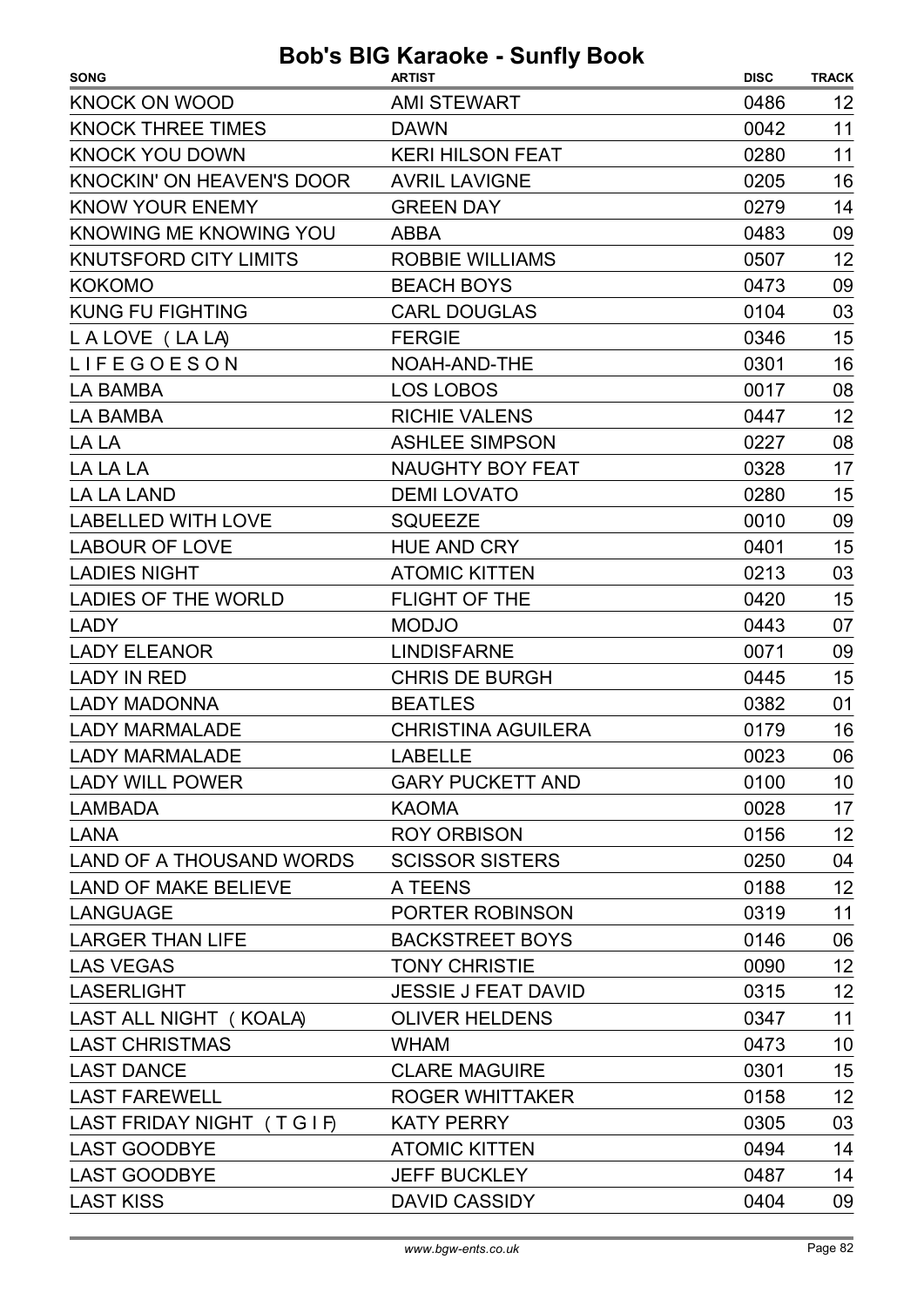# Bob's BIG Karaoke - Sunfly Book

| SONG | ARTIST | DISC | TRACK |
|---|---|---|---|
| KNOCK ON WOOD | AMI STEWART | 0486 | 12 |
| KNOCK THREE TIMES | DAWN | 0042 | 11 |
| KNOCK YOU DOWN | KERI HILSON FEAT | 0280 | 11 |
| KNOCKIN' ON HEAVEN'S DOOR | AVRIL LAVIGNE | 0205 | 16 |
| KNOW YOUR ENEMY | GREEN DAY | 0279 | 14 |
| KNOWING ME KNOWING YOU | ABBA | 0483 | 09 |
| KNUTSFORD CITY LIMITS | ROBBIE WILLIAMS | 0507 | 12 |
| KOKOMO | BEACH BOYS | 0473 | 09 |
| KUNG FU FIGHTING | CARL DOUGLAS | 0104 | 03 |
| L A LOVE ( LA LA) | FERGIE | 0346 | 15 |
| L I F E G O E S O N | NOAH-AND-THE | 0301 | 16 |
| LA BAMBA | LOS LOBOS | 0017 | 08 |
| LA BAMBA | RICHIE VALENS | 0447 | 12 |
| LA LA | ASHLEE SIMPSON | 0227 | 08 |
| LA LA LA | NAUGHTY BOY FEAT | 0328 | 17 |
| LA LA LAND | DEMI LOVATO | 0280 | 15 |
| LABELLED WITH LOVE | SQUEEZE | 0010 | 09 |
| LABOUR OF LOVE | HUE AND CRY | 0401 | 15 |
| LADIES NIGHT | ATOMIC KITTEN | 0213 | 03 |
| LADIES OF THE WORLD | FLIGHT OF THE | 0420 | 15 |
| LADY | MODJO | 0443 | 07 |
| LADY ELEANOR | LINDISFARNE | 0071 | 09 |
| LADY IN RED | CHRIS DE BURGH | 0445 | 15 |
| LADY MADONNA | BEATLES | 0382 | 01 |
| LADY MARMALADE | CHRISTINA AGUILERA | 0179 | 16 |
| LADY MARMALADE | LABELLE | 0023 | 06 |
| LADY WILL POWER | GARY PUCKETT AND | 0100 | 10 |
| LAMBADA | KAOMA | 0028 | 17 |
| LANA | ROY ORBISON | 0156 | 12 |
| LAND OF A THOUSAND WORDS | SCISSOR SISTERS | 0250 | 04 |
| LAND OF MAKE BELIEVE | A TEENS | 0188 | 12 |
| LANGUAGE | PORTER ROBINSON | 0319 | 11 |
| LARGER THAN LIFE | BACKSTREET BOYS | 0146 | 06 |
| LAS VEGAS | TONY CHRISTIE | 0090 | 12 |
| LASERLIGHT | JESSIE J FEAT DAVID | 0315 | 12 |
| LAST ALL NIGHT ( KOALA) | OLIVER HELDENS | 0347 | 11 |
| LAST CHRISTMAS | WHAM | 0473 | 10 |
| LAST DANCE | CLARE MAGUIRE | 0301 | 15 |
| LAST FAREWELL | ROGER WHITTAKER | 0158 | 12 |
| LAST FRIDAY NIGHT ( T G I F) | KATY PERRY | 0305 | 03 |
| LAST GOODBYE | ATOMIC KITTEN | 0494 | 14 |
| LAST GOODBYE | JEFF BUCKLEY | 0487 | 14 |
| LAST KISS | DAVID CASSIDY | 0404 | 09 |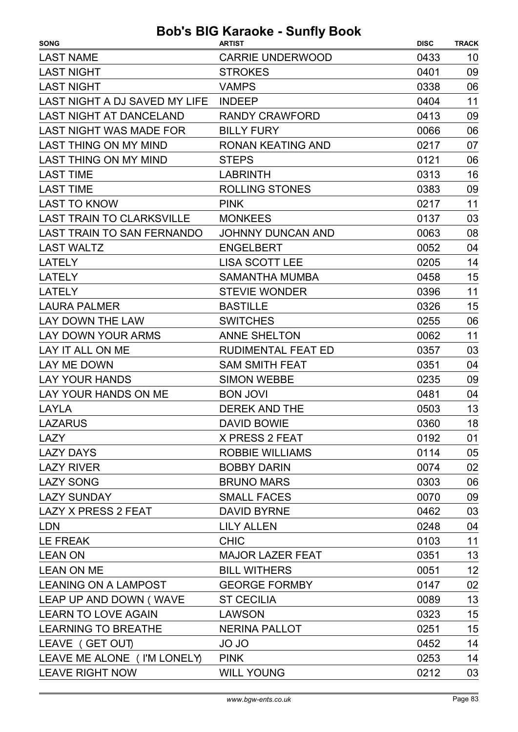# Bob's BIG Karaoke - Sunfly Book

| SONG | ARTIST | DISC | TRACK |
|---|---|---|---|
| LAST NAME | CARRIE UNDERWOOD | 0433 | 10 |
| LAST NIGHT | STROKES | 0401 | 09 |
| LAST NIGHT | VAMPS | 0338 | 06 |
| LAST NIGHT A DJ SAVED MY LIFE | INDEEP | 0404 | 11 |
| LAST NIGHT AT DANCELAND | RANDY CRAWFORD | 0413 | 09 |
| LAST NIGHT WAS MADE FOR | BILLY FURY | 0066 | 06 |
| LAST THING ON MY MIND | RONAN KEATING AND | 0217 | 07 |
| LAST THING ON MY MIND | STEPS | 0121 | 06 |
| LAST TIME | LABRINTH | 0313 | 16 |
| LAST TIME | ROLLING STONES | 0383 | 09 |
| LAST TO KNOW | PINK | 0217 | 11 |
| LAST TRAIN TO CLARKSVILLE | MONKEES | 0137 | 03 |
| LAST TRAIN TO SAN FERNANDO | JOHNNY DUNCAN AND | 0063 | 08 |
| LAST WALTZ | ENGELBERT | 0052 | 04 |
| LATELY | LISA SCOTT LEE | 0205 | 14 |
| LATELY | SAMANTHA MUMBA | 0458 | 15 |
| LATELY | STEVIE WONDER | 0396 | 11 |
| LAURA PALMER | BASTILLE | 0326 | 15 |
| LAY DOWN THE LAW | SWITCHES | 0255 | 06 |
| LAY DOWN YOUR ARMS | ANNE SHELTON | 0062 | 11 |
| LAY IT ALL ON ME | RUDIMENTAL FEAT ED | 0357 | 03 |
| LAY ME DOWN | SAM SMITH FEAT | 0351 | 04 |
| LAY YOUR HANDS | SIMON WEBBE | 0235 | 09 |
| LAY YOUR HANDS ON ME | BON JOVI | 0481 | 04 |
| LAYLA | DEREK AND THE | 0503 | 13 |
| LAZARUS | DAVID BOWIE | 0360 | 18 |
| LAZY | X PRESS 2 FEAT | 0192 | 01 |
| LAZY DAYS | ROBBIE WILLIAMS | 0114 | 05 |
| LAZY RIVER | BOBBY DARIN | 0074 | 02 |
| LAZY SONG | BRUNO MARS | 0303 | 06 |
| LAZY SUNDAY | SMALL FACES | 0070 | 09 |
| LAZY X PRESS 2 FEAT | DAVID BYRNE | 0462 | 03 |
| LDN | LILY ALLEN | 0248 | 04 |
| LE FREAK | CHIC | 0103 | 11 |
| LEAN ON | MAJOR LAZER FEAT | 0351 | 13 |
| LEAN ON ME | BILL WITHERS | 0051 | 12 |
| LEANING ON A LAMPOST | GEORGE FORMBY | 0147 | 02 |
| LEAP UP AND DOWN ( WAVE | ST CECILIA | 0089 | 13 |
| LEARN TO LOVE AGAIN | LAWSON | 0323 | 15 |
| LEARNING TO BREATHE | NERINA PALLOT | 0251 | 15 |
| LEAVE ( GET OUT) | JO JO | 0452 | 14 |
| LEAVE ME ALONE ( I'M LONELY) | PINK | 0253 | 14 |
| LEAVE RIGHT NOW | WILL YOUNG | 0212 | 03 |

www.bgw-ents.co.uk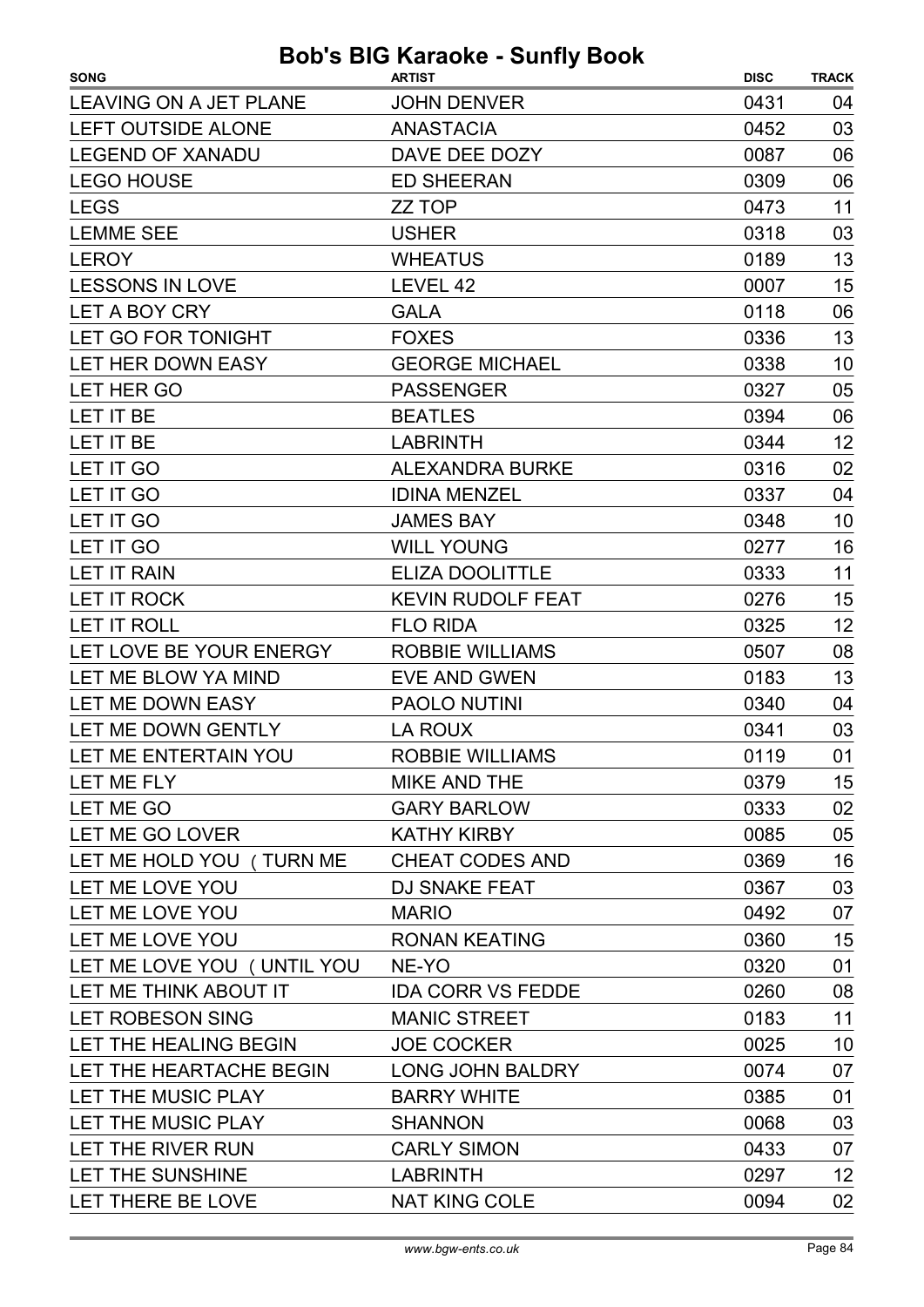# Bob's BIG Karaoke - Sunfly Book

| SONG | ARTIST | DISC | TRACK |
|---|---|---|---|
| LEAVING ON A JET PLANE | JOHN DENVER | 0431 | 04 |
| LEFT OUTSIDE ALONE | ANASTACIA | 0452 | 03 |
| LEGEND OF XANADU | DAVE DEE DOZY | 0087 | 06 |
| LEGO HOUSE | ED SHEERAN | 0309 | 06 |
| LEGS | ZZ TOP | 0473 | 11 |
| LEMME SEE | USHER | 0318 | 03 |
| LEROY | WHEATUS | 0189 | 13 |
| LESSONS IN LOVE | LEVEL 42 | 0007 | 15 |
| LET A BOY CRY | GALA | 0118 | 06 |
| LET GO FOR TONIGHT | FOXES | 0336 | 13 |
| LET HER DOWN EASY | GEORGE MICHAEL | 0338 | 10 |
| LET HER GO | PASSENGER | 0327 | 05 |
| LET IT BE | BEATLES | 0394 | 06 |
| LET IT BE | LABRINTH | 0344 | 12 |
| LET IT GO | ALEXANDRA BURKE | 0316 | 02 |
| LET IT GO | IDINA MENZEL | 0337 | 04 |
| LET IT GO | JAMES BAY | 0348 | 10 |
| LET IT GO | WILL YOUNG | 0277 | 16 |
| LET IT RAIN | ELIZA DOOLITTLE | 0333 | 11 |
| LET IT ROCK | KEVIN RUDOLF FEAT | 0276 | 15 |
| LET IT ROLL | FLO RIDA | 0325 | 12 |
| LET LOVE BE YOUR ENERGY | ROBBIE WILLIAMS | 0507 | 08 |
| LET ME BLOW YA MIND | EVE AND GWEN | 0183 | 13 |
| LET ME DOWN EASY | PAOLO NUTINI | 0340 | 04 |
| LET ME DOWN GENTLY | LA ROUX | 0341 | 03 |
| LET ME ENTERTAIN YOU | ROBBIE WILLIAMS | 0119 | 01 |
| LET ME FLY | MIKE AND THE | 0379 | 15 |
| LET ME GO | GARY BARLOW | 0333 | 02 |
| LET ME GO LOVER | KATHY KIRBY | 0085 | 05 |
| LET ME HOLD YOU ( TURN ME | CHEAT CODES AND | 0369 | 16 |
| LET ME LOVE YOU | DJ SNAKE FEAT | 0367 | 03 |
| LET ME LOVE YOU | MARIO | 0492 | 07 |
| LET ME LOVE YOU | RONAN KEATING | 0360 | 15 |
| LET ME LOVE YOU ( UNTIL YOU | NE-YO | 0320 | 01 |
| LET ME THINK ABOUT IT | IDA CORR VS FEDDE | 0260 | 08 |
| LET ROBESON SING | MANIC STREET | 0183 | 11 |
| LET THE HEALING BEGIN | JOE COCKER | 0025 | 10 |
| LET THE HEARTACHE BEGIN | LONG JOHN BALDRY | 0074 | 07 |
| LET THE MUSIC PLAY | BARRY WHITE | 0385 | 01 |
| LET THE MUSIC PLAY | SHANNON | 0068 | 03 |
| LET THE RIVER RUN | CARLY SIMON | 0433 | 07 |
| LET THE SUNSHINE | LABRINTH | 0297 | 12 |
| LET THERE BE LOVE | NAT KING COLE | 0094 | 02 |

www.bgw-ents.co.uk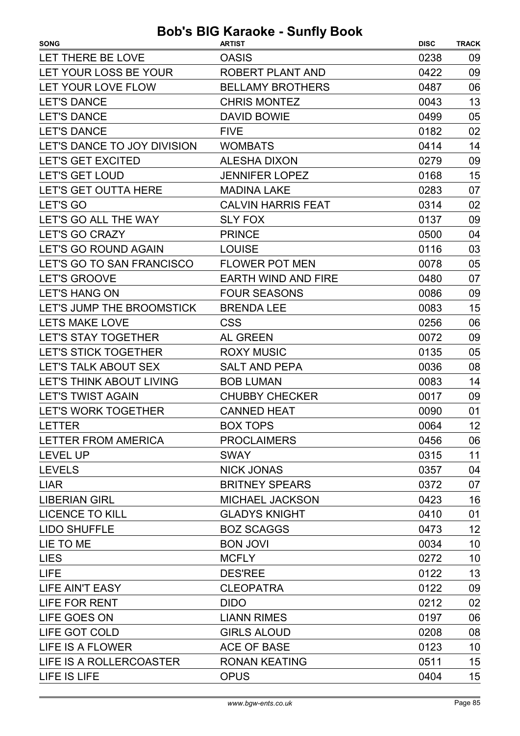# Bob's BIG Karaoke - Sunfly Book

| SONG | ARTIST | DISC | TRACK |
|---|---|---|---|
| LET THERE BE LOVE | OASIS | 0238 | 09 |
| LET YOUR LOSS BE YOUR | ROBERT PLANT AND | 0422 | 09 |
| LET YOUR LOVE FLOW | BELLAMY BROTHERS | 0487 | 06 |
| LET'S DANCE | CHRIS MONTEZ | 0043 | 13 |
| LET'S DANCE | DAVID BOWIE | 0499 | 05 |
| LET'S DANCE | FIVE | 0182 | 02 |
| LET'S DANCE TO JOY DIVISION | WOMBATS | 0414 | 14 |
| LET'S GET EXCITED | ALESHA DIXON | 0279 | 09 |
| LET'S GET LOUD | JENNIFER LOPEZ | 0168 | 15 |
| LET'S GET OUTTA HERE | MADINA LAKE | 0283 | 07 |
| LET'S GO | CALVIN HARRIS FEAT | 0314 | 02 |
| LET'S GO ALL THE WAY | SLY FOX | 0137 | 09 |
| LET'S GO CRAZY | PRINCE | 0500 | 04 |
| LET'S GO ROUND AGAIN | LOUISE | 0116 | 03 |
| LET'S GO TO SAN FRANCISCO | FLOWER POT MEN | 0078 | 05 |
| LET'S GROOVE | EARTH WIND AND FIRE | 0480 | 07 |
| LET'S HANG ON | FOUR SEASONS | 0086 | 09 |
| LET'S JUMP THE BROOMSTICK | BRENDA LEE | 0083 | 15 |
| LETS MAKE LOVE | CSS | 0256 | 06 |
| LET'S STAY TOGETHER | AL GREEN | 0072 | 09 |
| LET'S STICK TOGETHER | ROXY MUSIC | 0135 | 05 |
| LET'S TALK ABOUT SEX | SALT AND PEPA | 0036 | 08 |
| LET'S THINK ABOUT LIVING | BOB LUMAN | 0083 | 14 |
| LET'S TWIST AGAIN | CHUBBY CHECKER | 0017 | 09 |
| LET'S WORK TOGETHER | CANNED HEAT | 0090 | 01 |
| LETTER | BOX TOPS | 0064 | 12 |
| LETTER FROM AMERICA | PROCLAIMERS | 0456 | 06 |
| LEVEL UP | SWAY | 0315 | 11 |
| LEVELS | NICK JONAS | 0357 | 04 |
| LIAR | BRITNEY SPEARS | 0372 | 07 |
| LIBERIAN GIRL | MICHAEL JACKSON | 0423 | 16 |
| LICENCE TO KILL | GLADYS KNIGHT | 0410 | 01 |
| LIDO SHUFFLE | BOZ SCAGGS | 0473 | 12 |
| LIE TO ME | BON JOVI | 0034 | 10 |
| LIES | MCFLY | 0272 | 10 |
| LIFE | DES'REE | 0122 | 13 |
| LIFE AIN'T EASY | CLEOPATRA | 0122 | 09 |
| LIFE FOR RENT | DIDO | 0212 | 02 |
| LIFE GOES ON | LIANN RIMES | 0197 | 06 |
| LIFE GOT COLD | GIRLS ALOUD | 0208 | 08 |
| LIFE IS A FLOWER | ACE OF BASE | 0123 | 10 |
| LIFE IS A ROLLERCOASTER | RONAN KEATING | 0511 | 15 |
| LIFE IS LIFE | OPUS | 0404 | 15 |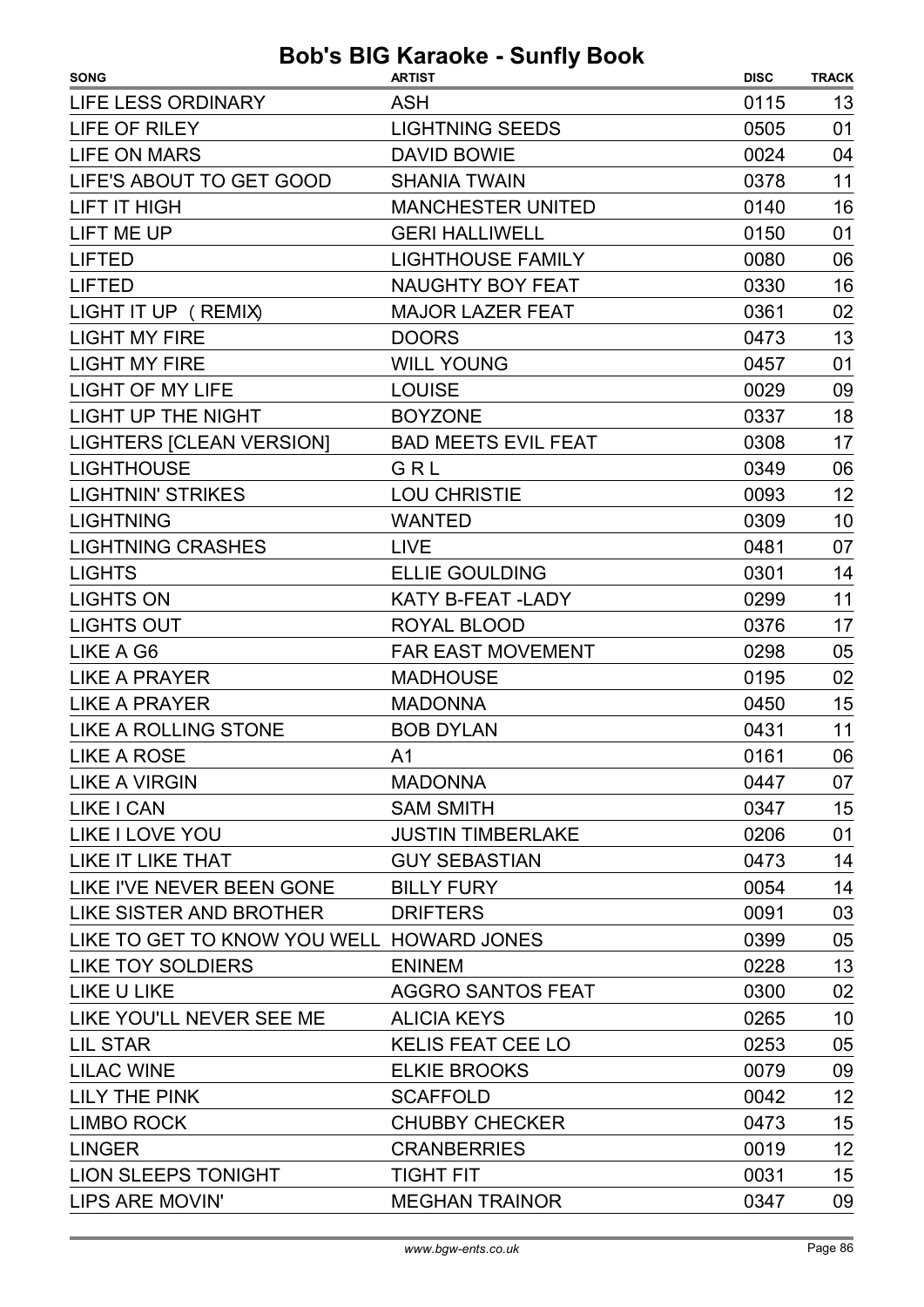# Bob's BIG Karaoke - Sunfly Book

| SONG | ARTIST | DISC | TRACK |
|---|---|---|---|
| LIFE LESS ORDINARY | ASH | 0115 | 13 |
| LIFE OF RILEY | LIGHTNING SEEDS | 0505 | 01 |
| LIFE ON MARS | DAVID BOWIE | 0024 | 04 |
| LIFE'S ABOUT TO GET GOOD | SHANIA TWAIN | 0378 | 11 |
| LIFT IT HIGH | MANCHESTER UNITED | 0140 | 16 |
| LIFT ME UP | GERI HALLIWELL | 0150 | 01 |
| LIFTED | LIGHTHOUSE FAMILY | 0080 | 06 |
| LIFTED | NAUGHTY BOY FEAT | 0330 | 16 |
| LIGHT IT UP ( REMIX) | MAJOR LAZER FEAT | 0361 | 02 |
| LIGHT MY FIRE | DOORS | 0473 | 13 |
| LIGHT MY FIRE | WILL YOUNG | 0457 | 01 |
| LIGHT OF MY LIFE | LOUISE | 0029 | 09 |
| LIGHT UP THE NIGHT | BOYZONE | 0337 | 18 |
| LIGHTERS [CLEAN VERSION] | BAD MEETS EVIL FEAT | 0308 | 17 |
| LIGHTHOUSE | G R L | 0349 | 06 |
| LIGHTNIN' STRIKES | LOU CHRISTIE | 0093 | 12 |
| LIGHTNING | WANTED | 0309 | 10 |
| LIGHTNING CRASHES | LIVE | 0481 | 07 |
| LIGHTS | ELLIE GOULDING | 0301 | 14 |
| LIGHTS ON | KATY B-FEAT -LADY | 0299 | 11 |
| LIGHTS OUT | ROYAL BLOOD | 0376 | 17 |
| LIKE A G6 | FAR EAST MOVEMENT | 0298 | 05 |
| LIKE A PRAYER | MADHOUSE | 0195 | 02 |
| LIKE A PRAYER | MADONNA | 0450 | 15 |
| LIKE A ROLLING STONE | BOB DYLAN | 0431 | 11 |
| LIKE A ROSE | A1 | 0161 | 06 |
| LIKE A VIRGIN | MADONNA | 0447 | 07 |
| LIKE I CAN | SAM SMITH | 0347 | 15 |
| LIKE I LOVE YOU | JUSTIN TIMBERLAKE | 0206 | 01 |
| LIKE IT LIKE THAT | GUY SEBASTIAN | 0473 | 14 |
| LIKE I'VE NEVER BEEN GONE | BILLY FURY | 0054 | 14 |
| LIKE SISTER AND BROTHER | DRIFTERS | 0091 | 03 |
| LIKE TO GET TO KNOW YOU WELL | HOWARD JONES | 0399 | 05 |
| LIKE TOY SOLDIERS | ENINEM | 0228 | 13 |
| LIKE U LIKE | AGGRO SANTOS FEAT | 0300 | 02 |
| LIKE YOU'LL NEVER SEE ME | ALICIA KEYS | 0265 | 10 |
| LIL STAR | KELIS FEAT CEE LO | 0253 | 05 |
| LILAC WINE | ELKIE BROOKS | 0079 | 09 |
| LILY THE PINK | SCAFFOLD | 0042 | 12 |
| LIMBO ROCK | CHUBBY CHECKER | 0473 | 15 |
| LINGER | CRANBERRIES | 0019 | 12 |
| LION SLEEPS TONIGHT | TIGHT FIT | 0031 | 15 |
| LIPS ARE MOVIN' | MEGHAN TRAINOR | 0347 | 09 |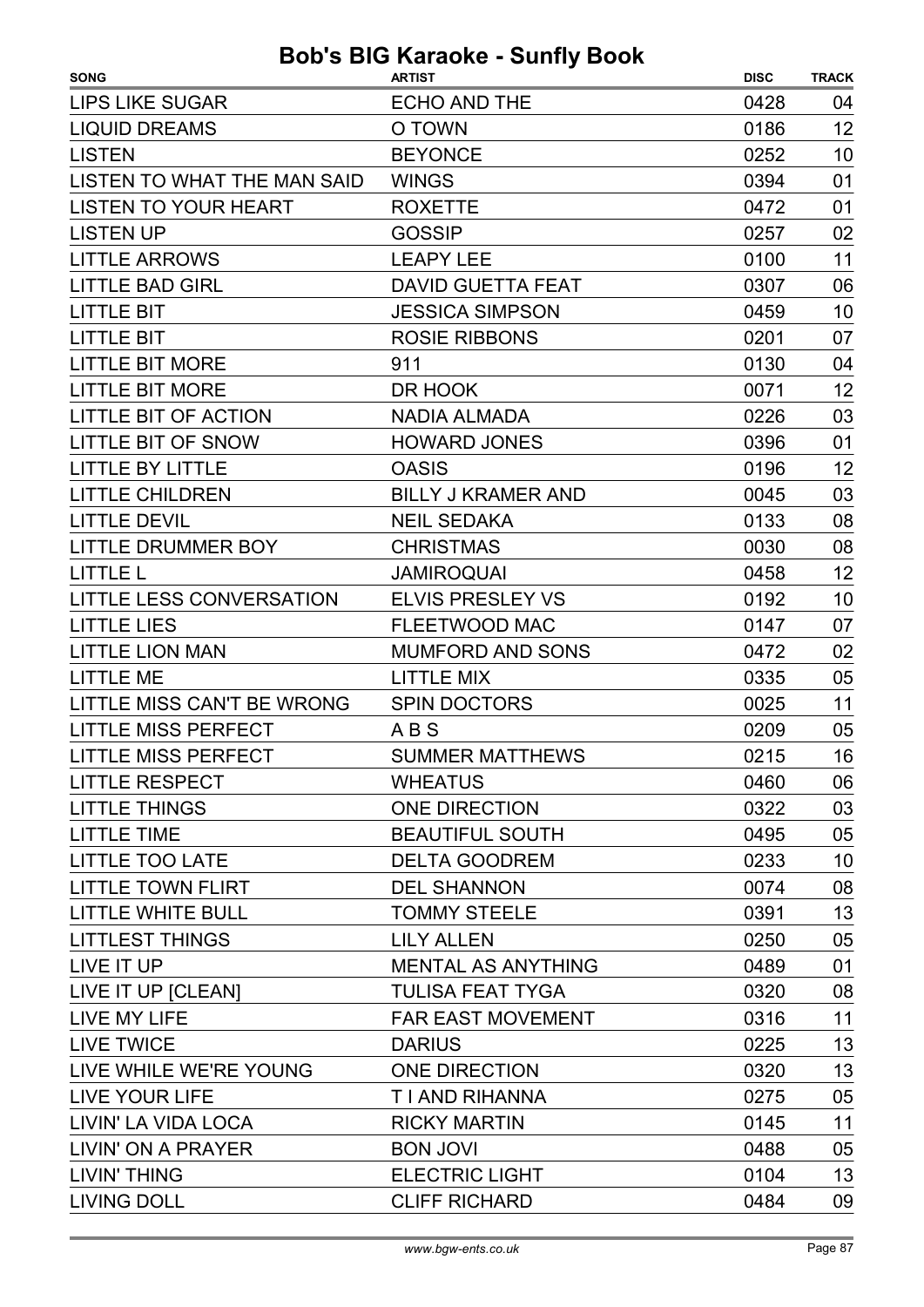# Bob's BIG Karaoke - Sunfly Book

| SONG | ARTIST | DISC | TRACK |
|---|---|---|---|
| LIPS LIKE SUGAR | ECHO AND THE | 0428 | 04 |
| LIQUID DREAMS | O TOWN | 0186 | 12 |
| LISTEN | BEYONCE | 0252 | 10 |
| LISTEN TO WHAT THE MAN SAID | WINGS | 0394 | 01 |
| LISTEN TO YOUR HEART | ROXETTE | 0472 | 01 |
| LISTEN UP | GOSSIP | 0257 | 02 |
| LITTLE ARROWS | LEAPY LEE | 0100 | 11 |
| LITTLE BAD GIRL | DAVID GUETTA FEAT | 0307 | 06 |
| LITTLE BIT | JESSICA SIMPSON | 0459 | 10 |
| LITTLE BIT | ROSIE RIBBONS | 0201 | 07 |
| LITTLE BIT MORE | 911 | 0130 | 04 |
| LITTLE BIT MORE | DR HOOK | 0071 | 12 |
| LITTLE BIT OF ACTION | NADIA ALMADA | 0226 | 03 |
| LITTLE BIT OF SNOW | HOWARD JONES | 0396 | 01 |
| LITTLE BY LITTLE | OASIS | 0196 | 12 |
| LITTLE CHILDREN | BILLY J KRAMER AND | 0045 | 03 |
| LITTLE DEVIL | NEIL SEDAKA | 0133 | 08 |
| LITTLE DRUMMER BOY | CHRISTMAS | 0030 | 08 |
| LITTLE L | JAMIROQUAI | 0458 | 12 |
| LITTLE LESS CONVERSATION | ELVIS PRESLEY VS | 0192 | 10 |
| LITTLE LIES | FLEETWOOD MAC | 0147 | 07 |
| LITTLE LION MAN | MUMFORD AND SONS | 0472 | 02 |
| LITTLE ME | LITTLE MIX | 0335 | 05 |
| LITTLE MISS CAN'T BE WRONG | SPIN DOCTORS | 0025 | 11 |
| LITTLE MISS PERFECT | A B S | 0209 | 05 |
| LITTLE MISS PERFECT | SUMMER MATTHEWS | 0215 | 16 |
| LITTLE RESPECT | WHEATUS | 0460 | 06 |
| LITTLE THINGS | ONE DIRECTION | 0322 | 03 |
| LITTLE TIME | BEAUTIFUL SOUTH | 0495 | 05 |
| LITTLE TOO LATE | DELTA GOODREM | 0233 | 10 |
| LITTLE TOWN FLIRT | DEL SHANNON | 0074 | 08 |
| LITTLE WHITE BULL | TOMMY STEELE | 0391 | 13 |
| LITTLEST THINGS | LILY ALLEN | 0250 | 05 |
| LIVE IT UP | MENTAL AS ANYTHING | 0489 | 01 |
| LIVE IT UP [CLEAN] | TULISA FEAT TYGA | 0320 | 08 |
| LIVE MY LIFE | FAR EAST MOVEMENT | 0316 | 11 |
| LIVE TWICE | DARIUS | 0225 | 13 |
| LIVE WHILE WE'RE YOUNG | ONE DIRECTION | 0320 | 13 |
| LIVE YOUR LIFE | T I AND RIHANNA | 0275 | 05 |
| LIVIN' LA VIDA LOCA | RICKY MARTIN | 0145 | 11 |
| LIVIN' ON A PRAYER | BON JOVI | 0488 | 05 |
| LIVIN' THING | ELECTRIC LIGHT | 0104 | 13 |
| LIVING DOLL | CLIFF RICHARD | 0484 | 09 |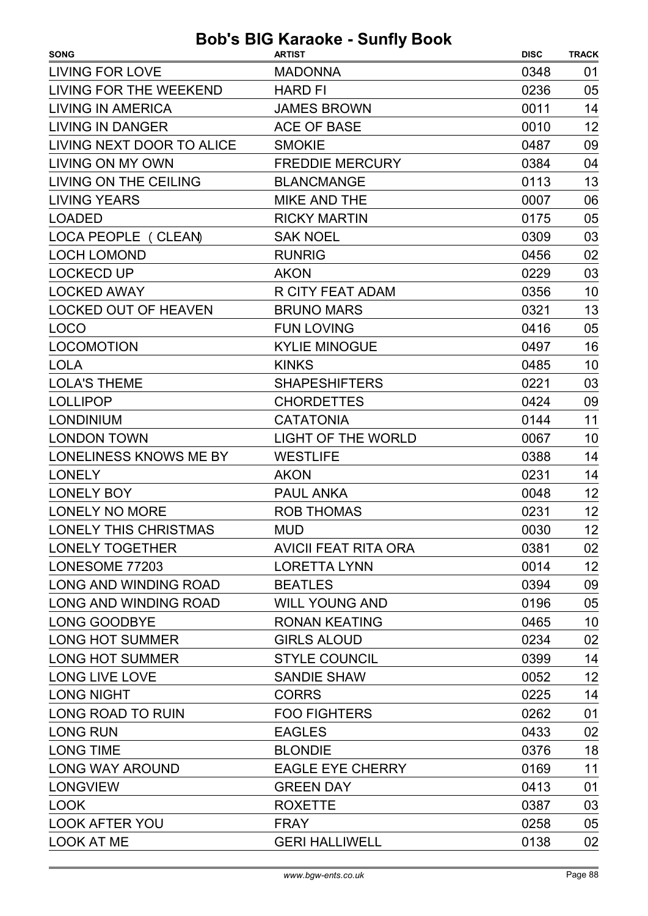# Bob's BIG Karaoke - Sunfly Book

| SONG | ARTIST | DISC | TRACK |
|---|---|---|---|
| LIVING FOR LOVE | MADONNA | 0348 | 01 |
| LIVING FOR THE WEEKEND | HARD FI | 0236 | 05 |
| LIVING IN AMERICA | JAMES BROWN | 0011 | 14 |
| LIVING IN DANGER | ACE OF BASE | 0010 | 12 |
| LIVING NEXT DOOR TO ALICE | SMOKIE | 0487 | 09 |
| LIVING ON MY OWN | FREDDIE MERCURY | 0384 | 04 |
| LIVING ON THE CEILING | BLANCMANGE | 0113 | 13 |
| LIVING YEARS | MIKE AND THE | 0007 | 06 |
| LOADED | RICKY MARTIN | 0175 | 05 |
| LOCA PEOPLE ( CLEAN) | SAK NOEL | 0309 | 03 |
| LOCH LOMOND | RUNRIG | 0456 | 02 |
| LOCKECD UP | AKON | 0229 | 03 |
| LOCKED AWAY | R CITY FEAT ADAM | 0356 | 10 |
| LOCKED OUT OF HEAVEN | BRUNO MARS | 0321 | 13 |
| LOCO | FUN LOVING | 0416 | 05 |
| LOCOMOTION | KYLIE MINOGUE | 0497 | 16 |
| LOLA | KINKS | 0485 | 10 |
| LOLA'S THEME | SHAPESHIFTERS | 0221 | 03 |
| LOLLIPOP | CHORDETTES | 0424 | 09 |
| LONDINIUM | CATATONIA | 0144 | 11 |
| LONDON TOWN | LIGHT OF THE WORLD | 0067 | 10 |
| LONELINESS KNOWS ME BY | WESTLIFE | 0388 | 14 |
| LONELY | AKON | 0231 | 14 |
| LONELY BOY | PAUL ANKA | 0048 | 12 |
| LONELY NO MORE | ROB THOMAS | 0231 | 12 |
| LONELY THIS CHRISTMAS | MUD | 0030 | 12 |
| LONELY TOGETHER | AVICII FEAT RITA ORA | 0381 | 02 |
| LONESOME 77203 | LORETTA LYNN | 0014 | 12 |
| LONG AND WINDING ROAD | BEATLES | 0394 | 09 |
| LONG AND WINDING ROAD | WILL YOUNG AND | 0196 | 05 |
| LONG GOODBYE | RONAN KEATING | 0465 | 10 |
| LONG HOT SUMMER | GIRLS ALOUD | 0234 | 02 |
| LONG HOT SUMMER | STYLE COUNCIL | 0399 | 14 |
| LONG LIVE LOVE | SANDIE SHAW | 0052 | 12 |
| LONG NIGHT | CORRS | 0225 | 14 |
| LONG ROAD TO RUIN | FOO FIGHTERS | 0262 | 01 |
| LONG RUN | EAGLES | 0433 | 02 |
| LONG TIME | BLONDIE | 0376 | 18 |
| LONG WAY AROUND | EAGLE EYE CHERRY | 0169 | 11 |
| LONGVIEW | GREEN DAY | 0413 | 01 |
| LOOK | ROXETTE | 0387 | 03 |
| LOOK AFTER YOU | FRAY | 0258 | 05 |
| LOOK AT ME | GERI HALLIWELL | 0138 | 02 |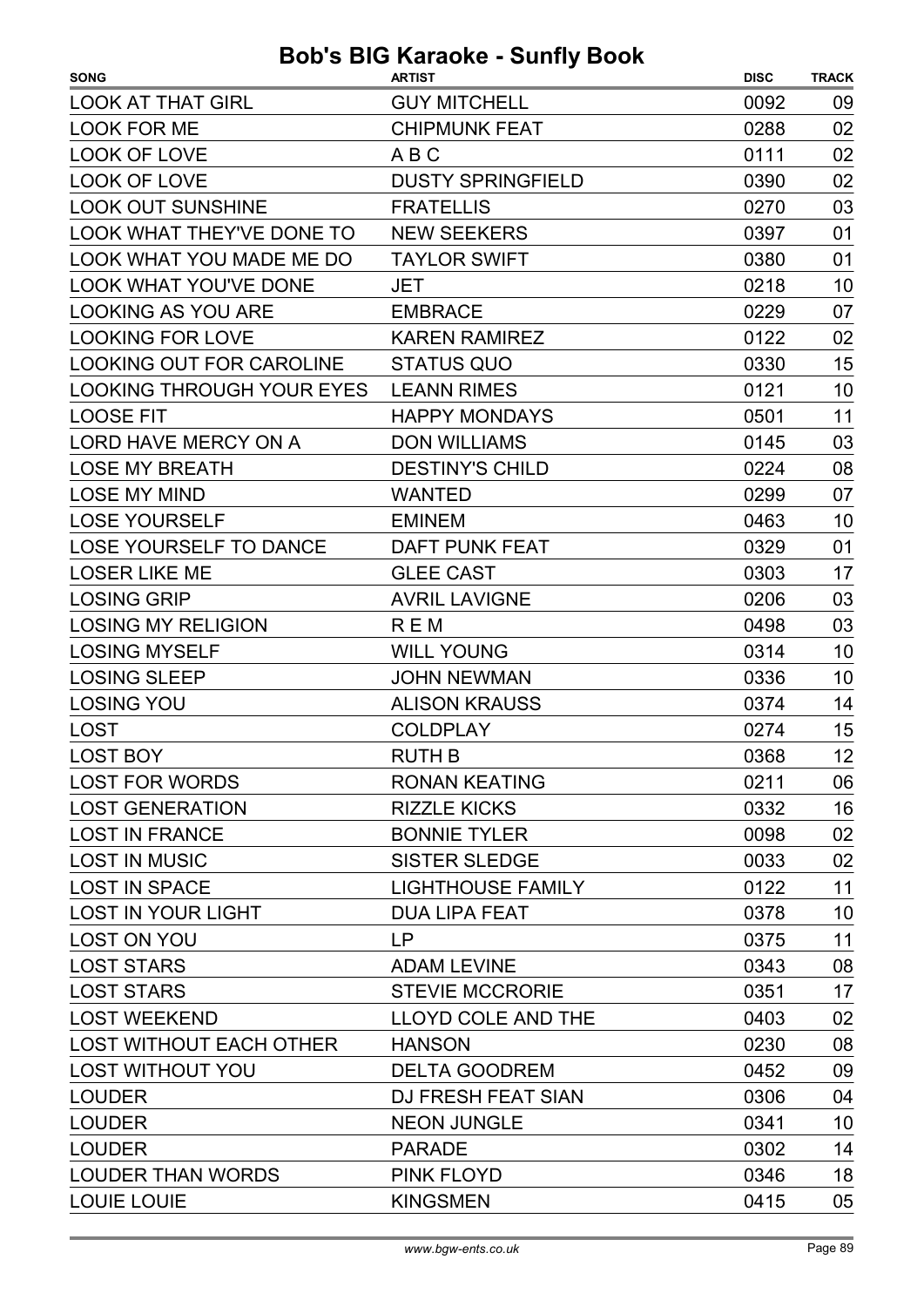# Bob's BIG Karaoke - Sunfly Book

| SONG | ARTIST | DISC | TRACK |
| --- | --- | --- | --- |
| LOOK AT THAT GIRL | GUY MITCHELL | 0092 | 09 |
| LOOK FOR ME | CHIPMUNK FEAT | 0288 | 02 |
| LOOK OF LOVE | A B C | 0111 | 02 |
| LOOK OF LOVE | DUSTY SPRINGFIELD | 0390 | 02 |
| LOOK OUT SUNSHINE | FRATELLIS | 0270 | 03 |
| LOOK WHAT THEY'VE DONE TO | NEW SEEKERS | 0397 | 01 |
| LOOK WHAT YOU MADE ME DO | TAYLOR SWIFT | 0380 | 01 |
| LOOK WHAT YOU'VE DONE | JET | 0218 | 10 |
| LOOKING AS YOU ARE | EMBRACE | 0229 | 07 |
| LOOKING FOR LOVE | KAREN RAMIREZ | 0122 | 02 |
| LOOKING OUT FOR CAROLINE | STATUS QUO | 0330 | 15 |
| LOOKING THROUGH YOUR EYES | LEANN RIMES | 0121 | 10 |
| LOOSE FIT | HAPPY MONDAYS | 0501 | 11 |
| LORD HAVE MERCY ON A | DON WILLIAMS | 0145 | 03 |
| LOSE MY BREATH | DESTINY'S CHILD | 0224 | 08 |
| LOSE MY MIND | WANTED | 0299 | 07 |
| LOSE YOURSELF | EMINEM | 0463 | 10 |
| LOSE YOURSELF TO DANCE | DAFT PUNK FEAT | 0329 | 01 |
| LOSER LIKE ME | GLEE CAST | 0303 | 17 |
| LOSING GRIP | AVRIL LAVIGNE | 0206 | 03 |
| LOSING MY RELIGION | R E M | 0498 | 03 |
| LOSING MYSELF | WILL YOUNG | 0314 | 10 |
| LOSING SLEEP | JOHN NEWMAN | 0336 | 10 |
| LOSING YOU | ALISON KRAUSS | 0374 | 14 |
| LOST | COLDPLAY | 0274 | 15 |
| LOST BOY | RUTH B | 0368 | 12 |
| LOST FOR WORDS | RONAN KEATING | 0211 | 06 |
| LOST GENERATION | RIZZLE KICKS | 0332 | 16 |
| LOST IN FRANCE | BONNIE TYLER | 0098 | 02 |
| LOST IN MUSIC | SISTER SLEDGE | 0033 | 02 |
| LOST IN SPACE | LIGHTHOUSE FAMILY | 0122 | 11 |
| LOST IN YOUR LIGHT | DUA LIPA FEAT | 0378 | 10 |
| LOST ON YOU | LP | 0375 | 11 |
| LOST STARS | ADAM LEVINE | 0343 | 08 |
| LOST STARS | STEVIE MCCRORIE | 0351 | 17 |
| LOST WEEKEND | LLOYD COLE AND THE | 0403 | 02 |
| LOST WITHOUT EACH OTHER | HANSON | 0230 | 08 |
| LOST WITHOUT YOU | DELTA GOODREM | 0452 | 09 |
| LOUDER | DJ FRESH FEAT SIAN | 0306 | 04 |
| LOUDER | NEON JUNGLE | 0341 | 10 |
| LOUDER | PARADE | 0302 | 14 |
| LOUDER THAN WORDS | PINK FLOYD | 0346 | 18 |
| LOUIE LOUIE | KINGSMEN | 0415 | 05 |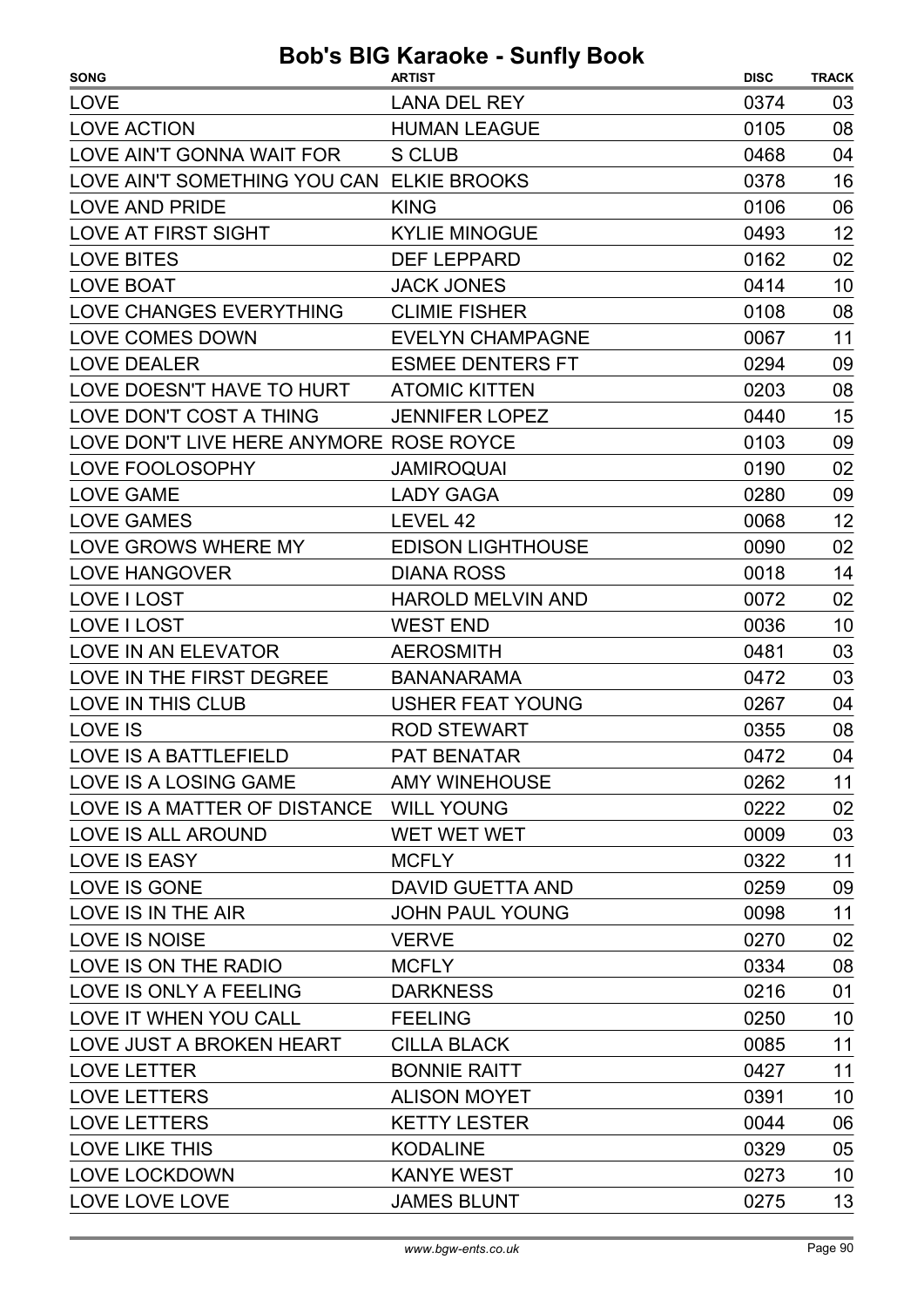# Bob's BIG Karaoke - Sunfly Book

| SONG | ARTIST | DISC | TRACK |
|---|---|---|---|
| LOVE | LANA DEL REY | 0374 | 03 |
| LOVE ACTION | HUMAN LEAGUE | 0105 | 08 |
| LOVE AIN'T GONNA WAIT FOR | S CLUB | 0468 | 04 |
| LOVE AIN'T SOMETHING YOU CAN | ELKIE BROOKS | 0378 | 16 |
| LOVE AND PRIDE | KING | 0106 | 06 |
| LOVE AT FIRST SIGHT | KYLIE MINOGUE | 0493 | 12 |
| LOVE BITES | DEF LEPPARD | 0162 | 02 |
| LOVE BOAT | JACK JONES | 0414 | 10 |
| LOVE CHANGES EVERYTHING | CLIMIE FISHER | 0108 | 08 |
| LOVE COMES DOWN | EVELYN CHAMPAGNE | 0067 | 11 |
| LOVE DEALER | ESMEE DENTERS FT | 0294 | 09 |
| LOVE DOESN'T HAVE TO HURT | ATOMIC KITTEN | 0203 | 08 |
| LOVE DON'T COST A THING | JENNIFER LOPEZ | 0440 | 15 |
| LOVE DON'T LIVE HERE ANYMORE | ROSE ROYCE | 0103 | 09 |
| LOVE FOOLOSOPHY | JAMIROQUAI | 0190 | 02 |
| LOVE GAME | LADY GAGA | 0280 | 09 |
| LOVE GAMES | LEVEL 42 | 0068 | 12 |
| LOVE GROWS WHERE MY | EDISON LIGHTHOUSE | 0090 | 02 |
| LOVE HANGOVER | DIANA ROSS | 0018 | 14 |
| LOVE I LOST | HAROLD MELVIN AND | 0072 | 02 |
| LOVE I LOST | WEST END | 0036 | 10 |
| LOVE IN AN ELEVATOR | AEROSMITH | 0481 | 03 |
| LOVE IN THE FIRST DEGREE | BANANARAMA | 0472 | 03 |
| LOVE IN THIS CLUB | USHER FEAT YOUNG | 0267 | 04 |
| LOVE IS | ROD STEWART | 0355 | 08 |
| LOVE IS A BATTLEFIELD | PAT BENATAR | 0472 | 04 |
| LOVE IS A LOSING GAME | AMY WINEHOUSE | 0262 | 11 |
| LOVE IS A MATTER OF DISTANCE | WILL YOUNG | 0222 | 02 |
| LOVE IS ALL AROUND | WET WET WET | 0009 | 03 |
| LOVE IS EASY | MCFLY | 0322 | 11 |
| LOVE IS GONE | DAVID GUETTA AND | 0259 | 09 |
| LOVE IS IN THE AIR | JOHN PAUL YOUNG | 0098 | 11 |
| LOVE IS NOISE | VERVE | 0270 | 02 |
| LOVE IS ON THE RADIO | MCFLY | 0334 | 08 |
| LOVE IS ONLY A FEELING | DARKNESS | 0216 | 01 |
| LOVE IT WHEN YOU CALL | FEELING | 0250 | 10 |
| LOVE JUST A BROKEN HEART | CILLA BLACK | 0085 | 11 |
| LOVE LETTER | BONNIE RAITT | 0427 | 11 |
| LOVE LETTERS | ALISON MOYET | 0391 | 10 |
| LOVE LETTERS | KETTY LESTER | 0044 | 06 |
| LOVE LIKE THIS | KODALINE | 0329 | 05 |
| LOVE LOCKDOWN | KANYE WEST | 0273 | 10 |
| LOVE LOVE LOVE | JAMES BLUNT | 0275 | 13 |

www.bgw-ents.co.uk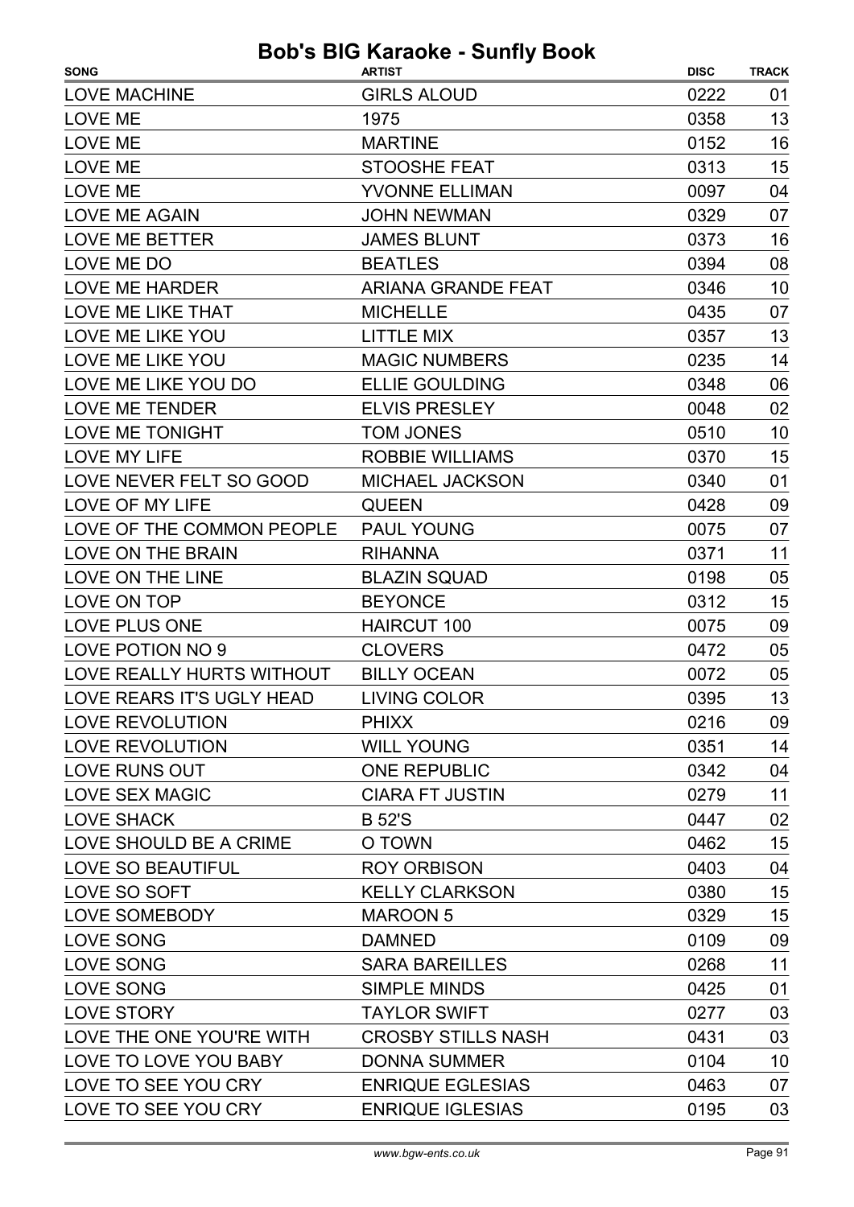# Bob's BIG Karaoke - Sunfly Book

| SONG | ARTIST | DISC | TRACK |
|---|---|---|---|
| LOVE MACHINE | GIRLS ALOUD | 0222 | 01 |
| LOVE ME | 1975 | 0358 | 13 |
| LOVE ME | MARTINE | 0152 | 16 |
| LOVE ME | STOOSHE FEAT | 0313 | 15 |
| LOVE ME | YVONNE ELLIMAN | 0097 | 04 |
| LOVE ME AGAIN | JOHN NEWMAN | 0329 | 07 |
| LOVE ME BETTER | JAMES BLUNT | 0373 | 16 |
| LOVE ME DO | BEATLES | 0394 | 08 |
| LOVE ME HARDER | ARIANA GRANDE FEAT | 0346 | 10 |
| LOVE ME LIKE THAT | MICHELLE | 0435 | 07 |
| LOVE ME LIKE YOU | LITTLE MIX | 0357 | 13 |
| LOVE ME LIKE YOU | MAGIC NUMBERS | 0235 | 14 |
| LOVE ME LIKE YOU DO | ELLIE GOULDING | 0348 | 06 |
| LOVE ME TENDER | ELVIS PRESLEY | 0048 | 02 |
| LOVE ME TONIGHT | TOM JONES | 0510 | 10 |
| LOVE MY LIFE | ROBBIE WILLIAMS | 0370 | 15 |
| LOVE NEVER FELT SO GOOD | MICHAEL JACKSON | 0340 | 01 |
| LOVE OF MY LIFE | QUEEN | 0428 | 09 |
| LOVE OF THE COMMON PEOPLE | PAUL YOUNG | 0075 | 07 |
| LOVE ON THE BRAIN | RIHANNA | 0371 | 11 |
| LOVE ON THE LINE | BLAZIN SQUAD | 0198 | 05 |
| LOVE ON TOP | BEYONCE | 0312 | 15 |
| LOVE PLUS ONE | HAIRCUT 100 | 0075 | 09 |
| LOVE POTION NO 9 | CLOVERS | 0472 | 05 |
| LOVE REALLY HURTS WITHOUT | BILLY OCEAN | 0072 | 05 |
| LOVE REARS IT'S UGLY HEAD | LIVING COLOR | 0395 | 13 |
| LOVE REVOLUTION | PHIXX | 0216 | 09 |
| LOVE REVOLUTION | WILL YOUNG | 0351 | 14 |
| LOVE RUNS OUT | ONE REPUBLIC | 0342 | 04 |
| LOVE SEX MAGIC | CIARA FT JUSTIN | 0279 | 11 |
| LOVE SHACK | B 52'S | 0447 | 02 |
| LOVE SHOULD BE A CRIME | O TOWN | 0462 | 15 |
| LOVE SO BEAUTIFUL | ROY ORBISON | 0403 | 04 |
| LOVE SO SOFT | KELLY CLARKSON | 0380 | 15 |
| LOVE SOMEBODY | MAROON 5 | 0329 | 15 |
| LOVE SONG | DAMNED | 0109 | 09 |
| LOVE SONG | SARA BAREILLES | 0268 | 11 |
| LOVE SONG | SIMPLE MINDS | 0425 | 01 |
| LOVE STORY | TAYLOR SWIFT | 0277 | 03 |
| LOVE THE ONE YOU'RE WITH | CROSBY STILLS NASH | 0431 | 03 |
| LOVE TO LOVE YOU BABY | DONNA SUMMER | 0104 | 10 |
| LOVE TO SEE YOU CRY | ENRIQUE EGLESIAS | 0463 | 07 |
| LOVE TO SEE YOU CRY | ENRIQUE IGLESIAS | 0195 | 03 |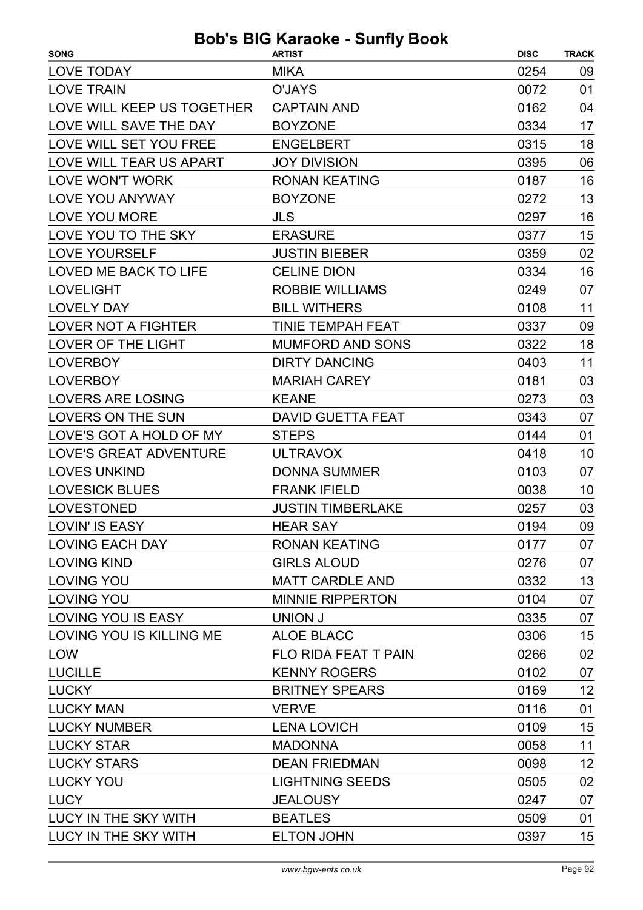# Bob's BIG Karaoke - Sunfly Book

| SONG | ARTIST | DISC | TRACK |
|---|---|---|---|
| LOVE TODAY | MIKA | 0254 | 09 |
| LOVE TRAIN | O'JAYS | 0072 | 01 |
| LOVE WILL KEEP US TOGETHER | CAPTAIN AND | 0162 | 04 |
| LOVE WILL SAVE THE DAY | BOYZONE | 0334 | 17 |
| LOVE WILL SET YOU FREE | ENGELBERT | 0315 | 18 |
| LOVE WILL TEAR US APART | JOY DIVISION | 0395 | 06 |
| LOVE WON'T WORK | RONAN KEATING | 0187 | 16 |
| LOVE YOU ANYWAY | BOYZONE | 0272 | 13 |
| LOVE YOU MORE | JLS | 0297 | 16 |
| LOVE YOU TO THE SKY | ERASURE | 0377 | 15 |
| LOVE YOURSELF | JUSTIN BIEBER | 0359 | 02 |
| LOVED ME BACK TO LIFE | CELINE DION | 0334 | 16 |
| LOVELIGHT | ROBBIE WILLIAMS | 0249 | 07 |
| LOVELY DAY | BILL WITHERS | 0108 | 11 |
| LOVER NOT A FIGHTER | TINIE TEMPAH FEAT | 0337 | 09 |
| LOVER OF THE LIGHT | MUMFORD AND SONS | 0322 | 18 |
| LOVERBOY | DIRTY DANCING | 0403 | 11 |
| LOVERBOY | MARIAH CAREY | 0181 | 03 |
| LOVERS ARE LOSING | KEANE | 0273 | 03 |
| LOVERS ON THE SUN | DAVID GUETTA FEAT | 0343 | 07 |
| LOVE'S GOT A HOLD OF MY | STEPS | 0144 | 01 |
| LOVE'S GREAT ADVENTURE | ULTRAVOX | 0418 | 10 |
| LOVES UNKIND | DONNA SUMMER | 0103 | 07 |
| LOVESICK BLUES | FRANK IFIELD | 0038 | 10 |
| LOVESTONED | JUSTIN TIMBERLAKE | 0257 | 03 |
| LOVIN' IS EASY | HEAR SAY | 0194 | 09 |
| LOVING EACH DAY | RONAN KEATING | 0177 | 07 |
| LOVING KIND | GIRLS ALOUD | 0276 | 07 |
| LOVING YOU | MATT CARDLE AND | 0332 | 13 |
| LOVING YOU | MINNIE RIPPERTON | 0104 | 07 |
| LOVING YOU IS EASY | UNION J | 0335 | 07 |
| LOVING YOU IS KILLING ME | ALOE BLACC | 0306 | 15 |
| LOW | FLO RIDA FEAT T PAIN | 0266 | 02 |
| LUCILLE | KENNY ROGERS | 0102 | 07 |
| LUCKY | BRITNEY SPEARS | 0169 | 12 |
| LUCKY MAN | VERVE | 0116 | 01 |
| LUCKY NUMBER | LENA LOVICH | 0109 | 15 |
| LUCKY STAR | MADONNA | 0058 | 11 |
| LUCKY STARS | DEAN FRIEDMAN | 0098 | 12 |
| LUCKY YOU | LIGHTNING SEEDS | 0505 | 02 |
| LUCY | JEALOUSY | 0247 | 07 |
| LUCY IN THE SKY WITH | BEATLES | 0509 | 01 |
| LUCY IN THE SKY WITH | ELTON JOHN | 0397 | 15 |

www.bgw-ents.co.uk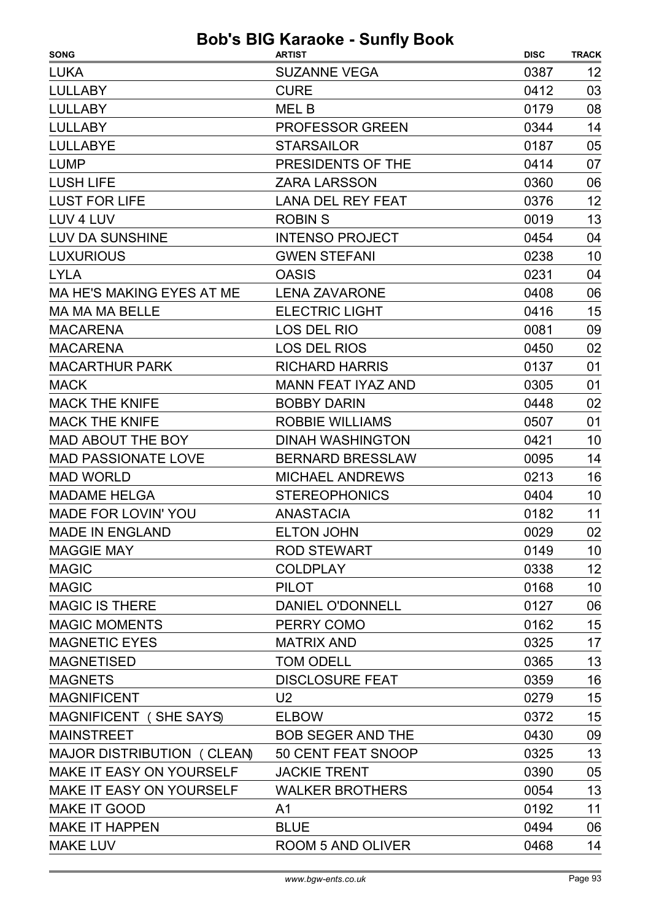# Bob's BIG Karaoke - Sunfly Book

| SONG | ARTIST | DISC | TRACK |
|---|---|---|---|
| LUKA | SUZANNE VEGA | 0387 | 12 |
| LULLABY | CURE | 0412 | 03 |
| LULLABY | MEL B | 0179 | 08 |
| LULLABY | PROFESSOR GREEN | 0344 | 14 |
| LULLABYE | STARSAILOR | 0187 | 05 |
| LUMP | PRESIDENTS OF THE | 0414 | 07 |
| LUSH LIFE | ZARA LARSSON | 0360 | 06 |
| LUST FOR LIFE | LANA DEL REY FEAT | 0376 | 12 |
| LUV 4 LUV | ROBIN S | 0019 | 13 |
| LUV DA SUNSHINE | INTENSO PROJECT | 0454 | 04 |
| LUXURIOUS | GWEN STEFANI | 0238 | 10 |
| LYLA | OASIS | 0231 | 04 |
| MA HE'S MAKING EYES AT ME | LENA ZAVARONE | 0408 | 06 |
| MA MA MA BELLE | ELECTRIC LIGHT | 0416 | 15 |
| MACARENA | LOS DEL RIO | 0081 | 09 |
| MACARENA | LOS DEL RIOS | 0450 | 02 |
| MACARTHUR PARK | RICHARD HARRIS | 0137 | 01 |
| MACK | MANN FEAT IYAZ AND | 0305 | 01 |
| MACK THE KNIFE | BOBBY DARIN | 0448 | 02 |
| MACK THE KNIFE | ROBBIE WILLIAMS | 0507 | 01 |
| MAD ABOUT THE BOY | DINAH WASHINGTON | 0421 | 10 |
| MAD PASSIONATE LOVE | BERNARD BRESSLAW | 0095 | 14 |
| MAD WORLD | MICHAEL ANDREWS | 0213 | 16 |
| MADAME HELGA | STEREOPHONICS | 0404 | 10 |
| MADE FOR LOVIN' YOU | ANASTACIA | 0182 | 11 |
| MADE IN ENGLAND | ELTON JOHN | 0029 | 02 |
| MAGGIE MAY | ROD STEWART | 0149 | 10 |
| MAGIC | COLDPLAY | 0338 | 12 |
| MAGIC | PILOT | 0168 | 10 |
| MAGIC IS THERE | DANIEL O'DONNELL | 0127 | 06 |
| MAGIC MOMENTS | PERRY COMO | 0162 | 15 |
| MAGNETIC EYES | MATRIX AND | 0325 | 17 |
| MAGNETISED | TOM ODELL | 0365 | 13 |
| MAGNETS | DISCLOSURE FEAT | 0359 | 16 |
| MAGNIFICENT | U2 | 0279 | 15 |
| MAGNIFICENT ( SHE SAYS) | ELBOW | 0372 | 15 |
| MAINSTREET | BOB SEGER AND THE | 0430 | 09 |
| MAJOR DISTRIBUTION ( CLEAN) | 50 CENT FEAT SNOOP | 0325 | 13 |
| MAKE IT EASY ON YOURSELF | JACKIE TRENT | 0390 | 05 |
| MAKE IT EASY ON YOURSELF | WALKER BROTHERS | 0054 | 13 |
| MAKE IT GOOD | A1 | 0192 | 11 |
| MAKE IT HAPPEN | BLUE | 0494 | 06 |
| MAKE LUV | ROOM 5 AND OLIVER | 0468 | 14 |

*www.bgw-ents.co.uk*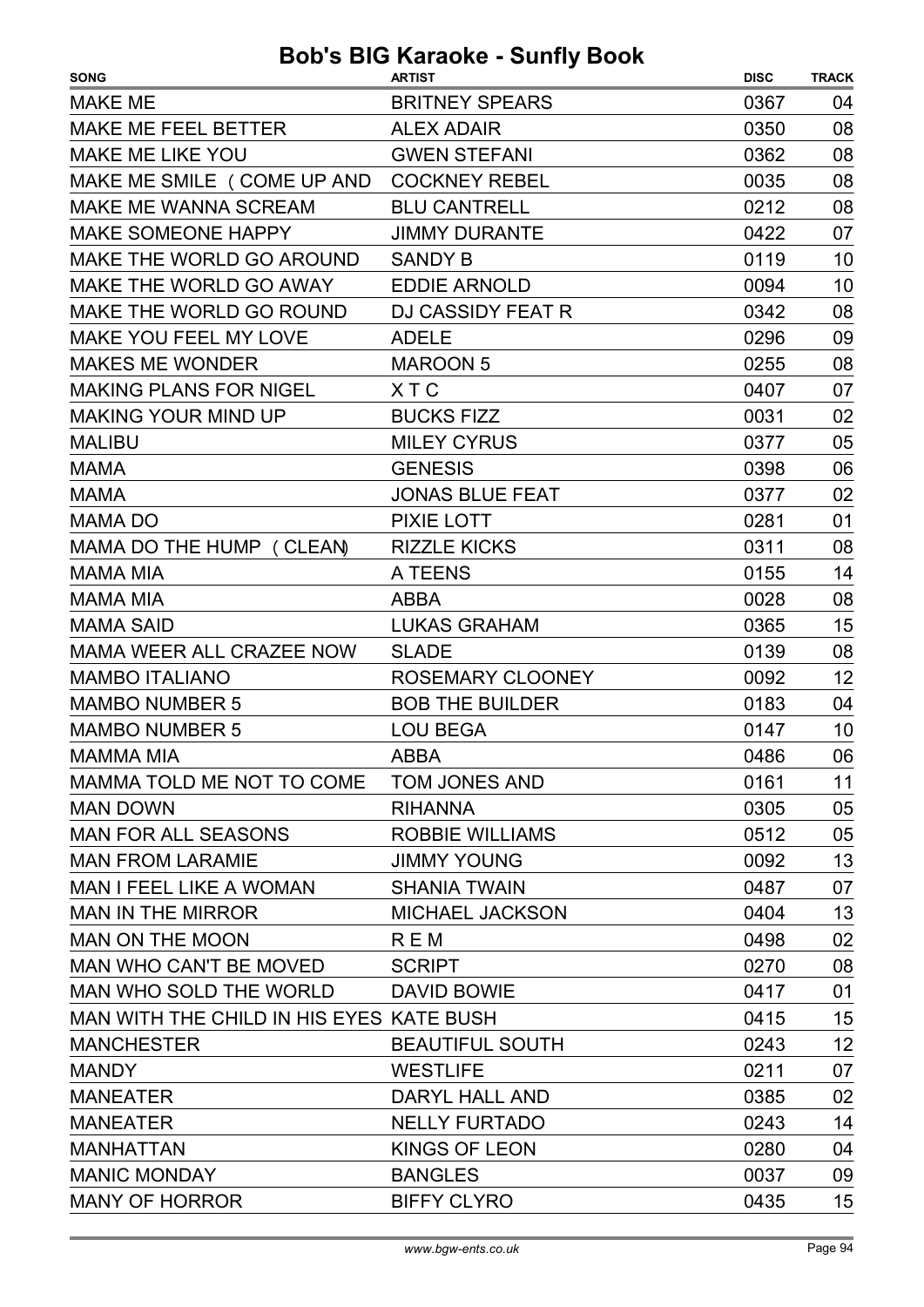# Bob's BIG Karaoke - Sunfly Book

| SONG | ARTIST | DISC | TRACK |
|---|---|---|---|
| MAKE ME | BRITNEY SPEARS | 0367 | 04 |
| MAKE ME FEEL BETTER | ALEX ADAIR | 0350 | 08 |
| MAKE ME LIKE YOU | GWEN STEFANI | 0362 | 08 |
| MAKE ME SMILE ( COME UP AND | COCKNEY REBEL | 0035 | 08 |
| MAKE ME WANNA SCREAM | BLU CANTRELL | 0212 | 08 |
| MAKE SOMEONE HAPPY | JIMMY DURANTE | 0422 | 07 |
| MAKE THE WORLD GO AROUND | SANDY B | 0119 | 10 |
| MAKE THE WORLD GO AWAY | EDDIE ARNOLD | 0094 | 10 |
| MAKE THE WORLD GO ROUND | DJ CASSIDY FEAT R | 0342 | 08 |
| MAKE YOU FEEL MY LOVE | ADELE | 0296 | 09 |
| MAKES ME WONDER | MAROON 5 | 0255 | 08 |
| MAKING PLANS FOR NIGEL | X T C | 0407 | 07 |
| MAKING YOUR MIND UP | BUCKS FIZZ | 0031 | 02 |
| MALIBU | MILEY CYRUS | 0377 | 05 |
| MAMA | GENESIS | 0398 | 06 |
| MAMA | JONAS BLUE FEAT | 0377 | 02 |
| MAMA DO | PIXIE LOTT | 0281 | 01 |
| MAMA DO THE HUMP ( CLEAN) | RIZZLE KICKS | 0311 | 08 |
| MAMA MIA | A TEENS | 0155 | 14 |
| MAMA MIA | ABBA | 0028 | 08 |
| MAMA SAID | LUKAS GRAHAM | 0365 | 15 |
| MAMA WEER ALL CRAZEE NOW | SLADE | 0139 | 08 |
| MAMBO ITALIANO | ROSEMARY CLOONEY | 0092 | 12 |
| MAMBO NUMBER 5 | BOB THE BUILDER | 0183 | 04 |
| MAMBO NUMBER 5 | LOU BEGA | 0147 | 10 |
| MAMMA MIA | ABBA | 0486 | 06 |
| MAMMA TOLD ME NOT TO COME | TOM JONES AND | 0161 | 11 |
| MAN DOWN | RIHANNA | 0305 | 05 |
| MAN FOR ALL SEASONS | ROBBIE WILLIAMS | 0512 | 05 |
| MAN FROM LARAMIE | JIMMY YOUNG | 0092 | 13 |
| MAN I FEEL LIKE A WOMAN | SHANIA TWAIN | 0487 | 07 |
| MAN IN THE MIRROR | MICHAEL JACKSON | 0404 | 13 |
| MAN ON THE MOON | R E M | 0498 | 02 |
| MAN WHO CAN'T BE MOVED | SCRIPT | 0270 | 08 |
| MAN WHO SOLD THE WORLD | DAVID BOWIE | 0417 | 01 |
| MAN WITH THE CHILD IN HIS EYES | KATE BUSH | 0415 | 15 |
| MANCHESTER | BEAUTIFUL SOUTH | 0243 | 12 |
| MANDY | WESTLIFE | 0211 | 07 |
| MANEATER | DARYL HALL AND | 0385 | 02 |
| MANEATER | NELLY FURTADO | 0243 | 14 |
| MANHATTAN | KINGS OF LEON | 0280 | 04 |
| MANIC MONDAY | BANGLES | 0037 | 09 |
| MANY OF HORROR | BIFFY CLYRO | 0435 | 15 |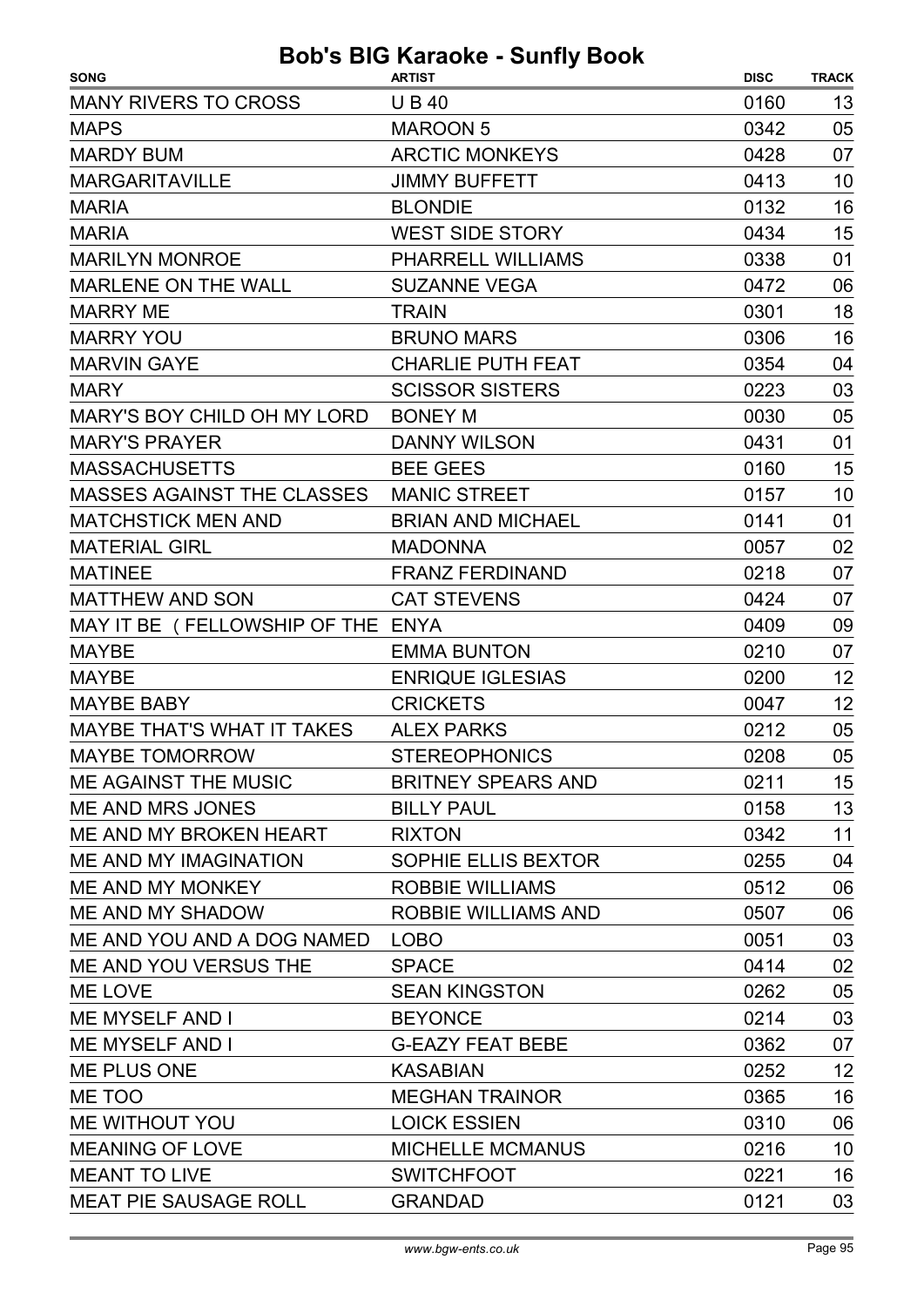# Bob's BIG Karaoke - Sunfly Book

| SONG | ARTIST | DISC | TRACK |
|---|---|---|---|
| MANY RIVERS TO CROSS | U B 40 | 0160 | 13 |
| MAPS | MAROON 5 | 0342 | 05 |
| MARDY BUM | ARCTIC MONKEYS | 0428 | 07 |
| MARGARITAVILLE | JIMMY BUFFETT | 0413 | 10 |
| MARIA | BLONDIE | 0132 | 16 |
| MARIA | WEST SIDE STORY | 0434 | 15 |
| MARILYN MONROE | PHARRELL WILLIAMS | 0338 | 01 |
| MARLENE ON THE WALL | SUZANNE VEGA | 0472 | 06 |
| MARRY ME | TRAIN | 0301 | 18 |
| MARRY YOU | BRUNO MARS | 0306 | 16 |
| MARVIN GAYE | CHARLIE PUTH FEAT | 0354 | 04 |
| MARY | SCISSOR SISTERS | 0223 | 03 |
| MARY'S BOY CHILD OH MY LORD | BONEY M | 0030 | 05 |
| MARY'S PRAYER | DANNY WILSON | 0431 | 01 |
| MASSACHUSETTS | BEE GEES | 0160 | 15 |
| MASSES AGAINST THE CLASSES | MANIC STREET | 0157 | 10 |
| MATCHSTICK MEN AND | BRIAN AND MICHAEL | 0141 | 01 |
| MATERIAL GIRL | MADONNA | 0057 | 02 |
| MATINEE | FRANZ FERDINAND | 0218 | 07 |
| MATTHEW AND SON | CAT STEVENS | 0424 | 07 |
| MAY IT BE ( FELLOWSHIP OF THE | ENYA | 0409 | 09 |
| MAYBE | EMMA BUNTON | 0210 | 07 |
| MAYBE | ENRIQUE IGLESIAS | 0200 | 12 |
| MAYBE BABY | CRICKETS | 0047 | 12 |
| MAYBE THAT'S WHAT IT TAKES | ALEX PARKS | 0212 | 05 |
| MAYBE TOMORROW | STEREOPHONICS | 0208 | 05 |
| ME AGAINST THE MUSIC | BRITNEY SPEARS AND | 0211 | 15 |
| ME AND MRS JONES | BILLY PAUL | 0158 | 13 |
| ME AND MY BROKEN HEART | RIXTON | 0342 | 11 |
| ME AND MY IMAGINATION | SOPHIE ELLIS BEXTOR | 0255 | 04 |
| ME AND MY MONKEY | ROBBIE WILLIAMS | 0512 | 06 |
| ME AND MY SHADOW | ROBBIE WILLIAMS AND | 0507 | 06 |
| ME AND YOU AND A DOG NAMED | LOBO | 0051 | 03 |
| ME AND YOU VERSUS THE | SPACE | 0414 | 02 |
| ME LOVE | SEAN KINGSTON | 0262 | 05 |
| ME MYSELF AND I | BEYONCE | 0214 | 03 |
| ME MYSELF AND I | G-EAZY FEAT BEBE | 0362 | 07 |
| ME PLUS ONE | KASABIAN | 0252 | 12 |
| ME TOO | MEGHAN TRAINOR | 0365 | 16 |
| ME WITHOUT YOU | LOICK ESSIEN | 0310 | 06 |
| MEANING OF LOVE | MICHELLE MCMANUS | 0216 | 10 |
| MEANT TO LIVE | SWITCHFOOT | 0221 | 16 |
| MEAT PIE SAUSAGE ROLL | GRANDAD | 0121 | 03 |

www.bgw-ents.co.uk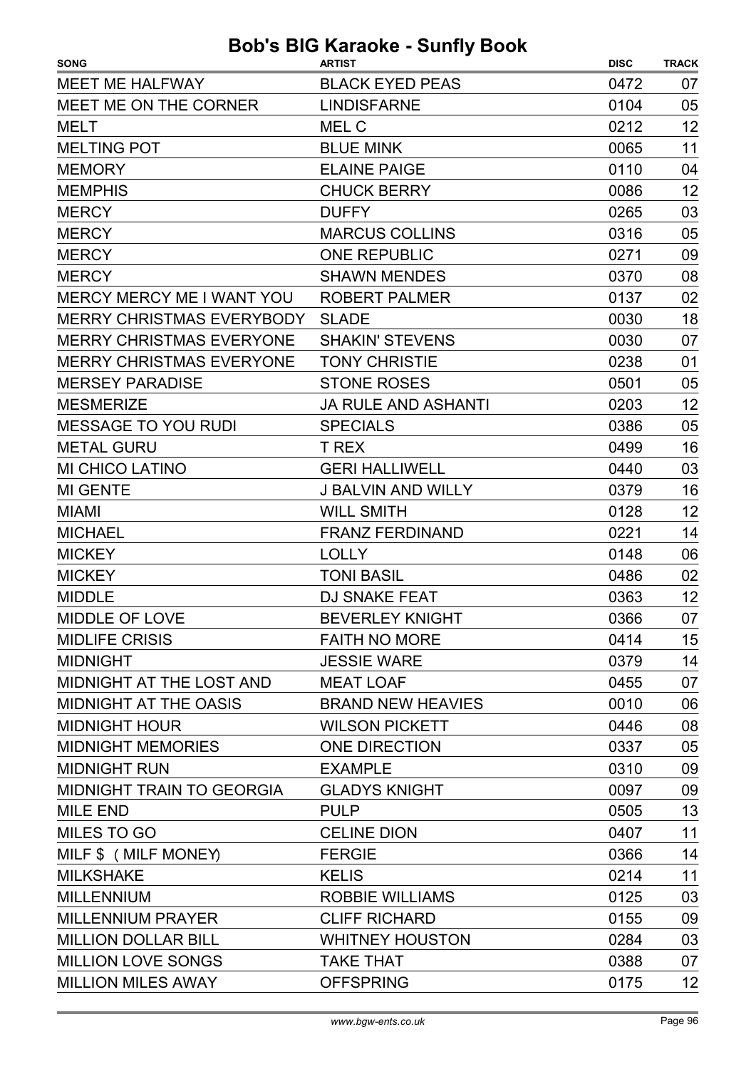# Bob's BIG Karaoke - Sunfly Book

| SONG | ARTIST | DISC | TRACK |
| --- | --- | --- | --- |
| MEET ME HALFWAY | BLACK EYED PEAS | 0472 | 07 |
| MEET ME ON THE CORNER | LINDISFARNE | 0104 | 05 |
| MELT | MEL C | 0212 | 12 |
| MELTING POT | BLUE MINK | 0065 | 11 |
| MEMORY | ELAINE PAIGE | 0110 | 04 |
| MEMPHIS | CHUCK BERRY | 0086 | 12 |
| MERCY | DUFFY | 0265 | 03 |
| MERCY | MARCUS COLLINS | 0316 | 05 |
| MERCY | ONE REPUBLIC | 0271 | 09 |
| MERCY | SHAWN MENDES | 0370 | 08 |
| MERCY MERCY ME I WANT YOU | ROBERT PALMER | 0137 | 02 |
| MERRY CHRISTMAS EVERYBODY | SLADE | 0030 | 18 |
| MERRY CHRISTMAS EVERYONE | SHAKIN' STEVENS | 0030 | 07 |
| MERRY CHRISTMAS EVERYONE | TONY CHRISTIE | 0238 | 01 |
| MERSEY PARADISE | STONE ROSES | 0501 | 05 |
| MESMERIZE | JA RULE AND ASHANTI | 0203 | 12 |
| MESSAGE TO YOU RUDI | SPECIALS | 0386 | 05 |
| METAL GURU | T REX | 0499 | 16 |
| MI CHICO LATINO | GERI HALLIWELL | 0440 | 03 |
| MI GENTE | J BALVIN AND WILLY | 0379 | 16 |
| MIAMI | WILL SMITH | 0128 | 12 |
| MICHAEL | FRANZ FERDINAND | 0221 | 14 |
| MICKEY | LOLLY | 0148 | 06 |
| MICKEY | TONI BASIL | 0486 | 02 |
| MIDDLE | DJ SNAKE FEAT | 0363 | 12 |
| MIDDLE OF LOVE | BEVERLEY KNIGHT | 0366 | 07 |
| MIDLIFE CRISIS | FAITH NO MORE | 0414 | 15 |
| MIDNIGHT | JESSIE WARE | 0379 | 14 |
| MIDNIGHT AT THE LOST AND | MEAT LOAF | 0455 | 07 |
| MIDNIGHT AT THE OASIS | BRAND NEW HEAVIES | 0010 | 06 |
| MIDNIGHT HOUR | WILSON PICKETT | 0446 | 08 |
| MIDNIGHT MEMORIES | ONE DIRECTION | 0337 | 05 |
| MIDNIGHT RUN | EXAMPLE | 0310 | 09 |
| MIDNIGHT TRAIN TO GEORGIA | GLADYS KNIGHT | 0097 | 09 |
| MILE END | PULP | 0505 | 13 |
| MILES TO GO | CELINE DION | 0407 | 11 |
| MILF $ ( MILF MONEY) | FERGIE | 0366 | 14 |
| MILKSHAKE | KELIS | 0214 | 11 |
| MILLENNIUM | ROBBIE WILLIAMS | 0125 | 03 |
| MILLENNIUM PRAYER | CLIFF RICHARD | 0155 | 09 |
| MILLION DOLLAR BILL | WHITNEY HOUSTON | 0284 | 03 |
| MILLION LOVE SONGS | TAKE THAT | 0388 | 07 |
| MILLION MILES AWAY | OFFSPRING | 0175 | 12 |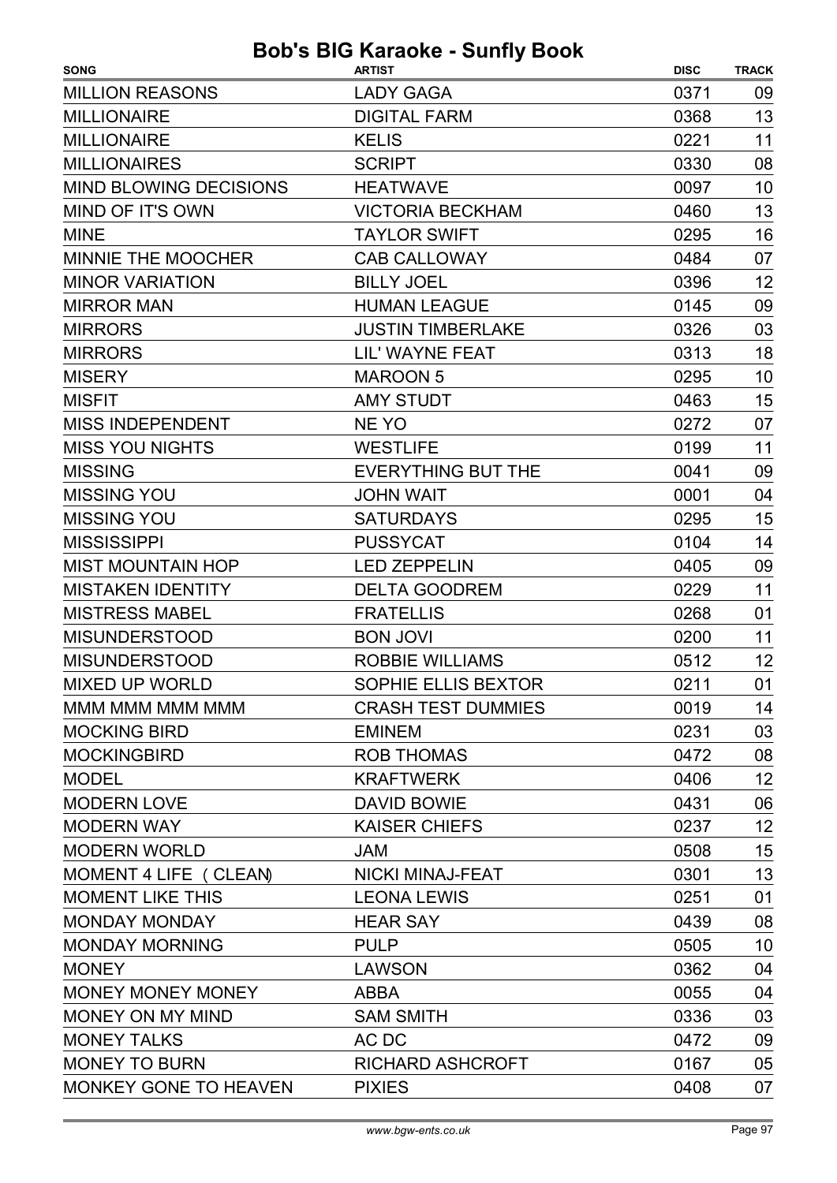# Bob's BIG Karaoke - Sunfly Book

| SONG | ARTIST | DISC | TRACK |
|---|---|---|---|
| MILLION REASONS | LADY GAGA | 0371 | 09 |
| MILLIONAIRE | DIGITAL FARM | 0368 | 13 |
| MILLIONAIRE | KELIS | 0221 | 11 |
| MILLIONAIRES | SCRIPT | 0330 | 08 |
| MIND BLOWING DECISIONS | HEATWAVE | 0097 | 10 |
| MIND OF IT'S OWN | VICTORIA BECKHAM | 0460 | 13 |
| MINE | TAYLOR SWIFT | 0295 | 16 |
| MINNIE THE MOOCHER | CAB CALLOWAY | 0484 | 07 |
| MINOR VARIATION | BILLY JOEL | 0396 | 12 |
| MIRROR MAN | HUMAN LEAGUE | 0145 | 09 |
| MIRRORS | JUSTIN TIMBERLAKE | 0326 | 03 |
| MIRRORS | LIL' WAYNE FEAT | 0313 | 18 |
| MISERY | MAROON 5 | 0295 | 10 |
| MISFIT | AMY STUDT | 0463 | 15 |
| MISS INDEPENDENT | NE YO | 0272 | 07 |
| MISS YOU NIGHTS | WESTLIFE | 0199 | 11 |
| MISSING | EVERYTHING BUT THE | 0041 | 09 |
| MISSING YOU | JOHN WAIT | 0001 | 04 |
| MISSING YOU | SATURDAYS | 0295 | 15 |
| MISSISSIPPI | PUSSYCAT | 0104 | 14 |
| MIST MOUNTAIN HOP | LED ZEPPELIN | 0405 | 09 |
| MISTAKEN IDENTITY | DELTA GOODREM | 0229 | 11 |
| MISTRESS MABEL | FRATELLIS | 0268 | 01 |
| MISUNDERSTOOD | BON JOVI | 0200 | 11 |
| MISUNDERSTOOD | ROBBIE WILLIAMS | 0512 | 12 |
| MIXED UP WORLD | SOPHIE ELLIS BEXTOR | 0211 | 01 |
| MMM MMM MMM MMM | CRASH TEST DUMMIES | 0019 | 14 |
| MOCKING BIRD | EMINEM | 0231 | 03 |
| MOCKINGBIRD | ROB THOMAS | 0472 | 08 |
| MODEL | KRAFTWERK | 0406 | 12 |
| MODERN LOVE | DAVID BOWIE | 0431 | 06 |
| MODERN WAY | KAISER CHIEFS | 0237 | 12 |
| MODERN WORLD | JAM | 0508 | 15 |
| MOMENT 4 LIFE ( CLEAN) | NICKI MINAJ-FEAT | 0301 | 13 |
| MOMENT LIKE THIS | LEONA LEWIS | 0251 | 01 |
| MONDAY MONDAY | HEAR SAY | 0439 | 08 |
| MONDAY MORNING | PULP | 0505 | 10 |
| MONEY | LAWSON | 0362 | 04 |
| MONEY MONEY MONEY | ABBA | 0055 | 04 |
| MONEY ON MY MIND | SAM SMITH | 0336 | 03 |
| MONEY TALKS | AC DC | 0472 | 09 |
| MONEY TO BURN | RICHARD ASHCROFT | 0167 | 05 |
| MONKEY GONE TO HEAVEN | PIXIES | 0408 | 07 |

*www.bgw-ents.co.uk*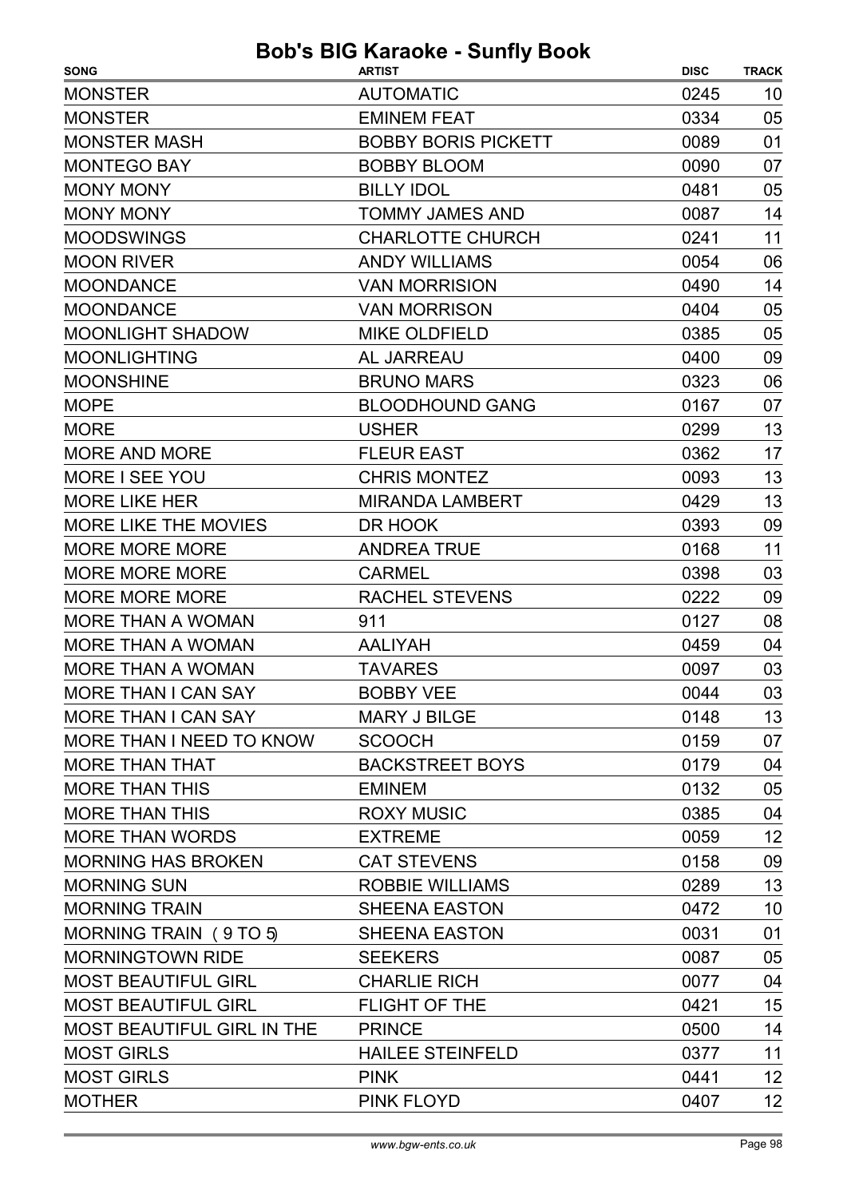# Bob's BIG Karaoke - Sunfly Book

| SONG | ARTIST | DISC | TRACK |
|---|---|---|---|
| MONSTER | AUTOMATIC | 0245 | 10 |
| MONSTER | EMINEM FEAT | 0334 | 05 |
| MONSTER MASH | BOBBY BORIS PICKETT | 0089 | 01 |
| MONTEGO BAY | BOBBY BLOOM | 0090 | 07 |
| MONY MONY | BILLY IDOL | 0481 | 05 |
| MONY MONY | TOMMY JAMES AND | 0087 | 14 |
| MOODSWINGS | CHARLOTTE CHURCH | 0241 | 11 |
| MOON RIVER | ANDY WILLIAMS | 0054 | 06 |
| MOONDANCE | VAN MORRISION | 0490 | 14 |
| MOONDANCE | VAN MORRISON | 0404 | 05 |
| MOONLIGHT SHADOW | MIKE OLDFIELD | 0385 | 05 |
| MOONLIGHTING | AL JARREAU | 0400 | 09 |
| MOONSHINE | BRUNO MARS | 0323 | 06 |
| MOPE | BLOODHOUND GANG | 0167 | 07 |
| MORE | USHER | 0299 | 13 |
| MORE AND MORE | FLEUR EAST | 0362 | 17 |
| MORE I SEE YOU | CHRIS MONTEZ | 0093 | 13 |
| MORE LIKE HER | MIRANDA LAMBERT | 0429 | 13 |
| MORE LIKE THE MOVIES | DR HOOK | 0393 | 09 |
| MORE MORE MORE | ANDREA TRUE | 0168 | 11 |
| MORE MORE MORE | CARMEL | 0398 | 03 |
| MORE MORE MORE | RACHEL STEVENS | 0222 | 09 |
| MORE THAN A WOMAN | 911 | 0127 | 08 |
| MORE THAN A WOMAN | AALIYAH | 0459 | 04 |
| MORE THAN A WOMAN | TAVARES | 0097 | 03 |
| MORE THAN I CAN SAY | BOBBY VEE | 0044 | 03 |
| MORE THAN I CAN SAY | MARY J BILGE | 0148 | 13 |
| MORE THAN I NEED TO KNOW | SCOOCH | 0159 | 07 |
| MORE THAN THAT | BACKSTREET BOYS | 0179 | 04 |
| MORE THAN THIS | EMINEM | 0132 | 05 |
| MORE THAN THIS | ROXY MUSIC | 0385 | 04 |
| MORE THAN WORDS | EXTREME | 0059 | 12 |
| MORNING HAS BROKEN | CAT STEVENS | 0158 | 09 |
| MORNING SUN | ROBBIE WILLIAMS | 0289 | 13 |
| MORNING TRAIN | SHEENA EASTON | 0472 | 10 |
| MORNING TRAIN ( 9 TO 5) | SHEENA EASTON | 0031 | 01 |
| MORNINGTOWN RIDE | SEEKERS | 0087 | 05 |
| MOST BEAUTIFUL GIRL | CHARLIE RICH | 0077 | 04 |
| MOST BEAUTIFUL GIRL | FLIGHT OF THE | 0421 | 15 |
| MOST BEAUTIFUL GIRL IN THE | PRINCE | 0500 | 14 |
| MOST GIRLS | HAILEE STEINFELD | 0377 | 11 |
| MOST GIRLS | PINK | 0441 | 12 |
| MOTHER | PINK FLOYD | 0407 | 12 |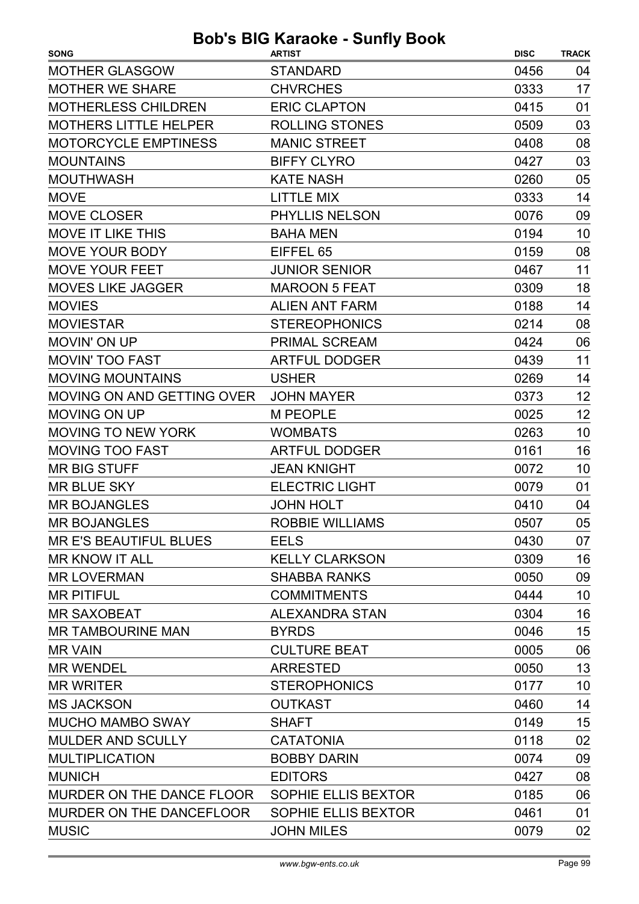# Bob's BIG Karaoke - Sunfly Book

| SONG | ARTIST | DISC | TRACK |
|---|---|---|---|
| MOTHER GLASGOW | STANDARD | 0456 | 04 |
| MOTHER WE SHARE | CHVRCHES | 0333 | 17 |
| MOTHERLESS CHILDREN | ERIC CLAPTON | 0415 | 01 |
| MOTHERS LITTLE HELPER | ROLLING STONES | 0509 | 03 |
| MOTORCYCLE EMPTINESS | MANIC STREET | 0408 | 08 |
| MOUNTAINS | BIFFY CLYRO | 0427 | 03 |
| MOUTHWASH | KATE NASH | 0260 | 05 |
| MOVE | LITTLE MIX | 0333 | 14 |
| MOVE CLOSER | PHYLLIS NELSON | 0076 | 09 |
| MOVE IT LIKE THIS | BAHA MEN | 0194 | 10 |
| MOVE YOUR BODY | EIFFEL 65 | 0159 | 08 |
| MOVE YOUR FEET | JUNIOR SENIOR | 0467 | 11 |
| MOVES LIKE JAGGER | MAROON 5 FEAT | 0309 | 18 |
| MOVIES | ALIEN ANT FARM | 0188 | 14 |
| MOVIESTAR | STEREOPHONICS | 0214 | 08 |
| MOVIN' ON UP | PRIMAL SCREAM | 0424 | 06 |
| MOVIN' TOO FAST | ARTFUL DODGER | 0439 | 11 |
| MOVING MOUNTAINS | USHER | 0269 | 14 |
| MOVING ON AND GETTING OVER | JOHN MAYER | 0373 | 12 |
| MOVING ON UP | M PEOPLE | 0025 | 12 |
| MOVING TO NEW YORK | WOMBATS | 0263 | 10 |
| MOVING TOO FAST | ARTFUL DODGER | 0161 | 16 |
| MR BIG STUFF | JEAN KNIGHT | 0072 | 10 |
| MR BLUE SKY | ELECTRIC LIGHT | 0079 | 01 |
| MR BOJANGLES | JOHN HOLT | 0410 | 04 |
| MR BOJANGLES | ROBBIE WILLIAMS | 0507 | 05 |
| MR E'S BEAUTIFUL BLUES | EELS | 0430 | 07 |
| MR KNOW IT ALL | KELLY CLARKSON | 0309 | 16 |
| MR LOVERMAN | SHABBA RANKS | 0050 | 09 |
| MR PITIFUL | COMMITMENTS | 0444 | 10 |
| MR SAXOBEAT | ALEXANDRA STAN | 0304 | 16 |
| MR TAMBOURINE MAN | BYRDS | 0046 | 15 |
| MR VAIN | CULTURE BEAT | 0005 | 06 |
| MR WENDEL | ARRESTED | 0050 | 13 |
| MR WRITER | STEROPHONICS | 0177 | 10 |
| MS JACKSON | OUTKAST | 0460 | 14 |
| MUCHO MAMBO SWAY | SHAFT | 0149 | 15 |
| MULDER AND SCULLY | CATATONIA | 0118 | 02 |
| MULTIPLICATION | BOBBY DARIN | 0074 | 09 |
| MUNICH | EDITORS | 0427 | 08 |
| MURDER ON THE DANCE FLOOR | SOPHIE ELLIS BEXTOR | 0185 | 06 |
| MURDER ON THE DANCEFLOOR | SOPHIE ELLIS BEXTOR | 0461 | 01 |
| MUSIC | JOHN MILES | 0079 | 02 |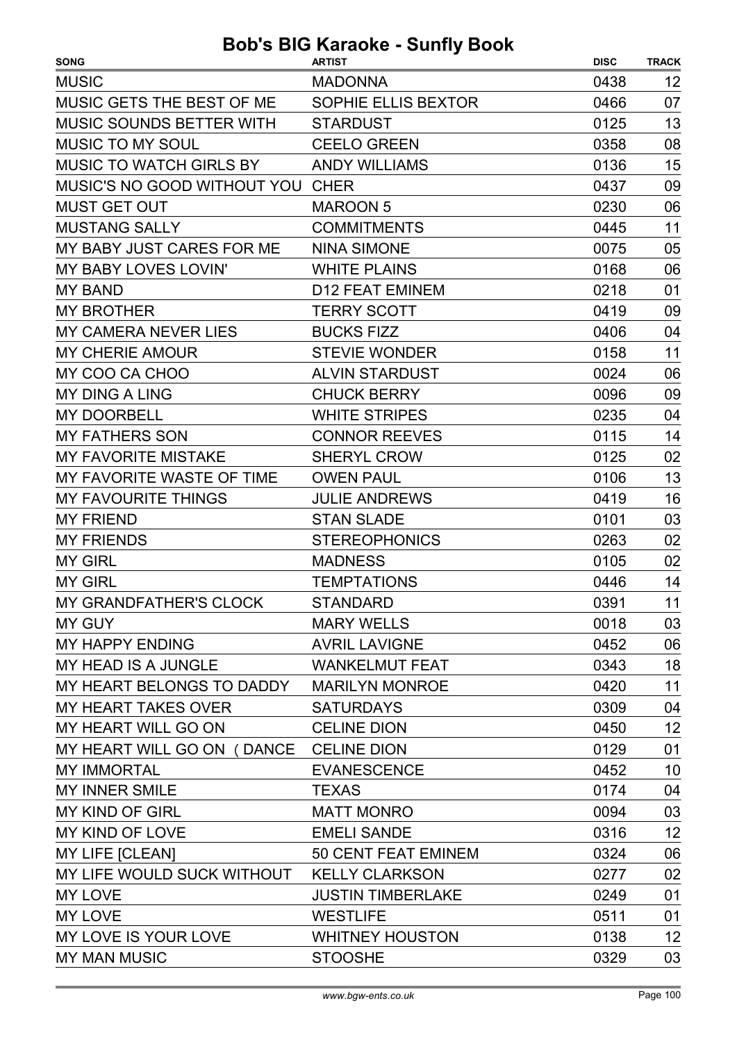# Bob's BIG Karaoke - Sunfly Book

| SONG | ARTIST | DISC | TRACK |
| --- | --- | --- | --- |
| MUSIC | MADONNA | 0438 | 12 |
| MUSIC GETS THE BEST OF ME | SOPHIE ELLIS BEXTOR | 0466 | 07 |
| MUSIC SOUNDS BETTER WITH | STARDUST | 0125 | 13 |
| MUSIC TO MY SOUL | CEELO GREEN | 0358 | 08 |
| MUSIC TO WATCH GIRLS BY | ANDY WILLIAMS | 0136 | 15 |
| MUSIC'S NO GOOD WITHOUT YOU | CHER | 0437 | 09 |
| MUST GET OUT | MAROON 5 | 0230 | 06 |
| MUSTANG SALLY | COMMITMENTS | 0445 | 11 |
| MY BABY JUST CARES FOR ME | NINA SIMONE | 0075 | 05 |
| MY BABY LOVES LOVIN' | WHITE PLAINS | 0168 | 06 |
| MY BAND | D12 FEAT EMINEM | 0218 | 01 |
| MY BROTHER | TERRY SCOTT | 0419 | 09 |
| MY CAMERA NEVER LIES | BUCKS FIZZ | 0406 | 04 |
| MY CHERIE AMOUR | STEVIE WONDER | 0158 | 11 |
| MY COO CA CHOO | ALVIN STARDUST | 0024 | 06 |
| MY DING A LING | CHUCK BERRY | 0096 | 09 |
| MY DOORBELL | WHITE STRIPES | 0235 | 04 |
| MY FATHERS SON | CONNOR REEVES | 0115 | 14 |
| MY FAVORITE MISTAKE | SHERYL CROW | 0125 | 02 |
| MY FAVORITE WASTE OF TIME | OWEN PAUL | 0106 | 13 |
| MY FAVOURITE THINGS | JULIE ANDREWS | 0419 | 16 |
| MY FRIEND | STAN SLADE | 0101 | 03 |
| MY FRIENDS | STEREOPHONICS | 0263 | 02 |
| MY GIRL | MADNESS | 0105 | 02 |
| MY GIRL | TEMPTATIONS | 0446 | 14 |
| MY GRANDFATHER'S CLOCK | STANDARD | 0391 | 11 |
| MY GUY | MARY WELLS | 0018 | 03 |
| MY HAPPY ENDING | AVRIL LAVIGNE | 0452 | 06 |
| MY HEAD IS A JUNGLE | WANKELMUT FEAT | 0343 | 18 |
| MY HEART BELONGS TO DADDY | MARILYN MONROE | 0420 | 11 |
| MY HEART TAKES OVER | SATURDAYS | 0309 | 04 |
| MY HEART WILL GO ON | CELINE DION | 0450 | 12 |
| MY HEART WILL GO ON ( DANCE | CELINE DION | 0129 | 01 |
| MY IMMORTAL | EVANESCENCE | 0452 | 10 |
| MY INNER SMILE | TEXAS | 0174 | 04 |
| MY KIND OF GIRL | MATT MONRO | 0094 | 03 |
| MY KIND OF LOVE | EMELI SANDE | 0316 | 12 |
| MY LIFE [CLEAN] | 50 CENT FEAT EMINEM | 0324 | 06 |
| MY LIFE WOULD SUCK WITHOUT | KELLY CLARKSON | 0277 | 02 |
| MY LOVE | JUSTIN TIMBERLAKE | 0249 | 01 |
| MY LOVE | WESTLIFE | 0511 | 01 |
| MY LOVE IS YOUR LOVE | WHITNEY HOUSTON | 0138 | 12 |
| MY MAN MUSIC | STOOSHE | 0329 | 03 |

www.bgw-ents.co.uk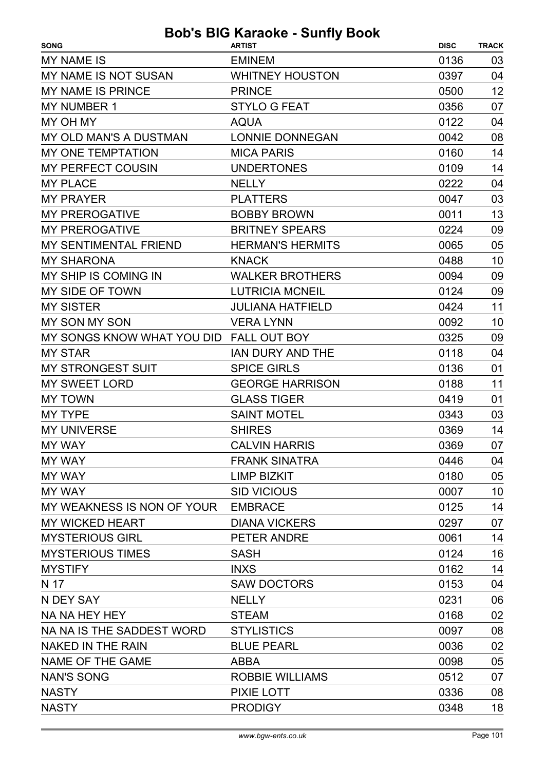# Bob's BIG Karaoke - Sunfly Book

| SONG | ARTIST | DISC | TRACK |
|---|---|---|---|
| MY NAME IS | EMINEM | 0136 | 03 |
| MY NAME IS NOT SUSAN | WHITNEY HOUSTON | 0397 | 04 |
| MY NAME IS PRINCE | PRINCE | 0500 | 12 |
| MY NUMBER 1 | STYLO G FEAT | 0356 | 07 |
| MY OH MY | AQUA | 0122 | 04 |
| MY OLD MAN'S A DUSTMAN | LONNIE DONNEGAN | 0042 | 08 |
| MY ONE TEMPTATION | MICA PARIS | 0160 | 14 |
| MY PERFECT COUSIN | UNDERTONES | 0109 | 14 |
| MY PLACE | NELLY | 0222 | 04 |
| MY PRAYER | PLATTERS | 0047 | 03 |
| MY PREROGATIVE | BOBBY BROWN | 0011 | 13 |
| MY PREROGATIVE | BRITNEY SPEARS | 0224 | 09 |
| MY SENTIMENTAL FRIEND | HERMAN'S HERMITS | 0065 | 05 |
| MY SHARONA | KNACK | 0488 | 10 |
| MY SHIP IS COMING IN | WALKER BROTHERS | 0094 | 09 |
| MY SIDE OF TOWN | LUTRICIA MCNEIL | 0124 | 09 |
| MY SISTER | JULIANA HATFIELD | 0424 | 11 |
| MY SON MY SON | VERA LYNN | 0092 | 10 |
| MY SONGS KNOW WHAT YOU DID | FALL OUT BOY | 0325 | 09 |
| MY STAR | IAN DURY AND THE | 0118 | 04 |
| MY STRONGEST SUIT | SPICE GIRLS | 0136 | 01 |
| MY SWEET LORD | GEORGE HARRISON | 0188 | 11 |
| MY TOWN | GLASS TIGER | 0419 | 01 |
| MY TYPE | SAINT MOTEL | 0343 | 03 |
| MY UNIVERSE | SHIRES | 0369 | 14 |
| MY WAY | CALVIN HARRIS | 0369 | 07 |
| MY WAY | FRANK SINATRA | 0446 | 04 |
| MY WAY | LIMP BIZKIT | 0180 | 05 |
| MY WAY | SID VICIOUS | 0007 | 10 |
| MY WEAKNESS IS NON OF YOUR | EMBRACE | 0125 | 14 |
| MY WICKED HEART | DIANA VICKERS | 0297 | 07 |
| MYSTERIOUS GIRL | PETER ANDRE | 0061 | 14 |
| MYSTERIOUS TIMES | SASH | 0124 | 16 |
| MYSTIFY | INXS | 0162 | 14 |
| N 17 | SAW DOCTORS | 0153 | 04 |
| N DEY SAY | NELLY | 0231 | 06 |
| NA NA HEY HEY | STEAM | 0168 | 02 |
| NA NA IS THE SADDEST WORD | STYLISTICS | 0097 | 08 |
| NAKED IN THE RAIN | BLUE PEARL | 0036 | 02 |
| NAME OF THE GAME | ABBA | 0098 | 05 |
| NAN'S SONG | ROBBIE WILLIAMS | 0512 | 07 |
| NASTY | PIXIE LOTT | 0336 | 08 |
| NASTY | PRODIGY | 0348 | 18 |

www.bgw-ents.co.uk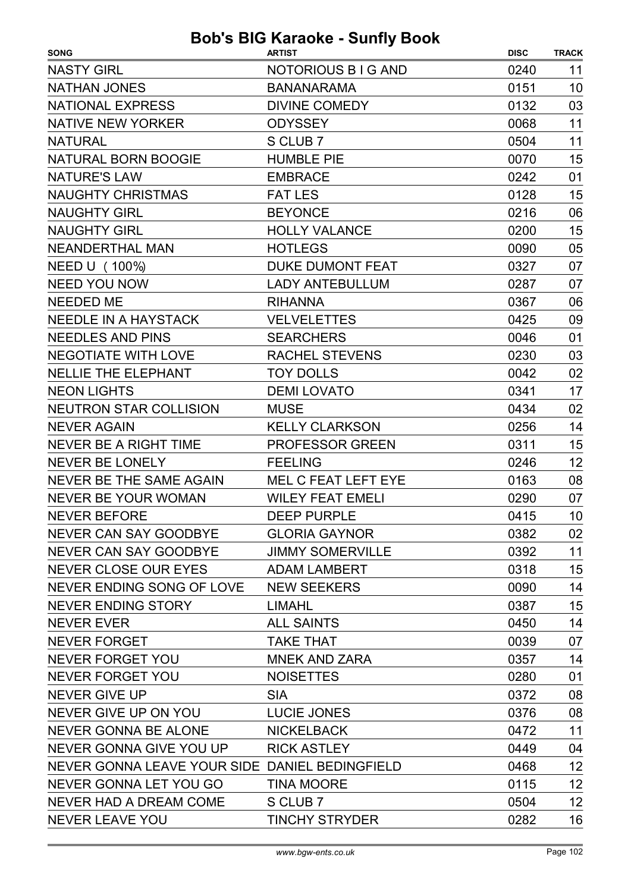# Bob's BIG Karaoke - Sunfly Book

| SONG | ARTIST | DISC | TRACK |
|---|---|---|---|
| NASTY GIRL | NOTORIOUS B I G AND | 0240 | 11 |
| NATHAN JONES | BANANARAMA | 0151 | 10 |
| NATIONAL EXPRESS | DIVINE COMEDY | 0132 | 03 |
| NATIVE NEW YORKER | ODYSSEY | 0068 | 11 |
| NATURAL | S CLUB 7 | 0504 | 11 |
| NATURAL BORN BOOGIE | HUMBLE PIE | 0070 | 15 |
| NATURE'S LAW | EMBRACE | 0242 | 01 |
| NAUGHTY CHRISTMAS | FAT LES | 0128 | 15 |
| NAUGHTY GIRL | BEYONCE | 0216 | 06 |
| NAUGHTY GIRL | HOLLY VALANCE | 0200 | 15 |
| NEANDERTHAL MAN | HOTLEGS | 0090 | 05 |
| NEED U ( 100%) | DUKE DUMONT FEAT | 0327 | 07 |
| NEED YOU NOW | LADY ANTEBULLUM | 0287 | 07 |
| NEEDED ME | RIHANNA | 0367 | 06 |
| NEEDLE IN A HAYSTACK | VELVELETTES | 0425 | 09 |
| NEEDLES AND PINS | SEARCHERS | 0046 | 01 |
| NEGOTIATE WITH LOVE | RACHEL STEVENS | 0230 | 03 |
| NELLIE THE ELEPHANT | TOY DOLLS | 0042 | 02 |
| NEON LIGHTS | DEMI LOVATO | 0341 | 17 |
| NEUTRON STAR COLLISION | MUSE | 0434 | 02 |
| NEVER AGAIN | KELLY CLARKSON | 0256 | 14 |
| NEVER BE A RIGHT TIME | PROFESSOR GREEN | 0311 | 15 |
| NEVER BE LONELY | FEELING | 0246 | 12 |
| NEVER BE THE SAME AGAIN | MEL C FEAT LEFT EYE | 0163 | 08 |
| NEVER BE YOUR WOMAN | WILEY FEAT EMELI | 0290 | 07 |
| NEVER BEFORE | DEEP PURPLE | 0415 | 10 |
| NEVER CAN SAY GOODBYE | GLORIA GAYNOR | 0382 | 02 |
| NEVER CAN SAY GOODBYE | JIMMY SOMERVILLE | 0392 | 11 |
| NEVER CLOSE OUR EYES | ADAM LAMBERT | 0318 | 15 |
| NEVER ENDING SONG OF LOVE | NEW SEEKERS | 0090 | 14 |
| NEVER ENDING STORY | LIMAHL | 0387 | 15 |
| NEVER EVER | ALL SAINTS | 0450 | 14 |
| NEVER FORGET | TAKE THAT | 0039 | 07 |
| NEVER FORGET YOU | MNEK AND ZARA | 0357 | 14 |
| NEVER FORGET YOU | NOISETTES | 0280 | 01 |
| NEVER GIVE UP | SIA | 0372 | 08 |
| NEVER GIVE UP ON YOU | LUCIE JONES | 0376 | 08 |
| NEVER GONNA BE ALONE | NICKELBACK | 0472 | 11 |
| NEVER GONNA GIVE YOU UP | RICK ASTLEY | 0449 | 04 |
| NEVER GONNA LEAVE YOUR SIDE | DANIEL BEDINGFIELD | 0468 | 12 |
| NEVER GONNA LET YOU GO | TINA MOORE | 0115 | 12 |
| NEVER HAD A DREAM COME | S CLUB 7 | 0504 | 12 |
| NEVER LEAVE YOU | TINCHY STRYDER | 0282 | 16 |

www.bgw-ents.co.uk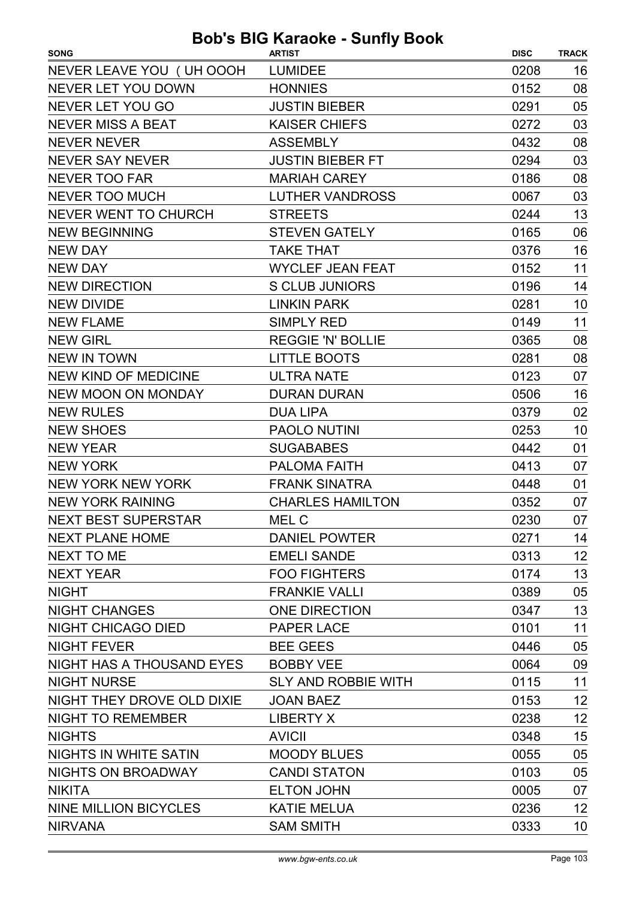# Bob's BIG Karaoke - Sunfly Book

| SONG | ARTIST | DISC | TRACK |
|---|---|---|---|
| NEVER LEAVE YOU ( UH OOOH | LUMIDEE | 0208 | 16 |
| NEVER LET YOU DOWN | HONNIES | 0152 | 08 |
| NEVER LET YOU GO | JUSTIN BIEBER | 0291 | 05 |
| NEVER MISS A BEAT | KAISER CHIEFS | 0272 | 03 |
| NEVER NEVER | ASSEMBLY | 0432 | 08 |
| NEVER SAY NEVER | JUSTIN BIEBER FT | 0294 | 03 |
| NEVER TOO FAR | MARIAH CAREY | 0186 | 08 |
| NEVER TOO MUCH | LUTHER VANDROSS | 0067 | 03 |
| NEVER WENT TO CHURCH | STREETS | 0244 | 13 |
| NEW BEGINNING | STEVEN GATELY | 0165 | 06 |
| NEW DAY | TAKE THAT | 0376 | 16 |
| NEW DAY | WYCLEF JEAN FEAT | 0152 | 11 |
| NEW DIRECTION | S CLUB JUNIORS | 0196 | 14 |
| NEW DIVIDE | LINKIN PARK | 0281 | 10 |
| NEW FLAME | SIMPLY RED | 0149 | 11 |
| NEW GIRL | REGGIE 'N' BOLLIE | 0365 | 08 |
| NEW IN TOWN | LITTLE BOOTS | 0281 | 08 |
| NEW KIND OF MEDICINE | ULTRA NATE | 0123 | 07 |
| NEW MOON ON MONDAY | DURAN DURAN | 0506 | 16 |
| NEW RULES | DUA LIPA | 0379 | 02 |
| NEW SHOES | PAOLO NUTINI | 0253 | 10 |
| NEW YEAR | SUGABABES | 0442 | 01 |
| NEW YORK | PALOMA FAITH | 0413 | 07 |
| NEW YORK NEW YORK | FRANK SINATRA | 0448 | 01 |
| NEW YORK RAINING | CHARLES HAMILTON | 0352 | 07 |
| NEXT BEST SUPERSTAR | MEL C | 0230 | 07 |
| NEXT PLANE HOME | DANIEL POWTER | 0271 | 14 |
| NEXT TO ME | EMELI SANDE | 0313 | 12 |
| NEXT YEAR | FOO FIGHTERS | 0174 | 13 |
| NIGHT | FRANKIE VALLI | 0389 | 05 |
| NIGHT CHANGES | ONE DIRECTION | 0347 | 13 |
| NIGHT CHICAGO DIED | PAPER LACE | 0101 | 11 |
| NIGHT FEVER | BEE GEES | 0446 | 05 |
| NIGHT HAS A THOUSAND EYES | BOBBY VEE | 0064 | 09 |
| NIGHT NURSE | SLY AND ROBBIE WITH | 0115 | 11 |
| NIGHT THEY DROVE OLD DIXIE | JOAN BAEZ | 0153 | 12 |
| NIGHT TO REMEMBER | LIBERTY X | 0238 | 12 |
| NIGHTS | AVICII | 0348 | 15 |
| NIGHTS IN WHITE SATIN | MOODY BLUES | 0055 | 05 |
| NIGHTS ON BROADWAY | CANDI STATON | 0103 | 05 |
| NIKITA | ELTON JOHN | 0005 | 07 |
| NINE MILLION BICYCLES | KATIE MELUA | 0236 | 12 |
| NIRVANA | SAM SMITH | 0333 | 10 |

www.bgw-ents.co.uk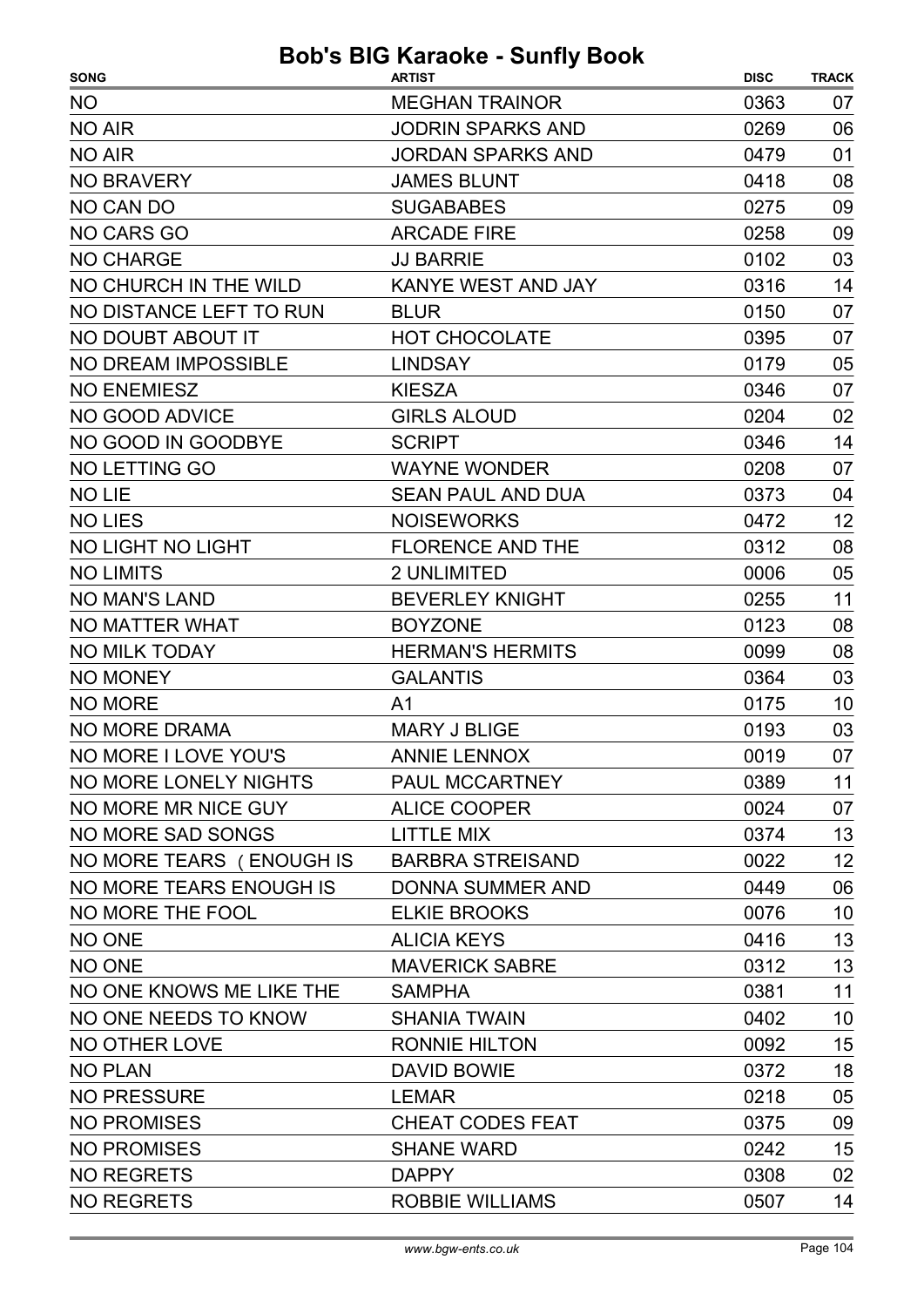# Bob's BIG Karaoke - Sunfly Book

| SONG | ARTIST | DISC | TRACK |
|---|---|---|---|
| NO | MEGHAN TRAINOR | 0363 | 07 |
| NO AIR | JODRIN SPARKS AND | 0269 | 06 |
| NO AIR | JORDAN SPARKS AND | 0479 | 01 |
| NO BRAVERY | JAMES BLUNT | 0418 | 08 |
| NO CAN DO | SUGABABES | 0275 | 09 |
| NO CARS GO | ARCADE FIRE | 0258 | 09 |
| NO CHARGE | JJ BARRIE | 0102 | 03 |
| NO CHURCH IN THE WILD | KANYE WEST AND JAY | 0316 | 14 |
| NO DISTANCE LEFT TO RUN | BLUR | 0150 | 07 |
| NO DOUBT ABOUT IT | HOT CHOCOLATE | 0395 | 07 |
| NO DREAM IMPOSSIBLE | LINDSAY | 0179 | 05 |
| NO ENEMIESZ | KIESZA | 0346 | 07 |
| NO GOOD ADVICE | GIRLS ALOUD | 0204 | 02 |
| NO GOOD IN GOODBYE | SCRIPT | 0346 | 14 |
| NO LETTING GO | WAYNE WONDER | 0208 | 07 |
| NO LIE | SEAN PAUL AND DUA | 0373 | 04 |
| NO LIES | NOISEWORKS | 0472 | 12 |
| NO LIGHT NO LIGHT | FLORENCE AND THE | 0312 | 08 |
| NO LIMITS | 2 UNLIMITED | 0006 | 05 |
| NO MAN'S LAND | BEVERLEY KNIGHT | 0255 | 11 |
| NO MATTER WHAT | BOYZONE | 0123 | 08 |
| NO MILK TODAY | HERMAN'S HERMITS | 0099 | 08 |
| NO MONEY | GALANTIS | 0364 | 03 |
| NO MORE | A1 | 0175 | 10 |
| NO MORE DRAMA | MARY J BLIGE | 0193 | 03 |
| NO MORE I LOVE YOU'S | ANNIE LENNOX | 0019 | 07 |
| NO MORE LONELY NIGHTS | PAUL MCCARTNEY | 0389 | 11 |
| NO MORE MR NICE GUY | ALICE COOPER | 0024 | 07 |
| NO MORE SAD SONGS | LITTLE MIX | 0374 | 13 |
| NO MORE TEARS ( ENOUGH IS | BARBRA STREISAND | 0022 | 12 |
| NO MORE TEARS ENOUGH IS | DONNA SUMMER AND | 0449 | 06 |
| NO MORE THE FOOL | ELKIE BROOKS | 0076 | 10 |
| NO ONE | ALICIA KEYS | 0416 | 13 |
| NO ONE | MAVERICK SABRE | 0312 | 13 |
| NO ONE KNOWS ME LIKE THE | SAMPHA | 0381 | 11 |
| NO ONE NEEDS TO KNOW | SHANIA TWAIN | 0402 | 10 |
| NO OTHER LOVE | RONNIE HILTON | 0092 | 15 |
| NO PLAN | DAVID BOWIE | 0372 | 18 |
| NO PRESSURE | LEMAR | 0218 | 05 |
| NO PROMISES | CHEAT CODES FEAT | 0375 | 09 |
| NO PROMISES | SHANE WARD | 0242 | 15 |
| NO REGRETS | DAPPY | 0308 | 02 |
| NO REGRETS | ROBBIE WILLIAMS | 0507 | 14 |

www.bgw-ents.co.uk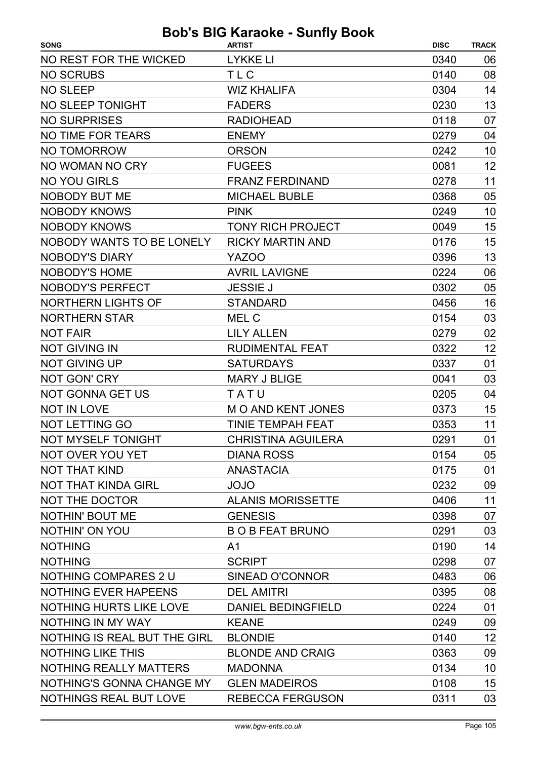# Bob's BIG Karaoke - Sunfly Book

| SONG | ARTIST | DISC | TRACK |
|---|---|---|---|
| NO REST FOR THE WICKED | LYKKE LI | 0340 | 06 |
| NO SCRUBS | T L C | 0140 | 08 |
| NO SLEEP | WIZ KHALIFA | 0304 | 14 |
| NO SLEEP TONIGHT | FADERS | 0230 | 13 |
| NO SURPRISES | RADIOHEAD | 0118 | 07 |
| NO TIME FOR TEARS | ENEMY | 0279 | 04 |
| NO TOMORROW | ORSON | 0242 | 10 |
| NO WOMAN NO CRY | FUGEES | 0081 | 12 |
| NO YOU GIRLS | FRANZ FERDINAND | 0278 | 11 |
| NOBODY BUT ME | MICHAEL BUBLE | 0368 | 05 |
| NOBODY KNOWS | PINK | 0249 | 10 |
| NOBODY KNOWS | TONY RICH PROJECT | 0049 | 15 |
| NOBODY WANTS TO BE LONELY | RICKY MARTIN AND | 0176 | 15 |
| NOBODY'S DIARY | YAZOO | 0396 | 13 |
| NOBODY'S HOME | AVRIL LAVIGNE | 0224 | 06 |
| NOBODY'S PERFECT | JESSIE J | 0302 | 05 |
| NORTHERN LIGHTS OF | STANDARD | 0456 | 16 |
| NORTHERN STAR | MEL C | 0154 | 03 |
| NOT FAIR | LILY ALLEN | 0279 | 02 |
| NOT GIVING IN | RUDIMENTAL FEAT | 0322 | 12 |
| NOT GIVING UP | SATURDAYS | 0337 | 01 |
| NOT GON' CRY | MARY J BLIGE | 0041 | 03 |
| NOT GONNA GET US | T A T U | 0205 | 04 |
| NOT IN LOVE | M O AND KENT JONES | 0373 | 15 |
| NOT LETTING GO | TINIE TEMPAH FEAT | 0353 | 11 |
| NOT MYSELF TONIGHT | CHRISTINA AGUILERA | 0291 | 01 |
| NOT OVER YOU YET | DIANA ROSS | 0154 | 05 |
| NOT THAT KIND | ANASTACIA | 0175 | 01 |
| NOT THAT KINDA GIRL | JOJO | 0232 | 09 |
| NOT THE DOCTOR | ALANIS MORISSETTE | 0406 | 11 |
| NOTHIN' BOUT ME | GENESIS | 0398 | 07 |
| NOTHIN' ON YOU | B O B FEAT BRUNO | 0291 | 03 |
| NOTHING | A1 | 0190 | 14 |
| NOTHING | SCRIPT | 0298 | 07 |
| NOTHING COMPARES 2 U | SINEAD O'CONNOR | 0483 | 06 |
| NOTHING EVER HAPEENS | DEL AMITRI | 0395 | 08 |
| NOTHING HURTS LIKE LOVE | DANIEL BEDINGFIELD | 0224 | 01 |
| NOTHING IN MY WAY | KEANE | 0249 | 09 |
| NOTHING IS REAL BUT THE GIRL | BLONDIE | 0140 | 12 |
| NOTHING LIKE THIS | BLONDE AND CRAIG | 0363 | 09 |
| NOTHING REALLY MATTERS | MADONNA | 0134 | 10 |
| NOTHING'S GONNA CHANGE MY | GLEN MADEIROS | 0108 | 15 |
| NOTHINGS REAL BUT LOVE | REBECCA FERGUSON | 0311 | 03 |

www.bgw-ents.co.uk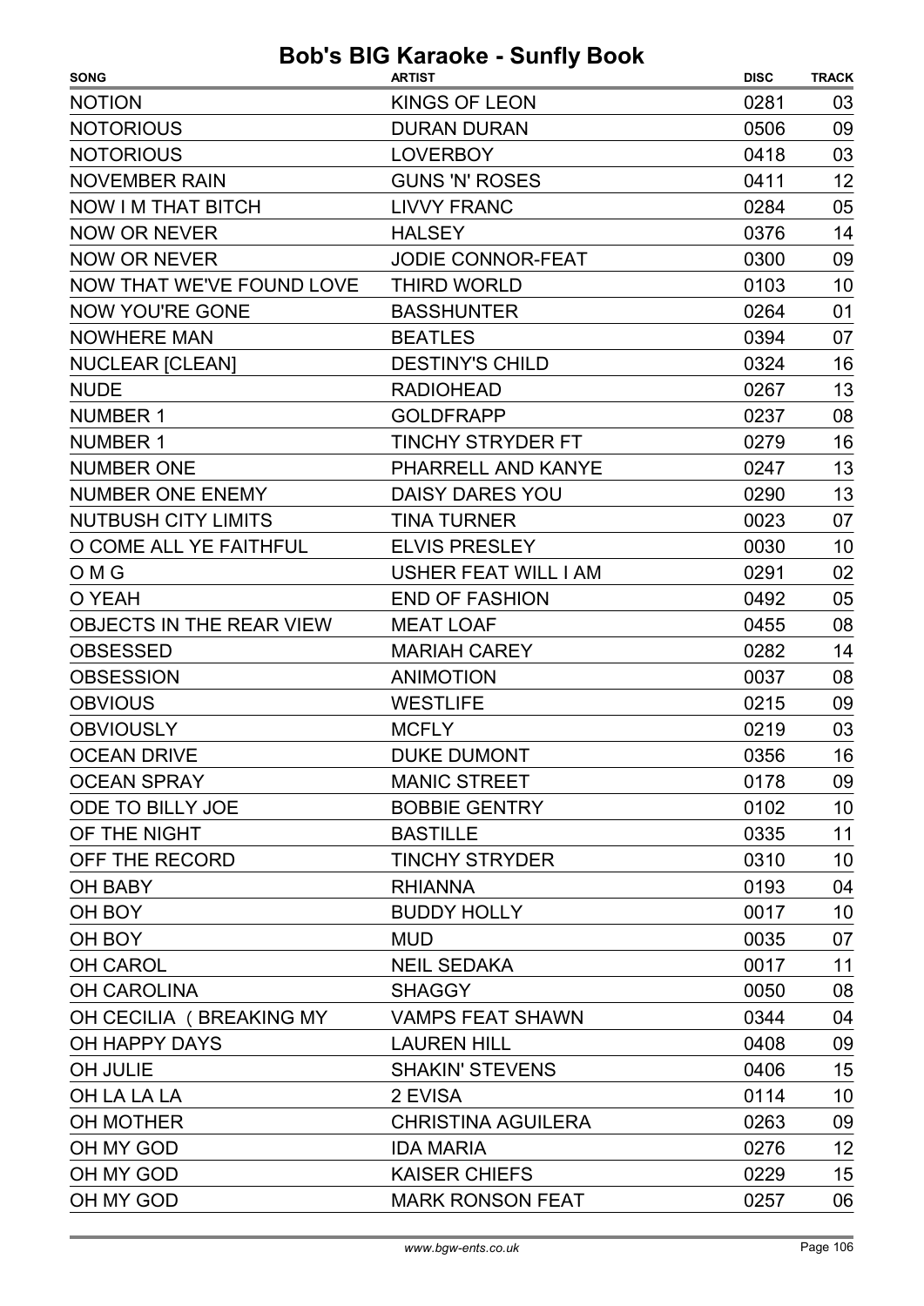# Bob's BIG Karaoke - Sunfly Book

| SONG | ARTIST | DISC | TRACK |
|---|---|---|---|
| NOTION | KINGS OF LEON | 0281 | 03 |
| NOTORIOUS | DURAN DURAN | 0506 | 09 |
| NOTORIOUS | LOVERBOY | 0418 | 03 |
| NOVEMBER RAIN | GUNS 'N' ROSES | 0411 | 12 |
| NOW I M THAT BITCH | LIVVY FRANC | 0284 | 05 |
| NOW OR NEVER | HALSEY | 0376 | 14 |
| NOW OR NEVER | JODIE CONNOR-FEAT | 0300 | 09 |
| NOW THAT WE'VE FOUND LOVE | THIRD WORLD | 0103 | 10 |
| NOW YOU'RE GONE | BASSHUNTER | 0264 | 01 |
| NOWHERE MAN | BEATLES | 0394 | 07 |
| NUCLEAR [CLEAN] | DESTINY'S CHILD | 0324 | 16 |
| NUDE | RADIOHEAD | 0267 | 13 |
| NUMBER 1 | GOLDFRAPP | 0237 | 08 |
| NUMBER 1 | TINCHY STRYDER FT | 0279 | 16 |
| NUMBER ONE | PHARRELL AND KANYE | 0247 | 13 |
| NUMBER ONE ENEMY | DAISY DARES YOU | 0290 | 13 |
| NUTBUSH CITY LIMITS | TINA TURNER | 0023 | 07 |
| O COME ALL YE FAITHFUL | ELVIS PRESLEY | 0030 | 10 |
| O M G | USHER FEAT WILL I AM | 0291 | 02 |
| O YEAH | END OF FASHION | 0492 | 05 |
| OBJECTS IN THE REAR VIEW | MEAT LOAF | 0455 | 08 |
| OBSESSED | MARIAH CAREY | 0282 | 14 |
| OBSESSION | ANIMOTION | 0037 | 08 |
| OBVIOUS | WESTLIFE | 0215 | 09 |
| OBVIOUSLY | MCFLY | 0219 | 03 |
| OCEAN DRIVE | DUKE DUMONT | 0356 | 16 |
| OCEAN SPRAY | MANIC STREET | 0178 | 09 |
| ODE TO BILLY JOE | BOBBIE GENTRY | 0102 | 10 |
| OF THE NIGHT | BASTILLE | 0335 | 11 |
| OFF THE RECORD | TINCHY STRYDER | 0310 | 10 |
| OH BABY | RHIANNA | 0193 | 04 |
| OH BOY | BUDDY HOLLY | 0017 | 10 |
| OH BOY | MUD | 0035 | 07 |
| OH CAROL | NEIL SEDAKA | 0017 | 11 |
| OH CAROLINA | SHAGGY | 0050 | 08 |
| OH CECILIA ( BREAKING MY | VAMPS FEAT SHAWN | 0344 | 04 |
| OH HAPPY DAYS | LAUREN HILL | 0408 | 09 |
| OH JULIE | SHAKIN' STEVENS | 0406 | 15 |
| OH LA LA LA | 2 EVISA | 0114 | 10 |
| OH MOTHER | CHRISTINA AGUILERA | 0263 | 09 |
| OH MY GOD | IDA MARIA | 0276 | 12 |
| OH MY GOD | KAISER CHIEFS | 0229 | 15 |
| OH MY GOD | MARK RONSON FEAT | 0257 | 06 |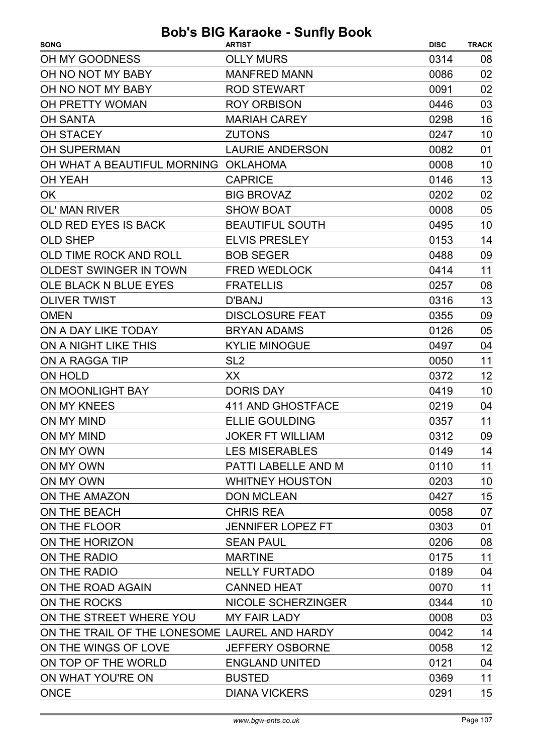# Bob's BIG Karaoke - Sunfly Book

| SONG | ARTIST | DISC | TRACK |
|---|---|---|---|
| OH MY GOODNESS | OLLY MURS | 0314 | 08 |
| OH NO NOT MY BABY | MANFRED MANN | 0086 | 02 |
| OH NO NOT MY BABY | ROD STEWART | 0091 | 02 |
| OH PRETTY WOMAN | ROY ORBISON | 0446 | 03 |
| OH SANTA | MARIAH CAREY | 0298 | 16 |
| OH STACEY | ZUTONS | 0247 | 10 |
| OH SUPERMAN | LAURIE ANDERSON | 0082 | 01 |
| OH WHAT A BEAUTIFUL MORNING | OKLAHOMA | 0008 | 10 |
| OH YEAH | CAPRICE | 0146 | 13 |
| OK | BIG BROVAZ | 0202 | 02 |
| OL' MAN RIVER | SHOW BOAT | 0008 | 05 |
| OLD RED EYES IS BACK | BEAUTIFUL SOUTH | 0495 | 10 |
| OLD SHEP | ELVIS PRESLEY | 0153 | 14 |
| OLD TIME ROCK AND ROLL | BOB SEGER | 0488 | 09 |
| OLDEST SWINGER IN TOWN | FRED WEDLOCK | 0414 | 11 |
| OLE BLACK N BLUE EYES | FRATELLIS | 0257 | 08 |
| OLIVER TWIST | D'BANJ | 0316 | 13 |
| OMEN | DISCLOSURE FEAT | 0355 | 09 |
| ON A DAY LIKE TODAY | BRYAN ADAMS | 0126 | 05 |
| ON A NIGHT LIKE THIS | KYLIE MINOGUE | 0497 | 04 |
| ON A RAGGA TIP | SL2 | 0050 | 11 |
| ON HOLD | XX | 0372 | 12 |
| ON MOONLIGHT BAY | DORIS DAY | 0419 | 10 |
| ON MY KNEES | 411 AND GHOSTFACE | 0219 | 04 |
| ON MY MIND | ELLIE GOULDING | 0357 | 11 |
| ON MY MIND | JOKER FT WILLIAM | 0312 | 09 |
| ON MY OWN | LES MISERABLES | 0149 | 14 |
| ON MY OWN | PATTI LABELLE AND M | 0110 | 11 |
| ON MY OWN | WHITNEY HOUSTON | 0203 | 10 |
| ON THE AMAZON | DON MCLEAN | 0427 | 15 |
| ON THE BEACH | CHRIS REA | 0058 | 07 |
| ON THE FLOOR | JENNIFER LOPEZ FT | 0303 | 01 |
| ON THE HORIZON | SEAN PAUL | 0206 | 08 |
| ON THE RADIO | MARTINE | 0175 | 11 |
| ON THE RADIO | NELLY FURTADO | 0189 | 04 |
| ON THE ROAD AGAIN | CANNED HEAT | 0070 | 11 |
| ON THE ROCKS | NICOLE SCHERZINGER | 0344 | 10 |
| ON THE STREET WHERE YOU | MY FAIR LADY | 0008 | 03 |
| ON THE TRAIL OF THE LONESOME | LAUREL AND HARDY | 0042 | 14 |
| ON THE WINGS OF LOVE | JEFFERY OSBORNE | 0058 | 12 |
| ON TOP OF THE WORLD | ENGLAND UNITED | 0121 | 04 |
| ON WHAT YOU'RE ON | BUSTED | 0369 | 11 |
| ONCE | DIANA VICKERS | 0291 | 15 |

www.bgw-ents.co.uk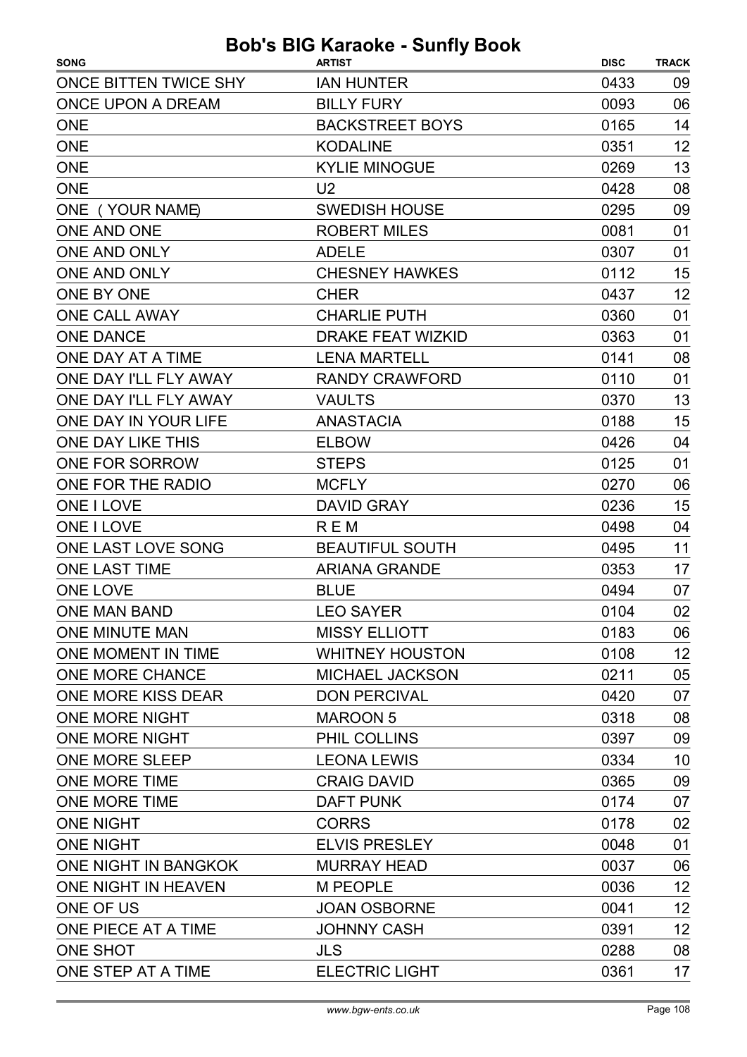# Bob's BIG Karaoke - Sunfly Book

| SONG | ARTIST | DISC | TRACK |
| --- | --- | --- | --- |
| ONCE BITTEN TWICE SHY | IAN HUNTER | 0433 | 09 |
| ONCE UPON A DREAM | BILLY FURY | 0093 | 06 |
| ONE | BACKSTREET BOYS | 0165 | 14 |
| ONE | KODALINE | 0351 | 12 |
| ONE | KYLIE MINOGUE | 0269 | 13 |
| ONE | U2 | 0428 | 08 |
| ONE ( YOUR NAME) | SWEDISH HOUSE | 0295 | 09 |
| ONE AND ONE | ROBERT MILES | 0081 | 01 |
| ONE AND ONLY | ADELE | 0307 | 01 |
| ONE AND ONLY | CHESNEY HAWKES | 0112 | 15 |
| ONE BY ONE | CHER | 0437 | 12 |
| ONE CALL AWAY | CHARLIE PUTH | 0360 | 01 |
| ONE DANCE | DRAKE FEAT WIZKID | 0363 | 01 |
| ONE DAY AT A TIME | LENA MARTELL | 0141 | 08 |
| ONE DAY I'LL FLY AWAY | RANDY CRAWFORD | 0110 | 01 |
| ONE DAY I'LL FLY AWAY | VAULTS | 0370 | 13 |
| ONE DAY IN YOUR LIFE | ANASTACIA | 0188 | 15 |
| ONE DAY LIKE THIS | ELBOW | 0426 | 04 |
| ONE FOR SORROW | STEPS | 0125 | 01 |
| ONE FOR THE RADIO | MCFLY | 0270 | 06 |
| ONE I LOVE | DAVID GRAY | 0236 | 15 |
| ONE I LOVE | R E M | 0498 | 04 |
| ONE LAST LOVE SONG | BEAUTIFUL SOUTH | 0495 | 11 |
| ONE LAST TIME | ARIANA GRANDE | 0353 | 17 |
| ONE LOVE | BLUE | 0494 | 07 |
| ONE MAN BAND | LEO SAYER | 0104 | 02 |
| ONE MINUTE MAN | MISSY ELLIOTT | 0183 | 06 |
| ONE MOMENT IN TIME | WHITNEY HOUSTON | 0108 | 12 |
| ONE MORE CHANCE | MICHAEL JACKSON | 0211 | 05 |
| ONE MORE KISS DEAR | DON PERCIVAL | 0420 | 07 |
| ONE MORE NIGHT | MAROON 5 | 0318 | 08 |
| ONE MORE NIGHT | PHIL COLLINS | 0397 | 09 |
| ONE MORE SLEEP | LEONA LEWIS | 0334 | 10 |
| ONE MORE TIME | CRAIG DAVID | 0365 | 09 |
| ONE MORE TIME | DAFT PUNK | 0174 | 07 |
| ONE NIGHT | CORRS | 0178 | 02 |
| ONE NIGHT | ELVIS PRESLEY | 0048 | 01 |
| ONE NIGHT IN BANGKOK | MURRAY HEAD | 0037 | 06 |
| ONE NIGHT IN HEAVEN | M PEOPLE | 0036 | 12 |
| ONE OF US | JOAN OSBORNE | 0041 | 12 |
| ONE PIECE AT A TIME | JOHNNY CASH | 0391 | 12 |
| ONE SHOT | JLS | 0288 | 08 |
| ONE STEP AT A TIME | ELECTRIC LIGHT | 0361 | 17 |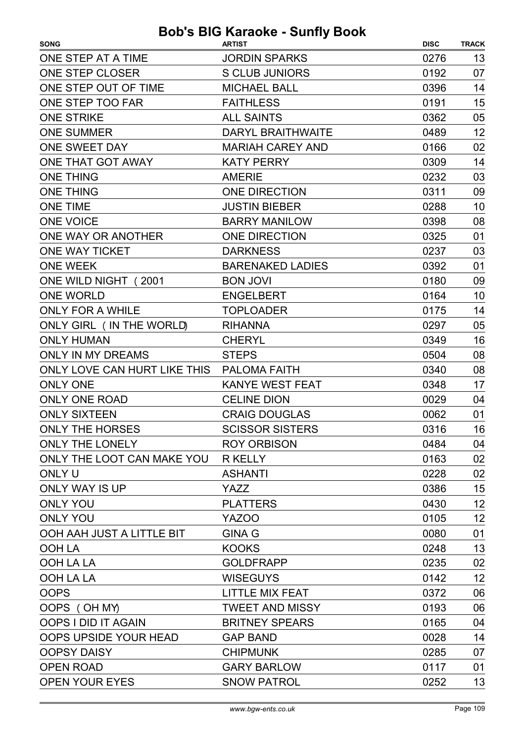# Bob's BIG Karaoke - Sunfly Book

| SONG | ARTIST | DISC | TRACK |
|---|---|---|---|
| ONE STEP AT A TIME | JORDIN SPARKS | 0276 | 13 |
| ONE STEP CLOSER | S CLUB JUNIORS | 0192 | 07 |
| ONE STEP OUT OF TIME | MICHAEL BALL | 0396 | 14 |
| ONE STEP TOO FAR | FAITHLESS | 0191 | 15 |
| ONE STRIKE | ALL SAINTS | 0362 | 05 |
| ONE SUMMER | DARYL BRAITHWAITE | 0489 | 12 |
| ONE SWEET DAY | MARIAH CAREY AND | 0166 | 02 |
| ONE THAT GOT AWAY | KATY PERRY | 0309 | 14 |
| ONE THING | AMERIE | 0232 | 03 |
| ONE THING | ONE DIRECTION | 0311 | 09 |
| ONE TIME | JUSTIN BIEBER | 0288 | 10 |
| ONE VOICE | BARRY MANILOW | 0398 | 08 |
| ONE WAY OR ANOTHER | ONE DIRECTION | 0325 | 01 |
| ONE WAY TICKET | DARKNESS | 0237 | 03 |
| ONE WEEK | BARENAKED LADIES | 0392 | 01 |
| ONE WILD NIGHT ( 2001 | BON JOVI | 0180 | 09 |
| ONE WORLD | ENGELBERT | 0164 | 10 |
| ONLY FOR A WHILE | TOPLOADER | 0175 | 14 |
| ONLY GIRL ( IN THE WORLD) | RIHANNA | 0297 | 05 |
| ONLY HUMAN | CHERYL | 0349 | 16 |
| ONLY IN MY DREAMS | STEPS | 0504 | 08 |
| ONLY LOVE CAN HURT LIKE THIS | PALOMA FAITH | 0340 | 08 |
| ONLY ONE | KANYE WEST FEAT | 0348 | 17 |
| ONLY ONE ROAD | CELINE DION | 0029 | 04 |
| ONLY SIXTEEN | CRAIG DOUGLAS | 0062 | 01 |
| ONLY THE HORSES | SCISSOR SISTERS | 0316 | 16 |
| ONLY THE LONELY | ROY ORBISON | 0484 | 04 |
| ONLY THE LOOT CAN MAKE YOU | R KELLY | 0163 | 02 |
| ONLY U | ASHANTI | 0228 | 02 |
| ONLY WAY IS UP | YAZZ | 0386 | 15 |
| ONLY YOU | PLATTERS | 0430 | 12 |
| ONLY YOU | YAZOO | 0105 | 12 |
| OOH AAH JUST A LITTLE BIT | GINA G | 0080 | 01 |
| OOH LA | KOOKS | 0248 | 13 |
| OOH LA LA | GOLDFRAPP | 0235 | 02 |
| OOH LA LA | WISEGUYS | 0142 | 12 |
| OOPS | LITTLE MIX FEAT | 0372 | 06 |
| OOPS ( OH MY) | TWEET AND MISSY | 0193 | 06 |
| OOPS I DID IT AGAIN | BRITNEY SPEARS | 0165 | 04 |
| OOPS UPSIDE YOUR HEAD | GAP BAND | 0028 | 14 |
| OOPSY DAISY | CHIPMUNK | 0285 | 07 |
| OPEN ROAD | GARY BARLOW | 0117 | 01 |
| OPEN YOUR EYES | SNOW PATROL | 0252 | 13 |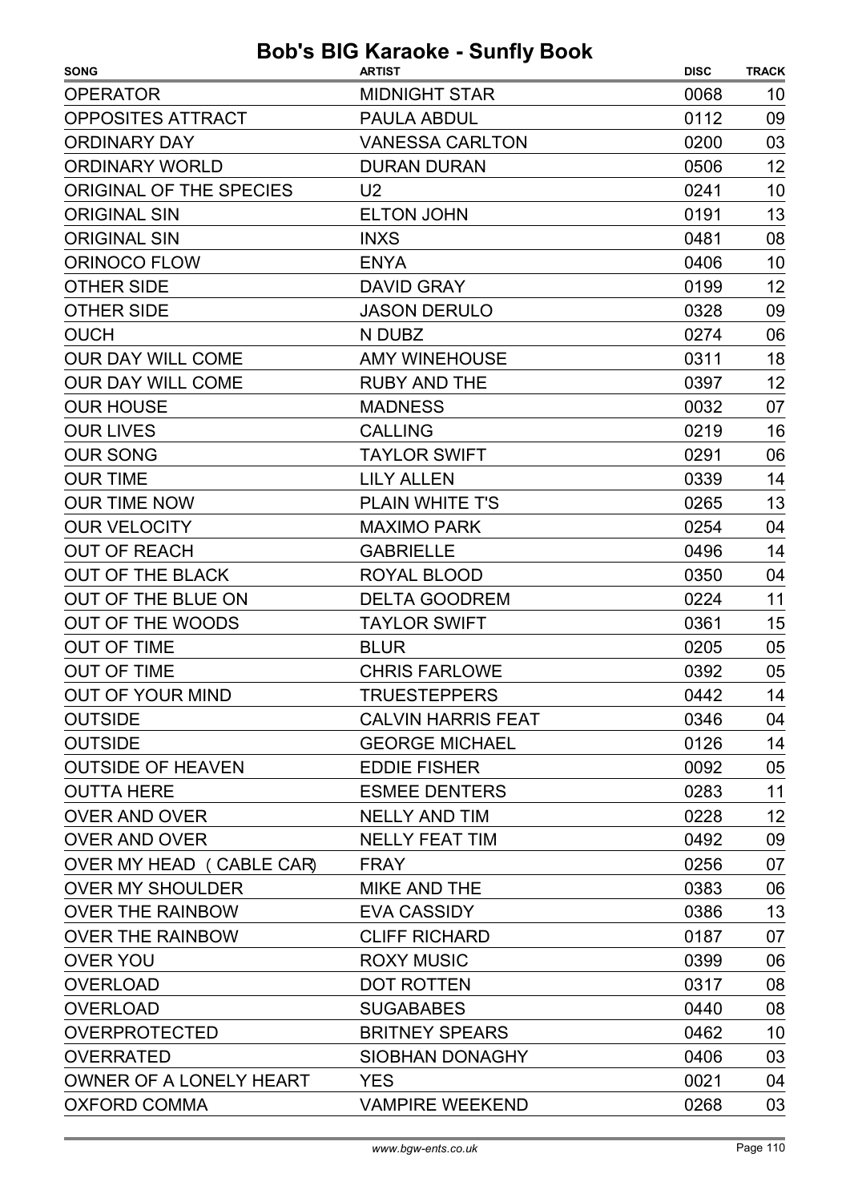# Bob's BIG Karaoke - Sunfly Book

| SONG | ARTIST | DISC | TRACK |
|---|---|---|---|
| OPERATOR | MIDNIGHT STAR | 0068 | 10 |
| OPPOSITES ATTRACT | PAULA ABDUL | 0112 | 09 |
| ORDINARY DAY | VANESSA CARLTON | 0200 | 03 |
| ORDINARY WORLD | DURAN DURAN | 0506 | 12 |
| ORIGINAL OF THE SPECIES | U2 | 0241 | 10 |
| ORIGINAL SIN | ELTON JOHN | 0191 | 13 |
| ORIGINAL SIN | INXS | 0481 | 08 |
| ORINOCO FLOW | ENYA | 0406 | 10 |
| OTHER SIDE | DAVID GRAY | 0199 | 12 |
| OTHER SIDE | JASON DERULO | 0328 | 09 |
| OUCH | N DUBZ | 0274 | 06 |
| OUR DAY WILL COME | AMY WINEHOUSE | 0311 | 18 |
| OUR DAY WILL COME | RUBY AND THE | 0397 | 12 |
| OUR HOUSE | MADNESS | 0032 | 07 |
| OUR LIVES | CALLING | 0219 | 16 |
| OUR SONG | TAYLOR SWIFT | 0291 | 06 |
| OUR TIME | LILY ALLEN | 0339 | 14 |
| OUR TIME NOW | PLAIN WHITE T'S | 0265 | 13 |
| OUR VELOCITY | MAXIMO PARK | 0254 | 04 |
| OUT OF REACH | GABRIELLE | 0496 | 14 |
| OUT OF THE BLACK | ROYAL BLOOD | 0350 | 04 |
| OUT OF THE BLUE ON | DELTA GOODREM | 0224 | 11 |
| OUT OF THE WOODS | TAYLOR SWIFT | 0361 | 15 |
| OUT OF TIME | BLUR | 0205 | 05 |
| OUT OF TIME | CHRIS FARLOWE | 0392 | 05 |
| OUT OF YOUR MIND | TRUESTEPPERS | 0442 | 14 |
| OUTSIDE | CALVIN HARRIS FEAT | 0346 | 04 |
| OUTSIDE | GEORGE MICHAEL | 0126 | 14 |
| OUTSIDE OF HEAVEN | EDDIE FISHER | 0092 | 05 |
| OUTTA HERE | ESMEE DENTERS | 0283 | 11 |
| OVER AND OVER | NELLY AND TIM | 0228 | 12 |
| OVER AND OVER | NELLY FEAT TIM | 0492 | 09 |
| OVER MY HEAD ( CABLE CAR) | FRAY | 0256 | 07 |
| OVER MY SHOULDER | MIKE AND THE | 0383 | 06 |
| OVER THE RAINBOW | EVA CASSIDY | 0386 | 13 |
| OVER THE RAINBOW | CLIFF RICHARD | 0187 | 07 |
| OVER YOU | ROXY MUSIC | 0399 | 06 |
| OVERLOAD | DOT ROTTEN | 0317 | 08 |
| OVERLOAD | SUGABABES | 0440 | 08 |
| OVERPROTECTED | BRITNEY SPEARS | 0462 | 10 |
| OVERRATED | SIOBHAN DONAGHY | 0406 | 03 |
| OWNER OF A LONELY HEART | YES | 0021 | 04 |
| OXFORD COMMA | VAMPIRE WEEKEND | 0268 | 03 |

*www.bgw-ents.co.uk*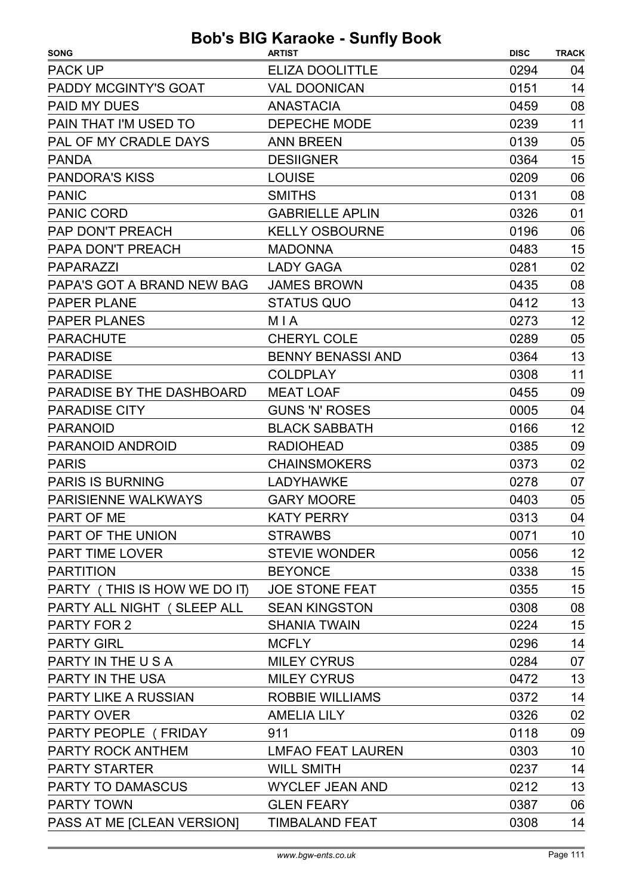# Bob's BIG Karaoke - Sunfly Book

| SONG | ARTIST | DISC | TRACK |
|---|---|---|---|
| PACK UP | ELIZA DOOLITTLE | 0294 | 04 |
| PADDY MCGINTY'S GOAT | VAL DOONICAN | 0151 | 14 |
| PAID MY DUES | ANASTACIA | 0459 | 08 |
| PAIN THAT I'M USED TO | DEPECHE MODE | 0239 | 11 |
| PAL OF MY CRADLE DAYS | ANN BREEN | 0139 | 05 |
| PANDA | DESIIGNER | 0364 | 15 |
| PANDORA'S KISS | LOUISE | 0209 | 06 |
| PANIC | SMITHS | 0131 | 08 |
| PANIC CORD | GABRIELLE APLIN | 0326 | 01 |
| PAP DON'T PREACH | KELLY OSBOURNE | 0196 | 06 |
| PAPA DON'T PREACH | MADONNA | 0483 | 15 |
| PAPARAZZI | LADY GAGA | 0281 | 02 |
| PAPA'S GOT A BRAND NEW BAG | JAMES BROWN | 0435 | 08 |
| PAPER PLANE | STATUS QUO | 0412 | 13 |
| PAPER PLANES | M I A | 0273 | 12 |
| PARACHUTE | CHERYL COLE | 0289 | 05 |
| PARADISE | BENNY BENASSI AND | 0364 | 13 |
| PARADISE | COLDPLAY | 0308 | 11 |
| PARADISE BY THE DASHBOARD | MEAT LOAF | 0455 | 09 |
| PARADISE CITY | GUNS 'N' ROSES | 0005 | 04 |
| PARANOID | BLACK SABBATH | 0166 | 12 |
| PARANOID ANDROID | RADIOHEAD | 0385 | 09 |
| PARIS | CHAINSMOKERS | 0373 | 02 |
| PARIS IS BURNING | LADYHAWKE | 0278 | 07 |
| PARISIENNE WALKWAYS | GARY MOORE | 0403 | 05 |
| PART OF ME | KATY PERRY | 0313 | 04 |
| PART OF THE UNION | STRAWBS | 0071 | 10 |
| PART TIME LOVER | STEVIE WONDER | 0056 | 12 |
| PARTITION | BEYONCE | 0338 | 15 |
| PARTY ( THIS IS HOW WE DO IT) | JOE STONE FEAT | 0355 | 15 |
| PARTY ALL NIGHT ( SLEEP ALL | SEAN KINGSTON | 0308 | 08 |
| PARTY FOR 2 | SHANIA TWAIN | 0224 | 15 |
| PARTY GIRL | MCFLY | 0296 | 14 |
| PARTY IN THE U S A | MILEY CYRUS | 0284 | 07 |
| PARTY IN THE USA | MILEY CYRUS | 0472 | 13 |
| PARTY LIKE A RUSSIAN | ROBBIE WILLIAMS | 0372 | 14 |
| PARTY OVER | AMELIA LILY | 0326 | 02 |
| PARTY PEOPLE ( FRIDAY | 911 | 0118 | 09 |
| PARTY ROCK ANTHEM | LMFAO FEAT LAUREN | 0303 | 10 |
| PARTY STARTER | WILL SMITH | 0237 | 14 |
| PARTY TO DAMASCUS | WYCLEF JEAN AND | 0212 | 13 |
| PARTY TOWN | GLEN FEARY | 0387 | 06 |
| PASS AT ME [CLEAN VERSION] | TIMBALAND FEAT | 0308 | 14 |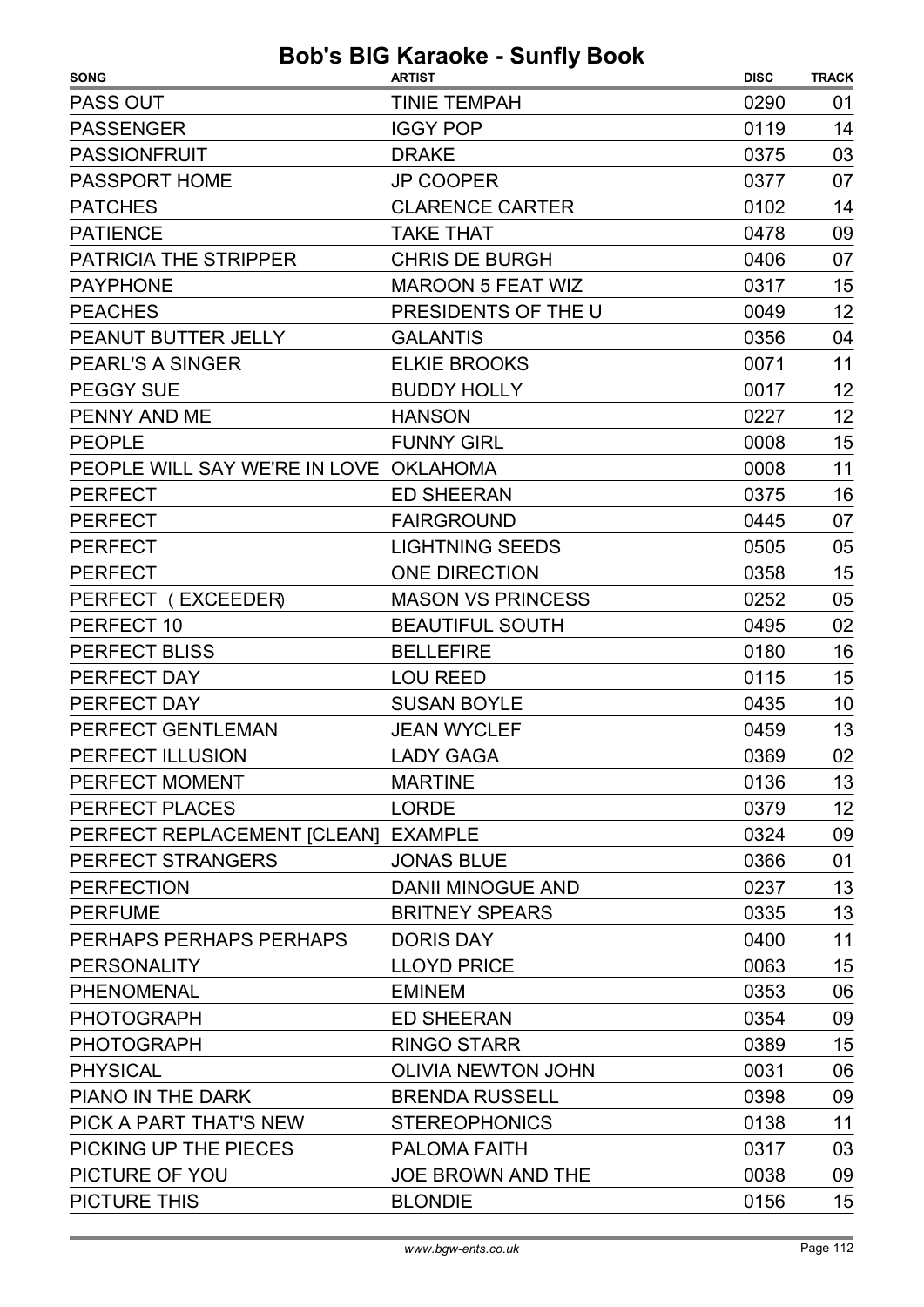# Bob's BIG Karaoke - Sunfly Book

| SONG | ARTIST | DISC | TRACK |
| --- | --- | --- | --- |
| PASS OUT | TINIE TEMPAH | 0290 | 01 |
| PASSENGER | IGGY POP | 0119 | 14 |
| PASSIONFRUIT | DRAKE | 0375 | 03 |
| PASSPORT HOME | JP COOPER | 0377 | 07 |
| PATCHES | CLARENCE CARTER | 0102 | 14 |
| PATIENCE | TAKE THAT | 0478 | 09 |
| PATRICIA THE STRIPPER | CHRIS DE BURGH | 0406 | 07 |
| PAYPHONE | MAROON 5 FEAT WIZ | 0317 | 15 |
| PEACHES | PRESIDENTS OF THE U | 0049 | 12 |
| PEANUT BUTTER JELLY | GALANTIS | 0356 | 04 |
| PEARL'S A SINGER | ELKIE BROOKS | 0071 | 11 |
| PEGGY SUE | BUDDY HOLLY | 0017 | 12 |
| PENNY AND ME | HANSON | 0227 | 12 |
| PEOPLE | FUNNY GIRL | 0008 | 15 |
| PEOPLE WILL SAY WE'RE IN LOVE | OKLAHOMA | 0008 | 11 |
| PERFECT | ED SHEERAN | 0375 | 16 |
| PERFECT | FAIRGROUND | 0445 | 07 |
| PERFECT | LIGHTNING SEEDS | 0505 | 05 |
| PERFECT | ONE DIRECTION | 0358 | 15 |
| PERFECT (EXCEEDER) | MASON VS PRINCESS | 0252 | 05 |
| PERFECT 10 | BEAUTIFUL SOUTH | 0495 | 02 |
| PERFECT BLISS | BELLEFIRE | 0180 | 16 |
| PERFECT DAY | LOU REED | 0115 | 15 |
| PERFECT DAY | SUSAN BOYLE | 0435 | 10 |
| PERFECT GENTLEMAN | JEAN WYCLEF | 0459 | 13 |
| PERFECT ILLUSION | LADY GAGA | 0369 | 02 |
| PERFECT MOMENT | MARTINE | 0136 | 13 |
| PERFECT PLACES | LORDE | 0379 | 12 |
| PERFECT REPLACEMENT [CLEAN] | EXAMPLE | 0324 | 09 |
| PERFECT STRANGERS | JONAS BLUE | 0366 | 01 |
| PERFECTION | DANII MINOGUE AND | 0237 | 13 |
| PERFUME | BRITNEY SPEARS | 0335 | 13 |
| PERHAPS PERHAPS PERHAPS | DORIS DAY | 0400 | 11 |
| PERSONALITY | LLOYD PRICE | 0063 | 15 |
| PHENOMENAL | EMINEM | 0353 | 06 |
| PHOTOGRAPH | ED SHEERAN | 0354 | 09 |
| PHOTOGRAPH | RINGO STARR | 0389 | 15 |
| PHYSICAL | OLIVIA NEWTON JOHN | 0031 | 06 |
| PIANO IN THE DARK | BRENDA RUSSELL | 0398 | 09 |
| PICK A PART THAT'S NEW | STEREOPHONICS | 0138 | 11 |
| PICKING UP THE PIECES | PALOMA FAITH | 0317 | 03 |
| PICTURE OF YOU | JOE BROWN AND THE | 0038 | 09 |
| PICTURE THIS | BLONDIE | 0156 | 15 |

www.bgw-ents.co.uk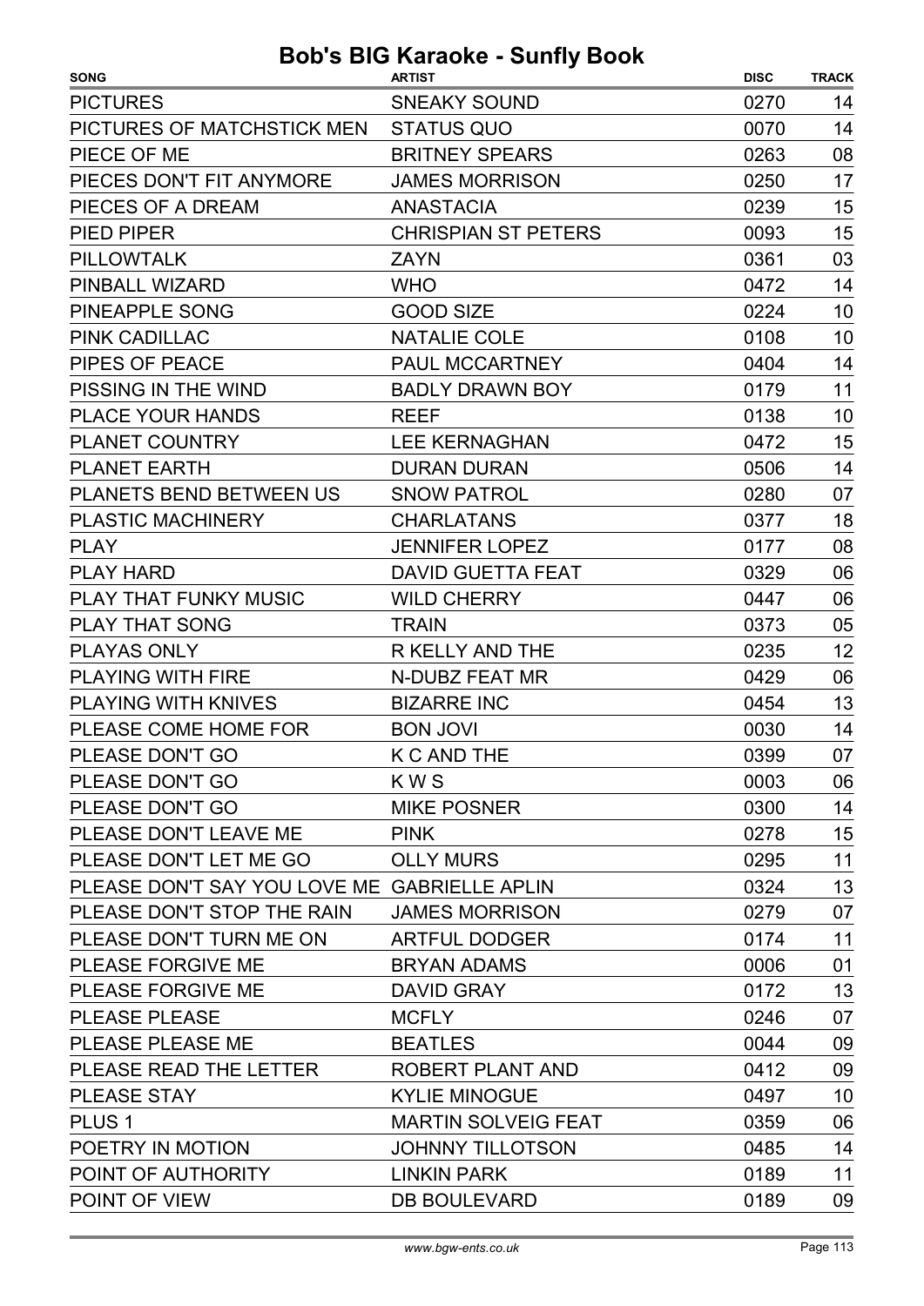# Bob's BIG Karaoke - Sunfly Book

| SONG | ARTIST | DISC | TRACK |
|---|---|---|---|
| PICTURES | SNEAKY SOUND | 0270 | 14 |
| PICTURES OF MATCHSTICK MEN | STATUS QUO | 0070 | 14 |
| PIECE OF ME | BRITNEY SPEARS | 0263 | 08 |
| PIECES DON'T FIT ANYMORE | JAMES MORRISON | 0250 | 17 |
| PIECES OF A DREAM | ANASTACIA | 0239 | 15 |
| PIED PIPER | CHRISPIAN ST PETERS | 0093 | 15 |
| PILLOWTALK | ZAYN | 0361 | 03 |
| PINBALL WIZARD | WHO | 0472 | 14 |
| PINEAPPLE SONG | GOOD SIZE | 0224 | 10 |
| PINK CADILLAC | NATALIE COLE | 0108 | 10 |
| PIPES OF PEACE | PAUL MCCARTNEY | 0404 | 14 |
| PISSING IN THE WIND | BADLY DRAWN BOY | 0179 | 11 |
| PLACE YOUR HANDS | REEF | 0138 | 10 |
| PLANET COUNTRY | LEE KERNAGHAN | 0472 | 15 |
| PLANET EARTH | DURAN DURAN | 0506 | 14 |
| PLANETS BEND BETWEEN US | SNOW PATROL | 0280 | 07 |
| PLASTIC MACHINERY | CHARLATANS | 0377 | 18 |
| PLAY | JENNIFER LOPEZ | 0177 | 08 |
| PLAY HARD | DAVID GUETTA FEAT | 0329 | 06 |
| PLAY THAT FUNKY MUSIC | WILD CHERRY | 0447 | 06 |
| PLAY THAT SONG | TRAIN | 0373 | 05 |
| PLAYAS ONLY | R KELLY AND THE | 0235 | 12 |
| PLAYING WITH FIRE | N-DUBZ FEAT MR | 0429 | 06 |
| PLAYING WITH KNIVES | BIZARRE INC | 0454 | 13 |
| PLEASE COME HOME FOR | BON JOVI | 0030 | 14 |
| PLEASE DON'T GO | K C AND THE | 0399 | 07 |
| PLEASE DON'T GO | K W S | 0003 | 06 |
| PLEASE DON'T GO | MIKE POSNER | 0300 | 14 |
| PLEASE DON'T LEAVE ME | PINK | 0278 | 15 |
| PLEASE DON'T LET ME GO | OLLY MURS | 0295 | 11 |
| PLEASE DON'T SAY YOU LOVE ME | GABRIELLE APLIN | 0324 | 13 |
| PLEASE DON'T STOP THE RAIN | JAMES MORRISON | 0279 | 07 |
| PLEASE DON'T TURN ME ON | ARTFUL DODGER | 0174 | 11 |
| PLEASE FORGIVE ME | BRYAN ADAMS | 0006 | 01 |
| PLEASE FORGIVE ME | DAVID GRAY | 0172 | 13 |
| PLEASE PLEASE | MCFLY | 0246 | 07 |
| PLEASE PLEASE ME | BEATLES | 0044 | 09 |
| PLEASE READ THE LETTER | ROBERT PLANT AND | 0412 | 09 |
| PLEASE STAY | KYLIE MINOGUE | 0497 | 10 |
| PLUS 1 | MARTIN SOLVEIG FEAT | 0359 | 06 |
| POETRY IN MOTION | JOHNNY TILLOTSON | 0485 | 14 |
| POINT OF AUTHORITY | LINKIN PARK | 0189 | 11 |
| POINT OF VIEW | DB BOULEVARD | 0189 | 09 |

*www.bgw-ents.co.uk*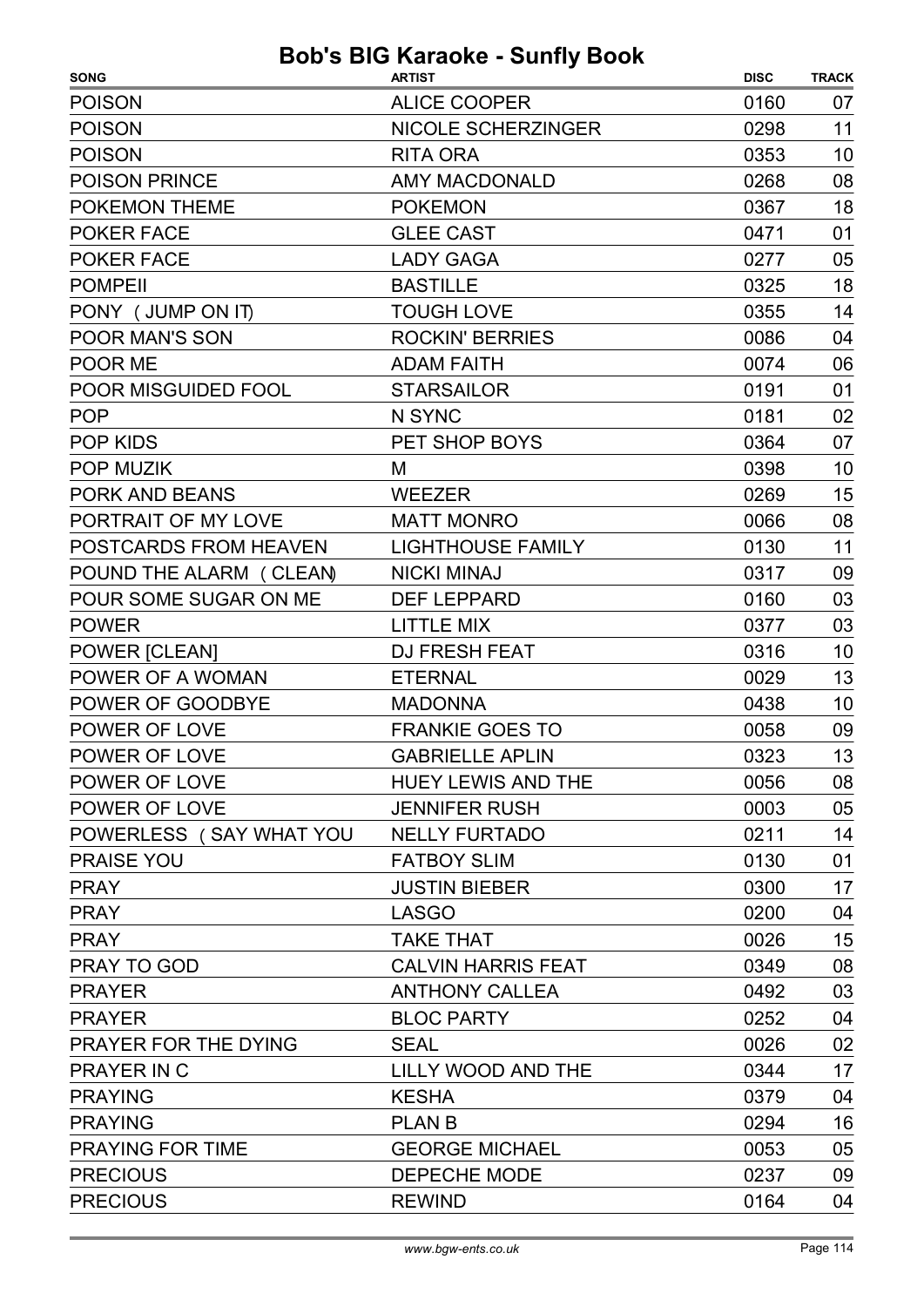# Bob's BIG Karaoke - Sunfly Book

| SONG | ARTIST | DISC | TRACK |
|---|---|---|---|
| POISON | ALICE COOPER | 0160 | 07 |
| POISON | NICOLE SCHERZINGER | 0298 | 11 |
| POISON | RITA ORA | 0353 | 10 |
| POISON PRINCE | AMY MACDONALD | 0268 | 08 |
| POKEMON THEME | POKEMON | 0367 | 18 |
| POKER FACE | GLEE CAST | 0471 | 01 |
| POKER FACE | LADY GAGA | 0277 | 05 |
| POMPEII | BASTILLE | 0325 | 18 |
| PONY ( JUMP ON IT) | TOUGH LOVE | 0355 | 14 |
| POOR MAN'S SON | ROCKIN' BERRIES | 0086 | 04 |
| POOR ME | ADAM FAITH | 0074 | 06 |
| POOR MISGUIDED FOOL | STARSAILOR | 0191 | 01 |
| POP | N SYNC | 0181 | 02 |
| POP KIDS | PET SHOP BOYS | 0364 | 07 |
| POP MUZIK | M | 0398 | 10 |
| PORK AND BEANS | WEEZER | 0269 | 15 |
| PORTRAIT OF MY LOVE | MATT MONRO | 0066 | 08 |
| POSTCARDS FROM HEAVEN | LIGHTHOUSE FAMILY | 0130 | 11 |
| POUND THE ALARM ( CLEAN) | NICKI MINAJ | 0317 | 09 |
| POUR SOME SUGAR ON ME | DEF LEPPARD | 0160 | 03 |
| POWER | LITTLE MIX | 0377 | 03 |
| POWER [CLEAN] | DJ FRESH FEAT | 0316 | 10 |
| POWER OF A WOMAN | ETERNAL | 0029 | 13 |
| POWER OF GOODBYE | MADONNA | 0438 | 10 |
| POWER OF LOVE | FRANKIE GOES TO | 0058 | 09 |
| POWER OF LOVE | GABRIELLE APLIN | 0323 | 13 |
| POWER OF LOVE | HUEY LEWIS AND THE | 0056 | 08 |
| POWER OF LOVE | JENNIFER RUSH | 0003 | 05 |
| POWERLESS ( SAY WHAT YOU | NELLY FURTADO | 0211 | 14 |
| PRAISE YOU | FATBOY SLIM | 0130 | 01 |
| PRAY | JUSTIN BIEBER | 0300 | 17 |
| PRAY | LASGO | 0200 | 04 |
| PRAY | TAKE THAT | 0026 | 15 |
| PRAY TO GOD | CALVIN HARRIS FEAT | 0349 | 08 |
| PRAYER | ANTHONY CALLEA | 0492 | 03 |
| PRAYER | BLOC PARTY | 0252 | 04 |
| PRAYER FOR THE DYING | SEAL | 0026 | 02 |
| PRAYER IN C | LILLY WOOD AND THE | 0344 | 17 |
| PRAYING | KESHA | 0379 | 04 |
| PRAYING | PLAN B | 0294 | 16 |
| PRAYING FOR TIME | GEORGE MICHAEL | 0053 | 05 |
| PRECIOUS | DEPECHE MODE | 0237 | 09 |
| PRECIOUS | REWIND | 0164 | 04 |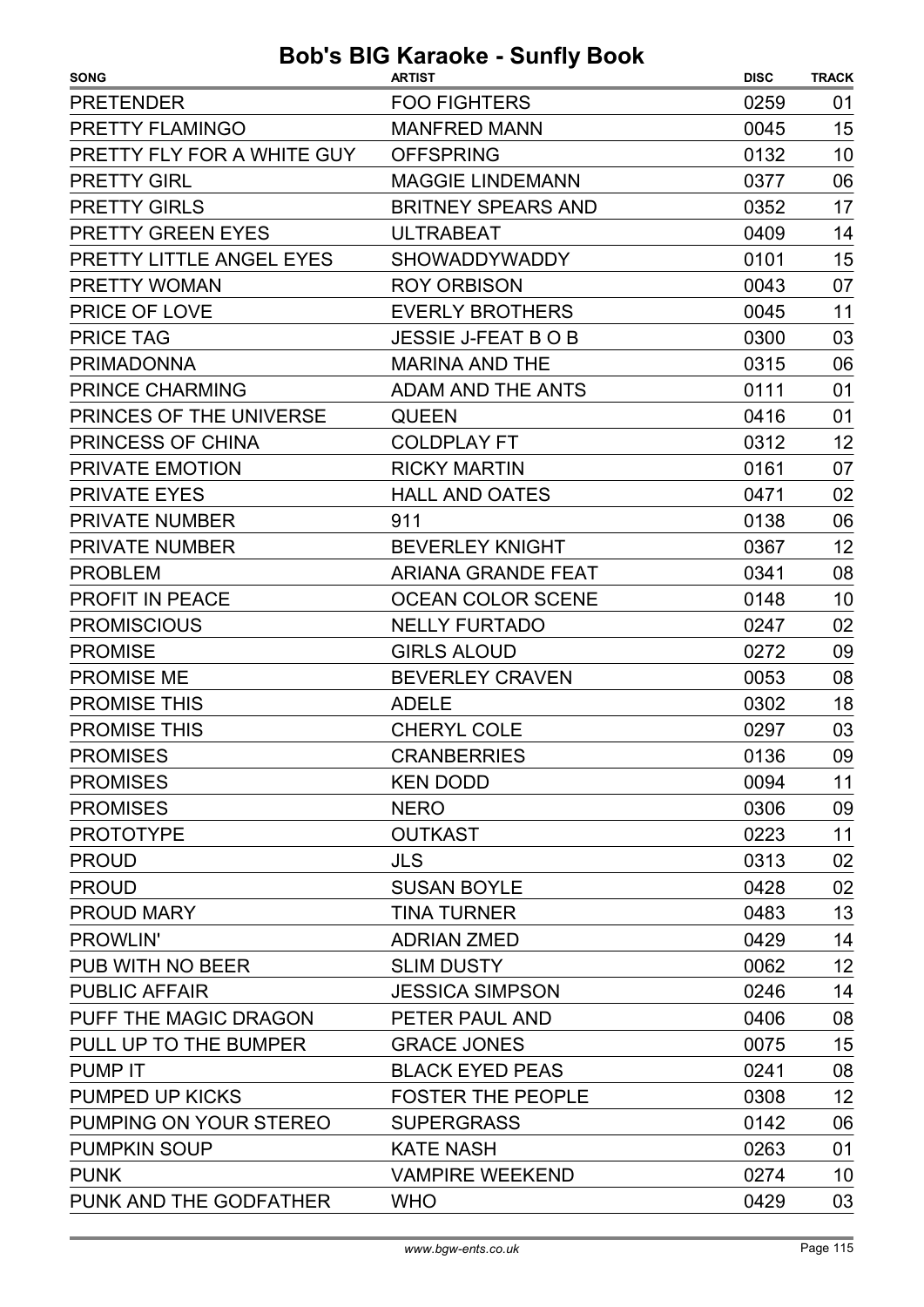# Bob's BIG Karaoke - Sunfly Book

| SONG | ARTIST | DISC | TRACK |
|---|---|---|---|
| PRETENDER | FOO FIGHTERS | 0259 | 01 |
| PRETTY FLAMINGO | MANFRED MANN | 0045 | 15 |
| PRETTY FLY FOR A WHITE GUY | OFFSPRING | 0132 | 10 |
| PRETTY GIRL | MAGGIE LINDEMANN | 0377 | 06 |
| PRETTY GIRLS | BRITNEY SPEARS AND | 0352 | 17 |
| PRETTY GREEN EYES | ULTRABEAT | 0409 | 14 |
| PRETTY LITTLE ANGEL EYES | SHOWADDYWADDY | 0101 | 15 |
| PRETTY WOMAN | ROY ORBISON | 0043 | 07 |
| PRICE OF LOVE | EVERLY BROTHERS | 0045 | 11 |
| PRICE TAG | JESSIE J-FEAT B O B | 0300 | 03 |
| PRIMADONNA | MARINA AND THE | 0315 | 06 |
| PRINCE CHARMING | ADAM AND THE ANTS | 0111 | 01 |
| PRINCES OF THE UNIVERSE | QUEEN | 0416 | 01 |
| PRINCESS OF CHINA | COLDPLAY FT | 0312 | 12 |
| PRIVATE EMOTION | RICKY MARTIN | 0161 | 07 |
| PRIVATE EYES | HALL AND OATES | 0471 | 02 |
| PRIVATE NUMBER | 911 | 0138 | 06 |
| PRIVATE NUMBER | BEVERLEY KNIGHT | 0367 | 12 |
| PROBLEM | ARIANA GRANDE FEAT | 0341 | 08 |
| PROFIT IN PEACE | OCEAN COLOR SCENE | 0148 | 10 |
| PROMISCIOUS | NELLY FURTADO | 0247 | 02 |
| PROMISE | GIRLS ALOUD | 0272 | 09 |
| PROMISE ME | BEVERLEY CRAVEN | 0053 | 08 |
| PROMISE THIS | ADELE | 0302 | 18 |
| PROMISE THIS | CHERYL COLE | 0297 | 03 |
| PROMISES | CRANBERRIES | 0136 | 09 |
| PROMISES | KEN DODD | 0094 | 11 |
| PROMISES | NERO | 0306 | 09 |
| PROTOTYPE | OUTKAST | 0223 | 11 |
| PROUD | JLS | 0313 | 02 |
| PROUD | SUSAN BOYLE | 0428 | 02 |
| PROUD MARY | TINA TURNER | 0483 | 13 |
| PROWLIN' | ADRIAN ZMED | 0429 | 14 |
| PUB WITH NO BEER | SLIM DUSTY | 0062 | 12 |
| PUBLIC AFFAIR | JESSICA SIMPSON | 0246 | 14 |
| PUFF THE MAGIC DRAGON | PETER PAUL AND | 0406 | 08 |
| PULL UP TO THE BUMPER | GRACE JONES | 0075 | 15 |
| PUMP IT | BLACK EYED PEAS | 0241 | 08 |
| PUMPED UP KICKS | FOSTER THE PEOPLE | 0308 | 12 |
| PUMPING ON YOUR STEREO | SUPERGRASS | 0142 | 06 |
| PUMPKIN SOUP | KATE NASH | 0263 | 01 |
| PUNK | VAMPIRE WEEKEND | 0274 | 10 |
| PUNK AND THE GODFATHER | WHO | 0429 | 03 |

*www.bgw-ents.co.uk*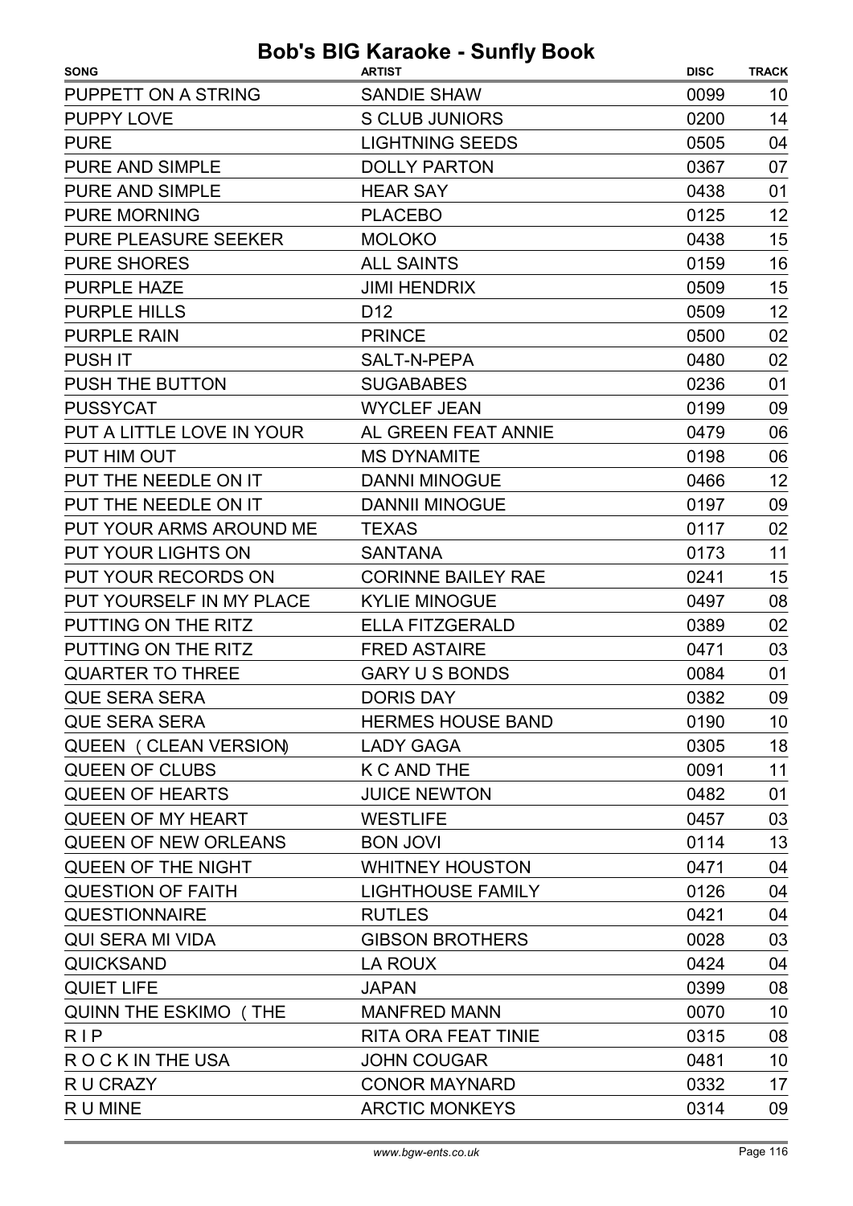# Bob's BIG Karaoke - Sunfly Book

| SONG | ARTIST | DISC | TRACK |
|---|---|---|---|
| PUPPETT ON A STRING | SANDIE SHAW | 0099 | 10 |
| PUPPY LOVE | S CLUB JUNIORS | 0200 | 14 |
| PURE | LIGHTNING SEEDS | 0505 | 04 |
| PURE AND SIMPLE | DOLLY PARTON | 0367 | 07 |
| PURE AND SIMPLE | HEAR SAY | 0438 | 01 |
| PURE MORNING | PLACEBO | 0125 | 12 |
| PURE PLEASURE SEEKER | MOLOKO | 0438 | 15 |
| PURE SHORES | ALL SAINTS | 0159 | 16 |
| PURPLE HAZE | JIMI HENDRIX | 0509 | 15 |
| PURPLE HILLS | D12 | 0509 | 12 |
| PURPLE RAIN | PRINCE | 0500 | 02 |
| PUSH IT | SALT-N-PEPA | 0480 | 02 |
| PUSH THE BUTTON | SUGABABES | 0236 | 01 |
| PUSSYCAT | WYCLEF JEAN | 0199 | 09 |
| PUT A LITTLE LOVE IN YOUR | AL GREEN FEAT ANNIE | 0479 | 06 |
| PUT HIM OUT | MS DYNAMITE | 0198 | 06 |
| PUT THE NEEDLE ON IT | DANNI MINOGUE | 0466 | 12 |
| PUT THE NEEDLE ON IT | DANNII MINOGUE | 0197 | 09 |
| PUT YOUR ARMS AROUND ME | TEXAS | 0117 | 02 |
| PUT YOUR LIGHTS ON | SANTANA | 0173 | 11 |
| PUT YOUR RECORDS ON | CORINNE BAILEY RAE | 0241 | 15 |
| PUT YOURSELF IN MY PLACE | KYLIE MINOGUE | 0497 | 08 |
| PUTTING ON THE RITZ | ELLA FITZGERALD | 0389 | 02 |
| PUTTING ON THE RITZ | FRED ASTAIRE | 0471 | 03 |
| QUARTER TO THREE | GARY U S BONDS | 0084 | 01 |
| QUE SERA SERA | DORIS DAY | 0382 | 09 |
| QUE SERA SERA | HERMES HOUSE BAND | 0190 | 10 |
| QUEEN ( CLEAN VERSION) | LADY GAGA | 0305 | 18 |
| QUEEN OF CLUBS | K C AND THE | 0091 | 11 |
| QUEEN OF HEARTS | JUICE NEWTON | 0482 | 01 |
| QUEEN OF MY HEART | WESTLIFE | 0457 | 03 |
| QUEEN OF NEW ORLEANS | BON JOVI | 0114 | 13 |
| QUEEN OF THE NIGHT | WHITNEY HOUSTON | 0471 | 04 |
| QUESTION OF FAITH | LIGHTHOUSE FAMILY | 0126 | 04 |
| QUESTIONNAIRE | RUTLES | 0421 | 04 |
| QUI SERA MI VIDA | GIBSON BROTHERS | 0028 | 03 |
| QUICKSAND | LA ROUX | 0424 | 04 |
| QUIET LIFE | JAPAN | 0399 | 08 |
| QUINN THE ESKIMO ( THE | MANFRED MANN | 0070 | 10 |
| R I P | RITA ORA FEAT TINIE | 0315 | 08 |
| R O C K IN THE USA | JOHN COUGAR | 0481 | 10 |
| R U CRAZY | CONOR MAYNARD | 0332 | 17 |
| R U MINE | ARCTIC MONKEYS | 0314 | 09 |

www.bgw-ents.co.uk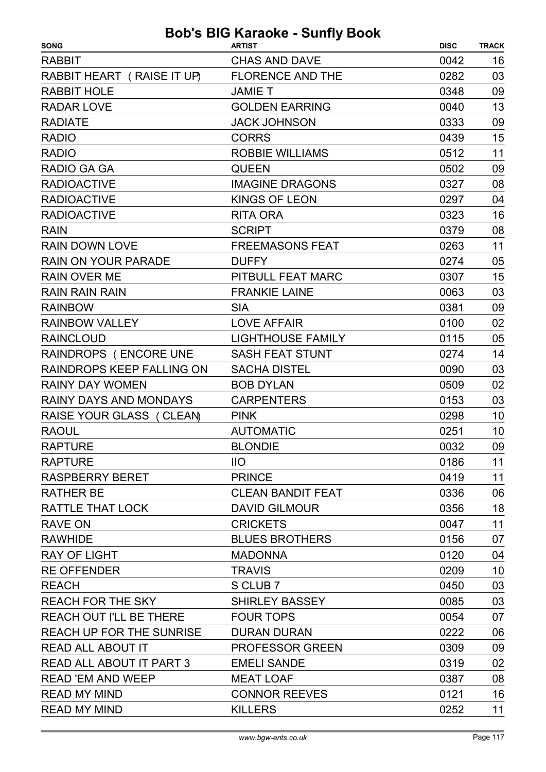# Bob's BIG Karaoke - Sunfly Book

| SONG | ARTIST | DISC | TRACK |
|---|---|---|---|
| RABBIT | CHAS AND DAVE | 0042 | 16 |
| RABBIT HEART ( RAISE IT UP) | FLORENCE AND THE | 0282 | 03 |
| RABBIT HOLE | JAMIE T | 0348 | 09 |
| RADAR LOVE | GOLDEN EARRING | 0040 | 13 |
| RADIATE | JACK JOHNSON | 0333 | 09 |
| RADIO | CORRS | 0439 | 15 |
| RADIO | ROBBIE WILLIAMS | 0512 | 11 |
| RADIO GA GA | QUEEN | 0502 | 09 |
| RADIOACTIVE | IMAGINE DRAGONS | 0327 | 08 |
| RADIOACTIVE | KINGS OF LEON | 0297 | 04 |
| RADIOACTIVE | RITA ORA | 0323 | 16 |
| RAIN | SCRIPT | 0379 | 08 |
| RAIN DOWN LOVE | FREEMASONS FEAT | 0263 | 11 |
| RAIN ON YOUR PARADE | DUFFY | 0274 | 05 |
| RAIN OVER ME | PITBULL FEAT MARC | 0307 | 15 |
| RAIN RAIN RAIN | FRANKIE LAINE | 0063 | 03 |
| RAINBOW | SIA | 0381 | 09 |
| RAINBOW VALLEY | LOVE AFFAIR | 0100 | 02 |
| RAINCLOUD | LIGHTHOUSE FAMILY | 0115 | 05 |
| RAINDROPS ( ENCORE UNE | SASH FEAT STUNT | 0274 | 14 |
| RAINDROPS KEEP FALLING ON | SACHA DISTEL | 0090 | 03 |
| RAINY DAY WOMEN | BOB DYLAN | 0509 | 02 |
| RAINY DAYS AND MONDAYS | CARPENTERS | 0153 | 03 |
| RAISE YOUR GLASS ( CLEAN) | PINK | 0298 | 10 |
| RAOUL | AUTOMATIC | 0251 | 10 |
| RAPTURE | BLONDIE | 0032 | 09 |
| RAPTURE | IIO | 0186 | 11 |
| RASPBERRY BERET | PRINCE | 0419 | 11 |
| RATHER BE | CLEAN BANDIT FEAT | 0336 | 06 |
| RATTLE THAT LOCK | DAVID GILMOUR | 0356 | 18 |
| RAVE ON | CRICKETS | 0047 | 11 |
| RAWHIDE | BLUES BROTHERS | 0156 | 07 |
| RAY OF LIGHT | MADONNA | 0120 | 04 |
| RE OFFENDER | TRAVIS | 0209 | 10 |
| REACH | S CLUB 7 | 0450 | 03 |
| REACH FOR THE SKY | SHIRLEY BASSEY | 0085 | 03 |
| REACH OUT I'LL BE THERE | FOUR TOPS | 0054 | 07 |
| REACH UP FOR THE SUNRISE | DURAN DURAN | 0222 | 06 |
| READ ALL ABOUT IT | PROFESSOR GREEN | 0309 | 09 |
| READ ALL ABOUT IT PART 3 | EMELI SANDE | 0319 | 02 |
| READ 'EM AND WEEP | MEAT LOAF | 0387 | 08 |
| READ MY MIND | CONNOR REEVES | 0121 | 16 |
| READ MY MIND | KILLERS | 0252 | 11 |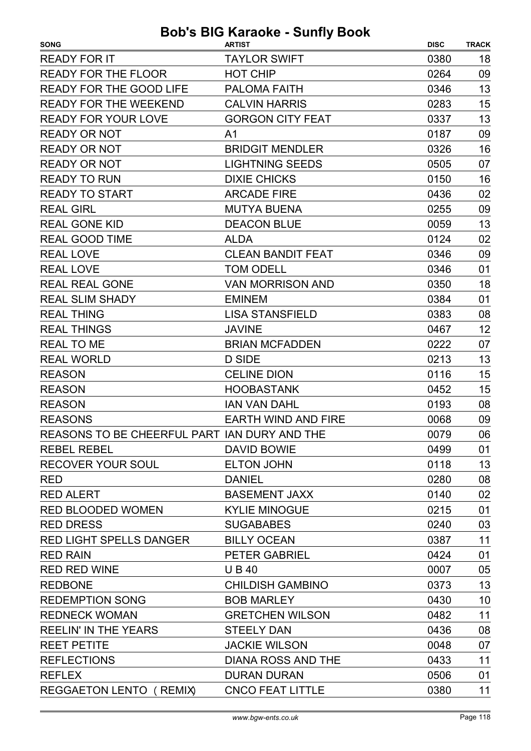# Bob's BIG Karaoke - Sunfly Book

| SONG | ARTIST | DISC | TRACK |
|---|---|---|---|
| READY FOR IT | TAYLOR SWIFT | 0380 | 18 |
| READY FOR THE FLOOR | HOT CHIP | 0264 | 09 |
| READY FOR THE GOOD LIFE | PALOMA FAITH | 0346 | 13 |
| READY FOR THE WEEKEND | CALVIN HARRIS | 0283 | 15 |
| READY FOR YOUR LOVE | GORGON CITY FEAT | 0337 | 13 |
| READY OR NOT | A1 | 0187 | 09 |
| READY OR NOT | BRIDGIT MENDLER | 0326 | 16 |
| READY OR NOT | LIGHTNING SEEDS | 0505 | 07 |
| READY TO RUN | DIXIE CHICKS | 0150 | 16 |
| READY TO START | ARCADE FIRE | 0436 | 02 |
| REAL GIRL | MUTYA BUENA | 0255 | 09 |
| REAL GONE KID | DEACON BLUE | 0059 | 13 |
| REAL GOOD TIME | ALDA | 0124 | 02 |
| REAL LOVE | CLEAN BANDIT FEAT | 0346 | 09 |
| REAL LOVE | TOM ODELL | 0346 | 01 |
| REAL REAL GONE | VAN MORRISON AND | 0350 | 18 |
| REAL SLIM SHADY | EMINEM | 0384 | 01 |
| REAL THING | LISA STANSFIELD | 0383 | 08 |
| REAL THINGS | JAVINE | 0467 | 12 |
| REAL TO ME | BRIAN MCFADDEN | 0222 | 07 |
| REAL WORLD | D SIDE | 0213 | 13 |
| REASON | CELINE DION | 0116 | 15 |
| REASON | HOOBASTANK | 0452 | 15 |
| REASON | IAN VAN DAHL | 0193 | 08 |
| REASONS | EARTH WIND AND FIRE | 0068 | 09 |
| REASONS TO BE CHEERFUL PART | IAN DURY AND THE | 0079 | 06 |
| REBEL REBEL | DAVID BOWIE | 0499 | 01 |
| RECOVER YOUR SOUL | ELTON JOHN | 0118 | 13 |
| RED | DANIEL | 0280 | 08 |
| RED ALERT | BASEMENT JAXX | 0140 | 02 |
| RED BLOODED WOMEN | KYLIE MINOGUE | 0215 | 01 |
| RED DRESS | SUGABABES | 0240 | 03 |
| RED LIGHT SPELLS DANGER | BILLY OCEAN | 0387 | 11 |
| RED RAIN | PETER GABRIEL | 0424 | 01 |
| RED RED WINE | U B 40 | 0007 | 05 |
| REDBONE | CHILDISH GAMBINO | 0373 | 13 |
| REDEMPTION SONG | BOB MARLEY | 0430 | 10 |
| REDNECK WOMAN | GRETCHEN WILSON | 0482 | 11 |
| REELIN' IN THE YEARS | STEELY DAN | 0436 | 08 |
| REET PETITE | JACKIE WILSON | 0048 | 07 |
| REFLECTIONS | DIANA ROSS AND THE | 0433 | 11 |
| REFLEX | DURAN DURAN | 0506 | 01 |
| REGGAETON LENTO ( REMIX) | CNCO FEAT LITTLE | 0380 | 11 |

www.bgw-ents.co.uk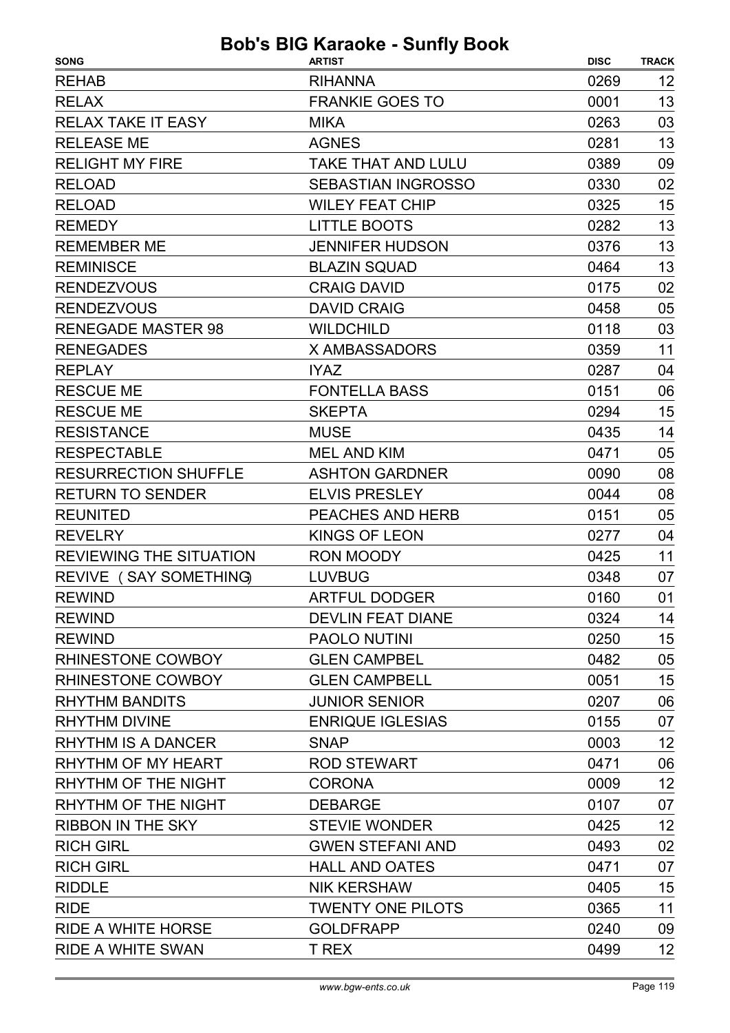# Bob's BIG Karaoke - Sunfly Book

| SONG | ARTIST | DISC | TRACK |
|---|---|---|---|
| REHAB | RIHANNA | 0269 | 12 |
| RELAX | FRANKIE GOES TO | 0001 | 13 |
| RELAX TAKE IT EASY | MIKA | 0263 | 03 |
| RELEASE ME | AGNES | 0281 | 13 |
| RELIGHT MY FIRE | TAKE THAT AND LULU | 0389 | 09 |
| RELOAD | SEBASTIAN INGROSSO | 0330 | 02 |
| RELOAD | WILEY FEAT CHIP | 0325 | 15 |
| REMEDY | LITTLE BOOTS | 0282 | 13 |
| REMEMBER ME | JENNIFER HUDSON | 0376 | 13 |
| REMINISCE | BLAZIN SQUAD | 0464 | 13 |
| RENDEZVOUS | CRAIG DAVID | 0175 | 02 |
| RENDEZVOUS | DAVID CRAIG | 0458 | 05 |
| RENEGADE MASTER 98 | WILDCHILD | 0118 | 03 |
| RENEGADES | X AMBASSADORS | 0359 | 11 |
| REPLAY | IYAZ | 0287 | 04 |
| RESCUE ME | FONTELLA BASS | 0151 | 06 |
| RESCUE ME | SKEPTA | 0294 | 15 |
| RESISTANCE | MUSE | 0435 | 14 |
| RESPECTABLE | MEL AND KIM | 0471 | 05 |
| RESURRECTION SHUFFLE | ASHTON GARDNER | 0090 | 08 |
| RETURN TO SENDER | ELVIS PRESLEY | 0044 | 08 |
| REUNITED | PEACHES AND HERB | 0151 | 05 |
| REVELRY | KINGS OF LEON | 0277 | 04 |
| REVIEWING THE SITUATION | RON MOODY | 0425 | 11 |
| REVIVE (SAY SOMETHING) | LUVBUG | 0348 | 07 |
| REWIND | ARTFUL DODGER | 0160 | 01 |
| REWIND | DEVLIN FEAT DIANE | 0324 | 14 |
| REWIND | PAOLO NUTINI | 0250 | 15 |
| RHINESTONE COWBOY | GLEN CAMPBEL | 0482 | 05 |
| RHINESTONE COWBOY | GLEN CAMPBELL | 0051 | 15 |
| RHYTHM BANDITS | JUNIOR SENIOR | 0207 | 06 |
| RHYTHM DIVINE | ENRIQUE IGLESIAS | 0155 | 07 |
| RHYTHM IS A DANCER | SNAP | 0003 | 12 |
| RHYTHM OF MY HEART | ROD STEWART | 0471 | 06 |
| RHYTHM OF THE NIGHT | CORONA | 0009 | 12 |
| RHYTHM OF THE NIGHT | DEBARGE | 0107 | 07 |
| RIBBON IN THE SKY | STEVIE WONDER | 0425 | 12 |
| RICH GIRL | GWEN STEFANI AND | 0493 | 02 |
| RICH GIRL | HALL AND OATES | 0471 | 07 |
| RIDDLE | NIK KERSHAW | 0405 | 15 |
| RIDE | TWENTY ONE PILOTS | 0365 | 11 |
| RIDE A WHITE HORSE | GOLDFRAPP | 0240 | 09 |
| RIDE A WHITE SWAN | T REX | 0499 | 12 |

www.bgw-ents.co.uk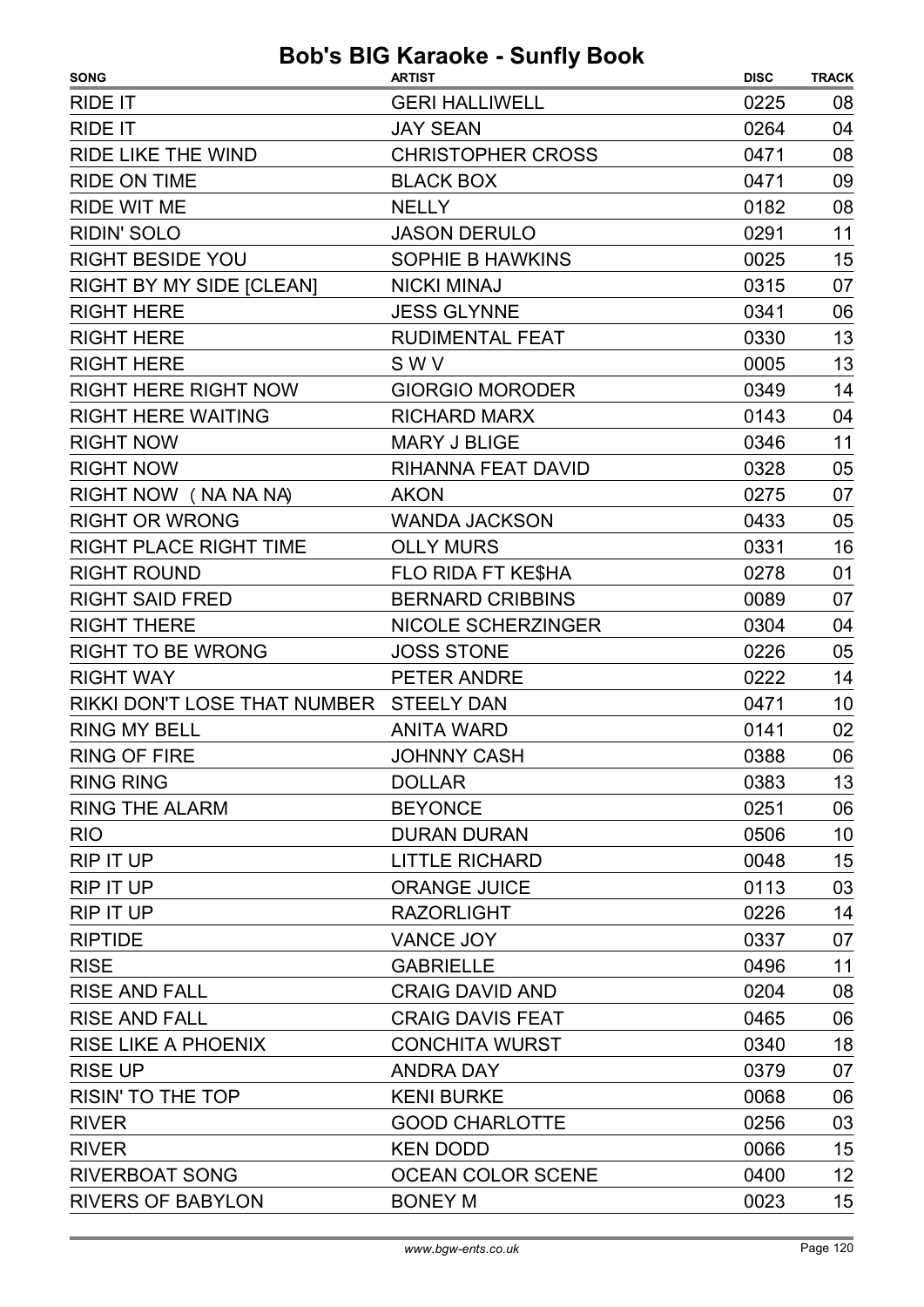# Bob's BIG Karaoke - Sunfly Book

| SONG | ARTIST | DISC | TRACK |
|---|---|---|---|
| RIDE IT | GERI HALLIWELL | 0225 | 08 |
| RIDE IT | JAY SEAN | 0264 | 04 |
| RIDE LIKE THE WIND | CHRISTOPHER CROSS | 0471 | 08 |
| RIDE ON TIME | BLACK BOX | 0471 | 09 |
| RIDE WIT ME | NELLY | 0182 | 08 |
| RIDIN' SOLO | JASON DERULO | 0291 | 11 |
| RIGHT BESIDE YOU | SOPHIE B HAWKINS | 0025 | 15 |
| RIGHT BY MY SIDE [CLEAN] | NICKI MINAJ | 0315 | 07 |
| RIGHT HERE | JESS GLYNNE | 0341 | 06 |
| RIGHT HERE | RUDIMENTAL FEAT | 0330 | 13 |
| RIGHT HERE | S W V | 0005 | 13 |
| RIGHT HERE RIGHT NOW | GIORGIO MORODER | 0349 | 14 |
| RIGHT HERE WAITING | RICHARD MARX | 0143 | 04 |
| RIGHT NOW | MARY J BLIGE | 0346 | 11 |
| RIGHT NOW | RIHANNA FEAT DAVID | 0328 | 05 |
| RIGHT NOW ( NA NA NA) | AKON | 0275 | 07 |
| RIGHT OR WRONG | WANDA JACKSON | 0433 | 05 |
| RIGHT PLACE RIGHT TIME | OLLY MURS | 0331 | 16 |
| RIGHT ROUND | FLO RIDA FT KE$HA | 0278 | 01 |
| RIGHT SAID FRED | BERNARD CRIBBINS | 0089 | 07 |
| RIGHT THERE | NICOLE SCHERZINGER | 0304 | 04 |
| RIGHT TO BE WRONG | JOSS STONE | 0226 | 05 |
| RIGHT WAY | PETER ANDRE | 0222 | 14 |
| RIKKI DON'T LOSE THAT NUMBER | STEELY DAN | 0471 | 10 |
| RING MY BELL | ANITA WARD | 0141 | 02 |
| RING OF FIRE | JOHNNY CASH | 0388 | 06 |
| RING RING | DOLLAR | 0383 | 13 |
| RING THE ALARM | BEYONCE | 0251 | 06 |
| RIO | DURAN DURAN | 0506 | 10 |
| RIP IT UP | LITTLE RICHARD | 0048 | 15 |
| RIP IT UP | ORANGE JUICE | 0113 | 03 |
| RIP IT UP | RAZORLIGHT | 0226 | 14 |
| RIPTIDE | VANCE JOY | 0337 | 07 |
| RISE | GABRIELLE | 0496 | 11 |
| RISE AND FALL | CRAIG DAVID AND | 0204 | 08 |
| RISE AND FALL | CRAIG DAVIS FEAT | 0465 | 06 |
| RISE LIKE A PHOENIX | CONCHITA WURST | 0340 | 18 |
| RISE UP | ANDRA DAY | 0379 | 07 |
| RISIN' TO THE TOP | KENI BURKE | 0068 | 06 |
| RIVER | GOOD CHARLOTTE | 0256 | 03 |
| RIVER | KEN DODD | 0066 | 15 |
| RIVERBOAT SONG | OCEAN COLOR SCENE | 0400 | 12 |
| RIVERS OF BABYLON | BONEY M | 0023 | 15 |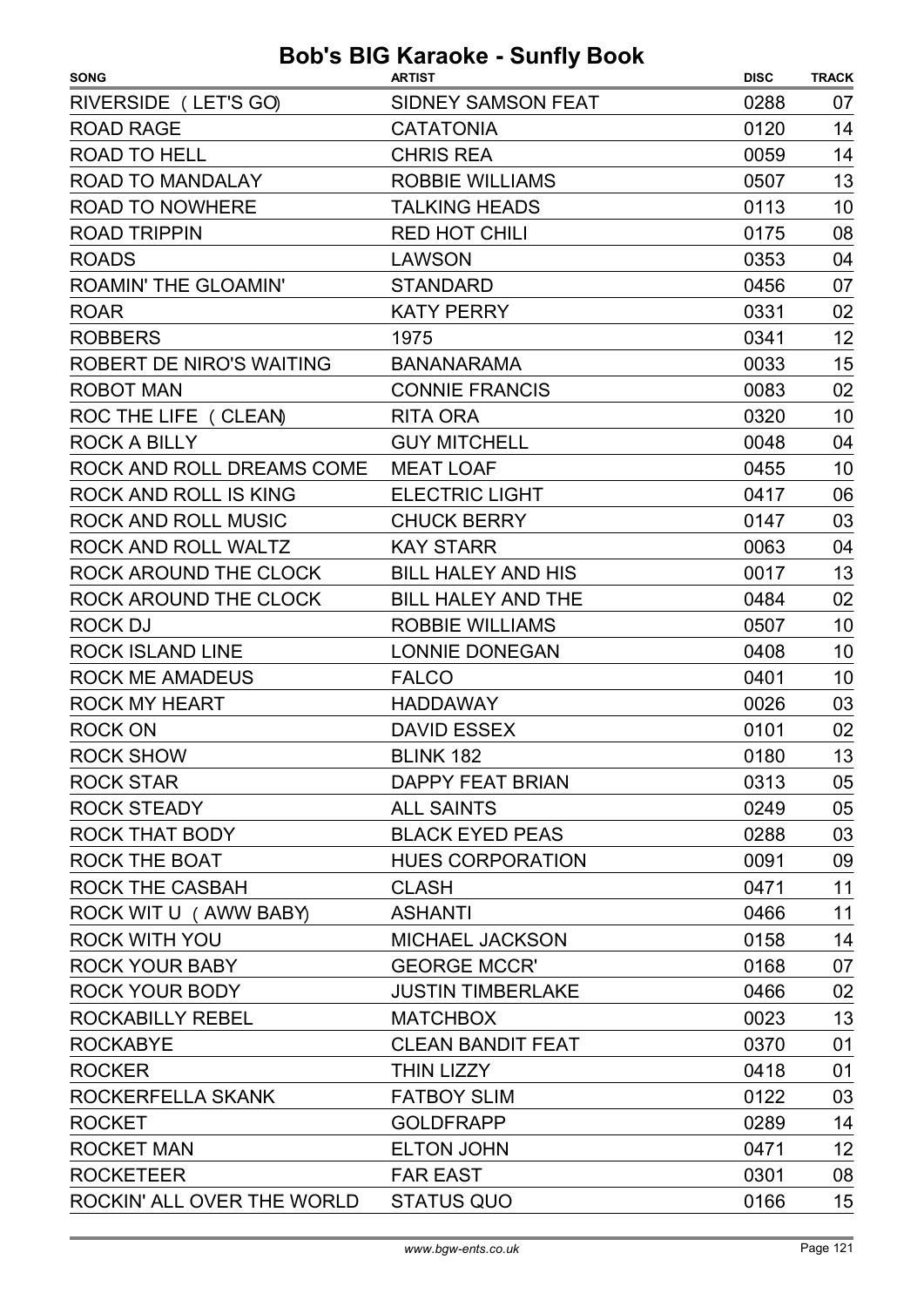# Bob's BIG Karaoke - Sunfly Book

| SONG | ARTIST | DISC | TRACK |
|---|---|---|---|
| RIVERSIDE ( LET'S GO) | SIDNEY SAMSON FEAT | 0288 | 07 |
| ROAD RAGE | CATATONIA | 0120 | 14 |
| ROAD TO HELL | CHRIS REA | 0059 | 14 |
| ROAD TO MANDALAY | ROBBIE WILLIAMS | 0507 | 13 |
| ROAD TO NOWHERE | TALKING HEADS | 0113 | 10 |
| ROAD TRIPPIN | RED HOT CHILI | 0175 | 08 |
| ROADS | LAWSON | 0353 | 04 |
| ROAMIN' THE GLOAMIN' | STANDARD | 0456 | 07 |
| ROAR | KATY PERRY | 0331 | 02 |
| ROBBERS | 1975 | 0341 | 12 |
| ROBERT DE NIRO'S WAITING | BANANARAMA | 0033 | 15 |
| ROBOT MAN | CONNIE FRANCIS | 0083 | 02 |
| ROC THE LIFE ( CLEAN) | RITA ORA | 0320 | 10 |
| ROCK A BILLY | GUY MITCHELL | 0048 | 04 |
| ROCK AND ROLL DREAMS COME | MEAT LOAF | 0455 | 10 |
| ROCK AND ROLL IS KING | ELECTRIC LIGHT | 0417 | 06 |
| ROCK AND ROLL MUSIC | CHUCK BERRY | 0147 | 03 |
| ROCK AND ROLL WALTZ | KAY STARR | 0063 | 04 |
| ROCK AROUND THE CLOCK | BILL HALEY AND HIS | 0017 | 13 |
| ROCK AROUND THE CLOCK | BILL HALEY AND THE | 0484 | 02 |
| ROCK DJ | ROBBIE WILLIAMS | 0507 | 10 |
| ROCK ISLAND LINE | LONNIE DONEGAN | 0408 | 10 |
| ROCK ME AMADEUS | FALCO | 0401 | 10 |
| ROCK MY HEART | HADDAWAY | 0026 | 03 |
| ROCK ON | DAVID ESSEX | 0101 | 02 |
| ROCK SHOW | BLINK 182 | 0180 | 13 |
| ROCK STAR | DAPPY FEAT BRIAN | 0313 | 05 |
| ROCK STEADY | ALL SAINTS | 0249 | 05 |
| ROCK THAT BODY | BLACK EYED PEAS | 0288 | 03 |
| ROCK THE BOAT | HUES CORPORATION | 0091 | 09 |
| ROCK THE CASBAH | CLASH | 0471 | 11 |
| ROCK WIT U ( AWW BABY) | ASHANTI | 0466 | 11 |
| ROCK WITH YOU | MICHAEL JACKSON | 0158 | 14 |
| ROCK YOUR BABY | GEORGE MCCR' | 0168 | 07 |
| ROCK YOUR BODY | JUSTIN TIMBERLAKE | 0466 | 02 |
| ROCKABILLY REBEL | MATCHBOX | 0023 | 13 |
| ROCKABYE | CLEAN BANDIT FEAT | 0370 | 01 |
| ROCKER | THIN LIZZY | 0418 | 01 |
| ROCKERFELLA SKANK | FATBOY SLIM | 0122 | 03 |
| ROCKET | GOLDFRAPP | 0289 | 14 |
| ROCKET MAN | ELTON JOHN | 0471 | 12 |
| ROCKETEER | FAR EAST | 0301 | 08 |
| ROCKIN' ALL OVER THE WORLD | STATUS QUO | 0166 | 15 |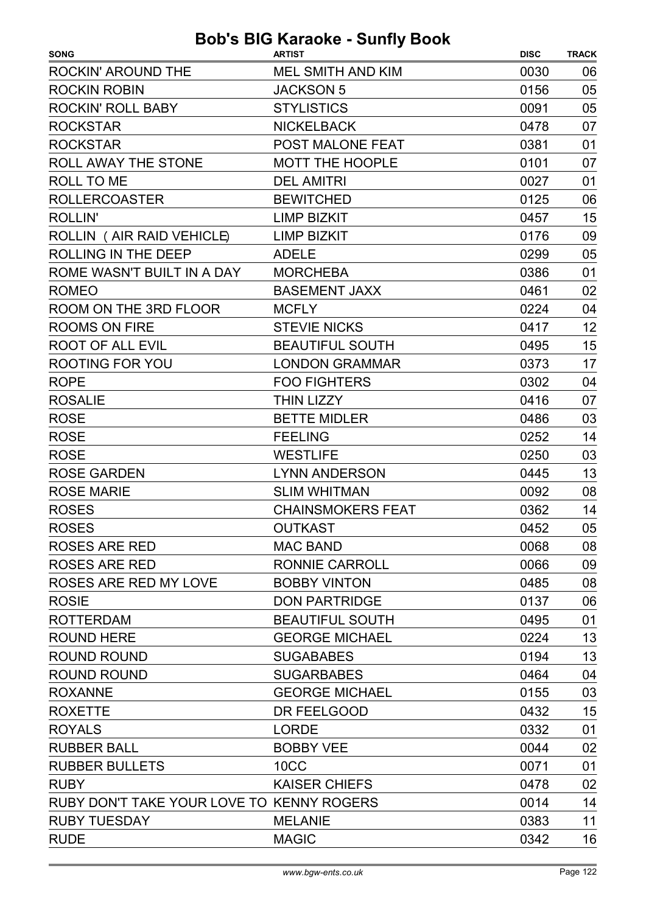# Bob's BIG Karaoke - Sunfly Book

| SONG | ARTIST | DISC | TRACK |
|---|---|---|---|
| ROCKIN' AROUND THE | MEL SMITH AND KIM | 0030 | 06 |
| ROCKIN ROBIN | JACKSON 5 | 0156 | 05 |
| ROCKIN' ROLL BABY | STYLISTICS | 0091 | 05 |
| ROCKSTAR | NICKELBACK | 0478 | 07 |
| ROCKSTAR | POST MALONE FEAT | 0381 | 01 |
| ROLL AWAY THE STONE | MOTT THE HOOPLE | 0101 | 07 |
| ROLL TO ME | DEL AMITRI | 0027 | 01 |
| ROLLERCOASTER | BEWITCHED | 0125 | 06 |
| ROLLIN' | LIMP BIZKIT | 0457 | 15 |
| ROLLIN ( AIR RAID VEHICLE) | LIMP BIZKIT | 0176 | 09 |
| ROLLING IN THE DEEP | ADELE | 0299 | 05 |
| ROME WASN'T BUILT IN A DAY | MORCHEBA | 0386 | 01 |
| ROMEO | BASEMENT JAXX | 0461 | 02 |
| ROOM ON THE 3RD FLOOR | MCFLY | 0224 | 04 |
| ROOMS ON FIRE | STEVIE NICKS | 0417 | 12 |
| ROOT OF ALL EVIL | BEAUTIFUL SOUTH | 0495 | 15 |
| ROOTING FOR YOU | LONDON GRAMMAR | 0373 | 17 |
| ROPE | FOO FIGHTERS | 0302 | 04 |
| ROSALIE | THIN LIZZY | 0416 | 07 |
| ROSE | BETTE MIDLER | 0486 | 03 |
| ROSE | FEELING | 0252 | 14 |
| ROSE | WESTLIFE | 0250 | 03 |
| ROSE GARDEN | LYNN ANDERSON | 0445 | 13 |
| ROSE MARIE | SLIM WHITMAN | 0092 | 08 |
| ROSES | CHAINSMOKERS FEAT | 0362 | 14 |
| ROSES | OUTKAST | 0452 | 05 |
| ROSES ARE RED | MAC BAND | 0068 | 08 |
| ROSES ARE RED | RONNIE CARROLL | 0066 | 09 |
| ROSES ARE RED MY LOVE | BOBBY VINTON | 0485 | 08 |
| ROSIE | DON PARTRIDGE | 0137 | 06 |
| ROTTERDAM | BEAUTIFUL SOUTH | 0495 | 01 |
| ROUND HERE | GEORGE MICHAEL | 0224 | 13 |
| ROUND ROUND | SUGABABES | 0194 | 13 |
| ROUND ROUND | SUGARBABES | 0464 | 04 |
| ROXANNE | GEORGE MICHAEL | 0155 | 03 |
| ROXETTE | DR FEELGOOD | 0432 | 15 |
| ROYALS | LORDE | 0332 | 01 |
| RUBBER BALL | BOBBY VEE | 0044 | 02 |
| RUBBER BULLETS | 10CC | 0071 | 01 |
| RUBY | KAISER CHIEFS | 0478 | 02 |
| RUBY DON'T TAKE YOUR LOVE TO | KENNY ROGERS | 0014 | 14 |
| RUBY TUESDAY | MELANIE | 0383 | 11 |
| RUDE | MAGIC | 0342 | 16 |

www.bgw-ents.co.uk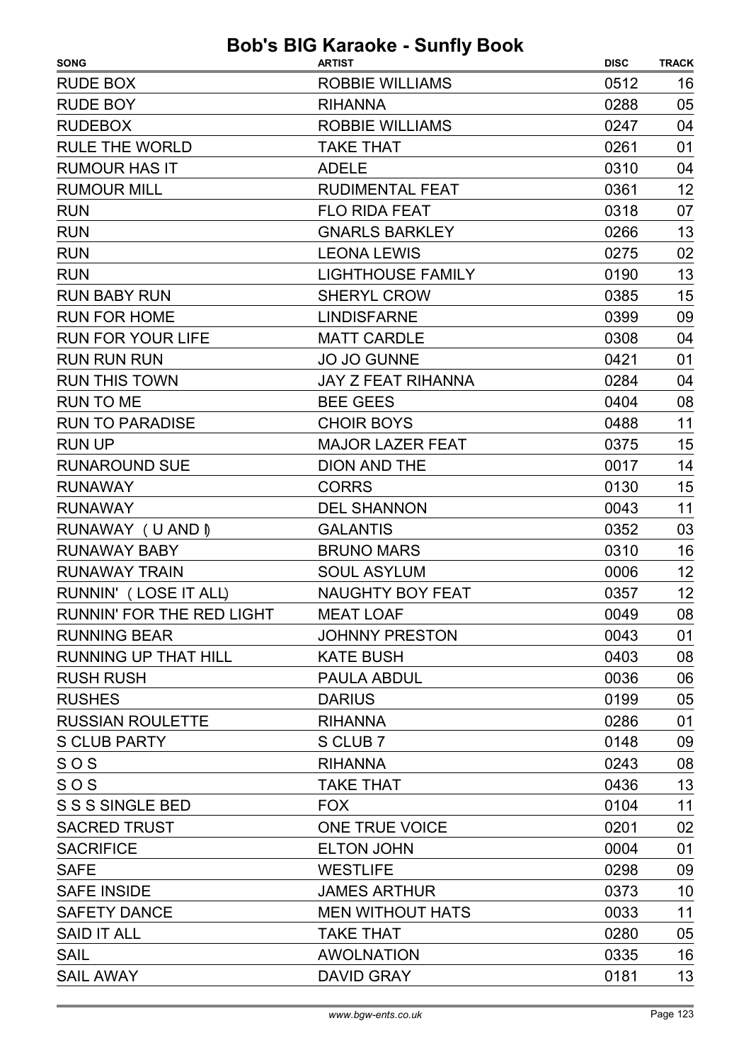# Bob's BIG Karaoke - Sunfly Book

| SONG | ARTIST | DISC | TRACK |
|---|---|---|---|
| RUDE BOX | ROBBIE WILLIAMS | 0512 | 16 |
| RUDE BOY | RIHANNA | 0288 | 05 |
| RUDEBOX | ROBBIE WILLIAMS | 0247 | 04 |
| RULE THE WORLD | TAKE THAT | 0261 | 01 |
| RUMOUR HAS IT | ADELE | 0310 | 04 |
| RUMOUR MILL | RUDIMENTAL FEAT | 0361 | 12 |
| RUN | FLO RIDA FEAT | 0318 | 07 |
| RUN | GNARLS BARKLEY | 0266 | 13 |
| RUN | LEONA LEWIS | 0275 | 02 |
| RUN | LIGHTHOUSE FAMILY | 0190 | 13 |
| RUN BABY RUN | SHERYL CROW | 0385 | 15 |
| RUN FOR HOME | LINDISFARNE | 0399 | 09 |
| RUN FOR YOUR LIFE | MATT CARDLE | 0308 | 04 |
| RUN RUN RUN | JO JO GUNNE | 0421 | 01 |
| RUN THIS TOWN | JAY Z FEAT RIHANNA | 0284 | 04 |
| RUN TO ME | BEE GEES | 0404 | 08 |
| RUN TO PARADISE | CHOIR BOYS | 0488 | 11 |
| RUN UP | MAJOR LAZER FEAT | 0375 | 15 |
| RUNAROUND SUE | DION AND THE | 0017 | 14 |
| RUNAWAY | CORRS | 0130 | 15 |
| RUNAWAY | DEL SHANNON | 0043 | 11 |
| RUNAWAY ( U AND I) | GALANTIS | 0352 | 03 |
| RUNAWAY BABY | BRUNO MARS | 0310 | 16 |
| RUNAWAY TRAIN | SOUL ASYLUM | 0006 | 12 |
| RUNNIN' ( LOSE IT ALL) | NAUGHTY BOY FEAT | 0357 | 12 |
| RUNNIN' FOR THE RED LIGHT | MEAT LOAF | 0049 | 08 |
| RUNNING BEAR | JOHNNY PRESTON | 0043 | 01 |
| RUNNING UP THAT HILL | KATE BUSH | 0403 | 08 |
| RUSH RUSH | PAULA ABDUL | 0036 | 06 |
| RUSHES | DARIUS | 0199 | 05 |
| RUSSIAN ROULETTE | RIHANNA | 0286 | 01 |
| S CLUB PARTY | S CLUB 7 | 0148 | 09 |
| S O S | RIHANNA | 0243 | 08 |
| S O S | TAKE THAT | 0436 | 13 |
| S S S SINGLE BED | FOX | 0104 | 11 |
| SACRED TRUST | ONE TRUE VOICE | 0201 | 02 |
| SACRIFICE | ELTON JOHN | 0004 | 01 |
| SAFE | WESTLIFE | 0298 | 09 |
| SAFE INSIDE | JAMES ARTHUR | 0373 | 10 |
| SAFETY DANCE | MEN WITHOUT HATS | 0033 | 11 |
| SAID IT ALL | TAKE THAT | 0280 | 05 |
| SAIL | AWOLNATION | 0335 | 16 |
| SAIL AWAY | DAVID GRAY | 0181 | 13 |

www.bgw-ents.co.uk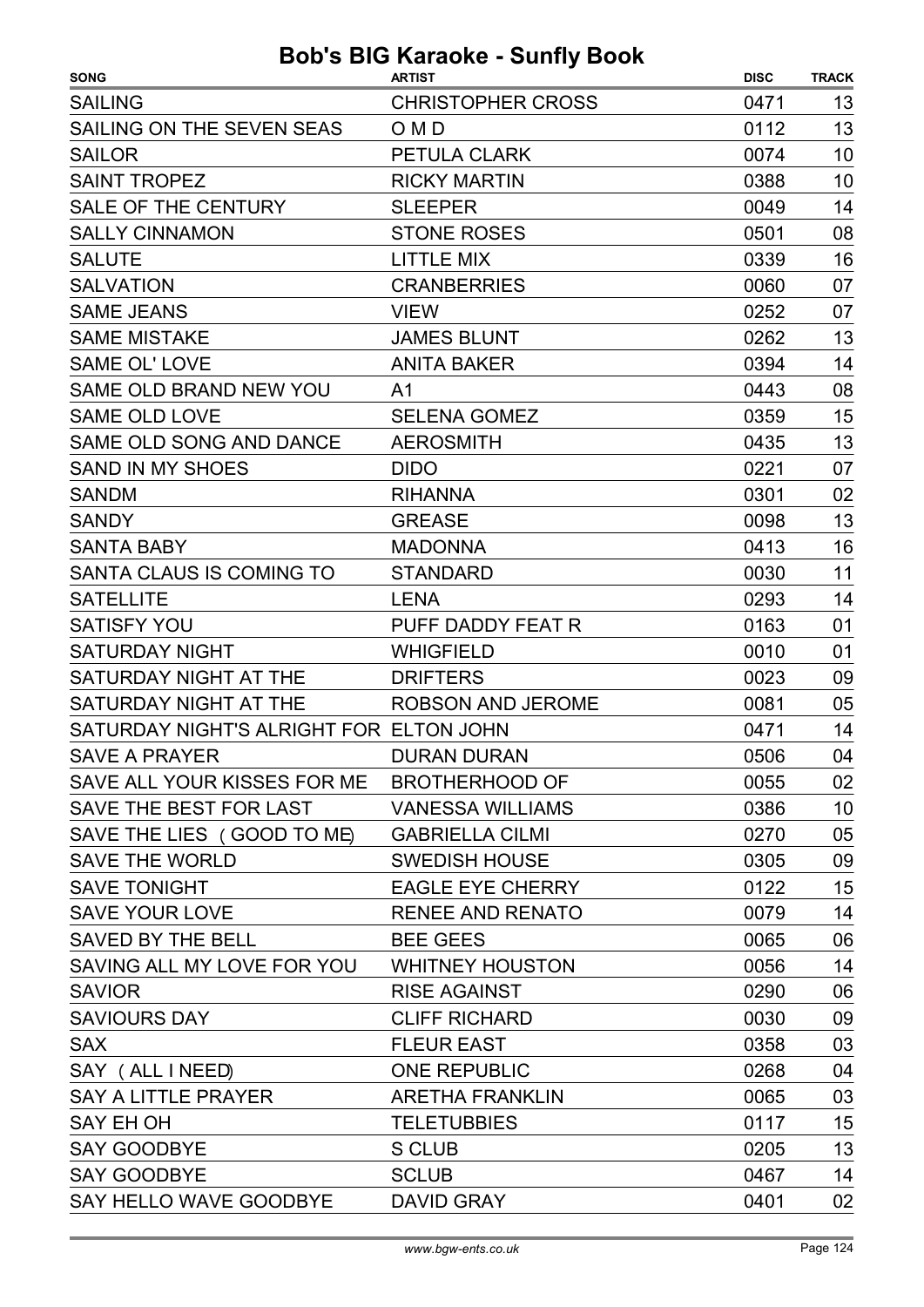# Bob's BIG Karaoke - Sunfly Book

| SONG | ARTIST | DISC | TRACK |
|---|---|---|---|
| SAILING | CHRISTOPHER CROSS | 0471 | 13 |
| SAILING ON THE SEVEN SEAS | O M D | 0112 | 13 |
| SAILOR | PETULA CLARK | 0074 | 10 |
| SAINT TROPEZ | RICKY MARTIN | 0388 | 10 |
| SALE OF THE CENTURY | SLEEPER | 0049 | 14 |
| SALLY CINNAMON | STONE ROSES | 0501 | 08 |
| SALUTE | LITTLE MIX | 0339 | 16 |
| SALVATION | CRANBERRIES | 0060 | 07 |
| SAME JEANS | VIEW | 0252 | 07 |
| SAME MISTAKE | JAMES BLUNT | 0262 | 13 |
| SAME OL' LOVE | ANITA BAKER | 0394 | 14 |
| SAME OLD BRAND NEW YOU | A1 | 0443 | 08 |
| SAME OLD LOVE | SELENA GOMEZ | 0359 | 15 |
| SAME OLD SONG AND DANCE | AEROSMITH | 0435 | 13 |
| SAND IN MY SHOES | DIDO | 0221 | 07 |
| SANDM | RIHANNA | 0301 | 02 |
| SANDY | GREASE | 0098 | 13 |
| SANTA BABY | MADONNA | 0413 | 16 |
| SANTA CLAUS IS COMING TO | STANDARD | 0030 | 11 |
| SATELLITE | LENA | 0293 | 14 |
| SATISFY YOU | PUFF DADDY FEAT R | 0163 | 01 |
| SATURDAY NIGHT | WHIGFIELD | 0010 | 01 |
| SATURDAY NIGHT AT THE | DRIFTERS | 0023 | 09 |
| SATURDAY NIGHT AT THE | ROBSON AND JEROME | 0081 | 05 |
| SATURDAY NIGHT'S ALRIGHT FOR | ELTON JOHN | 0471 | 14 |
| SAVE A PRAYER | DURAN DURAN | 0506 | 04 |
| SAVE ALL YOUR KISSES FOR ME | BROTHERHOOD OF | 0055 | 02 |
| SAVE THE BEST FOR LAST | VANESSA WILLIAMS | 0386 | 10 |
| SAVE THE LIES ( GOOD TO ME) | GABRIELLA CILMI | 0270 | 05 |
| SAVE THE WORLD | SWEDISH HOUSE | 0305 | 09 |
| SAVE TONIGHT | EAGLE EYE CHERRY | 0122 | 15 |
| SAVE YOUR LOVE | RENEE AND RENATO | 0079 | 14 |
| SAVED BY THE BELL | BEE GEES | 0065 | 06 |
| SAVING ALL MY LOVE FOR YOU | WHITNEY HOUSTON | 0056 | 14 |
| SAVIOR | RISE AGAINST | 0290 | 06 |
| SAVIOURS DAY | CLIFF RICHARD | 0030 | 09 |
| SAX | FLEUR EAST | 0358 | 03 |
| SAY ( ALL I NEED) | ONE REPUBLIC | 0268 | 04 |
| SAY A LITTLE PRAYER | ARETHA FRANKLIN | 0065 | 03 |
| SAY EH OH | TELETUBBIES | 0117 | 15 |
| SAY GOODBYE | S CLUB | 0205 | 13 |
| SAY GOODBYE | SCLUB | 0467 | 14 |
| SAY HELLO WAVE GOODBYE | DAVID GRAY | 0401 | 02 |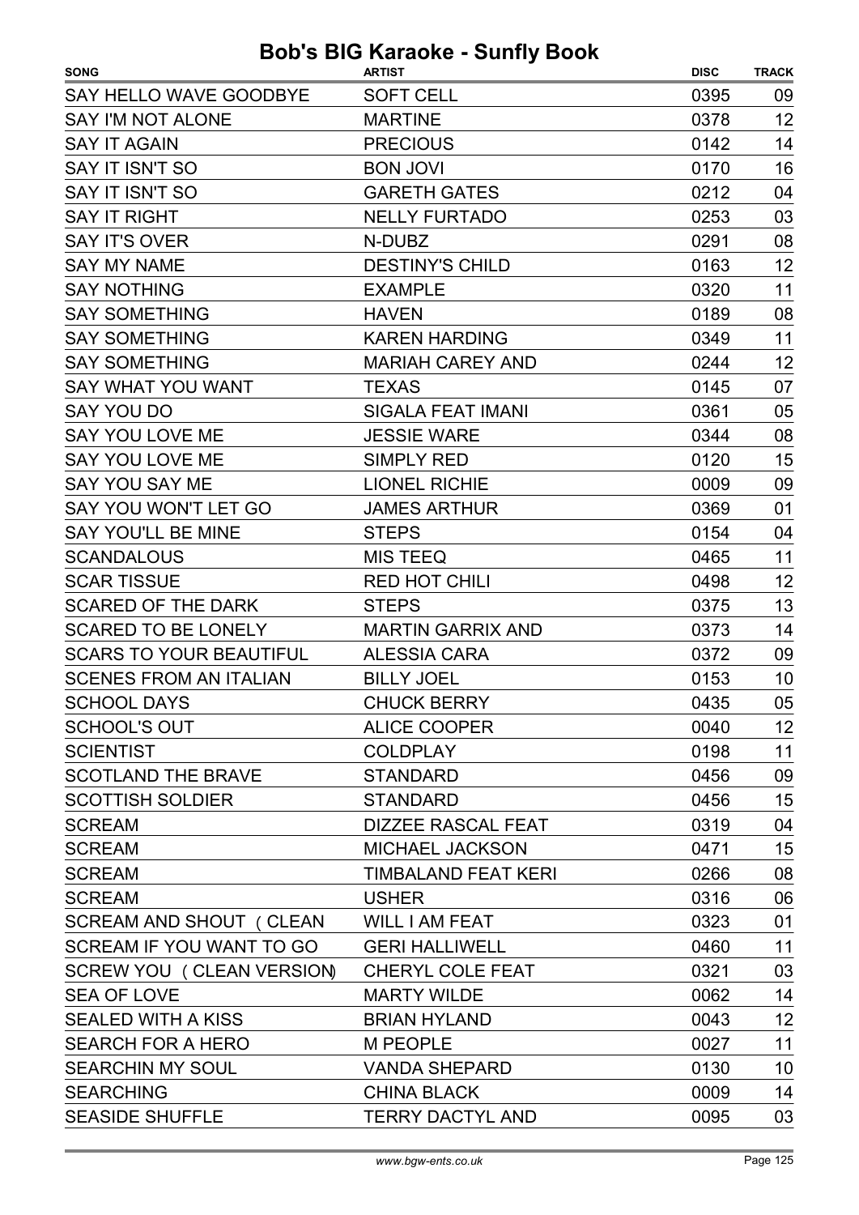# Bob's BIG Karaoke - Sunfly Book

| SONG | ARTIST | DISC | TRACK |
|---|---|---|---|
| SAY HELLO WAVE GOODBYE | SOFT CELL | 0395 | 09 |
| SAY I'M NOT ALONE | MARTINE | 0378 | 12 |
| SAY IT AGAIN | PRECIOUS | 0142 | 14 |
| SAY IT ISN'T SO | BON JOVI | 0170 | 16 |
| SAY IT ISN'T SO | GARETH GATES | 0212 | 04 |
| SAY IT RIGHT | NELLY FURTADO | 0253 | 03 |
| SAY IT'S OVER | N-DUBZ | 0291 | 08 |
| SAY MY NAME | DESTINY'S CHILD | 0163 | 12 |
| SAY NOTHING | EXAMPLE | 0320 | 11 |
| SAY SOMETHING | HAVEN | 0189 | 08 |
| SAY SOMETHING | KAREN HARDING | 0349 | 11 |
| SAY SOMETHING | MARIAH CAREY AND | 0244 | 12 |
| SAY WHAT YOU WANT | TEXAS | 0145 | 07 |
| SAY YOU DO | SIGALA FEAT IMANI | 0361 | 05 |
| SAY YOU LOVE ME | JESSIE WARE | 0344 | 08 |
| SAY YOU LOVE ME | SIMPLY RED | 0120 | 15 |
| SAY YOU SAY ME | LIONEL RICHIE | 0009 | 09 |
| SAY YOU WON'T LET GO | JAMES ARTHUR | 0369 | 01 |
| SAY YOU'LL BE MINE | STEPS | 0154 | 04 |
| SCANDALOUS | MIS TEEQ | 0465 | 11 |
| SCAR TISSUE | RED HOT CHILI | 0498 | 12 |
| SCARED OF THE DARK | STEPS | 0375 | 13 |
| SCARED TO BE LONELY | MARTIN GARRIX AND | 0373 | 14 |
| SCARS TO YOUR BEAUTIFUL | ALESSIA CARA | 0372 | 09 |
| SCENES FROM AN ITALIAN | BILLY JOEL | 0153 | 10 |
| SCHOOL DAYS | CHUCK BERRY | 0435 | 05 |
| SCHOOL'S OUT | ALICE COOPER | 0040 | 12 |
| SCIENTIST | COLDPLAY | 0198 | 11 |
| SCOTLAND THE BRAVE | STANDARD | 0456 | 09 |
| SCOTTISH SOLDIER | STANDARD | 0456 | 15 |
| SCREAM | DIZZEE RASCAL FEAT | 0319 | 04 |
| SCREAM | MICHAEL JACKSON | 0471 | 15 |
| SCREAM | TIMBALAND FEAT KERI | 0266 | 08 |
| SCREAM | USHER | 0316 | 06 |
| SCREAM AND SHOUT ( CLEAN | WILL I AM FEAT | 0323 | 01 |
| SCREAM IF YOU WANT TO GO | GERI HALLIWELL | 0460 | 11 |
| SCREW YOU ( CLEAN VERSION) | CHERYL COLE FEAT | 0321 | 03 |
| SEA OF LOVE | MARTY WILDE | 0062 | 14 |
| SEALED WITH A KISS | BRIAN HYLAND | 0043 | 12 |
| SEARCH FOR A HERO | M PEOPLE | 0027 | 11 |
| SEARCHIN MY SOUL | VANDA SHEPARD | 0130 | 10 |
| SEARCHING | CHINA BLACK | 0009 | 14 |
| SEASIDE SHUFFLE | TERRY DACTYL AND | 0095 | 03 |

www.bgw-ents.co.uk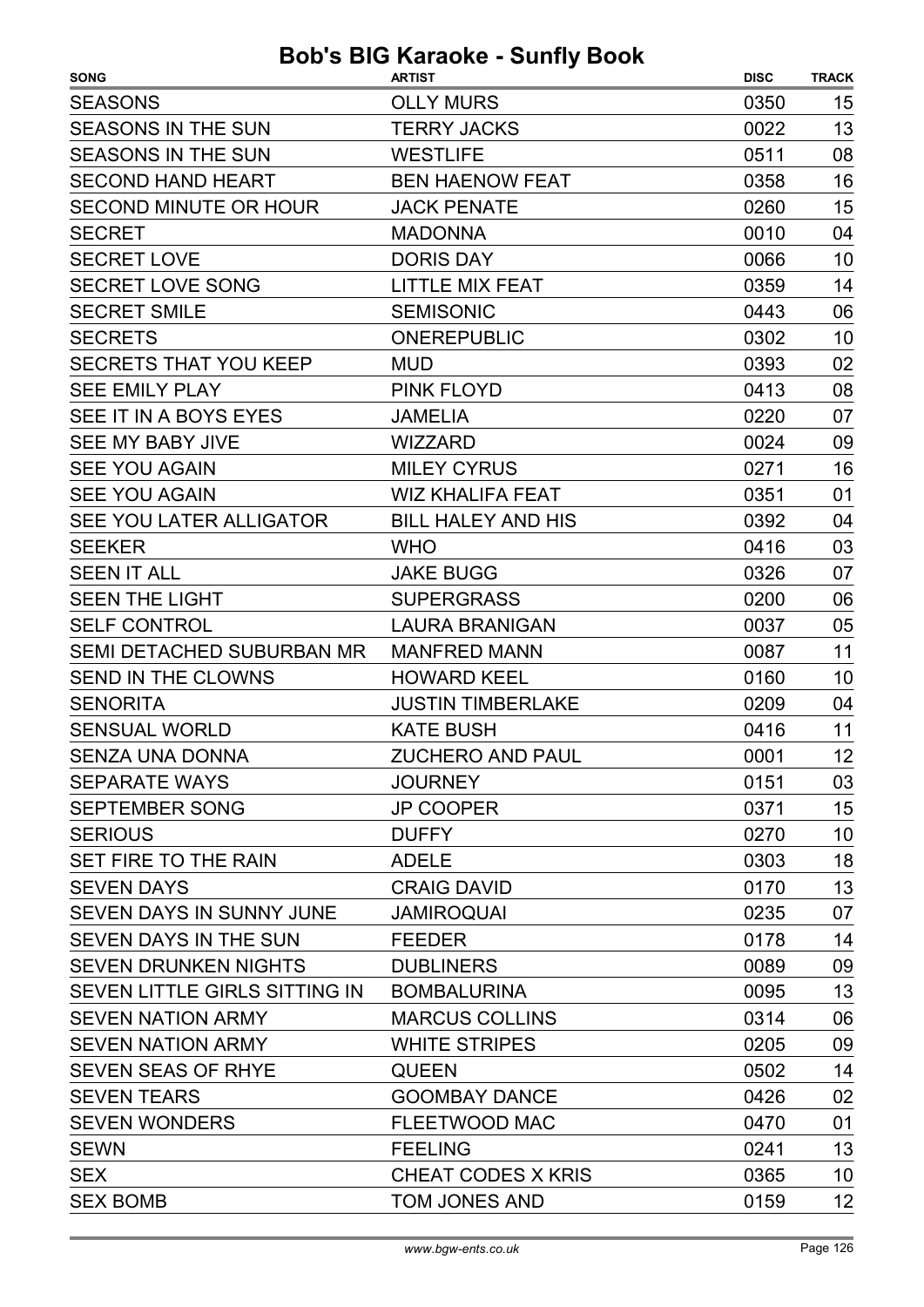# Bob's BIG Karaoke - Sunfly Book

| SONG | ARTIST | DISC | TRACK |
|---|---|---|---|
| SEASONS | OLLY MURS | 0350 | 15 |
| SEASONS IN THE SUN | TERRY JACKS | 0022 | 13 |
| SEASONS IN THE SUN | WESTLIFE | 0511 | 08 |
| SECOND HAND HEART | BEN HAENOW FEAT | 0358 | 16 |
| SECOND MINUTE OR HOUR | JACK PENATE | 0260 | 15 |
| SECRET | MADONNA | 0010 | 04 |
| SECRET LOVE | DORIS DAY | 0066 | 10 |
| SECRET LOVE SONG | LITTLE MIX FEAT | 0359 | 14 |
| SECRET SMILE | SEMISONIC | 0443 | 06 |
| SECRETS | ONEREPUBLIC | 0302 | 10 |
| SECRETS THAT YOU KEEP | MUD | 0393 | 02 |
| SEE EMILY PLAY | PINK FLOYD | 0413 | 08 |
| SEE IT IN A BOYS EYES | JAMELIA | 0220 | 07 |
| SEE MY BABY JIVE | WIZZARD | 0024 | 09 |
| SEE YOU AGAIN | MILEY CYRUS | 0271 | 16 |
| SEE YOU AGAIN | WIZ KHALIFA FEAT | 0351 | 01 |
| SEE YOU LATER ALLIGATOR | BILL HALEY AND HIS | 0392 | 04 |
| SEEKER | WHO | 0416 | 03 |
| SEEN IT ALL | JAKE BUGG | 0326 | 07 |
| SEEN THE LIGHT | SUPERGRASS | 0200 | 06 |
| SELF CONTROL | LAURA BRANIGAN | 0037 | 05 |
| SEMI DETACHED SUBURBAN MR | MANFRED MANN | 0087 | 11 |
| SEND IN THE CLOWNS | HOWARD KEEL | 0160 | 10 |
| SENORITA | JUSTIN TIMBERLAKE | 0209 | 04 |
| SENSUAL WORLD | KATE BUSH | 0416 | 11 |
| SENZA UNA DONNA | ZUCHERO AND PAUL | 0001 | 12 |
| SEPARATE WAYS | JOURNEY | 0151 | 03 |
| SEPTEMBER SONG | JP COOPER | 0371 | 15 |
| SERIOUS | DUFFY | 0270 | 10 |
| SET FIRE TO THE RAIN | ADELE | 0303 | 18 |
| SEVEN DAYS | CRAIG DAVID | 0170 | 13 |
| SEVEN DAYS IN SUNNY JUNE | JAMIROQUAI | 0235 | 07 |
| SEVEN DAYS IN THE SUN | FEEDER | 0178 | 14 |
| SEVEN DRUNKEN NIGHTS | DUBLINERS | 0089 | 09 |
| SEVEN LITTLE GIRLS SITTING IN | BOMBALURINA | 0095 | 13 |
| SEVEN NATION ARMY | MARCUS COLLINS | 0314 | 06 |
| SEVEN NATION ARMY | WHITE STRIPES | 0205 | 09 |
| SEVEN SEAS OF RHYE | QUEEN | 0502 | 14 |
| SEVEN TEARS | GOOMBAY DANCE | 0426 | 02 |
| SEVEN WONDERS | FLEETWOOD MAC | 0470 | 01 |
| SEWN | FEELING | 0241 | 13 |
| SEX | CHEAT CODES X KRIS | 0365 | 10 |
| SEX BOMB | TOM JONES AND | 0159 | 12 |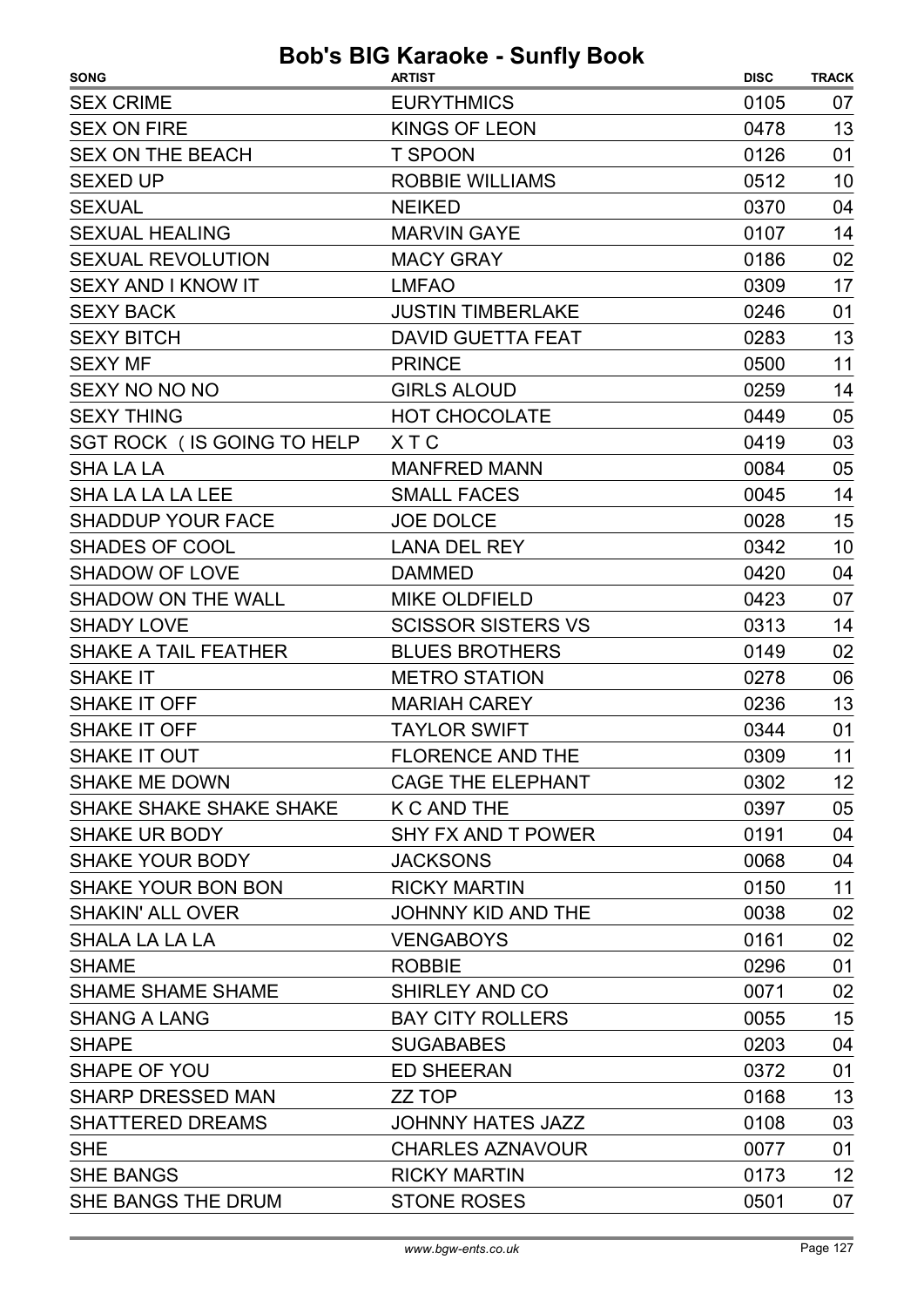# Bob's BIG Karaoke - Sunfly Book

| SONG | ARTIST | DISC | TRACK |
|---|---|---|---|
| SEX CRIME | EURYTHMICS | 0105 | 07 |
| SEX ON FIRE | KINGS OF LEON | 0478 | 13 |
| SEX ON THE BEACH | T SPOON | 0126 | 01 |
| SEXED UP | ROBBIE WILLIAMS | 0512 | 10 |
| SEXUAL | NEIKED | 0370 | 04 |
| SEXUAL HEALING | MARVIN GAYE | 0107 | 14 |
| SEXUAL REVOLUTION | MACY GRAY | 0186 | 02 |
| SEXY AND I KNOW IT | LMFAO | 0309 | 17 |
| SEXY BACK | JUSTIN TIMBERLAKE | 0246 | 01 |
| SEXY BITCH | DAVID GUETTA FEAT | 0283 | 13 |
| SEXY MF | PRINCE | 0500 | 11 |
| SEXY NO NO NO | GIRLS ALOUD | 0259 | 14 |
| SEXY THING | HOT CHOCOLATE | 0449 | 05 |
| SGT ROCK (IS GOING TO HELP | X T C | 0419 | 03 |
| SHA LA LA | MANFRED MANN | 0084 | 05 |
| SHA LA LA LA LEE | SMALL FACES | 0045 | 14 |
| SHADDUP YOUR FACE | JOE DOLCE | 0028 | 15 |
| SHADES OF COOL | LANA DEL REY | 0342 | 10 |
| SHADOW OF LOVE | DAMMED | 0420 | 04 |
| SHADOW ON THE WALL | MIKE OLDFIELD | 0423 | 07 |
| SHADY LOVE | SCISSOR SISTERS VS | 0313 | 14 |
| SHAKE A TAIL FEATHER | BLUES BROTHERS | 0149 | 02 |
| SHAKE IT | METRO STATION | 0278 | 06 |
| SHAKE IT OFF | MARIAH CAREY | 0236 | 13 |
| SHAKE IT OFF | TAYLOR SWIFT | 0344 | 01 |
| SHAKE IT OUT | FLORENCE AND THE | 0309 | 11 |
| SHAKE ME DOWN | CAGE THE ELEPHANT | 0302 | 12 |
| SHAKE SHAKE SHAKE SHAKE | K C AND THE | 0397 | 05 |
| SHAKE UR BODY | SHY FX AND T POWER | 0191 | 04 |
| SHAKE YOUR BODY | JACKSONS | 0068 | 04 |
| SHAKE YOUR BON BON | RICKY MARTIN | 0150 | 11 |
| SHAKIN' ALL OVER | JOHNNY KID AND THE | 0038 | 02 |
| SHALA LA LA LA | VENGABOYS | 0161 | 02 |
| SHAME | ROBBIE | 0296 | 01 |
| SHAME SHAME SHAME | SHIRLEY AND CO | 0071 | 02 |
| SHANG A LANG | BAY CITY ROLLERS | 0055 | 15 |
| SHAPE | SUGABABES | 0203 | 04 |
| SHAPE OF YOU | ED SHEERAN | 0372 | 01 |
| SHARP DRESSED MAN | ZZ TOP | 0168 | 13 |
| SHATTERED DREAMS | JOHNNY HATES JAZZ | 0108 | 03 |
| SHE | CHARLES AZNAVOUR | 0077 | 01 |
| SHE BANGS | RICKY MARTIN | 0173 | 12 |
| SHE BANGS THE DRUM | STONE ROSES | 0501 | 07 |

www.bgw-ents.co.uk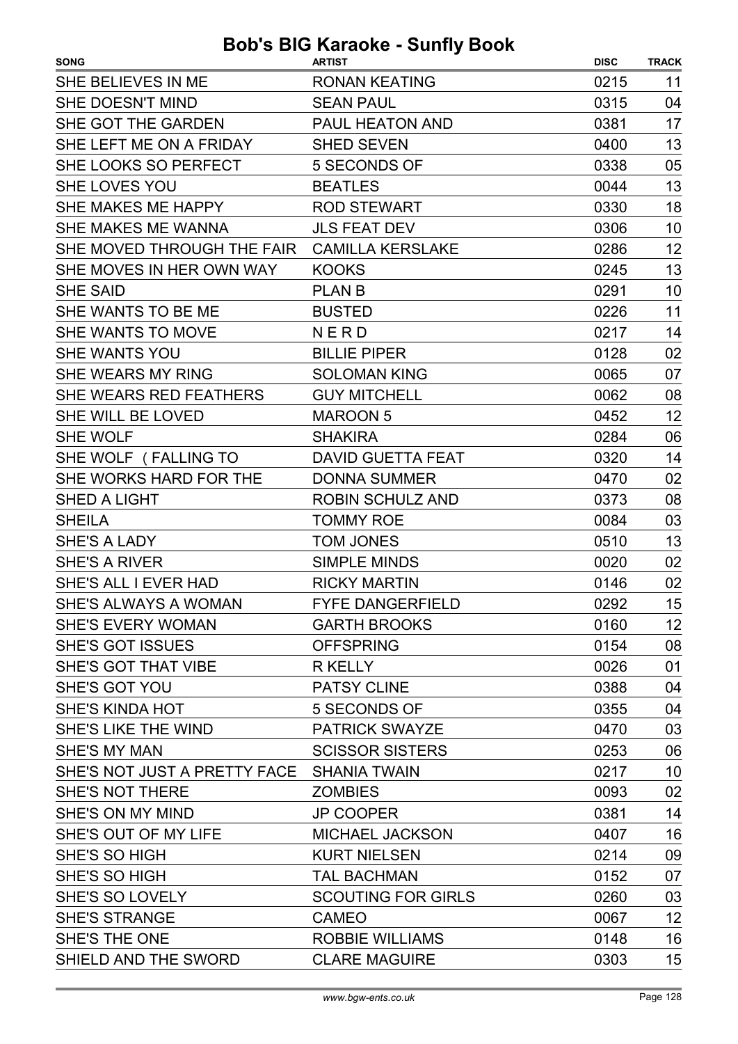# Bob's BIG Karaoke - Sunfly Book

| SONG | ARTIST | DISC | TRACK |
|---|---|---|---|
| SHE BELIEVES IN ME | RONAN KEATING | 0215 | 11 |
| SHE DOESN'T MIND | SEAN PAUL | 0315 | 04 |
| SHE GOT THE GARDEN | PAUL HEATON AND | 0381 | 17 |
| SHE LEFT ME ON A FRIDAY | SHED SEVEN | 0400 | 13 |
| SHE LOOKS SO PERFECT | 5 SECONDS OF | 0338 | 05 |
| SHE LOVES YOU | BEATLES | 0044 | 13 |
| SHE MAKES ME HAPPY | ROD STEWART | 0330 | 18 |
| SHE MAKES ME WANNA | JLS FEAT DEV | 0306 | 10 |
| SHE MOVED THROUGH THE FAIR | CAMILLA KERSLAKE | 0286 | 12 |
| SHE MOVES IN HER OWN WAY | KOOKS | 0245 | 13 |
| SHE SAID | PLAN B | 0291 | 10 |
| SHE WANTS TO BE ME | BUSTED | 0226 | 11 |
| SHE WANTS TO MOVE | N E R D | 0217 | 14 |
| SHE WANTS YOU | BILLIE PIPER | 0128 | 02 |
| SHE WEARS MY RING | SOLOMAN KING | 0065 | 07 |
| SHE WEARS RED FEATHERS | GUY MITCHELL | 0062 | 08 |
| SHE WILL BE LOVED | MAROON 5 | 0452 | 12 |
| SHE WOLF | SHAKIRA | 0284 | 06 |
| SHE WOLF ( FALLING TO | DAVID GUETTA FEAT | 0320 | 14 |
| SHE WORKS HARD FOR THE | DONNA SUMMER | 0470 | 02 |
| SHED A LIGHT | ROBIN SCHULZ AND | 0373 | 08 |
| SHEILA | TOMMY ROE | 0084 | 03 |
| SHE'S A LADY | TOM JONES | 0510 | 13 |
| SHE'S A RIVER | SIMPLE MINDS | 0020 | 02 |
| SHE'S ALL I EVER HAD | RICKY MARTIN | 0146 | 02 |
| SHE'S ALWAYS A WOMAN | FYFE DANGERFIELD | 0292 | 15 |
| SHE'S EVERY WOMAN | GARTH BROOKS | 0160 | 12 |
| SHE'S GOT ISSUES | OFFSPRING | 0154 | 08 |
| SHE'S GOT THAT VIBE | R KELLY | 0026 | 01 |
| SHE'S GOT YOU | PATSY CLINE | 0388 | 04 |
| SHE'S KINDA HOT | 5 SECONDS OF | 0355 | 04 |
| SHE'S LIKE THE WIND | PATRICK SWAYZE | 0470 | 03 |
| SHE'S MY MAN | SCISSOR SISTERS | 0253 | 06 |
| SHE'S NOT JUST A PRETTY FACE | SHANIA TWAIN | 0217 | 10 |
| SHE'S NOT THERE | ZOMBIES | 0093 | 02 |
| SHE'S ON MY MIND | JP COOPER | 0381 | 14 |
| SHE'S OUT OF MY LIFE | MICHAEL JACKSON | 0407 | 16 |
| SHE'S SO HIGH | KURT NIELSEN | 0214 | 09 |
| SHE'S SO HIGH | TAL BACHMAN | 0152 | 07 |
| SHE'S SO LOVELY | SCOUTING FOR GIRLS | 0260 | 03 |
| SHE'S STRANGE | CAMEO | 0067 | 12 |
| SHE'S THE ONE | ROBBIE WILLIAMS | 0148 | 16 |
| SHIELD AND THE SWORD | CLARE MAGUIRE | 0303 | 15 |

www.bgw-ents.co.uk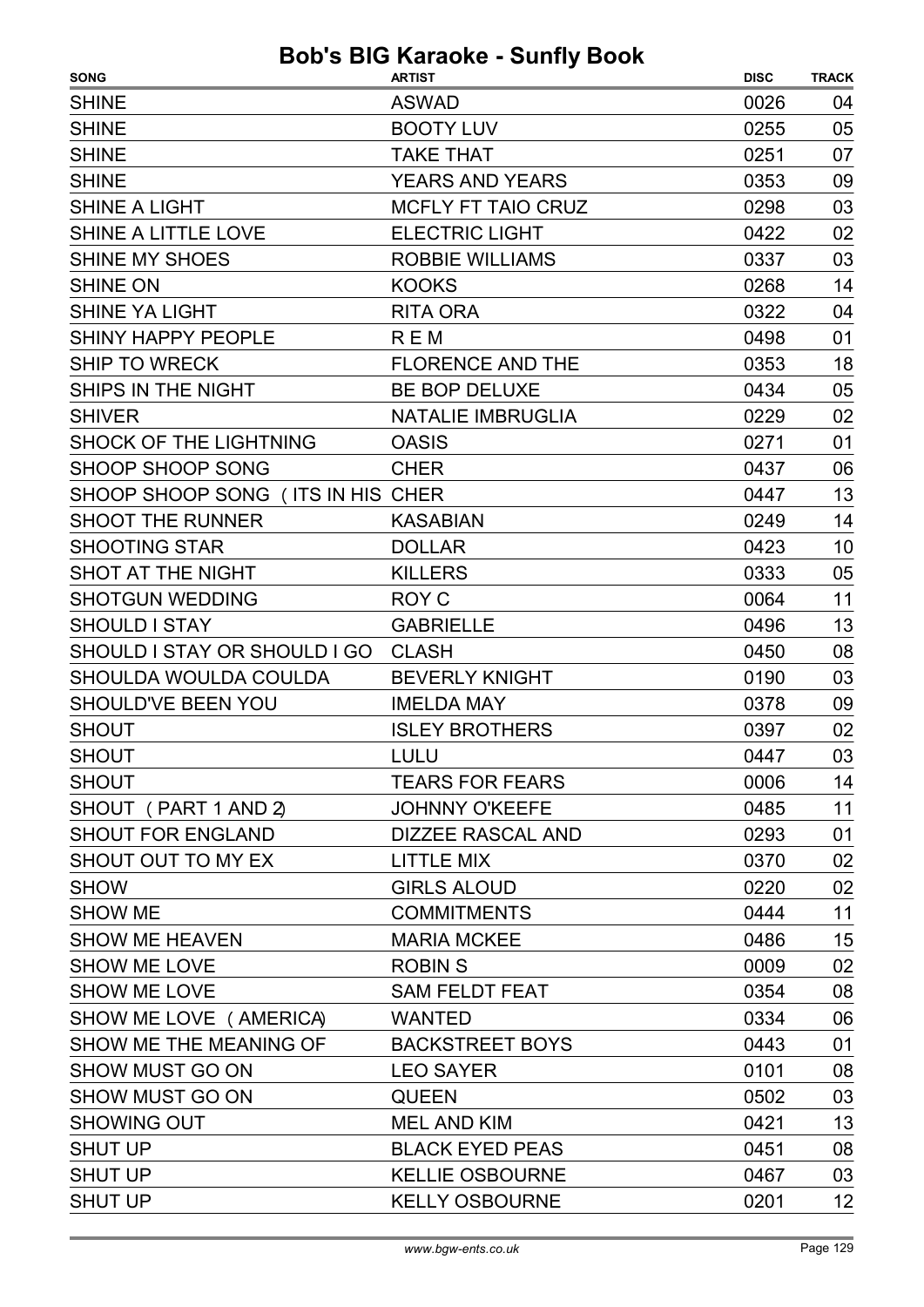# Bob's BIG Karaoke - Sunfly Book

| SONG | ARTIST | DISC | TRACK |
|---|---|---|---|
| SHINE | ASWAD | 0026 | 04 |
| SHINE | BOOTY LUV | 0255 | 05 |
| SHINE | TAKE THAT | 0251 | 07 |
| SHINE | YEARS AND YEARS | 0353 | 09 |
| SHINE A LIGHT | MCFLY FT TAIO CRUZ | 0298 | 03 |
| SHINE A LITTLE LOVE | ELECTRIC LIGHT | 0422 | 02 |
| SHINE MY SHOES | ROBBIE WILLIAMS | 0337 | 03 |
| SHINE ON | KOOKS | 0268 | 14 |
| SHINE YA LIGHT | RITA ORA | 0322 | 04 |
| SHINY HAPPY PEOPLE | R E M | 0498 | 01 |
| SHIP TO WRECK | FLORENCE AND THE | 0353 | 18 |
| SHIPS IN THE NIGHT | BE BOP DELUXE | 0434 | 05 |
| SHIVER | NATALIE IMBRUGLIA | 0229 | 02 |
| SHOCK OF THE LIGHTNING | OASIS | 0271 | 01 |
| SHOOP SHOOP SONG | CHER | 0437 | 06 |
| SHOOP SHOOP SONG ( ITS IN HIS | CHER | 0447 | 13 |
| SHOOT THE RUNNER | KASABIAN | 0249 | 14 |
| SHOOTING STAR | DOLLAR | 0423 | 10 |
| SHOT AT THE NIGHT | KILLERS | 0333 | 05 |
| SHOTGUN WEDDING | ROY C | 0064 | 11 |
| SHOULD I STAY | GABRIELLE | 0496 | 13 |
| SHOULD I STAY OR SHOULD I GO | CLASH | 0450 | 08 |
| SHOULDA WOULDA COULDA | BEVERLY KNIGHT | 0190 | 03 |
| SHOULD'VE BEEN YOU | IMELDA MAY | 0378 | 09 |
| SHOUT | ISLEY BROTHERS | 0397 | 02 |
| SHOUT | LULU | 0447 | 03 |
| SHOUT | TEARS FOR FEARS | 0006 | 14 |
| SHOUT ( PART 1 AND 2) | JOHNNY O'KEEFE | 0485 | 11 |
| SHOUT FOR ENGLAND | DIZZEE RASCAL AND | 0293 | 01 |
| SHOUT OUT TO MY EX | LITTLE MIX | 0370 | 02 |
| SHOW | GIRLS ALOUD | 0220 | 02 |
| SHOW ME | COMMITMENTS | 0444 | 11 |
| SHOW ME HEAVEN | MARIA MCKEE | 0486 | 15 |
| SHOW ME LOVE | ROBIN S | 0009 | 02 |
| SHOW ME LOVE | SAM FELDT FEAT | 0354 | 08 |
| SHOW ME LOVE ( AMERICA) | WANTED | 0334 | 06 |
| SHOW ME THE MEANING OF | BACKSTREET BOYS | 0443 | 01 |
| SHOW MUST GO ON | LEO SAYER | 0101 | 08 |
| SHOW MUST GO ON | QUEEN | 0502 | 03 |
| SHOWING OUT | MEL AND KIM | 0421 | 13 |
| SHUT UP | BLACK EYED PEAS | 0451 | 08 |
| SHUT UP | KELLIE OSBOURNE | 0467 | 03 |
| SHUT UP | KELLY OSBOURNE | 0201 | 12 |

www.bgw-ents.co.uk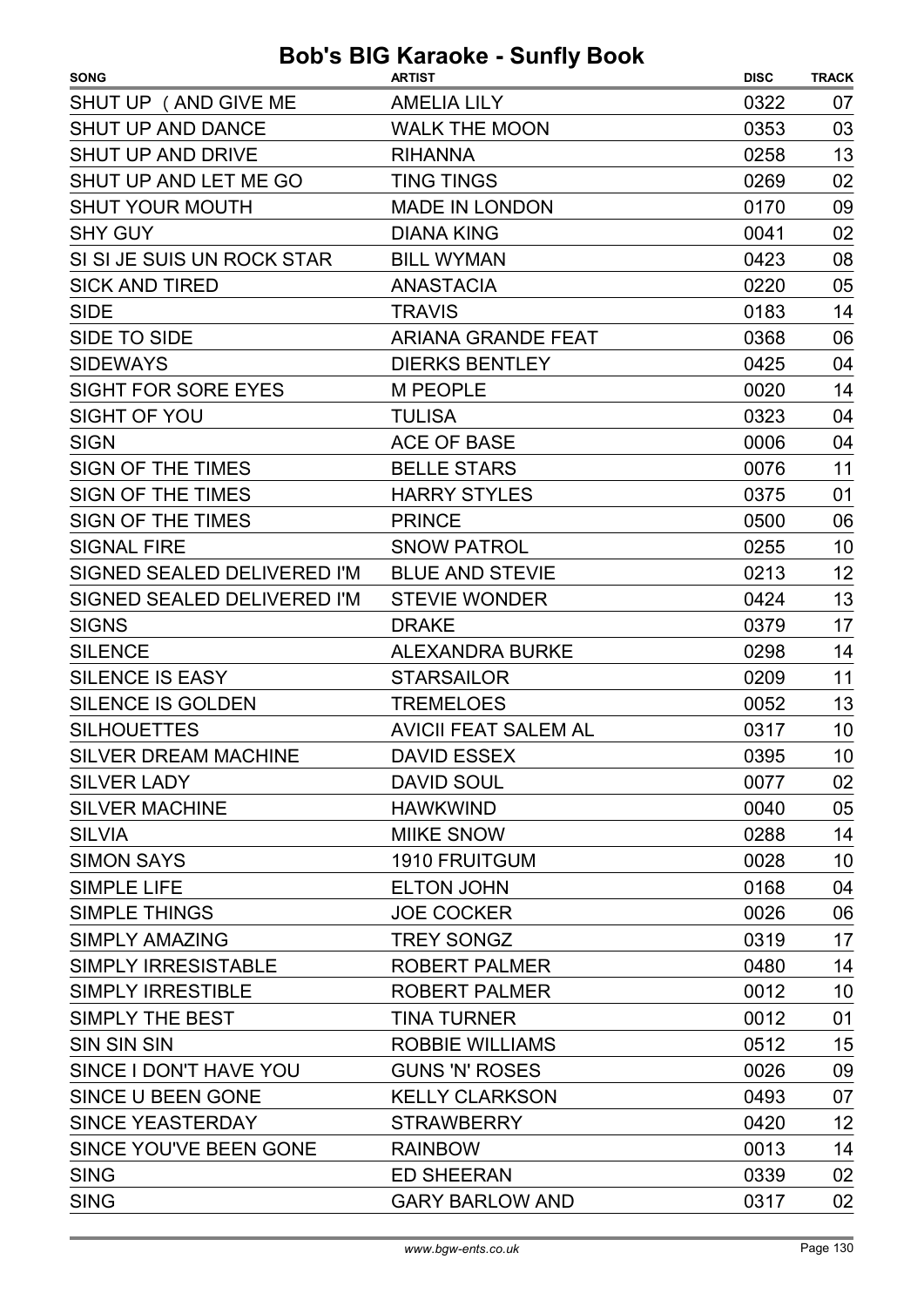# Bob's BIG Karaoke - Sunfly Book

| SONG | ARTIST | DISC | TRACK |
|---|---|---|---|
| SHUT UP (AND GIVE ME | AMELIA LILY | 0322 | 07 |
| SHUT UP AND DANCE | WALK THE MOON | 0353 | 03 |
| SHUT UP AND DRIVE | RIHANNA | 0258 | 13 |
| SHUT UP AND LET ME GO | TING TINGS | 0269 | 02 |
| SHUT YOUR MOUTH | MADE IN LONDON | 0170 | 09 |
| SHY GUY | DIANA KING | 0041 | 02 |
| SI SI JE SUIS UN ROCK STAR | BILL WYMAN | 0423 | 08 |
| SICK AND TIRED | ANASTACIA | 0220 | 05 |
| SIDE | TRAVIS | 0183 | 14 |
| SIDE TO SIDE | ARIANA GRANDE FEAT | 0368 | 06 |
| SIDEWAYS | DIERKS BENTLEY | 0425 | 04 |
| SIGHT FOR SORE EYES | M PEOPLE | 0020 | 14 |
| SIGHT OF YOU | TULISA | 0323 | 04 |
| SIGN | ACE OF BASE | 0006 | 04 |
| SIGN OF THE TIMES | BELLE STARS | 0076 | 11 |
| SIGN OF THE TIMES | HARRY STYLES | 0375 | 01 |
| SIGN OF THE TIMES | PRINCE | 0500 | 06 |
| SIGNAL FIRE | SNOW PATROL | 0255 | 10 |
| SIGNED SEALED DELIVERED I'M | BLUE AND STEVIE | 0213 | 12 |
| SIGNED SEALED DELIVERED I'M | STEVIE WONDER | 0424 | 13 |
| SIGNS | DRAKE | 0379 | 17 |
| SILENCE | ALEXANDRA BURKE | 0298 | 14 |
| SILENCE IS EASY | STARSAILOR | 0209 | 11 |
| SILENCE IS GOLDEN | TREMELOES | 0052 | 13 |
| SILHOUETTES | AVICII FEAT SALEM AL | 0317 | 10 |
| SILVER DREAM MACHINE | DAVID ESSEX | 0395 | 10 |
| SILVER LADY | DAVID SOUL | 0077 | 02 |
| SILVER MACHINE | HAWKWIND | 0040 | 05 |
| SILVIA | MIIKE SNOW | 0288 | 14 |
| SIMON SAYS | 1910 FRUITGUM | 0028 | 10 |
| SIMPLE LIFE | ELTON JOHN | 0168 | 04 |
| SIMPLE THINGS | JOE COCKER | 0026 | 06 |
| SIMPLY AMAZING | TREY SONGZ | 0319 | 17 |
| SIMPLY IRRESISTABLE | ROBERT PALMER | 0480 | 14 |
| SIMPLY IRRESTIBLE | ROBERT PALMER | 0012 | 10 |
| SIMPLY THE BEST | TINA TURNER | 0012 | 01 |
| SIN SIN SIN | ROBBIE WILLIAMS | 0512 | 15 |
| SINCE I DON'T HAVE YOU | GUNS 'N' ROSES | 0026 | 09 |
| SINCE U BEEN GONE | KELLY CLARKSON | 0493 | 07 |
| SINCE YEASTERDAY | STRAWBERRY | 0420 | 12 |
| SINCE YOU'VE BEEN GONE | RAINBOW | 0013 | 14 |
| SING | ED SHEERAN | 0339 | 02 |
| SING | GARY BARLOW AND | 0317 | 02 |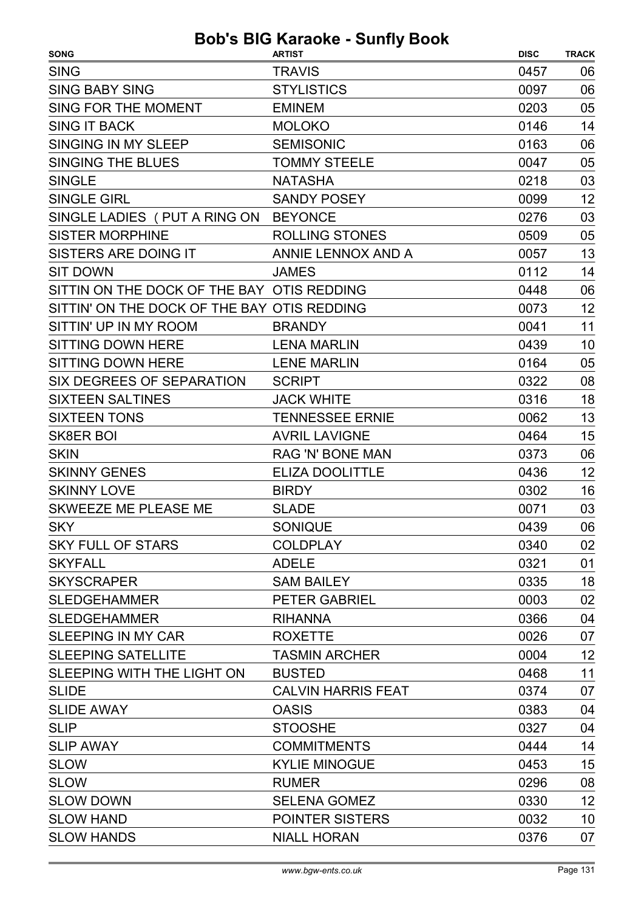# Bob's BIG Karaoke - Sunfly Book

| SONG | ARTIST | DISC | TRACK |
|---|---|---|---|
| SING | TRAVIS | 0457 | 06 |
| SING BABY SING | STYLISTICS | 0097 | 06 |
| SING FOR THE MOMENT | EMINEM | 0203 | 05 |
| SING IT BACK | MOLOKO | 0146 | 14 |
| SINGING IN MY SLEEP | SEMISONIC | 0163 | 06 |
| SINGING THE BLUES | TOMMY STEELE | 0047 | 05 |
| SINGLE | NATASHA | 0218 | 03 |
| SINGLE GIRL | SANDY POSEY | 0099 | 12 |
| SINGLE LADIES ( PUT A RING ON | BEYONCE | 0276 | 03 |
| SISTER MORPHINE | ROLLING STONES | 0509 | 05 |
| SISTERS ARE DOING IT | ANNIE LENNOX AND A | 0057 | 13 |
| SIT DOWN | JAMES | 0112 | 14 |
| SITTIN ON THE DOCK OF THE BAY | OTIS REDDING | 0448 | 06 |
| SITTIN' ON THE DOCK OF THE BAY | OTIS REDDING | 0073 | 12 |
| SITTIN' UP IN MY ROOM | BRANDY | 0041 | 11 |
| SITTING DOWN HERE | LENA MARLIN | 0439 | 10 |
| SITTING DOWN HERE | LENE MARLIN | 0164 | 05 |
| SIX DEGREES OF SEPARATION | SCRIPT | 0322 | 08 |
| SIXTEEN SALTINES | JACK WHITE | 0316 | 18 |
| SIXTEEN TONS | TENNESSEE ERNIE | 0062 | 13 |
| SK8ER BOI | AVRIL LAVIGNE | 0464 | 15 |
| SKIN | RAG 'N' BONE MAN | 0373 | 06 |
| SKINNY GENES | ELIZA DOOLITTLE | 0436 | 12 |
| SKINNY LOVE | BIRDY | 0302 | 16 |
| SKWEEZE ME PLEASE ME | SLADE | 0071 | 03 |
| SKY | SONIQUE | 0439 | 06 |
| SKY FULL OF STARS | COLDPLAY | 0340 | 02 |
| SKYFALL | ADELE | 0321 | 01 |
| SKYSCRAPER | SAM BAILEY | 0335 | 18 |
| SLEDGEHAMMER | PETER GABRIEL | 0003 | 02 |
| SLEDGEHAMMER | RIHANNA | 0366 | 04 |
| SLEEPING IN MY CAR | ROXETTE | 0026 | 07 |
| SLEEPING SATELLITE | TASMIN ARCHER | 0004 | 12 |
| SLEEPING WITH THE LIGHT ON | BUSTED | 0468 | 11 |
| SLIDE | CALVIN HARRIS FEAT | 0374 | 07 |
| SLIDE AWAY | OASIS | 0383 | 04 |
| SLIP | STOOSHE | 0327 | 04 |
| SLIP AWAY | COMMITMENTS | 0444 | 14 |
| SLOW | KYLIE MINOGUE | 0453 | 15 |
| SLOW | RUMER | 0296 | 08 |
| SLOW DOWN | SELENA GOMEZ | 0330 | 12 |
| SLOW HAND | POINTER SISTERS | 0032 | 10 |
| SLOW HANDS | NIALL HORAN | 0376 | 07 |

www.bgw-ents.co.uk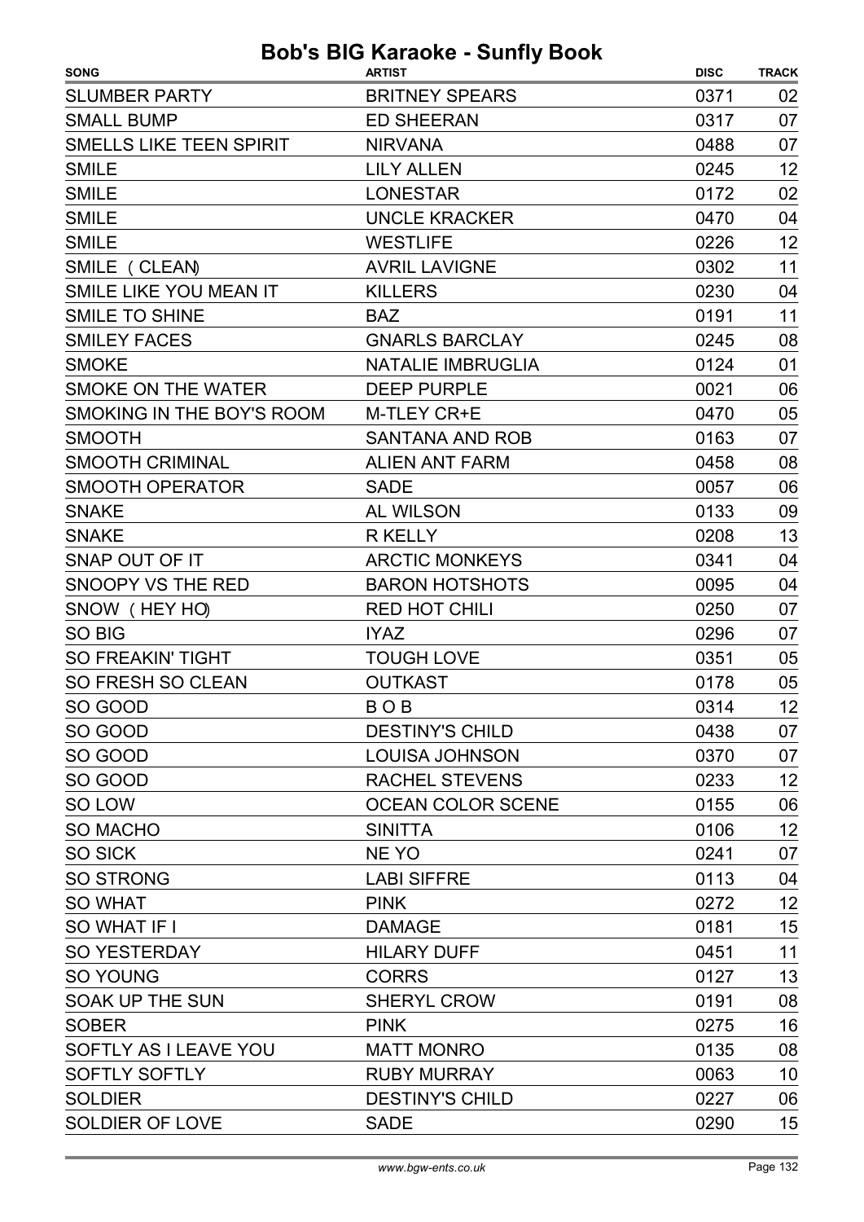# Bob's BIG Karaoke - Sunfly Book

| SONG | ARTIST | DISC | TRACK |
|---|---|---|---|
| SLUMBER PARTY | BRITNEY SPEARS | 0371 | 02 |
| SMALL BUMP | ED SHEERAN | 0317 | 07 |
| SMELLS LIKE TEEN SPIRIT | NIRVANA | 0488 | 07 |
| SMILE | LILY ALLEN | 0245 | 12 |
| SMILE | LONESTAR | 0172 | 02 |
| SMILE | UNCLE KRACKER | 0470 | 04 |
| SMILE | WESTLIFE | 0226 | 12 |
| SMILE ( CLEAN) | AVRIL LAVIGNE | 0302 | 11 |
| SMILE LIKE YOU MEAN IT | KILLERS | 0230 | 04 |
| SMILE TO SHINE | BAZ | 0191 | 11 |
| SMILEY FACES | GNARLS BARCLAY | 0245 | 08 |
| SMOKE | NATALIE IMBRUGLIA | 0124 | 01 |
| SMOKE ON THE WATER | DEEP PURPLE | 0021 | 06 |
| SMOKING IN THE BOY'S ROOM | M-TLEY CR+E | 0470 | 05 |
| SMOOTH | SANTANA AND ROB | 0163 | 07 |
| SMOOTH CRIMINAL | ALIEN ANT FARM | 0458 | 08 |
| SMOOTH OPERATOR | SADE | 0057 | 06 |
| SNAKE | AL WILSON | 0133 | 09 |
| SNAKE | R KELLY | 0208 | 13 |
| SNAP OUT OF IT | ARCTIC MONKEYS | 0341 | 04 |
| SNOOPY VS THE RED | BARON HOTSHOTS | 0095 | 04 |
| SNOW ( HEY HO) | RED HOT CHILI | 0250 | 07 |
| SO BIG | IYAZ | 0296 | 07 |
| SO FREAKIN' TIGHT | TOUGH LOVE | 0351 | 05 |
| SO FRESH SO CLEAN | OUTKAST | 0178 | 05 |
| SO GOOD | B O B | 0314 | 12 |
| SO GOOD | DESTINY'S CHILD | 0438 | 07 |
| SO GOOD | LOUISA JOHNSON | 0370 | 07 |
| SO GOOD | RACHEL STEVENS | 0233 | 12 |
| SO LOW | OCEAN COLOR SCENE | 0155 | 06 |
| SO MACHO | SINITTA | 0106 | 12 |
| SO SICK | NE YO | 0241 | 07 |
| SO STRONG | LABI SIFFRE | 0113 | 04 |
| SO WHAT | PINK | 0272 | 12 |
| SO WHAT IF I | DAMAGE | 0181 | 15 |
| SO YESTERDAY | HILARY DUFF | 0451 | 11 |
| SO YOUNG | CORRS | 0127 | 13 |
| SOAK UP THE SUN | SHERYL CROW | 0191 | 08 |
| SOBER | PINK | 0275 | 16 |
| SOFTLY AS I LEAVE YOU | MATT MONRO | 0135 | 08 |
| SOFTLY SOFTLY | RUBY MURRAY | 0063 | 10 |
| SOLDIER | DESTINY'S CHILD | 0227 | 06 |
| SOLDIER OF LOVE | SADE | 0290 | 15 |

*www.bgw-ents.co.uk*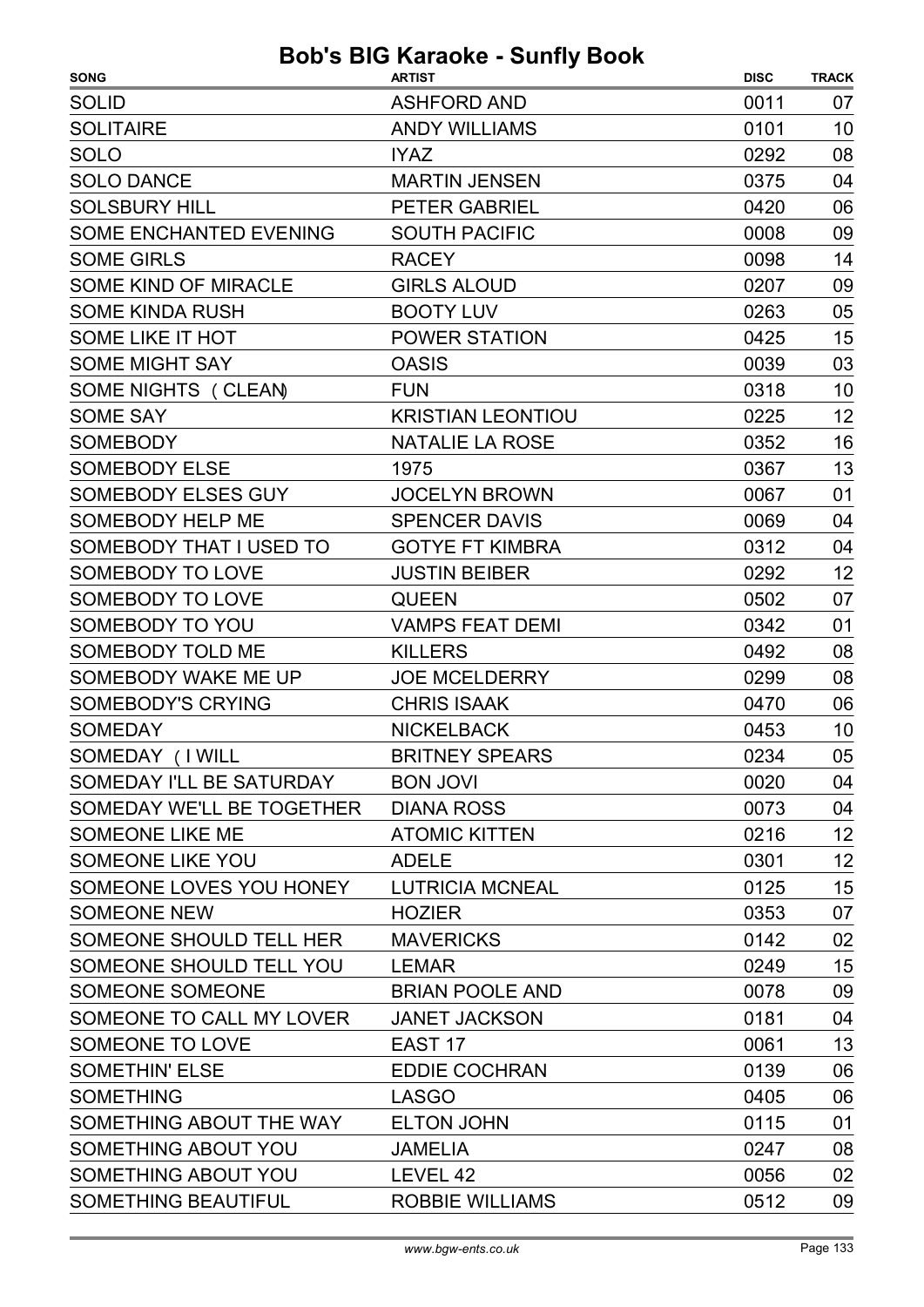# Bob's BIG Karaoke - Sunfly Book

| SONG | ARTIST | DISC | TRACK |
|---|---|---|---|
| SOLID | ASHFORD AND | 0011 | 07 |
| SOLITAIRE | ANDY WILLIAMS | 0101 | 10 |
| SOLO | IYAZ | 0292 | 08 |
| SOLO DANCE | MARTIN JENSEN | 0375 | 04 |
| SOLSBURY HILL | PETER GABRIEL | 0420 | 06 |
| SOME ENCHANTED EVENING | SOUTH PACIFIC | 0008 | 09 |
| SOME GIRLS | RACEY | 0098 | 14 |
| SOME KIND OF MIRACLE | GIRLS ALOUD | 0207 | 09 |
| SOME KINDA RUSH | BOOTY LUV | 0263 | 05 |
| SOME LIKE IT HOT | POWER STATION | 0425 | 15 |
| SOME MIGHT SAY | OASIS | 0039 | 03 |
| SOME NIGHTS (CLEAN) | FUN | 0318 | 10 |
| SOME SAY | KRISTIAN LEONTIOU | 0225 | 12 |
| SOMEBODY | NATALIE LA ROSE | 0352 | 16 |
| SOMEBODY ELSE | 1975 | 0367 | 13 |
| SOMEBODY ELSES GUY | JOCELYN BROWN | 0067 | 01 |
| SOMEBODY HELP ME | SPENCER DAVIS | 0069 | 04 |
| SOMEBODY THAT I USED TO | GOTYE FT KIMBRA | 0312 | 04 |
| SOMEBODY TO LOVE | JUSTIN BEIBER | 0292 | 12 |
| SOMEBODY TO LOVE | QUEEN | 0502 | 07 |
| SOMEBODY TO YOU | VAMPS FEAT DEMI | 0342 | 01 |
| SOMEBODY TOLD ME | KILLERS | 0492 | 08 |
| SOMEBODY WAKE ME UP | JOE MCELDERRY | 0299 | 08 |
| SOMEBODY'S CRYING | CHRIS ISAAK | 0470 | 06 |
| SOMEDAY | NICKELBACK | 0453 | 10 |
| SOMEDAY (I WILL | BRITNEY SPEARS | 0234 | 05 |
| SOMEDAY I'LL BE SATURDAY | BON JOVI | 0020 | 04 |
| SOMEDAY WE'LL BE TOGETHER | DIANA ROSS | 0073 | 04 |
| SOMEONE LIKE ME | ATOMIC KITTEN | 0216 | 12 |
| SOMEONE LIKE YOU | ADELE | 0301 | 12 |
| SOMEONE LOVES YOU HONEY | LUTRICIA MCNEAL | 0125 | 15 |
| SOMEONE NEW | HOZIER | 0353 | 07 |
| SOMEONE SHOULD TELL HER | MAVERICKS | 0142 | 02 |
| SOMEONE SHOULD TELL YOU | LEMAR | 0249 | 15 |
| SOMEONE SOMEONE | BRIAN POOLE AND | 0078 | 09 |
| SOMEONE TO CALL MY LOVER | JANET JACKSON | 0181 | 04 |
| SOMEONE TO LOVE | EAST 17 | 0061 | 13 |
| SOMETHIN' ELSE | EDDIE COCHRAN | 0139 | 06 |
| SOMETHING | LASGO | 0405 | 06 |
| SOMETHING ABOUT THE WAY | ELTON JOHN | 0115 | 01 |
| SOMETHING ABOUT YOU | JAMELIA | 0247 | 08 |
| SOMETHING ABOUT YOU | LEVEL 42 | 0056 | 02 |
| SOMETHING BEAUTIFUL | ROBBIE WILLIAMS | 0512 | 09 |

www.bgw-ents.co.uk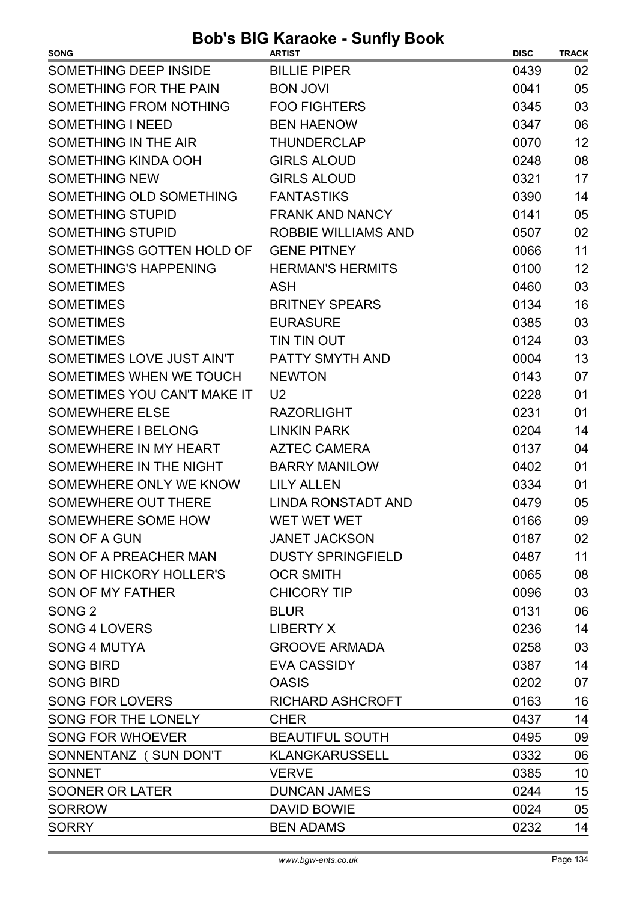# Bob's BIG Karaoke - Sunfly Book

| SONG | ARTIST | DISC | TRACK |
|---|---|---|---|
| SOMETHING DEEP INSIDE | BILLIE PIPER | 0439 | 02 |
| SOMETHING FOR THE PAIN | BON JOVI | 0041 | 05 |
| SOMETHING FROM NOTHING | FOO FIGHTERS | 0345 | 03 |
| SOMETHING I NEED | BEN HAENOW | 0347 | 06 |
| SOMETHING IN THE AIR | THUNDERCLAP | 0070 | 12 |
| SOMETHING KINDA OOH | GIRLS ALOUD | 0248 | 08 |
| SOMETHING NEW | GIRLS ALOUD | 0321 | 17 |
| SOMETHING OLD SOMETHING | FANTASTIKS | 0390 | 14 |
| SOMETHING STUPID | FRANK AND NANCY | 0141 | 05 |
| SOMETHING STUPID | ROBBIE WILLIAMS AND | 0507 | 02 |
| SOMETHINGS GOTTEN HOLD OF | GENE PITNEY | 0066 | 11 |
| SOMETHING'S HAPPENING | HERMAN'S HERMITS | 0100 | 12 |
| SOMETIMES | ASH | 0460 | 03 |
| SOMETIMES | BRITNEY SPEARS | 0134 | 16 |
| SOMETIMES | EURASURE | 0385 | 03 |
| SOMETIMES | TIN TIN OUT | 0124 | 03 |
| SOMETIMES LOVE JUST AIN'T | PATTY SMYTH AND | 0004 | 13 |
| SOMETIMES WHEN WE TOUCH | NEWTON | 0143 | 07 |
| SOMETIMES YOU CAN'T MAKE IT | U2 | 0228 | 01 |
| SOMEWHERE ELSE | RAZORLIGHT | 0231 | 01 |
| SOMEWHERE I BELONG | LINKIN PARK | 0204 | 14 |
| SOMEWHERE IN MY HEART | AZTEC CAMERA | 0137 | 04 |
| SOMEWHERE IN THE NIGHT | BARRY MANILOW | 0402 | 01 |
| SOMEWHERE ONLY WE KNOW | LILY ALLEN | 0334 | 01 |
| SOMEWHERE OUT THERE | LINDA RONSTADT AND | 0479 | 05 |
| SOMEWHERE SOME HOW | WET WET WET | 0166 | 09 |
| SON OF A GUN | JANET JACKSON | 0187 | 02 |
| SON OF A PREACHER MAN | DUSTY SPRINGFIELD | 0487 | 11 |
| SON OF HICKORY HOLLER'S | OCR SMITH | 0065 | 08 |
| SON OF MY FATHER | CHICORY TIP | 0096 | 03 |
| SONG 2 | BLUR | 0131 | 06 |
| SONG 4 LOVERS | LIBERTY X | 0236 | 14 |
| SONG 4 MUTYA | GROOVE ARMADA | 0258 | 03 |
| SONG BIRD | EVA CASSIDY | 0387 | 14 |
| SONG BIRD | OASIS | 0202 | 07 |
| SONG FOR LOVERS | RICHARD ASHCROFT | 0163 | 16 |
| SONG FOR THE LONELY | CHER | 0437 | 14 |
| SONG FOR WHOEVER | BEAUTIFUL SOUTH | 0495 | 09 |
| SONNENTANZ ( SUN DON'T | KLANGKARUSSELL | 0332 | 06 |
| SONNET | VERVE | 0385 | 10 |
| SOONER OR LATER | DUNCAN JAMES | 0244 | 15 |
| SORROW | DAVID BOWIE | 0024 | 05 |
| SORRY | BEN ADAMS | 0232 | 14 |

www.bgw-ents.co.uk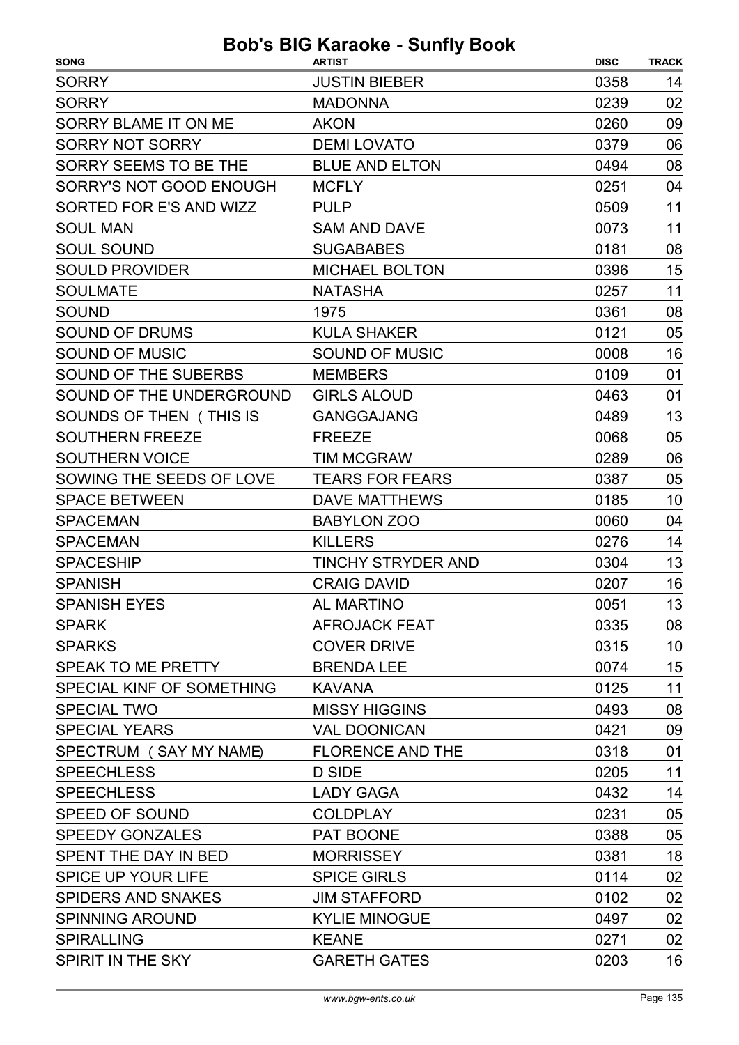# Bob's BIG Karaoke - Sunfly Book

| SONG | ARTIST | DISC | TRACK |
|---|---|---|---|
| SORRY | JUSTIN BIEBER | 0358 | 14 |
| SORRY | MADONNA | 0239 | 02 |
| SORRY BLAME IT ON ME | AKON | 0260 | 09 |
| SORRY NOT SORRY | DEMI LOVATO | 0379 | 06 |
| SORRY SEEMS TO BE THE | BLUE AND ELTON | 0494 | 08 |
| SORRY'S NOT GOOD ENOUGH | MCFLY | 0251 | 04 |
| SORTED FOR E'S AND WIZZ | PULP | 0509 | 11 |
| SOUL MAN | SAM AND DAVE | 0073 | 11 |
| SOUL SOUND | SUGABABES | 0181 | 08 |
| SOULD PROVIDER | MICHAEL BOLTON | 0396 | 15 |
| SOULMATE | NATASHA | 0257 | 11 |
| SOUND | 1975 | 0361 | 08 |
| SOUND OF DRUMS | KULA SHAKER | 0121 | 05 |
| SOUND OF MUSIC | SOUND OF MUSIC | 0008 | 16 |
| SOUND OF THE SUBERBS | MEMBERS | 0109 | 01 |
| SOUND OF THE UNDERGROUND | GIRLS ALOUD | 0463 | 01 |
| SOUNDS OF THEN ( THIS IS | GANGGAJANG | 0489 | 13 |
| SOUTHERN FREEZE | FREEZE | 0068 | 05 |
| SOUTHERN VOICE | TIM MCGRAW | 0289 | 06 |
| SOWING THE SEEDS OF LOVE | TEARS FOR FEARS | 0387 | 05 |
| SPACE BETWEEN | DAVE MATTHEWS | 0185 | 10 |
| SPACEMAN | BABYLON ZOO | 0060 | 04 |
| SPACEMAN | KILLERS | 0276 | 14 |
| SPACESHIP | TINCHY STRYDER AND | 0304 | 13 |
| SPANISH | CRAIG DAVID | 0207 | 16 |
| SPANISH EYES | AL MARTINO | 0051 | 13 |
| SPARK | AFROJACK FEAT | 0335 | 08 |
| SPARKS | COVER DRIVE | 0315 | 10 |
| SPEAK TO ME PRETTY | BRENDA LEE | 0074 | 15 |
| SPECIAL KINF OF SOMETHING | KAVANA | 0125 | 11 |
| SPECIAL TWO | MISSY HIGGINS | 0493 | 08 |
| SPECIAL YEARS | VAL DOONICAN | 0421 | 09 |
| SPECTRUM ( SAY MY NAME) | FLORENCE AND THE | 0318 | 01 |
| SPEECHLESS | D SIDE | 0205 | 11 |
| SPEECHLESS | LADY GAGA | 0432 | 14 |
| SPEED OF SOUND | COLDPLAY | 0231 | 05 |
| SPEEDY GONZALES | PAT BOONE | 0388 | 05 |
| SPENT THE DAY IN BED | MORRISSEY | 0381 | 18 |
| SPICE UP YOUR LIFE | SPICE GIRLS | 0114 | 02 |
| SPIDERS AND SNAKES | JIM STAFFORD | 0102 | 02 |
| SPINNING AROUND | KYLIE MINOGUE | 0497 | 02 |
| SPIRALLING | KEANE | 0271 | 02 |
| SPIRIT IN THE SKY | GARETH GATES | 0203 | 16 |

www.bgw-ents.co.uk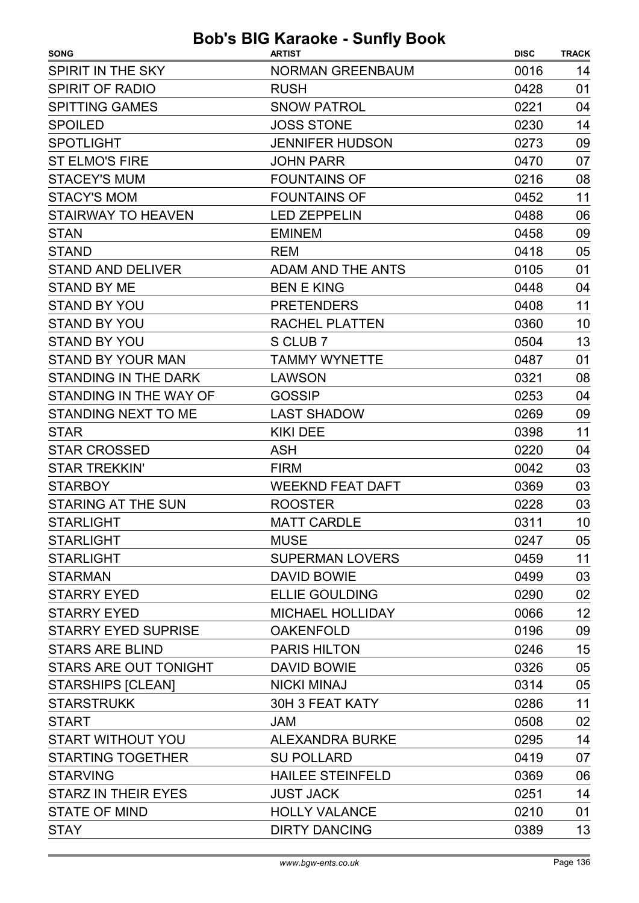# Bob's BIG Karaoke - Sunfly Book

| SONG | ARTIST | DISC | TRACK |
|---|---|---|---|
| SPIRIT IN THE SKY | NORMAN GREENBAUM | 0016 | 14 |
| SPIRIT OF RADIO | RUSH | 0428 | 01 |
| SPITTING GAMES | SNOW PATROL | 0221 | 04 |
| SPOILED | JOSS STONE | 0230 | 14 |
| SPOTLIGHT | JENNIFER HUDSON | 0273 | 09 |
| ST ELMO'S FIRE | JOHN PARR | 0470 | 07 |
| STACEY'S MUM | FOUNTAINS OF | 0216 | 08 |
| STACY'S MOM | FOUNTAINS OF | 0452 | 11 |
| STAIRWAY TO HEAVEN | LED ZEPPELIN | 0488 | 06 |
| STAN | EMINEM | 0458 | 09 |
| STAND | REM | 0418 | 05 |
| STAND AND DELIVER | ADAM AND THE ANTS | 0105 | 01 |
| STAND BY ME | BEN E KING | 0448 | 04 |
| STAND BY YOU | PRETENDERS | 0408 | 11 |
| STAND BY YOU | RACHEL PLATTEN | 0360 | 10 |
| STAND BY YOU | S CLUB 7 | 0504 | 13 |
| STAND BY YOUR MAN | TAMMY WYNETTE | 0487 | 01 |
| STANDING IN THE DARK | LAWSON | 0321 | 08 |
| STANDING IN THE WAY OF | GOSSIP | 0253 | 04 |
| STANDING NEXT TO ME | LAST SHADOW | 0269 | 09 |
| STAR | KIKI DEE | 0398 | 11 |
| STAR CROSSED | ASH | 0220 | 04 |
| STAR TREKKIN' | FIRM | 0042 | 03 |
| STARBOY | WEEKND FEAT DAFT | 0369 | 03 |
| STARING AT THE SUN | ROOSTER | 0228 | 03 |
| STARLIGHT | MATT CARDLE | 0311 | 10 |
| STARLIGHT | MUSE | 0247 | 05 |
| STARLIGHT | SUPERMAN LOVERS | 0459 | 11 |
| STARMAN | DAVID BOWIE | 0499 | 03 |
| STARRY EYED | ELLIE GOULDING | 0290 | 02 |
| STARRY EYED | MICHAEL HOLLIDAY | 0066 | 12 |
| STARRY EYED SUPRISE | OAKENFOLD | 0196 | 09 |
| STARS ARE BLIND | PARIS HILTON | 0246 | 15 |
| STARS ARE OUT TONIGHT | DAVID BOWIE | 0326 | 05 |
| STARSHIPS [CLEAN] | NICKI MINAJ | 0314 | 05 |
| STARSTRUKK | 30H 3 FEAT KATY | 0286 | 11 |
| START | JAM | 0508 | 02 |
| START WITHOUT YOU | ALEXANDRA BURKE | 0295 | 14 |
| STARTING TOGETHER | SU POLLARD | 0419 | 07 |
| STARVING | HAILEE STEINFELD | 0369 | 06 |
| STARZ IN THEIR EYES | JUST JACK | 0251 | 14 |
| STATE OF MIND | HOLLY VALANCE | 0210 | 01 |
| STAY | DIRTY DANCING | 0389 | 13 |

www.bgw-ents.co.uk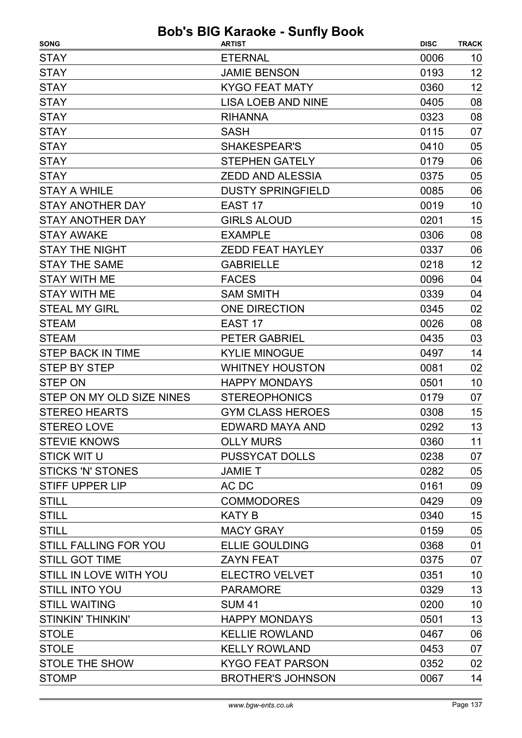# Bob's BIG Karaoke - Sunfly Book

| SONG | ARTIST | DISC | TRACK |
|---|---|---|---|
| STAY | ETERNAL | 0006 | 10 |
| STAY | JAMIE BENSON | 0193 | 12 |
| STAY | KYGO FEAT MATY | 0360 | 12 |
| STAY | LISA LOEB AND NINE | 0405 | 08 |
| STAY | RIHANNA | 0323 | 08 |
| STAY | SASH | 0115 | 07 |
| STAY | SHAKESPEAR'S | 0410 | 05 |
| STAY | STEPHEN GATELY | 0179 | 06 |
| STAY | ZEDD AND ALESSIA | 0375 | 05 |
| STAY A WHILE | DUSTY SPRINGFIELD | 0085 | 06 |
| STAY ANOTHER DAY | EAST 17 | 0019 | 10 |
| STAY ANOTHER DAY | GIRLS ALOUD | 0201 | 15 |
| STAY AWAKE | EXAMPLE | 0306 | 08 |
| STAY THE NIGHT | ZEDD FEAT HAYLEY | 0337 | 06 |
| STAY THE SAME | GABRIELLE | 0218 | 12 |
| STAY WITH ME | FACES | 0096 | 04 |
| STAY WITH ME | SAM SMITH | 0339 | 04 |
| STEAL MY GIRL | ONE DIRECTION | 0345 | 02 |
| STEAM | EAST 17 | 0026 | 08 |
| STEAM | PETER GABRIEL | 0435 | 03 |
| STEP BACK IN TIME | KYLIE MINOGUE | 0497 | 14 |
| STEP BY STEP | WHITNEY HOUSTON | 0081 | 02 |
| STEP ON | HAPPY MONDAYS | 0501 | 10 |
| STEP ON MY OLD SIZE NINES | STEREOPHONICS | 0179 | 07 |
| STEREO HEARTS | GYM CLASS HEROES | 0308 | 15 |
| STEREO LOVE | EDWARD MAYA AND | 0292 | 13 |
| STEVIE KNOWS | OLLY MURS | 0360 | 11 |
| STICK WIT U | PUSSYCAT DOLLS | 0238 | 07 |
| STICKS 'N' STONES | JAMIE T | 0282 | 05 |
| STIFF UPPER LIP | AC DC | 0161 | 09 |
| STILL | COMMODORES | 0429 | 09 |
| STILL | KATY B | 0340 | 15 |
| STILL | MACY GRAY | 0159 | 05 |
| STILL FALLING FOR YOU | ELLIE GOULDING | 0368 | 01 |
| STILL GOT TIME | ZAYN FEAT | 0375 | 07 |
| STILL IN LOVE WITH YOU | ELECTRO VELVET | 0351 | 10 |
| STILL INTO YOU | PARAMORE | 0329 | 13 |
| STILL WAITING | SUM 41 | 0200 | 10 |
| STINKIN' THINKIN' | HAPPY MONDAYS | 0501 | 13 |
| STOLE | KELLIE ROWLAND | 0467 | 06 |
| STOLE | KELLY ROWLAND | 0453 | 07 |
| STOLE THE SHOW | KYGO FEAT PARSON | 0352 | 02 |
| STOMP | BROTHER'S JOHNSON | 0067 | 14 |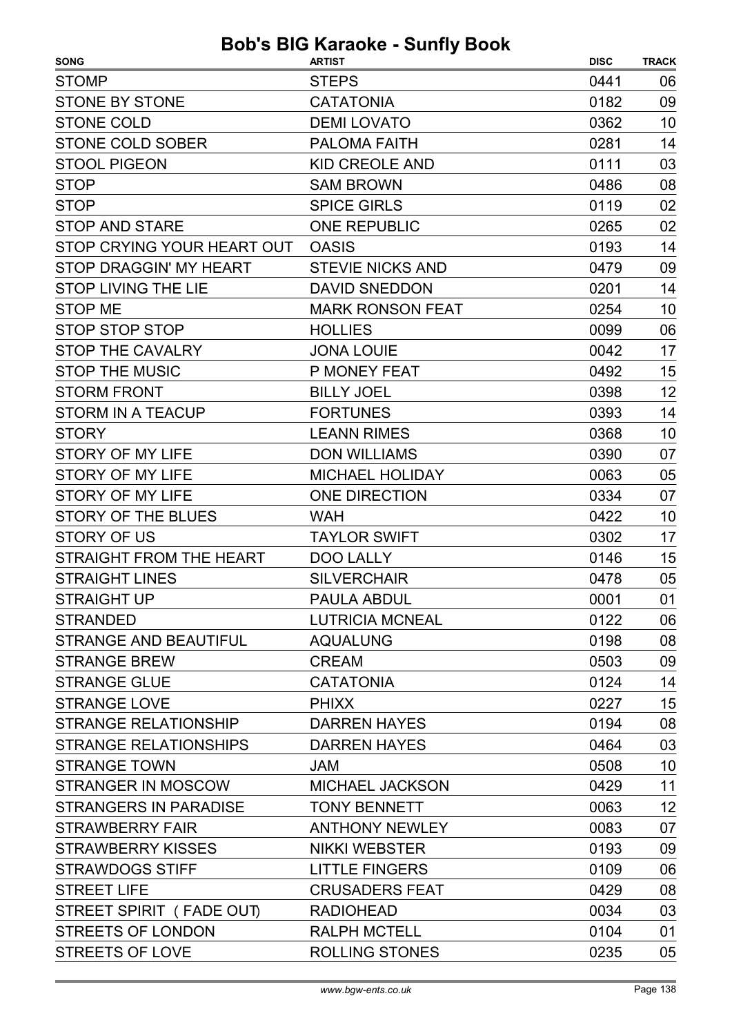# Bob's BIG Karaoke - Sunfly Book

| SONG | ARTIST | DISC | TRACK |
|---|---|---|---|
| STOMP | STEPS | 0441 | 06 |
| STONE BY STONE | CATATONIA | 0182 | 09 |
| STONE COLD | DEMI LOVATO | 0362 | 10 |
| STONE COLD SOBER | PALOMA FAITH | 0281 | 14 |
| STOOL PIGEON | KID CREOLE AND | 0111 | 03 |
| STOP | SAM BROWN | 0486 | 08 |
| STOP | SPICE GIRLS | 0119 | 02 |
| STOP AND STARE | ONE REPUBLIC | 0265 | 02 |
| STOP CRYING YOUR HEART OUT | OASIS | 0193 | 14 |
| STOP DRAGGIN' MY HEART | STEVIE NICKS AND | 0479 | 09 |
| STOP LIVING THE LIE | DAVID SNEDDON | 0201 | 14 |
| STOP ME | MARK RONSON FEAT | 0254 | 10 |
| STOP STOP STOP | HOLLIES | 0099 | 06 |
| STOP THE CAVALRY | JONA LOUIE | 0042 | 17 |
| STOP THE MUSIC | P MONEY FEAT | 0492 | 15 |
| STORM FRONT | BILLY JOEL | 0398 | 12 |
| STORM IN A TEACUP | FORTUNES | 0393 | 14 |
| STORY | LEANN RIMES | 0368 | 10 |
| STORY OF MY LIFE | DON WILLIAMS | 0390 | 07 |
| STORY OF MY LIFE | MICHAEL HOLIDAY | 0063 | 05 |
| STORY OF MY LIFE | ONE DIRECTION | 0334 | 07 |
| STORY OF THE BLUES | WAH | 0422 | 10 |
| STORY OF US | TAYLOR SWIFT | 0302 | 17 |
| STRAIGHT FROM THE HEART | DOO LALLY | 0146 | 15 |
| STRAIGHT LINES | SILVERCHAIR | 0478 | 05 |
| STRAIGHT UP | PAULA ABDUL | 0001 | 01 |
| STRANDED | LUTRICIA MCNEAL | 0122 | 06 |
| STRANGE AND BEAUTIFUL | AQUALUNG | 0198 | 08 |
| STRANGE BREW | CREAM | 0503 | 09 |
| STRANGE GLUE | CATATONIA | 0124 | 14 |
| STRANGE LOVE | PHIXX | 0227 | 15 |
| STRANGE RELATIONSHIP | DARREN HAYES | 0194 | 08 |
| STRANGE RELATIONSHIPS | DARREN HAYES | 0464 | 03 |
| STRANGE TOWN | JAM | 0508 | 10 |
| STRANGER IN MOSCOW | MICHAEL JACKSON | 0429 | 11 |
| STRANGERS IN PARADISE | TONY BENNETT | 0063 | 12 |
| STRAWBERRY FAIR | ANTHONY NEWLEY | 0083 | 07 |
| STRAWBERRY KISSES | NIKKI WEBSTER | 0193 | 09 |
| STRAWDOGS STIFF | LITTLE FINGERS | 0109 | 06 |
| STREET LIFE | CRUSADERS FEAT | 0429 | 08 |
| STREET SPIRIT ( FADE OUT) | RADIOHEAD | 0034 | 03 |
| STREETS OF LONDON | RALPH MCTELL | 0104 | 01 |
| STREETS OF LOVE | ROLLING STONES | 0235 | 05 |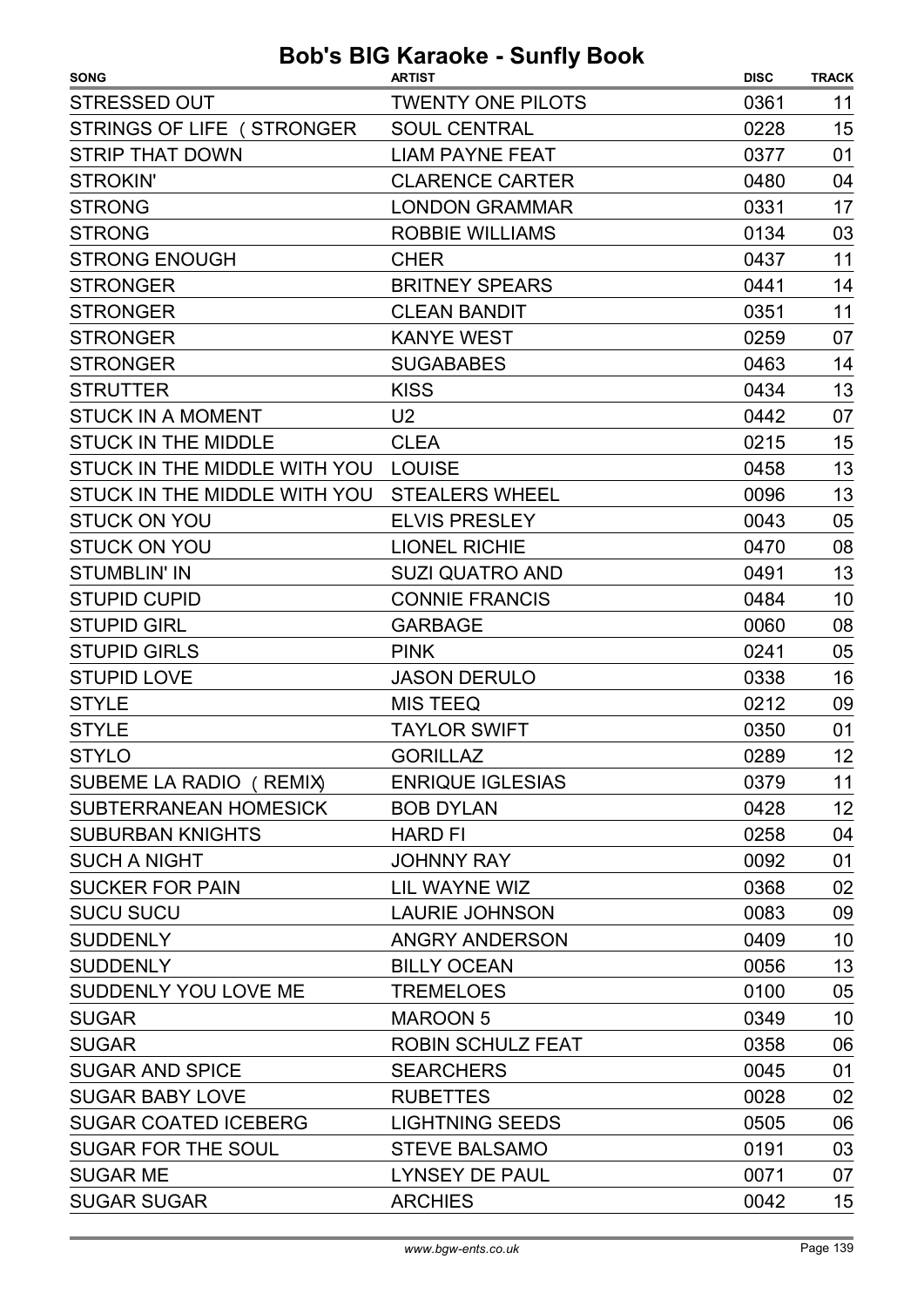# Bob's BIG Karaoke - Sunfly Book

| SONG | ARTIST | DISC | TRACK |
|---|---|---|---|
| STRESSED OUT | TWENTY ONE PILOTS | 0361 | 11 |
| STRINGS OF LIFE ( STRONGER | SOUL CENTRAL | 0228 | 15 |
| STRIP THAT DOWN | LIAM PAYNE FEAT | 0377 | 01 |
| STROKIN' | CLARENCE CARTER | 0480 | 04 |
| STRONG | LONDON GRAMMAR | 0331 | 17 |
| STRONG | ROBBIE WILLIAMS | 0134 | 03 |
| STRONG ENOUGH | CHER | 0437 | 11 |
| STRONGER | BRITNEY SPEARS | 0441 | 14 |
| STRONGER | CLEAN BANDIT | 0351 | 11 |
| STRONGER | KANYE WEST | 0259 | 07 |
| STRONGER | SUGABABES | 0463 | 14 |
| STRUTTER | KISS | 0434 | 13 |
| STUCK IN A MOMENT | U2 | 0442 | 07 |
| STUCK IN THE MIDDLE | CLEA | 0215 | 15 |
| STUCK IN THE MIDDLE WITH YOU | LOUISE | 0458 | 13 |
| STUCK IN THE MIDDLE WITH YOU | STEALERS WHEEL | 0096 | 13 |
| STUCK ON YOU | ELVIS PRESLEY | 0043 | 05 |
| STUCK ON YOU | LIONEL RICHIE | 0470 | 08 |
| STUMBLIN' IN | SUZI QUATRO AND | 0491 | 13 |
| STUPID CUPID | CONNIE FRANCIS | 0484 | 10 |
| STUPID GIRL | GARBAGE | 0060 | 08 |
| STUPID GIRLS | PINK | 0241 | 05 |
| STUPID LOVE | JASON DERULO | 0338 | 16 |
| STYLE | MIS TEEQ | 0212 | 09 |
| STYLE | TAYLOR SWIFT | 0350 | 01 |
| STYLO | GORILLAZ | 0289 | 12 |
| SUBEME LA RADIO ( REMIX) | ENRIQUE IGLESIAS | 0379 | 11 |
| SUBTERRANEAN HOMESICK | BOB DYLAN | 0428 | 12 |
| SUBURBAN KNIGHTS | HARD FI | 0258 | 04 |
| SUCH A NIGHT | JOHNNY RAY | 0092 | 01 |
| SUCKER FOR PAIN | LIL WAYNE WIZ | 0368 | 02 |
| SUCU SUCU | LAURIE JOHNSON | 0083 | 09 |
| SUDDENLY | ANGRY ANDERSON | 0409 | 10 |
| SUDDENLY | BILLY OCEAN | 0056 | 13 |
| SUDDENLY YOU LOVE ME | TREMELOES | 0100 | 05 |
| SUGAR | MAROON 5 | 0349 | 10 |
| SUGAR | ROBIN SCHULZ FEAT | 0358 | 06 |
| SUGAR AND SPICE | SEARCHERS | 0045 | 01 |
| SUGAR BABY LOVE | RUBETTES | 0028 | 02 |
| SUGAR COATED ICEBERG | LIGHTNING SEEDS | 0505 | 06 |
| SUGAR FOR THE SOUL | STEVE BALSAMO | 0191 | 03 |
| SUGAR ME | LYNSEY DE PAUL | 0071 | 07 |
| SUGAR SUGAR | ARCHIES | 0042 | 15 |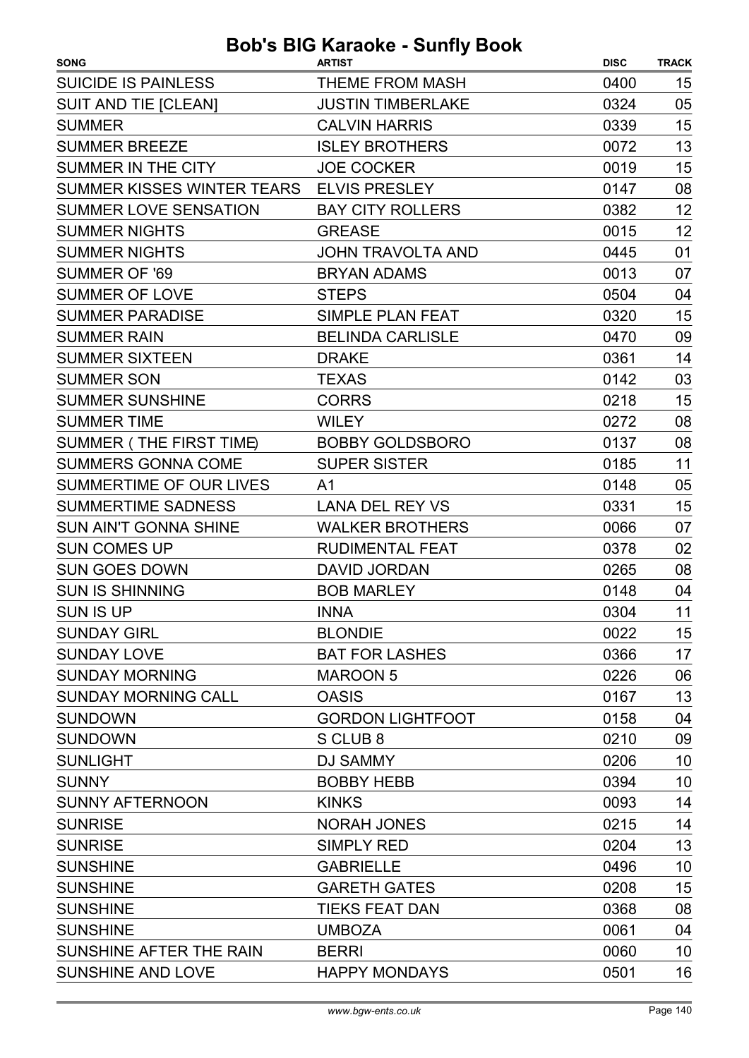# Bob's BIG Karaoke - Sunfly Book

| SONG | ARTIST | DISC | TRACK |
|---|---|---|---|
| SUICIDE IS PAINLESS | THEME FROM MASH | 0400 | 15 |
| SUIT AND TIE [CLEAN] | JUSTIN TIMBERLAKE | 0324 | 05 |
| SUMMER | CALVIN HARRIS | 0339 | 15 |
| SUMMER BREEZE | ISLEY BROTHERS | 0072 | 13 |
| SUMMER IN THE CITY | JOE COCKER | 0019 | 15 |
| SUMMER KISSES WINTER TEARS | ELVIS PRESLEY | 0147 | 08 |
| SUMMER LOVE SENSATION | BAY CITY ROLLERS | 0382 | 12 |
| SUMMER NIGHTS | GREASE | 0015 | 12 |
| SUMMER NIGHTS | JOHN TRAVOLTA AND | 0445 | 01 |
| SUMMER OF '69 | BRYAN ADAMS | 0013 | 07 |
| SUMMER OF LOVE | STEPS | 0504 | 04 |
| SUMMER PARADISE | SIMPLE PLAN FEAT | 0320 | 15 |
| SUMMER RAIN | BELINDA CARLISLE | 0470 | 09 |
| SUMMER SIXTEEN | DRAKE | 0361 | 14 |
| SUMMER SON | TEXAS | 0142 | 03 |
| SUMMER SUNSHINE | CORRS | 0218 | 15 |
| SUMMER TIME | WILEY | 0272 | 08 |
| SUMMER ( THE FIRST TIME) | BOBBY GOLDSBORO | 0137 | 08 |
| SUMMERS GONNA COME | SUPER SISTER | 0185 | 11 |
| SUMMERTIME OF OUR LIVES | A1 | 0148 | 05 |
| SUMMERTIME SADNESS | LANA DEL REY VS | 0331 | 15 |
| SUN AIN'T GONNA SHINE | WALKER BROTHERS | 0066 | 07 |
| SUN COMES UP | RUDIMENTAL FEAT | 0378 | 02 |
| SUN GOES DOWN | DAVID JORDAN | 0265 | 08 |
| SUN IS SHINNING | BOB MARLEY | 0148 | 04 |
| SUN IS UP | INNA | 0304 | 11 |
| SUNDAY GIRL | BLONDIE | 0022 | 15 |
| SUNDAY LOVE | BAT FOR LASHES | 0366 | 17 |
| SUNDAY MORNING | MAROON 5 | 0226 | 06 |
| SUNDAY MORNING CALL | OASIS | 0167 | 13 |
| SUNDOWN | GORDON LIGHTFOOT | 0158 | 04 |
| SUNDOWN | S CLUB 8 | 0210 | 09 |
| SUNLIGHT | DJ SAMMY | 0206 | 10 |
| SUNNY | BOBBY HEBB | 0394 | 10 |
| SUNNY AFTERNOON | KINKS | 0093 | 14 |
| SUNRISE | NORAH JONES | 0215 | 14 |
| SUNRISE | SIMPLY RED | 0204 | 13 |
| SUNSHINE | GABRIELLE | 0496 | 10 |
| SUNSHINE | GARETH GATES | 0208 | 15 |
| SUNSHINE | TIEKS FEAT DAN | 0368 | 08 |
| SUNSHINE | UMBOZA | 0061 | 04 |
| SUNSHINE AFTER THE RAIN | BERRI | 0060 | 10 |
| SUNSHINE AND LOVE | HAPPY MONDAYS | 0501 | 16 |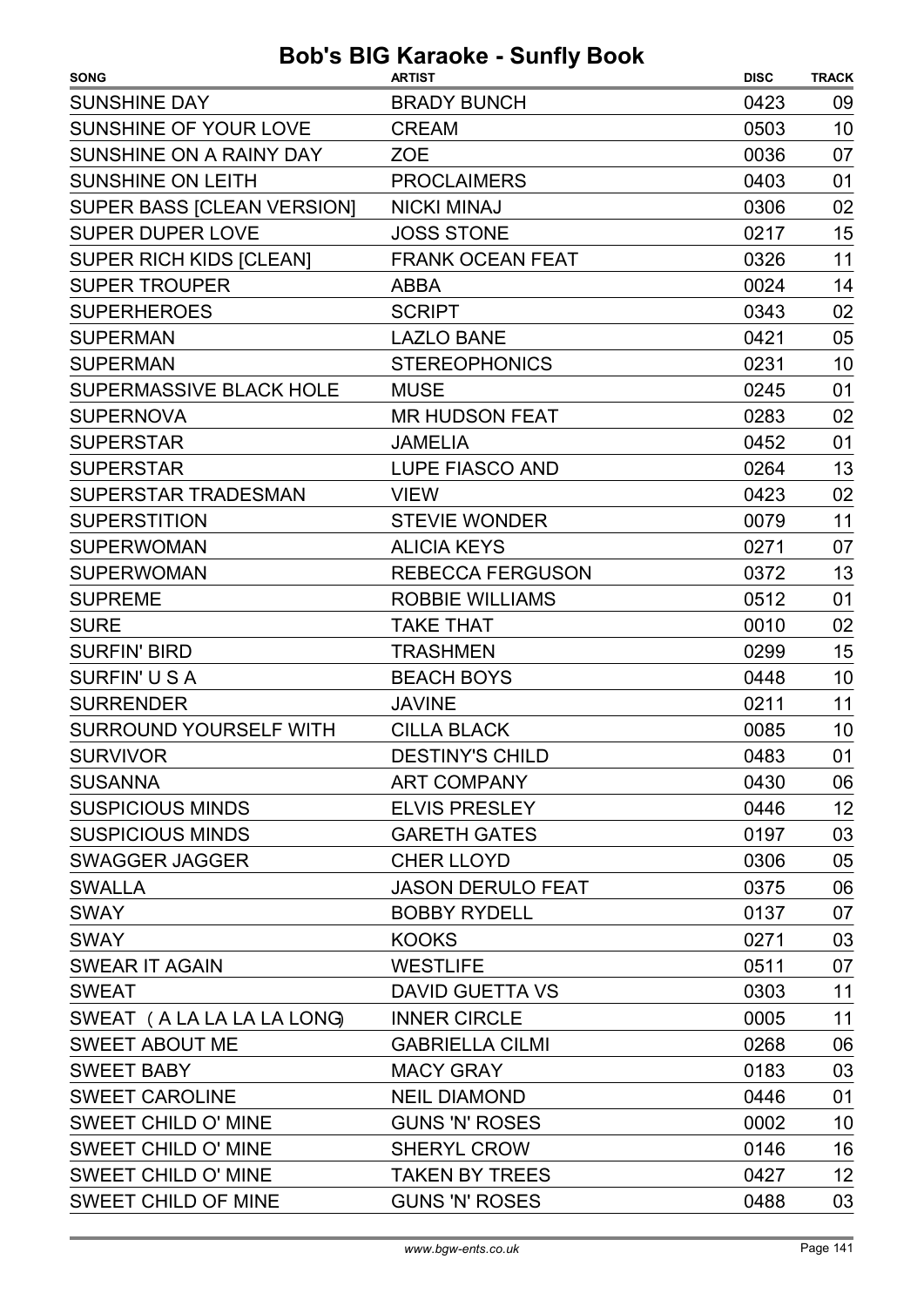# Bob's BIG Karaoke - Sunfly Book

| SONG | ARTIST | DISC | TRACK |
|---|---|---|---|
| SUNSHINE DAY | BRADY BUNCH | 0423 | 09 |
| SUNSHINE OF YOUR LOVE | CREAM | 0503 | 10 |
| SUNSHINE ON A RAINY DAY | ZOE | 0036 | 07 |
| SUNSHINE ON LEITH | PROCLAIMERS | 0403 | 01 |
| SUPER BASS [CLEAN VERSION] | NICKI MINAJ | 0306 | 02 |
| SUPER DUPER LOVE | JOSS STONE | 0217 | 15 |
| SUPER RICH KIDS [CLEAN] | FRANK OCEAN FEAT | 0326 | 11 |
| SUPER TROUPER | ABBA | 0024 | 14 |
| SUPERHEROES | SCRIPT | 0343 | 02 |
| SUPERMAN | LAZLO BANE | 0421 | 05 |
| SUPERMAN | STEREOPHONICS | 0231 | 10 |
| SUPERMASSIVE BLACK HOLE | MUSE | 0245 | 01 |
| SUPERNOVA | MR HUDSON FEAT | 0283 | 02 |
| SUPERSTAR | JAMELIA | 0452 | 01 |
| SUPERSTAR | LUPE FIASCO AND | 0264 | 13 |
| SUPERSTAR TRADESMAN | VIEW | 0423 | 02 |
| SUPERSTITION | STEVIE WONDER | 0079 | 11 |
| SUPERWOMAN | ALICIA KEYS | 0271 | 07 |
| SUPERWOMAN | REBECCA FERGUSON | 0372 | 13 |
| SUPREME | ROBBIE WILLIAMS | 0512 | 01 |
| SURE | TAKE THAT | 0010 | 02 |
| SURFIN' BIRD | TRASHMEN | 0299 | 15 |
| SURFIN' U S A | BEACH BOYS | 0448 | 10 |
| SURRENDER | JAVINE | 0211 | 11 |
| SURROUND YOURSELF WITH | CILLA BLACK | 0085 | 10 |
| SURVIVOR | DESTINY'S CHILD | 0483 | 01 |
| SUSANNA | ART COMPANY | 0430 | 06 |
| SUSPICIOUS MINDS | ELVIS PRESLEY | 0446 | 12 |
| SUSPICIOUS MINDS | GARETH GATES | 0197 | 03 |
| SWAGGER JAGGER | CHER LLOYD | 0306 | 05 |
| SWALLA | JASON DERULO FEAT | 0375 | 06 |
| SWAY | BOBBY RYDELL | 0137 | 07 |
| SWAY | KOOKS | 0271 | 03 |
| SWEAR IT AGAIN | WESTLIFE | 0511 | 07 |
| SWEAT | DAVID GUETTA VS | 0303 | 11 |
| SWEAT ( A LA LA LA LA LONG) | INNER CIRCLE | 0005 | 11 |
| SWEET ABOUT ME | GABRIELLA CILMI | 0268 | 06 |
| SWEET BABY | MACY GRAY | 0183 | 03 |
| SWEET CAROLINE | NEIL DIAMOND | 0446 | 01 |
| SWEET CHILD O' MINE | GUNS 'N' ROSES | 0002 | 10 |
| SWEET CHILD O' MINE | SHERYL CROW | 0146 | 16 |
| SWEET CHILD O' MINE | TAKEN BY TREES | 0427 | 12 |
| SWEET CHILD OF MINE | GUNS 'N' ROSES | 0488 | 03 |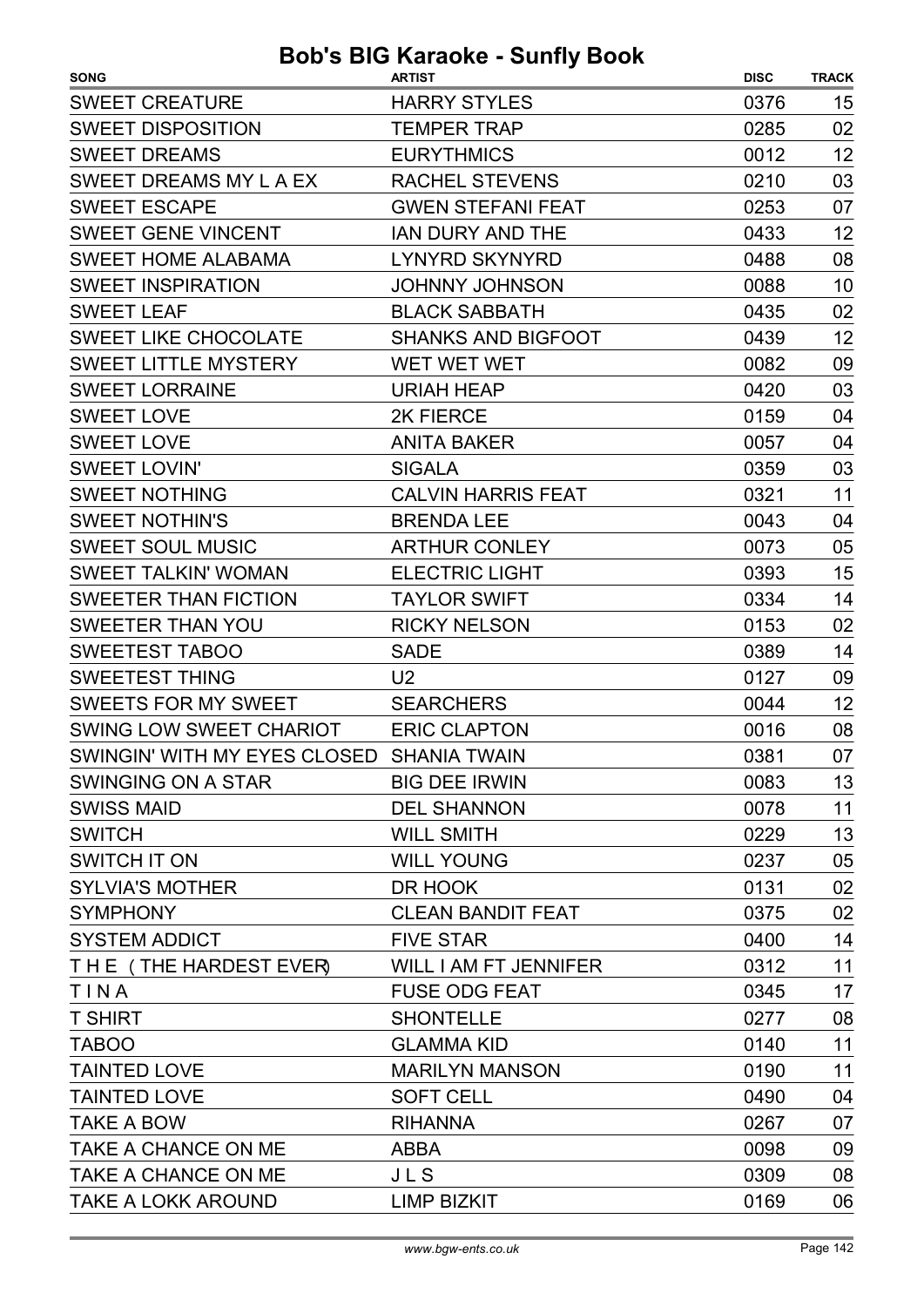# Bob's BIG Karaoke - Sunfly Book

| SONG | ARTIST | DISC | TRACK |
|---|---|---|---|
| SWEET CREATURE | HARRY STYLES | 0376 | 15 |
| SWEET DISPOSITION | TEMPER TRAP | 0285 | 02 |
| SWEET DREAMS | EURYTHMICS | 0012 | 12 |
| SWEET DREAMS MY L A EX | RACHEL STEVENS | 0210 | 03 |
| SWEET ESCAPE | GWEN STEFANI FEAT | 0253 | 07 |
| SWEET GENE VINCENT | IAN DURY AND THE | 0433 | 12 |
| SWEET HOME ALABAMA | LYNYRD SKYNYRD | 0488 | 08 |
| SWEET INSPIRATION | JOHNNY JOHNSON | 0088 | 10 |
| SWEET LEAF | BLACK SABBATH | 0435 | 02 |
| SWEET LIKE CHOCOLATE | SHANKS AND BIGFOOT | 0439 | 12 |
| SWEET LITTLE MYSTERY | WET WET WET | 0082 | 09 |
| SWEET LORRAINE | URIAH HEAP | 0420 | 03 |
| SWEET LOVE | 2K FIERCE | 0159 | 04 |
| SWEET LOVE | ANITA BAKER | 0057 | 04 |
| SWEET LOVIN' | SIGALA | 0359 | 03 |
| SWEET NOTHING | CALVIN HARRIS FEAT | 0321 | 11 |
| SWEET NOTHIN'S | BRENDA LEE | 0043 | 04 |
| SWEET SOUL MUSIC | ARTHUR CONLEY | 0073 | 05 |
| SWEET TALKIN' WOMAN | ELECTRIC LIGHT | 0393 | 15 |
| SWEETER THAN FICTION | TAYLOR SWIFT | 0334 | 14 |
| SWEETER THAN YOU | RICKY NELSON | 0153 | 02 |
| SWEETEST TABOO | SADE | 0389 | 14 |
| SWEETEST THING | U2 | 0127 | 09 |
| SWEETS FOR MY SWEET | SEARCHERS | 0044 | 12 |
| SWING LOW SWEET CHARIOT | ERIC CLAPTON | 0016 | 08 |
| SWINGIN' WITH MY EYES CLOSED | SHANIA TWAIN | 0381 | 07 |
| SWINGING ON A STAR | BIG DEE IRWIN | 0083 | 13 |
| SWISS MAID | DEL SHANNON | 0078 | 11 |
| SWITCH | WILL SMITH | 0229 | 13 |
| SWITCH IT ON | WILL YOUNG | 0237 | 05 |
| SYLVIA'S MOTHER | DR HOOK | 0131 | 02 |
| SYMPHONY | CLEAN BANDIT FEAT | 0375 | 02 |
| SYSTEM ADDICT | FIVE STAR | 0400 | 14 |
| T H E (THE HARDEST EVER) | WILL I AM FT JENNIFER | 0312 | 11 |
| T I N A | FUSE ODG FEAT | 0345 | 17 |
| T SHIRT | SHONTELLE | 0277 | 08 |
| TABOO | GLAMMA KID | 0140 | 11 |
| TAINTED LOVE | MARILYN MANSON | 0190 | 11 |
| TAINTED LOVE | SOFT CELL | 0490 | 04 |
| TAKE A BOW | RIHANNA | 0267 | 07 |
| TAKE A CHANCE ON ME | ABBA | 0098 | 09 |
| TAKE A CHANCE ON ME | J L S | 0309 | 08 |
| TAKE A LOKK AROUND | LIMP BIZKIT | 0169 | 06 |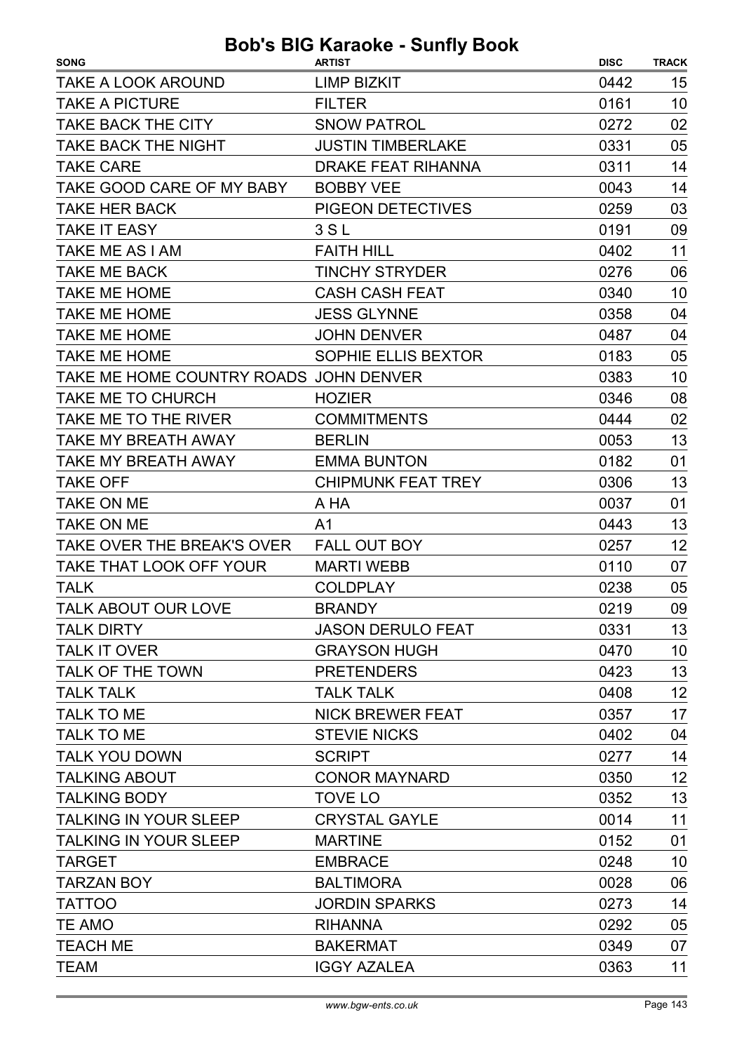# Bob's BIG Karaoke - Sunfly Book

| SONG | ARTIST | DISC | TRACK |
|---|---|---|---|
| TAKE A LOOK AROUND | LIMP BIZKIT | 0442 | 15 |
| TAKE A PICTURE | FILTER | 0161 | 10 |
| TAKE BACK THE CITY | SNOW PATROL | 0272 | 02 |
| TAKE BACK THE NIGHT | JUSTIN TIMBERLAKE | 0331 | 05 |
| TAKE CARE | DRAKE FEAT RIHANNA | 0311 | 14 |
| TAKE GOOD CARE OF MY BABY | BOBBY VEE | 0043 | 14 |
| TAKE HER BACK | PIGEON DETECTIVES | 0259 | 03 |
| TAKE IT EASY | 3 S L | 0191 | 09 |
| TAKE ME AS I AM | FAITH HILL | 0402 | 11 |
| TAKE ME BACK | TINCHY STRYDER | 0276 | 06 |
| TAKE ME HOME | CASH CASH FEAT | 0340 | 10 |
| TAKE ME HOME | JESS GLYNNE | 0358 | 04 |
| TAKE ME HOME | JOHN DENVER | 0487 | 04 |
| TAKE ME HOME | SOPHIE ELLIS BEXTOR | 0183 | 05 |
| TAKE ME HOME COUNTRY ROADS | JOHN DENVER | 0383 | 10 |
| TAKE ME TO CHURCH | HOZIER | 0346 | 08 |
| TAKE ME TO THE RIVER | COMMITMENTS | 0444 | 02 |
| TAKE MY BREATH AWAY | BERLIN | 0053 | 13 |
| TAKE MY BREATH AWAY | EMMA BUNTON | 0182 | 01 |
| TAKE OFF | CHIPMUNK FEAT TREY | 0306 | 13 |
| TAKE ON ME | A HA | 0037 | 01 |
| TAKE ON ME | A1 | 0443 | 13 |
| TAKE OVER THE BREAK'S OVER | FALL OUT BOY | 0257 | 12 |
| TAKE THAT LOOK OFF YOUR | MARTI WEBB | 0110 | 07 |
| TALK | COLDPLAY | 0238 | 05 |
| TALK ABOUT OUR LOVE | BRANDY | 0219 | 09 |
| TALK DIRTY | JASON DERULO FEAT | 0331 | 13 |
| TALK IT OVER | GRAYSON HUGH | 0470 | 10 |
| TALK OF THE TOWN | PRETENDERS | 0423 | 13 |
| TALK TALK | TALK TALK | 0408 | 12 |
| TALK TO ME | NICK BREWER FEAT | 0357 | 17 |
| TALK TO ME | STEVIE NICKS | 0402 | 04 |
| TALK YOU DOWN | SCRIPT | 0277 | 14 |
| TALKING ABOUT | CONOR MAYNARD | 0350 | 12 |
| TALKING BODY | TOVE LO | 0352 | 13 |
| TALKING IN YOUR SLEEP | CRYSTAL GAYLE | 0014 | 11 |
| TALKING IN YOUR SLEEP | MARTINE | 0152 | 01 |
| TARGET | EMBRACE | 0248 | 10 |
| TARZAN BOY | BALTIMORA | 0028 | 06 |
| TATTOO | JORDIN SPARKS | 0273 | 14 |
| TE AMO | RIHANNA | 0292 | 05 |
| TEACH ME | BAKERMAT | 0349 | 07 |
| TEAM | IGGY AZALEA | 0363 | 11 |

www.bgw-ents.co.uk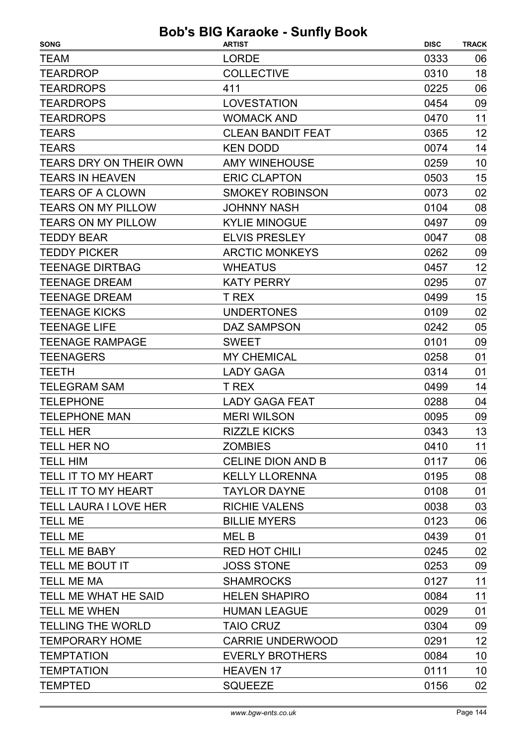# Bob's BIG Karaoke - Sunfly Book

| SONG | ARTIST | DISC | TRACK |
|---|---|---|---|
| TEAM | LORDE | 0333 | 06 |
| TEARDROP | COLLECTIVE | 0310 | 18 |
| TEARDROPS | 411 | 0225 | 06 |
| TEARDROPS | LOVESTATION | 0454 | 09 |
| TEARDROPS | WOMACK AND | 0470 | 11 |
| TEARS | CLEAN BANDIT FEAT | 0365 | 12 |
| TEARS | KEN DODD | 0074 | 14 |
| TEARS DRY ON THEIR OWN | AMY WINEHOUSE | 0259 | 10 |
| TEARS IN HEAVEN | ERIC CLAPTON | 0503 | 15 |
| TEARS OF A CLOWN | SMOKEY ROBINSON | 0073 | 02 |
| TEARS ON MY PILLOW | JOHNNY NASH | 0104 | 08 |
| TEARS ON MY PILLOW | KYLIE MINOGUE | 0497 | 09 |
| TEDDY BEAR | ELVIS PRESLEY | 0047 | 08 |
| TEDDY PICKER | ARCTIC MONKEYS | 0262 | 09 |
| TEENAGE DIRTBAG | WHEATUS | 0457 | 12 |
| TEENAGE DREAM | KATY PERRY | 0295 | 07 |
| TEENAGE DREAM | T REX | 0499 | 15 |
| TEENAGE KICKS | UNDERTONES | 0109 | 02 |
| TEENAGE LIFE | DAZ SAMPSON | 0242 | 05 |
| TEENAGE RAMPAGE | SWEET | 0101 | 09 |
| TEENAGERS | MY CHEMICAL | 0258 | 01 |
| TEETH | LADY GAGA | 0314 | 01 |
| TELEGRAM SAM | T REX | 0499 | 14 |
| TELEPHONE | LADY GAGA FEAT | 0288 | 04 |
| TELEPHONE MAN | MERI WILSON | 0095 | 09 |
| TELL HER | RIZZLE KICKS | 0343 | 13 |
| TELL HER NO | ZOMBIES | 0410 | 11 |
| TELL HIM | CELINE DION AND B | 0117 | 06 |
| TELL IT TO MY HEART | KELLY LLORENNA | 0195 | 08 |
| TELL IT TO MY HEART | TAYLOR DAYNE | 0108 | 01 |
| TELL LAURA I LOVE HER | RICHIE VALENS | 0038 | 03 |
| TELL ME | BILLIE MYERS | 0123 | 06 |
| TELL ME | MEL B | 0439 | 01 |
| TELL ME BABY | RED HOT CHILI | 0245 | 02 |
| TELL ME BOUT IT | JOSS STONE | 0253 | 09 |
| TELL ME MA | SHAMROCKS | 0127 | 11 |
| TELL ME WHAT HE SAID | HELEN SHAPIRO | 0084 | 11 |
| TELL ME WHEN | HUMAN LEAGUE | 0029 | 01 |
| TELLING THE WORLD | TAIO CRUZ | 0304 | 09 |
| TEMPORARY HOME | CARRIE UNDERWOOD | 0291 | 12 |
| TEMPTATION | EVERLY BROTHERS | 0084 | 10 |
| TEMPTATION | HEAVEN 17 | 0111 | 10 |
| TEMPTED | SQUEEZE | 0156 | 02 |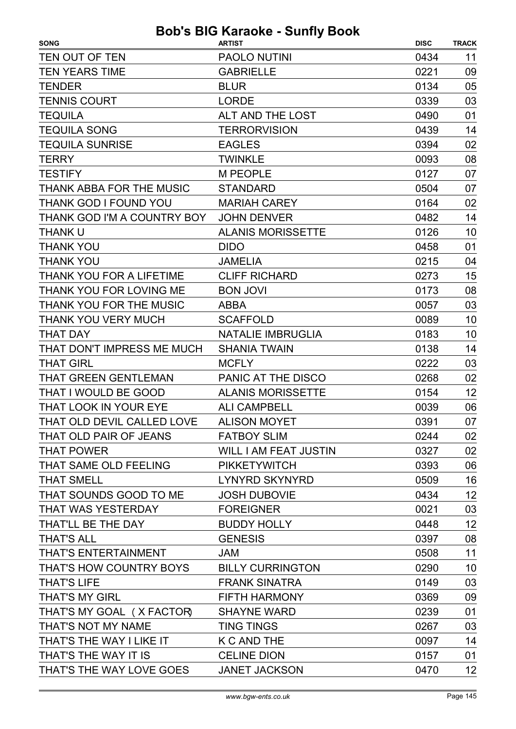# Bob's BIG Karaoke - Sunfly Book

| SONG | ARTIST | DISC | TRACK |
|---|---|---|---|
| TEN OUT OF TEN | PAOLO NUTINI | 0434 | 11 |
| TEN YEARS TIME | GABRIELLE | 0221 | 09 |
| TENDER | BLUR | 0134 | 05 |
| TENNIS COURT | LORDE | 0339 | 03 |
| TEQUILA | ALT AND THE LOST | 0490 | 01 |
| TEQUILA SONG | TERRORVISION | 0439 | 14 |
| TEQUILA SUNRISE | EAGLES | 0394 | 02 |
| TERRY | TWINKLE | 0093 | 08 |
| TESTIFY | M PEOPLE | 0127 | 07 |
| THANK ABBA FOR THE MUSIC | STANDARD | 0504 | 07 |
| THANK GOD I FOUND YOU | MARIAH CAREY | 0164 | 02 |
| THANK GOD I'M A COUNTRY BOY | JOHN DENVER | 0482 | 14 |
| THANK U | ALANIS MORISSETTE | 0126 | 10 |
| THANK YOU | DIDO | 0458 | 01 |
| THANK YOU | JAMELIA | 0215 | 04 |
| THANK YOU FOR A LIFETIME | CLIFF RICHARD | 0273 | 15 |
| THANK YOU FOR LOVING ME | BON JOVI | 0173 | 08 |
| THANK YOU FOR THE MUSIC | ABBA | 0057 | 03 |
| THANK YOU VERY MUCH | SCAFFOLD | 0089 | 10 |
| THAT DAY | NATALIE IMBRUGLIA | 0183 | 10 |
| THAT DON'T IMPRESS ME MUCH | SHANIA TWAIN | 0138 | 14 |
| THAT GIRL | MCFLY | 0222 | 03 |
| THAT GREEN GENTLEMAN | PANIC AT THE DISCO | 0268 | 02 |
| THAT I WOULD BE GOOD | ALANIS MORISSETTE | 0154 | 12 |
| THAT LOOK IN YOUR EYE | ALI CAMPBELL | 0039 | 06 |
| THAT OLD DEVIL CALLED LOVE | ALISON MOYET | 0391 | 07 |
| THAT OLD PAIR OF JEANS | FATBOY SLIM | 0244 | 02 |
| THAT POWER | WILL I AM FEAT JUSTIN | 0327 | 02 |
| THAT SAME OLD FEELING | PIKKETYWITCH | 0393 | 06 |
| THAT SMELL | LYNYRD SKYNYRD | 0509 | 16 |
| THAT SOUNDS GOOD TO ME | JOSH DUBOVIE | 0434 | 12 |
| THAT WAS YESTERDAY | FOREIGNER | 0021 | 03 |
| THAT'LL BE THE DAY | BUDDY HOLLY | 0448 | 12 |
| THAT'S ALL | GENESIS | 0397 | 08 |
| THAT'S ENTERTAINMENT | JAM | 0508 | 11 |
| THAT'S HOW COUNTRY BOYS | BILLY CURRINGTON | 0290 | 10 |
| THAT'S LIFE | FRANK SINATRA | 0149 | 03 |
| THAT'S MY GIRL | FIFTH HARMONY | 0369 | 09 |
| THAT'S MY GOAL (X FACTOR) | SHAYNE WARD | 0239 | 01 |
| THAT'S NOT MY NAME | TING TINGS | 0267 | 03 |
| THAT'S THE WAY I LIKE IT | K C AND THE | 0097 | 14 |
| THAT'S THE WAY IT IS | CELINE DION | 0157 | 01 |
| THAT'S THE WAY LOVE GOES | JANET JACKSON | 0470 | 12 |

www.bgw-ents.co.uk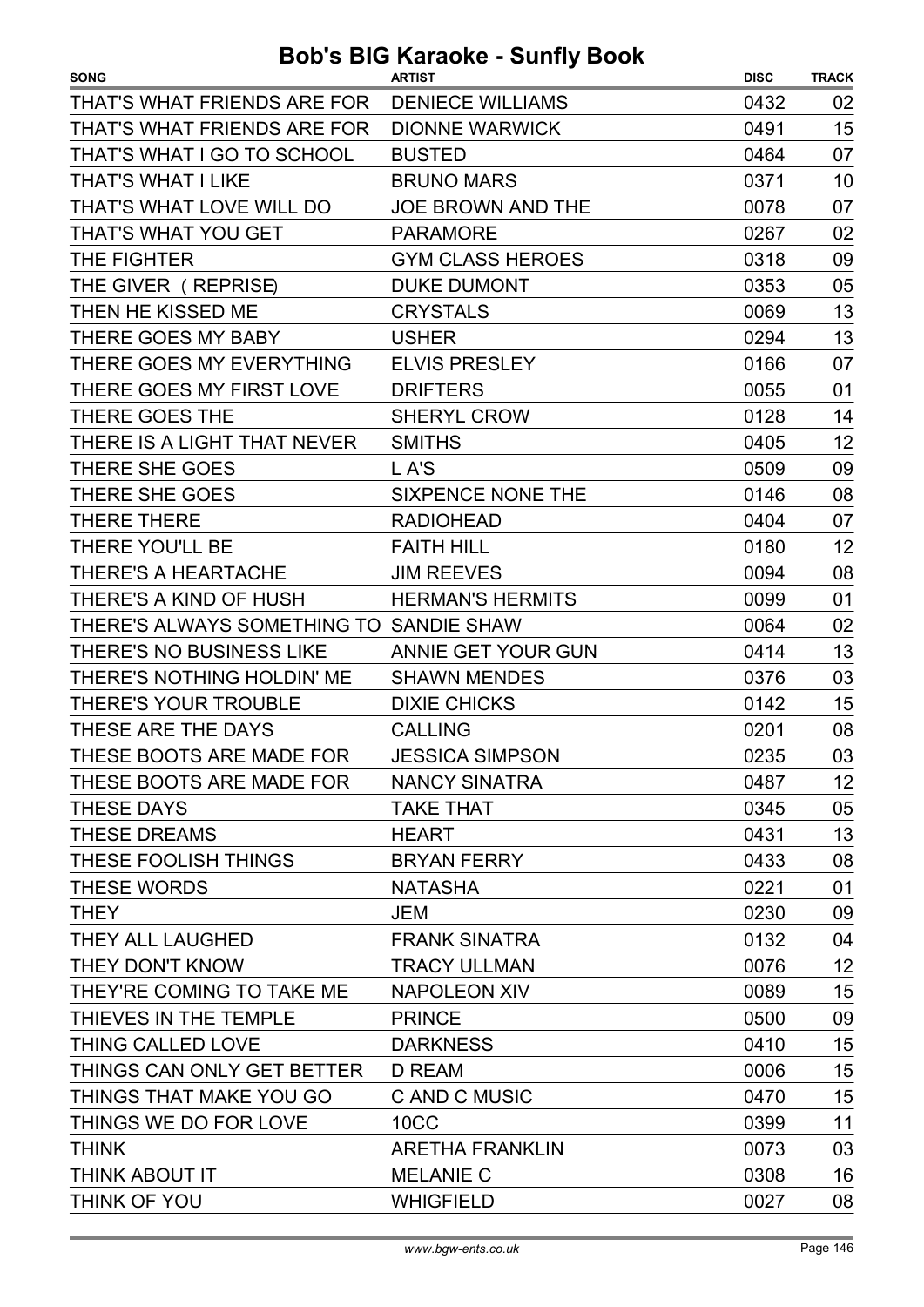# Bob's BIG Karaoke - Sunfly Book

| SONG | ARTIST | DISC | TRACK |
|---|---|---|---|
| THAT'S WHAT FRIENDS ARE FOR | DENIECE WILLIAMS | 0432 | 02 |
| THAT'S WHAT FRIENDS ARE FOR | DIONNE WARWICK | 0491 | 15 |
| THAT'S WHAT I GO TO SCHOOL | BUSTED | 0464 | 07 |
| THAT'S WHAT I LIKE | BRUNO MARS | 0371 | 10 |
| THAT'S WHAT LOVE WILL DO | JOE BROWN AND THE | 0078 | 07 |
| THAT'S WHAT YOU GET | PARAMORE | 0267 | 02 |
| THE FIGHTER | GYM CLASS HEROES | 0318 | 09 |
| THE GIVER ( REPRISE) | DUKE DUMONT | 0353 | 05 |
| THEN HE KISSED ME | CRYSTALS | 0069 | 13 |
| THERE GOES MY BABY | USHER | 0294 | 13 |
| THERE GOES MY EVERYTHING | ELVIS PRESLEY | 0166 | 07 |
| THERE GOES MY FIRST LOVE | DRIFTERS | 0055 | 01 |
| THERE GOES THE | SHERYL CROW | 0128 | 14 |
| THERE IS A LIGHT THAT NEVER | SMITHS | 0405 | 12 |
| THERE SHE GOES | L A'S | 0509 | 09 |
| THERE SHE GOES | SIXPENCE NONE THE | 0146 | 08 |
| THERE THERE | RADIOHEAD | 0404 | 07 |
| THERE YOU'LL BE | FAITH HILL | 0180 | 12 |
| THERE'S A HEARTACHE | JIM REEVES | 0094 | 08 |
| THERE'S A KIND OF HUSH | HERMAN'S HERMITS | 0099 | 01 |
| THERE'S ALWAYS SOMETHING TO | SANDIE SHAW | 0064 | 02 |
| THERE'S NO BUSINESS LIKE | ANNIE GET YOUR GUN | 0414 | 13 |
| THERE'S NOTHING HOLDIN' ME | SHAWN MENDES | 0376 | 03 |
| THERE'S YOUR TROUBLE | DIXIE CHICKS | 0142 | 15 |
| THESE ARE THE DAYS | CALLING | 0201 | 08 |
| THESE BOOTS ARE MADE FOR | JESSICA SIMPSON | 0235 | 03 |
| THESE BOOTS ARE MADE FOR | NANCY SINATRA | 0487 | 12 |
| THESE DAYS | TAKE THAT | 0345 | 05 |
| THESE DREAMS | HEART | 0431 | 13 |
| THESE FOOLISH THINGS | BRYAN FERRY | 0433 | 08 |
| THESE WORDS | NATASHA | 0221 | 01 |
| THEY | JEM | 0230 | 09 |
| THEY ALL LAUGHED | FRANK SINATRA | 0132 | 04 |
| THEY DON'T KNOW | TRACY ULLMAN | 0076 | 12 |
| THEY'RE COMING TO TAKE ME | NAPOLEON XIV | 0089 | 15 |
| THIEVES IN THE TEMPLE | PRINCE | 0500 | 09 |
| THING CALLED LOVE | DARKNESS | 0410 | 15 |
| THINGS CAN ONLY GET BETTER | D REAM | 0006 | 15 |
| THINGS THAT MAKE YOU GO | C AND C MUSIC | 0470 | 15 |
| THINGS WE DO FOR LOVE | 10CC | 0399 | 11 |
| THINK | ARETHA FRANKLIN | 0073 | 03 |
| THINK ABOUT IT | MELANIE C | 0308 | 16 |
| THINK OF YOU | WHIGFIELD | 0027 | 08 |

www.bgw-ents.co.uk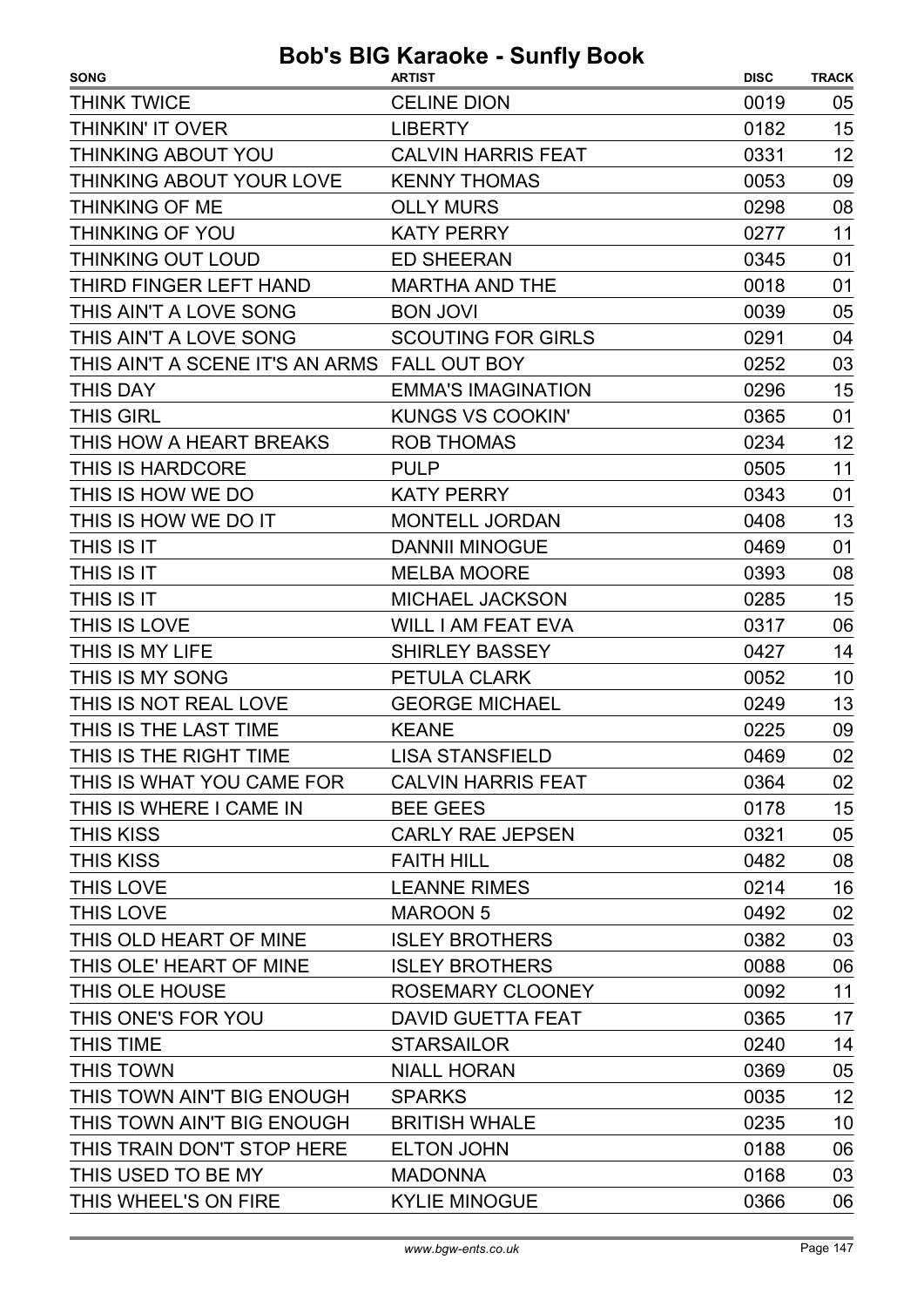# Bob's BIG Karaoke - Sunfly Book

| SONG | ARTIST | DISC | TRACK |
|---|---|---|---|
| THINK TWICE | CELINE DION | 0019 | 05 |
| THINKIN' IT OVER | LIBERTY | 0182 | 15 |
| THINKING ABOUT YOU | CALVIN HARRIS FEAT | 0331 | 12 |
| THINKING ABOUT YOUR LOVE | KENNY THOMAS | 0053 | 09 |
| THINKING OF ME | OLLY MURS | 0298 | 08 |
| THINKING OF YOU | KATY PERRY | 0277 | 11 |
| THINKING OUT LOUD | ED SHEERAN | 0345 | 01 |
| THIRD FINGER LEFT HAND | MARTHA AND THE | 0018 | 01 |
| THIS AIN'T A LOVE SONG | BON JOVI | 0039 | 05 |
| THIS AIN'T A LOVE SONG | SCOUTING FOR GIRLS | 0291 | 04 |
| THIS AIN'T A SCENE IT'S AN ARMS | FALL OUT BOY | 0252 | 03 |
| THIS DAY | EMMA'S IMAGINATION | 0296 | 15 |
| THIS GIRL | KUNGS VS COOKIN' | 0365 | 01 |
| THIS HOW A HEART BREAKS | ROB THOMAS | 0234 | 12 |
| THIS IS HARDCORE | PULP | 0505 | 11 |
| THIS IS HOW WE DO | KATY PERRY | 0343 | 01 |
| THIS IS HOW WE DO IT | MONTELL JORDAN | 0408 | 13 |
| THIS IS IT | DANNII MINOGUE | 0469 | 01 |
| THIS IS IT | MELBA MOORE | 0393 | 08 |
| THIS IS IT | MICHAEL JACKSON | 0285 | 15 |
| THIS IS LOVE | WILL I AM FEAT EVA | 0317 | 06 |
| THIS IS MY LIFE | SHIRLEY BASSEY | 0427 | 14 |
| THIS IS MY SONG | PETULA CLARK | 0052 | 10 |
| THIS IS NOT REAL LOVE | GEORGE MICHAEL | 0249 | 13 |
| THIS IS THE LAST TIME | KEANE | 0225 | 09 |
| THIS IS THE RIGHT TIME | LISA STANSFIELD | 0469 | 02 |
| THIS IS WHAT YOU CAME FOR | CALVIN HARRIS FEAT | 0364 | 02 |
| THIS IS WHERE I CAME IN | BEE GEES | 0178 | 15 |
| THIS KISS | CARLY RAE JEPSEN | 0321 | 05 |
| THIS KISS | FAITH HILL | 0482 | 08 |
| THIS LOVE | LEANNE RIMES | 0214 | 16 |
| THIS LOVE | MAROON 5 | 0492 | 02 |
| THIS OLD HEART OF MINE | ISLEY BROTHERS | 0382 | 03 |
| THIS OLE' HEART OF MINE | ISLEY BROTHERS | 0088 | 06 |
| THIS OLE HOUSE | ROSEMARY CLOONEY | 0092 | 11 |
| THIS ONE'S FOR YOU | DAVID GUETTA FEAT | 0365 | 17 |
| THIS TIME | STARSAILOR | 0240 | 14 |
| THIS TOWN | NIALL HORAN | 0369 | 05 |
| THIS TOWN AIN'T BIG ENOUGH | SPARKS | 0035 | 12 |
| THIS TOWN AIN'T BIG ENOUGH | BRITISH WHALE | 0235 | 10 |
| THIS TRAIN DON'T STOP HERE | ELTON JOHN | 0188 | 06 |
| THIS USED TO BE MY | MADONNA | 0168 | 03 |
| THIS WHEEL'S ON FIRE | KYLIE MINOGUE | 0366 | 06 |

www.bgw-ents.co.uk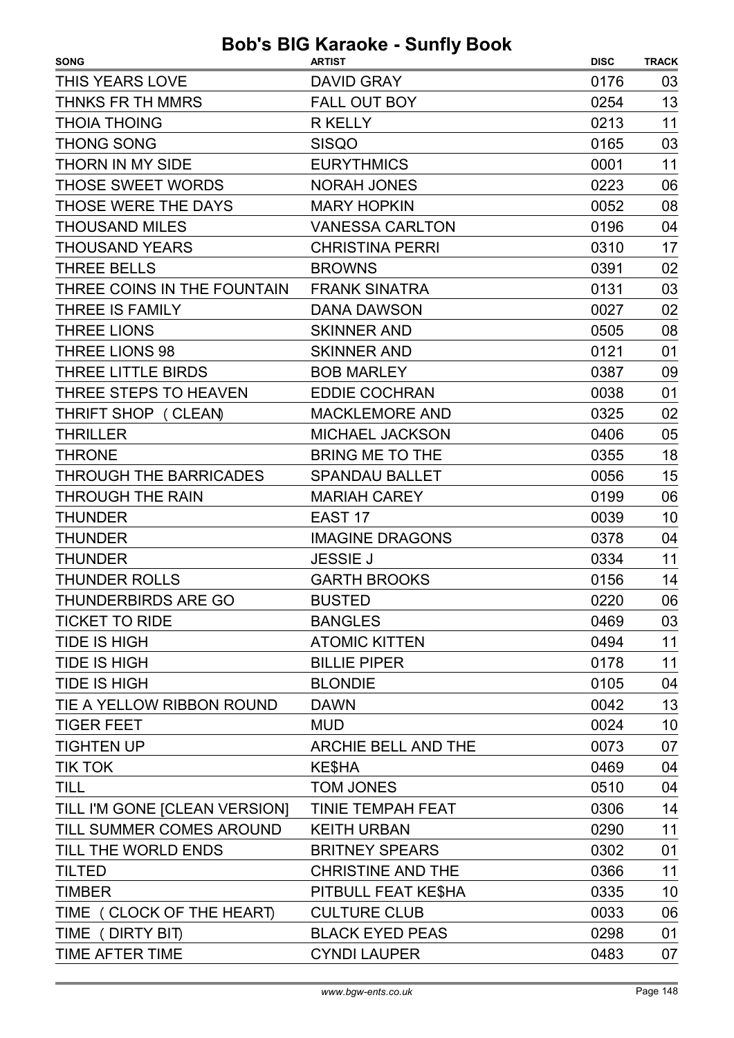# Bob's BIG Karaoke - Sunfly Book

| SONG | ARTIST | DISC | TRACK |
|---|---|---|---|
| THIS YEARS LOVE | DAVID GRAY | 0176 | 03 |
| THNKS FR TH MMRS | FALL OUT BOY | 0254 | 13 |
| THOIA THOING | R KELLY | 0213 | 11 |
| THONG SONG | SISQO | 0165 | 03 |
| THORN IN MY SIDE | EURYTHMICS | 0001 | 11 |
| THOSE SWEET WORDS | NORAH JONES | 0223 | 06 |
| THOSE WERE THE DAYS | MARY HOPKIN | 0052 | 08 |
| THOUSAND MILES | VANESSA CARLTON | 0196 | 04 |
| THOUSAND YEARS | CHRISTINA PERRI | 0310 | 17 |
| THREE BELLS | BROWNS | 0391 | 02 |
| THREE COINS IN THE FOUNTAIN | FRANK SINATRA | 0131 | 03 |
| THREE IS FAMILY | DANA DAWSON | 0027 | 02 |
| THREE LIONS | SKINNER AND | 0505 | 08 |
| THREE LIONS 98 | SKINNER AND | 0121 | 01 |
| THREE LITTLE BIRDS | BOB MARLEY | 0387 | 09 |
| THREE STEPS TO HEAVEN | EDDIE COCHRAN | 0038 | 01 |
| THRIFT SHOP ( CLEAN) | MACKLEMORE AND | 0325 | 02 |
| THRILLER | MICHAEL JACKSON | 0406 | 05 |
| THRONE | BRING ME TO THE | 0355 | 18 |
| THROUGH THE BARRICADES | SPANDAU BALLET | 0056 | 15 |
| THROUGH THE RAIN | MARIAH CAREY | 0199 | 06 |
| THUNDER | EAST 17 | 0039 | 10 |
| THUNDER | IMAGINE DRAGONS | 0378 | 04 |
| THUNDER | JESSIE J | 0334 | 11 |
| THUNDER ROLLS | GARTH BROOKS | 0156 | 14 |
| THUNDERBIRDS ARE GO | BUSTED | 0220 | 06 |
| TICKET TO RIDE | BANGLES | 0469 | 03 |
| TIDE IS HIGH | ATOMIC KITTEN | 0494 | 11 |
| TIDE IS HIGH | BILLIE PIPER | 0178 | 11 |
| TIDE IS HIGH | BLONDIE | 0105 | 04 |
| TIE A YELLOW RIBBON ROUND | DAWN | 0042 | 13 |
| TIGER FEET | MUD | 0024 | 10 |
| TIGHTEN UP | ARCHIE BELL AND THE | 0073 | 07 |
| TIK TOK | KE$HA | 0469 | 04 |
| TILL | TOM JONES | 0510 | 04 |
| TILL I'M GONE [CLEAN VERSION] | TINIE TEMPAH FEAT | 0306 | 14 |
| TILL SUMMER COMES AROUND | KEITH URBAN | 0290 | 11 |
| TILL THE WORLD ENDS | BRITNEY SPEARS | 0302 | 01 |
| TILTED | CHRISTINE AND THE | 0366 | 11 |
| TIMBER | PITBULL FEAT KE$HA | 0335 | 10 |
| TIME ( CLOCK OF THE HEART) | CULTURE CLUB | 0033 | 06 |
| TIME ( DIRTY BIT) | BLACK EYED PEAS | 0298 | 01 |
| TIME AFTER TIME | CYNDI LAUPER | 0483 | 07 |

www.bgw-ents.co.uk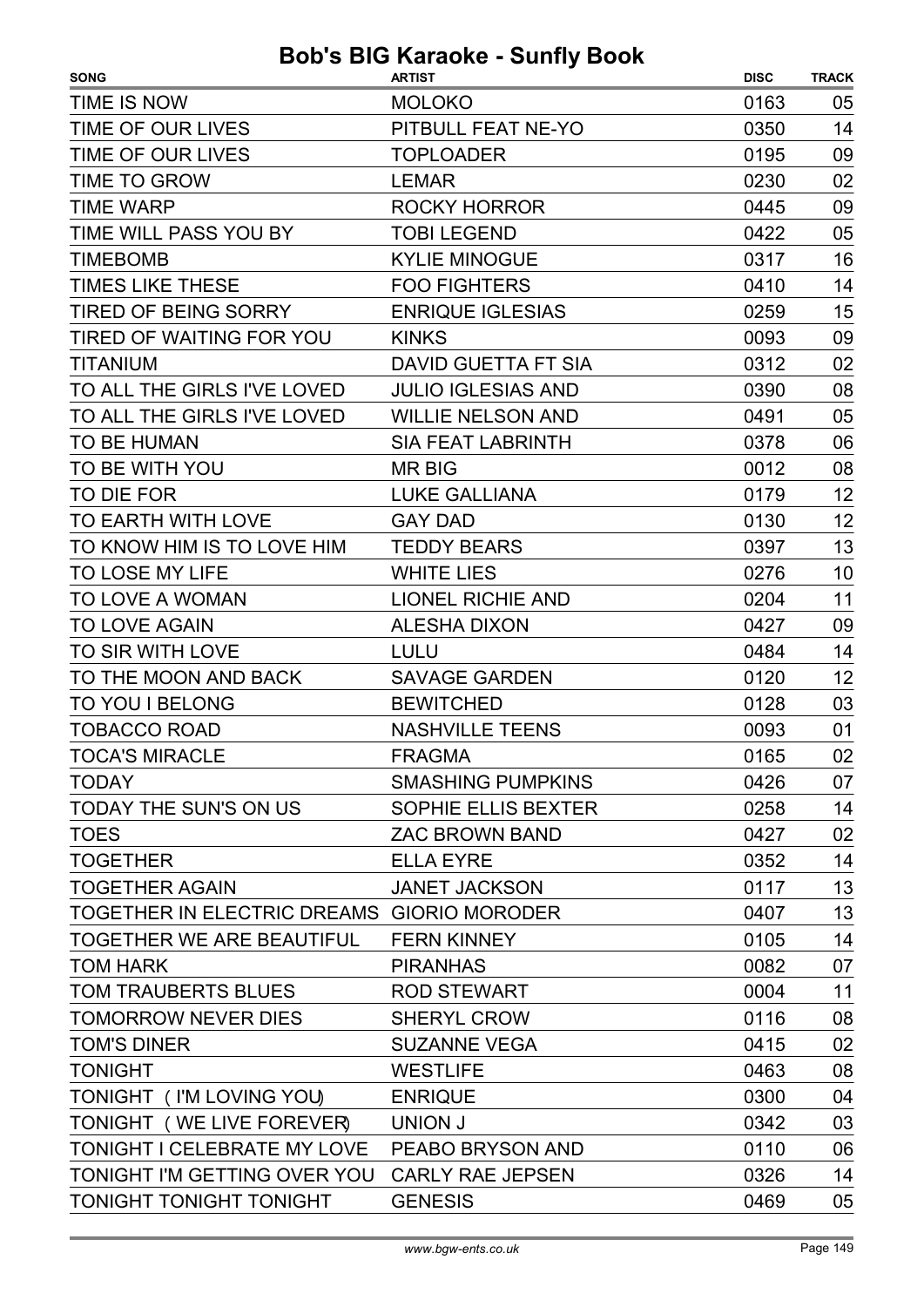# Bob's BIG Karaoke - Sunfly Book

| SONG | ARTIST | DISC | TRACK |
|---|---|---|---|
| TIME IS NOW | MOLOKO | 0163 | 05 |
| TIME OF OUR LIVES | PITBULL FEAT NE-YO | 0350 | 14 |
| TIME OF OUR LIVES | TOPLOADER | 0195 | 09 |
| TIME TO GROW | LEMAR | 0230 | 02 |
| TIME WARP | ROCKY HORROR | 0445 | 09 |
| TIME WILL PASS YOU BY | TOBI LEGEND | 0422 | 05 |
| TIMEBOMB | KYLIE MINOGUE | 0317 | 16 |
| TIMES LIKE THESE | FOO FIGHTERS | 0410 | 14 |
| TIRED OF BEING SORRY | ENRIQUE IGLESIAS | 0259 | 15 |
| TIRED OF WAITING FOR YOU | KINKS | 0093 | 09 |
| TITANIUM | DAVID GUETTA FT SIA | 0312 | 02 |
| TO ALL THE GIRLS I'VE LOVED | JULIO IGLESIAS AND | 0390 | 08 |
| TO ALL THE GIRLS I'VE LOVED | WILLIE NELSON AND | 0491 | 05 |
| TO BE HUMAN | SIA FEAT LABRINTH | 0378 | 06 |
| TO BE WITH YOU | MR BIG | 0012 | 08 |
| TO DIE FOR | LUKE GALLIANA | 0179 | 12 |
| TO EARTH WITH LOVE | GAY DAD | 0130 | 12 |
| TO KNOW HIM IS TO LOVE HIM | TEDDY BEARS | 0397 | 13 |
| TO LOSE MY LIFE | WHITE LIES | 0276 | 10 |
| TO LOVE A WOMAN | LIONEL RICHIE AND | 0204 | 11 |
| TO LOVE AGAIN | ALESHA DIXON | 0427 | 09 |
| TO SIR WITH LOVE | LULU | 0484 | 14 |
| TO THE MOON AND BACK | SAVAGE GARDEN | 0120 | 12 |
| TO YOU I BELONG | BEWITCHED | 0128 | 03 |
| TOBACCO ROAD | NASHVILLE TEENS | 0093 | 01 |
| TOCA'S MIRACLE | FRAGMA | 0165 | 02 |
| TODAY | SMASHING PUMPKINS | 0426 | 07 |
| TODAY THE SUN'S ON US | SOPHIE ELLIS BEXTER | 0258 | 14 |
| TOES | ZAC BROWN BAND | 0427 | 02 |
| TOGETHER | ELLA EYRE | 0352 | 14 |
| TOGETHER AGAIN | JANET JACKSON | 0117 | 13 |
| TOGETHER IN ELECTRIC DREAMS | GIORIO MORODER | 0407 | 13 |
| TOGETHER WE ARE BEAUTIFUL | FERN KINNEY | 0105 | 14 |
| TOM HARK | PIRANHAS | 0082 | 07 |
| TOM TRAUBERTS BLUES | ROD STEWART | 0004 | 11 |
| TOMORROW NEVER DIES | SHERYL CROW | 0116 | 08 |
| TOM'S DINER | SUZANNE VEGA | 0415 | 02 |
| TONIGHT | WESTLIFE | 0463 | 08 |
| TONIGHT (I'M LOVING YOU) | ENRIQUE | 0300 | 04 |
| TONIGHT (WE LIVE FOREVER) | UNION J | 0342 | 03 |
| TONIGHT I CELEBRATE MY LOVE | PEABO BRYSON AND | 0110 | 06 |
| TONIGHT I'M GETTING OVER YOU | CARLY RAE JEPSEN | 0326 | 14 |
| TONIGHT TONIGHT TONIGHT | GENESIS | 0469 | 05 |

*www.bgw-ents.co.uk*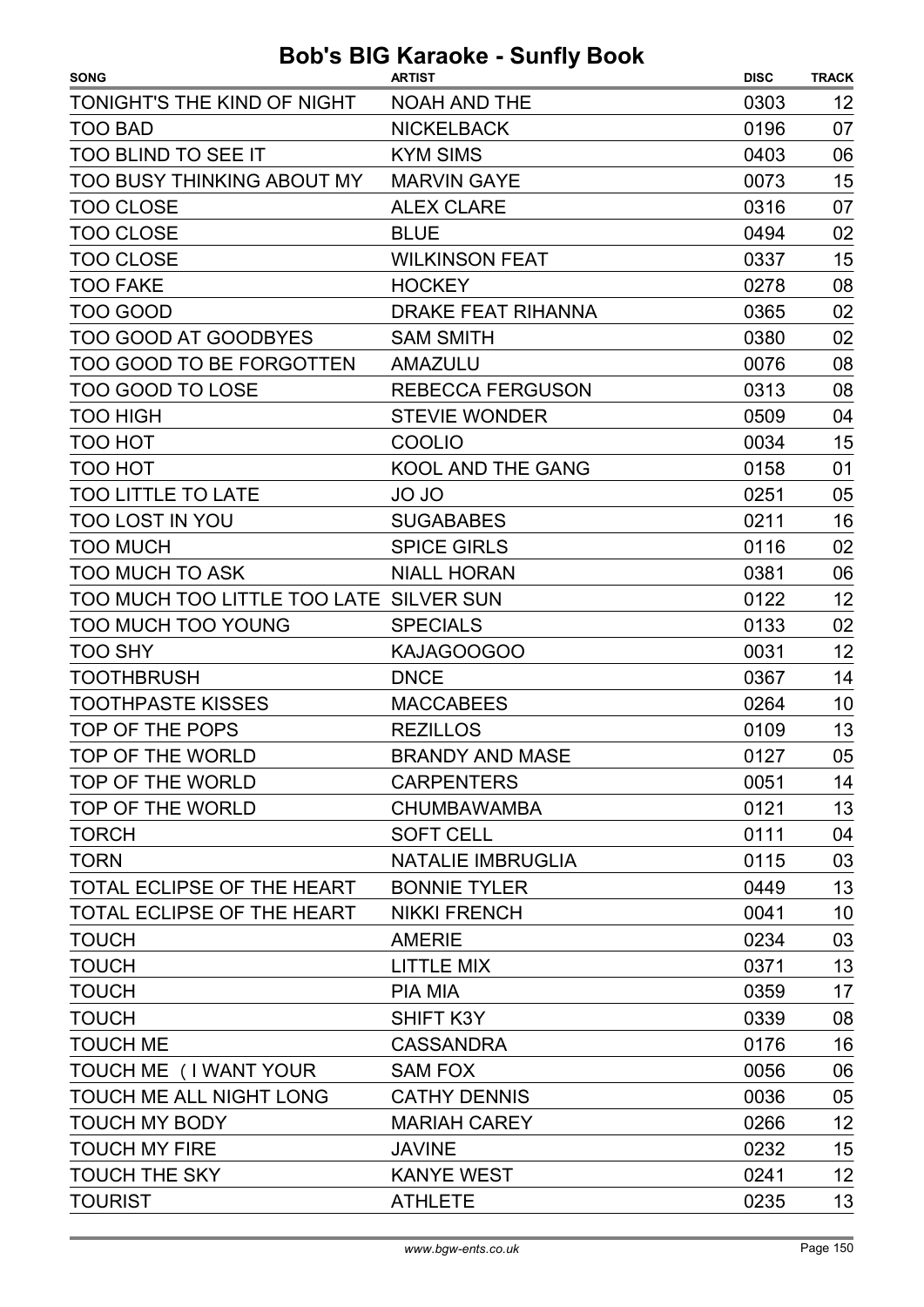# Bob's BIG Karaoke - Sunfly Book

| SONG | ARTIST | DISC | TRACK |
|---|---|---|---|
| TONIGHT'S THE KIND OF NIGHT | NOAH AND THE | 0303 | 12 |
| TOO BAD | NICKELBACK | 0196 | 07 |
| TOO BLIND TO SEE IT | KYM SIMS | 0403 | 06 |
| TOO BUSY THINKING ABOUT MY | MARVIN GAYE | 0073 | 15 |
| TOO CLOSE | ALEX CLARE | 0316 | 07 |
| TOO CLOSE | BLUE | 0494 | 02 |
| TOO CLOSE | WILKINSON FEAT | 0337 | 15 |
| TOO FAKE | HOCKEY | 0278 | 08 |
| TOO GOOD | DRAKE FEAT RIHANNA | 0365 | 02 |
| TOO GOOD AT GOODBYES | SAM SMITH | 0380 | 02 |
| TOO GOOD TO BE FORGOTTEN | AMAZULU | 0076 | 08 |
| TOO GOOD TO LOSE | REBECCA FERGUSON | 0313 | 08 |
| TOO HIGH | STEVIE WONDER | 0509 | 04 |
| TOO HOT | COOLIO | 0034 | 15 |
| TOO HOT | KOOL AND THE GANG | 0158 | 01 |
| TOO LITTLE TO LATE | JO JO | 0251 | 05 |
| TOO LOST IN YOU | SUGABABES | 0211 | 16 |
| TOO MUCH | SPICE GIRLS | 0116 | 02 |
| TOO MUCH TO ASK | NIALL HORAN | 0381 | 06 |
| TOO MUCH TOO LITTLE TOO LATE | SILVER SUN | 0122 | 12 |
| TOO MUCH TOO YOUNG | SPECIALS | 0133 | 02 |
| TOO SHY | KAJAGOOGOO | 0031 | 12 |
| TOOTHBRUSH | DNCE | 0367 | 14 |
| TOOTHPASTE KISSES | MACCABEES | 0264 | 10 |
| TOP OF THE POPS | REZILLOS | 0109 | 13 |
| TOP OF THE WORLD | BRANDY AND MASE | 0127 | 05 |
| TOP OF THE WORLD | CARPENTERS | 0051 | 14 |
| TOP OF THE WORLD | CHUMBAWAMBA | 0121 | 13 |
| TORCH | SOFT CELL | 0111 | 04 |
| TORN | NATALIE IMBRUGLIA | 0115 | 03 |
| TOTAL ECLIPSE OF THE HEART | BONNIE TYLER | 0449 | 13 |
| TOTAL ECLIPSE OF THE HEART | NIKKI FRENCH | 0041 | 10 |
| TOUCH | AMERIE | 0234 | 03 |
| TOUCH | LITTLE MIX | 0371 | 13 |
| TOUCH | PIA MIA | 0359 | 17 |
| TOUCH | SHIFT K3Y | 0339 | 08 |
| TOUCH ME | CASSANDRA | 0176 | 16 |
| TOUCH ME ( I WANT YOUR | SAM FOX | 0056 | 06 |
| TOUCH ME ALL NIGHT LONG | CATHY DENNIS | 0036 | 05 |
| TOUCH MY BODY | MARIAH CAREY | 0266 | 12 |
| TOUCH MY FIRE | JAVINE | 0232 | 15 |
| TOUCH THE SKY | KANYE WEST | 0241 | 12 |
| TOURIST | ATHLETE | 0235 | 13 |

*www.bgw-ents.co.uk*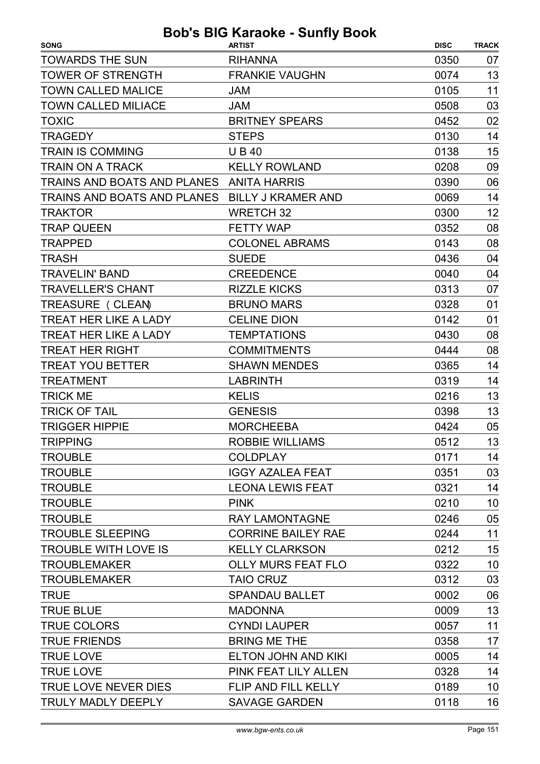# Bob's BIG Karaoke - Sunfly Book

| SONG | ARTIST | DISC | TRACK |
|---|---|---|---|
| TOWARDS THE SUN | RIHANNA | 0350 | 07 |
| TOWER OF STRENGTH | FRANKIE VAUGHN | 0074 | 13 |
| TOWN CALLED MALICE | JAM | 0105 | 11 |
| TOWN CALLED MILIACE | JAM | 0508 | 03 |
| TOXIC | BRITNEY SPEARS | 0452 | 02 |
| TRAGEDY | STEPS | 0130 | 14 |
| TRAIN IS COMMING | U B 40 | 0138 | 15 |
| TRAIN ON A TRACK | KELLY ROWLAND | 0208 | 09 |
| TRAINS AND BOATS AND PLANES | ANITA HARRIS | 0390 | 06 |
| TRAINS AND BOATS AND PLANES | BILLY J KRAMER AND | 0069 | 14 |
| TRAKTOR | WRETCH 32 | 0300 | 12 |
| TRAP QUEEN | FETTY WAP | 0352 | 08 |
| TRAPPED | COLONEL ABRAMS | 0143 | 08 |
| TRASH | SUEDE | 0436 | 04 |
| TRAVELIN' BAND | CREEDENCE | 0040 | 04 |
| TRAVELLER'S CHANT | RIZZLE KICKS | 0313 | 07 |
| TREASURE (CLEAN) | BRUNO MARS | 0328 | 01 |
| TREAT HER LIKE A LADY | CELINE DION | 0142 | 01 |
| TREAT HER LIKE A LADY | TEMPTATIONS | 0430 | 08 |
| TREAT HER RIGHT | COMMITMENTS | 0444 | 08 |
| TREAT YOU BETTER | SHAWN MENDES | 0365 | 14 |
| TREATMENT | LABRINTH | 0319 | 14 |
| TRICK ME | KELIS | 0216 | 13 |
| TRICK OF TAIL | GENESIS | 0398 | 13 |
| TRIGGER HIPPIE | MORCHEEBA | 0424 | 05 |
| TRIPPING | ROBBIE WILLIAMS | 0512 | 13 |
| TROUBLE | COLDPLAY | 0171 | 14 |
| TROUBLE | IGGY AZALEA FEAT | 0351 | 03 |
| TROUBLE | LEONA LEWIS FEAT | 0321 | 14 |
| TROUBLE | PINK | 0210 | 10 |
| TROUBLE | RAY LAMONTAGNE | 0246 | 05 |
| TROUBLE SLEEPING | CORRINE BAILEY RAE | 0244 | 11 |
| TROUBLE WITH LOVE IS | KELLY CLARKSON | 0212 | 15 |
| TROUBLEMAKER | OLLY MURS FEAT FLO | 0322 | 10 |
| TROUBLEMAKER | TAIO CRUZ | 0312 | 03 |
| TRUE | SPANDAU BALLET | 0002 | 06 |
| TRUE BLUE | MADONNA | 0009 | 13 |
| TRUE COLORS | CYNDI LAUPER | 0057 | 11 |
| TRUE FRIENDS | BRING ME THE | 0358 | 17 |
| TRUE LOVE | ELTON JOHN AND KIKI | 0005 | 14 |
| TRUE LOVE | PINK FEAT LILY ALLEN | 0328 | 14 |
| TRUE LOVE NEVER DIES | FLIP AND FILL KELLY | 0189 | 10 |
| TRULY MADLY DEEPLY | SAVAGE GARDEN | 0118 | 16 |

www.bgw-ents.co.uk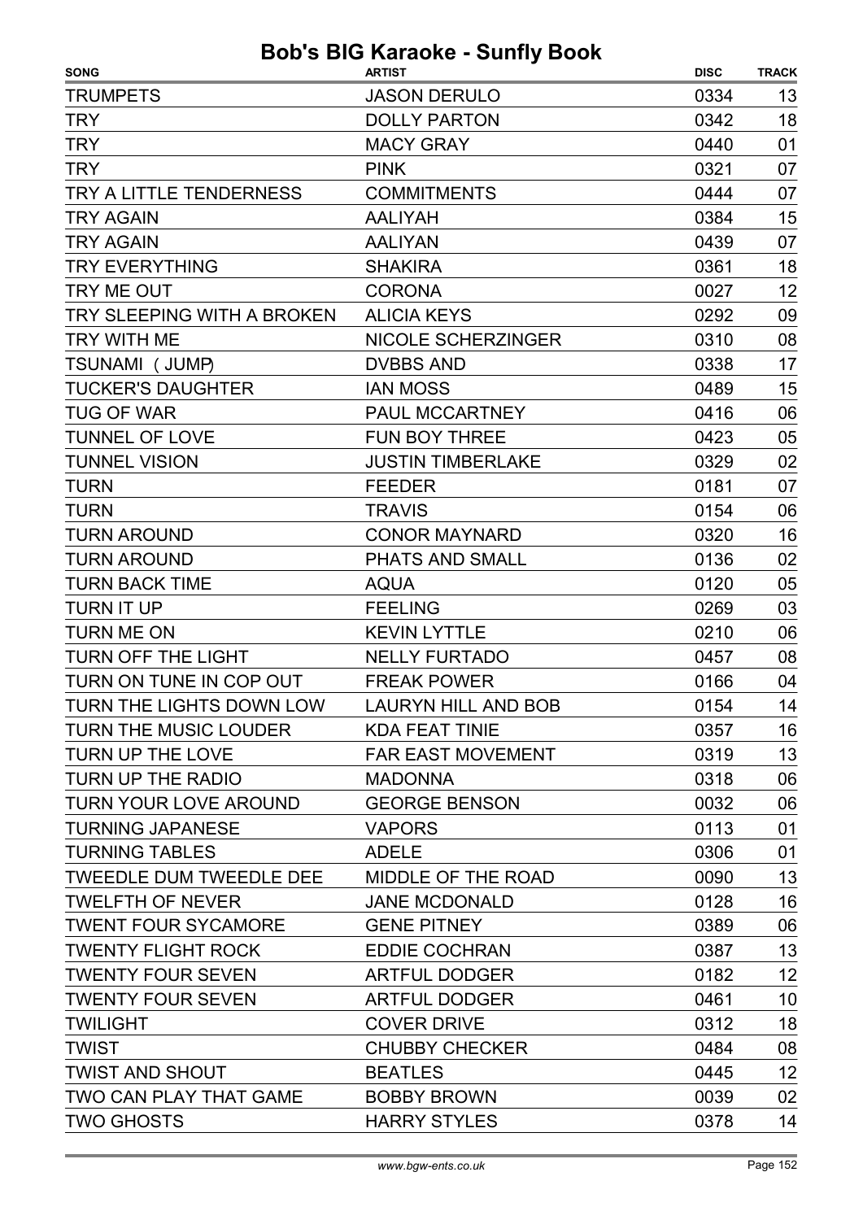# Bob's BIG Karaoke - Sunfly Book

| SONG | ARTIST | DISC | TRACK |
|---|---|---|---|
| TRUMPETS | JASON DERULO | 0334 | 13 |
| TRY | DOLLY PARTON | 0342 | 18 |
| TRY | MACY GRAY | 0440 | 01 |
| TRY | PINK | 0321 | 07 |
| TRY A LITTLE TENDERNESS | COMMITMENTS | 0444 | 07 |
| TRY AGAIN | AALIYAH | 0384 | 15 |
| TRY AGAIN | AALIYAN | 0439 | 07 |
| TRY EVERYTHING | SHAKIRA | 0361 | 18 |
| TRY ME OUT | CORONA | 0027 | 12 |
| TRY SLEEPING WITH A BROKEN | ALICIA KEYS | 0292 | 09 |
| TRY WITH ME | NICOLE SCHERZINGER | 0310 | 08 |
| TSUNAMI ( JUMP) | DVBBS AND | 0338 | 17 |
| TUCKER'S DAUGHTER | IAN MOSS | 0489 | 15 |
| TUG OF WAR | PAUL MCCARTNEY | 0416 | 06 |
| TUNNEL OF LOVE | FUN BOY THREE | 0423 | 05 |
| TUNNEL VISION | JUSTIN TIMBERLAKE | 0329 | 02 |
| TURN | FEEDER | 0181 | 07 |
| TURN | TRAVIS | 0154 | 06 |
| TURN AROUND | CONOR MAYNARD | 0320 | 16 |
| TURN AROUND | PHATS AND SMALL | 0136 | 02 |
| TURN BACK TIME | AQUA | 0120 | 05 |
| TURN IT UP | FEELING | 0269 | 03 |
| TURN ME ON | KEVIN LYTTLE | 0210 | 06 |
| TURN OFF THE LIGHT | NELLY FURTADO | 0457 | 08 |
| TURN ON TUNE IN COP OUT | FREAK POWER | 0166 | 04 |
| TURN THE LIGHTS DOWN LOW | LAURYN HILL AND BOB | 0154 | 14 |
| TURN THE MUSIC LOUDER | KDA FEAT TINIE | 0357 | 16 |
| TURN UP THE LOVE | FAR EAST MOVEMENT | 0319 | 13 |
| TURN UP THE RADIO | MADONNA | 0318 | 06 |
| TURN YOUR LOVE AROUND | GEORGE BENSON | 0032 | 06 |
| TURNING JAPANESE | VAPORS | 0113 | 01 |
| TURNING TABLES | ADELE | 0306 | 01 |
| TWEEDLE DUM TWEEDLE DEE | MIDDLE OF THE ROAD | 0090 | 13 |
| TWELFTH OF NEVER | JANE MCDONALD | 0128 | 16 |
| TWENT FOUR SYCAMORE | GENE PITNEY | 0389 | 06 |
| TWENTY FLIGHT ROCK | EDDIE COCHRAN | 0387 | 13 |
| TWENTY FOUR SEVEN | ARTFUL DODGER | 0182 | 12 |
| TWENTY FOUR SEVEN | ARTFUL DODGER | 0461 | 10 |
| TWILIGHT | COVER DRIVE | 0312 | 18 |
| TWIST | CHUBBY CHECKER | 0484 | 08 |
| TWIST AND SHOUT | BEATLES | 0445 | 12 |
| TWO CAN PLAY THAT GAME | BOBBY BROWN | 0039 | 02 |
| TWO GHOSTS | HARRY STYLES | 0378 | 14 |

*www.bgw-ents.co.uk*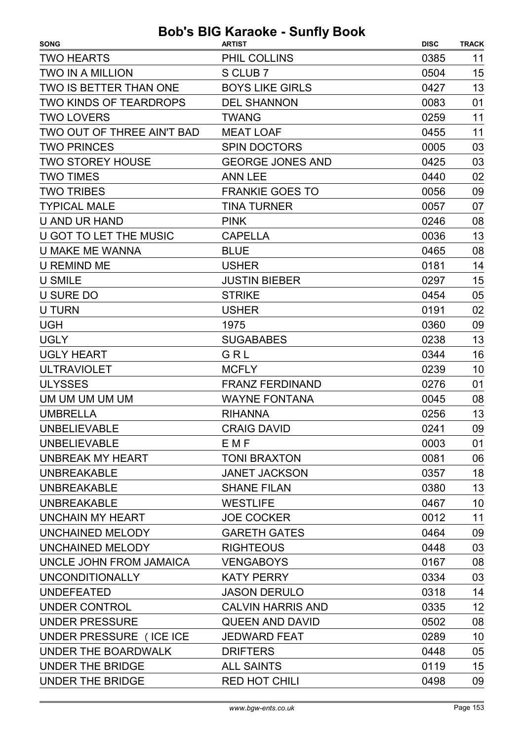# Bob's BIG Karaoke - Sunfly Book

| SONG | ARTIST | DISC | TRACK |
|---|---|---|---|
| TWO HEARTS | PHIL COLLINS | 0385 | 11 |
| TWO IN A MILLION | S CLUB 7 | 0504 | 15 |
| TWO IS BETTER THAN ONE | BOYS LIKE GIRLS | 0427 | 13 |
| TWO KINDS OF TEARDROPS | DEL SHANNON | 0083 | 01 |
| TWO LOVERS | TWANG | 0259 | 11 |
| TWO OUT OF THREE AIN'T BAD | MEAT LOAF | 0455 | 11 |
| TWO PRINCES | SPIN DOCTORS | 0005 | 03 |
| TWO STOREY HOUSE | GEORGE JONES AND | 0425 | 03 |
| TWO TIMES | ANN LEE | 0440 | 02 |
| TWO TRIBES | FRANKIE GOES TO | 0056 | 09 |
| TYPICAL MALE | TINA TURNER | 0057 | 07 |
| U AND UR HAND | PINK | 0246 | 08 |
| U GOT TO LET THE MUSIC | CAPELLA | 0036 | 13 |
| U MAKE ME WANNA | BLUE | 0465 | 08 |
| U REMIND ME | USHER | 0181 | 14 |
| U SMILE | JUSTIN BIEBER | 0297 | 15 |
| U SURE DO | STRIKE | 0454 | 05 |
| U TURN | USHER | 0191 | 02 |
| UGH | 1975 | 0360 | 09 |
| UGLY | SUGABABES | 0238 | 13 |
| UGLY HEART | G R L | 0344 | 16 |
| ULTRAVIOLET | MCFLY | 0239 | 10 |
| ULYSSES | FRANZ FERDINAND | 0276 | 01 |
| UM UM UM UM UM | WAYNE FONTANA | 0045 | 08 |
| UMBRELLA | RIHANNA | 0256 | 13 |
| UNBELIEVABLE | CRAIG DAVID | 0241 | 09 |
| UNBELIEVABLE | E M F | 0003 | 01 |
| UNBREAK MY HEART | TONI BRAXTON | 0081 | 06 |
| UNBREAKABLE | JANET JACKSON | 0357 | 18 |
| UNBREAKABLE | SHANE FILAN | 0380 | 13 |
| UNBREAKABLE | WESTLIFE | 0467 | 10 |
| UNCHAIN MY HEART | JOE COCKER | 0012 | 11 |
| UNCHAINED MELODY | GARETH GATES | 0464 | 09 |
| UNCHAINED MELODY | RIGHTEOUS | 0448 | 03 |
| UNCLE JOHN FROM JAMAICA | VENGABOYS | 0167 | 08 |
| UNCONDITIONALLY | KATY PERRY | 0334 | 03 |
| UNDEFEATED | JASON DERULO | 0318 | 14 |
| UNDER CONTROL | CALVIN HARRIS AND | 0335 | 12 |
| UNDER PRESSURE | QUEEN AND DAVID | 0502 | 08 |
| UNDER PRESSURE ( ICE ICE | JEDWARD FEAT | 0289 | 10 |
| UNDER THE BOARDWALK | DRIFTERS | 0448 | 05 |
| UNDER THE BRIDGE | ALL SAINTS | 0119 | 15 |
| UNDER THE BRIDGE | RED HOT CHILI | 0498 | 09 |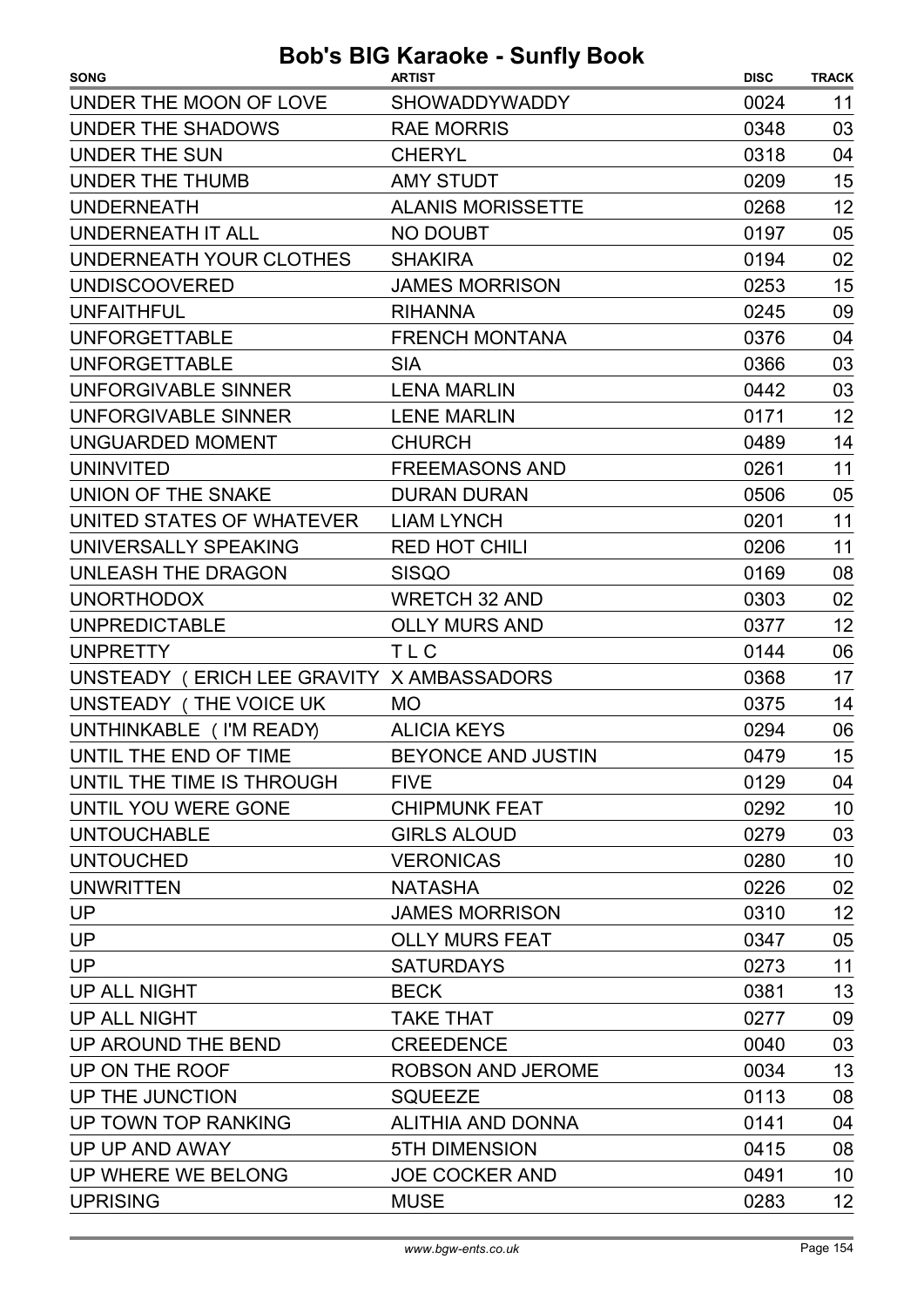# Bob's BIG Karaoke - Sunfly Book

| SONG | ARTIST | DISC | TRACK |
|---|---|---|---|
| UNDER THE MOON OF LOVE | SHOWADDYWADDY | 0024 | 11 |
| UNDER THE SHADOWS | RAE MORRIS | 0348 | 03 |
| UNDER THE SUN | CHERYL | 0318 | 04 |
| UNDER THE THUMB | AMY STUDT | 0209 | 15 |
| UNDERNEATH | ALANIS MORISSETTE | 0268 | 12 |
| UNDERNEATH IT ALL | NO DOUBT | 0197 | 05 |
| UNDERNEATH YOUR CLOTHES | SHAKIRA | 0194 | 02 |
| UNDISCOOVERED | JAMES MORRISON | 0253 | 15 |
| UNFAITHFUL | RIHANNA | 0245 | 09 |
| UNFORGETTABLE | FRENCH MONTANA | 0376 | 04 |
| UNFORGETTABLE | SIA | 0366 | 03 |
| UNFORGIVABLE SINNER | LENA MARLIN | 0442 | 03 |
| UNFORGIVABLE SINNER | LENE MARLIN | 0171 | 12 |
| UNGUARDED MOMENT | CHURCH | 0489 | 14 |
| UNINVITED | FREEMASONS AND | 0261 | 11 |
| UNION OF THE SNAKE | DURAN DURAN | 0506 | 05 |
| UNITED STATES OF WHATEVER | LIAM LYNCH | 0201 | 11 |
| UNIVERSALLY SPEAKING | RED HOT CHILI | 0206 | 11 |
| UNLEASH THE DRAGON | SISQO | 0169 | 08 |
| UNORTHODOX | WRETCH 32 AND | 0303 | 02 |
| UNPREDICTABLE | OLLY MURS AND | 0377 | 12 |
| UNPRETTY | T L C | 0144 | 06 |
| UNSTEADY ( ERICH LEE GRAVITY | X AMBASSADORS | 0368 | 17 |
| UNSTEADY ( THE VOICE UK | MO | 0375 | 14 |
| UNTHINKABLE ( I'M READY) | ALICIA KEYS | 0294 | 06 |
| UNTIL THE END OF TIME | BEYONCE AND JUSTIN | 0479 | 15 |
| UNTIL THE TIME IS THROUGH | FIVE | 0129 | 04 |
| UNTIL YOU WERE GONE | CHIPMUNK FEAT | 0292 | 10 |
| UNTOUCHABLE | GIRLS ALOUD | 0279 | 03 |
| UNTOUCHED | VERONICAS | 0280 | 10 |
| UNWRITTEN | NATASHA | 0226 | 02 |
| UP | JAMES MORRISON | 0310 | 12 |
| UP | OLLY MURS FEAT | 0347 | 05 |
| UP | SATURDAYS | 0273 | 11 |
| UP ALL NIGHT | BECK | 0381 | 13 |
| UP ALL NIGHT | TAKE THAT | 0277 | 09 |
| UP AROUND THE BEND | CREEDENCE | 0040 | 03 |
| UP ON THE ROOF | ROBSON AND JEROME | 0034 | 13 |
| UP THE JUNCTION | SQUEEZE | 0113 | 08 |
| UP TOWN TOP RANKING | ALITHIA AND DONNA | 0141 | 04 |
| UP UP AND AWAY | 5TH DIMENSION | 0415 | 08 |
| UP WHERE WE BELONG | JOE COCKER AND | 0491 | 10 |
| UPRISING | MUSE | 0283 | 12 |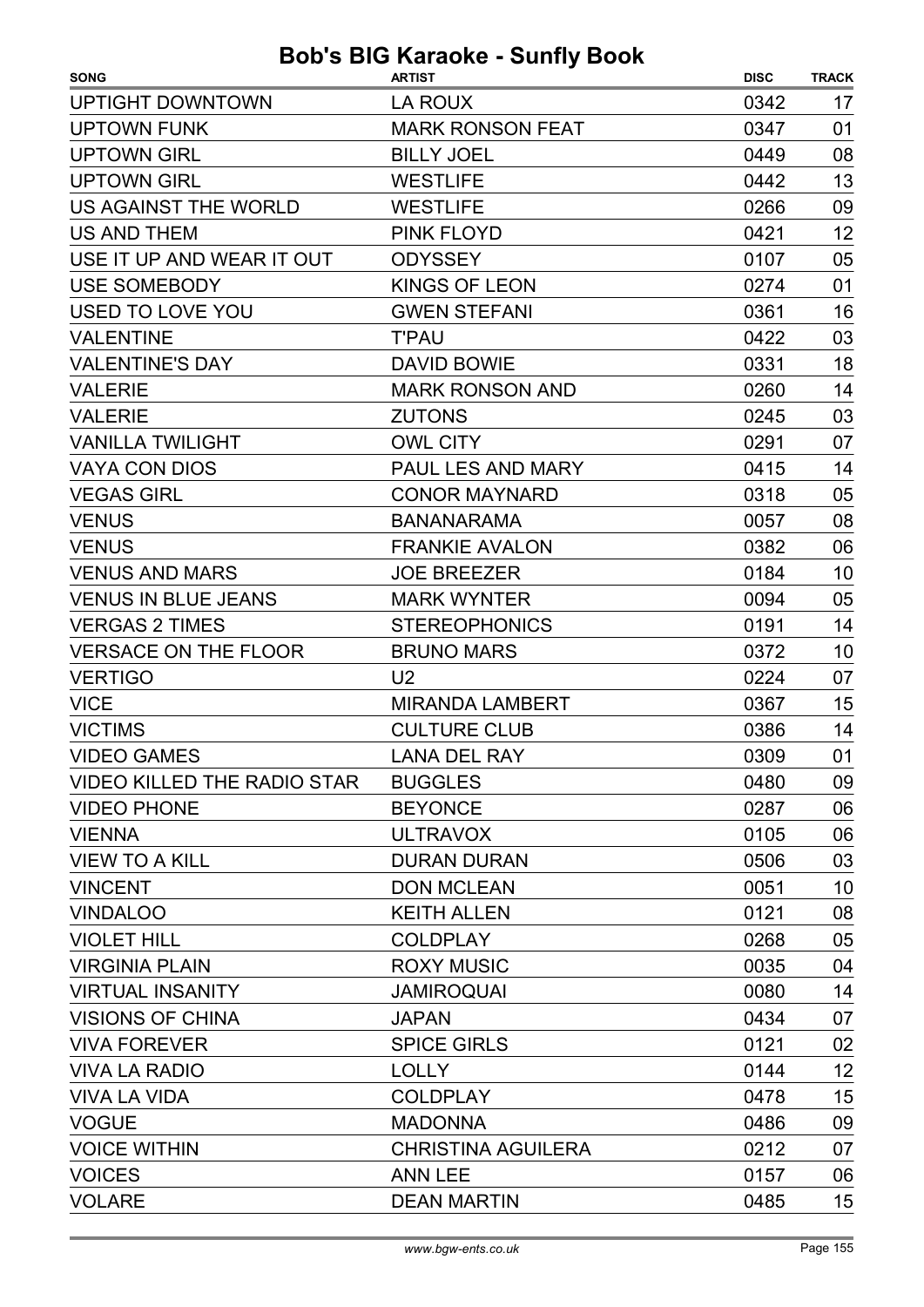# Bob's BIG Karaoke - Sunfly Book

| SONG | ARTIST | DISC | TRACK |
|---|---|---|---|
| UPTIGHT DOWNTOWN | LA ROUX | 0342 | 17 |
| UPTOWN FUNK | MARK RONSON FEAT | 0347 | 01 |
| UPTOWN GIRL | BILLY JOEL | 0449 | 08 |
| UPTOWN GIRL | WESTLIFE | 0442 | 13 |
| US AGAINST THE WORLD | WESTLIFE | 0266 | 09 |
| US AND THEM | PINK FLOYD | 0421 | 12 |
| USE IT UP AND WEAR IT OUT | ODYSSEY | 0107 | 05 |
| USE SOMEBODY | KINGS OF LEON | 0274 | 01 |
| USED TO LOVE YOU | GWEN STEFANI | 0361 | 16 |
| VALENTINE | T'PAU | 0422 | 03 |
| VALENTINE'S DAY | DAVID BOWIE | 0331 | 18 |
| VALERIE | MARK RONSON AND | 0260 | 14 |
| VALERIE | ZUTONS | 0245 | 03 |
| VANILLA TWILIGHT | OWL CITY | 0291 | 07 |
| VAYA CON DIOS | PAUL LES AND MARY | 0415 | 14 |
| VEGAS GIRL | CONOR MAYNARD | 0318 | 05 |
| VENUS | BANANARAMA | 0057 | 08 |
| VENUS | FRANKIE AVALON | 0382 | 06 |
| VENUS AND MARS | JOE BREEZER | 0184 | 10 |
| VENUS IN BLUE JEANS | MARK WYNTER | 0094 | 05 |
| VERGAS 2 TIMES | STEREOPHONICS | 0191 | 14 |
| VERSACE ON THE FLOOR | BRUNO MARS | 0372 | 10 |
| VERTIGO | U2 | 0224 | 07 |
| VICE | MIRANDA LAMBERT | 0367 | 15 |
| VICTIMS | CULTURE CLUB | 0386 | 14 |
| VIDEO GAMES | LANA DEL RAY | 0309 | 01 |
| VIDEO KILLED THE RADIO STAR | BUGGLES | 0480 | 09 |
| VIDEO PHONE | BEYONCE | 0287 | 06 |
| VIENNA | ULTRAVOX | 0105 | 06 |
| VIEW TO A KILL | DURAN DURAN | 0506 | 03 |
| VINCENT | DON MCLEAN | 0051 | 10 |
| VINDALOO | KEITH ALLEN | 0121 | 08 |
| VIOLET HILL | COLDPLAY | 0268 | 05 |
| VIRGINIA PLAIN | ROXY MUSIC | 0035 | 04 |
| VIRTUAL INSANITY | JAMIROQUAI | 0080 | 14 |
| VISIONS OF CHINA | JAPAN | 0434 | 07 |
| VIVA FOREVER | SPICE GIRLS | 0121 | 02 |
| VIVA LA RADIO | LOLLY | 0144 | 12 |
| VIVA LA VIDA | COLDPLAY | 0478 | 15 |
| VOGUE | MADONNA | 0486 | 09 |
| VOICE WITHIN | CHRISTINA AGUILERA | 0212 | 07 |
| VOICES | ANN LEE | 0157 | 06 |
| VOLARE | DEAN MARTIN | 0485 | 15 |

www.bgw-ents.co.uk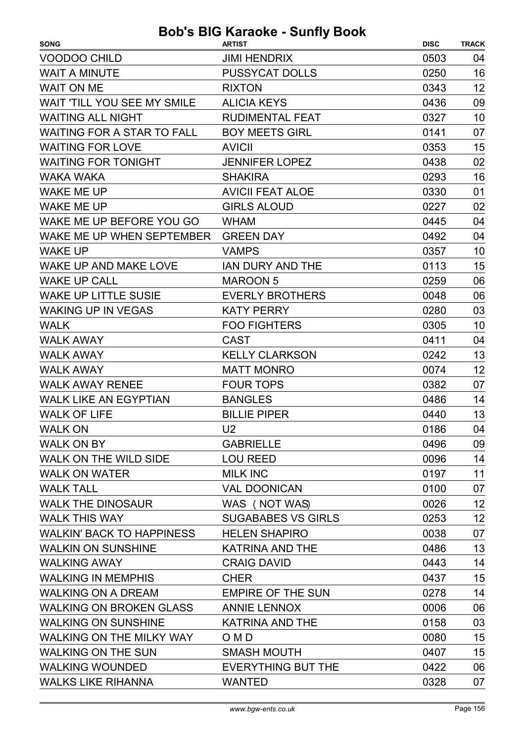# Bob's BIG Karaoke - Sunfly Book

| SONG | ARTIST | DISC | TRACK |
|---|---|---|---|
| VOODOO CHILD | JIMI HENDRIX | 0503 | 04 |
| WAIT A MINUTE | PUSSYCAT DOLLS | 0250 | 16 |
| WAIT ON ME | RIXTON | 0343 | 12 |
| WAIT 'TILL YOU SEE MY SMILE | ALICIA KEYS | 0436 | 09 |
| WAITING ALL NIGHT | RUDIMENTAL FEAT | 0327 | 10 |
| WAITING FOR A STAR TO FALL | BOY MEETS GIRL | 0141 | 07 |
| WAITING FOR LOVE | AVICII | 0353 | 15 |
| WAITING FOR TONIGHT | JENNIFER LOPEZ | 0438 | 02 |
| WAKA WAKA | SHAKIRA | 0293 | 16 |
| WAKE ME UP | AVICII FEAT ALOE | 0330 | 01 |
| WAKE ME UP | GIRLS ALOUD | 0227 | 02 |
| WAKE ME UP BEFORE YOU GO | WHAM | 0445 | 04 |
| WAKE ME UP WHEN SEPTEMBER | GREEN DAY | 0492 | 04 |
| WAKE UP | VAMPS | 0357 | 10 |
| WAKE UP AND MAKE LOVE | IAN DURY AND THE | 0113 | 15 |
| WAKE UP CALL | MAROON 5 | 0259 | 06 |
| WAKE UP LITTLE SUSIE | EVERLY BROTHERS | 0048 | 06 |
| WAKING UP IN VEGAS | KATY PERRY | 0280 | 03 |
| WALK | FOO FIGHTERS | 0305 | 10 |
| WALK AWAY | CAST | 0411 | 04 |
| WALK AWAY | KELLY CLARKSON | 0242 | 13 |
| WALK AWAY | MATT MONRO | 0074 | 12 |
| WALK AWAY RENEE | FOUR TOPS | 0382 | 07 |
| WALK LIKE AN EGYPTIAN | BANGLES | 0486 | 14 |
| WALK OF LIFE | BILLIE PIPER | 0440 | 13 |
| WALK ON | U2 | 0186 | 04 |
| WALK ON BY | GABRIELLE | 0496 | 09 |
| WALK ON THE WILD SIDE | LOU REED | 0096 | 14 |
| WALK ON WATER | MILK INC | 0197 | 11 |
| WALK TALL | VAL DOONICAN | 0100 | 07 |
| WALK THE DINOSAUR | WAS ( NOT WAS) | 0026 | 12 |
| WALK THIS WAY | SUGABABES VS GIRLS | 0253 | 12 |
| WALKIN' BACK TO HAPPINESS | HELEN SHAPIRO | 0038 | 07 |
| WALKIN ON SUNSHINE | KATRINA AND THE | 0486 | 13 |
| WALKING AWAY | CRAIG DAVID | 0443 | 14 |
| WALKING IN MEMPHIS | CHER | 0437 | 15 |
| WALKING ON A DREAM | EMPIRE OF THE SUN | 0278 | 14 |
| WALKING ON BROKEN GLASS | ANNIE LENNOX | 0006 | 06 |
| WALKING ON SUNSHINE | KATRINA AND THE | 0158 | 03 |
| WALKING ON THE MILKY WAY | O M D | 0080 | 15 |
| WALKING ON THE SUN | SMASH MOUTH | 0407 | 15 |
| WALKING WOUNDED | EVERYTHING BUT THE | 0422 | 06 |
| WALKS LIKE RIHANNA | WANTED | 0328 | 07 |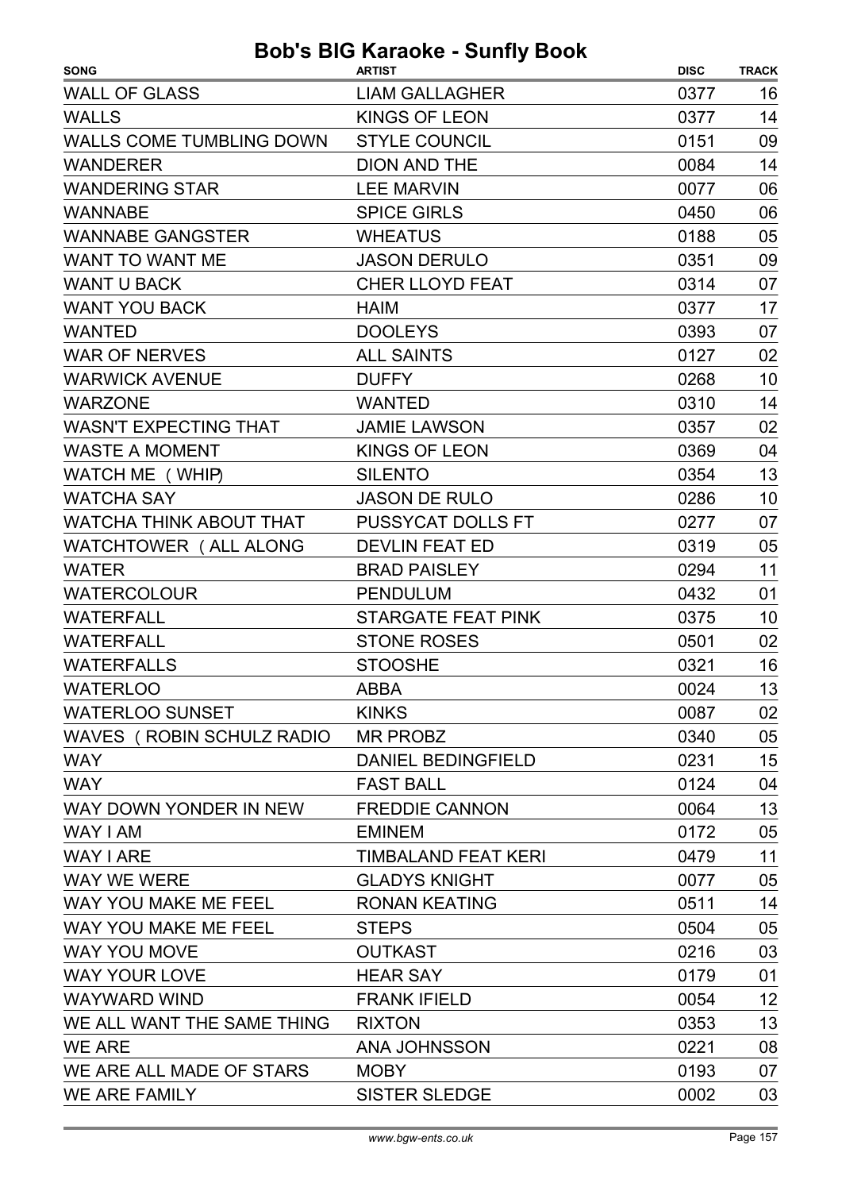# Bob's BIG Karaoke - Sunfly Book

| SONG | ARTIST | DISC | TRACK |
| --- | --- | --- | --- |
| WALL OF GLASS | LIAM GALLAGHER | 0377 | 16 |
| WALLS | KINGS OF LEON | 0377 | 14 |
| WALLS COME TUMBLING DOWN | STYLE COUNCIL | 0151 | 09 |
| WANDERER | DION AND THE | 0084 | 14 |
| WANDERING STAR | LEE MARVIN | 0077 | 06 |
| WANNABE | SPICE GIRLS | 0450 | 06 |
| WANNABE GANGSTER | WHEATUS | 0188 | 05 |
| WANT TO WANT ME | JASON DERULO | 0351 | 09 |
| WANT U BACK | CHER LLOYD FEAT | 0314 | 07 |
| WANT YOU BACK | HAIM | 0377 | 17 |
| WANTED | DOOLEYS | 0393 | 07 |
| WAR OF NERVES | ALL SAINTS | 0127 | 02 |
| WARWICK AVENUE | DUFFY | 0268 | 10 |
| WARZONE | WANTED | 0310 | 14 |
| WASN'T EXPECTING THAT | JAMIE LAWSON | 0357 | 02 |
| WASTE A MOMENT | KINGS OF LEON | 0369 | 04 |
| WATCH ME ( WHIP) | SILENTO | 0354 | 13 |
| WATCHA SAY | JASON DE RULO | 0286 | 10 |
| WATCHA THINK ABOUT THAT | PUSSYCAT DOLLS FT | 0277 | 07 |
| WATCHTOWER ( ALL ALONG | DEVLIN FEAT ED | 0319 | 05 |
| WATER | BRAD PAISLEY | 0294 | 11 |
| WATERCOLOUR | PENDULUM | 0432 | 01 |
| WATERFALL | STARGATE FEAT PINK | 0375 | 10 |
| WATERFALL | STONE ROSES | 0501 | 02 |
| WATERFALLS | STOOSHE | 0321 | 16 |
| WATERLOO | ABBA | 0024 | 13 |
| WATERLOO SUNSET | KINKS | 0087 | 02 |
| WAVES ( ROBIN SCHULZ RADIO | MR PROBZ | 0340 | 05 |
| WAY | DANIEL BEDINGFIELD | 0231 | 15 |
| WAY | FAST BALL | 0124 | 04 |
| WAY DOWN YONDER IN NEW | FREDDIE CANNON | 0064 | 13 |
| WAY I AM | EMINEM | 0172 | 05 |
| WAY I ARE | TIMBALAND FEAT KERI | 0479 | 11 |
| WAY WE WERE | GLADYS KNIGHT | 0077 | 05 |
| WAY YOU MAKE ME FEEL | RONAN KEATING | 0511 | 14 |
| WAY YOU MAKE ME FEEL | STEPS | 0504 | 05 |
| WAY YOU MOVE | OUTKAST | 0216 | 03 |
| WAY YOUR LOVE | HEAR SAY | 0179 | 01 |
| WAYWARD WIND | FRANK IFIELD | 0054 | 12 |
| WE ALL WANT THE SAME THING | RIXTON | 0353 | 13 |
| WE ARE | ANA JOHNSSON | 0221 | 08 |
| WE ARE ALL MADE OF STARS | MOBY | 0193 | 07 |
| WE ARE FAMILY | SISTER SLEDGE | 0002 | 03 |

*www.bgw-ents.co.uk*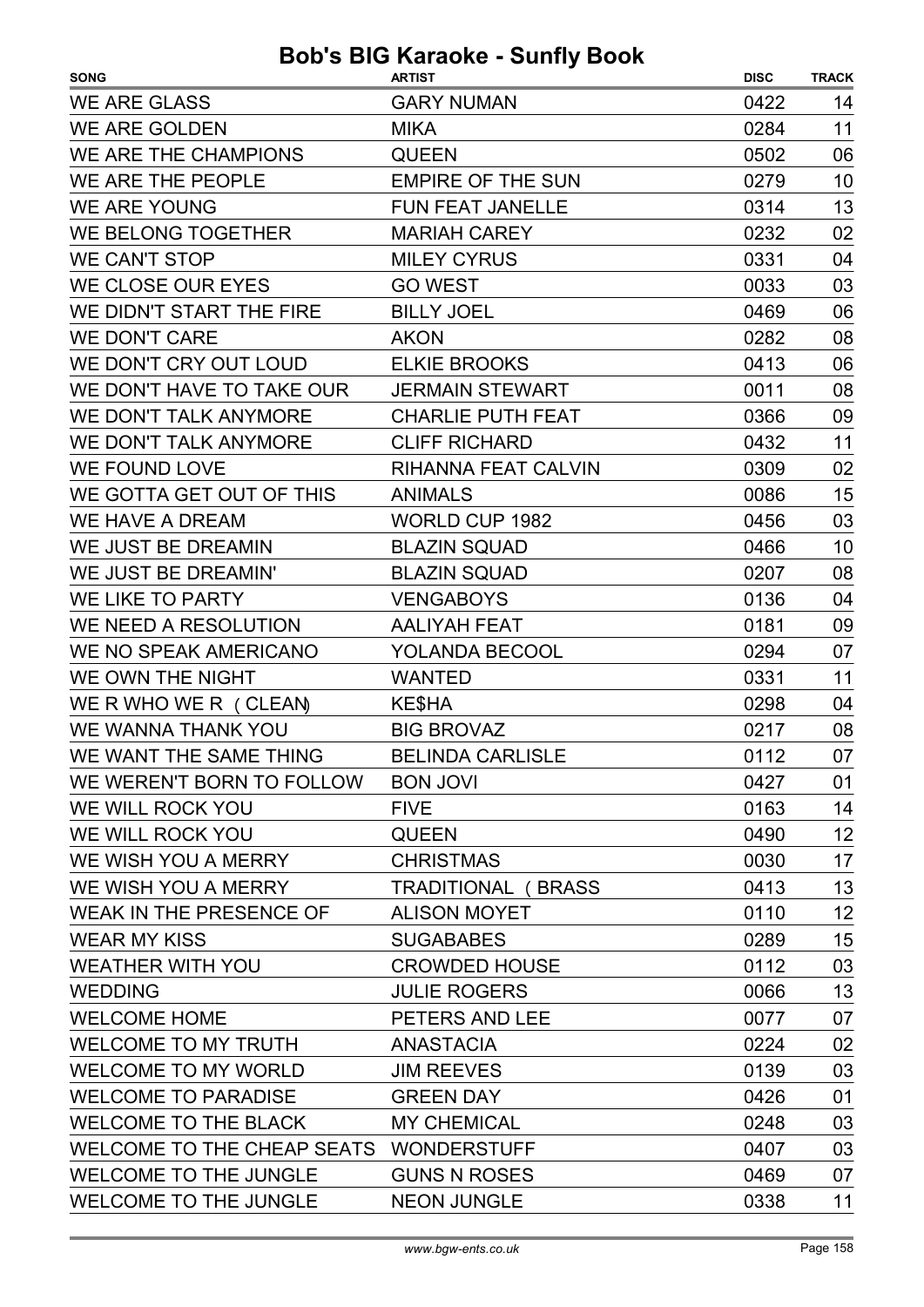# Bob's BIG Karaoke - Sunfly Book

| SONG | ARTIST | DISC | TRACK |
|---|---|---|---|
| WE ARE GLASS | GARY NUMAN | 0422 | 14 |
| WE ARE GOLDEN | MIKA | 0284 | 11 |
| WE ARE THE CHAMPIONS | QUEEN | 0502 | 06 |
| WE ARE THE PEOPLE | EMPIRE OF THE SUN | 0279 | 10 |
| WE ARE YOUNG | FUN FEAT JANELLE | 0314 | 13 |
| WE BELONG TOGETHER | MARIAH CAREY | 0232 | 02 |
| WE CAN'T STOP | MILEY CYRUS | 0331 | 04 |
| WE CLOSE OUR EYES | GO WEST | 0033 | 03 |
| WE DIDN'T START THE FIRE | BILLY JOEL | 0469 | 06 |
| WE DON'T CARE | AKON | 0282 | 08 |
| WE DON'T CRY OUT LOUD | ELKIE BROOKS | 0413 | 06 |
| WE DON'T HAVE TO TAKE OUR | JERMAIN STEWART | 0011 | 08 |
| WE DON'T TALK ANYMORE | CHARLIE PUTH FEAT | 0366 | 09 |
| WE DON'T TALK ANYMORE | CLIFF RICHARD | 0432 | 11 |
| WE FOUND LOVE | RIHANNA FEAT CALVIN | 0309 | 02 |
| WE GOTTA GET OUT OF THIS | ANIMALS | 0086 | 15 |
| WE HAVE A DREAM | WORLD CUP 1982 | 0456 | 03 |
| WE JUST BE DREAMIN | BLAZIN SQUAD | 0466 | 10 |
| WE JUST BE DREAMIN' | BLAZIN SQUAD | 0207 | 08 |
| WE LIKE TO PARTY | VENGABOYS | 0136 | 04 |
| WE NEED A RESOLUTION | AALIYAH FEAT | 0181 | 09 |
| WE NO SPEAK AMERICANO | YOLANDA BECOOL | 0294 | 07 |
| WE OWN THE NIGHT | WANTED | 0331 | 11 |
| WE R WHO WE R (CLEAN) | KE$HA | 0298 | 04 |
| WE WANNA THANK YOU | BIG BROVAZ | 0217 | 08 |
| WE WANT THE SAME THING | BELINDA CARLISLE | 0112 | 07 |
| WE WEREN'T BORN TO FOLLOW | BON JOVI | 0427 | 01 |
| WE WILL ROCK YOU | FIVE | 0163 | 14 |
| WE WILL ROCK YOU | QUEEN | 0490 | 12 |
| WE WISH YOU A MERRY | CHRISTMAS | 0030 | 17 |
| WE WISH YOU A MERRY | TRADITIONAL (BRASS | 0413 | 13 |
| WEAK IN THE PRESENCE OF | ALISON MOYET | 0110 | 12 |
| WEAR MY KISS | SUGABABES | 0289 | 15 |
| WEATHER WITH YOU | CROWDED HOUSE | 0112 | 03 |
| WEDDING | JULIE ROGERS | 0066 | 13 |
| WELCOME HOME | PETERS AND LEE | 0077 | 07 |
| WELCOME TO MY TRUTH | ANASTACIA | 0224 | 02 |
| WELCOME TO MY WORLD | JIM REEVES | 0139 | 03 |
| WELCOME TO PARADISE | GREEN DAY | 0426 | 01 |
| WELCOME TO THE BLACK | MY CHEMICAL | 0248 | 03 |
| WELCOME TO THE CHEAP SEATS | WONDERSTUFF | 0407 | 03 |
| WELCOME TO THE JUNGLE | GUNS N ROSES | 0469 | 07 |
| WELCOME TO THE JUNGLE | NEON JUNGLE | 0338 | 11 |

www.bgw-ents.co.uk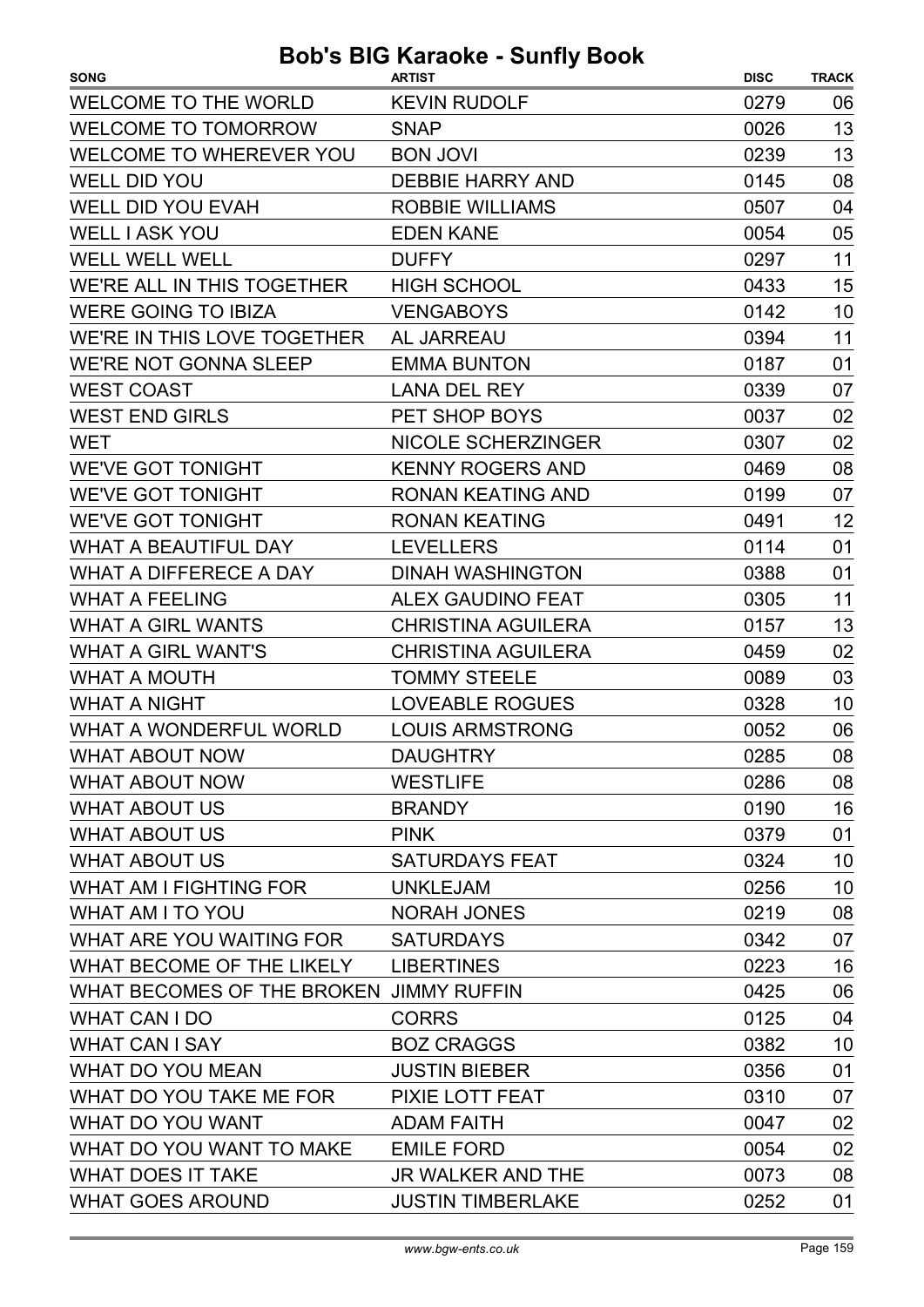# Bob's BIG Karaoke - Sunfly Book

| SONG | ARTIST | DISC | TRACK |
|---|---|---|---|
| WELCOME TO THE WORLD | KEVIN RUDOLF | 0279 | 06 |
| WELCOME TO TOMORROW | SNAP | 0026 | 13 |
| WELCOME TO WHEREVER YOU | BON JOVI | 0239 | 13 |
| WELL DID YOU | DEBBIE HARRY AND | 0145 | 08 |
| WELL DID YOU EVAH | ROBBIE WILLIAMS | 0507 | 04 |
| WELL I ASK YOU | EDEN KANE | 0054 | 05 |
| WELL WELL WELL | DUFFY | 0297 | 11 |
| WE'RE ALL IN THIS TOGETHER | HIGH SCHOOL | 0433 | 15 |
| WERE GOING TO IBIZA | VENGABOYS | 0142 | 10 |
| WE'RE IN THIS LOVE TOGETHER | AL JARREAU | 0394 | 11 |
| WE'RE NOT GONNA SLEEP | EMMA BUNTON | 0187 | 01 |
| WEST COAST | LANA DEL REY | 0339 | 07 |
| WEST END GIRLS | PET SHOP BOYS | 0037 | 02 |
| WET | NICOLE SCHERZINGER | 0307 | 02 |
| WE'VE GOT TONIGHT | KENNY ROGERS AND | 0469 | 08 |
| WE'VE GOT TONIGHT | RONAN KEATING AND | 0199 | 07 |
| WE'VE GOT TONIGHT | RONAN KEATING | 0491 | 12 |
| WHAT A BEAUTIFUL DAY | LEVELLERS | 0114 | 01 |
| WHAT A DIFFERECE A DAY | DINAH WASHINGTON | 0388 | 01 |
| WHAT A FEELING | ALEX GAUDINO FEAT | 0305 | 11 |
| WHAT A GIRL WANTS | CHRISTINA AGUILERA | 0157 | 13 |
| WHAT A GIRL WANT'S | CHRISTINA AGUILERA | 0459 | 02 |
| WHAT A MOUTH | TOMMY STEELE | 0089 | 03 |
| WHAT A NIGHT | LOVEABLE ROGUES | 0328 | 10 |
| WHAT A WONDERFUL WORLD | LOUIS ARMSTRONG | 0052 | 06 |
| WHAT ABOUT NOW | DAUGHTRY | 0285 | 08 |
| WHAT ABOUT NOW | WESTLIFE | 0286 | 08 |
| WHAT ABOUT US | BRANDY | 0190 | 16 |
| WHAT ABOUT US | PINK | 0379 | 01 |
| WHAT ABOUT US | SATURDAYS FEAT | 0324 | 10 |
| WHAT AM I FIGHTING FOR | UNKLEJAM | 0256 | 10 |
| WHAT AM I TO YOU | NORAH JONES | 0219 | 08 |
| WHAT ARE YOU WAITING FOR | SATURDAYS | 0342 | 07 |
| WHAT BECOME OF THE LIKELY | LIBERTINES | 0223 | 16 |
| WHAT BECOMES OF THE BROKEN | JIMMY RUFFIN | 0425 | 06 |
| WHAT CAN I DO | CORRS | 0125 | 04 |
| WHAT CAN I SAY | BOZ CRAGGS | 0382 | 10 |
| WHAT DO YOU MEAN | JUSTIN BIEBER | 0356 | 01 |
| WHAT DO YOU TAKE ME FOR | PIXIE LOTT FEAT | 0310 | 07 |
| WHAT DO YOU WANT | ADAM FAITH | 0047 | 02 |
| WHAT DO YOU WANT TO MAKE | EMILE FORD | 0054 | 02 |
| WHAT DOES IT TAKE | JR WALKER AND THE | 0073 | 08 |
| WHAT GOES AROUND | JUSTIN TIMBERLAKE | 0252 | 01 |

www.bgw-ents.co.uk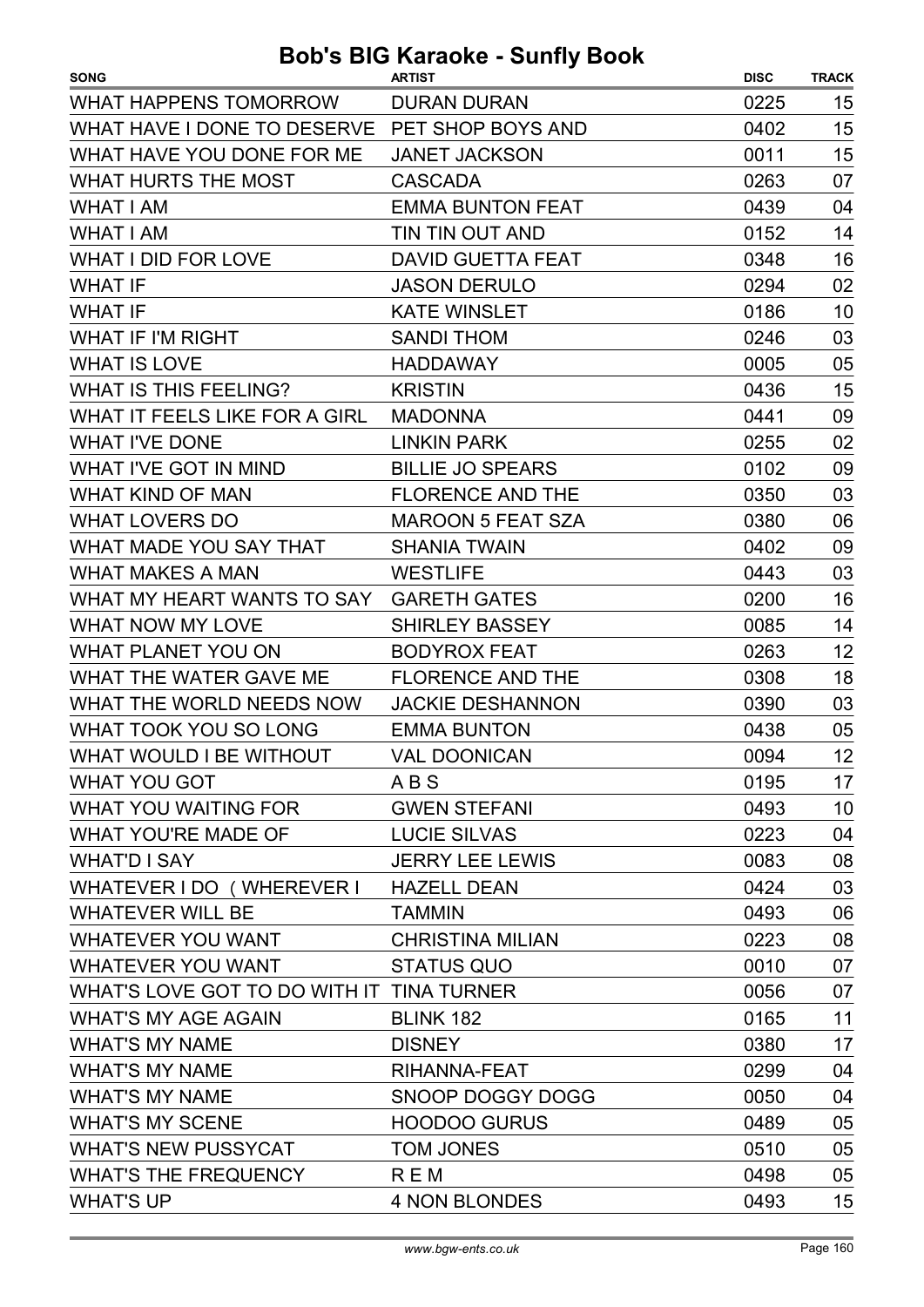# Bob's BIG Karaoke - Sunfly Book

| SONG | ARTIST | DISC | TRACK |
|---|---|---|---|
| WHAT HAPPENS TOMORROW | DURAN DURAN | 0225 | 15 |
| WHAT HAVE I DONE TO DESERVE | PET SHOP BOYS AND | 0402 | 15 |
| WHAT HAVE YOU DONE FOR ME | JANET JACKSON | 0011 | 15 |
| WHAT HURTS THE MOST | CASCADA | 0263 | 07 |
| WHAT I AM | EMMA BUNTON FEAT | 0439 | 04 |
| WHAT I AM | TIN TIN OUT AND | 0152 | 14 |
| WHAT I DID FOR LOVE | DAVID GUETTA FEAT | 0348 | 16 |
| WHAT IF | JASON DERULO | 0294 | 02 |
| WHAT IF | KATE WINSLET | 0186 | 10 |
| WHAT IF I'M RIGHT | SANDI THOM | 0246 | 03 |
| WHAT IS LOVE | HADDAWAY | 0005 | 05 |
| WHAT IS THIS FEELING? | KRISTIN | 0436 | 15 |
| WHAT IT FEELS LIKE FOR A GIRL | MADONNA | 0441 | 09 |
| WHAT I'VE DONE | LINKIN PARK | 0255 | 02 |
| WHAT I'VE GOT IN MIND | BILLIE JO SPEARS | 0102 | 09 |
| WHAT KIND OF MAN | FLORENCE AND THE | 0350 | 03 |
| WHAT LOVERS DO | MAROON 5 FEAT SZA | 0380 | 06 |
| WHAT MADE YOU SAY THAT | SHANIA TWAIN | 0402 | 09 |
| WHAT MAKES A MAN | WESTLIFE | 0443 | 03 |
| WHAT MY HEART WANTS TO SAY | GARETH GATES | 0200 | 16 |
| WHAT NOW MY LOVE | SHIRLEY BASSEY | 0085 | 14 |
| WHAT PLANET YOU ON | BODYROX FEAT | 0263 | 12 |
| WHAT THE WATER GAVE ME | FLORENCE AND THE | 0308 | 18 |
| WHAT THE WORLD NEEDS NOW | JACKIE DESHANNON | 0390 | 03 |
| WHAT TOOK YOU SO LONG | EMMA BUNTON | 0438 | 05 |
| WHAT WOULD I BE WITHOUT | VAL DOONICAN | 0094 | 12 |
| WHAT YOU GOT | A B S | 0195 | 17 |
| WHAT YOU WAITING FOR | GWEN STEFANI | 0493 | 10 |
| WHAT YOU'RE MADE OF | LUCIE SILVAS | 0223 | 04 |
| WHAT'D I SAY | JERRY LEE LEWIS | 0083 | 08 |
| WHATEVER I DO ( WHEREVER I | HAZELL DEAN | 0424 | 03 |
| WHATEVER WILL BE | TAMMIN | 0493 | 06 |
| WHATEVER YOU WANT | CHRISTINA MILIAN | 0223 | 08 |
| WHATEVER YOU WANT | STATUS QUO | 0010 | 07 |
| WHAT'S LOVE GOT TO DO WITH IT | TINA TURNER | 0056 | 07 |
| WHAT'S MY AGE AGAIN | BLINK 182 | 0165 | 11 |
| WHAT'S MY NAME | DISNEY | 0380 | 17 |
| WHAT'S MY NAME | RIHANNA-FEAT | 0299 | 04 |
| WHAT'S MY NAME | SNOOP DOGGY DOGG | 0050 | 04 |
| WHAT'S MY SCENE | HOODOO GURUS | 0489 | 05 |
| WHAT'S NEW PUSSYCAT | TOM JONES | 0510 | 05 |
| WHAT'S THE FREQUENCY | R E M | 0498 | 05 |
| WHAT'S UP | 4 NON BLONDES | 0493 | 15 |

*www.bgw-ents.co.uk*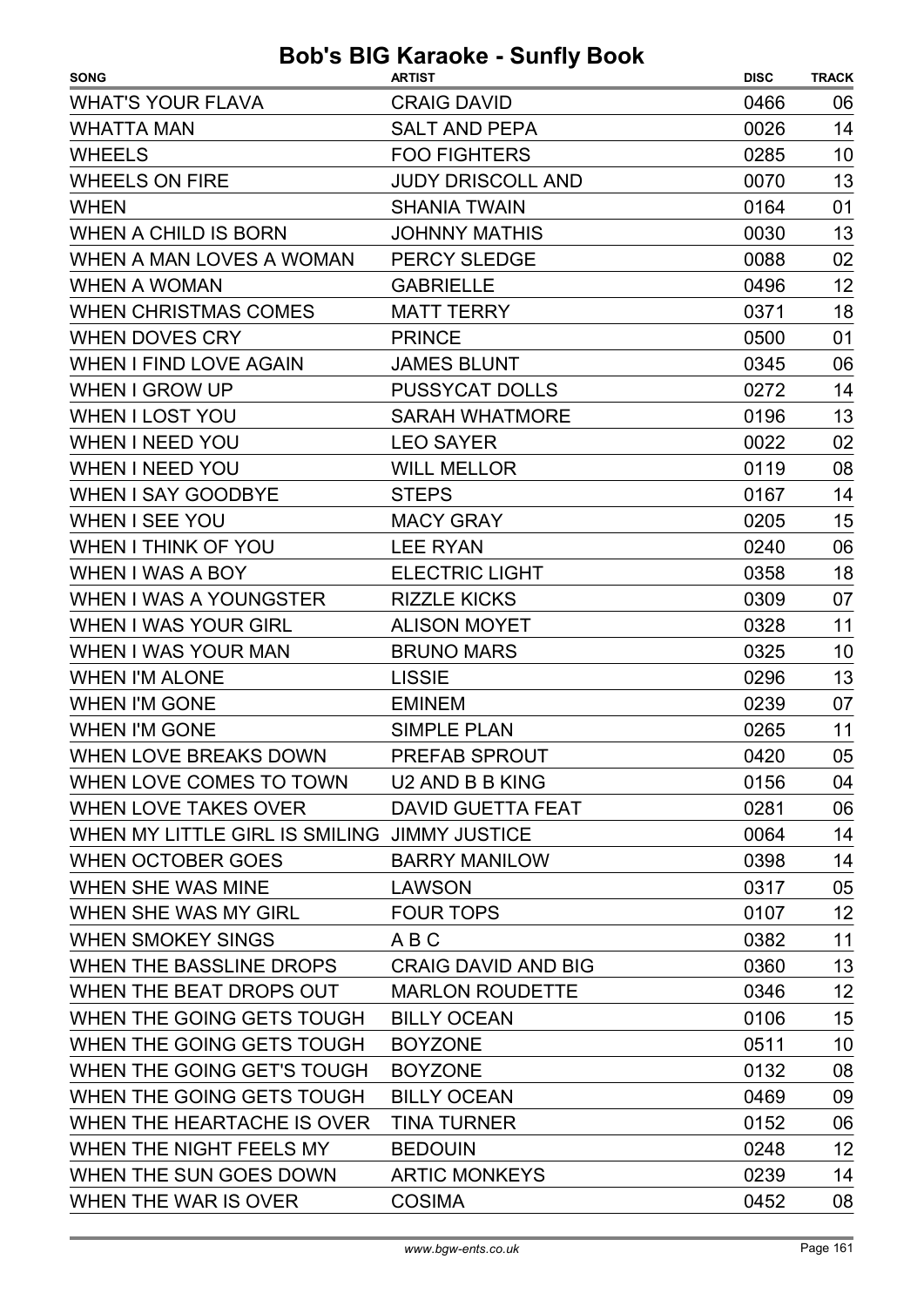# Bob's BIG Karaoke - Sunfly Book

| SONG | ARTIST | DISC | TRACK |
|---|---|---|---|
| WHAT'S YOUR FLAVA | CRAIG DAVID | 0466 | 06 |
| WHATTA MAN | SALT AND PEPA | 0026 | 14 |
| WHEELS | FOO FIGHTERS | 0285 | 10 |
| WHEELS ON FIRE | JUDY DRISCOLL AND | 0070 | 13 |
| WHEN | SHANIA TWAIN | 0164 | 01 |
| WHEN A CHILD IS BORN | JOHNNY MATHIS | 0030 | 13 |
| WHEN A MAN LOVES A WOMAN | PERCY SLEDGE | 0088 | 02 |
| WHEN A WOMAN | GABRIELLE | 0496 | 12 |
| WHEN CHRISTMAS COMES | MATT TERRY | 0371 | 18 |
| WHEN DOVES CRY | PRINCE | 0500 | 01 |
| WHEN I FIND LOVE AGAIN | JAMES BLUNT | 0345 | 06 |
| WHEN I GROW UP | PUSSYCAT DOLLS | 0272 | 14 |
| WHEN I LOST YOU | SARAH WHATMORE | 0196 | 13 |
| WHEN I NEED YOU | LEO SAYER | 0022 | 02 |
| WHEN I NEED YOU | WILL MELLOR | 0119 | 08 |
| WHEN I SAY GOODBYE | STEPS | 0167 | 14 |
| WHEN I SEE YOU | MACY GRAY | 0205 | 15 |
| WHEN I THINK OF YOU | LEE RYAN | 0240 | 06 |
| WHEN I WAS A BOY | ELECTRIC LIGHT | 0358 | 18 |
| WHEN I WAS A YOUNGSTER | RIZZLE KICKS | 0309 | 07 |
| WHEN I WAS YOUR GIRL | ALISON MOYET | 0328 | 11 |
| WHEN I WAS YOUR MAN | BRUNO MARS | 0325 | 10 |
| WHEN I'M ALONE | LISSIE | 0296 | 13 |
| WHEN I'M GONE | EMINEM | 0239 | 07 |
| WHEN I'M GONE | SIMPLE PLAN | 0265 | 11 |
| WHEN LOVE BREAKS DOWN | PREFAB SPROUT | 0420 | 05 |
| WHEN LOVE COMES TO TOWN | U2 AND B B KING | 0156 | 04 |
| WHEN LOVE TAKES OVER | DAVID GUETTA FEAT | 0281 | 06 |
| WHEN MY LITTLE GIRL IS SMILING | JIMMY JUSTICE | 0064 | 14 |
| WHEN OCTOBER GOES | BARRY MANILOW | 0398 | 14 |
| WHEN SHE WAS MINE | LAWSON | 0317 | 05 |
| WHEN SHE WAS MY GIRL | FOUR TOPS | 0107 | 12 |
| WHEN SMOKEY SINGS | A B C | 0382 | 11 |
| WHEN THE BASSLINE DROPS | CRAIG DAVID AND BIG | 0360 | 13 |
| WHEN THE BEAT DROPS OUT | MARLON ROUDETTE | 0346 | 12 |
| WHEN THE GOING GETS TOUGH | BILLY OCEAN | 0106 | 15 |
| WHEN THE GOING GETS TOUGH | BOYZONE | 0511 | 10 |
| WHEN THE GOING GET'S TOUGH | BOYZONE | 0132 | 08 |
| WHEN THE GOING GETS TOUGH | BILLY OCEAN | 0469 | 09 |
| WHEN THE HEARTACHE IS OVER | TINA TURNER | 0152 | 06 |
| WHEN THE NIGHT FEELS MY | BEDOUIN | 0248 | 12 |
| WHEN THE SUN GOES DOWN | ARTIC MONKEYS | 0239 | 14 |
| WHEN THE WAR IS OVER | COSIMA | 0452 | 08 |

*www.bgw-ents.co.uk*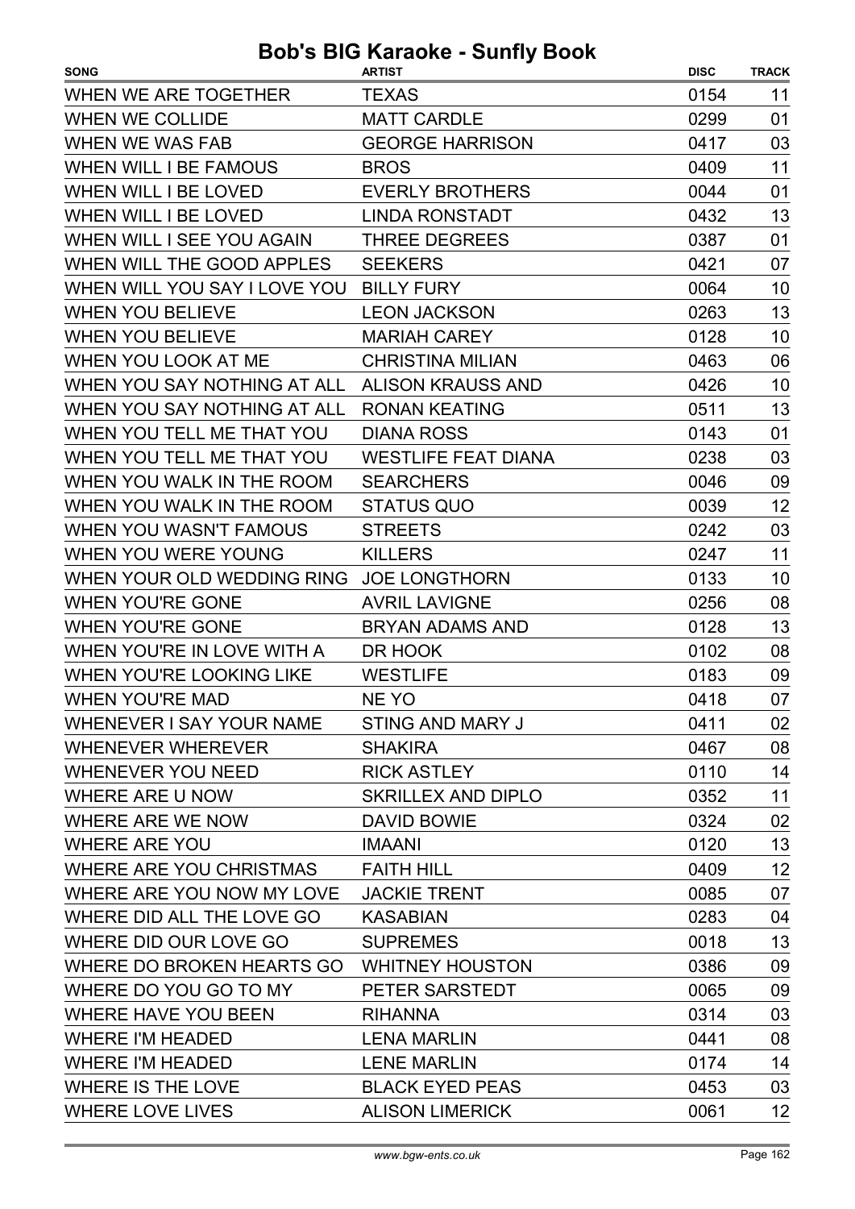# Bob's BIG Karaoke - Sunfly Book

| SONG | ARTIST | DISC | TRACK |
|---|---|---|---|
| WHEN WE ARE TOGETHER | TEXAS | 0154 | 11 |
| WHEN WE COLLIDE | MATT CARDLE | 0299 | 01 |
| WHEN WE WAS FAB | GEORGE HARRISON | 0417 | 03 |
| WHEN WILL I BE FAMOUS | BROS | 0409 | 11 |
| WHEN WILL I BE LOVED | EVERLY BROTHERS | 0044 | 01 |
| WHEN WILL I BE LOVED | LINDA RONSTADT | 0432 | 13 |
| WHEN WILL I SEE YOU AGAIN | THREE DEGREES | 0387 | 01 |
| WHEN WILL THE GOOD APPLES | SEEKERS | 0421 | 07 |
| WHEN WILL YOU SAY I LOVE YOU | BILLY FURY | 0064 | 10 |
| WHEN YOU BELIEVE | LEON JACKSON | 0263 | 13 |
| WHEN YOU BELIEVE | MARIAH CAREY | 0128 | 10 |
| WHEN YOU LOOK AT ME | CHRISTINA MILIAN | 0463 | 06 |
| WHEN YOU SAY NOTHING AT ALL | ALISON KRAUSS AND | 0426 | 10 |
| WHEN YOU SAY NOTHING AT ALL | RONAN KEATING | 0511 | 13 |
| WHEN YOU TELL ME THAT YOU | DIANA ROSS | 0143 | 01 |
| WHEN YOU TELL ME THAT YOU | WESTLIFE FEAT DIANA | 0238 | 03 |
| WHEN YOU WALK IN THE ROOM | SEARCHERS | 0046 | 09 |
| WHEN YOU WALK IN THE ROOM | STATUS QUO | 0039 | 12 |
| WHEN YOU WASN'T FAMOUS | STREETS | 0242 | 03 |
| WHEN YOU WERE YOUNG | KILLERS | 0247 | 11 |
| WHEN YOUR OLD WEDDING RING | JOE LONGTHORN | 0133 | 10 |
| WHEN YOU'RE GONE | AVRIL LAVIGNE | 0256 | 08 |
| WHEN YOU'RE GONE | BRYAN ADAMS AND | 0128 | 13 |
| WHEN YOU'RE IN LOVE WITH A | DR HOOK | 0102 | 08 |
| WHEN YOU'RE LOOKING LIKE | WESTLIFE | 0183 | 09 |
| WHEN YOU'RE MAD | NE YO | 0418 | 07 |
| WHENEVER I SAY YOUR NAME | STING AND MARY J | 0411 | 02 |
| WHENEVER WHEREVER | SHAKIRA | 0467 | 08 |
| WHENEVER YOU NEED | RICK ASTLEY | 0110 | 14 |
| WHERE ARE U NOW | SKRILLEX AND DIPLO | 0352 | 11 |
| WHERE ARE WE NOW | DAVID BOWIE | 0324 | 02 |
| WHERE ARE YOU | IMAANI | 0120 | 13 |
| WHERE ARE YOU CHRISTMAS | FAITH HILL | 0409 | 12 |
| WHERE ARE YOU NOW MY LOVE | JACKIE TRENT | 0085 | 07 |
| WHERE DID ALL THE LOVE GO | KASABIAN | 0283 | 04 |
| WHERE DID OUR LOVE GO | SUPREMES | 0018 | 13 |
| WHERE DO BROKEN HEARTS GO | WHITNEY HOUSTON | 0386 | 09 |
| WHERE DO YOU GO TO MY | PETER SARSTEDT | 0065 | 09 |
| WHERE HAVE YOU BEEN | RIHANNA | 0314 | 03 |
| WHERE I'M HEADED | LENA MARLIN | 0441 | 08 |
| WHERE I'M HEADED | LENE MARLIN | 0174 | 14 |
| WHERE IS THE LOVE | BLACK EYED PEAS | 0453 | 03 |
| WHERE LOVE LIVES | ALISON LIMERICK | 0061 | 12 |

www.bgw-ents.co.uk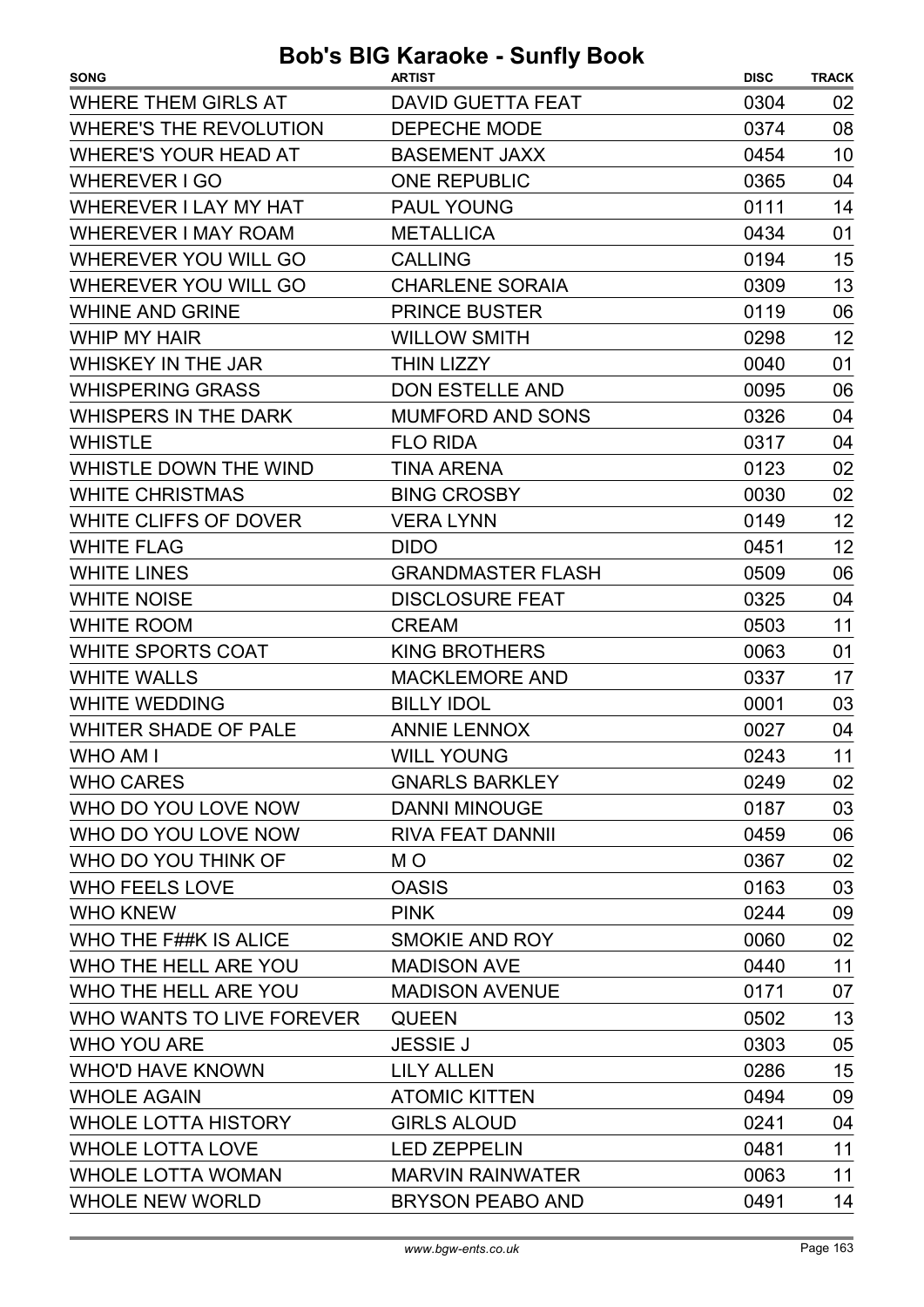# Bob's BIG Karaoke - Sunfly Book

| SONG | ARTIST | DISC | TRACK |
|---|---|---|---|
| WHERE THEM GIRLS AT | DAVID GUETTA FEAT | 0304 | 02 |
| WHERE'S THE REVOLUTION | DEPECHE MODE | 0374 | 08 |
| WHERE'S YOUR HEAD AT | BASEMENT JAXX | 0454 | 10 |
| WHEREVER I GO | ONE REPUBLIC | 0365 | 04 |
| WHEREVER I LAY MY HAT | PAUL YOUNG | 0111 | 14 |
| WHEREVER I MAY ROAM | METALLICA | 0434 | 01 |
| WHEREVER YOU WILL GO | CALLING | 0194 | 15 |
| WHEREVER YOU WILL GO | CHARLENE SORAIA | 0309 | 13 |
| WHINE AND GRINE | PRINCE BUSTER | 0119 | 06 |
| WHIP MY HAIR | WILLOW SMITH | 0298 | 12 |
| WHISKEY IN THE JAR | THIN LIZZY | 0040 | 01 |
| WHISPERING GRASS | DON ESTELLE AND | 0095 | 06 |
| WHISPERS IN THE DARK | MUMFORD AND SONS | 0326 | 04 |
| WHISTLE | FLO RIDA | 0317 | 04 |
| WHISTLE DOWN THE WIND | TINA ARENA | 0123 | 02 |
| WHITE CHRISTMAS | BING CROSBY | 0030 | 02 |
| WHITE CLIFFS OF DOVER | VERA LYNN | 0149 | 12 |
| WHITE FLAG | DIDO | 0451 | 12 |
| WHITE LINES | GRANDMASTER FLASH | 0509 | 06 |
| WHITE NOISE | DISCLOSURE FEAT | 0325 | 04 |
| WHITE ROOM | CREAM | 0503 | 11 |
| WHITE SPORTS COAT | KING BROTHERS | 0063 | 01 |
| WHITE WALLS | MACKLEMORE AND | 0337 | 17 |
| WHITE WEDDING | BILLY IDOL | 0001 | 03 |
| WHITER SHADE OF PALE | ANNIE LENNOX | 0027 | 04 |
| WHO AM I | WILL YOUNG | 0243 | 11 |
| WHO CARES | GNARLS BARKLEY | 0249 | 02 |
| WHO DO YOU LOVE NOW | DANNI MINOUGE | 0187 | 03 |
| WHO DO YOU LOVE NOW | RIVA FEAT DANNII | 0459 | 06 |
| WHO DO YOU THINK OF | M O | 0367 | 02 |
| WHO FEELS LOVE | OASIS | 0163 | 03 |
| WHO KNEW | PINK | 0244 | 09 |
| WHO THE F##K IS ALICE | SMOKIE AND ROY | 0060 | 02 |
| WHO THE HELL ARE YOU | MADISON AVE | 0440 | 11 |
| WHO THE HELL ARE YOU | MADISON AVENUE | 0171 | 07 |
| WHO WANTS TO LIVE FOREVER | QUEEN | 0502 | 13 |
| WHO YOU ARE | JESSIE J | 0303 | 05 |
| WHO'D HAVE KNOWN | LILY ALLEN | 0286 | 15 |
| WHOLE AGAIN | ATOMIC KITTEN | 0494 | 09 |
| WHOLE LOTTA HISTORY | GIRLS ALOUD | 0241 | 04 |
| WHOLE LOTTA LOVE | LED ZEPPELIN | 0481 | 11 |
| WHOLE LOTTA WOMAN | MARVIN RAINWATER | 0063 | 11 |
| WHOLE NEW WORLD | BRYSON PEABO AND | 0491 | 14 |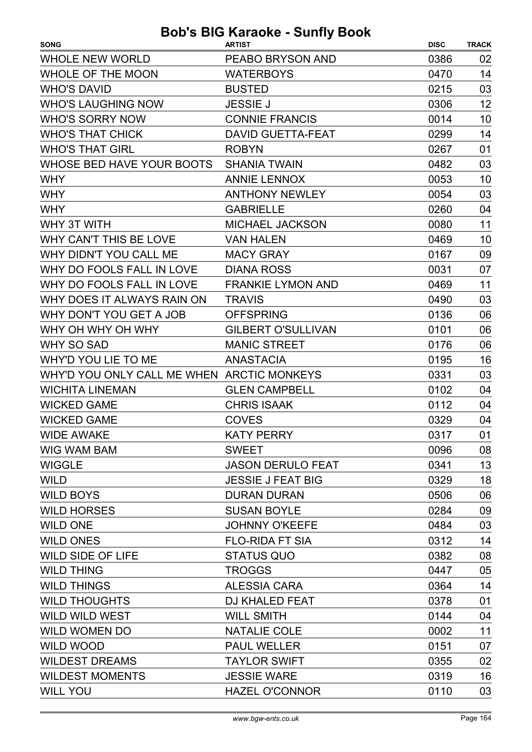# Bob's BIG Karaoke - Sunfly Book

| SONG | ARTIST | DISC | TRACK |
|---|---|---|---|
| WHOLE NEW WORLD | PEABO BRYSON AND | 0386 | 02 |
| WHOLE OF THE MOON | WATERBOYS | 0470 | 14 |
| WHO'S DAVID | BUSTED | 0215 | 03 |
| WHO'S LAUGHING NOW | JESSIE J | 0306 | 12 |
| WHO'S SORRY NOW | CONNIE FRANCIS | 0014 | 10 |
| WHO'S THAT CHICK | DAVID GUETTA-FEAT | 0299 | 14 |
| WHO'S THAT GIRL | ROBYN | 0267 | 01 |
| WHOSE BED HAVE YOUR BOOTS | SHANIA TWAIN | 0482 | 03 |
| WHY | ANNIE LENNOX | 0053 | 10 |
| WHY | ANTHONY NEWLEY | 0054 | 03 |
| WHY | GABRIELLE | 0260 | 04 |
| WHY 3T WITH | MICHAEL JACKSON | 0080 | 11 |
| WHY CAN'T THIS BE LOVE | VAN HALEN | 0469 | 10 |
| WHY DIDN'T YOU CALL ME | MACY GRAY | 0167 | 09 |
| WHY DO FOOLS FALL IN LOVE | DIANA ROSS | 0031 | 07 |
| WHY DO FOOLS FALL IN LOVE | FRANKIE LYMON AND | 0469 | 11 |
| WHY DOES IT ALWAYS RAIN ON | TRAVIS | 0490 | 03 |
| WHY DON'T YOU GET A JOB | OFFSPRING | 0136 | 06 |
| WHY OH WHY OH WHY | GILBERT O'SULLIVAN | 0101 | 06 |
| WHY SO SAD | MANIC STREET | 0176 | 06 |
| WHY'D YOU LIE TO ME | ANASTACIA | 0195 | 16 |
| WHY'D YOU ONLY CALL ME WHEN | ARCTIC MONKEYS | 0331 | 03 |
| WICHITA LINEMAN | GLEN CAMPBELL | 0102 | 04 |
| WICKED GAME | CHRIS ISAAK | 0112 | 04 |
| WICKED GAME | COVES | 0329 | 04 |
| WIDE AWAKE | KATY PERRY | 0317 | 01 |
| WIG WAM BAM | SWEET | 0096 | 08 |
| WIGGLE | JASON DERULO FEAT | 0341 | 13 |
| WILD | JESSIE J FEAT BIG | 0329 | 18 |
| WILD BOYS | DURAN DURAN | 0506 | 06 |
| WILD HORSES | SUSAN BOYLE | 0284 | 09 |
| WILD ONE | JOHNNY O'KEEFE | 0484 | 03 |
| WILD ONES | FLO-RIDA FT SIA | 0312 | 14 |
| WILD SIDE OF LIFE | STATUS QUO | 0382 | 08 |
| WILD THING | TROGGS | 0447 | 05 |
| WILD THINGS | ALESSIA CARA | 0364 | 14 |
| WILD THOUGHTS | DJ KHALED FEAT | 0378 | 01 |
| WILD WILD WEST | WILL SMITH | 0144 | 04 |
| WILD WOMEN DO | NATALIE COLE | 0002 | 11 |
| WILD WOOD | PAUL WELLER | 0151 | 07 |
| WILDEST DREAMS | TAYLOR SWIFT | 0355 | 02 |
| WILDEST MOMENTS | JESSIE WARE | 0319 | 16 |
| WILL YOU | HAZEL O'CONNOR | 0110 | 03 |

www.bgw-ents.co.uk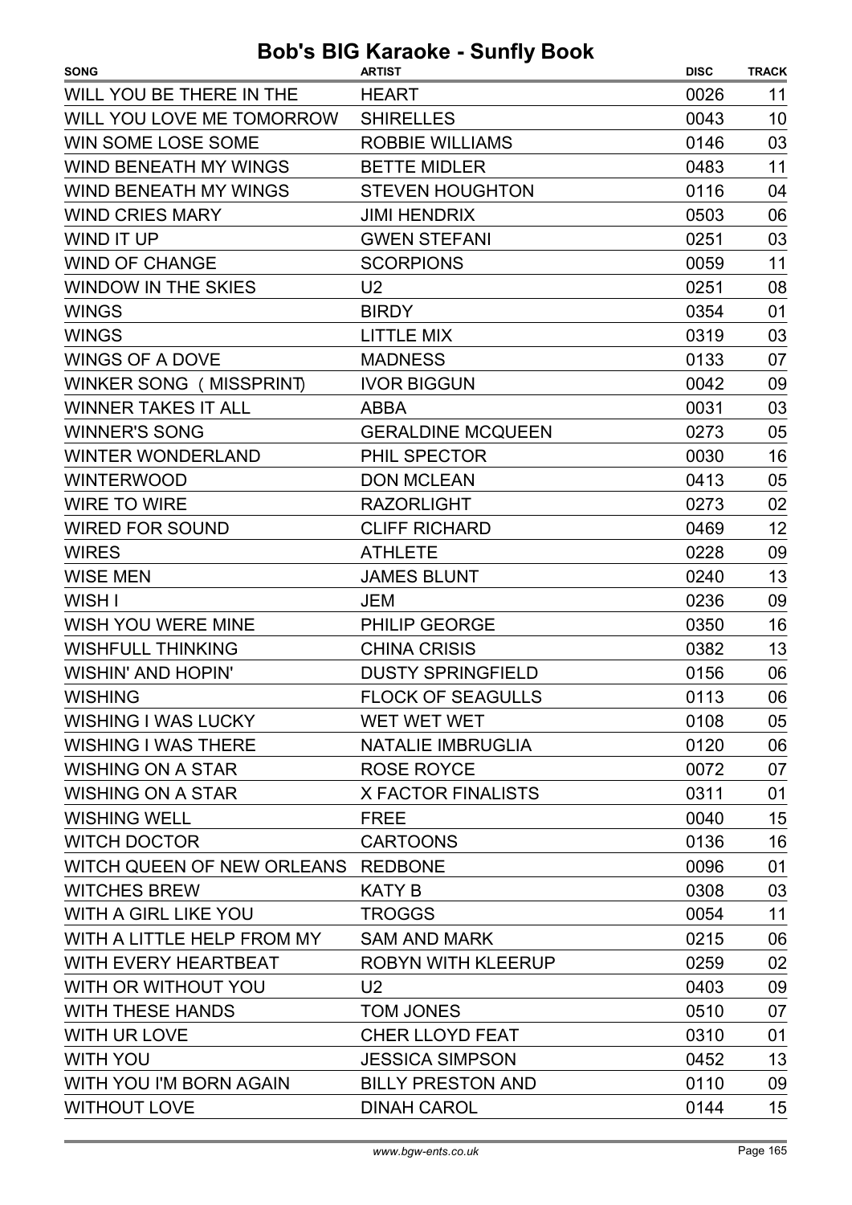# Bob's BIG Karaoke - Sunfly Book

| SONG | ARTIST | DISC | TRACK |
|---|---|---|---|
| WILL YOU BE THERE IN THE | HEART | 0026 | 11 |
| WILL YOU LOVE ME TOMORROW | SHIRELLES | 0043 | 10 |
| WIN SOME LOSE SOME | ROBBIE WILLIAMS | 0146 | 03 |
| WIND BENEATH MY WINGS | BETTE MIDLER | 0483 | 11 |
| WIND BENEATH MY WINGS | STEVEN HOUGHTON | 0116 | 04 |
| WIND CRIES MARY | JIMI HENDRIX | 0503 | 06 |
| WIND IT UP | GWEN STEFANI | 0251 | 03 |
| WIND OF CHANGE | SCORPIONS | 0059 | 11 |
| WINDOW IN THE SKIES | U2 | 0251 | 08 |
| WINGS | BIRDY | 0354 | 01 |
| WINGS | LITTLE MIX | 0319 | 03 |
| WINGS OF A DOVE | MADNESS | 0133 | 07 |
| WINKER SONG ( MISSPRINT) | IVOR BIGGUN | 0042 | 09 |
| WINNER TAKES IT ALL | ABBA | 0031 | 03 |
| WINNER'S SONG | GERALDINE MCQUEEN | 0273 | 05 |
| WINTER WONDERLAND | PHIL SPECTOR | 0030 | 16 |
| WINTERWOOD | DON MCLEAN | 0413 | 05 |
| WIRE TO WIRE | RAZORLIGHT | 0273 | 02 |
| WIRED FOR SOUND | CLIFF RICHARD | 0469 | 12 |
| WIRES | ATHLETE | 0228 | 09 |
| WISE MEN | JAMES BLUNT | 0240 | 13 |
| WISH I | JEM | 0236 | 09 |
| WISH YOU WERE MINE | PHILIP GEORGE | 0350 | 16 |
| WISHFULL THINKING | CHINA CRISIS | 0382 | 13 |
| WISHIN' AND HOPIN' | DUSTY SPRINGFIELD | 0156 | 06 |
| WISHING | FLOCK OF SEAGULLS | 0113 | 06 |
| WISHING I WAS LUCKY | WET WET WET | 0108 | 05 |
| WISHING I WAS THERE | NATALIE IMBRUGLIA | 0120 | 06 |
| WISHING ON A STAR | ROSE ROYCE | 0072 | 07 |
| WISHING ON A STAR | X FACTOR FINALISTS | 0311 | 01 |
| WISHING WELL | FREE | 0040 | 15 |
| WITCH DOCTOR | CARTOONS | 0136 | 16 |
| WITCH QUEEN OF NEW ORLEANS | REDBONE | 0096 | 01 |
| WITCHES BREW | KATY B | 0308 | 03 |
| WITH A GIRL LIKE YOU | TROGGS | 0054 | 11 |
| WITH A LITTLE HELP FROM MY | SAM AND MARK | 0215 | 06 |
| WITH EVERY HEARTBEAT | ROBYN WITH KLEERUP | 0259 | 02 |
| WITH OR WITHOUT YOU | U2 | 0403 | 09 |
| WITH THESE HANDS | TOM JONES | 0510 | 07 |
| WITH UR LOVE | CHER LLOYD FEAT | 0310 | 01 |
| WITH YOU | JESSICA SIMPSON | 0452 | 13 |
| WITH YOU I'M BORN AGAIN | BILLY PRESTON AND | 0110 | 09 |
| WITHOUT LOVE | DINAH CAROL | 0144 | 15 |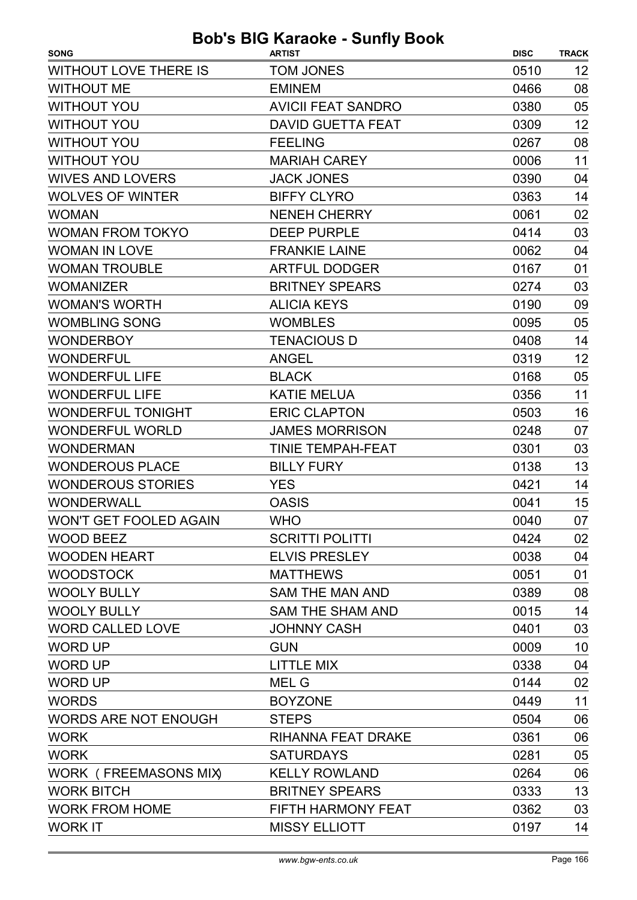# Bob's BIG Karaoke - Sunfly Book

| SONG | ARTIST | DISC | TRACK |
|---|---|---|---|
| WITHOUT LOVE THERE IS | TOM JONES | 0510 | 12 |
| WITHOUT ME | EMINEM | 0466 | 08 |
| WITHOUT YOU | AVICII FEAT SANDRO | 0380 | 05 |
| WITHOUT YOU | DAVID GUETTA FEAT | 0309 | 12 |
| WITHOUT YOU | FEELING | 0267 | 08 |
| WITHOUT YOU | MARIAH CAREY | 0006 | 11 |
| WIVES AND LOVERS | JACK JONES | 0390 | 04 |
| WOLVES OF WINTER | BIFFY CLYRO | 0363 | 14 |
| WOMAN | NENEH CHERRY | 0061 | 02 |
| WOMAN FROM TOKYO | DEEP PURPLE | 0414 | 03 |
| WOMAN IN LOVE | FRANKIE LAINE | 0062 | 04 |
| WOMAN TROUBLE | ARTFUL DODGER | 0167 | 01 |
| WOMANIZER | BRITNEY SPEARS | 0274 | 03 |
| WOMAN'S WORTH | ALICIA KEYS | 0190 | 09 |
| WOMBLING SONG | WOMBLES | 0095 | 05 |
| WONDERBOY | TENACIOUS D | 0408 | 14 |
| WONDERFUL | ANGEL | 0319 | 12 |
| WONDERFUL LIFE | BLACK | 0168 | 05 |
| WONDERFUL LIFE | KATIE MELUA | 0356 | 11 |
| WONDERFUL TONIGHT | ERIC CLAPTON | 0503 | 16 |
| WONDERFUL WORLD | JAMES MORRISON | 0248 | 07 |
| WONDERMAN | TINIE TEMPAH-FEAT | 0301 | 03 |
| WONDEROUS PLACE | BILLY FURY | 0138 | 13 |
| WONDEROUS STORIES | YES | 0421 | 14 |
| WONDERWALL | OASIS | 0041 | 15 |
| WON'T GET FOOLED AGAIN | WHO | 0040 | 07 |
| WOOD BEEZ | SCRITTI POLITTI | 0424 | 02 |
| WOODEN HEART | ELVIS PRESLEY | 0038 | 04 |
| WOODSTOCK | MATTHEWS | 0051 | 01 |
| WOOLY BULLY | SAM THE MAN AND | 0389 | 08 |
| WOOLY BULLY | SAM THE SHAM AND | 0015 | 14 |
| WORD CALLED LOVE | JOHNNY CASH | 0401 | 03 |
| WORD UP | GUN | 0009 | 10 |
| WORD UP | LITTLE MIX | 0338 | 04 |
| WORD UP | MEL G | 0144 | 02 |
| WORDS | BOYZONE | 0449 | 11 |
| WORDS ARE NOT ENOUGH | STEPS | 0504 | 06 |
| WORK | RIHANNA FEAT DRAKE | 0361 | 06 |
| WORK | SATURDAYS | 0281 | 05 |
| WORK ( FREEMASONS MIX) | KELLY ROWLAND | 0264 | 06 |
| WORK BITCH | BRITNEY SPEARS | 0333 | 13 |
| WORK FROM HOME | FIFTH HARMONY FEAT | 0362 | 03 |
| WORK IT | MISSY ELLIOTT | 0197 | 14 |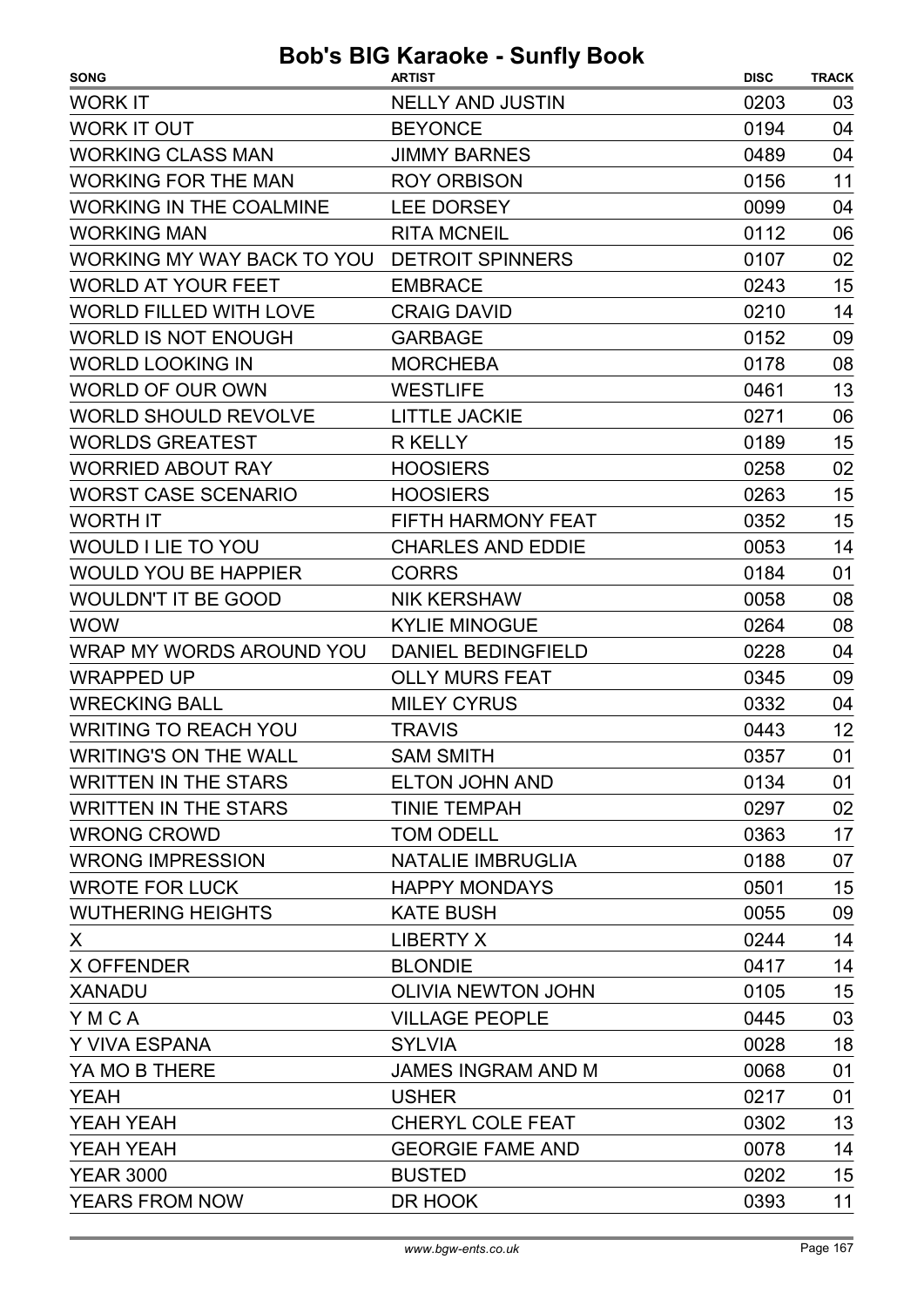# Bob's BIG Karaoke - Sunfly Book

| SONG | ARTIST | DISC | TRACK |
|---|---|---|---|
| WORK IT | NELLY AND JUSTIN | 0203 | 03 |
| WORK IT OUT | BEYONCE | 0194 | 04 |
| WORKING CLASS MAN | JIMMY BARNES | 0489 | 04 |
| WORKING FOR THE MAN | ROY ORBISON | 0156 | 11 |
| WORKING IN THE COALMINE | LEE DORSEY | 0099 | 04 |
| WORKING MAN | RITA MCNEIL | 0112 | 06 |
| WORKING MY WAY BACK TO YOU | DETROIT SPINNERS | 0107 | 02 |
| WORLD AT YOUR FEET | EMBRACE | 0243 | 15 |
| WORLD FILLED WITH LOVE | CRAIG DAVID | 0210 | 14 |
| WORLD IS NOT ENOUGH | GARBAGE | 0152 | 09 |
| WORLD LOOKING IN | MORCHEBA | 0178 | 08 |
| WORLD OF OUR OWN | WESTLIFE | 0461 | 13 |
| WORLD SHOULD REVOLVE | LITTLE JACKIE | 0271 | 06 |
| WORLDS GREATEST | R KELLY | 0189 | 15 |
| WORRIED ABOUT RAY | HOOSIERS | 0258 | 02 |
| WORST CASE SCENARIO | HOOSIERS | 0263 | 15 |
| WORTH IT | FIFTH HARMONY FEAT | 0352 | 15 |
| WOULD I LIE TO YOU | CHARLES AND EDDIE | 0053 | 14 |
| WOULD YOU BE HAPPIER | CORRS | 0184 | 01 |
| WOULDN'T IT BE GOOD | NIK KERSHAW | 0058 | 08 |
| WOW | KYLIE MINOGUE | 0264 | 08 |
| WRAP MY WORDS AROUND YOU | DANIEL BEDINGFIELD | 0228 | 04 |
| WRAPPED UP | OLLY MURS FEAT | 0345 | 09 |
| WRECKING BALL | MILEY CYRUS | 0332 | 04 |
| WRITING TO REACH YOU | TRAVIS | 0443 | 12 |
| WRITING'S ON THE WALL | SAM SMITH | 0357 | 01 |
| WRITTEN IN THE STARS | ELTON JOHN AND | 0134 | 01 |
| WRITTEN IN THE STARS | TINIE TEMPAH | 0297 | 02 |
| WRONG CROWD | TOM ODELL | 0363 | 17 |
| WRONG IMPRESSION | NATALIE IMBRUGLIA | 0188 | 07 |
| WROTE FOR LUCK | HAPPY MONDAYS | 0501 | 15 |
| WUTHERING HEIGHTS | KATE BUSH | 0055 | 09 |
| X | LIBERTY X | 0244 | 14 |
| X OFFENDER | BLONDIE | 0417 | 14 |
| XANADU | OLIVIA NEWTON JOHN | 0105 | 15 |
| Y M C A | VILLAGE PEOPLE | 0445 | 03 |
| Y VIVA ESPANA | SYLVIA | 0028 | 18 |
| YA MO B THERE | JAMES INGRAM AND M | 0068 | 01 |
| YEAH | USHER | 0217 | 01 |
| YEAH YEAH | CHERYL COLE FEAT | 0302 | 13 |
| YEAH YEAH | GEORGIE FAME AND | 0078 | 14 |
| YEAR 3000 | BUSTED | 0202 | 15 |
| YEARS FROM NOW | DR HOOK | 0393 | 11 |

www.bgw-ents.co.uk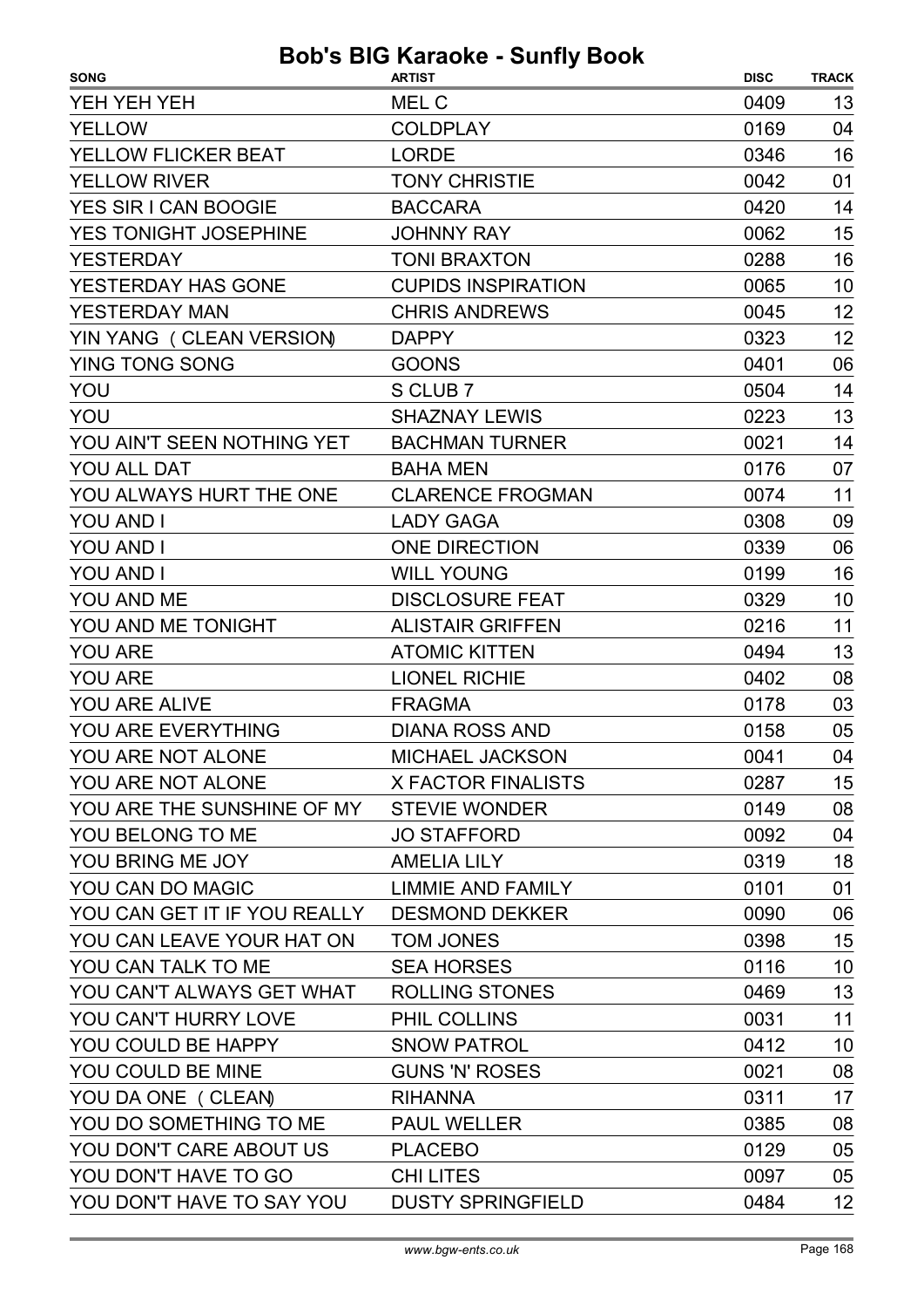# Bob's BIG Karaoke - Sunfly Book

| SONG | ARTIST | DISC | TRACK |
|---|---|---|---|
| YEH YEH YEH | MEL C | 0409 | 13 |
| YELLOW | COLDPLAY | 0169 | 04 |
| YELLOW FLICKER BEAT | LORDE | 0346 | 16 |
| YELLOW RIVER | TONY CHRISTIE | 0042 | 01 |
| YES SIR I CAN BOOGIE | BACCARA | 0420 | 14 |
| YES TONIGHT JOSEPHINE | JOHNNY RAY | 0062 | 15 |
| YESTERDAY | TONI BRAXTON | 0288 | 16 |
| YESTERDAY HAS GONE | CUPIDS INSPIRATION | 0065 | 10 |
| YESTERDAY MAN | CHRIS ANDREWS | 0045 | 12 |
| YIN YANG ( CLEAN VERSION) | DAPPY | 0323 | 12 |
| YING TONG SONG | GOONS | 0401 | 06 |
| YOU | S CLUB 7 | 0504 | 14 |
| YOU | SHAZNAY LEWIS | 0223 | 13 |
| YOU AIN'T SEEN NOTHING YET | BACHMAN TURNER | 0021 | 14 |
| YOU ALL DAT | BAHA MEN | 0176 | 07 |
| YOU ALWAYS HURT THE ONE | CLARENCE FROGMAN | 0074 | 11 |
| YOU AND I | LADY GAGA | 0308 | 09 |
| YOU AND I | ONE DIRECTION | 0339 | 06 |
| YOU AND I | WILL YOUNG | 0199 | 16 |
| YOU AND ME | DISCLOSURE FEAT | 0329 | 10 |
| YOU AND ME TONIGHT | ALISTAIR GRIFFEN | 0216 | 11 |
| YOU ARE | ATOMIC KITTEN | 0494 | 13 |
| YOU ARE | LIONEL RICHIE | 0402 | 08 |
| YOU ARE ALIVE | FRAGMA | 0178 | 03 |
| YOU ARE EVERYTHING | DIANA ROSS AND | 0158 | 05 |
| YOU ARE NOT ALONE | MICHAEL JACKSON | 0041 | 04 |
| YOU ARE NOT ALONE | X FACTOR FINALISTS | 0287 | 15 |
| YOU ARE THE SUNSHINE OF MY | STEVIE WONDER | 0149 | 08 |
| YOU BELONG TO ME | JO STAFFORD | 0092 | 04 |
| YOU BRING ME JOY | AMELIA LILY | 0319 | 18 |
| YOU CAN DO MAGIC | LIMMIE AND FAMILY | 0101 | 01 |
| YOU CAN GET IT IF YOU REALLY | DESMOND DEKKER | 0090 | 06 |
| YOU CAN LEAVE YOUR HAT ON | TOM JONES | 0398 | 15 |
| YOU CAN TALK TO ME | SEA HORSES | 0116 | 10 |
| YOU CAN'T ALWAYS GET WHAT | ROLLING STONES | 0469 | 13 |
| YOU CAN'T HURRY LOVE | PHIL COLLINS | 0031 | 11 |
| YOU COULD BE HAPPY | SNOW PATROL | 0412 | 10 |
| YOU COULD BE MINE | GUNS 'N' ROSES | 0021 | 08 |
| YOU DA ONE ( CLEAN) | RIHANNA | 0311 | 17 |
| YOU DO SOMETHING TO ME | PAUL WELLER | 0385 | 08 |
| YOU DON'T CARE ABOUT US | PLACEBO | 0129 | 05 |
| YOU DON'T HAVE TO GO | CHI LITES | 0097 | 05 |
| YOU DON'T HAVE TO SAY YOU | DUSTY SPRINGFIELD | 0484 | 12 |

www.bgw-ents.co.uk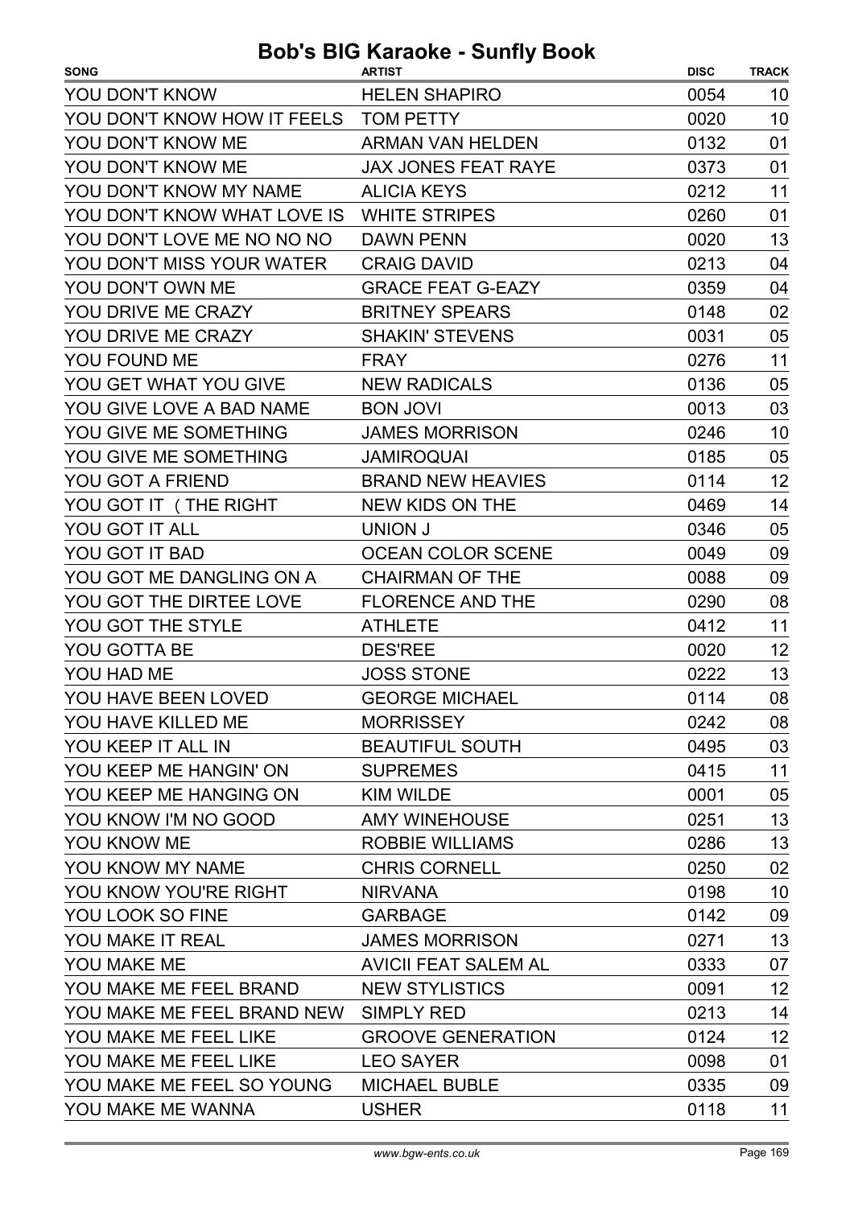# Bob's BIG Karaoke - Sunfly Book

| SONG | ARTIST | DISC | TRACK |
|---|---|---|---|
| YOU DON'T KNOW | HELEN SHAPIRO | 0054 | 10 |
| YOU DON'T KNOW HOW IT FEELS | TOM PETTY | 0020 | 10 |
| YOU DON'T KNOW ME | ARMAN VAN HELDEN | 0132 | 01 |
| YOU DON'T KNOW ME | JAX JONES FEAT RAYE | 0373 | 01 |
| YOU DON'T KNOW MY NAME | ALICIA KEYS | 0212 | 11 |
| YOU DON'T KNOW WHAT LOVE IS | WHITE STRIPES | 0260 | 01 |
| YOU DON'T LOVE ME NO NO NO | DAWN PENN | 0020 | 13 |
| YOU DON'T MISS YOUR WATER | CRAIG DAVID | 0213 | 04 |
| YOU DON'T OWN ME | GRACE FEAT G-EAZY | 0359 | 04 |
| YOU DRIVE ME CRAZY | BRITNEY SPEARS | 0148 | 02 |
| YOU DRIVE ME CRAZY | SHAKIN' STEVENS | 0031 | 05 |
| YOU FOUND ME | FRAY | 0276 | 11 |
| YOU GET WHAT YOU GIVE | NEW RADICALS | 0136 | 05 |
| YOU GIVE LOVE A BAD NAME | BON JOVI | 0013 | 03 |
| YOU GIVE ME SOMETHING | JAMES MORRISON | 0246 | 10 |
| YOU GIVE ME SOMETHING | JAMIROQUAI | 0185 | 05 |
| YOU GOT A FRIEND | BRAND NEW HEAVIES | 0114 | 12 |
| YOU GOT IT (THE RIGHT | NEW KIDS ON THE | 0469 | 14 |
| YOU GOT IT ALL | UNION J | 0346 | 05 |
| YOU GOT IT BAD | OCEAN COLOR SCENE | 0049 | 09 |
| YOU GOT ME DANGLING ON A | CHAIRMAN OF THE | 0088 | 09 |
| YOU GOT THE DIRTEE LOVE | FLORENCE AND THE | 0290 | 08 |
| YOU GOT THE STYLE | ATHLETE | 0412 | 11 |
| YOU GOTTA BE | DES'REE | 0020 | 12 |
| YOU HAD ME | JOSS STONE | 0222 | 13 |
| YOU HAVE BEEN LOVED | GEORGE MICHAEL | 0114 | 08 |
| YOU HAVE KILLED ME | MORRISSEY | 0242 | 08 |
| YOU KEEP IT ALL IN | BEAUTIFUL SOUTH | 0495 | 03 |
| YOU KEEP ME HANGIN' ON | SUPREMES | 0415 | 11 |
| YOU KEEP ME HANGING ON | KIM WILDE | 0001 | 05 |
| YOU KNOW I'M NO GOOD | AMY WINEHOUSE | 0251 | 13 |
| YOU KNOW ME | ROBBIE WILLIAMS | 0286 | 13 |
| YOU KNOW MY NAME | CHRIS CORNELL | 0250 | 02 |
| YOU KNOW YOU'RE RIGHT | NIRVANA | 0198 | 10 |
| YOU LOOK SO FINE | GARBAGE | 0142 | 09 |
| YOU MAKE IT REAL | JAMES MORRISON | 0271 | 13 |
| YOU MAKE ME | AVICII FEAT SALEM AL | 0333 | 07 |
| YOU MAKE ME FEEL BRAND | NEW STYLISTICS | 0091 | 12 |
| YOU MAKE ME FEEL BRAND NEW | SIMPLY RED | 0213 | 14 |
| YOU MAKE ME FEEL LIKE | GROOVE GENERATION | 0124 | 12 |
| YOU MAKE ME FEEL LIKE | LEO SAYER | 0098 | 01 |
| YOU MAKE ME FEEL SO YOUNG | MICHAEL BUBLE | 0335 | 09 |
| YOU MAKE ME WANNA | USHER | 0118 | 11 |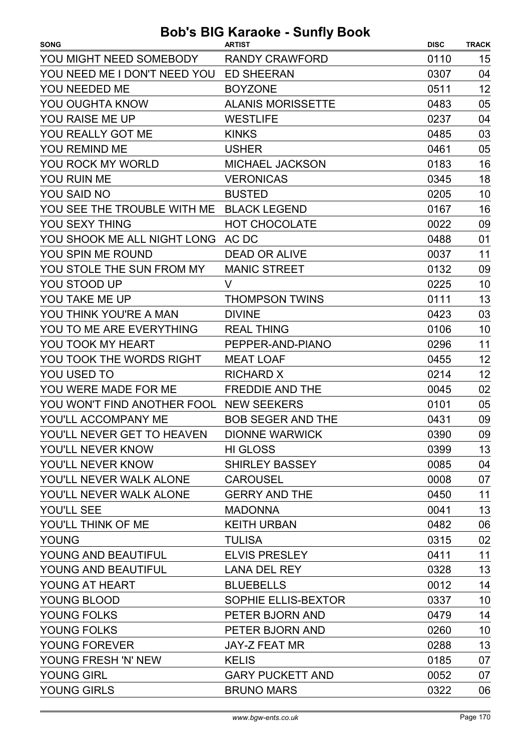# Bob's BIG Karaoke - Sunfly Book

| SONG | ARTIST | DISC | TRACK |
|---|---|---|---|
| YOU MIGHT NEED SOMEBODY | RANDY CRAWFORD | 0110 | 15 |
| YOU NEED ME I DON'T NEED YOU | ED SHEERAN | 0307 | 04 |
| YOU NEEDED ME | BOYZONE | 0511 | 12 |
| YOU OUGHTA KNOW | ALANIS MORISSETTE | 0483 | 05 |
| YOU RAISE ME UP | WESTLIFE | 0237 | 04 |
| YOU REALLY GOT ME | KINKS | 0485 | 03 |
| YOU REMIND ME | USHER | 0461 | 05 |
| YOU ROCK MY WORLD | MICHAEL JACKSON | 0183 | 16 |
| YOU RUIN ME | VERONICAS | 0345 | 18 |
| YOU SAID NO | BUSTED | 0205 | 10 |
| YOU SEE THE TROUBLE WITH ME | BLACK LEGEND | 0167 | 16 |
| YOU SEXY THING | HOT CHOCOLATE | 0022 | 09 |
| YOU SHOOK ME ALL NIGHT LONG | AC DC | 0488 | 01 |
| YOU SPIN ME ROUND | DEAD OR ALIVE | 0037 | 11 |
| YOU STOLE THE SUN FROM MY | MANIC STREET | 0132 | 09 |
| YOU STOOD UP | V | 0225 | 10 |
| YOU TAKE ME UP | THOMPSON TWINS | 0111 | 13 |
| YOU THINK YOU'RE A MAN | DIVINE | 0423 | 03 |
| YOU TO ME ARE EVERYTHING | REAL THING | 0106 | 10 |
| YOU TOOK MY HEART | PEPPER-AND-PIANO | 0296 | 11 |
| YOU TOOK THE WORDS RIGHT | MEAT LOAF | 0455 | 12 |
| YOU USED TO | RICHARD X | 0214 | 12 |
| YOU WERE MADE FOR ME | FREDDIE AND THE | 0045 | 02 |
| YOU WON'T FIND ANOTHER FOOL | NEW SEEKERS | 0101 | 05 |
| YOU'LL ACCOMPANY ME | BOB SEGER AND THE | 0431 | 09 |
| YOU'LL NEVER GET TO HEAVEN | DIONNE WARWICK | 0390 | 09 |
| YOU'LL NEVER KNOW | HI GLOSS | 0399 | 13 |
| YOU'LL NEVER KNOW | SHIRLEY BASSEY | 0085 | 04 |
| YOU'LL NEVER WALK ALONE | CAROUSEL | 0008 | 07 |
| YOU'LL NEVER WALK ALONE | GERRY AND THE | 0450 | 11 |
| YOU'LL SEE | MADONNA | 0041 | 13 |
| YOU'LL THINK OF ME | KEITH URBAN | 0482 | 06 |
| YOUNG | TULISA | 0315 | 02 |
| YOUNG AND BEAUTIFUL | ELVIS PRESLEY | 0411 | 11 |
| YOUNG AND BEAUTIFUL | LANA DEL REY | 0328 | 13 |
| YOUNG AT HEART | BLUEBELLS | 0012 | 14 |
| YOUNG BLOOD | SOPHIE ELLIS-BEXTOR | 0337 | 10 |
| YOUNG FOLKS | PETER BJORN AND | 0479 | 14 |
| YOUNG FOLKS | PETER BJORN AND | 0260 | 10 |
| YOUNG FOREVER | JAY-Z FEAT MR | 0288 | 13 |
| YOUNG FRESH 'N' NEW | KELIS | 0185 | 07 |
| YOUNG GIRL | GARY PUCKETT AND | 0052 | 07 |
| YOUNG GIRLS | BRUNO MARS | 0322 | 06 |

www.bgw-ents.co.uk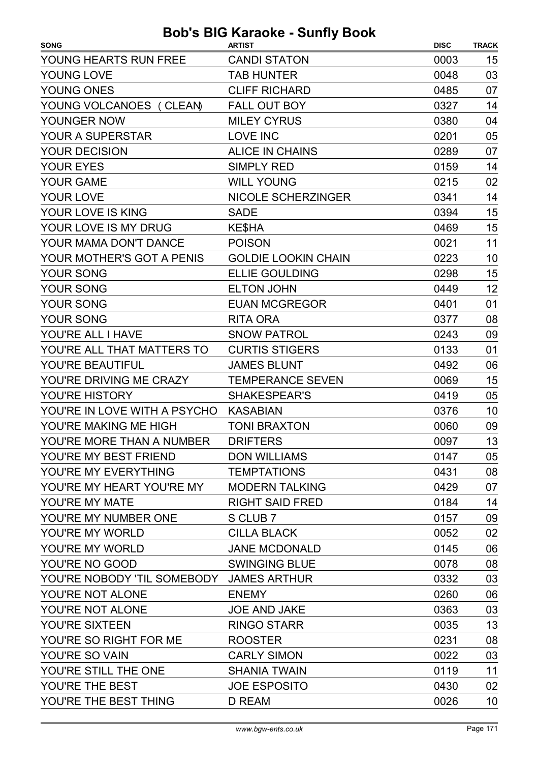# Bob's BIG Karaoke - Sunfly Book

| SONG | ARTIST | DISC | TRACK |
|---|---|---|---|
| YOUNG HEARTS RUN FREE | CANDI STATON | 0003 | 15 |
| YOUNG LOVE | TAB HUNTER | 0048 | 03 |
| YOUNG ONES | CLIFF RICHARD | 0485 | 07 |
| YOUNG VOLCANOES ( CLEAN) | FALL OUT BOY | 0327 | 14 |
| YOUNGER NOW | MILEY CYRUS | 0380 | 04 |
| YOUR A SUPERSTAR | LOVE INC | 0201 | 05 |
| YOUR DECISION | ALICE IN CHAINS | 0289 | 07 |
| YOUR EYES | SIMPLY RED | 0159 | 14 |
| YOUR GAME | WILL YOUNG | 0215 | 02 |
| YOUR LOVE | NICOLE SCHERZINGER | 0341 | 14 |
| YOUR LOVE IS KING | SADE | 0394 | 15 |
| YOUR LOVE IS MY DRUG | KE$HA | 0469 | 15 |
| YOUR MAMA DON'T DANCE | POISON | 0021 | 11 |
| YOUR MOTHER'S GOT A PENIS | GOLDIE LOOKIN CHAIN | 0223 | 10 |
| YOUR SONG | ELLIE GOULDING | 0298 | 15 |
| YOUR SONG | ELTON JOHN | 0449 | 12 |
| YOUR SONG | EUAN MCGREGOR | 0401 | 01 |
| YOUR SONG | RITA ORA | 0377 | 08 |
| YOU'RE ALL I HAVE | SNOW PATROL | 0243 | 09 |
| YOU'RE ALL THAT MATTERS TO | CURTIS STIGERS | 0133 | 01 |
| YOU'RE BEAUTIFUL | JAMES BLUNT | 0492 | 06 |
| YOU'RE DRIVING ME CRAZY | TEMPERANCE SEVEN | 0069 | 15 |
| YOU'RE HISTORY | SHAKESPEAR'S | 0419 | 05 |
| YOU'RE IN LOVE WITH A PSYCHO | KASABIAN | 0376 | 10 |
| YOU'RE MAKING ME HIGH | TONI BRAXTON | 0060 | 09 |
| YOU'RE MORE THAN A NUMBER | DRIFTERS | 0097 | 13 |
| YOU'RE MY BEST FRIEND | DON WILLIAMS | 0147 | 05 |
| YOU'RE MY EVERYTHING | TEMPTATIONS | 0431 | 08 |
| YOU'RE MY HEART YOU'RE MY | MODERN TALKING | 0429 | 07 |
| YOU'RE MY MATE | RIGHT SAID FRED | 0184 | 14 |
| YOU'RE MY NUMBER ONE | S CLUB 7 | 0157 | 09 |
| YOU'RE MY WORLD | CILLA BLACK | 0052 | 02 |
| YOU'RE MY WORLD | JANE MCDONALD | 0145 | 06 |
| YOU'RE NO GOOD | SWINGING BLUE | 0078 | 08 |
| YOU'RE NOBODY 'TIL SOMEBODY | JAMES ARTHUR | 0332 | 03 |
| YOU'RE NOT ALONE | ENEMY | 0260 | 06 |
| YOU'RE NOT ALONE | JOE AND JAKE | 0363 | 03 |
| YOU'RE SIXTEEN | RINGO STARR | 0035 | 13 |
| YOU'RE SO RIGHT FOR ME | ROOSTER | 0231 | 08 |
| YOU'RE SO VAIN | CARLY SIMON | 0022 | 03 |
| YOU'RE STILL THE ONE | SHANIA TWAIN | 0119 | 11 |
| YOU'RE THE BEST | JOE ESPOSITO | 0430 | 02 |
| YOU'RE THE BEST THING | D REAM | 0026 | 10 |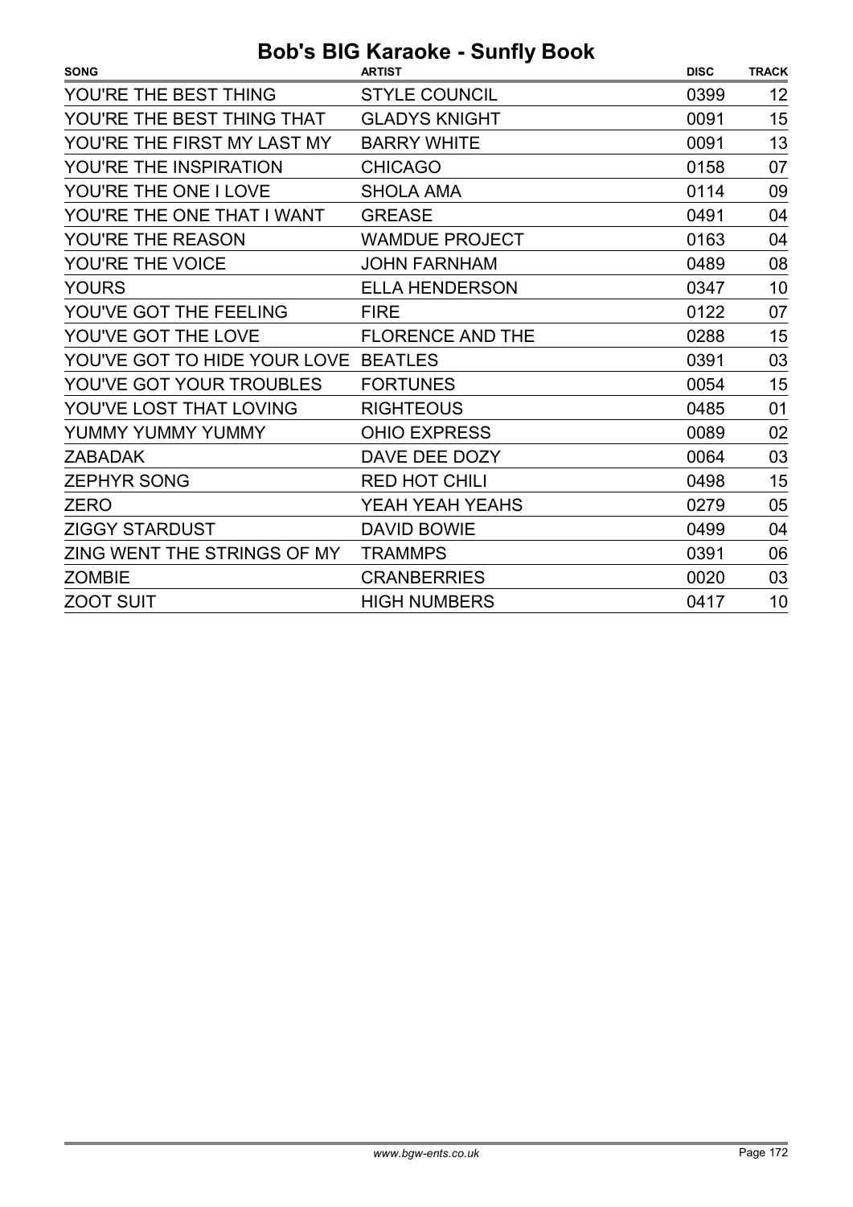# Bob's BIG Karaoke - Sunfly Book

| SONG | ARTIST | DISC | TRACK |
|---|---|---|---|
| YOU'RE THE BEST THING | STYLE COUNCIL | 0399 | 12 |
| YOU'RE THE BEST THING THAT | GLADYS KNIGHT | 0091 | 15 |
| YOU'RE THE FIRST MY LAST MY | BARRY WHITE | 0091 | 13 |
| YOU'RE THE INSPIRATION | CHICAGO | 0158 | 07 |
| YOU'RE THE ONE I LOVE | SHOLA AMA | 0114 | 09 |
| YOU'RE THE ONE THAT I WANT | GREASE | 0491 | 04 |
| YOU'RE THE REASON | WAMDUE PROJECT | 0163 | 04 |
| YOU'RE THE VOICE | JOHN FARNHAM | 0489 | 08 |
| YOURS | ELLA HENDERSON | 0347 | 10 |
| YOU'VE GOT THE FEELING | FIRE | 0122 | 07 |
| YOU'VE GOT THE LOVE | FLORENCE AND THE | 0288 | 15 |
| YOU'VE GOT TO HIDE YOUR LOVE | BEATLES | 0391 | 03 |
| YOU'VE GOT YOUR TROUBLES | FORTUNES | 0054 | 15 |
| YOU'VE LOST THAT LOVING | RIGHTEOUS | 0485 | 01 |
| YUMMY YUMMY YUMMY | OHIO EXPRESS | 0089 | 02 |
| ZABADAK | DAVE DEE DOZY | 0064 | 03 |
| ZEPHYR SONG | RED HOT CHILI | 0498 | 15 |
| ZERO | YEAH YEAH YEAHS | 0279 | 05 |
| ZIGGY STARDUST | DAVID BOWIE | 0499 | 04 |
| ZING WENT THE STRINGS OF MY | TRAMMPS | 0391 | 06 |
| ZOMBIE | CRANBERRIES | 0020 | 03 |
| ZOOT SUIT | HIGH NUMBERS | 0417 | 10 |

*www.bgw-ents.co.uk*